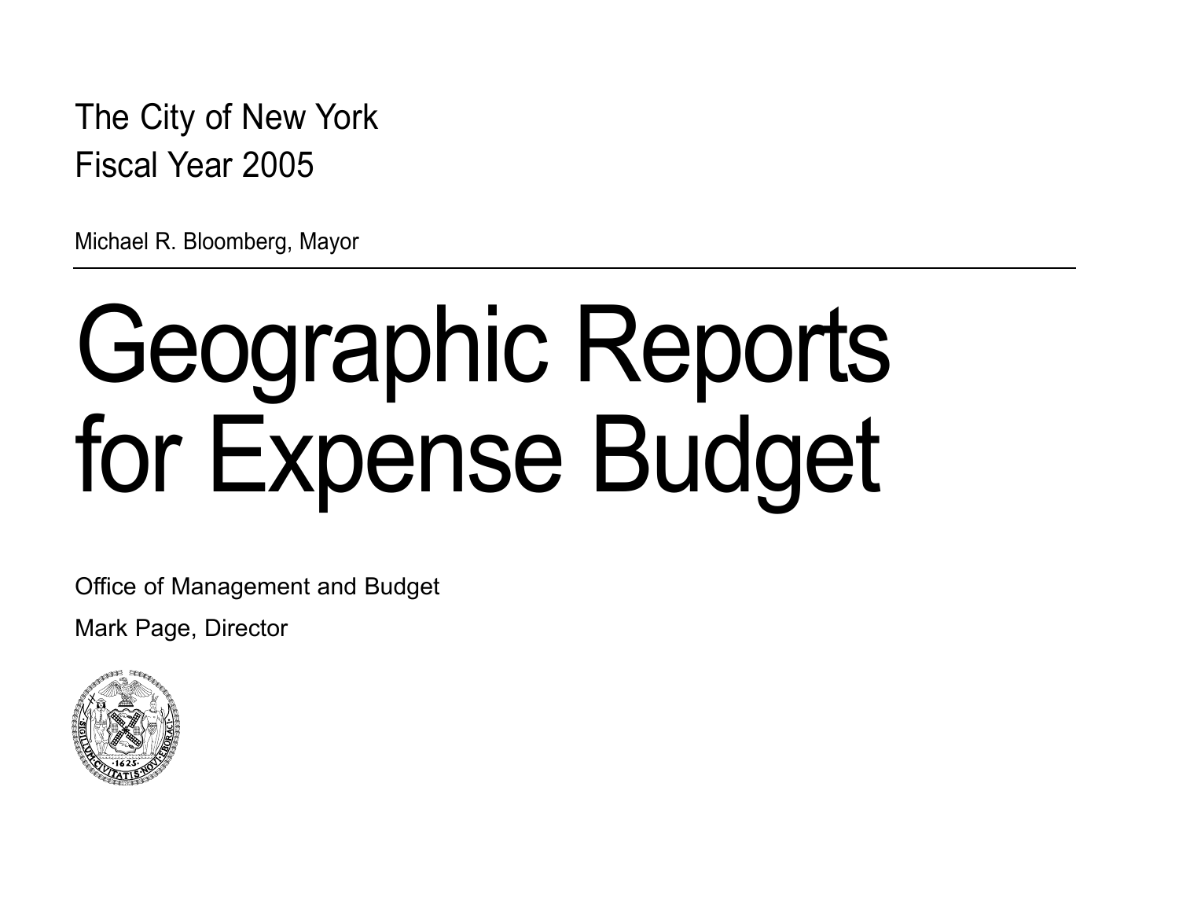The City of New York

Fiscal Year 2005

Michael R. Bloomberg, Mayor

# Geographic Reports for Expense Budget

Office of Management and Budget

Mark Page, Director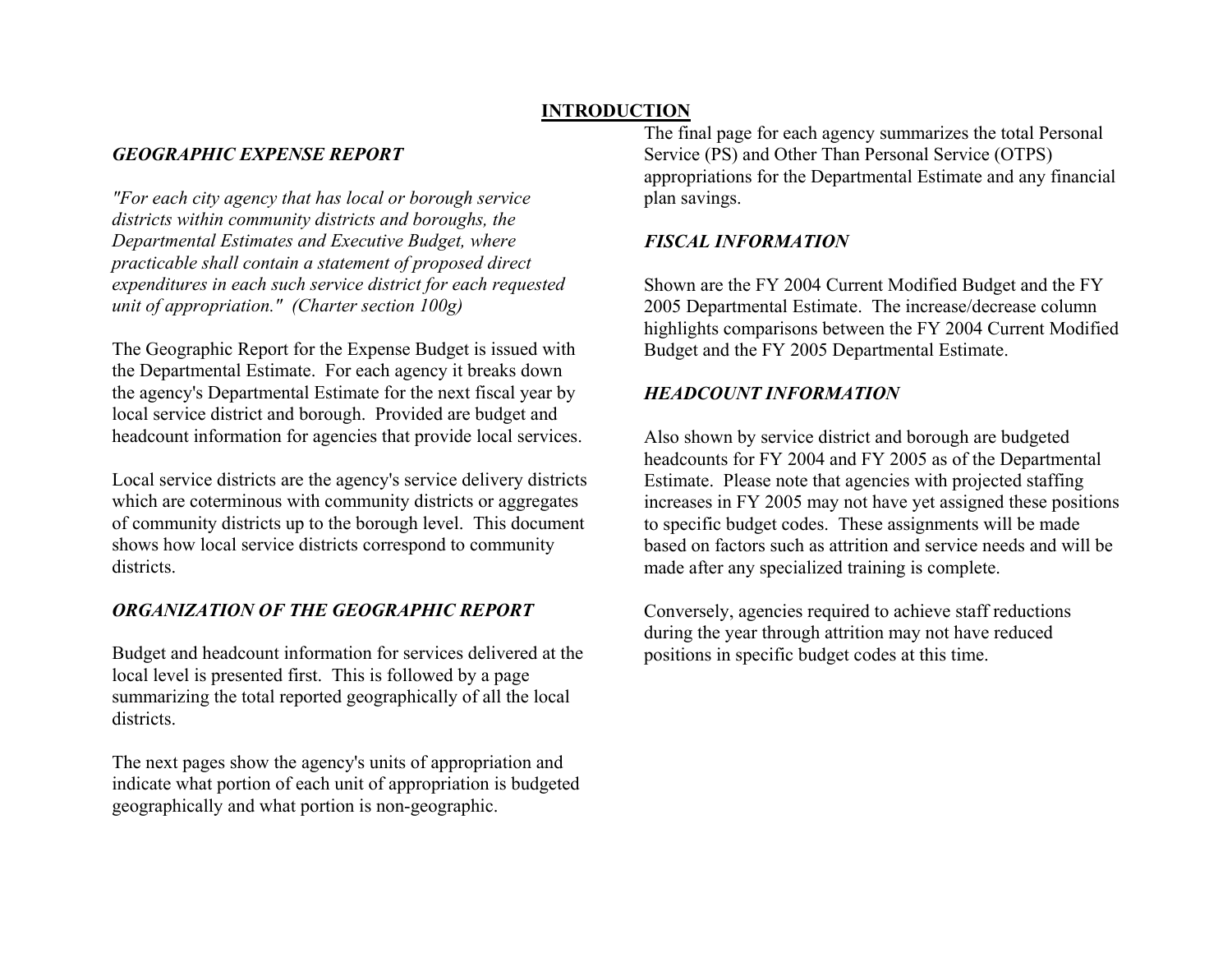# INTRODUCTION

### *GEOGRAPHIC EXPENSE REPORT*

*"For each city agency that has local or borough service districts within community districts and boroughs, the Departmental Estimates and Executive Budget, where practicable shall contain a statement of proposed direct expenditures in each such service district for each requested unit of appropriation." (Charter section 100g)*

The Geographic Report for the Expense Budget is issued with the Departmental Estimate. For each agency it breaks down the agency's Departmental Estimate for the next fiscal year by local service district and borough. Provided are budget and headcount information for agencies that provide local services.

Local service districts are the agency's service delivery districts which are coterminous with community districts or aggregates of community districts up to the borough level. This document shows how local service districts correspond to community districts.

### *ORGANIZATION OF THE GEOGRAPHIC REPORT*

Budget and headcount information for services delivered at the local level is presented first. This is followed by a page summarizing the total reported geographically of all the local districts.

The next pages show the agency's units of appropriation and indicate what portion of each unit of appropriation is budgeted geographically and what portion is non-geographic.

The final page for each agency summarizes the total Personal Service (PS) and Other Than Personal Service (OTPS) appropriations for the Departmental Estimate and any financial plan savings.

### *FISCAL INFORMATION*

Shown are the FY 2004 Current Modified Budget and the FY 2005 Departmental Estimate. The increase/decrease column highlights comparisons between the FY 2004 Current Modified Budget and the FY 2005 Departmental Estimate.

### *HEADCOUNT INFORMATION*

Also shown by service district and borough are budgeted headcounts for FY 2004 and FY 2005 as of the Departmental Estimate. Please note that agencies with projected staffing increases in FY 2005 may not have yet assigned these positions to specific budget codes. These assignments will be made based on factors such as attrition and service needs and will be made after any specialized training is complete.

Conversely, agencies required to achieve staff reductions during the year through attrition may not have reduced positions in specific budget codes at this time.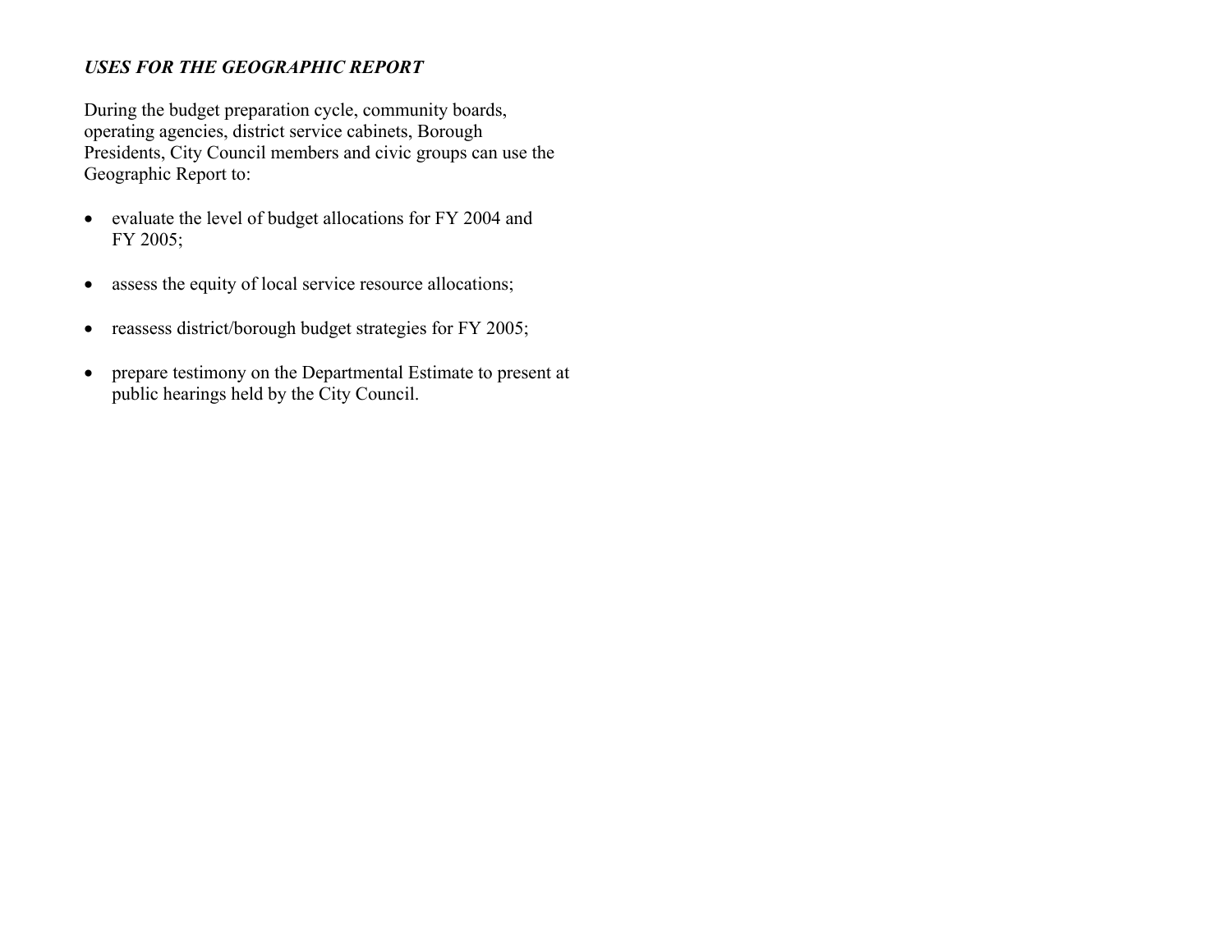### *USES FOR THE GEOGRAPHIC REPORT*

During the budget preparation cycle, community boards, operating agencies, district service cabinets, Borough Presidents, City Council members and civic groups can use the Geographic Report to:

- evaluate the level of budget allocations for FY 2004 and FY 2005;
- assess the equity of local service resource allocations;
- reassess district/borough budget strategies for FY 2005;
- prepare testimony on the Departmental Estimate to present at public hearings held by the City Council.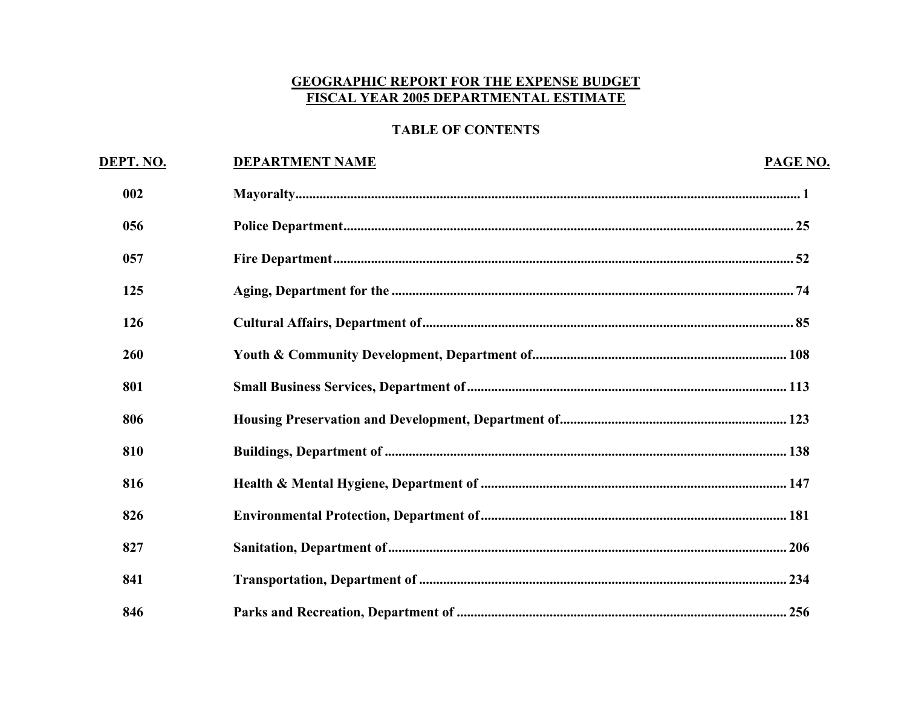# GEOGRAPHIC REPORT FOR THE EXPENSE BUDGET
# FISCAL YEAR 2005 DEPARTMENTAL ESTIMATE

## TABLE OF CONTENTS

| DEPT. NO. | DEPARTMENT NAME | PAGE NO. |
|---|---|---|
| 002 | Mayoralty | 1 |
| 056 | Police Department | 25 |
| 057 | Fire Department | 52 |
| 125 | Aging, Department for the | 74 |
| 126 | Cultural Affairs, Department of | 85 |
| 260 | Youth & Community Development, Department of | 108 |
| 801 | Small Business Services, Department of | 113 |
| 806 | Housing Preservation and Development, Department of | 123 |
| 810 | Buildings, Department of | 138 |
| 816 | Health & Mental Hygiene, Department of | 147 |
| 826 | Environmental Protection, Department of | 181 |
| 827 | Sanitation, Department of | 206 |
| 841 | Transportation, Department of | 234 |
| 846 | Parks and Recreation, Department of | 256 |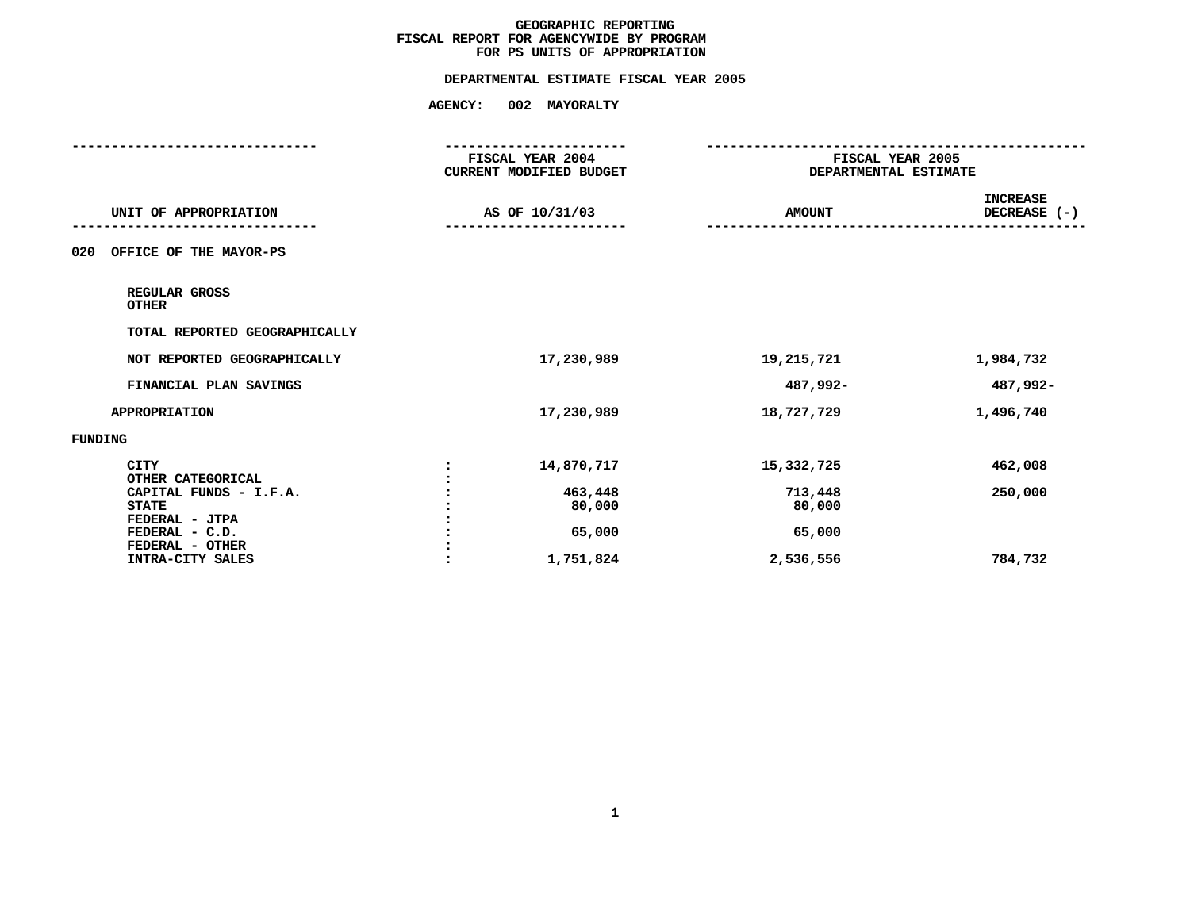**GEOGRAPHIC REPORTING**
**FISCAL REPORT FOR AGENCYWIDE BY PROGRAM**
**FOR PS UNITS OF APPROPRIATION**

**DEPARTMENTAL ESTIMATE FISCAL YEAR 2005**

**AGENCY: 002 MAYORALTY**

| UNIT OF APPROPRIATION | | FISCAL YEAR 2004 CURRENT MODIFIED BUDGET AS OF 10/31/03 | FISCAL YEAR 2005 DEPARTMENTAL ESTIMATE AMOUNT | INCREASE DECREASE (-) |
|---|---|---|---|---|
| 020 OFFICE OF THE MAYOR-PS | | | | |
| REGULAR GROSS | | | | |
| OTHER | | | | |
| TOTAL REPORTED GEOGRAPHICALLY | | | | |
| NOT REPORTED GEOGRAPHICALLY | | 17,230,989 | 19,215,721 | 1,984,732 |
| FINANCIAL PLAN SAVINGS | | | 487,992- | 487,992- |
| APPROPRIATION | | 17,230,989 | 18,727,729 | 1,496,740 |
| FUNDING | | | | |
| CITY | : | 14,870,717 | 15,332,725 | 462,008 |
| OTHER CATEGORICAL | : | | | |
| CAPITAL FUNDS - I.F.A. | : | 463,448 | 713,448 | 250,000 |
| STATE | : | 80,000 | 80,000 | |
| FEDERAL - JTPA | : | | | |
| FEDERAL - C.D. | : | 65,000 | 65,000 | |
| FEDERAL - OTHER | : | | | |
| INTRA-CITY SALES | : | 1,751,824 | 2,536,556 | 784,732 |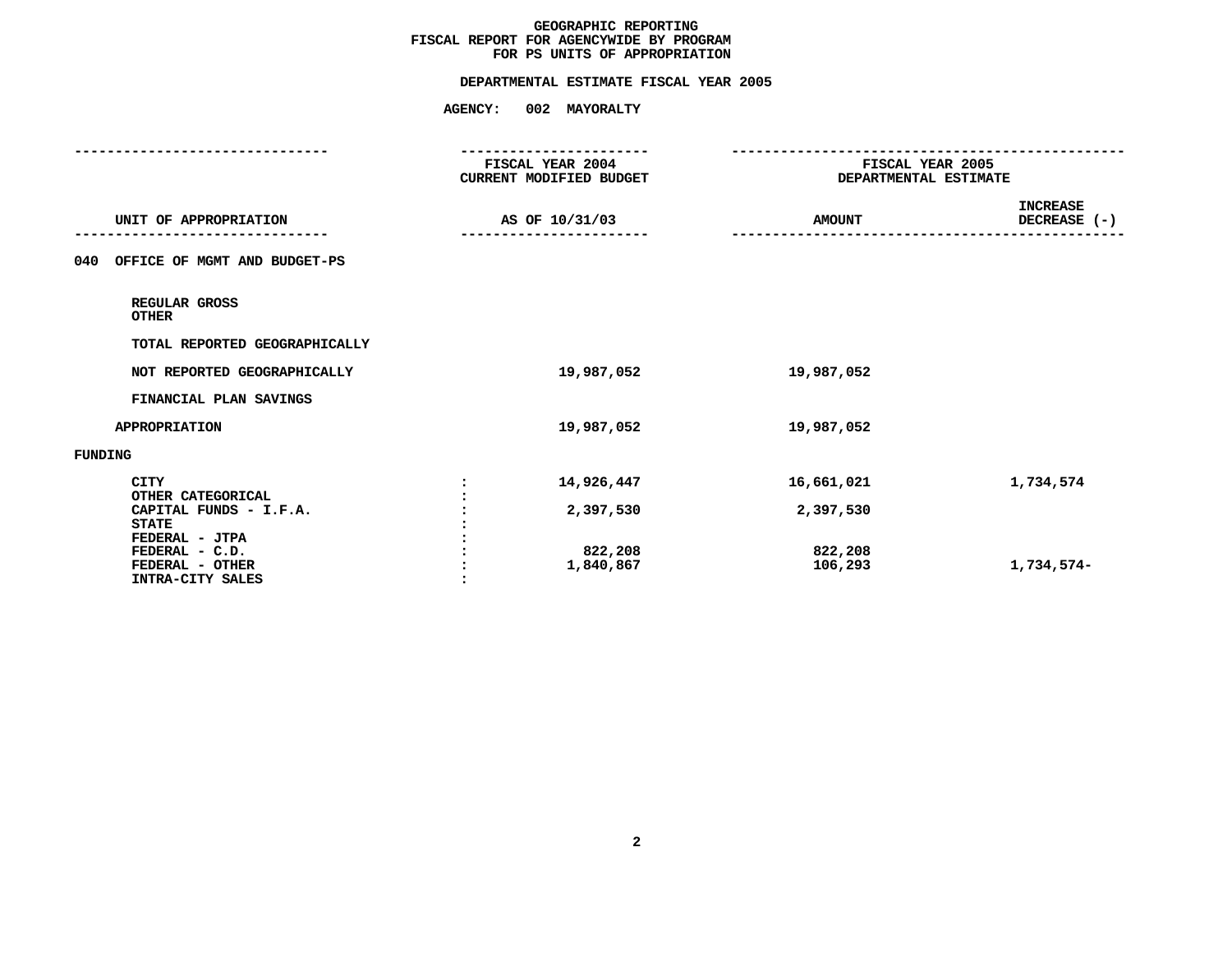# GEOGRAPHIC REPORTING
## FISCAL REPORT FOR AGENCYWIDE BY PROGRAM
## FOR PS UNITS OF APPROPRIATION

### DEPARTMENTAL ESTIMATE FISCAL YEAR 2005

### AGENCY: 002 MAYORALTY

| UNIT OF APPROPRIATION | FISCAL YEAR 2004 CURRENT MODIFIED BUDGET AS OF 10/31/03 | FISCAL YEAR 2005 DEPARTMENTAL ESTIMATE AMOUNT | INCREASE DECREASE (-) |
|---|---|---|---|
| 040 OFFICE OF MGMT AND BUDGET-PS | | | |
| REGULAR GROSS | | | |
| OTHER | | | |
| TOTAL REPORTED GEOGRAPHICALLY | | | |
| NOT REPORTED GEOGRAPHICALLY | 19,987,052 | 19,987,052 | |
| FINANCIAL PLAN SAVINGS | | | |
| APPROPRIATION | 19,987,052 | 19,987,052 | |
| FUNDING | | | |
| CITY | 14,926,447 | 16,661,021 | 1,734,574 |
| OTHER CATEGORICAL | | | |
| CAPITAL FUNDS - I.F.A. | 2,397,530 | 2,397,530 | |
| STATE | | | |
| FEDERAL - JTPA | | | |
| FEDERAL - C.D. | 822,208 | 822,208 | |
| FEDERAL - OTHER | 1,840,867 | 106,293 | 1,734,574- |
| INTRA-CITY SALES | | | |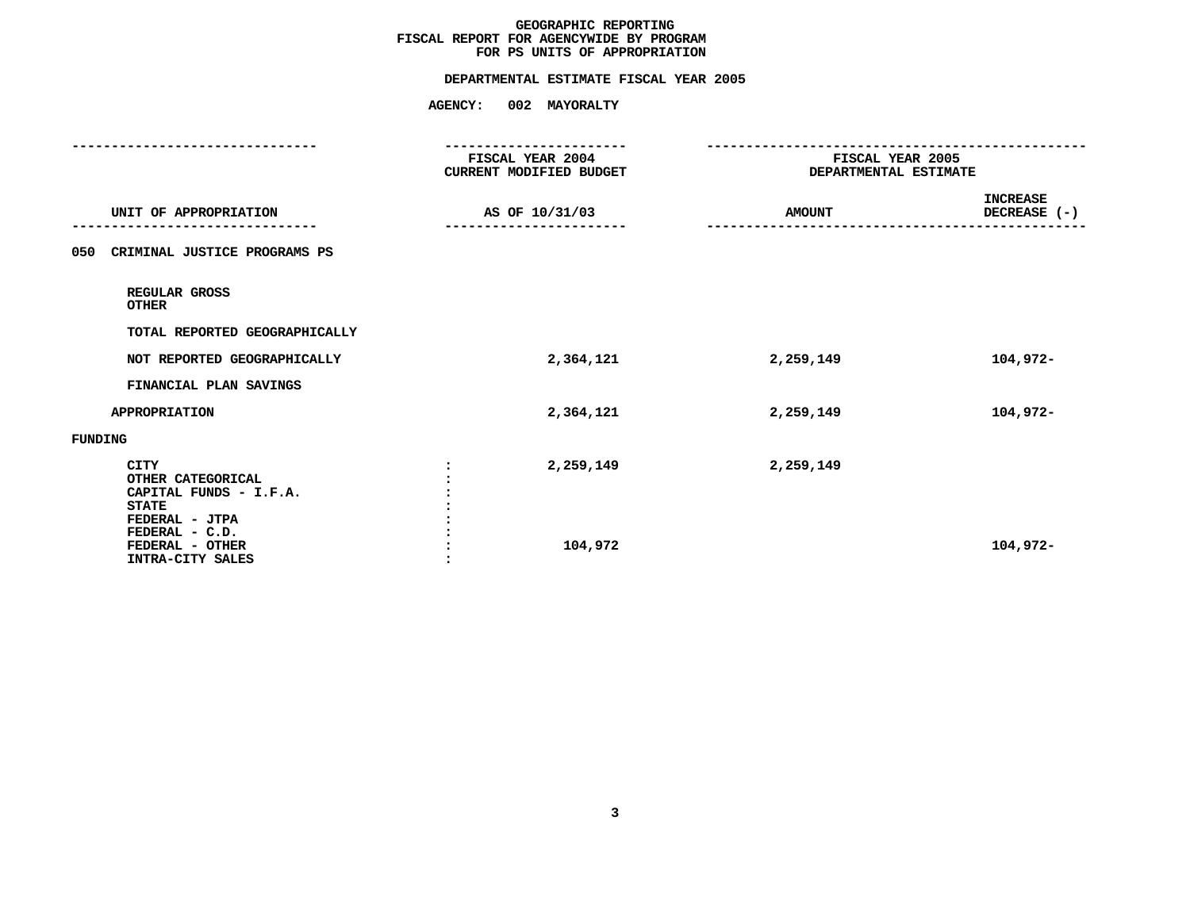# GEOGRAPHIC REPORTING
## FISCAL REPORT FOR AGENCYWIDE BY PROGRAM
## FOR PS UNITS OF APPROPRIATION

### DEPARTMENTAL ESTIMATE FISCAL YEAR 2005

**AGENCY: 002 MAYORALTY**

| UNIT OF APPROPRIATION | FISCAL YEAR 2004 CURRENT MODIFIED BUDGET AS OF 10/31/03 | FISCAL YEAR 2005 DEPARTMENTAL ESTIMATE AMOUNT | INCREASE DECREASE (-) |
|---|---|---|---|
| **050 CRIMINAL JUSTICE PROGRAMS PS** | | | |
| REGULAR GROSS | | | |
| OTHER | | | |
| TOTAL REPORTED GEOGRAPHICALLY | | | |
| NOT REPORTED GEOGRAPHICALLY | 2,364,121 | 2,259,149 | 104,972- |
| FINANCIAL PLAN SAVINGS | | | |
| APPROPRIATION | 2,364,121 | 2,259,149 | 104,972- |
| **FUNDING** | | | |
| CITY | 2,259,149 | 2,259,149 | |
| OTHER CATEGORICAL | | | |
| CAPITAL FUNDS - I.F.A. | | | |
| STATE | | | |
| FEDERAL - JTPA | | | |
| FEDERAL - C.D. | | | |
| FEDERAL - OTHER | 104,972 | | 104,972- |
| INTRA-CITY SALES | | | |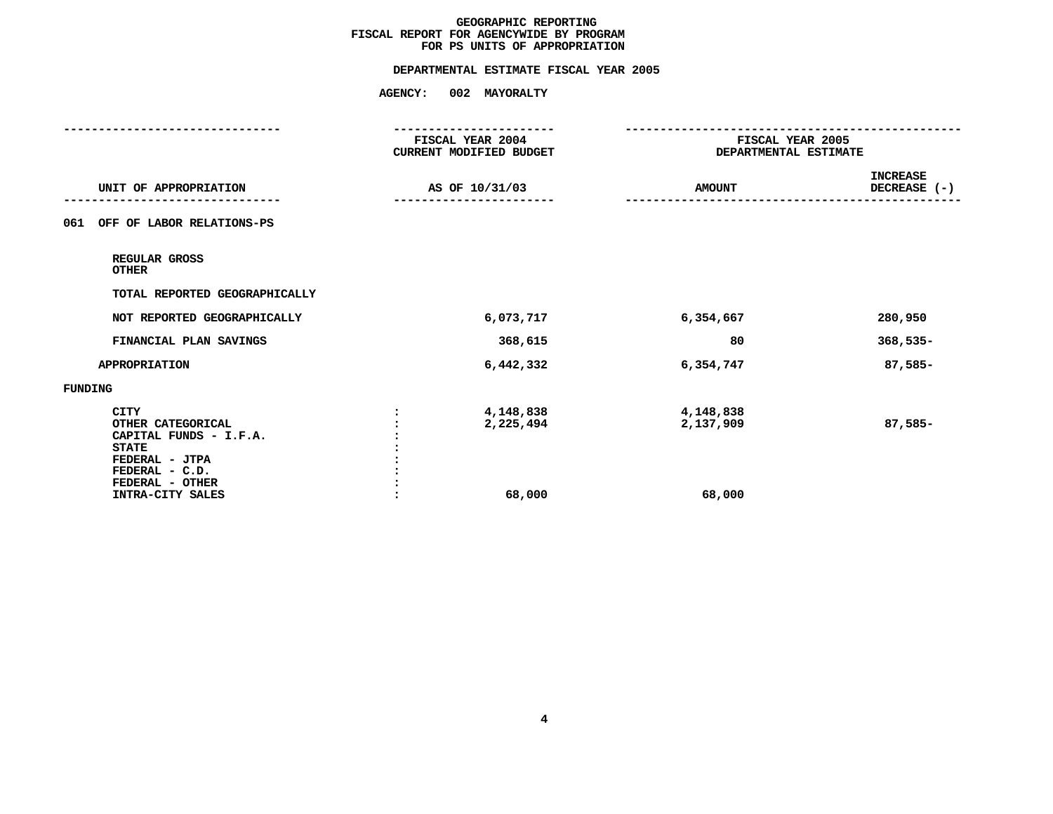**GEOGRAPHIC REPORTING**
**FISCAL REPORT FOR AGENCYWIDE BY PROGRAM**
**FOR PS UNITS OF APPROPRIATION**

**DEPARTMENTAL ESTIMATE FISCAL YEAR 2005**

**AGENCY: 002 MAYORALTY**

| UNIT OF APPROPRIATION | | FISCAL YEAR 2004 CURRENT MODIFIED BUDGET AS OF 10/31/03 | FISCAL YEAR 2005 DEPARTMENTAL ESTIMATE AMOUNT | INCREASE DECREASE (-) |
|---|---|---|---|---|
| 061 OFF OF LABOR RELATIONS-PS | | | | |
| REGULAR GROSS | | | | |
| OTHER | | | | |
| TOTAL REPORTED GEOGRAPHICALLY | | | | |
| NOT REPORTED GEOGRAPHICALLY | | 6,073,717 | 6,354,667 | 280,950 |
| FINANCIAL PLAN SAVINGS | | 368,615 | 80 | 368,535- |
| APPROPRIATION | | 6,442,332 | 6,354,747 | 87,585- |
| FUNDING | | | | |
| CITY | : | 4,148,838 | 4,148,838 | |
| OTHER CATEGORICAL | : | 2,225,494 | 2,137,909 | 87,585- |
| CAPITAL FUNDS - I.F.A. | : | | | |
| STATE | : | | | |
| FEDERAL - JTPA | : | | | |
| FEDERAL - C.D. | : | | | |
| FEDERAL - OTHER | : | | | |
| INTRA-CITY SALES | : | 68,000 | 68,000 | |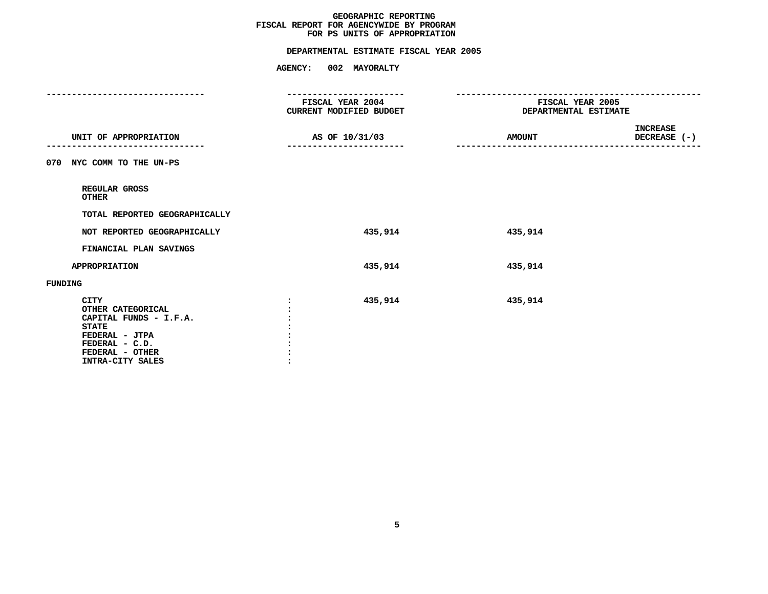# GEOGRAPHIC REPORTING
## FISCAL REPORT FOR AGENCYWIDE BY PROGRAM
## FOR PS UNITS OF APPROPRIATION

### DEPARTMENTAL ESTIMATE FISCAL YEAR 2005

**AGENCY: 002 MAYORALTY**

| UNIT OF APPROPRIATION | FISCAL YEAR 2004 CURRENT MODIFIED BUDGET AS OF 10/31/03 | FISCAL YEAR 2005 DEPARTMENTAL ESTIMATE AMOUNT | INCREASE DECREASE (-) |
|---|---|---|---|
| **070 NYC COMM TO THE UN-PS** | | | |
| REGULAR GROSS | | | |
| OTHER | | | |
| TOTAL REPORTED GEOGRAPHICALLY | | | |
| NOT REPORTED GEOGRAPHICALLY | 435,914 | 435,914 | |
| FINANCIAL PLAN SAVINGS | | | |
| APPROPRIATION | 435,914 | 435,914 | |
| **FUNDING** | | | |
| CITY | 435,914 | 435,914 | |
| OTHER CATEGORICAL | | | |
| CAPITAL FUNDS - I.F.A. | | | |
| STATE | | | |
| FEDERAL - JTPA | | | |
| FEDERAL - C.D. | | | |
| FEDERAL - OTHER | | | |
| INTRA-CITY SALES | | | |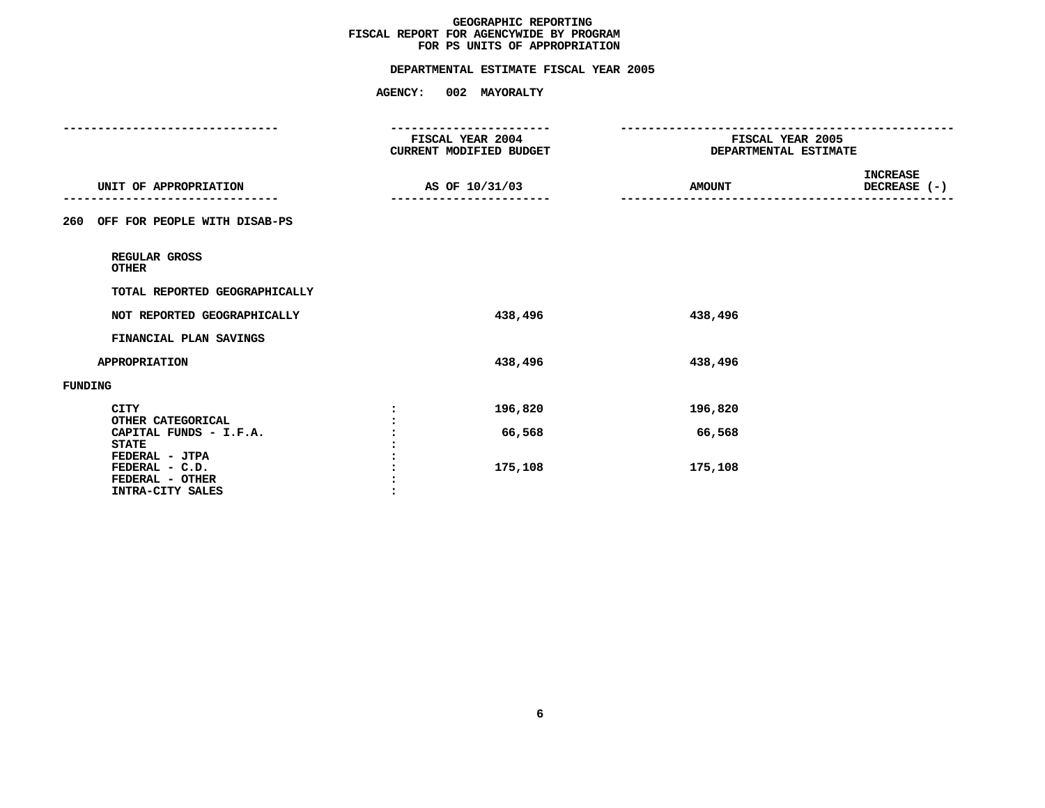# GEOGRAPHIC REPORTING
## FISCAL REPORT FOR AGENCYWIDE BY PROGRAM
## FOR PS UNITS OF APPROPRIATION

**DEPARTMENTAL ESTIMATE FISCAL YEAR 2005**

**AGENCY: 002 MAYORALTY**

| UNIT OF APPROPRIATION | | FISCAL YEAR 2004 CURRENT MODIFIED BUDGET AS OF 10/31/03 | FISCAL YEAR 2005 DEPARTMENTAL ESTIMATE AMOUNT | INCREASE DECREASE (-) |
|---|---|---|---|---|
| **260 OFF FOR PEOPLE WITH DISAB-PS** | | | | |
| REGULAR GROSS | | | | |
| OTHER | | | | |
| TOTAL REPORTED GEOGRAPHICALLY | | | | |
| NOT REPORTED GEOGRAPHICALLY | | 438,496 | 438,496 | |
| FINANCIAL PLAN SAVINGS | | | | |
| APPROPRIATION | | 438,496 | 438,496 | |
| **FUNDING** | | | | |
| CITY | : | 196,820 | 196,820 | |
| OTHER CATEGORICAL | : | | | |
| CAPITAL FUNDS - I.F.A. | : | 66,568 | 66,568 | |
| STATE | : | | | |
| FEDERAL - JTPA | : | | | |
| FEDERAL - C.D. | : | 175,108 | 175,108 | |
| FEDERAL - OTHER | : | | | |
| INTRA-CITY SALES | : | | | |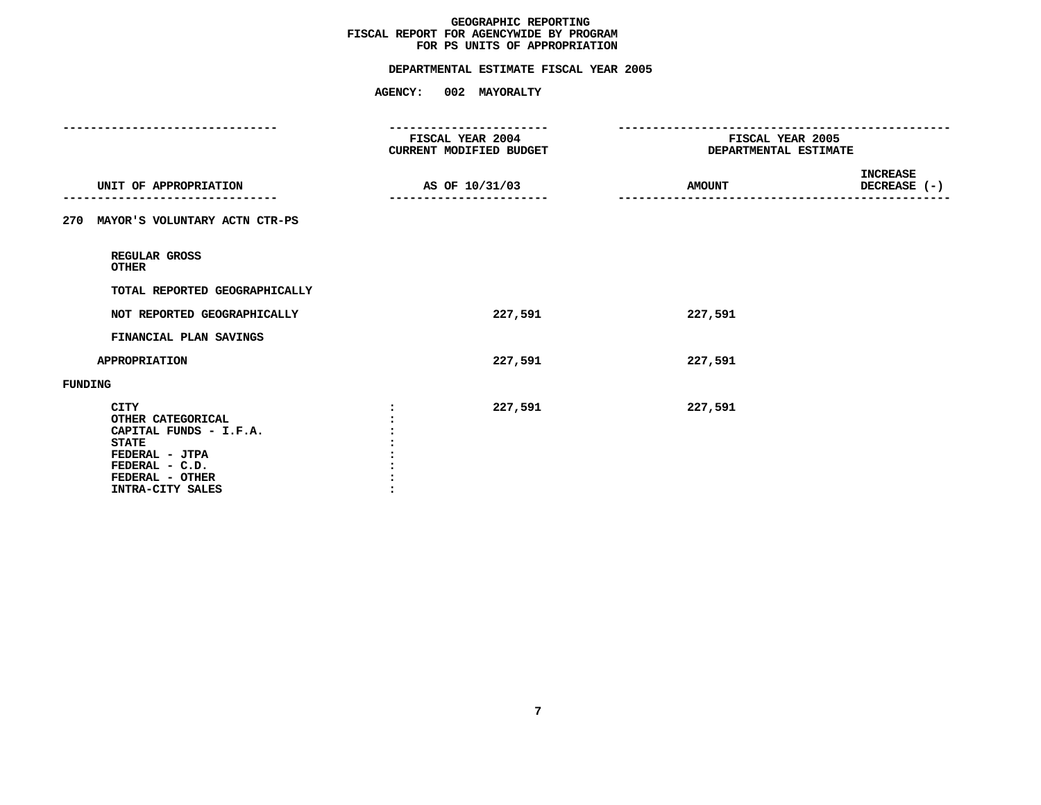# GEOGRAPHIC REPORTING
## FISCAL REPORT FOR AGENCYWIDE BY PROGRAM
## FOR PS UNITS OF APPROPRIATION

### DEPARTMENTAL ESTIMATE FISCAL YEAR 2005

### AGENCY: 002 MAYORALTY

| UNIT OF APPROPRIATION | FISCAL YEAR 2004 CURRENT MODIFIED BUDGET AS OF 10/31/03 | FISCAL YEAR 2005 DEPARTMENTAL ESTIMATE AMOUNT | INCREASE DECREASE (-) |
|---|---|---|---|
| **270 MAYOR'S VOLUNTARY ACTN CTR-PS** | | | |
| REGULAR GROSS | | | |
| OTHER | | | |
| TOTAL REPORTED GEOGRAPHICALLY | | | |
| NOT REPORTED GEOGRAPHICALLY | 227,591 | 227,591 | |
| FINANCIAL PLAN SAVINGS | | | |
| APPROPRIATION | 227,591 | 227,591 | |
| **FUNDING** | | | |
| CITY | 227,591 | 227,591 | |
| OTHER CATEGORICAL | | | |
| CAPITAL FUNDS - I.F.A. | | | |
| STATE | | | |
| FEDERAL - JTPA | | | |
| FEDERAL - C.D. | | | |
| FEDERAL - OTHER | | | |
| INTRA-CITY SALES | | | |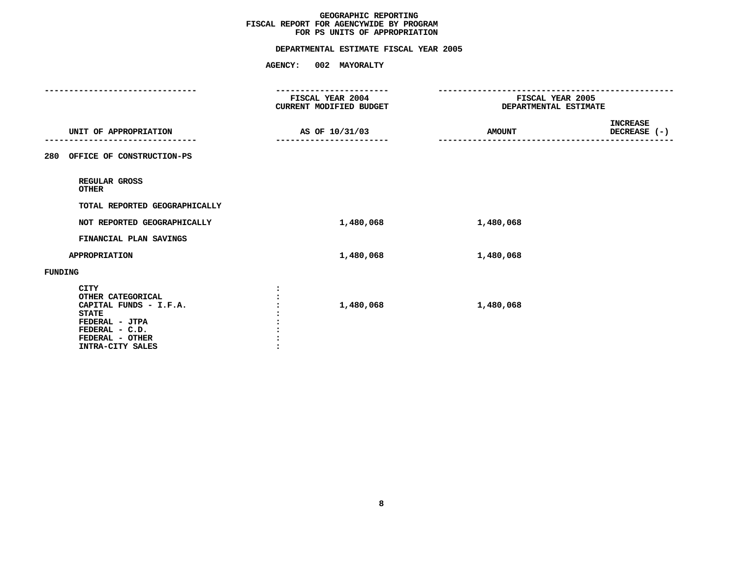# GEOGRAPHIC REPORTING
## FISCAL REPORT FOR AGENCYWIDE BY PROGRAM FOR PS UNITS OF APPROPRIATION

### DEPARTMENTAL ESTIMATE FISCAL YEAR 2005

**AGENCY: 002 MAYORALTY**

| UNIT OF APPROPRIATION | FISCAL YEAR 2004 CURRENT MODIFIED BUDGET AS OF 10/31/03 | FISCAL YEAR 2005 DEPARTMENTAL ESTIMATE AMOUNT | INCREASE DECREASE (-) |
|---|---|---|---|
| **280 OFFICE OF CONSTRUCTION-PS** | | | |
| REGULAR GROSS | | | |
| OTHER | | | |
| TOTAL REPORTED GEOGRAPHICALLY | | | |
| NOT REPORTED GEOGRAPHICALLY | 1,480,068 | 1,480,068 | |
| FINANCIAL PLAN SAVINGS | | | |
| APPROPRIATION | 1,480,068 | 1,480,068 | |
| **FUNDING** | | | |
| CITY | | | |
| OTHER CATEGORICAL | | | |
| CAPITAL FUNDS - I.F.A. | 1,480,068 | 1,480,068 | |
| STATE | | | |
| FEDERAL - JTPA | | | |
| FEDERAL - C.D. | | | |
| FEDERAL - OTHER | | | |
| INTRA-CITY SALES | | | |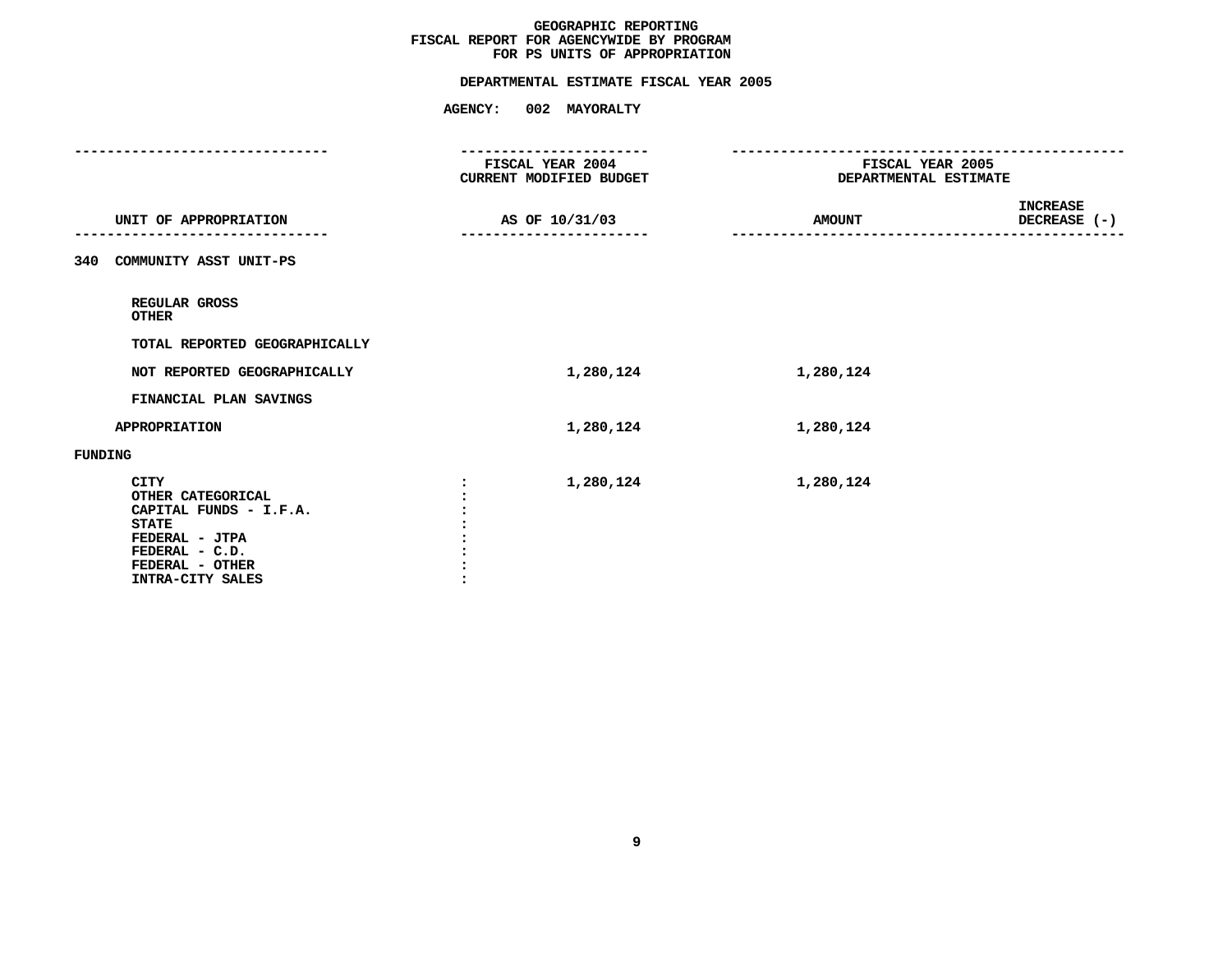# GEOGRAPHIC REPORTING
## FISCAL REPORT FOR AGENCYWIDE BY PROGRAM
## FOR PS UNITS OF APPROPRIATION

### DEPARTMENTAL ESTIMATE FISCAL YEAR 2005

### AGENCY: 002 MAYORALTY

| UNIT OF APPROPRIATION | | FISCAL YEAR 2004 CURRENT MODIFIED BUDGET AS OF 10/31/03 | FISCAL YEAR 2005 DEPARTMENTAL ESTIMATE AMOUNT | INCREASE DECREASE (-) |
|---|---|---|---|---|
| **340 COMMUNITY ASST UNIT-PS** | | | | |
| REGULAR GROSS | | | | |
| OTHER | | | | |
| TOTAL REPORTED GEOGRAPHICALLY | | | | |
| NOT REPORTED GEOGRAPHICALLY | | 1,280,124 | 1,280,124 | |
| FINANCIAL PLAN SAVINGS | | | | |
| APPROPRIATION | | 1,280,124 | 1,280,124 | |
| **FUNDING** | | | | |
| CITY | : | 1,280,124 | 1,280,124 | |
| OTHER CATEGORICAL | : | | | |
| CAPITAL FUNDS - I.F.A. | : | | | |
| STATE | : | | | |
| FEDERAL - JTPA | : | | | |
| FEDERAL - C.D. | : | | | |
| FEDERAL - OTHER | : | | | |
| INTRA-CITY SALES | : | | | |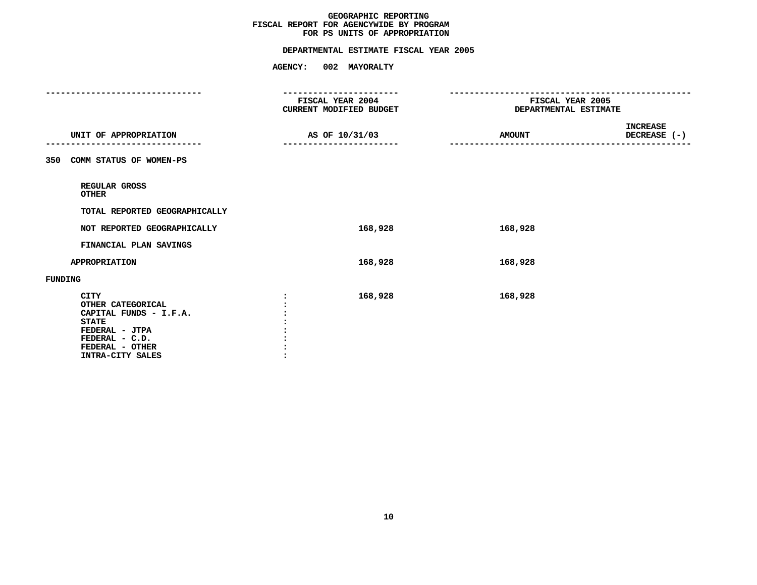# GEOGRAPHIC REPORTING
## FISCAL REPORT FOR AGENCYWIDE BY PROGRAM
## FOR PS UNITS OF APPROPRIATION

### DEPARTMENTAL ESTIMATE FISCAL YEAR 2005

### AGENCY: 002 MAYORALTY

| UNIT OF APPROPRIATION | FISCAL YEAR 2004 CURRENT MODIFIED BUDGET AS OF 10/31/03 | FISCAL YEAR 2005 DEPARTMENTAL ESTIMATE AMOUNT | INCREASE DECREASE (-) |
|---|---|---|---|
| 350 COMM STATUS OF WOMEN-PS | | | |
| REGULAR GROSS | | | |
| OTHER | | | |
| TOTAL REPORTED GEOGRAPHICALLY | | | |
| NOT REPORTED GEOGRAPHICALLY | 168,928 | 168,928 | |
| FINANCIAL PLAN SAVINGS | | | |
| APPROPRIATION | 168,928 | 168,928 | |
| FUNDING | | | |
| CITY | 168,928 | 168,928 | |
| OTHER CATEGORICAL | | | |
| CAPITAL FUNDS - I.F.A. | | | |
| STATE | | | |
| FEDERAL - JTPA | | | |
| FEDERAL - C.D. | | | |
| FEDERAL - OTHER | | | |
| INTRA-CITY SALES | | | |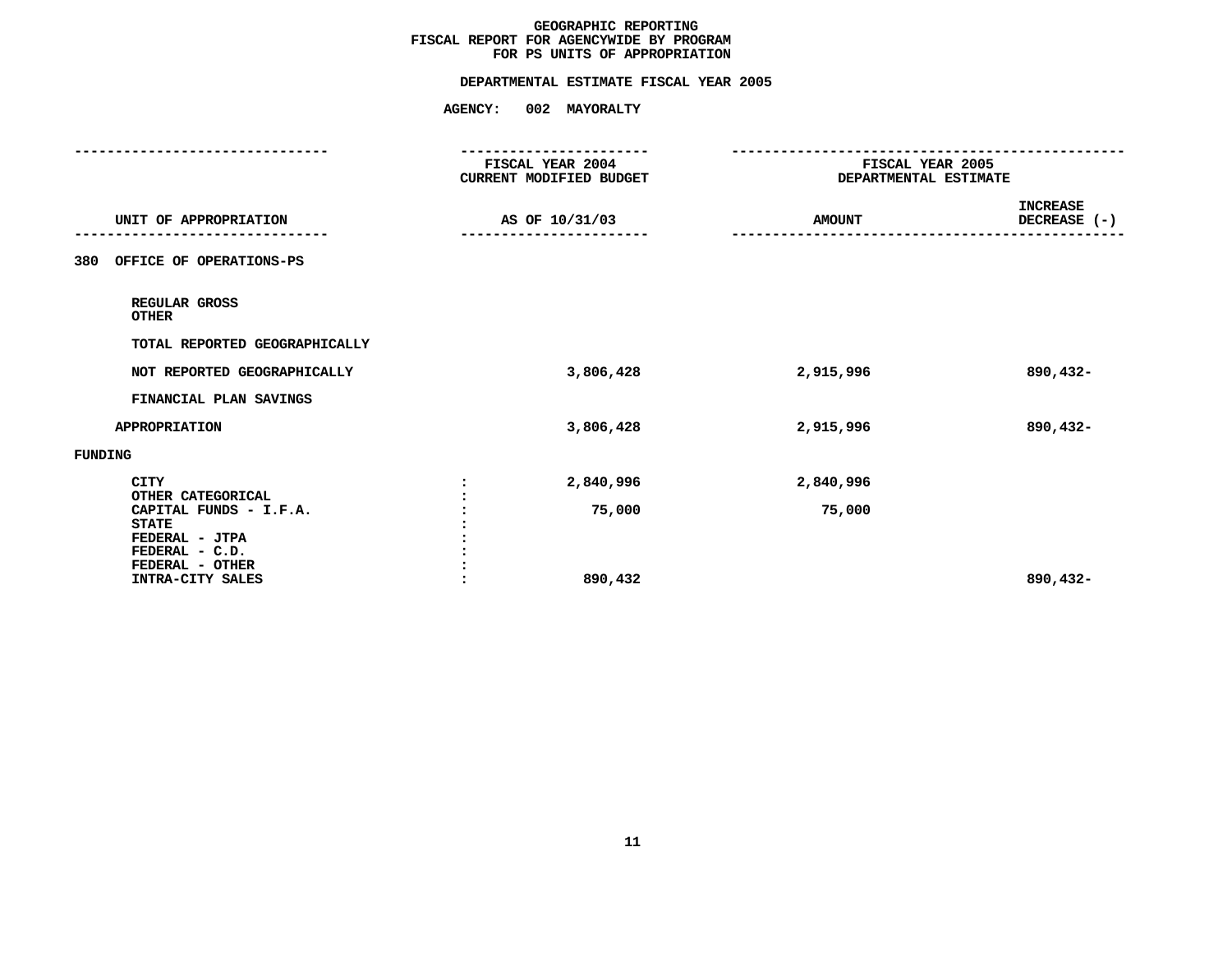# GEOGRAPHIC REPORTING
## FISCAL REPORT FOR AGENCYWIDE BY PROGRAM
## FOR PS UNITS OF APPROPRIATION

**DEPARTMENTAL ESTIMATE FISCAL YEAR 2005**

**AGENCY: 002 MAYORALTY**

| UNIT OF APPROPRIATION | FISCAL YEAR 2004 CURRENT MODIFIED BUDGET AS OF 10/31/03 | FISCAL YEAR 2005 DEPARTMENTAL ESTIMATE AMOUNT | INCREASE DECREASE (-) |
|---|---|---|---|
| **380 OFFICE OF OPERATIONS-PS** | | | |
| REGULAR GROSS | | | |
| OTHER | | | |
| TOTAL REPORTED GEOGRAPHICALLY | | | |
| NOT REPORTED GEOGRAPHICALLY | 3,806,428 | 2,915,996 | 890,432- |
| FINANCIAL PLAN SAVINGS | | | |
| APPROPRIATION | 3,806,428 | 2,915,996 | 890,432- |
| **FUNDING** | | | |
| CITY | 2,840,996 | 2,840,996 | |
| OTHER CATEGORICAL | | | |
| CAPITAL FUNDS - I.F.A. | 75,000 | 75,000 | |
| STATE | | | |
| FEDERAL - JTPA | | | |
| FEDERAL - C.D. | | | |
| FEDERAL - OTHER | | | |
| INTRA-CITY SALES | 890,432 | | 890,432- |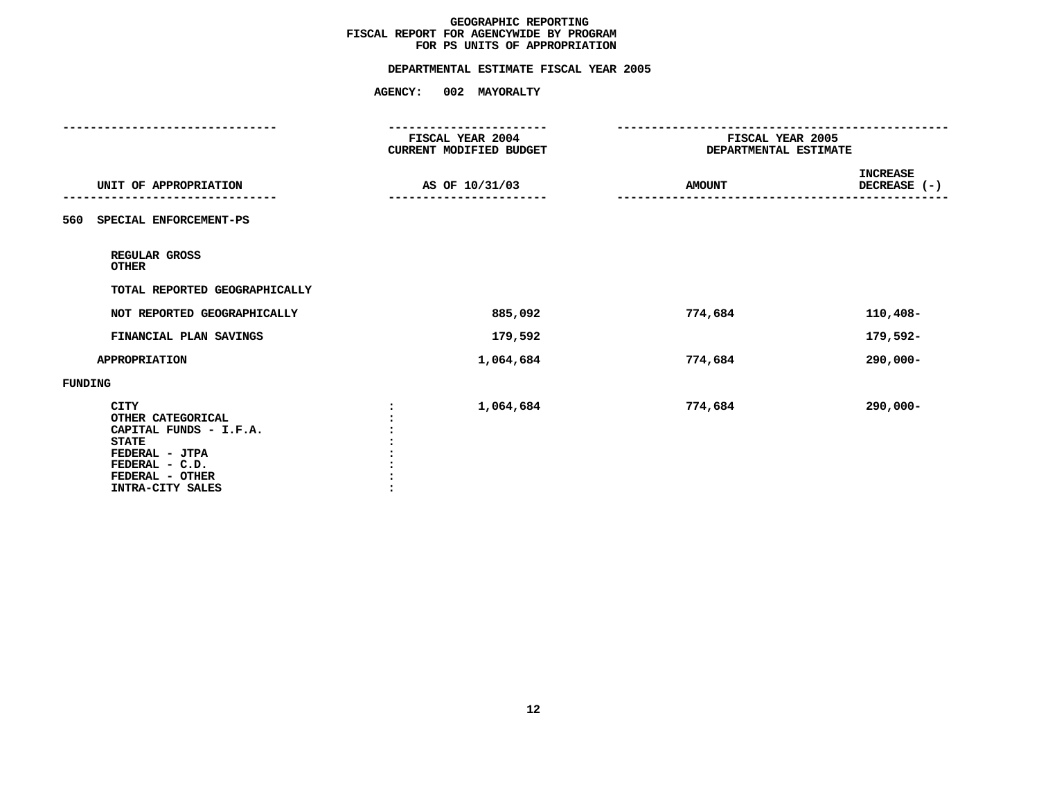**GEOGRAPHIC REPORTING**
**FISCAL REPORT FOR AGENCYWIDE BY PROGRAM**
**FOR PS UNITS OF APPROPRIATION**

**DEPARTMENTAL ESTIMATE FISCAL YEAR 2005**

**AGENCY: 002 MAYORALTY**

| UNIT OF APPROPRIATION | FISCAL YEAR 2004 CURRENT MODIFIED BUDGET AS OF 10/31/03 | FISCAL YEAR 2005 DEPARTMENTAL ESTIMATE AMOUNT | INCREASE DECREASE (-) |
|---|---|---|---|
| **560 SPECIAL ENFORCEMENT-PS** | | | |
| REGULAR GROSS | | | |
| OTHER | | | |
| TOTAL REPORTED GEOGRAPHICALLY | | | |
| NOT REPORTED GEOGRAPHICALLY | 885,092 | 774,684 | 110,408- |
| FINANCIAL PLAN SAVINGS | 179,592 | | 179,592- |
| APPROPRIATION | 1,064,684 | 774,684 | 290,000- |
| **FUNDING** | | | |
| CITY | 1,064,684 | 774,684 | 290,000- |
| OTHER CATEGORICAL | | | |
| CAPITAL FUNDS - I.F.A. | | | |
| STATE | | | |
| FEDERAL - JTPA | | | |
| FEDERAL - C.D. | | | |
| FEDERAL - OTHER | | | |
| INTRA-CITY SALES | | | |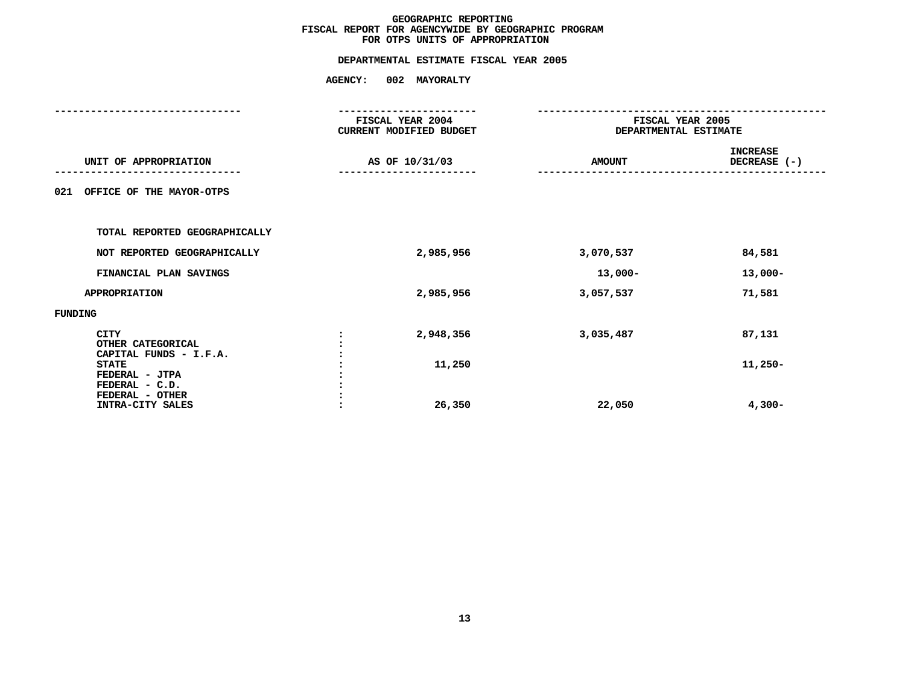# GEOGRAPHIC REPORTING
## FISCAL REPORT FOR AGENCYWIDE BY GEOGRAPHIC PROGRAM
## FOR OTPS UNITS OF APPROPRIATION

### DEPARTMENTAL ESTIMATE FISCAL YEAR 2005

### AGENCY: 002 MAYORALTY

| UNIT OF APPROPRIATION | FISCAL YEAR 2004 CURRENT MODIFIED BUDGET AS OF 10/31/03 | FISCAL YEAR 2005 DEPARTMENTAL ESTIMATE AMOUNT | INCREASE DECREASE (-) |
|---|---|---|---|
| **021 OFFICE OF THE MAYOR-OTPS** | | | |
| TOTAL REPORTED GEOGRAPHICALLY | | | |
| NOT REPORTED GEOGRAPHICALLY | 2,985,956 | 3,070,537 | 84,581 |
| FINANCIAL PLAN SAVINGS | | 13,000- | 13,000- |
| APPROPRIATION | 2,985,956 | 3,057,537 | 71,581 |
| **FUNDING** | | | |
| CITY | 2,948,356 | 3,035,487 | 87,131 |
| OTHER CATEGORICAL | | | |
| CAPITAL FUNDS - I.F.A. | | | |
| STATE | 11,250 | | 11,250- |
| FEDERAL - JTPA | | | |
| FEDERAL - C.D. | | | |
| FEDERAL - OTHER | | | |
| INTRA-CITY SALES | 26,350 | 22,050 | 4,300- |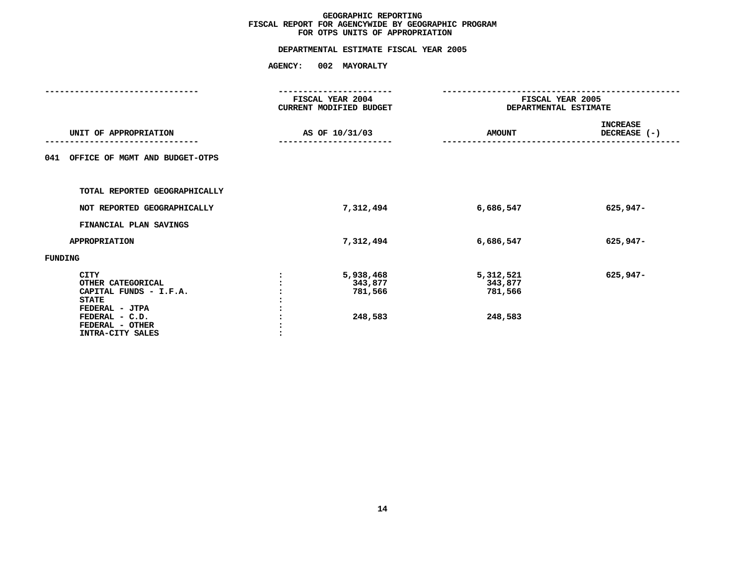# GEOGRAPHIC REPORTING
## FISCAL REPORT FOR AGENCYWIDE BY GEOGRAPHIC PROGRAM
## FOR OTPS UNITS OF APPROPRIATION

### DEPARTMENTAL ESTIMATE FISCAL YEAR 2005

### AGENCY: 002 MAYORALTY

| UNIT OF APPROPRIATION | | FISCAL YEAR 2004 CURRENT MODIFIED BUDGET AS OF 10/31/03 | FISCAL YEAR 2005 DEPARTMENTAL ESTIMATE AMOUNT | INCREASE DECREASE (-) |
|---|---|---|---|---|
| 041 OFFICE OF MGMT AND BUDGET-OTPS | | | | |
| TOTAL REPORTED GEOGRAPHICALLY | | | | |
| NOT REPORTED GEOGRAPHICALLY | | 7,312,494 | 6,686,547 | 625,947- |
| FINANCIAL PLAN SAVINGS | | | | |
| APPROPRIATION | | 7,312,494 | 6,686,547 | 625,947- |
| FUNDING | | | | |
| CITY | : | 5,938,468 | 5,312,521 | 625,947- |
| OTHER CATEGORICAL | : | 343,877 | 343,877 | |
| CAPITAL FUNDS - I.F.A. | : | 781,566 | 781,566 | |
| STATE | : | | | |
| FEDERAL - JTPA | : | | | |
| FEDERAL - C.D. | : | 248,583 | 248,583 | |
| FEDERAL - OTHER | : | | | |
| INTRA-CITY SALES | : | | | |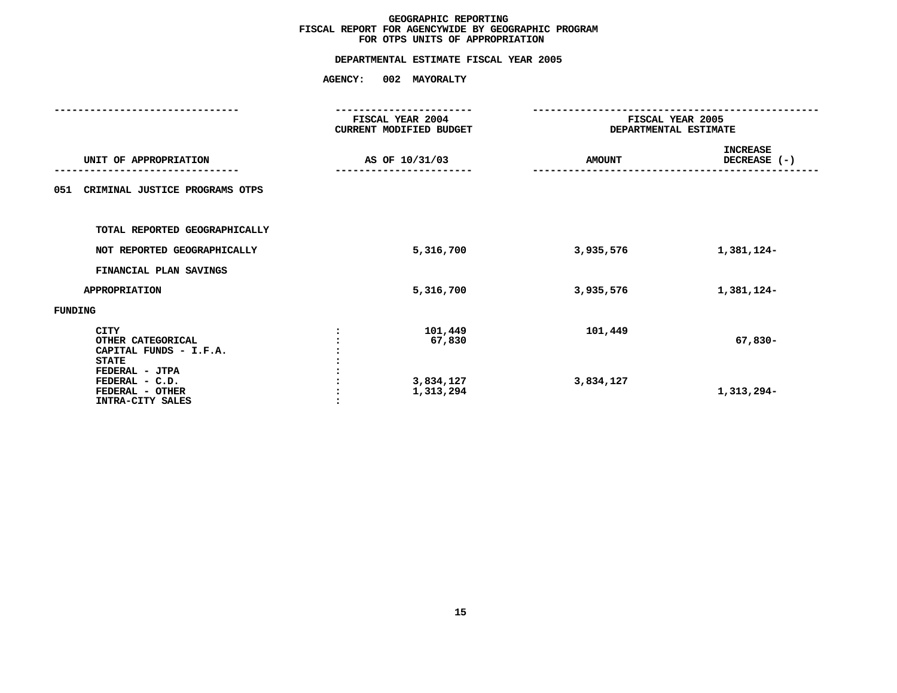# GEOGRAPHIC REPORTING
## FISCAL REPORT FOR AGENCYWIDE BY GEOGRAPHIC PROGRAM
## FOR OTPS UNITS OF APPROPRIATION

### DEPARTMENTAL ESTIMATE FISCAL YEAR 2005

### AGENCY: 002 MAYORALTY

| UNIT OF APPROPRIATION | | FISCAL YEAR 2004 CURRENT MODIFIED BUDGET AS OF 10/31/03 | FISCAL YEAR 2005 DEPARTMENTAL ESTIMATE AMOUNT | FISCAL YEAR 2005 DEPARTMENTAL ESTIMATE INCREASE DECREASE (-) |
|---|---|---|---|---|
| 051 CRIMINAL JUSTICE PROGRAMS OTPS | | | | |
| TOTAL REPORTED GEOGRAPHICALLY | | | | |
| NOT REPORTED GEOGRAPHICALLY | | 5,316,700 | 3,935,576 | 1,381,124- |
| FINANCIAL PLAN SAVINGS | | | | |
| APPROPRIATION | | 5,316,700 | 3,935,576 | 1,381,124- |
| FUNDING | | | | |
| CITY | : | 101,449 | 101,449 | |
| OTHER CATEGORICAL | : | 67,830 | | 67,830- |
| CAPITAL FUNDS - I.F.A. | : | | | |
| STATE | : | | | |
| FEDERAL - JTPA | : | | | |
| FEDERAL - C.D. | : | 3,834,127 | 3,834,127 | |
| FEDERAL - OTHER | : | 1,313,294 | | 1,313,294- |
| INTRA-CITY SALES | : | | | |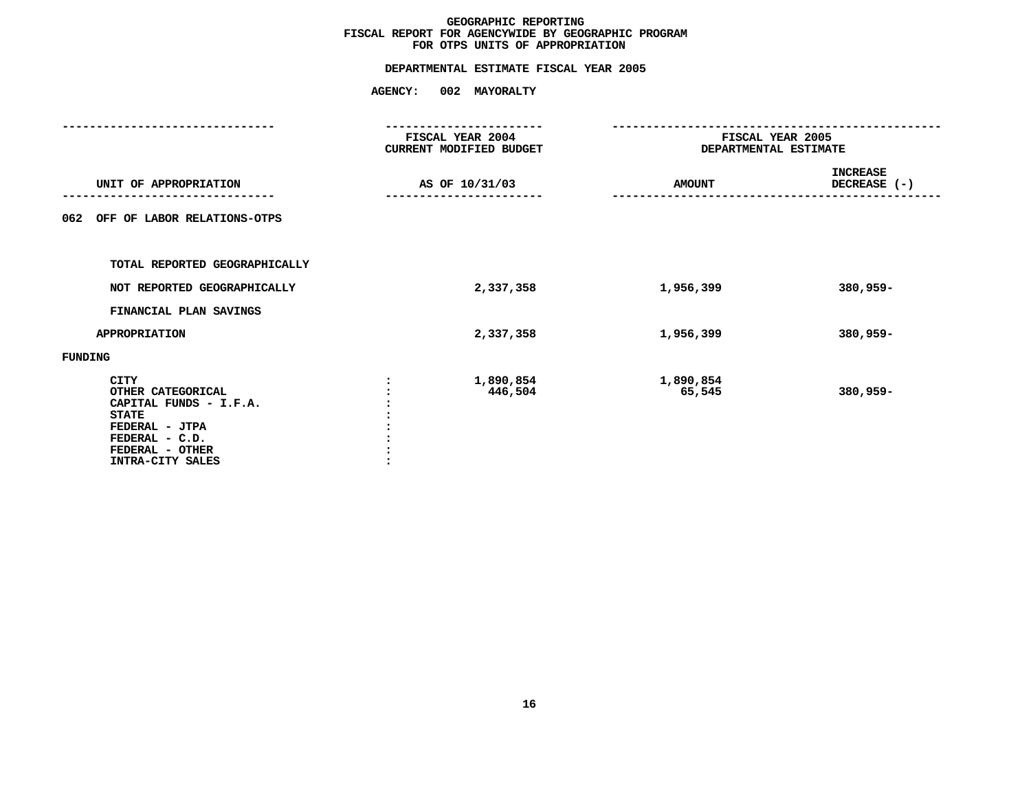# GEOGRAPHIC REPORTING
## FISCAL REPORT FOR AGENCYWIDE BY GEOGRAPHIC PROGRAM
## FOR OTPS UNITS OF APPROPRIATION

### DEPARTMENTAL ESTIMATE FISCAL YEAR 2005

### AGENCY: 002 MAYORALTY

| UNIT OF APPROPRIATION | FISCAL YEAR 2004 CURRENT MODIFIED BUDGET AS OF 10/31/03 | FISCAL YEAR 2005 DEPARTMENTAL ESTIMATE AMOUNT | INCREASE DECREASE (-) |
|---|---|---|---|
| 062 OFF OF LABOR RELATIONS-OTPS | | | |
| TOTAL REPORTED GEOGRAPHICALLY | | | |
| NOT REPORTED GEOGRAPHICALLY | 2,337,358 | 1,956,399 | 380,959- |
| FINANCIAL PLAN SAVINGS | | | |
| APPROPRIATION | 2,337,358 | 1,956,399 | 380,959- |
| FUNDING | | | |
| CITY | 1,890,854 | 1,890,854 | |
| OTHER CATEGORICAL | 446,504 | 65,545 | 380,959- |
| CAPITAL FUNDS - I.F.A. | | | |
| STATE | | | |
| FEDERAL - JTPA | | | |
| FEDERAL - C.D. | | | |
| FEDERAL - OTHER | | | |
| INTRA-CITY SALES | | | |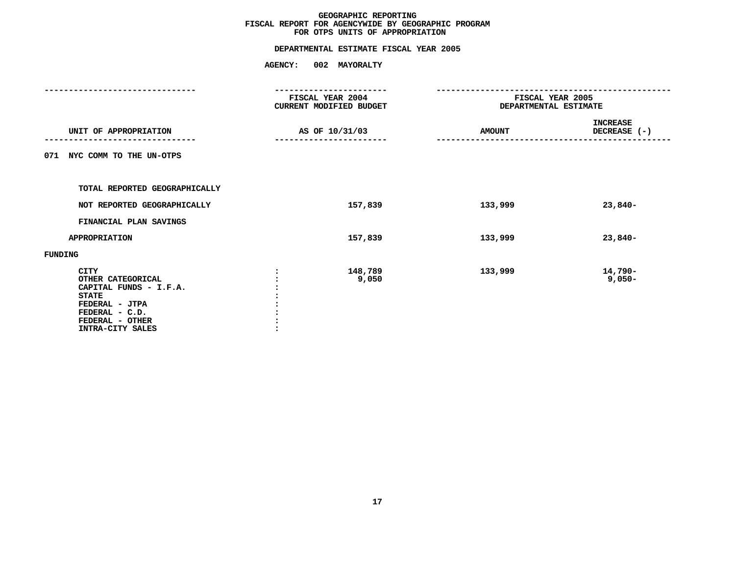# GEOGRAPHIC REPORTING
## FISCAL REPORT FOR AGENCYWIDE BY GEOGRAPHIC PROGRAM
## FOR OTPS UNITS OF APPROPRIATION

### DEPARTMENTAL ESTIMATE FISCAL YEAR 2005

### AGENCY: 002 MAYORALTY

| UNIT OF APPROPRIATION | FISCAL YEAR 2004 CURRENT MODIFIED BUDGET AS OF 10/31/03 | FISCAL YEAR 2005 DEPARTMENTAL ESTIMATE AMOUNT | INCREASE DECREASE (-) |
|---|---|---|---|
| **071 NYC COMM TO THE UN-OTPS** | | | |
| TOTAL REPORTED GEOGRAPHICALLY | | | |
| NOT REPORTED GEOGRAPHICALLY | 157,839 | 133,999 | 23,840- |
| FINANCIAL PLAN SAVINGS | | | |
| APPROPRIATION | 157,839 | 133,999 | 23,840- |
| **FUNDING** | | | |
| CITY | 148,789 | 133,999 | 14,790- |
| OTHER CATEGORICAL | 9,050 | | 9,050- |
| CAPITAL FUNDS - I.F.A. | | | |
| STATE | | | |
| FEDERAL - JTPA | | | |
| FEDERAL - C.D. | | | |
| FEDERAL - OTHER | | | |
| INTRA-CITY SALES | | | |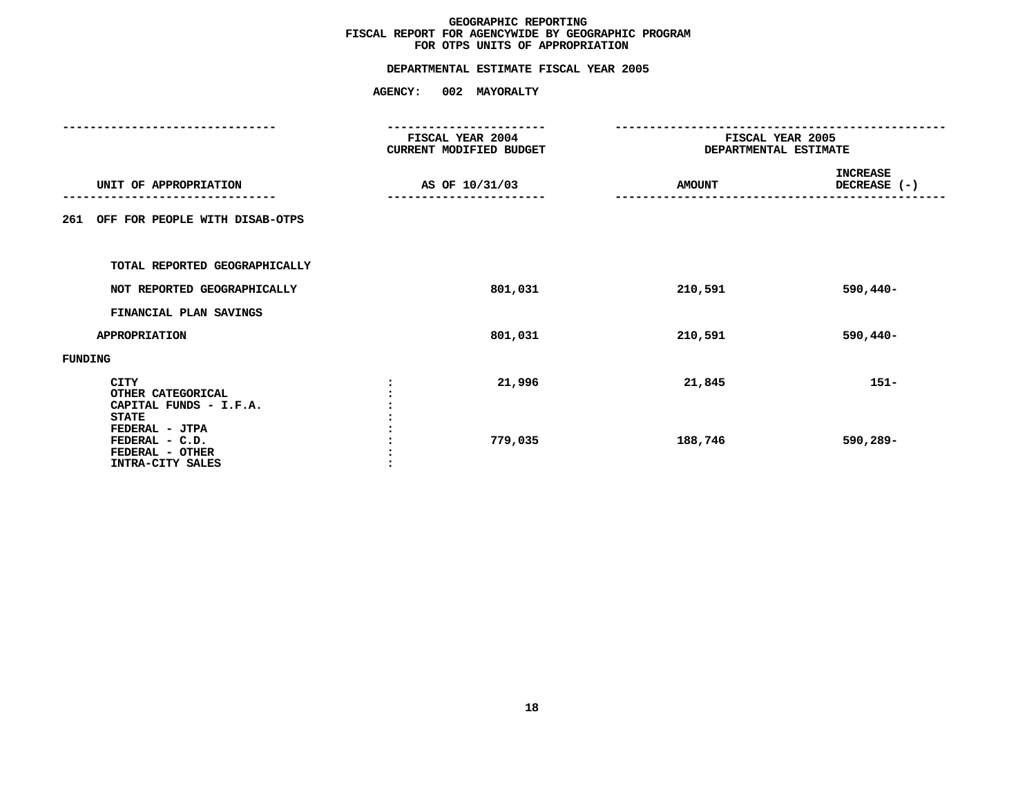# GEOGRAPHIC REPORTING
## FISCAL REPORT FOR AGENCYWIDE BY GEOGRAPHIC PROGRAM
## FOR OTPS UNITS OF APPROPRIATION

### DEPARTMENTAL ESTIMATE FISCAL YEAR 2005

**AGENCY: 002 MAYORALTY**

| UNIT OF APPROPRIATION | FISCAL YEAR 2004 CURRENT MODIFIED BUDGET AS OF 10/31/03 | FISCAL YEAR 2005 DEPARTMENTAL ESTIMATE AMOUNT | FISCAL YEAR 2005 DEPARTMENTAL ESTIMATE INCREASE DECREASE (-) |
|---|---|---|---|
| **261 OFF FOR PEOPLE WITH DISAB-OTPS** | | | |
| TOTAL REPORTED GEOGRAPHICALLY | | | |
| NOT REPORTED GEOGRAPHICALLY | 801,031 | 210,591 | 590,440- |
| FINANCIAL PLAN SAVINGS | | | |
| APPROPRIATION | 801,031 | 210,591 | 590,440- |
| **FUNDING** | | | |
| CITY | 21,996 | 21,845 | 151- |
| OTHER CATEGORICAL | | | |
| CAPITAL FUNDS - I.F.A. | | | |
| STATE | | | |
| FEDERAL - JTPA | | | |
| FEDERAL - C.D. | 779,035 | 188,746 | 590,289- |
| FEDERAL - OTHER | | | |
| INTRA-CITY SALES | | | |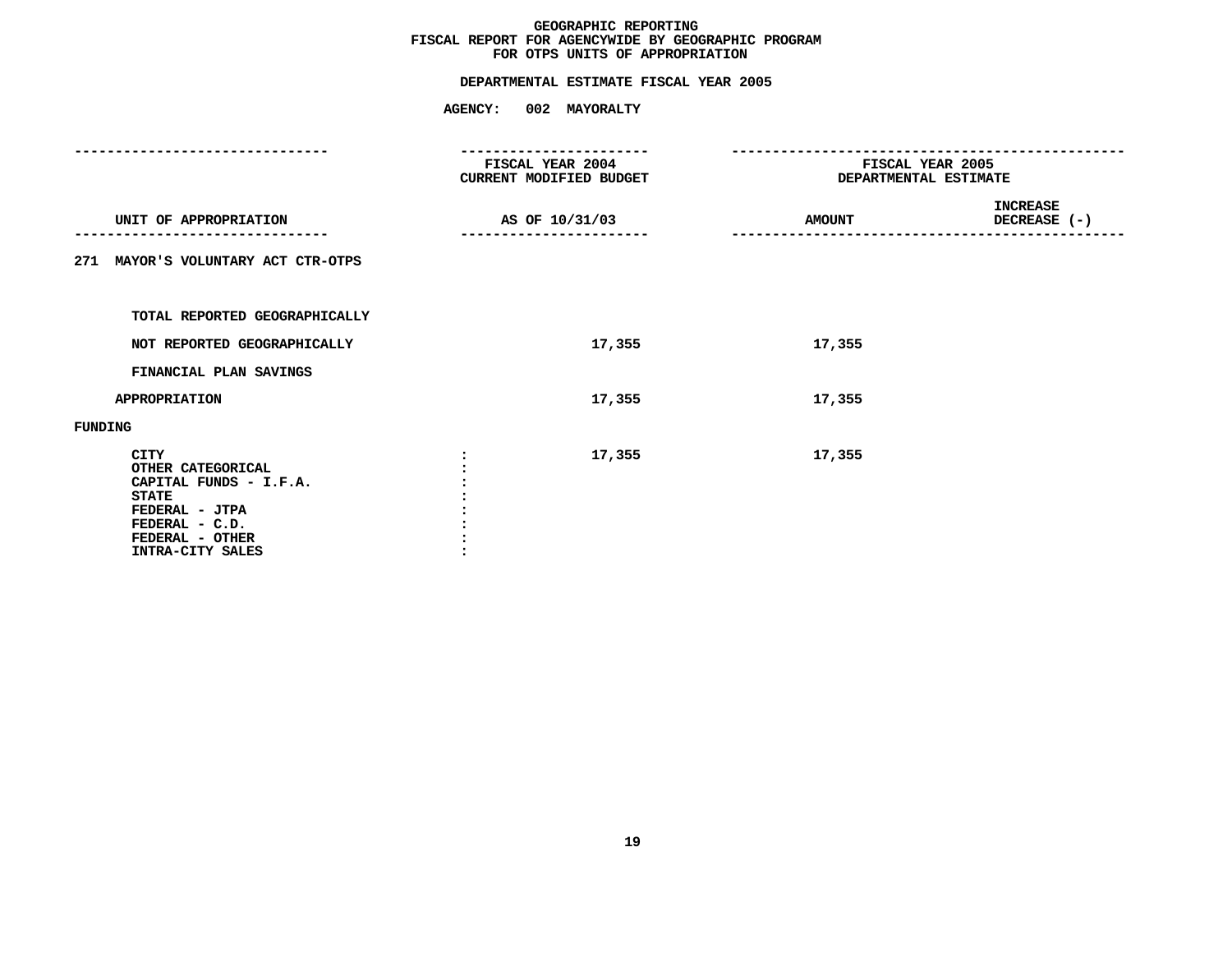**GEOGRAPHIC REPORTING**
**FISCAL REPORT FOR AGENCYWIDE BY GEOGRAPHIC PROGRAM**
**FOR OTPS UNITS OF APPROPRIATION**

**DEPARTMENTAL ESTIMATE FISCAL YEAR 2005**

**AGENCY: 002 MAYORALTY**

| UNIT OF APPROPRIATION | FISCAL YEAR 2004 CURRENT MODIFIED BUDGET AS OF 10/31/03 | FISCAL YEAR 2005 DEPARTMENTAL ESTIMATE AMOUNT | INCREASE DECREASE (-) |
|---|---|---|---|
| 271 MAYOR'S VOLUNTARY ACT CTR-OTPS | | | |
| TOTAL REPORTED GEOGRAPHICALLY | | | |
| NOT REPORTED GEOGRAPHICALLY | 17,355 | 17,355 | |
| FINANCIAL PLAN SAVINGS | | | |
| APPROPRIATION | 17,355 | 17,355 | |
| FUNDING | | | |
| CITY | 17,355 | 17,355 | |
| OTHER CATEGORICAL | | | |
| CAPITAL FUNDS - I.F.A. | | | |
| STATE | | | |
| FEDERAL - JTPA | | | |
| FEDERAL - C.D. | | | |
| FEDERAL - OTHER | | | |
| INTRA-CITY SALES | | | |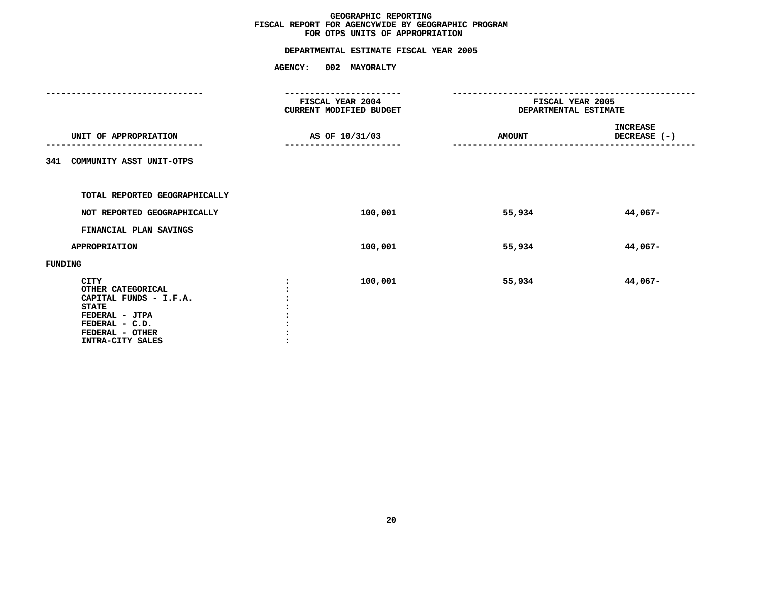# GEOGRAPHIC REPORTING
## FISCAL REPORT FOR AGENCYWIDE BY GEOGRAPHIC PROGRAM
## FOR OTPS UNITS OF APPROPRIATION

### DEPARTMENTAL ESTIMATE FISCAL YEAR 2005

### AGENCY: 002 MAYORALTY

| UNIT OF APPROPRIATION | FISCAL YEAR 2004 CURRENT MODIFIED BUDGET AS OF 10/31/03 | FISCAL YEAR 2005 DEPARTMENTAL ESTIMATE AMOUNT | INCREASE DECREASE (-) |
|---|---|---|---|
| 341 COMMUNITY ASST UNIT-OTPS | | | |
| TOTAL REPORTED GEOGRAPHICALLY | | | |
| NOT REPORTED GEOGRAPHICALLY | 100,001 | 55,934 | 44,067- |
| FINANCIAL PLAN SAVINGS | | | |
| APPROPRIATION | 100,001 | 55,934 | 44,067- |
| FUNDING | | | |
| CITY | 100,001 | 55,934 | 44,067- |
| OTHER CATEGORICAL | | | |
| CAPITAL FUNDS - I.F.A. | | | |
| STATE | | | |
| FEDERAL - JTPA | | | |
| FEDERAL - C.D. | | | |
| FEDERAL - OTHER | | | |
| INTRA-CITY SALES | | | |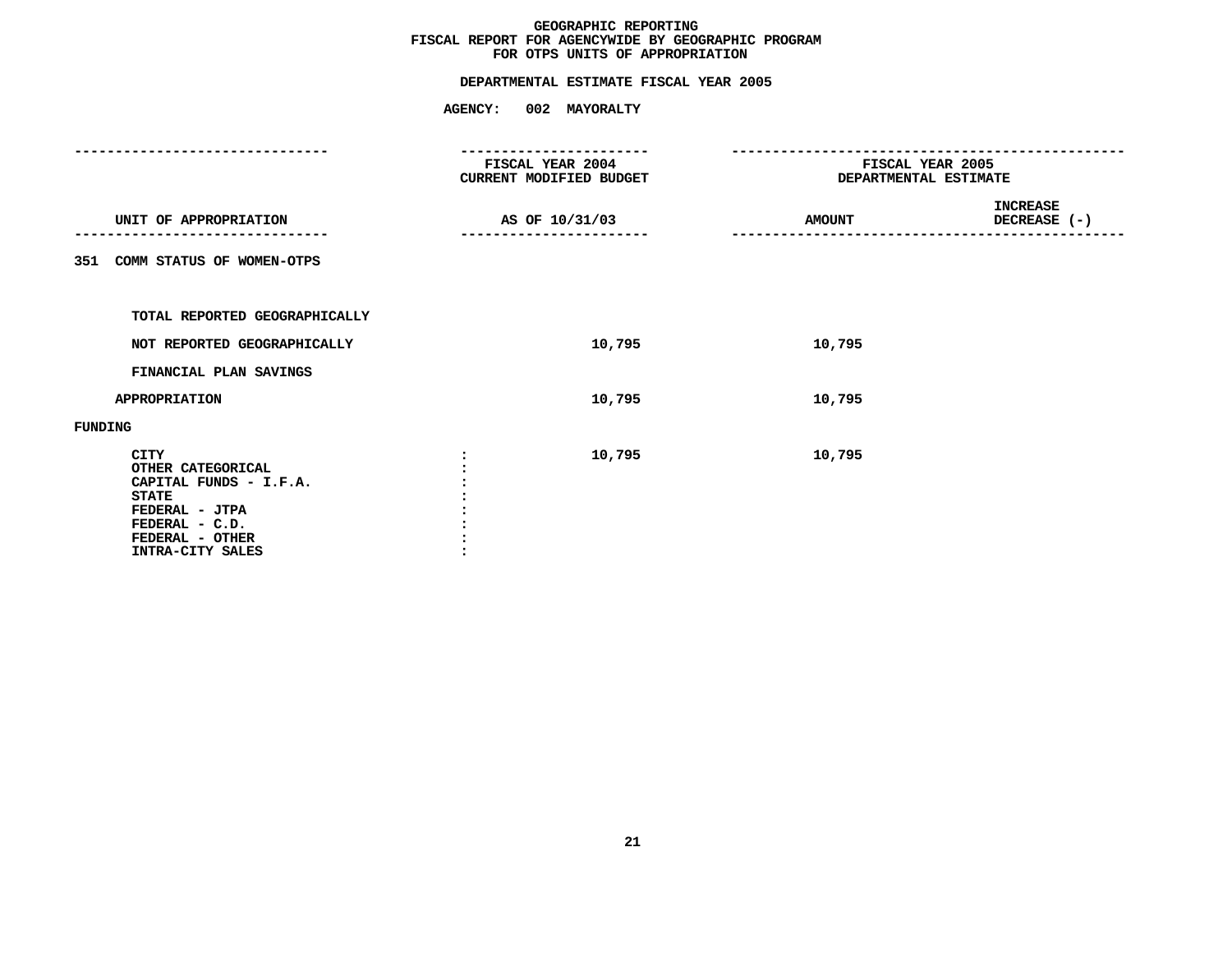# GEOGRAPHIC REPORTING
## FISCAL REPORT FOR AGENCYWIDE BY GEOGRAPHIC PROGRAM
## FOR OTPS UNITS OF APPROPRIATION

### DEPARTMENTAL ESTIMATE FISCAL YEAR 2005

**AGENCY: 002 MAYORALTY**

| UNIT OF APPROPRIATION | FISCAL YEAR 2004 CURRENT MODIFIED BUDGET AS OF 10/31/03 | FISCAL YEAR 2005 DEPARTMENTAL ESTIMATE AMOUNT | INCREASE DECREASE (-) |
|---|---|---|---|
| 351 COMM STATUS OF WOMEN-OTPS | | | |
| TOTAL REPORTED GEOGRAPHICALLY | | | |
| NOT REPORTED GEOGRAPHICALLY | 10,795 | 10,795 | |
| FINANCIAL PLAN SAVINGS | | | |
| APPROPRIATION | 10,795 | 10,795 | |
| FUNDING | | | |
| CITY | 10,795 | 10,795 | |
| OTHER CATEGORICAL | | | |
| CAPITAL FUNDS - I.F.A. | | | |
| STATE | | | |
| FEDERAL - JTPA | | | |
| FEDERAL - C.D. | | | |
| FEDERAL - OTHER | | | |
| INTRA-CITY SALES | | | |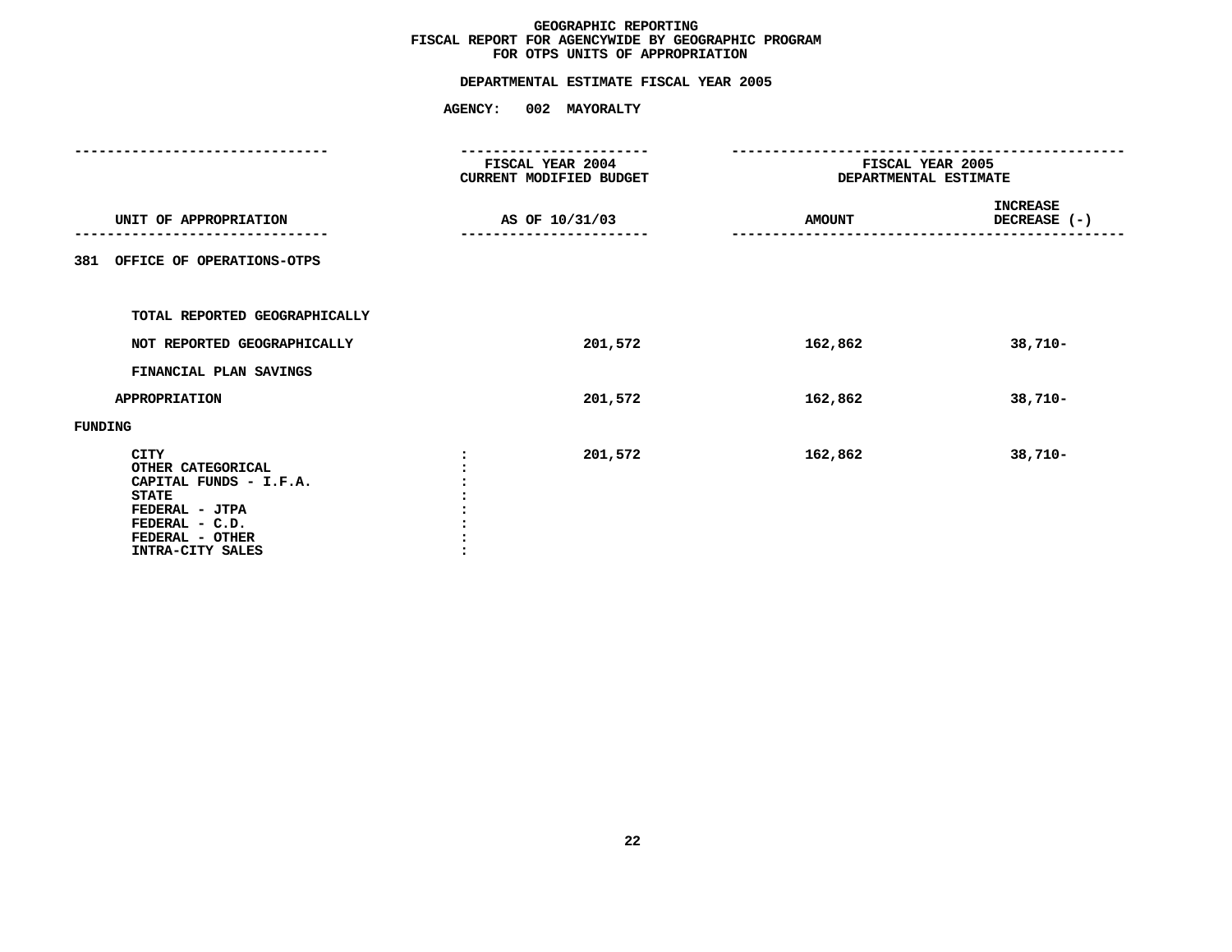**GEOGRAPHIC REPORTING**
**FISCAL REPORT FOR AGENCYWIDE BY GEOGRAPHIC PROGRAM**
**FOR OTPS UNITS OF APPROPRIATION**

**DEPARTMENTAL ESTIMATE FISCAL YEAR 2005**

**AGENCY: 002 MAYORALTY**

| UNIT OF APPROPRIATION | FISCAL YEAR 2004 CURRENT MODIFIED BUDGET AS OF 10/31/03 | FISCAL YEAR 2005 DEPARTMENTAL ESTIMATE AMOUNT | INCREASE DECREASE (-) |
|---|---|---|---|
| 381 OFFICE OF OPERATIONS-OTPS | | | |
| TOTAL REPORTED GEOGRAPHICALLY | | | |
| NOT REPORTED GEOGRAPHICALLY | 201,572 | 162,862 | 38,710- |
| FINANCIAL PLAN SAVINGS | | | |
| APPROPRIATION | 201,572 | 162,862 | 38,710- |
| FUNDING | | | |
| CITY : | 201,572 | 162,862 | 38,710- |
| OTHER CATEGORICAL : | | | |
| CAPITAL FUNDS - I.F.A. : | | | |
| STATE : | | | |
| FEDERAL - JTPA : | | | |
| FEDERAL - C.D. : | | | |
| FEDERAL - OTHER : | | | |
| INTRA-CITY SALES : | | | |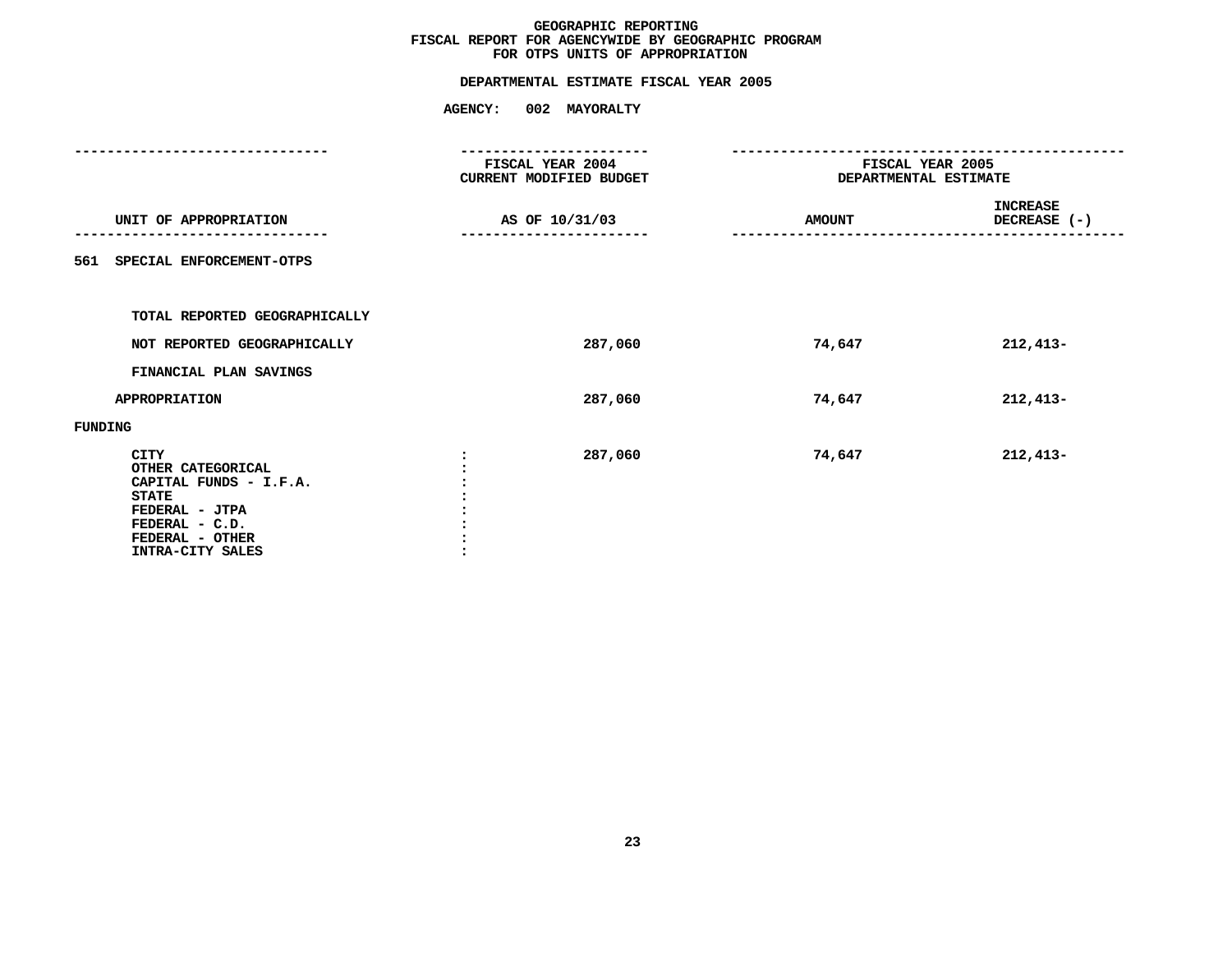# GEOGRAPHIC REPORTING
## FISCAL REPORT FOR AGENCYWIDE BY GEOGRAPHIC PROGRAM
## FOR OTPS UNITS OF APPROPRIATION

**DEPARTMENTAL ESTIMATE FISCAL YEAR 2005**

**AGENCY: 002 MAYORALTY**

| UNIT OF APPROPRIATION | FISCAL YEAR 2004 CURRENT MODIFIED BUDGET AS OF 10/31/03 | FISCAL YEAR 2005 DEPARTMENTAL ESTIMATE AMOUNT | INCREASE DECREASE (-) |
|---|---|---|---|
| **561 SPECIAL ENFORCEMENT-OTPS** | | | |
| TOTAL REPORTED GEOGRAPHICALLY | | | |
| NOT REPORTED GEOGRAPHICALLY | 287,060 | 74,647 | 212,413- |
| FINANCIAL PLAN SAVINGS | | | |
| APPROPRIATION | 287,060 | 74,647 | 212,413- |
| **FUNDING** | | | |
| CITY | 287,060 | 74,647 | 212,413- |
| OTHER CATEGORICAL | | | |
| CAPITAL FUNDS - I.F.A. | | | |
| STATE | | | |
| FEDERAL - JTPA | | | |
| FEDERAL - C.D. | | | |
| FEDERAL - OTHER | | | |
| INTRA-CITY SALES | | | |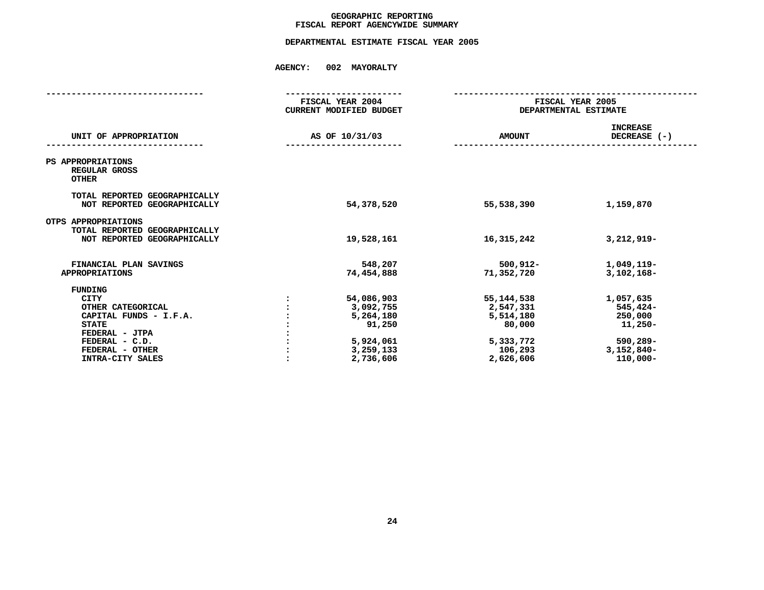# GEOGRAPHIC REPORTING
## FISCAL REPORT AGENCYWIDE SUMMARY

### DEPARTMENTAL ESTIMATE FISCAL YEAR 2005

**AGENCY: 002 MAYORALTY**

| UNIT OF APPROPRIATION | | FISCAL YEAR 2004 CURRENT MODIFIED BUDGET AS OF 10/31/03 | FISCAL YEAR 2005 DEPARTMENTAL ESTIMATE AMOUNT | INCREASE DECREASE (-) |
|---|---|---|---|---|
| PS APPROPRIATIONS | | | | |
| REGULAR GROSS | | | | |
| OTHER | | | | |
| TOTAL REPORTED GEOGRAPHICALLY | | | | |
| NOT REPORTED GEOGRAPHICALLY | | 54,378,520 | 55,538,390 | 1,159,870 |
| OTPS APPROPRIATIONS | | | | |
| TOTAL REPORTED GEOGRAPHICALLY | | | | |
| NOT REPORTED GEOGRAPHICALLY | | 19,528,161 | 16,315,242 | 3,212,919- |
| FINANCIAL PLAN SAVINGS | | 548,207 | 500,912- | 1,049,119- |
| APPROPRIATIONS | | 74,454,888 | 71,352,720 | 3,102,168- |
| FUNDING | | | | |
| CITY | : | 54,086,903 | 55,144,538 | 1,057,635 |
| OTHER CATEGORICAL | : | 3,092,755 | 2,547,331 | 545,424- |
| CAPITAL FUNDS - I.F.A. | : | 5,264,180 | 5,514,180 | 250,000 |
| STATE | : | 91,250 | 80,000 | 11,250- |
| FEDERAL - JTPA | : | | | |
| FEDERAL - C.D. | : | 5,924,061 | 5,333,772 | 590,289- |
| FEDERAL - OTHER | : | 3,259,133 | 106,293 | 3,152,840- |
| INTRA-CITY SALES | : | 2,736,606 | 2,626,606 | 110,000- |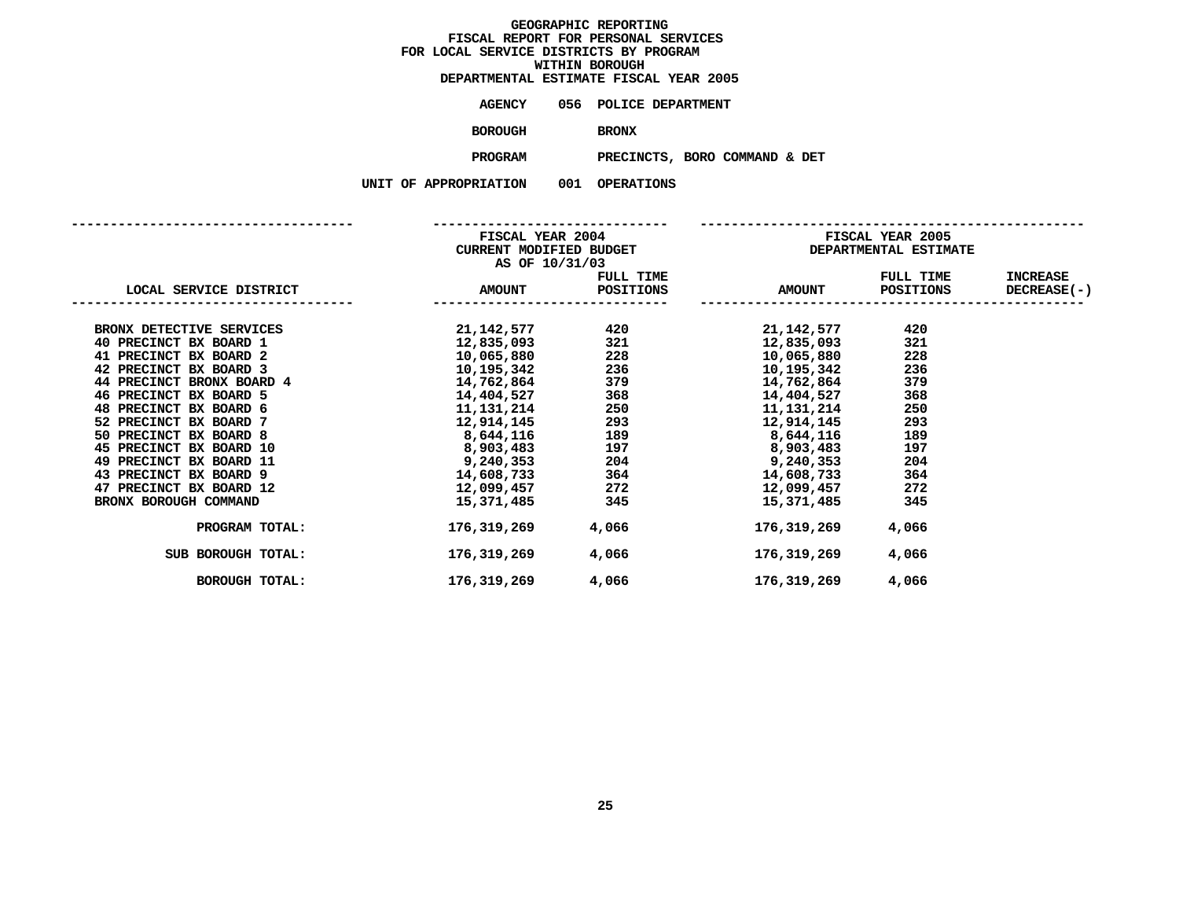# GEOGRAPHIC REPORTING
## FISCAL REPORT FOR PERSONAL SERVICES
## FOR LOCAL SERVICE DISTRICTS BY PROGRAM
## WITHIN BOROUGH
## DEPARTMENTAL ESTIMATE FISCAL YEAR 2005

**AGENCY** 056 POLICE DEPARTMENT

**BOROUGH** BRONX

**PROGRAM** PRECINCTS, BORO COMMAND & DET

**UNIT OF APPROPRIATION** 001 OPERATIONS

| | FISCAL YEAR 2004 CURRENT MODIFIED BUDGET AS OF 10/31/03 | | FISCAL YEAR 2005 DEPARTMENTAL ESTIMATE | | |
|---|---|---|---|---|---|
| LOCAL SERVICE DISTRICT | AMOUNT | FULL TIME POSITIONS | AMOUNT | FULL TIME POSITIONS | INCREASE DECREASE(-) |
| BRONX DETECTIVE SERVICES | 21,142,577 | 420 | 21,142,577 | 420 | |
| 40 PRECINCT BX BOARD 1 | 12,835,093 | 321 | 12,835,093 | 321 | |
| 41 PRECINCT BX BOARD 2 | 10,065,880 | 228 | 10,065,880 | 228 | |
| 42 PRECINCT BX BOARD 3 | 10,195,342 | 236 | 10,195,342 | 236 | |
| 44 PRECINCT BRONX BOARD 4 | 14,762,864 | 379 | 14,762,864 | 379 | |
| 46 PRECINCT BX BOARD 5 | 14,404,527 | 368 | 14,404,527 | 368 | |
| 48 PRECINCT BX BOARD 6 | 11,131,214 | 250 | 11,131,214 | 250 | |
| 52 PRECINCT BX BOARD 7 | 12,914,145 | 293 | 12,914,145 | 293 | |
| 50 PRECINCT BX BOARD 8 | 8,644,116 | 189 | 8,644,116 | 189 | |
| 45 PRECINCT BX BOARD 10 | 8,903,483 | 197 | 8,903,483 | 197 | |
| 49 PRECINCT BX BOARD 11 | 9,240,353 | 204 | 9,240,353 | 204 | |
| 43 PRECINCT BX BOARD 9 | 14,608,733 | 364 | 14,608,733 | 364 | |
| 47 PRECINCT BX BOARD 12 | 12,099,457 | 272 | 12,099,457 | 272 | |
| BRONX BOROUGH COMMAND | 15,371,485 | 345 | 15,371,485 | 345 | |
| PROGRAM TOTAL: | 176,319,269 | 4,066 | 176,319,269 | 4,066 | |
| SUB BOROUGH TOTAL: | 176,319,269 | 4,066 | 176,319,269 | 4,066 | |
| BOROUGH TOTAL: | 176,319,269 | 4,066 | 176,319,269 | 4,066 | |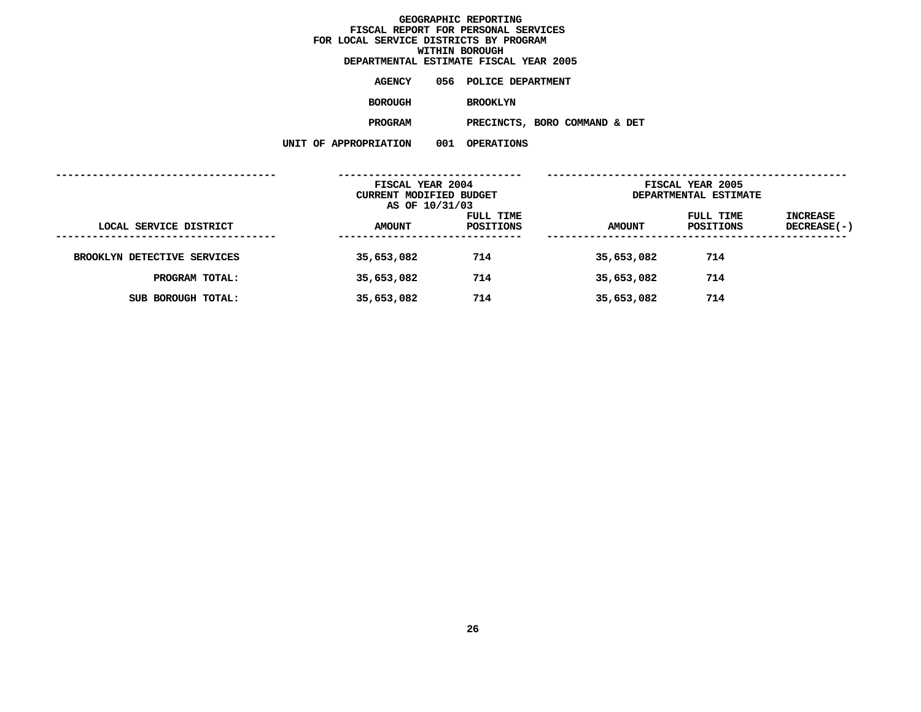# GEOGRAPHIC REPORTING
## FISCAL REPORT FOR PERSONAL SERVICES
## FOR LOCAL SERVICE DISTRICTS BY PROGRAM
## WITHIN BOROUGH
## DEPARTMENTAL ESTIMATE FISCAL YEAR 2005

**AGENCY** 056 POLICE DEPARTMENT

**BOROUGH** BROOKLYN

**PROGRAM** PRECINCTS, BORO COMMAND & DET

**UNIT OF APPROPRIATION** 001 OPERATIONS

| | FISCAL YEAR 2004 CURRENT MODIFIED BUDGET AS OF 10/31/03 | | FISCAL YEAR 2005 DEPARTMENTAL ESTIMATE | | |
|---|---|---|---|---|---|
| LOCAL SERVICE DISTRICT | AMOUNT | FULL TIME POSITIONS | AMOUNT | FULL TIME POSITIONS | INCREASE DECREASE(-) |
| BROOKLYN DETECTIVE SERVICES | 35,653,082 | 714 | 35,653,082 | 714 | |
| PROGRAM TOTAL: | 35,653,082 | 714 | 35,653,082 | 714 | |
| SUB BOROUGH TOTAL: | 35,653,082 | 714 | 35,653,082 | 714 | |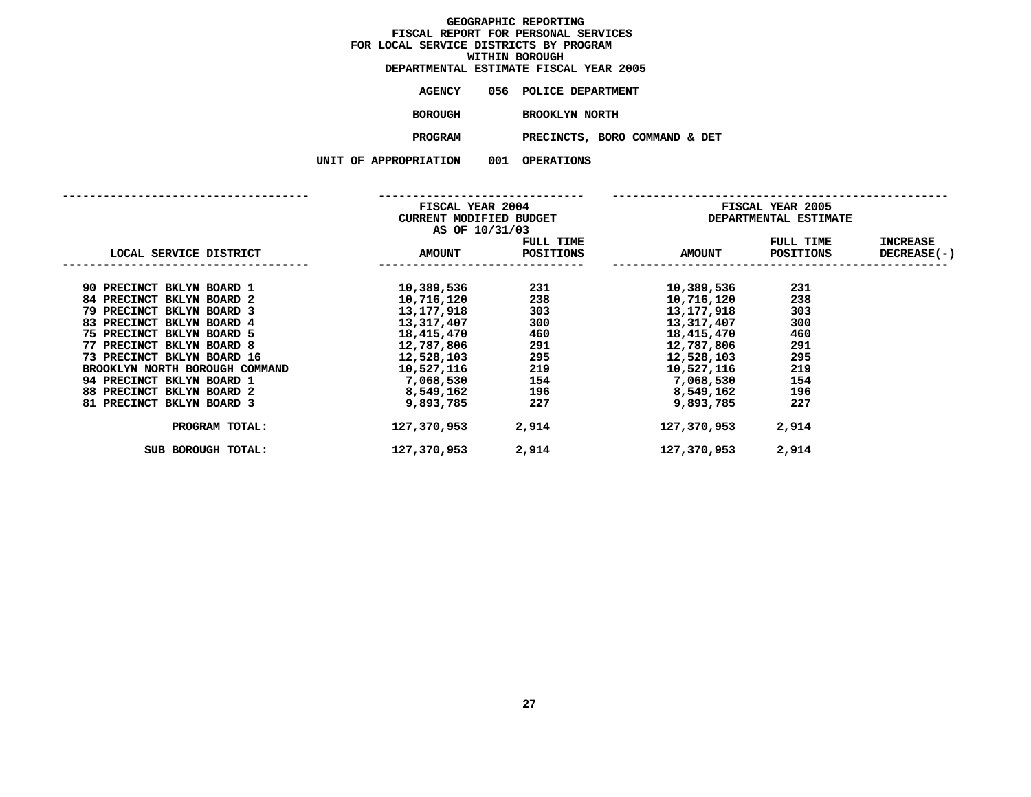# GEOGRAPHIC REPORTING
## FISCAL REPORT FOR PERSONAL SERVICES
## FOR LOCAL SERVICE DISTRICTS BY PROGRAM
## WITHIN BOROUGH
## DEPARTMENTAL ESTIMATE FISCAL YEAR 2005

**AGENCY** 056 POLICE DEPARTMENT

**BOROUGH** BROOKLYN NORTH

**PROGRAM** PRECINCTS, BORO COMMAND & DET

**UNIT OF APPROPRIATION** 001 OPERATIONS

| LOCAL SERVICE DISTRICT | FISCAL YEAR 2004 CURRENT MODIFIED BUDGET AS OF 10/31/03 AMOUNT | FULL TIME POSITIONS | FISCAL YEAR 2005 DEPARTMENTAL ESTIMATE AMOUNT | FULL TIME POSITIONS | INCREASE DECREASE(-) |
|---|---|---|---|---|---|
| 90 PRECINCT BKLYN BOARD 1 | 10,389,536 | 231 | 10,389,536 | 231 | |
| 84 PRECINCT BKLYN BOARD 2 | 10,716,120 | 238 | 10,716,120 | 238 | |
| 79 PRECINCT BKLYN BOARD 3 | 13,177,918 | 303 | 13,177,918 | 303 | |
| 83 PRECINCT BKLYN BOARD 4 | 13,317,407 | 300 | 13,317,407 | 300 | |
| 75 PRECINCT BKLYN BOARD 5 | 18,415,470 | 460 | 18,415,470 | 460 | |
| 77 PRECINCT BKLYN BOARD 8 | 12,787,806 | 291 | 12,787,806 | 291 | |
| 73 PRECINCT BKLYN BOARD 16 | 12,528,103 | 295 | 12,528,103 | 295 | |
| BROOKLYN NORTH BOROUGH COMMAND | 10,527,116 | 219 | 10,527,116 | 219 | |
| 94 PRECINCT BKLYN BOARD 1 | 7,068,530 | 154 | 7,068,530 | 154 | |
| 88 PRECINCT BKLYN BOARD 2 | 8,549,162 | 196 | 8,549,162 | 196 | |
| 81 PRECINCT BKLYN BOARD 3 | 9,893,785 | 227 | 9,893,785 | 227 | |
| PROGRAM TOTAL: | 127,370,953 | 2,914 | 127,370,953 | 2,914 | |
| SUB BOROUGH TOTAL: | 127,370,953 | 2,914 | 127,370,953 | 2,914 | |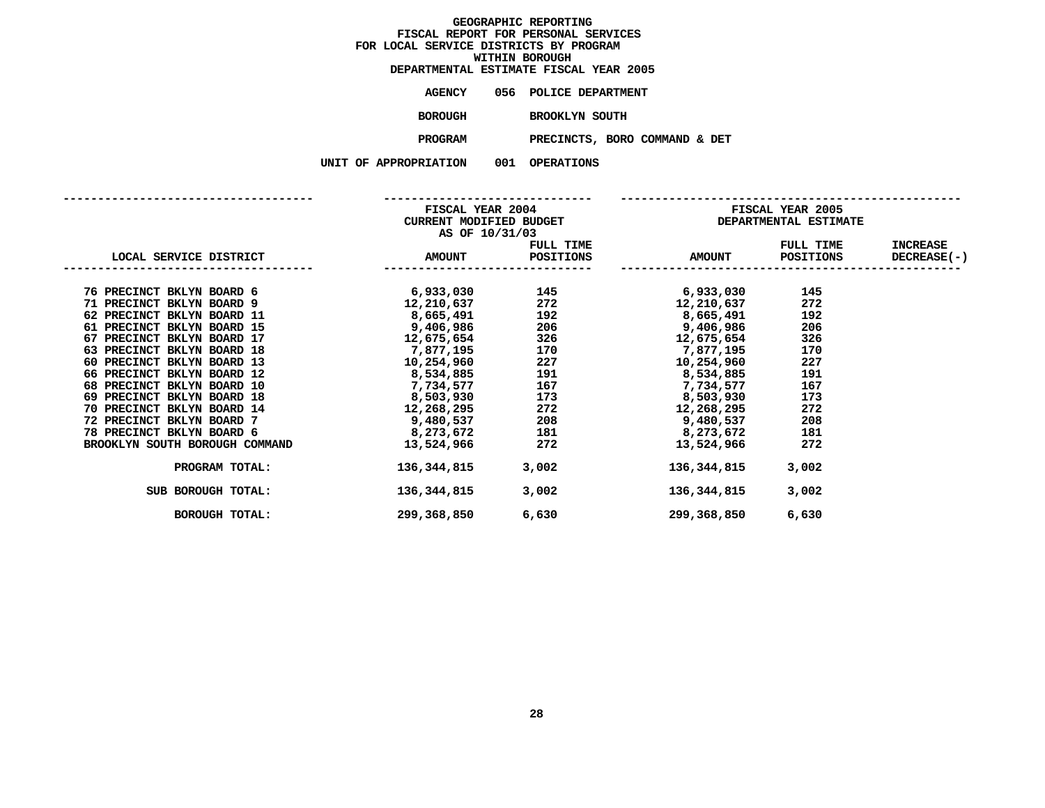# GEOGRAPHIC REPORTING
## FISCAL REPORT FOR PERSONAL SERVICES
## FOR LOCAL SERVICE DISTRICTS BY PROGRAM
## WITHIN BOROUGH
## DEPARTMENTAL ESTIMATE FISCAL YEAR 2005

**AGENCY** 056 POLICE DEPARTMENT

**BOROUGH** BROOKLYN SOUTH

**PROGRAM** PRECINCTS, BORO COMMAND & DET

**UNIT OF APPROPRIATION** 001 OPERATIONS

| | FISCAL YEAR 2004 CURRENT MODIFIED BUDGET AS OF 10/31/03 | | FISCAL YEAR 2005 DEPARTMENTAL ESTIMATE | | |
|---|---|---|---|---|---|
| LOCAL SERVICE DISTRICT | AMOUNT | FULL TIME POSITIONS | AMOUNT | FULL TIME POSITIONS | INCREASE DECREASE(-) |
| 76 PRECINCT BKLYN BOARD 6 | 6,933,030 | 145 | 6,933,030 | 145 | |
| 71 PRECINCT BKLYN BOARD 9 | 12,210,637 | 272 | 12,210,637 | 272 | |
| 62 PRECINCT BKLYN BOARD 11 | 8,665,491 | 192 | 8,665,491 | 192 | |
| 61 PRECINCT BKLYN BOARD 15 | 9,406,986 | 206 | 9,406,986 | 206 | |
| 67 PRECINCT BKLYN BOARD 17 | 12,675,654 | 326 | 12,675,654 | 326 | |
| 63 PRECINCT BKLYN BOARD 18 | 7,877,195 | 170 | 7,877,195 | 170 | |
| 60 PRECINCT BKLYN BOARD 13 | 10,254,960 | 227 | 10,254,960 | 227 | |
| 66 PRECINCT BKLYN BOARD 12 | 8,534,885 | 191 | 8,534,885 | 191 | |
| 68 PRECINCT BKLYN BOARD 10 | 7,734,577 | 167 | 7,734,577 | 167 | |
| 69 PRECINCT BKLYN BOARD 18 | 8,503,930 | 173 | 8,503,930 | 173 | |
| 70 PRECINCT BKLYN BOARD 14 | 12,268,295 | 272 | 12,268,295 | 272 | |
| 72 PRECINCT BKLYN BOARD 7 | 9,480,537 | 208 | 9,480,537 | 208 | |
| 78 PRECINCT BKLYN BOARD 6 | 8,273,672 | 181 | 8,273,672 | 181 | |
| BROOKLYN SOUTH BOROUGH COMMAND | 13,524,966 | 272 | 13,524,966 | 272 | |
| PROGRAM TOTAL: | 136,344,815 | 3,002 | 136,344,815 | 3,002 | |
| SUB BOROUGH TOTAL: | 136,344,815 | 3,002 | 136,344,815 | 3,002 | |
| BOROUGH TOTAL: | 299,368,850 | 6,630 | 299,368,850 | 6,630 | |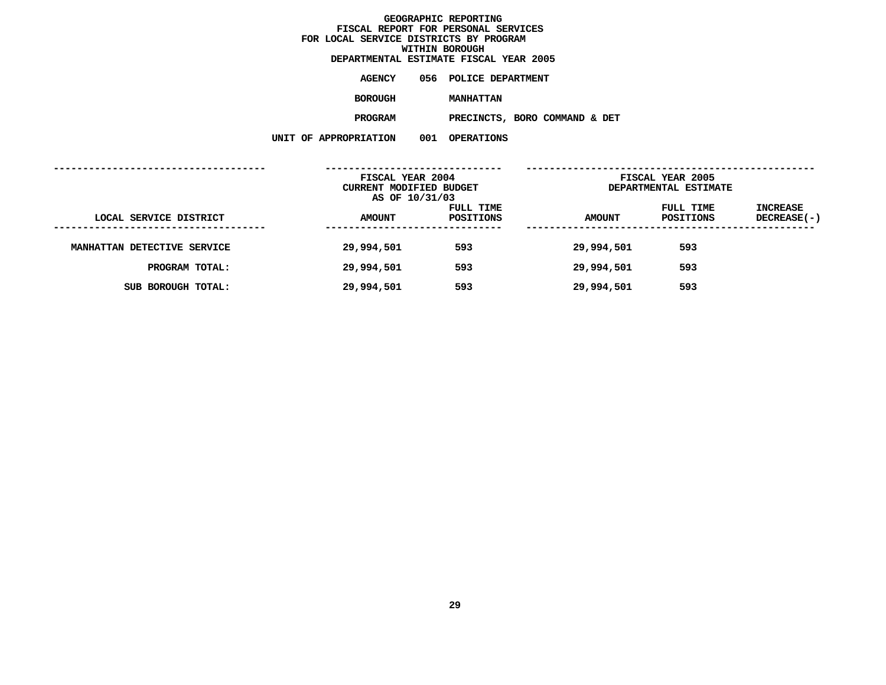# GEOGRAPHIC REPORTING
## FISCAL REPORT FOR PERSONAL SERVICES
## FOR LOCAL SERVICE DISTRICTS BY PROGRAM
## WITHIN BOROUGH
## DEPARTMENTAL ESTIMATE FISCAL YEAR 2005

**AGENCY** 056 POLICE DEPARTMENT

**BOROUGH** MANHATTAN

**PROGRAM** PRECINCTS, BORO COMMAND & DET

**UNIT OF APPROPRIATION** 001 OPERATIONS

| LOCAL SERVICE DISTRICT | FISCAL YEAR 2004 CURRENT MODIFIED BUDGET AS OF 10/31/03 AMOUNT | FULL TIME POSITIONS | FISCAL YEAR 2005 DEPARTMENTAL ESTIMATE AMOUNT | FULL TIME POSITIONS | INCREASE DECREASE(-) |
|---|---|---|---|---|---|
| MANHATTAN DETECTIVE SERVICE | 29,994,501 | 593 | 29,994,501 | 593 | |
| PROGRAM TOTAL: | 29,994,501 | 593 | 29,994,501 | 593 | |
| SUB BOROUGH TOTAL: | 29,994,501 | 593 | 29,994,501 | 593 | |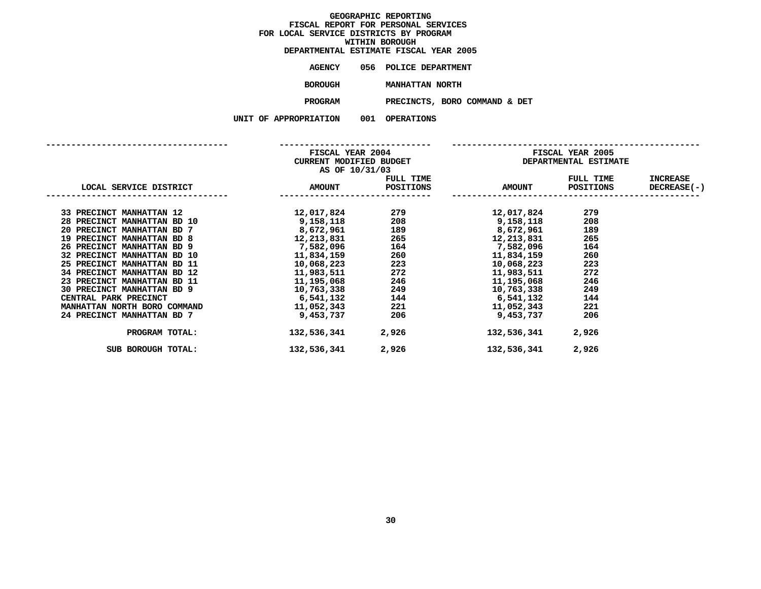# GEOGRAPHIC REPORTING
## FISCAL REPORT FOR PERSONAL SERVICES
## FOR LOCAL SERVICE DISTRICTS BY PROGRAM
## WITHIN BOROUGH
## DEPARTMENTAL ESTIMATE FISCAL YEAR 2005

**AGENCY** 056 POLICE DEPARTMENT

**BOROUGH** MANHATTAN NORTH

**PROGRAM** PRECINCTS, BORO COMMAND & DET

**UNIT OF APPROPRIATION** 001 OPERATIONS

| LOCAL SERVICE DISTRICT | FISCAL YEAR 2004 CURRENT MODIFIED BUDGET AS OF 10/31/03 AMOUNT | FULL TIME POSITIONS | FISCAL YEAR 2005 DEPARTMENTAL ESTIMATE AMOUNT | FULL TIME POSITIONS | INCREASE DECREASE(-) |
|---|---|---|---|---|---|
| 33 PRECINCT MANHATTAN 12 | 12,017,824 | 279 | 12,017,824 | 279 | |
| 28 PRECINCT MANHATTAN BD 10 | 9,158,118 | 208 | 9,158,118 | 208 | |
| 20 PRECINCT MANHATTAN BD 7 | 8,672,961 | 189 | 8,672,961 | 189 | |
| 19 PRECINCT MANHATTAN BD 8 | 12,213,831 | 265 | 12,213,831 | 265 | |
| 26 PRECINCT MANHATTAN BD 9 | 7,582,096 | 164 | 7,582,096 | 164 | |
| 32 PRECINCT MANHATTAN BD 10 | 11,834,159 | 260 | 11,834,159 | 260 | |
| 25 PRECINCT MANHATTAN BD 11 | 10,068,223 | 223 | 10,068,223 | 223 | |
| 34 PRECINCT MANHATTAN BD 12 | 11,983,511 | 272 | 11,983,511 | 272 | |
| 23 PRECINCT MANHATTAN BD 11 | 11,195,068 | 246 | 11,195,068 | 246 | |
| 30 PRECINCT MANHATTAN BD 9 | 10,763,338 | 249 | 10,763,338 | 249 | |
| CENTRAL PARK PRECINCT | 6,541,132 | 144 | 6,541,132 | 144 | |
| MANHATTAN NORTH BORO COMMAND | 11,052,343 | 221 | 11,052,343 | 221 | |
| 24 PRECINCT MANHATTAN BD 7 | 9,453,737 | 206 | 9,453,737 | 206 | |
| PROGRAM TOTAL: | 132,536,341 | 2,926 | 132,536,341 | 2,926 | |
| SUB BOROUGH TOTAL: | 132,536,341 | 2,926 | 132,536,341 | 2,926 | |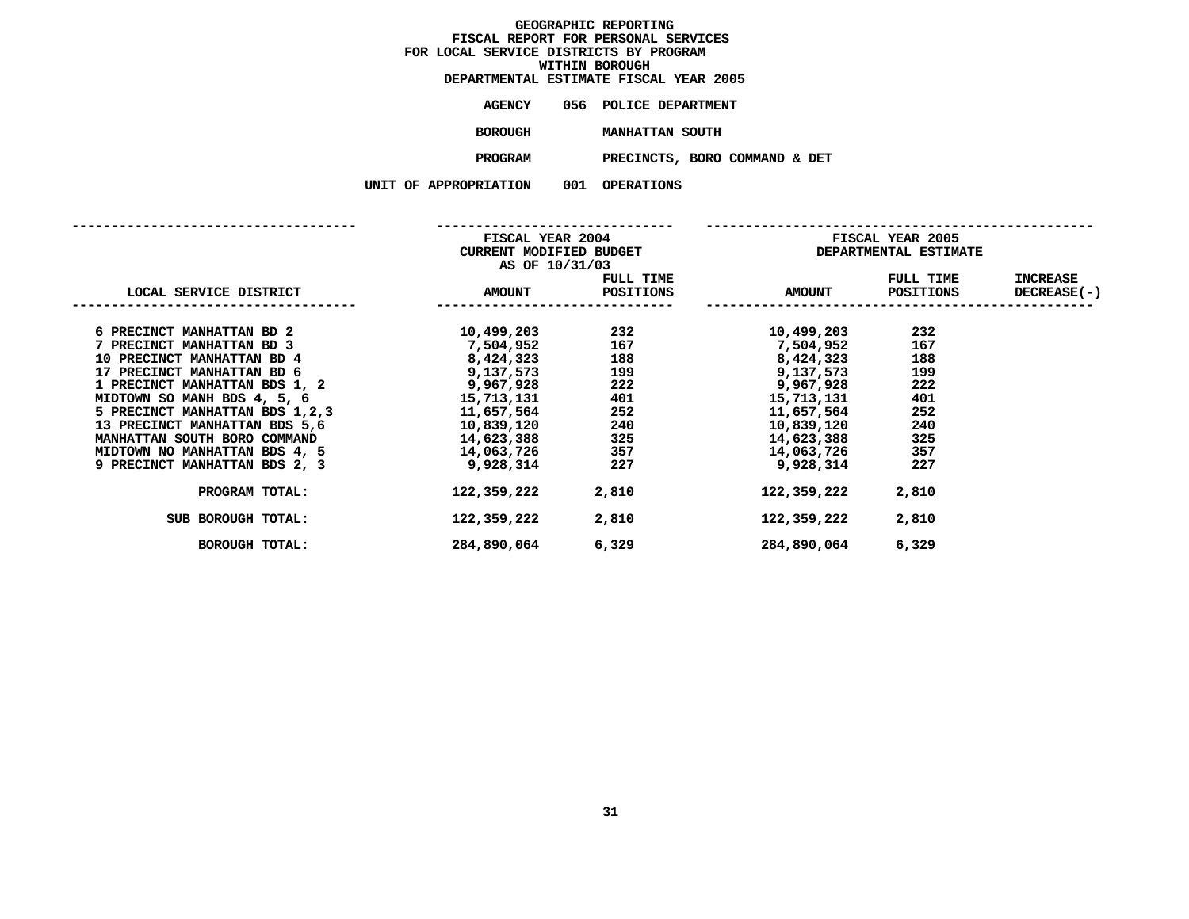# GEOGRAPHIC REPORTING
## FISCAL REPORT FOR PERSONAL SERVICES
## FOR LOCAL SERVICE DISTRICTS BY PROGRAM
## WITHIN BOROUGH
## DEPARTMENTAL ESTIMATE FISCAL YEAR 2005

**AGENCY** 056 POLICE DEPARTMENT

**BOROUGH** MANHATTAN SOUTH

**PROGRAM** PRECINCTS, BORO COMMAND & DET

**UNIT OF APPROPRIATION** 001 OPERATIONS

| LOCAL SERVICE DISTRICT | FISCAL YEAR 2004 CURRENT MODIFIED BUDGET AS OF 10/31/03 AMOUNT | FULL TIME POSITIONS | FISCAL YEAR 2005 DEPARTMENTAL ESTIMATE AMOUNT | FULL TIME POSITIONS | INCREASE DECREASE(-) |
|---|---|---|---|---|---|
| 6 PRECINCT MANHATTAN BD 2 | 10,499,203 | 232 | 10,499,203 | 232 | |
| 7 PRECINCT MANHATTAN BD 3 | 7,504,952 | 167 | 7,504,952 | 167 | |
| 10 PRECINCT MANHATTAN BD 4 | 8,424,323 | 188 | 8,424,323 | 188 | |
| 17 PRECINCT MANHATTAN BD 6 | 9,137,573 | 199 | 9,137,573 | 199 | |
| 1 PRECINCT MANHATTAN BDS 1, 2 | 9,967,928 | 222 | 9,967,928 | 222 | |
| MIDTOWN SO MANH BDS 4, 5, 6 | 15,713,131 | 401 | 15,713,131 | 401 | |
| 5 PRECINCT MANHATTAN BDS 1,2,3 | 11,657,564 | 252 | 11,657,564 | 252 | |
| 13 PRECINCT MANHATTAN BDS 5,6 | 10,839,120 | 240 | 10,839,120 | 240 | |
| MANHATTAN SOUTH BORO COMMAND | 14,623,388 | 325 | 14,623,388 | 325 | |
| MIDTOWN NO MANHATTAN BDS 4, 5 | 14,063,726 | 357 | 14,063,726 | 357 | |
| 9 PRECINCT MANHATTAN BDS 2, 3 | 9,928,314 | 227 | 9,928,314 | 227 | |
| PROGRAM TOTAL: | 122,359,222 | 2,810 | 122,359,222 | 2,810 | |
| SUB BOROUGH TOTAL: | 122,359,222 | 2,810 | 122,359,222 | 2,810 | |
| BOROUGH TOTAL: | 284,890,064 | 6,329 | 284,890,064 | 6,329 | |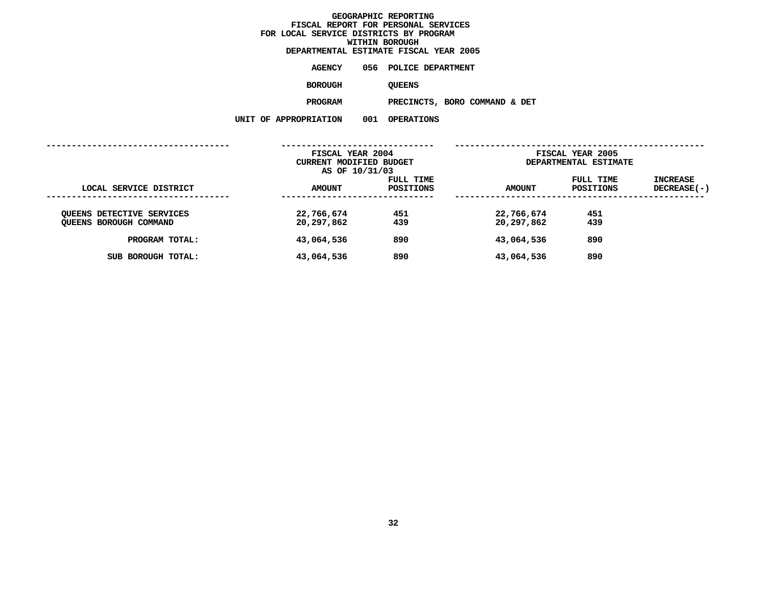# GEOGRAPHIC REPORTING
## FISCAL REPORT FOR PERSONAL SERVICES
## FOR LOCAL SERVICE DISTRICTS BY PROGRAM
## WITHIN BOROUGH
## DEPARTMENTAL ESTIMATE FISCAL YEAR 2005

**AGENCY** 056 POLICE DEPARTMENT

**BOROUGH** QUEENS

**PROGRAM** PRECINCTS, BORO COMMAND & DET

**UNIT OF APPROPRIATION** 001 OPERATIONS

| | FISCAL YEAR 2004 CURRENT MODIFIED BUDGET AS OF 10/31/03 | | FISCAL YEAR 2005 DEPARTMENTAL ESTIMATE | | |
|---|---|---|---|---|---|
| LOCAL SERVICE DISTRICT | AMOUNT | FULL TIME POSITIONS | AMOUNT | FULL TIME POSITIONS | INCREASE DECREASE(-) |
| QUEENS DETECTIVE SERVICES | 22,766,674 | 451 | 22,766,674 | 451 | |
| QUEENS BOROUGH COMMAND | 20,297,862 | 439 | 20,297,862 | 439 | |
| PROGRAM TOTAL: | 43,064,536 | 890 | 43,064,536 | 890 | |
| SUB BOROUGH TOTAL: | 43,064,536 | 890 | 43,064,536 | 890 | |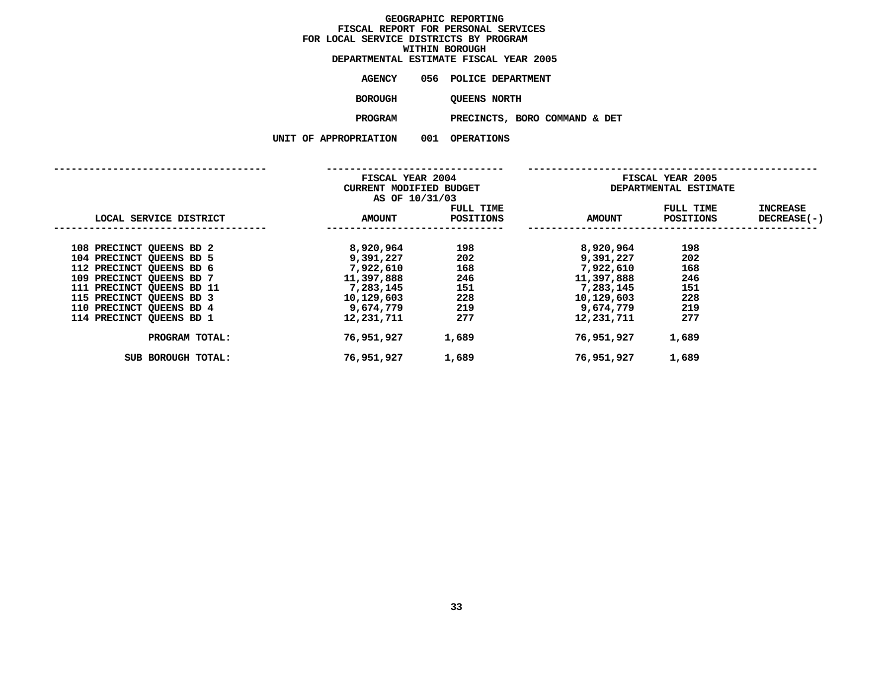# GEOGRAPHIC REPORTING
## FISCAL REPORT FOR PERSONAL SERVICES
## FOR LOCAL SERVICE DISTRICTS BY PROGRAM
## WITHIN BOROUGH
## DEPARTMENTAL ESTIMATE FISCAL YEAR 2005

**AGENCY** 056 POLICE DEPARTMENT

**BOROUGH** QUEENS NORTH

**PROGRAM** PRECINCTS, BORO COMMAND & DET

**UNIT OF APPROPRIATION** 001 OPERATIONS

| | FISCAL YEAR 2004 CURRENT MODIFIED BUDGET AS OF 10/31/03 | | FISCAL YEAR 2005 DEPARTMENTAL ESTIMATE | | |
|---|---|---|---|---|---|
| LOCAL SERVICE DISTRICT | AMOUNT | FULL TIME POSITIONS | AMOUNT | FULL TIME POSITIONS | INCREASE DECREASE(-) |
| 108 PRECINCT QUEENS BD 2 | 8,920,964 | 198 | 8,920,964 | 198 | |
| 104 PRECINCT QUEENS BD 5 | 9,391,227 | 202 | 9,391,227 | 202 | |
| 112 PRECINCT QUEENS BD 6 | 7,922,610 | 168 | 7,922,610 | 168 | |
| 109 PRECINCT QUEENS BD 7 | 11,397,888 | 246 | 11,397,888 | 246 | |
| 111 PRECINCT QUEENS BD 11 | 7,283,145 | 151 | 7,283,145 | 151 | |
| 115 PRECINCT QUEENS BD 3 | 10,129,603 | 228 | 10,129,603 | 228 | |
| 110 PRECINCT QUEENS BD 4 | 9,674,779 | 219 | 9,674,779 | 219 | |
| 114 PRECINCT QUEENS BD 1 | 12,231,711 | 277 | 12,231,711 | 277 | |
| PROGRAM TOTAL: | 76,951,927 | 1,689 | 76,951,927 | 1,689 | |
| SUB BOROUGH TOTAL: | 76,951,927 | 1,689 | 76,951,927 | 1,689 | |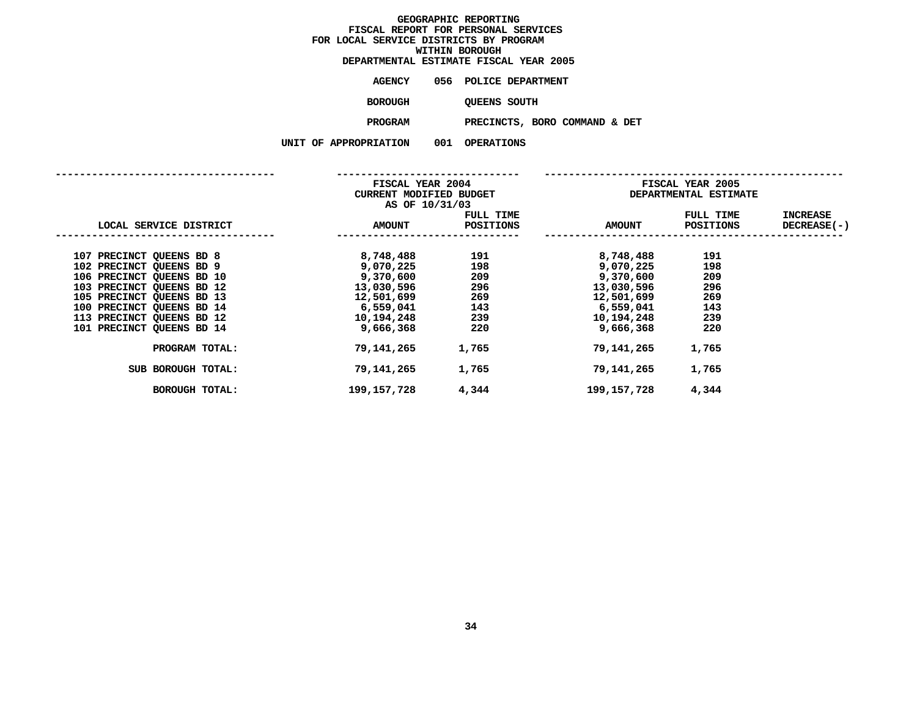# GEOGRAPHIC REPORTING
## FISCAL REPORT FOR PERSONAL SERVICES FOR LOCAL SERVICE DISTRICTS BY PROGRAM WITHIN BOROUGH
### DEPARTMENTAL ESTIMATE FISCAL YEAR 2005

**AGENCY** 056 POLICE DEPARTMENT

**BOROUGH** QUEENS SOUTH

**PROGRAM** PRECINCTS, BORO COMMAND & DET

**UNIT OF APPROPRIATION** 001 OPERATIONS

| LOCAL SERVICE DISTRICT | FISCAL YEAR 2004 CURRENT MODIFIED BUDGET AS OF 10/31/03 AMOUNT | FULL TIME POSITIONS | FISCAL YEAR 2005 DEPARTMENTAL ESTIMATE AMOUNT | FULL TIME POSITIONS | INCREASE DECREASE(-) |
|---|---|---|---|---|---|
| 107 PRECINCT QUEENS BD 8 | 8,748,488 | 191 | 8,748,488 | 191 | |
| 102 PRECINCT QUEENS BD 9 | 9,070,225 | 198 | 9,070,225 | 198 | |
| 106 PRECINCT QUEENS BD 10 | 9,370,600 | 209 | 9,370,600 | 209 | |
| 103 PRECINCT QUEENS BD 12 | 13,030,596 | 296 | 13,030,596 | 296 | |
| 105 PRECINCT QUEENS BD 13 | 12,501,699 | 269 | 12,501,699 | 269 | |
| 100 PRECINCT QUEENS BD 14 | 6,559,041 | 143 | 6,559,041 | 143 | |
| 113 PRECINCT QUEENS BD 12 | 10,194,248 | 239 | 10,194,248 | 239 | |
| 101 PRECINCT QUEENS BD 14 | 9,666,368 | 220 | 9,666,368 | 220 | |
| PROGRAM TOTAL: | 79,141,265 | 1,765 | 79,141,265 | 1,765 | |
| SUB BOROUGH TOTAL: | 79,141,265 | 1,765 | 79,141,265 | 1,765 | |
| BOROUGH TOTAL: | 199,157,728 | 4,344 | 199,157,728 | 4,344 | |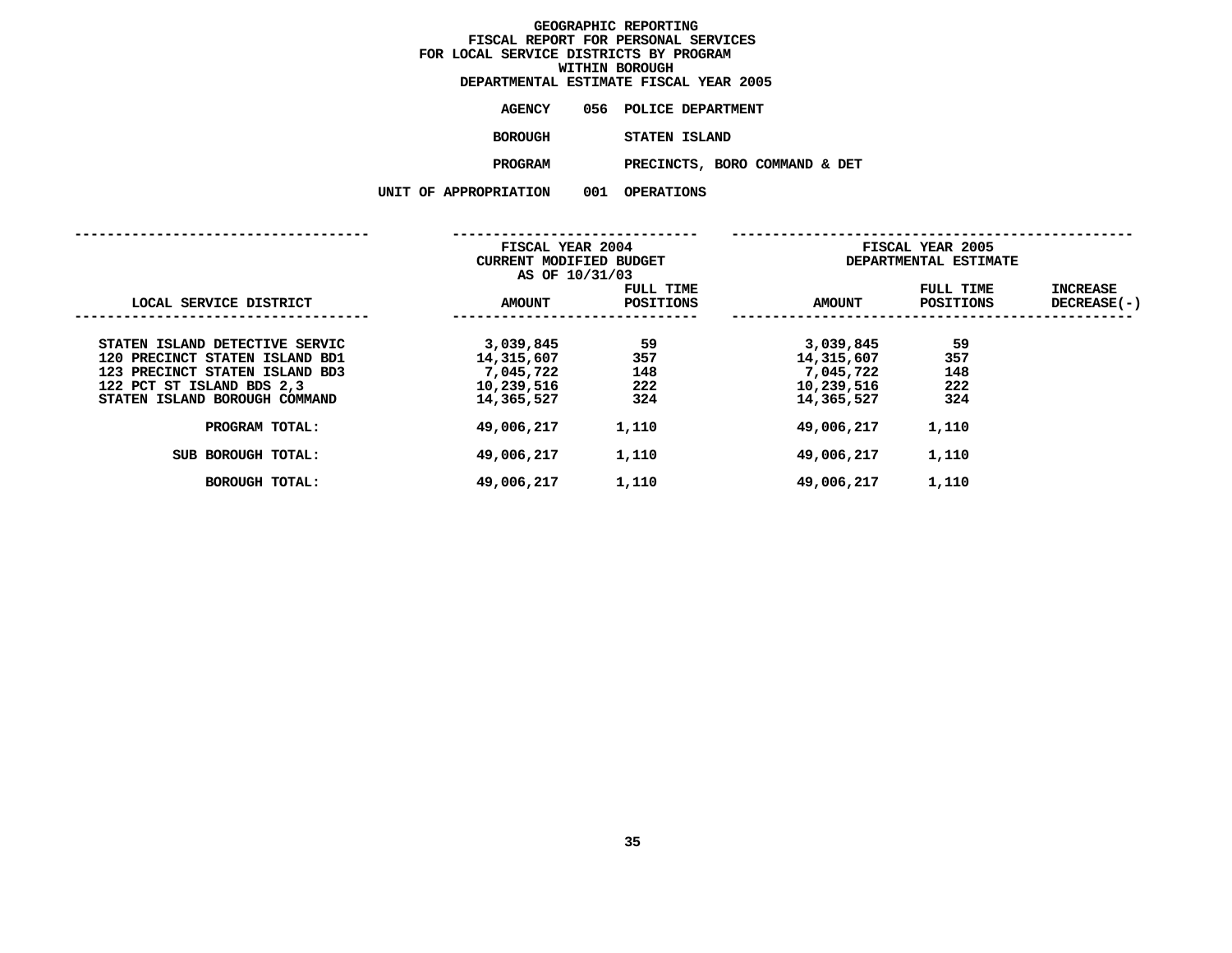# GEOGRAPHIC REPORTING
## FISCAL REPORT FOR PERSONAL SERVICES
## FOR LOCAL SERVICE DISTRICTS BY PROGRAM
## WITHIN BOROUGH
## DEPARTMENTAL ESTIMATE FISCAL YEAR 2005

**AGENCY** 056 POLICE DEPARTMENT

**BOROUGH** STATEN ISLAND

**PROGRAM** PRECINCTS, BORO COMMAND & DET

**UNIT OF APPROPRIATION** 001 OPERATIONS

| LOCAL SERVICE DISTRICT | FISCAL YEAR 2004 CURRENT MODIFIED BUDGET AS OF 10/31/03 AMOUNT | FULL TIME POSITIONS | FISCAL YEAR 2005 DEPARTMENTAL ESTIMATE AMOUNT | FULL TIME POSITIONS | INCREASE DECREASE(-) |
|---|---|---|---|---|---|
| STATEN ISLAND DETECTIVE SERVIC | 3,039,845 | 59 | 3,039,845 | 59 | |
| 120 PRECINCT STATEN ISLAND BD1 | 14,315,607 | 357 | 14,315,607 | 357 | |
| 123 PRECINCT STATEN ISLAND BD3 | 7,045,722 | 148 | 7,045,722 | 148 | |
| 122 PCT ST ISLAND BDS 2,3 | 10,239,516 | 222 | 10,239,516 | 222 | |
| STATEN ISLAND BOROUGH COMMAND | 14,365,527 | 324 | 14,365,527 | 324 | |
| PROGRAM TOTAL: | 49,006,217 | 1,110 | 49,006,217 | 1,110 | |
| SUB BOROUGH TOTAL: | 49,006,217 | 1,110 | 49,006,217 | 1,110 | |
| BOROUGH TOTAL: | 49,006,217 | 1,110 | 49,006,217 | 1,110 | |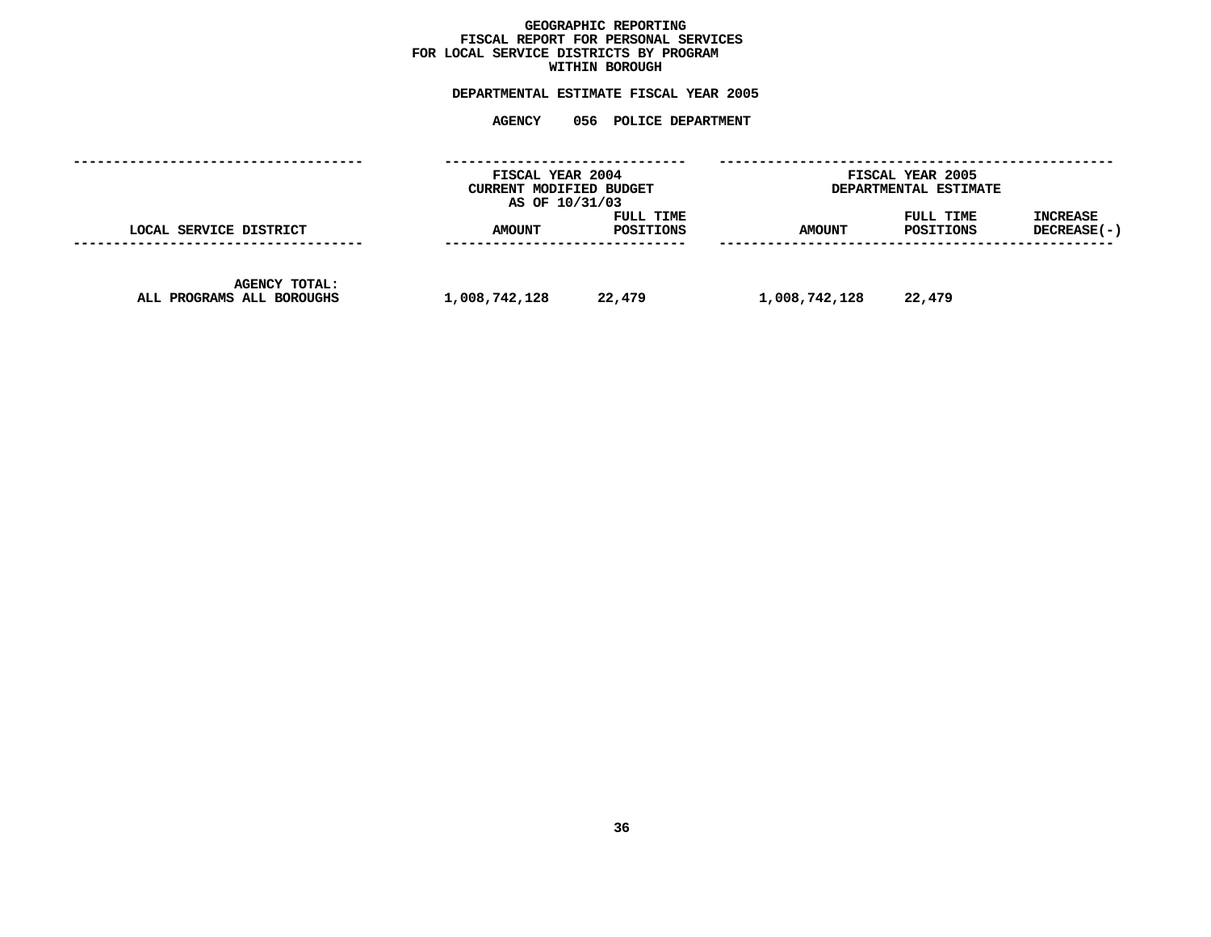**GEOGRAPHIC REPORTING**
**FISCAL REPORT FOR PERSONAL SERVICES**
**FOR LOCAL SERVICE DISTRICTS BY PROGRAM**
**WITHIN BOROUGH**

**DEPARTMENTAL ESTIMATE FISCAL YEAR 2005**

**AGENCY 056 POLICE DEPARTMENT**

| | FISCAL YEAR 2004 CURRENT MODIFIED BUDGET AS OF 10/31/03 | | FISCAL YEAR 2005 DEPARTMENTAL ESTIMATE | | |
|---|---|---|---|---|---|
| LOCAL SERVICE DISTRICT | AMOUNT | FULL TIME POSITIONS | AMOUNT | FULL TIME POSITIONS | INCREASE DECREASE(-) |
| AGENCY TOTAL: ALL PROGRAMS ALL BOROUGHS | 1,008,742,128 | 22,479 | 1,008,742,128 | 22,479 | |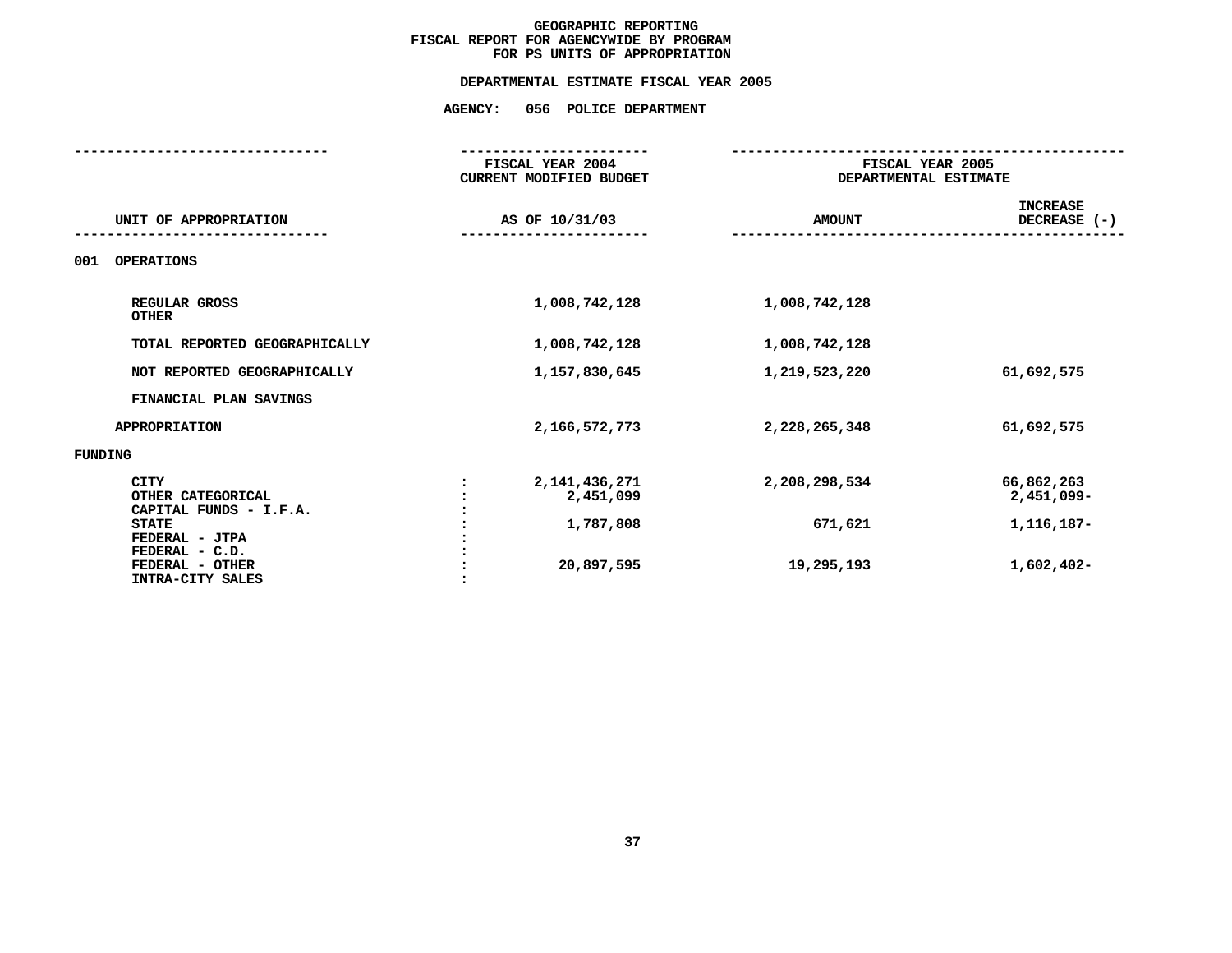**GEOGRAPHIC REPORTING**
**FISCAL REPORT FOR AGENCYWIDE BY PROGRAM**
**FOR PS UNITS OF APPROPRIATION**

**DEPARTMENTAL ESTIMATE FISCAL YEAR 2005**

**AGENCY: 056 POLICE DEPARTMENT**

| UNIT OF APPROPRIATION | | FISCAL YEAR 2004 CURRENT MODIFIED BUDGET AS OF 10/31/03 | FISCAL YEAR 2005 DEPARTMENTAL ESTIMATE AMOUNT | INCREASE DECREASE (-) |
|---|---|---|---|---|
| 001 OPERATIONS | | | | |
| REGULAR GROSS | | 1,008,742,128 | 1,008,742,128 | |
| OTHER | | | | |
| TOTAL REPORTED GEOGRAPHICALLY | | 1,008,742,128 | 1,008,742,128 | |
| NOT REPORTED GEOGRAPHICALLY | | 1,157,830,645 | 1,219,523,220 | 61,692,575 |
| FINANCIAL PLAN SAVINGS | | | | |
| APPROPRIATION | | 2,166,572,773 | 2,228,265,348 | 61,692,575 |
| FUNDING | | | | |
| CITY | : | 2,141,436,271 | 2,208,298,534 | 66,862,263 |
| OTHER CATEGORICAL | : | 2,451,099 | | 2,451,099- |
| CAPITAL FUNDS - I.F.A. | : | | | |
| STATE | : | 1,787,808 | 671,621 | 1,116,187- |
| FEDERAL - JTPA | : | | | |
| FEDERAL - C.D. | : | | | |
| FEDERAL - OTHER | : | 20,897,595 | 19,295,193 | 1,602,402- |
| INTRA-CITY SALES | : | | | |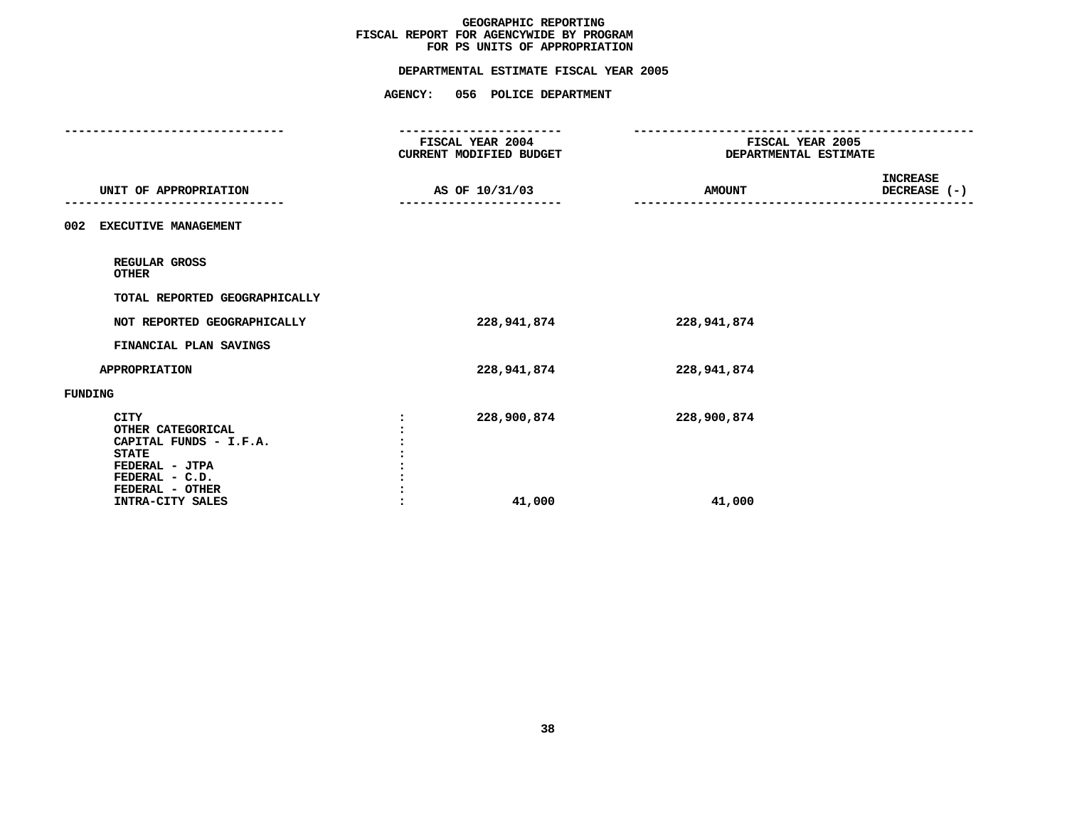**GEOGRAPHIC REPORTING**
**FISCAL REPORT FOR AGENCYWIDE BY PROGRAM**
**FOR PS UNITS OF APPROPRIATION**

**DEPARTMENTAL ESTIMATE FISCAL YEAR 2005**

**AGENCY: 056 POLICE DEPARTMENT**

| UNIT OF APPROPRIATION | FISCAL YEAR 2004 CURRENT MODIFIED BUDGET AS OF 10/31/03 | FISCAL YEAR 2005 DEPARTMENTAL ESTIMATE AMOUNT | INCREASE DECREASE (-) |
|---|---|---|---|
| **002 EXECUTIVE MANAGEMENT** | | | |
| REGULAR GROSS | | | |
| OTHER | | | |
| TOTAL REPORTED GEOGRAPHICALLY | | | |
| NOT REPORTED GEOGRAPHICALLY | 228,941,874 | 228,941,874 | |
| FINANCIAL PLAN SAVINGS | | | |
| APPROPRIATION | 228,941,874 | 228,941,874 | |
| **FUNDING** | | | |
| CITY | 228,900,874 | 228,900,874 | |
| OTHER CATEGORICAL | | | |
| CAPITAL FUNDS - I.F.A. | | | |
| STATE | | | |
| FEDERAL - JTPA | | | |
| FEDERAL - C.D. | | | |
| FEDERAL - OTHER | | | |
| INTRA-CITY SALES | 41,000 | 41,000 | |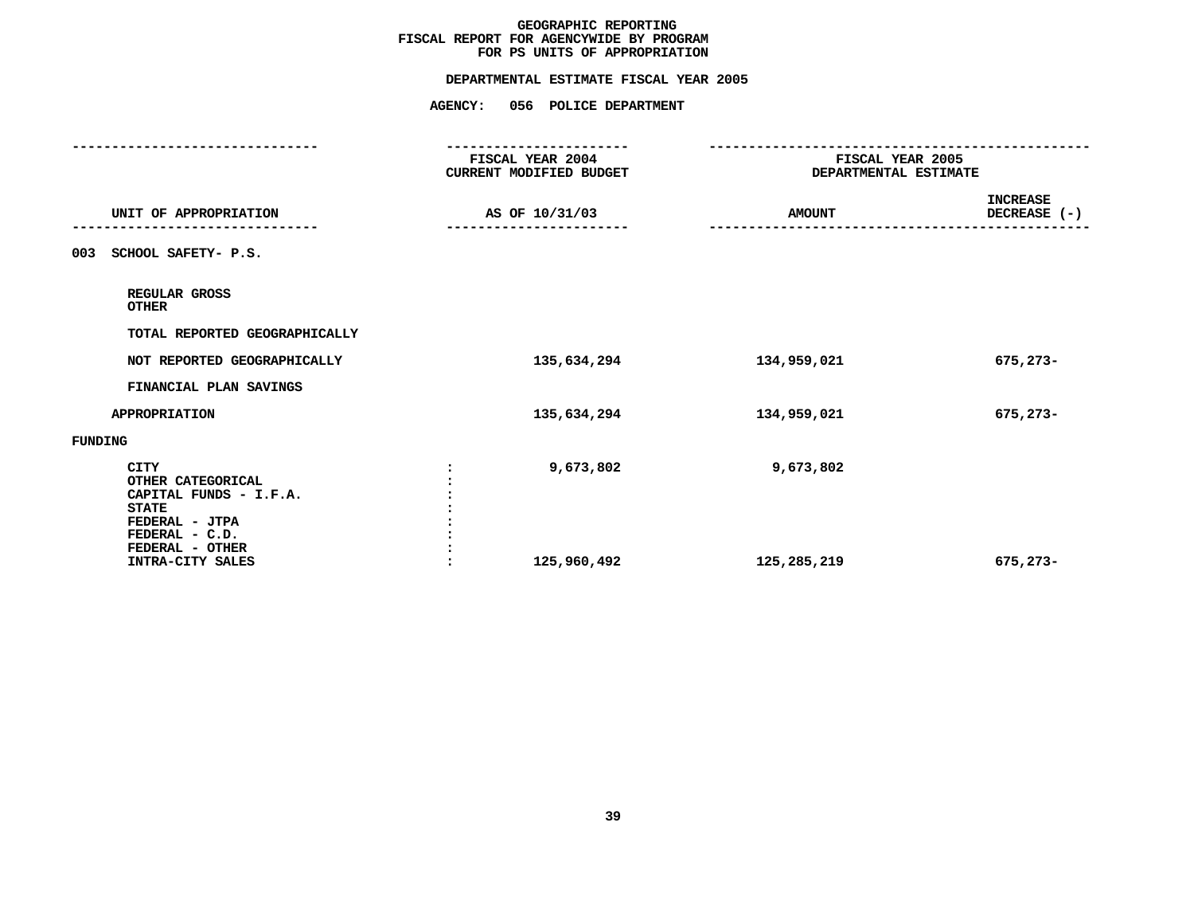# GEOGRAPHIC REPORTING
## FISCAL REPORT FOR AGENCYWIDE BY PROGRAM
## FOR PS UNITS OF APPROPRIATION

**DEPARTMENTAL ESTIMATE FISCAL YEAR 2005**

**AGENCY: 056 POLICE DEPARTMENT**

| UNIT OF APPROPRIATION | FISCAL YEAR 2004 CURRENT MODIFIED BUDGET AS OF 10/31/03 | FISCAL YEAR 2005 DEPARTMENTAL ESTIMATE AMOUNT | INCREASE DECREASE (-) |
|---|---|---|---|
| 003 SCHOOL SAFETY- P.S. | | | |
| REGULAR GROSS | | | |
| OTHER | | | |
| TOTAL REPORTED GEOGRAPHICALLY | | | |
| NOT REPORTED GEOGRAPHICALLY | 135,634,294 | 134,959,021 | 675,273- |
| FINANCIAL PLAN SAVINGS | | | |
| APPROPRIATION | 135,634,294 | 134,959,021 | 675,273- |
| FUNDING | | | |
| CITY | 9,673,802 | 9,673,802 | |
| OTHER CATEGORICAL | | | |
| CAPITAL FUNDS - I.F.A. | | | |
| STATE | | | |
| FEDERAL - JTPA | | | |
| FEDERAL - C.D. | | | |
| FEDERAL - OTHER | | | |
| INTRA-CITY SALES | 125,960,492 | 125,285,219 | 675,273- |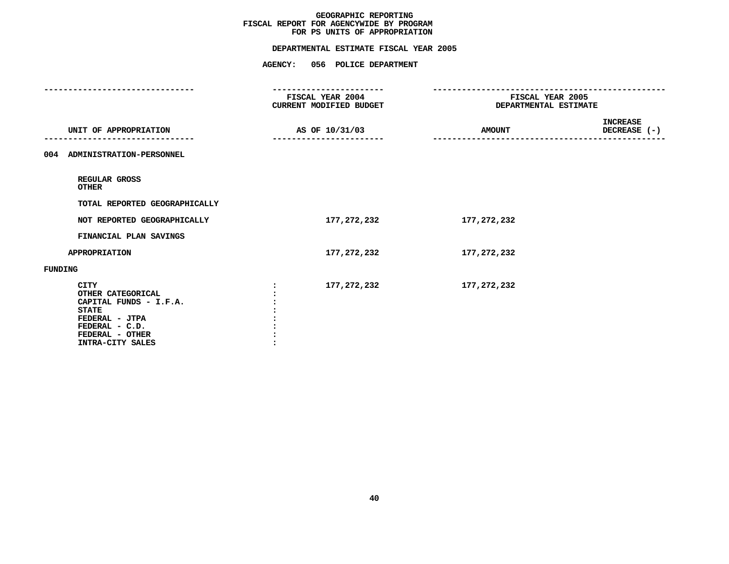**GEOGRAPHIC REPORTING**
**FISCAL REPORT FOR AGENCYWIDE BY PROGRAM**
**FOR PS UNITS OF APPROPRIATION**

**DEPARTMENTAL ESTIMATE FISCAL YEAR 2005**

**AGENCY: 056 POLICE DEPARTMENT**

| UNIT OF APPROPRIATION | | FISCAL YEAR 2004 CURRENT MODIFIED BUDGET AS OF 10/31/03 | FISCAL YEAR 2005 DEPARTMENTAL ESTIMATE AMOUNT | INCREASE DECREASE (-) |
|---|---|---|---|---|
| 004 ADMINISTRATION-PERSONNEL | | | | |
| REGULAR GROSS | | | | |
| OTHER | | | | |
| TOTAL REPORTED GEOGRAPHICALLY | | | | |
| NOT REPORTED GEOGRAPHICALLY | | 177,272,232 | 177,272,232 | |
| FINANCIAL PLAN SAVINGS | | | | |
| APPROPRIATION | | 177,272,232 | 177,272,232 | |
| FUNDING | | | | |
| CITY | : | 177,272,232 | 177,272,232 | |
| OTHER CATEGORICAL | : | | | |
| CAPITAL FUNDS - I.F.A. | : | | | |
| STATE | : | | | |
| FEDERAL - JTPA | : | | | |
| FEDERAL - C.D. | : | | | |
| FEDERAL - OTHER | : | | | |
| INTRA-CITY SALES | : | | | |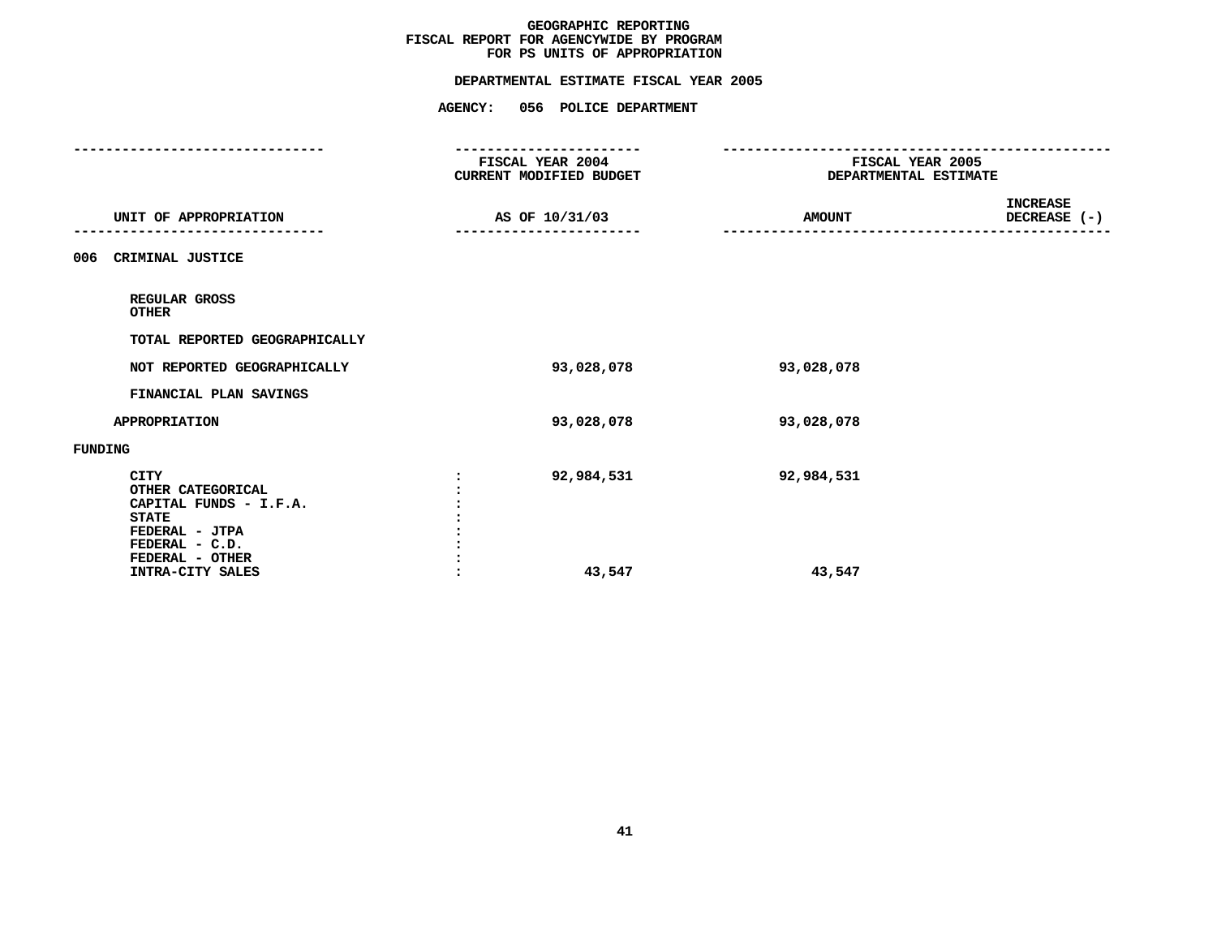**GEOGRAPHIC REPORTING**
**FISCAL REPORT FOR AGENCYWIDE BY PROGRAM**
**FOR PS UNITS OF APPROPRIATION**

**DEPARTMENTAL ESTIMATE FISCAL YEAR 2005**

**AGENCY: 056 POLICE DEPARTMENT**

| UNIT OF APPROPRIATION | | FISCAL YEAR 2004 CURRENT MODIFIED BUDGET AS OF 10/31/03 | FISCAL YEAR 2005 DEPARTMENTAL ESTIMATE AMOUNT | INCREASE DECREASE (-) |
|---|---|---|---|---|
| 006 CRIMINAL JUSTICE | | | | |
| REGULAR GROSS | | | | |
| OTHER | | | | |
| TOTAL REPORTED GEOGRAPHICALLY | | | | |
| NOT REPORTED GEOGRAPHICALLY | | 93,028,078 | 93,028,078 | |
| FINANCIAL PLAN SAVINGS | | | | |
| APPROPRIATION | | 93,028,078 | 93,028,078 | |
| FUNDING | | | | |
| CITY | : | 92,984,531 | 92,984,531 | |
| OTHER CATEGORICAL | : | | | |
| CAPITAL FUNDS - I.F.A. | : | | | |
| STATE | : | | | |
| FEDERAL - JTPA | : | | | |
| FEDERAL - C.D. | : | | | |
| FEDERAL - OTHER | : | | | |
| INTRA-CITY SALES | : | 43,547 | 43,547 | |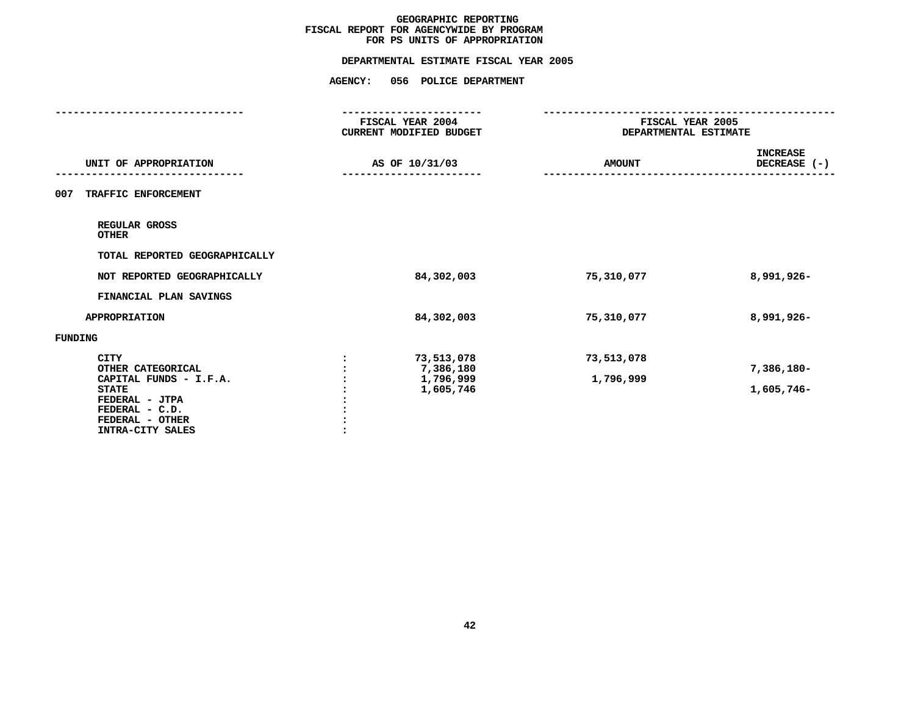# GEOGRAPHIC REPORTING
## FISCAL REPORT FOR AGENCYWIDE BY PROGRAM
## FOR PS UNITS OF APPROPRIATION

**DEPARTMENTAL ESTIMATE FISCAL YEAR 2005**

**AGENCY: 056 POLICE DEPARTMENT**

| UNIT OF APPROPRIATION | FISCAL YEAR 2004 CURRENT MODIFIED BUDGET AS OF 10/31/03 | FISCAL YEAR 2005 DEPARTMENTAL ESTIMATE AMOUNT | INCREASE DECREASE (-) |
|---|---|---|---|
| **007 TRAFFIC ENFORCEMENT** | | | |
| REGULAR GROSS | | | |
| OTHER | | | |
| TOTAL REPORTED GEOGRAPHICALLY | | | |
| NOT REPORTED GEOGRAPHICALLY | 84,302,003 | 75,310,077 | 8,991,926- |
| FINANCIAL PLAN SAVINGS | | | |
| APPROPRIATION | 84,302,003 | 75,310,077 | 8,991,926- |
| **FUNDING** | | | |
| CITY | 73,513,078 | 73,513,078 | |
| OTHER CATEGORICAL | 7,386,180 | | 7,386,180- |
| CAPITAL FUNDS - I.F.A. | 1,796,999 | 1,796,999 | |
| STATE | 1,605,746 | | 1,605,746- |
| FEDERAL - JTPA | | | |
| FEDERAL - C.D. | | | |
| FEDERAL - OTHER | | | |
| INTRA-CITY SALES | | | |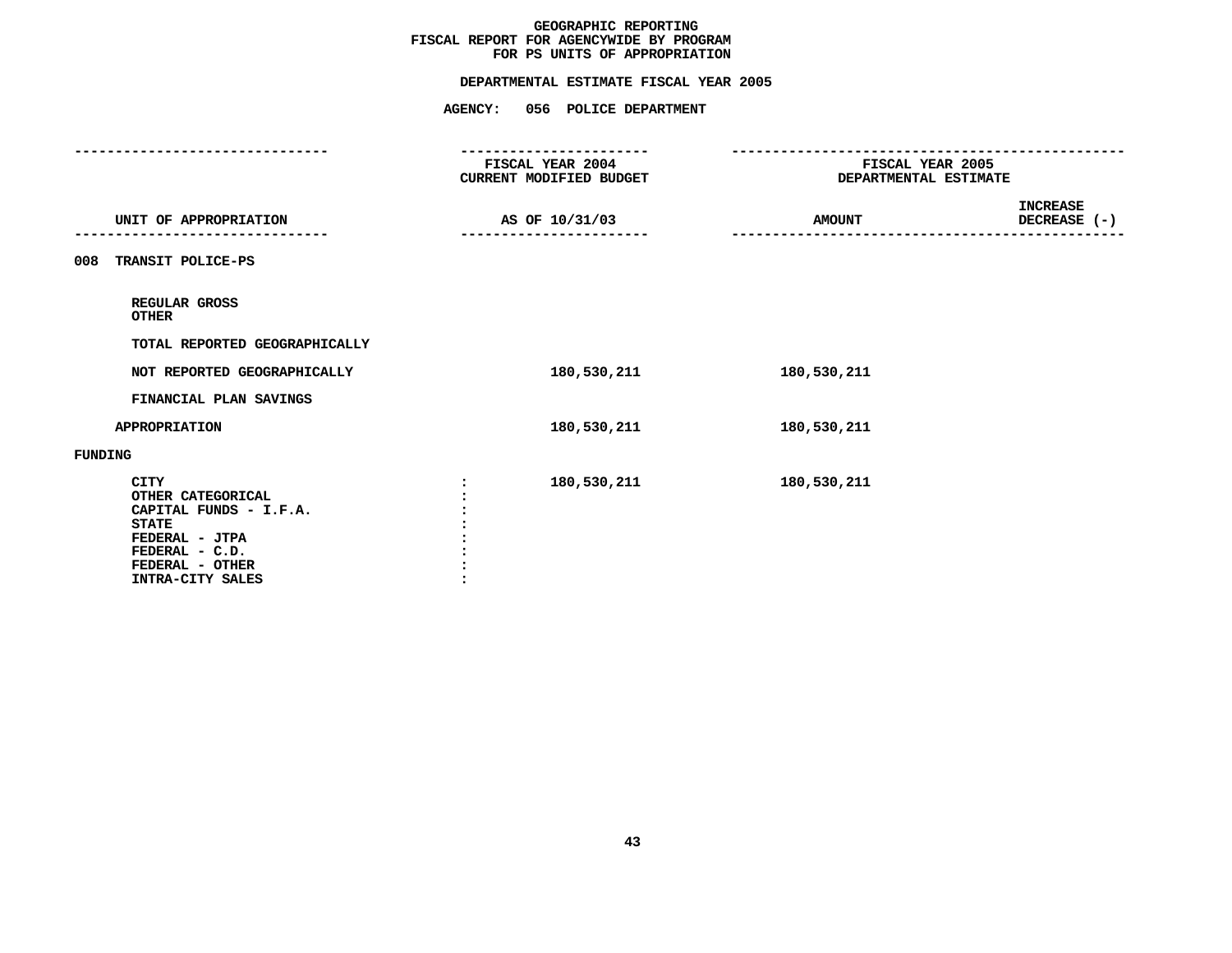# GEOGRAPHIC REPORTING
## FISCAL REPORT FOR AGENCYWIDE BY PROGRAM FOR PS UNITS OF APPROPRIATION

### DEPARTMENTAL ESTIMATE FISCAL YEAR 2005

### AGENCY: 056 POLICE DEPARTMENT

| UNIT OF APPROPRIATION | FISCAL YEAR 2004 CURRENT MODIFIED BUDGET AS OF 10/31/03 | FISCAL YEAR 2005 DEPARTMENTAL ESTIMATE AMOUNT | INCREASE DECREASE (-) |
|---|---|---|---|
| 008 TRANSIT POLICE-PS | | | |
| REGULAR GROSS | | | |
| OTHER | | | |
| TOTAL REPORTED GEOGRAPHICALLY | | | |
| NOT REPORTED GEOGRAPHICALLY | 180,530,211 | 180,530,211 | |
| FINANCIAL PLAN SAVINGS | | | |
| APPROPRIATION | 180,530,211 | 180,530,211 | |
| FUNDING | | | |
| CITY | 180,530,211 | 180,530,211 | |
| OTHER CATEGORICAL | | | |
| CAPITAL FUNDS - I.F.A. | | | |
| STATE | | | |
| FEDERAL - JTPA | | | |
| FEDERAL - C.D. | | | |
| FEDERAL - OTHER | | | |
| INTRA-CITY SALES | | | |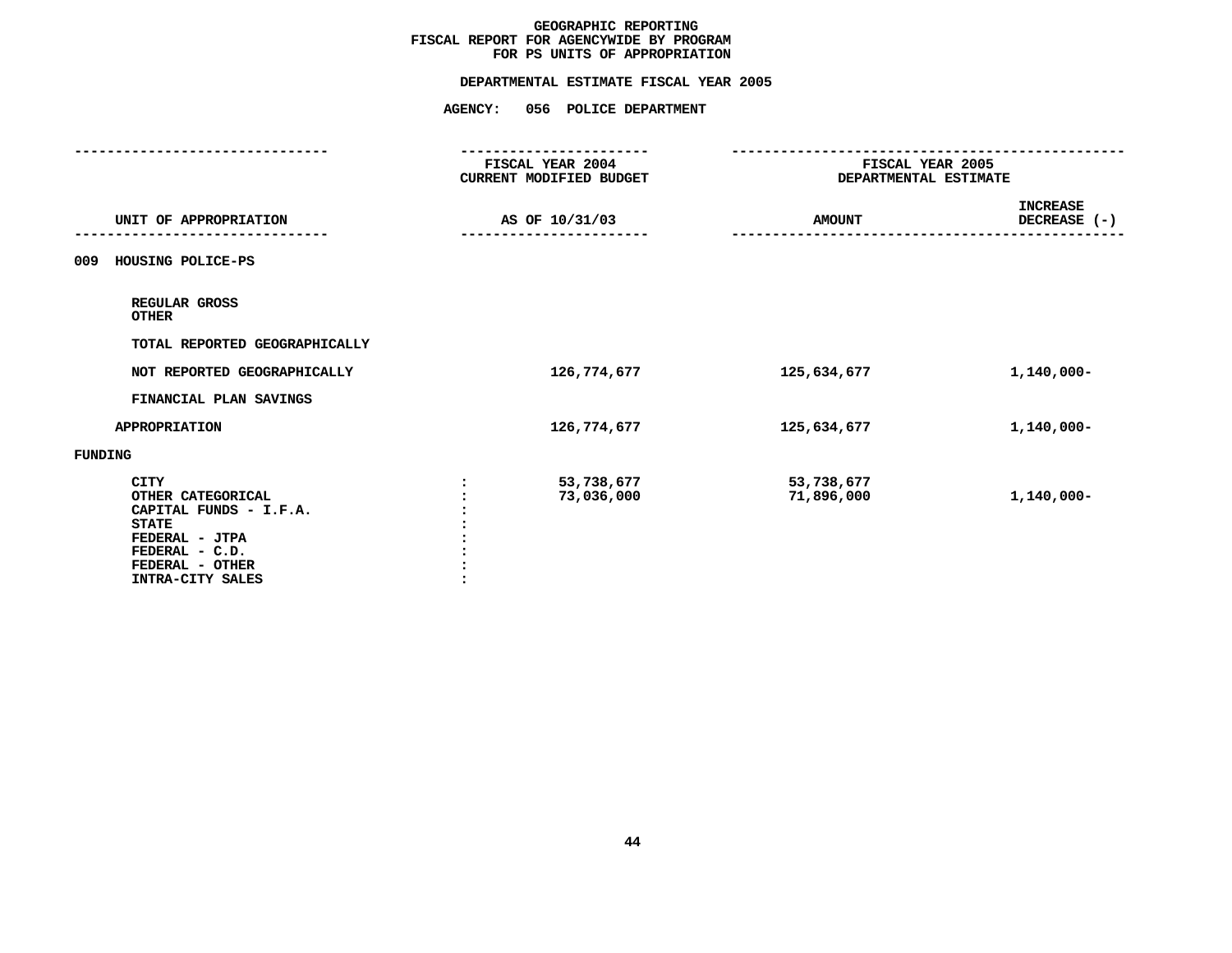# GEOGRAPHIC REPORTING
## FISCAL REPORT FOR AGENCYWIDE BY PROGRAM
## FOR PS UNITS OF APPROPRIATION

### DEPARTMENTAL ESTIMATE FISCAL YEAR 2005

### AGENCY: 056 POLICE DEPARTMENT

| UNIT OF APPROPRIATION | FISCAL YEAR 2004 CURRENT MODIFIED BUDGET AS OF 10/31/03 | FISCAL YEAR 2005 DEPARTMENTAL ESTIMATE AMOUNT | INCREASE DECREASE (-) |
|---|---|---|---|
| **009 HOUSING POLICE-PS** | | | |
| REGULAR GROSS | | | |
| OTHER | | | |
| TOTAL REPORTED GEOGRAPHICALLY | | | |
| NOT REPORTED GEOGRAPHICALLY | 126,774,677 | 125,634,677 | 1,140,000- |
| FINANCIAL PLAN SAVINGS | | | |
| APPROPRIATION | 126,774,677 | 125,634,677 | 1,140,000- |
| **FUNDING** | | | |
| CITY | 53,738,677 | 53,738,677 | |
| OTHER CATEGORICAL | 73,036,000 | 71,896,000 | 1,140,000- |
| CAPITAL FUNDS - I.F.A. | | | |
| STATE | | | |
| FEDERAL - JTPA | | | |
| FEDERAL - C.D. | | | |
| FEDERAL - OTHER | | | |
| INTRA-CITY SALES | | | |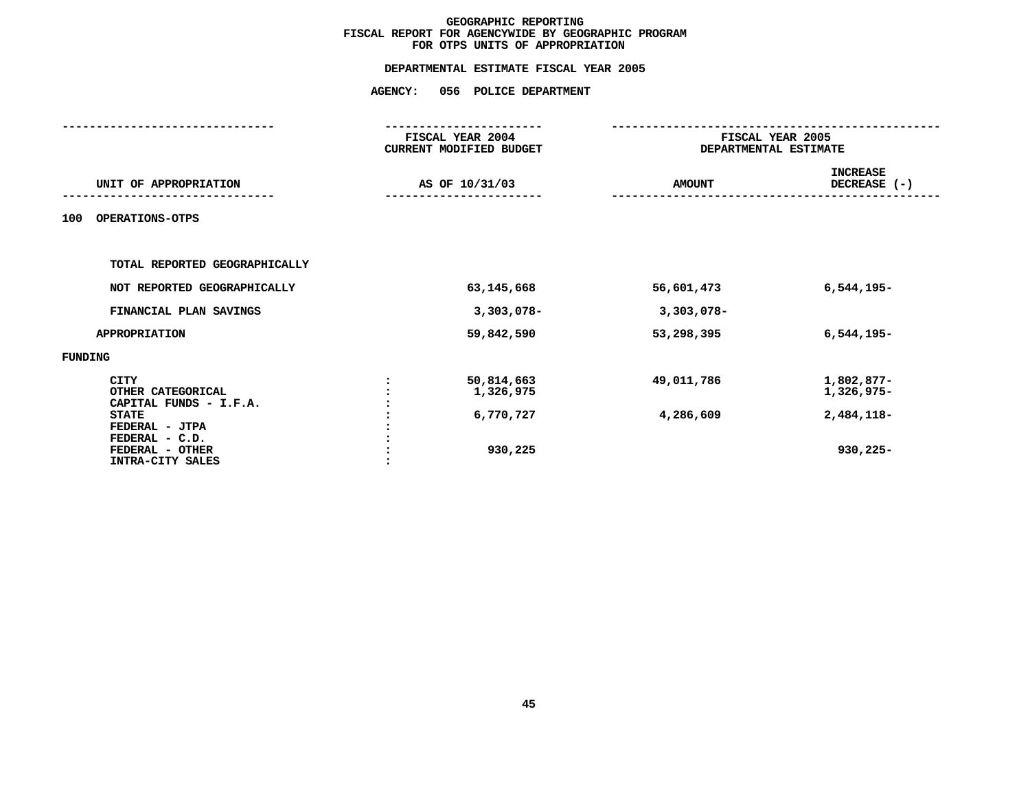# GEOGRAPHIC REPORTING
## FISCAL REPORT FOR AGENCYWIDE BY GEOGRAPHIC PROGRAM
## FOR OTPS UNITS OF APPROPRIATION

**DEPARTMENTAL ESTIMATE FISCAL YEAR 2005**

**AGENCY: 056 POLICE DEPARTMENT**

| UNIT OF APPROPRIATION | FISCAL YEAR 2004 CURRENT MODIFIED BUDGET AS OF 10/31/03 | FISCAL YEAR 2005 DEPARTMENTAL ESTIMATE AMOUNT | INCREASE DECREASE (-) |
|---|---|---|---|
| 100 OPERATIONS-OTPS | | | |
| TOTAL REPORTED GEOGRAPHICALLY | | | |
| NOT REPORTED GEOGRAPHICALLY | 63,145,668 | 56,601,473 | 6,544,195- |
| FINANCIAL PLAN SAVINGS | 3,303,078- | 3,303,078- | |
| APPROPRIATION | 59,842,590 | 53,298,395 | 6,544,195- |
| FUNDING | | | |
| CITY | 50,814,663 | 49,011,786 | 1,802,877- |
| OTHER CATEGORICAL | 1,326,975 | | 1,326,975- |
| CAPITAL FUNDS - I.F.A. | | | |
| STATE | 6,770,727 | 4,286,609 | 2,484,118- |
| FEDERAL - JTPA | | | |
| FEDERAL - C.D. | | | |
| FEDERAL - OTHER | 930,225 | | 930,225- |
| INTRA-CITY SALES | | | |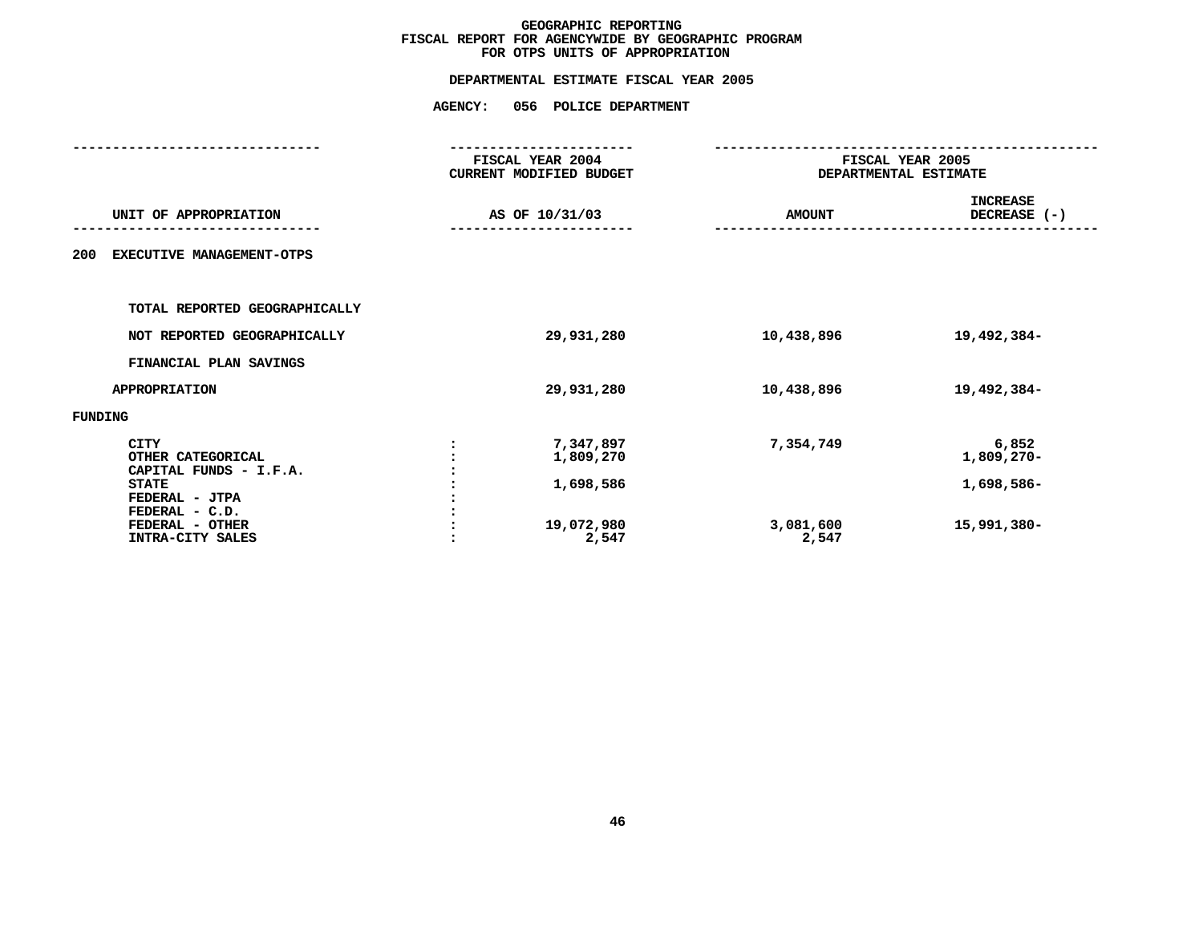# GEOGRAPHIC REPORTING
## FISCAL REPORT FOR AGENCYWIDE BY GEOGRAPHIC PROGRAM
## FOR OTPS UNITS OF APPROPRIATION

### DEPARTMENTAL ESTIMATE FISCAL YEAR 2005

### AGENCY: 056 POLICE DEPARTMENT

| UNIT OF APPROPRIATION | FISCAL YEAR 2004 CURRENT MODIFIED BUDGET AS OF 10/31/03 | FISCAL YEAR 2005 DEPARTMENTAL ESTIMATE AMOUNT | INCREASE DECREASE (-) |
|---|---|---|---|
| **200 EXECUTIVE MANAGEMENT-OTPS** | | | |
| TOTAL REPORTED GEOGRAPHICALLY | | | |
| NOT REPORTED GEOGRAPHICALLY | 29,931,280 | 10,438,896 | 19,492,384- |
| FINANCIAL PLAN SAVINGS | | | |
| APPROPRIATION | 29,931,280 | 10,438,896 | 19,492,384- |
| **FUNDING** | | | |
| CITY | 7,347,897 | 7,354,749 | 6,852 |
| OTHER CATEGORICAL | 1,809,270 | | 1,809,270- |
| CAPITAL FUNDS - I.F.A. | | | |
| STATE | 1,698,586 | | 1,698,586- |
| FEDERAL - JTPA | | | |
| FEDERAL - C.D. | | | |
| FEDERAL - OTHER | 19,072,980 | 3,081,600 | 15,991,380- |
| INTRA-CITY SALES | 2,547 | 2,547 | |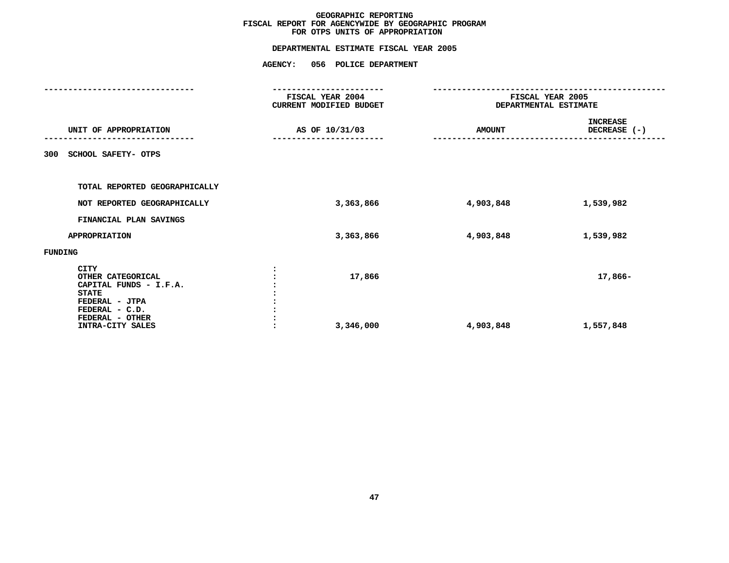# GEOGRAPHIC REPORTING
## FISCAL REPORT FOR AGENCYWIDE BY GEOGRAPHIC PROGRAM
## FOR OTPS UNITS OF APPROPRIATION

### DEPARTMENTAL ESTIMATE FISCAL YEAR 2005

### AGENCY: 056 POLICE DEPARTMENT

| UNIT OF APPROPRIATION | FISCAL YEAR 2004 CURRENT MODIFIED BUDGET AS OF 10/31/03 | FISCAL YEAR 2005 DEPARTMENTAL ESTIMATE AMOUNT | INCREASE DECREASE (-) |
|---|---|---|---|
| 300 SCHOOL SAFETY- OTPS | | | |
| TOTAL REPORTED GEOGRAPHICALLY | | | |
| NOT REPORTED GEOGRAPHICALLY | 3,363,866 | 4,903,848 | 1,539,982 |
| FINANCIAL PLAN SAVINGS | | | |
| APPROPRIATION | 3,363,866 | 4,903,848 | 1,539,982 |
| FUNDING | | | |
| CITY | | | |
| OTHER CATEGORICAL | 17,866 | | 17,866- |
| CAPITAL FUNDS - I.F.A. | | | |
| STATE | | | |
| FEDERAL - JTPA | | | |
| FEDERAL - C.D. | | | |
| FEDERAL - OTHER | | | |
| INTRA-CITY SALES | 3,346,000 | 4,903,848 | 1,557,848 |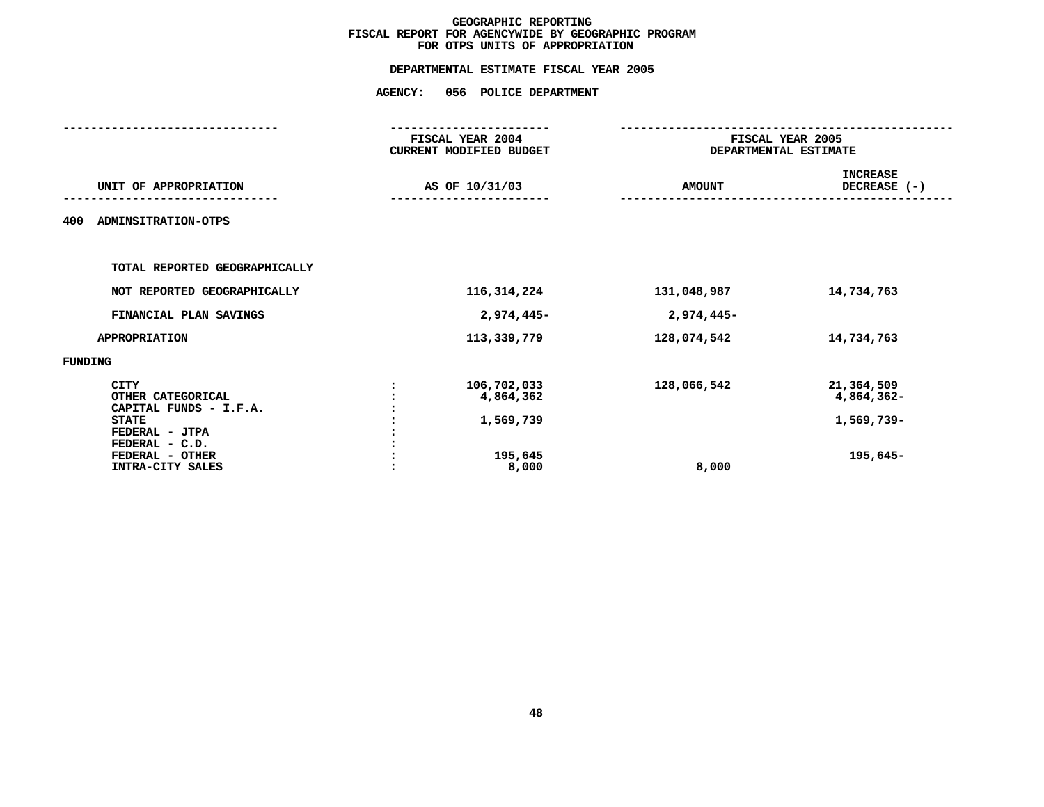# GEOGRAPHIC REPORTING
## FISCAL REPORT FOR AGENCYWIDE BY GEOGRAPHIC PROGRAM
## FOR OTPS UNITS OF APPROPRIATION

### DEPARTMENTAL ESTIMATE FISCAL YEAR 2005

### AGENCY: 056 POLICE DEPARTMENT

| UNIT OF APPROPRIATION | | FISCAL YEAR 2004 CURRENT MODIFIED BUDGET AS OF 10/31/03 | FISCAL YEAR 2005 DEPARTMENTAL ESTIMATE AMOUNT | INCREASE DECREASE (-) |
|---|---|---|---|---|
| 400 ADMINSITRATION-OTPS | | | | |
| TOTAL REPORTED GEOGRAPHICALLY | | | | |
| NOT REPORTED GEOGRAPHICALLY | | 116,314,224 | 131,048,987 | 14,734,763 |
| FINANCIAL PLAN SAVINGS | | 2,974,445- | 2,974,445- | |
| APPROPRIATION | | 113,339,779 | 128,074,542 | 14,734,763 |
| FUNDING | | | | |
| CITY | : | 106,702,033 | 128,066,542 | 21,364,509 |
| OTHER CATEGORICAL | : | 4,864,362 | | 4,864,362- |
| CAPITAL FUNDS - I.F.A. | : | | | |
| STATE | : | 1,569,739 | | 1,569,739- |
| FEDERAL - JTPA | : | | | |
| FEDERAL - C.D. | : | | | |
| FEDERAL - OTHER | : | 195,645 | | 195,645- |
| INTRA-CITY SALES | : | 8,000 | 8,000 | |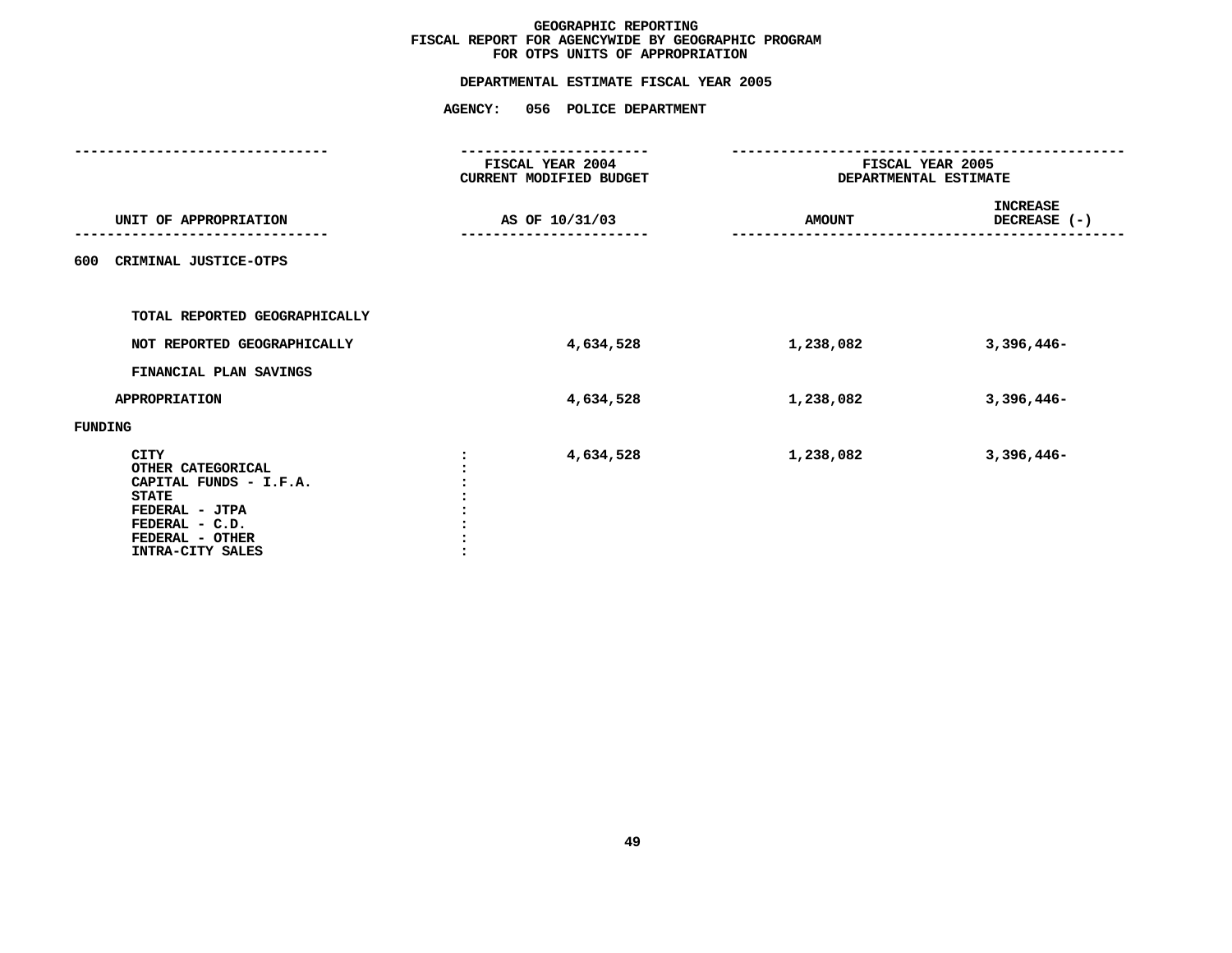# GEOGRAPHIC REPORTING
## FISCAL REPORT FOR AGENCYWIDE BY GEOGRAPHIC PROGRAM
## FOR OTPS UNITS OF APPROPRIATION

**DEPARTMENTAL ESTIMATE FISCAL YEAR 2005**

**AGENCY: 056 POLICE DEPARTMENT**

| UNIT OF APPROPRIATION | FISCAL YEAR 2004 CURRENT MODIFIED BUDGET AS OF 10/31/03 | FISCAL YEAR 2005 DEPARTMENTAL ESTIMATE AMOUNT | INCREASE DECREASE (-) |
|---|---|---|---|
| 600 CRIMINAL JUSTICE-OTPS | | | |
| TOTAL REPORTED GEOGRAPHICALLY | | | |
| NOT REPORTED GEOGRAPHICALLY | 4,634,528 | 1,238,082 | 3,396,446- |
| FINANCIAL PLAN SAVINGS | | | |
| APPROPRIATION | 4,634,528 | 1,238,082 | 3,396,446- |
| FUNDING | | | |
| CITY | 4,634,528 | 1,238,082 | 3,396,446- |
| OTHER CATEGORICAL | | | |
| CAPITAL FUNDS - I.F.A. | | | |
| STATE | | | |
| FEDERAL - JTPA | | | |
| FEDERAL - C.D. | | | |
| FEDERAL - OTHER | | | |
| INTRA-CITY SALES | | | |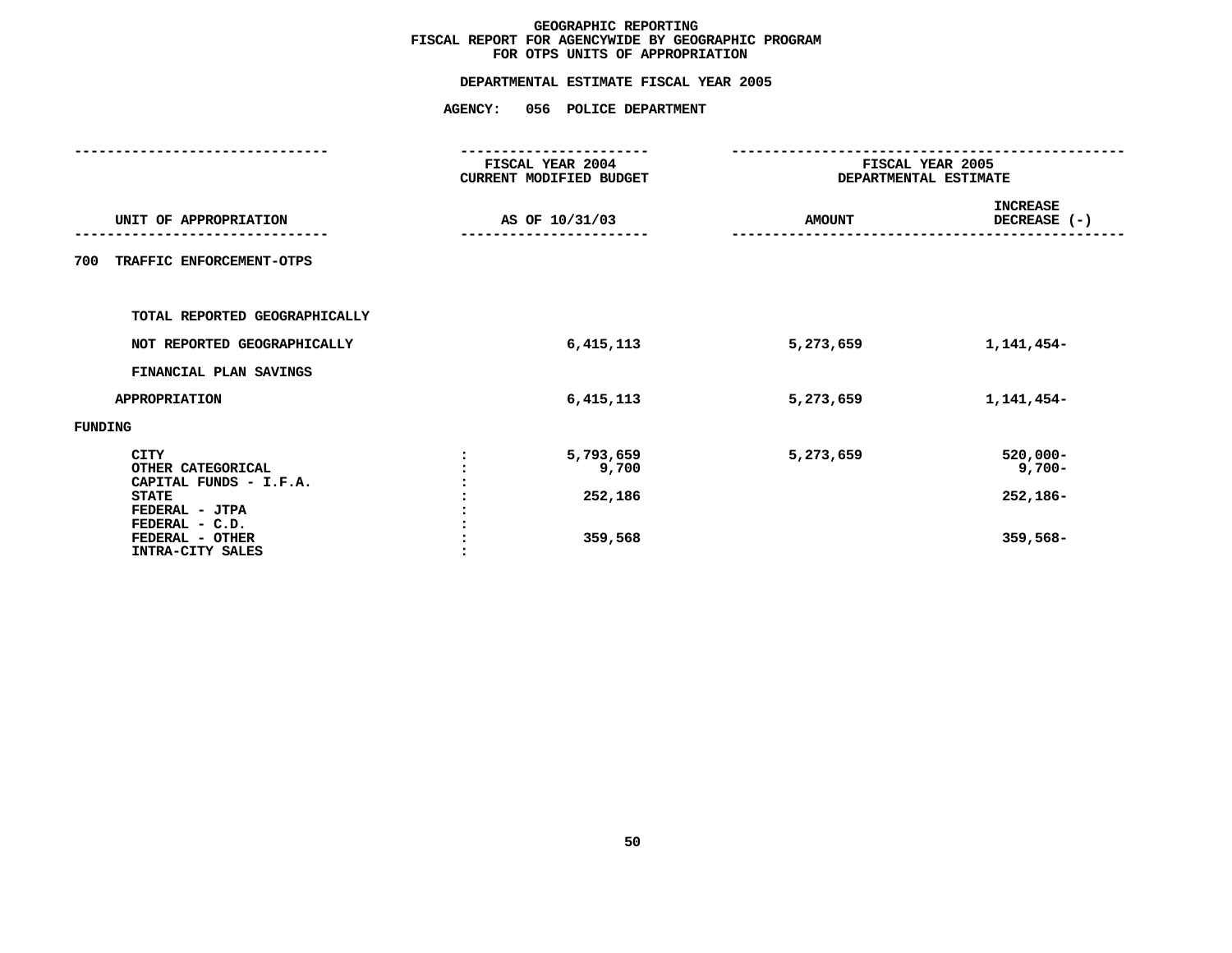# GEOGRAPHIC REPORTING
## FISCAL REPORT FOR AGENCYWIDE BY GEOGRAPHIC PROGRAM
## FOR OTPS UNITS OF APPROPRIATION

### DEPARTMENTAL ESTIMATE FISCAL YEAR 2005

### AGENCY: 056 POLICE DEPARTMENT

| UNIT OF APPROPRIATION | FISCAL YEAR 2004 CURRENT MODIFIED BUDGET AS OF 10/31/03 | FISCAL YEAR 2005 DEPARTMENTAL ESTIMATE AMOUNT | INCREASE DECREASE (-) |
|---|---|---|---|
| 700 TRAFFIC ENFORCEMENT-OTPS | | | |
| TOTAL REPORTED GEOGRAPHICALLY | | | |
| NOT REPORTED GEOGRAPHICALLY | 6,415,113 | 5,273,659 | 1,141,454- |
| FINANCIAL PLAN SAVINGS | | | |
| APPROPRIATION | 6,415,113 | 5,273,659 | 1,141,454- |
| FUNDING | | | |
| CITY | 5,793,659 | 5,273,659 | 520,000- |
| OTHER CATEGORICAL | 9,700 | | 9,700- |
| CAPITAL FUNDS - I.F.A. | | | |
| STATE | 252,186 | | 252,186- |
| FEDERAL - JTPA | | | |
| FEDERAL - C.D. | | | |
| FEDERAL - OTHER | 359,568 | | 359,568- |
| INTRA-CITY SALES | | | |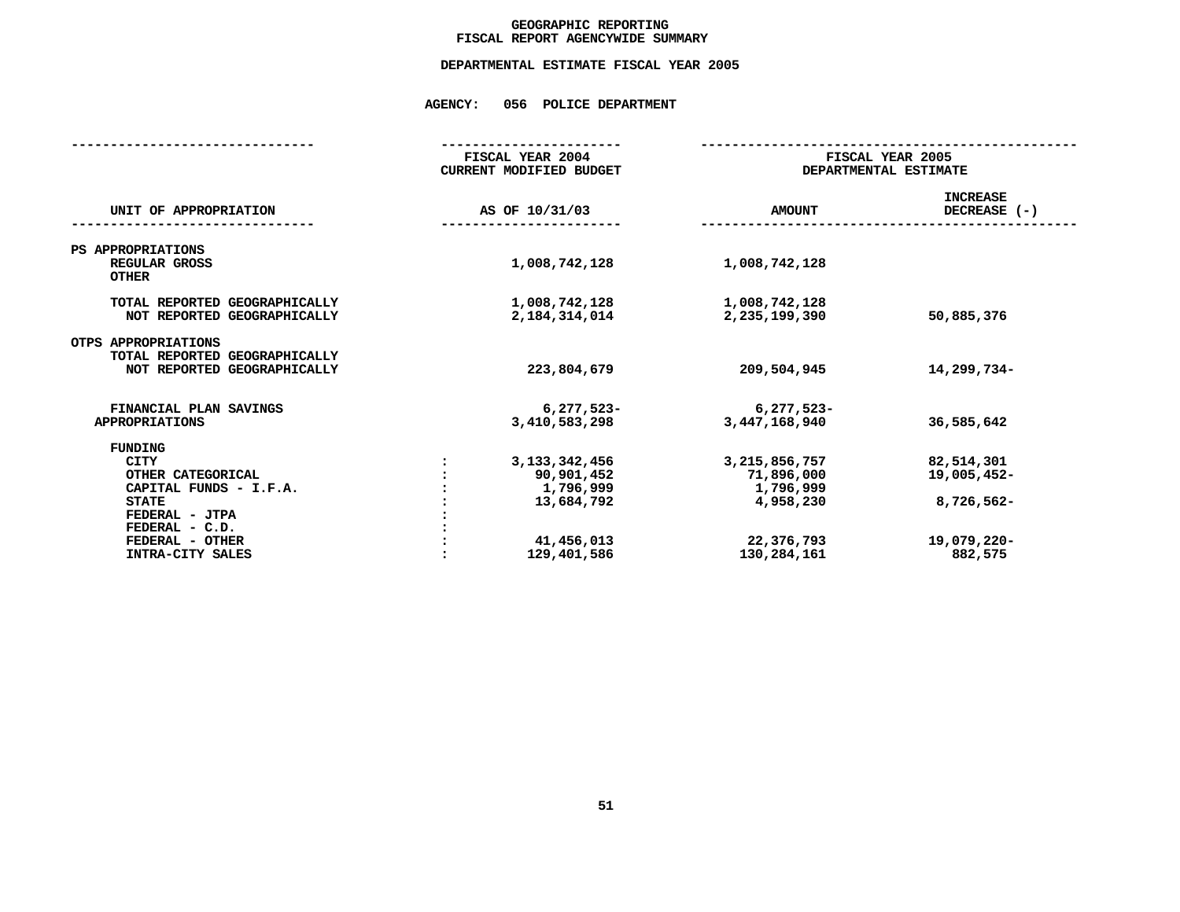# GEOGRAPHIC REPORTING
## FISCAL REPORT AGENCYWIDE SUMMARY

### DEPARTMENTAL ESTIMATE FISCAL YEAR 2005

### AGENCY: 056 POLICE DEPARTMENT

| UNIT OF APPROPRIATION | | FISCAL YEAR 2004 CURRENT MODIFIED BUDGET AS OF 10/31/03 | FISCAL YEAR 2005 DEPARTMENTAL ESTIMATE AMOUNT | INCREASE DECREASE (-) |
|---|---|---|---|---|
| PS APPROPRIATIONS | | | | |
| REGULAR GROSS | | 1,008,742,128 | 1,008,742,128 | |
| OTHER | | | | |
| TOTAL REPORTED GEOGRAPHICALLY | | 1,008,742,128 | 1,008,742,128 | |
| NOT REPORTED GEOGRAPHICALLY | | 2,184,314,014 | 2,235,199,390 | 50,885,376 |
| OTPS APPROPRIATIONS | | | | |
| TOTAL REPORTED GEOGRAPHICALLY | | | | |
| NOT REPORTED GEOGRAPHICALLY | | 223,804,679 | 209,504,945 | 14,299,734- |
| FINANCIAL PLAN SAVINGS | | 6,277,523- | 6,277,523- | |
| APPROPRIATIONS | | 3,410,583,298 | 3,447,168,940 | 36,585,642 |
| FUNDING | | | | |
| CITY | : | 3,133,342,456 | 3,215,856,757 | 82,514,301 |
| OTHER CATEGORICAL | : | 90,901,452 | 71,896,000 | 19,005,452- |
| CAPITAL FUNDS - I.F.A. | : | 1,796,999 | 1,796,999 | |
| STATE | : | 13,684,792 | 4,958,230 | 8,726,562- |
| FEDERAL - JTPA | : | | | |
| FEDERAL - C.D. | : | | | |
| FEDERAL - OTHER | : | 41,456,013 | 22,376,793 | 19,079,220- |
| INTRA-CITY SALES | : | 129,401,586 | 130,284,161 | 882,575 |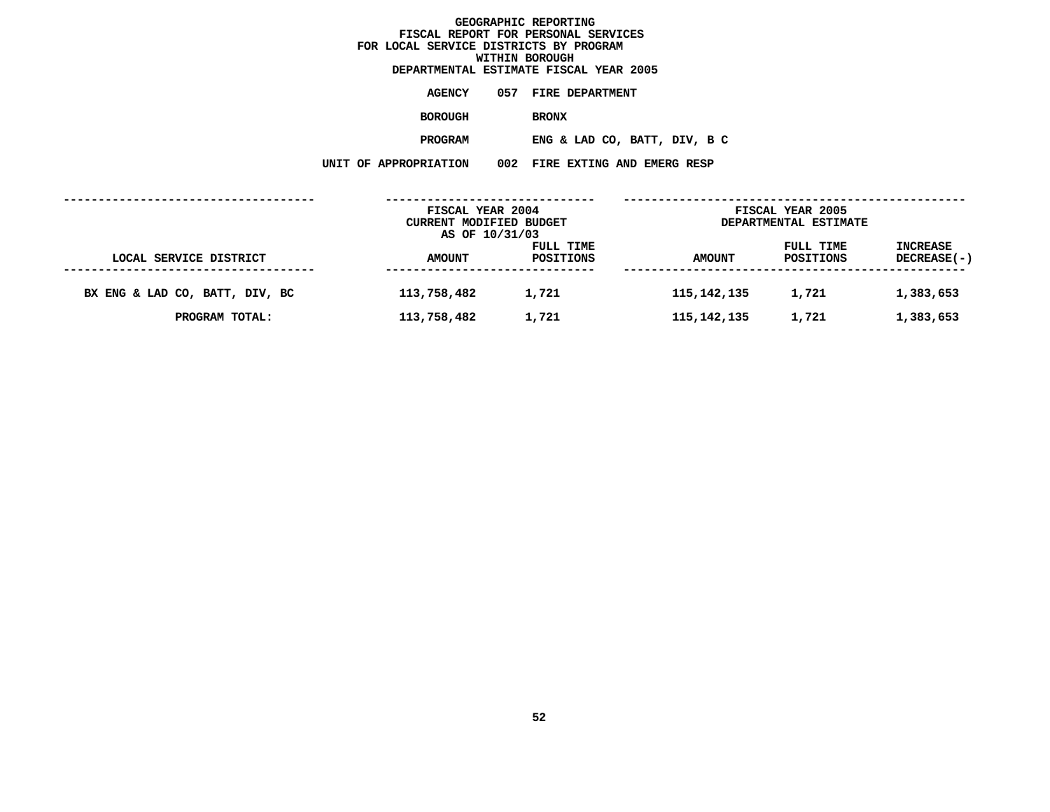# GEOGRAPHIC REPORTING
## FISCAL REPORT FOR PERSONAL SERVICES FOR LOCAL SERVICE DISTRICTS BY PROGRAM WITHIN BOROUGH
### DEPARTMENTAL ESTIMATE FISCAL YEAR 2005

**AGENCY** 057 FIRE DEPARTMENT

**BOROUGH** BRONX

**PROGRAM** ENG & LAD CO, BATT, DIV, B C

**UNIT OF APPROPRIATION** 002 FIRE EXTING AND EMERG RESP

| | FISCAL YEAR 2004 CURRENT MODIFIED BUDGET AS OF 10/31/03 | | FISCAL YEAR 2005 DEPARTMENTAL ESTIMATE | | |
|---|---|---|---|---|---|
| LOCAL SERVICE DISTRICT | AMOUNT | FULL TIME POSITIONS | AMOUNT | FULL TIME POSITIONS | INCREASE DECREASE(-) |
| BX ENG & LAD CO, BATT, DIV, BC | 113,758,482 | 1,721 | 115,142,135 | 1,721 | 1,383,653 |
| PROGRAM TOTAL: | 113,758,482 | 1,721 | 115,142,135 | 1,721 | 1,383,653 |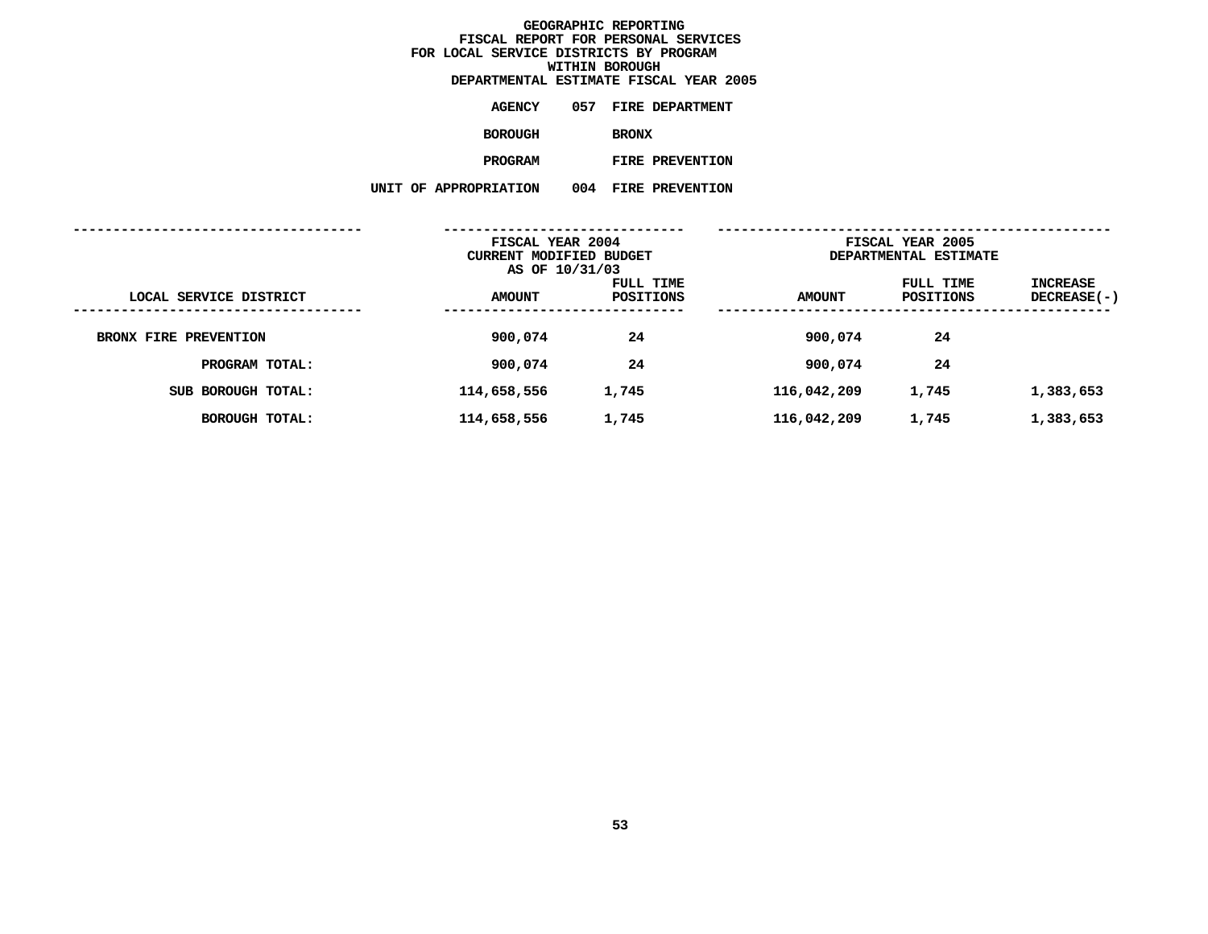# GEOGRAPHIC REPORTING
## FISCAL REPORT FOR PERSONAL SERVICES
## FOR LOCAL SERVICE DISTRICTS BY PROGRAM
## WITHIN BOROUGH
## DEPARTMENTAL ESTIMATE FISCAL YEAR 2005

**AGENCY** 057 FIRE DEPARTMENT

**BOROUGH** BRONX

**PROGRAM** FIRE PREVENTION

**UNIT OF APPROPRIATION** 004 FIRE PREVENTION

| LOCAL SERVICE DISTRICT | FISCAL YEAR 2004 CURRENT MODIFIED BUDGET AS OF 10/31/03 AMOUNT | FULL TIME POSITIONS | FISCAL YEAR 2005 DEPARTMENTAL ESTIMATE AMOUNT | FULL TIME POSITIONS | INCREASE DECREASE(-) |
|---|---|---|---|---|---|
| BRONX FIRE PREVENTION | 900,074 | 24 | 900,074 | 24 | |
| PROGRAM TOTAL: | 900,074 | 24 | 900,074 | 24 | |
| SUB BOROUGH TOTAL: | 114,658,556 | 1,745 | 116,042,209 | 1,745 | 1,383,653 |
| BOROUGH TOTAL: | 114,658,556 | 1,745 | 116,042,209 | 1,745 | 1,383,653 |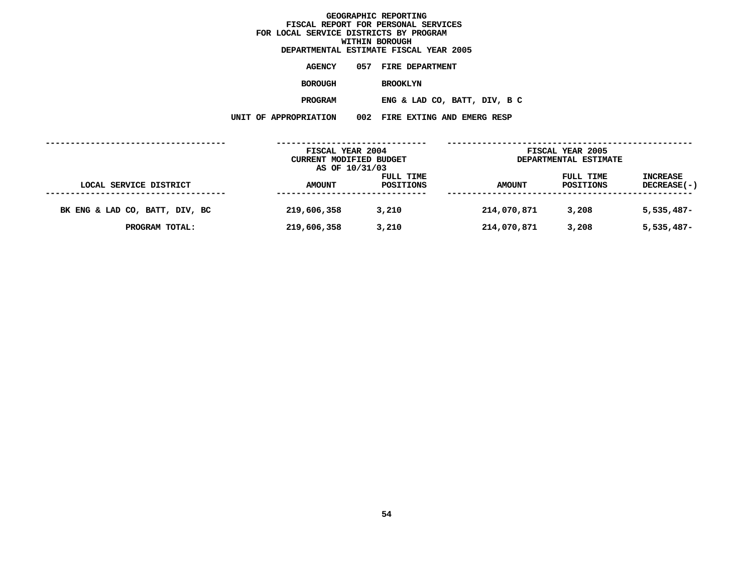# GEOGRAPHIC REPORTING
## FISCAL REPORT FOR PERSONAL SERVICES
## FOR LOCAL SERVICE DISTRICTS BY PROGRAM
## WITHIN BOROUGH
## DEPARTMENTAL ESTIMATE FISCAL YEAR 2005

**AGENCY** 057 FIRE DEPARTMENT

**BOROUGH** BROOKLYN

**PROGRAM** ENG & LAD CO, BATT, DIV, B C

**UNIT OF APPROPRIATION** 002 FIRE EXTING AND EMERG RESP

| | FISCAL YEAR 2004 CURRENT MODIFIED BUDGET AS OF 10/31/03 | | FISCAL YEAR 2005 DEPARTMENTAL ESTIMATE | | |
|---|---|---|---|---|---|
| LOCAL SERVICE DISTRICT | AMOUNT | FULL TIME POSITIONS | AMOUNT | FULL TIME POSITIONS | INCREASE DECREASE(-) |
| BK ENG & LAD CO, BATT, DIV, BC | 219,606,358 | 3,210 | 214,070,871 | 3,208 | 5,535,487- |
| PROGRAM TOTAL: | 219,606,358 | 3,210 | 214,070,871 | 3,208 | 5,535,487- |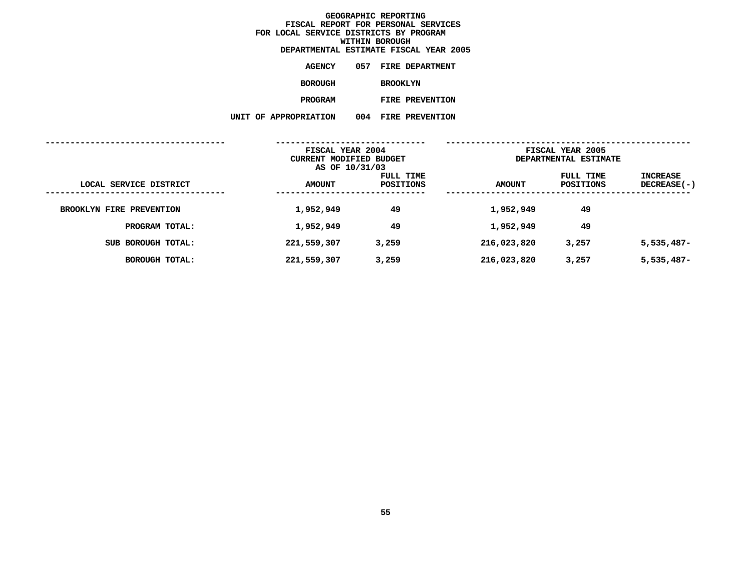# GEOGRAPHIC REPORTING
## FISCAL REPORT FOR PERSONAL SERVICES
## FOR LOCAL SERVICE DISTRICTS BY PROGRAM
## WITHIN BOROUGH
## DEPARTMENTAL ESTIMATE FISCAL YEAR 2005

**AGENCY** 057 FIRE DEPARTMENT

**BOROUGH** BROOKLYN

**PROGRAM** FIRE PREVENTION

**UNIT OF APPROPRIATION** 004 FIRE PREVENTION

| LOCAL SERVICE DISTRICT | FISCAL YEAR 2004 CURRENT MODIFIED BUDGET AS OF 10/31/03 | | FISCAL YEAR 2005 DEPARTMENTAL ESTIMATE | | |
|---|---|---|---|---|---|
| | AMOUNT | FULL TIME POSITIONS | AMOUNT | FULL TIME POSITIONS | INCREASE DECREASE(-) |
| BROOKLYN FIRE PREVENTION | 1,952,949 | 49 | 1,952,949 | 49 | |
| PROGRAM TOTAL: | 1,952,949 | 49 | 1,952,949 | 49 | |
| SUB BOROUGH TOTAL: | 221,559,307 | 3,259 | 216,023,820 | 3,257 | 5,535,487- |
| BOROUGH TOTAL: | 221,559,307 | 3,259 | 216,023,820 | 3,257 | 5,535,487- |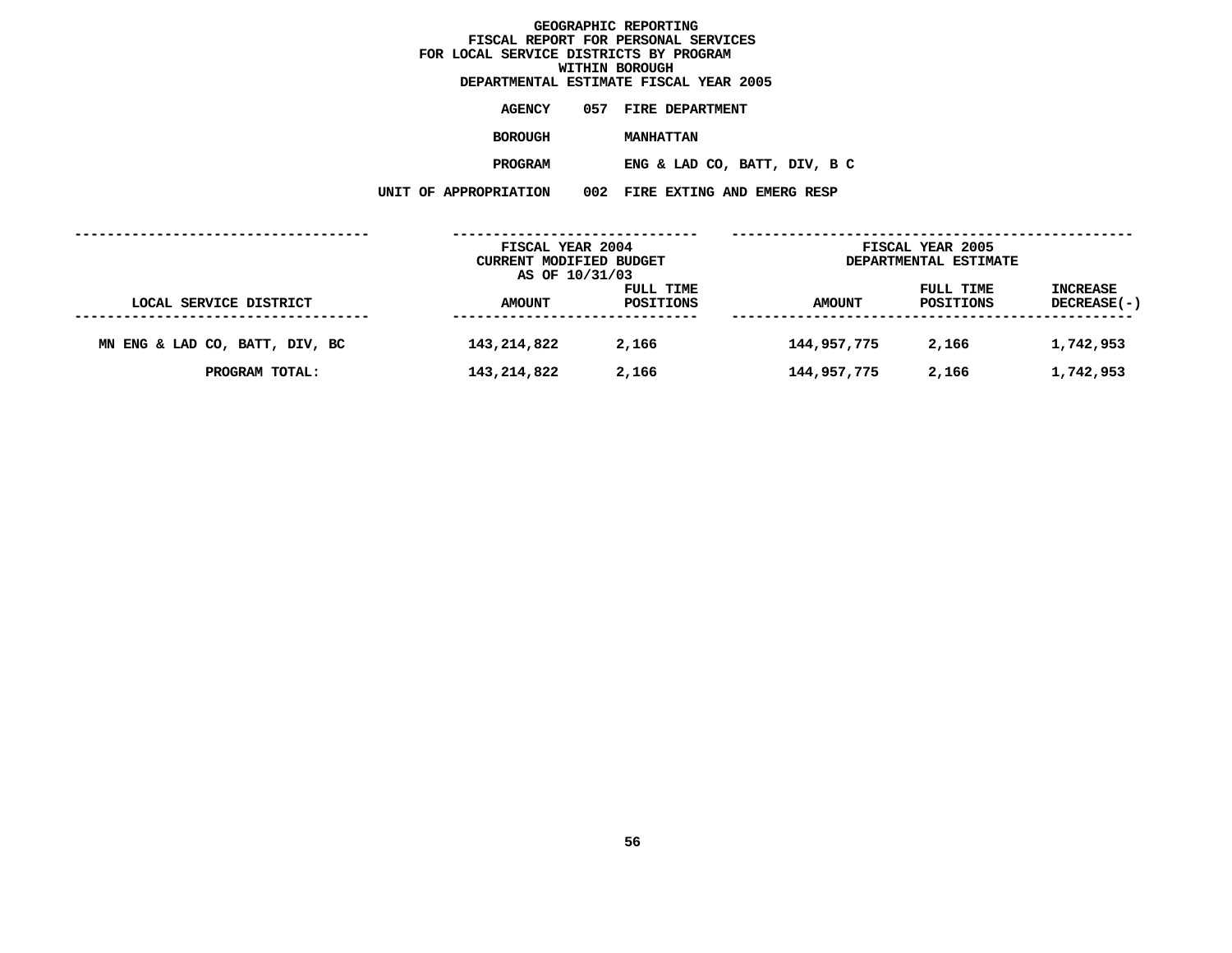# GEOGRAPHIC REPORTING
## FISCAL REPORT FOR PERSONAL SERVICES
## FOR LOCAL SERVICE DISTRICTS BY PROGRAM
## WITHIN BOROUGH
## DEPARTMENTAL ESTIMATE FISCAL YEAR 2005

**AGENCY** 057 FIRE DEPARTMENT

**BOROUGH** MANHATTAN

**PROGRAM** ENG & LAD CO, BATT, DIV, B C

**UNIT OF APPROPRIATION** 002 FIRE EXTING AND EMERG RESP

| | FISCAL YEAR 2004 CURRENT MODIFIED BUDGET AS OF 10/31/03 | | FISCAL YEAR 2005 DEPARTMENTAL ESTIMATE | | |
|---|---|---|---|---|---|
| LOCAL SERVICE DISTRICT | AMOUNT | FULL TIME POSITIONS | AMOUNT | FULL TIME POSITIONS | INCREASE DECREASE(-) |
| MN ENG & LAD CO, BATT, DIV, BC | 143,214,822 | 2,166 | 144,957,775 | 2,166 | 1,742,953 |
| PROGRAM TOTAL: | 143,214,822 | 2,166 | 144,957,775 | 2,166 | 1,742,953 |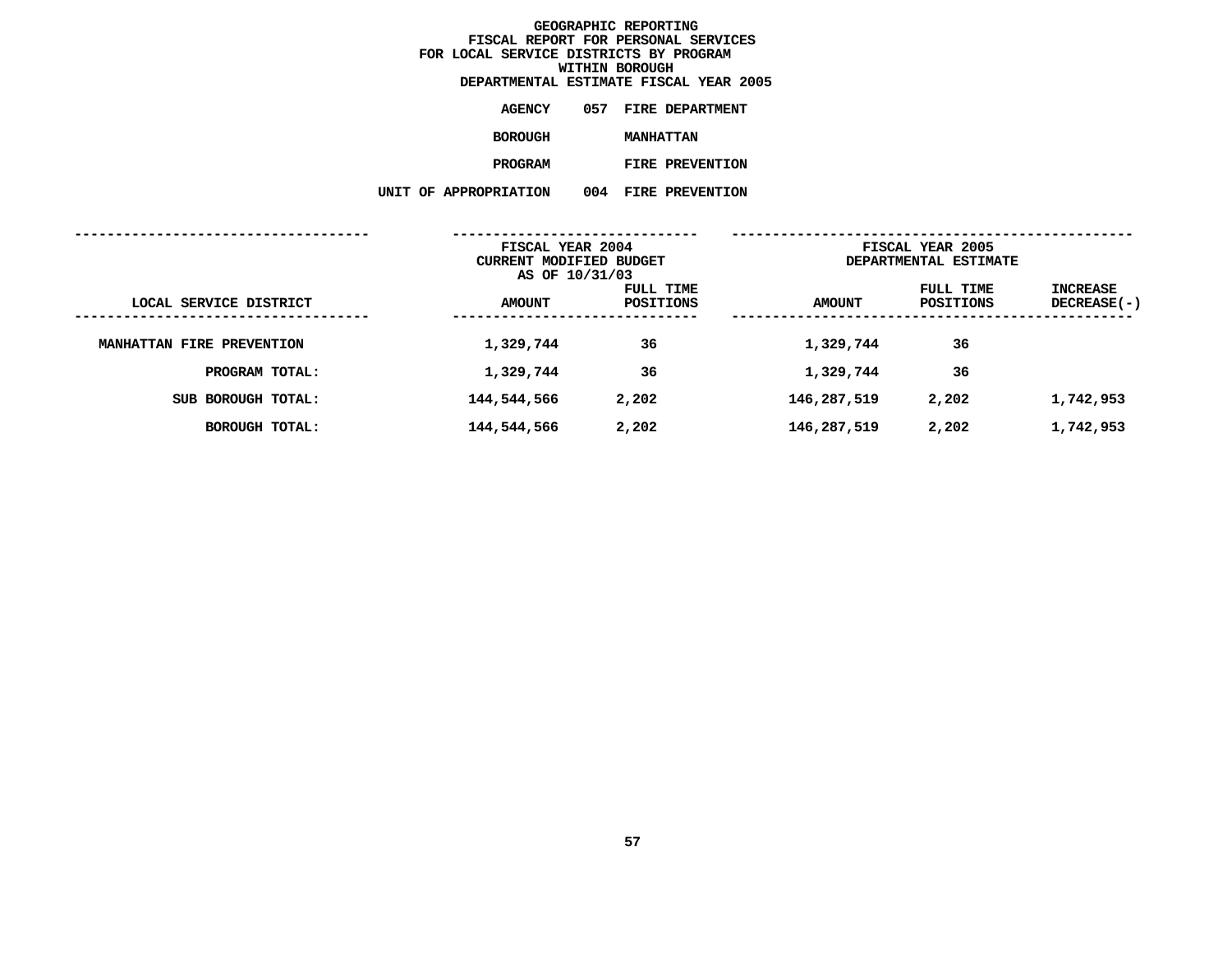**GEOGRAPHIC REPORTING**
**FISCAL REPORT FOR PERSONAL SERVICES**
**FOR LOCAL SERVICE DISTRICTS BY PROGRAM**
**WITHIN BOROUGH**
**DEPARTMENTAL ESTIMATE FISCAL YEAR 2005**

**AGENCY** 057 FIRE DEPARTMENT

**BOROUGH** MANHATTAN

**PROGRAM** FIRE PREVENTION

**UNIT OF APPROPRIATION** 004 FIRE PREVENTION

| LOCAL SERVICE DISTRICT | FISCAL YEAR 2004 CURRENT MODIFIED BUDGET AS OF 10/31/03 AMOUNT | FULL TIME POSITIONS | FISCAL YEAR 2005 DEPARTMENTAL ESTIMATE AMOUNT | FULL TIME POSITIONS | INCREASE DECREASE(-) |
|---|---|---|---|---|---|
| MANHATTAN FIRE PREVENTION | 1,329,744 | 36 | 1,329,744 | 36 | |
| PROGRAM TOTAL: | 1,329,744 | 36 | 1,329,744 | 36 | |
| SUB BOROUGH TOTAL: | 144,544,566 | 2,202 | 146,287,519 | 2,202 | 1,742,953 |
| BOROUGH TOTAL: | 144,544,566 | 2,202 | 146,287,519 | 2,202 | 1,742,953 |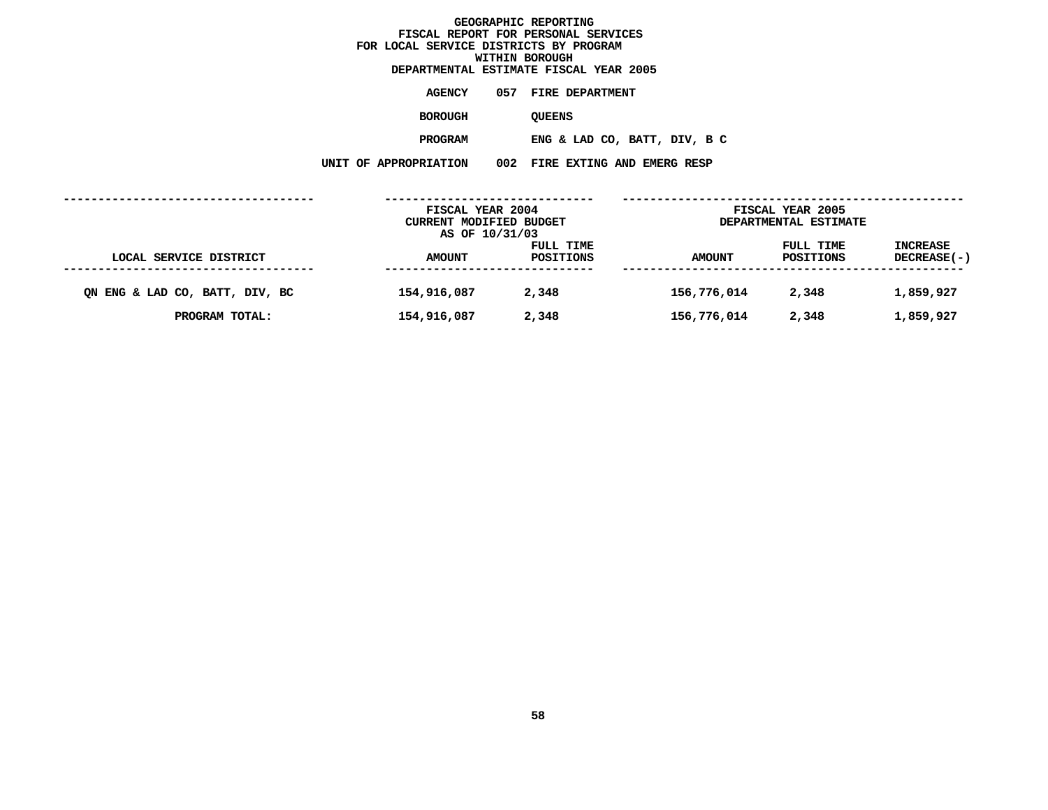# GEOGRAPHIC REPORTING
## FISCAL REPORT FOR PERSONAL SERVICES
## FOR LOCAL SERVICE DISTRICTS BY PROGRAM
## WITHIN BOROUGH
## DEPARTMENTAL ESTIMATE FISCAL YEAR 2005

**AGENCY** 057 FIRE DEPARTMENT

**BOROUGH** QUEENS

**PROGRAM** ENG & LAD CO, BATT, DIV, B C

**UNIT OF APPROPRIATION** 002 FIRE EXTING AND EMERG RESP

| LOCAL SERVICE DISTRICT | FISCAL YEAR 2004 CURRENT MODIFIED BUDGET AS OF 10/31/03 AMOUNT | FULL TIME POSITIONS | FISCAL YEAR 2005 DEPARTMENTAL ESTIMATE AMOUNT | FULL TIME POSITIONS | INCREASE DECREASE(-) |
|---|---|---|---|---|---|
| QN ENG & LAD CO, BATT, DIV, BC | 154,916,087 | 2,348 | 156,776,014 | 2,348 | 1,859,927 |
| PROGRAM TOTAL: | 154,916,087 | 2,348 | 156,776,014 | 2,348 | 1,859,927 |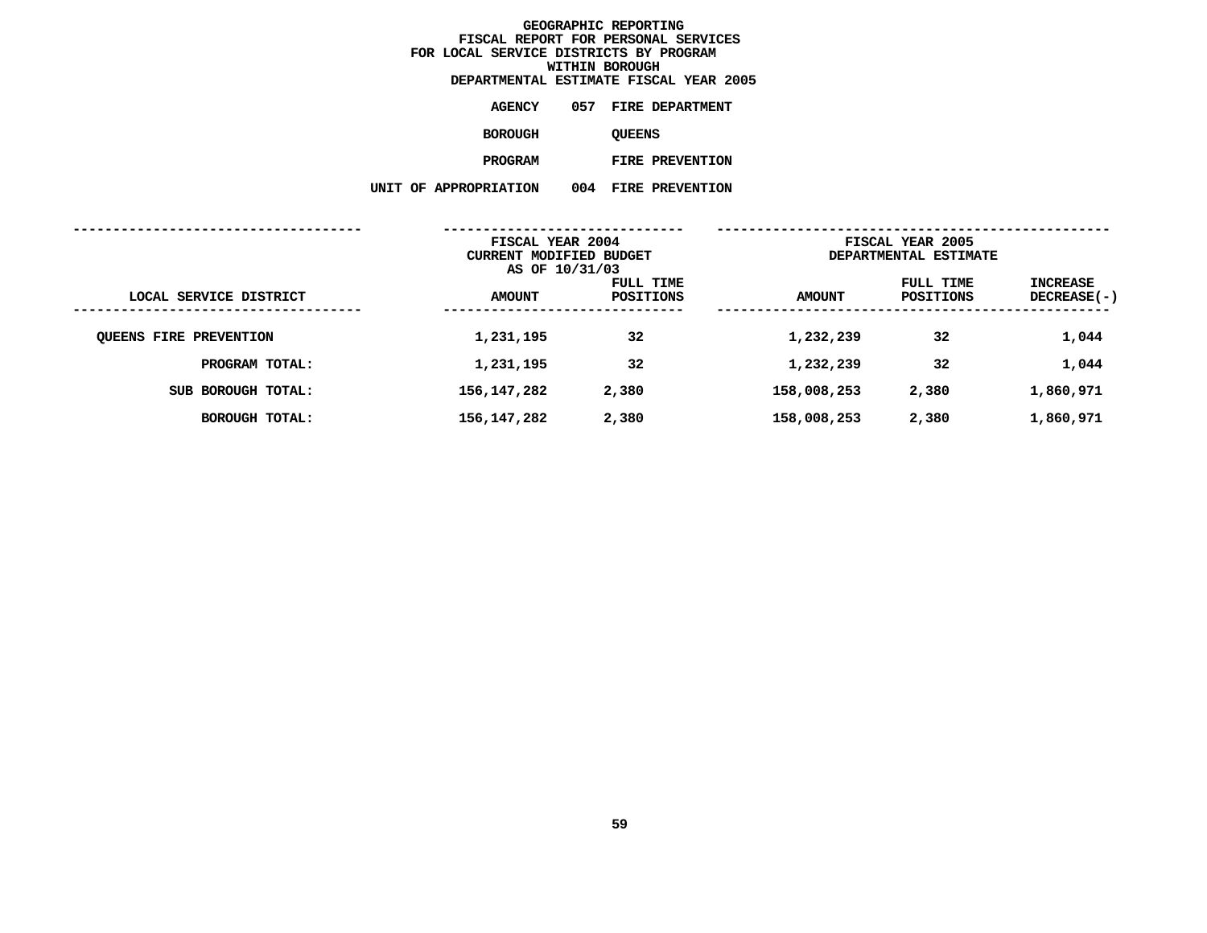# GEOGRAPHIC REPORTING
## FISCAL REPORT FOR PERSONAL SERVICES
## FOR LOCAL SERVICE DISTRICTS BY PROGRAM
## WITHIN BOROUGH
## DEPARTMENTAL ESTIMATE FISCAL YEAR 2005

**AGENCY** 057 FIRE DEPARTMENT

**BOROUGH** QUEENS

**PROGRAM** FIRE PREVENTION

**UNIT OF APPROPRIATION** 004 FIRE PREVENTION

| LOCAL SERVICE DISTRICT | FISCAL YEAR 2004 CURRENT MODIFIED BUDGET AS OF 10/31/03 AMOUNT | FULL TIME POSITIONS | FISCAL YEAR 2005 DEPARTMENTAL ESTIMATE AMOUNT | FULL TIME POSITIONS | INCREASE DECREASE(-) |
|---|---|---|---|---|---|
| QUEENS FIRE PREVENTION | 1,231,195 | 32 | 1,232,239 | 32 | 1,044 |
| PROGRAM TOTAL: | 1,231,195 | 32 | 1,232,239 | 32 | 1,044 |
| SUB BOROUGH TOTAL: | 156,147,282 | 2,380 | 158,008,253 | 2,380 | 1,860,971 |
| BOROUGH TOTAL: | 156,147,282 | 2,380 | 158,008,253 | 2,380 | 1,860,971 |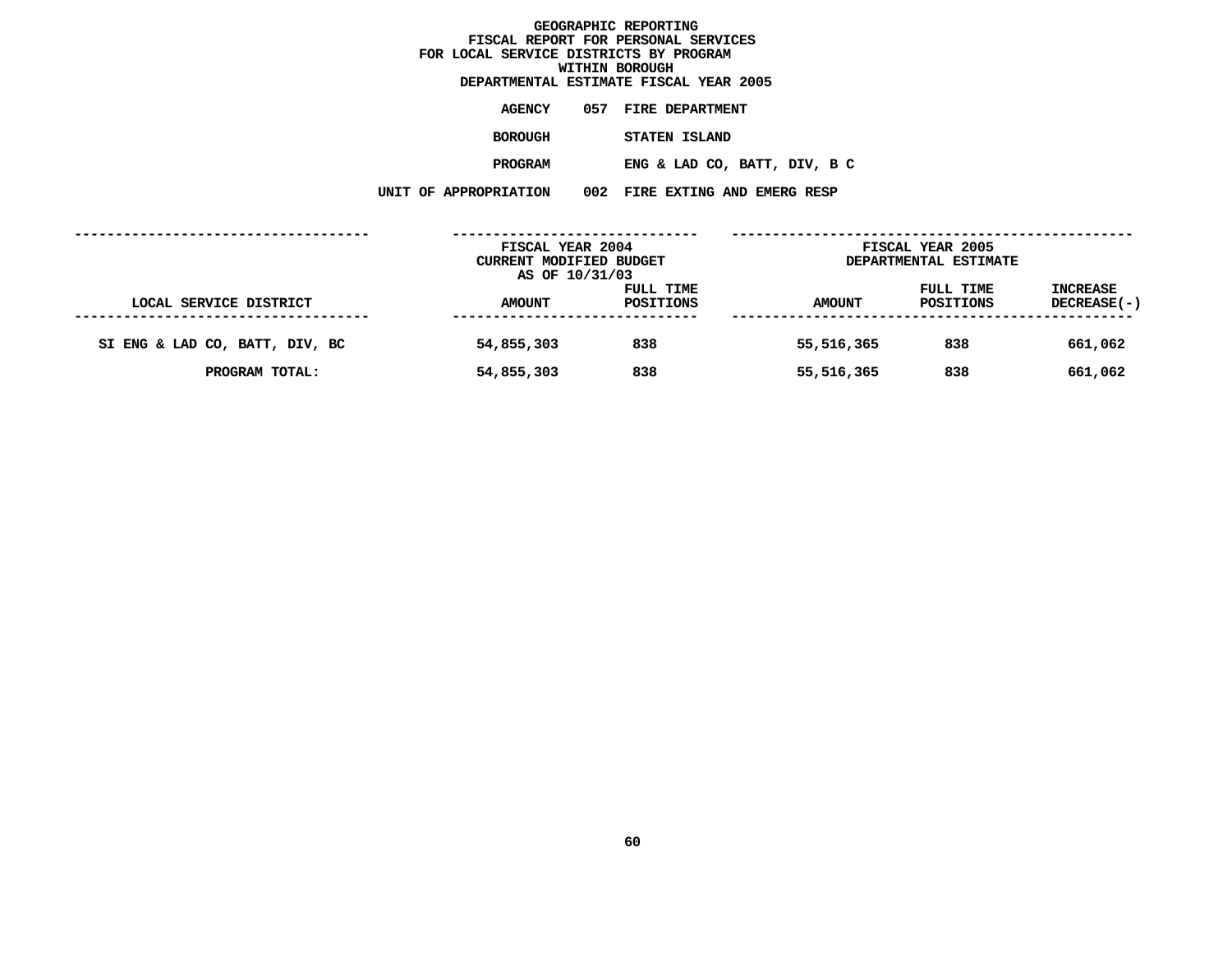# GEOGRAPHIC REPORTING
## FISCAL REPORT FOR PERSONAL SERVICES
## FOR LOCAL SERVICE DISTRICTS BY PROGRAM
## WITHIN BOROUGH
## DEPARTMENTAL ESTIMATE FISCAL YEAR 2005

**AGENCY** 057 FIRE DEPARTMENT

**BOROUGH** STATEN ISLAND

**PROGRAM** ENG & LAD CO, BATT, DIV, B C

**UNIT OF APPROPRIATION** 002 FIRE EXTING AND EMERG RESP

| LOCAL SERVICE DISTRICT | FISCAL YEAR 2004 CURRENT MODIFIED BUDGET AS OF 10/31/03 | | FISCAL YEAR 2005 DEPARTMENTAL ESTIMATE | | |
|---|---|---|---|---|---|
| | AMOUNT | FULL TIME POSITIONS | AMOUNT | FULL TIME POSITIONS | INCREASE DECREASE(-) |
| SI ENG & LAD CO, BATT, DIV, BC | 54,855,303 | 838 | 55,516,365 | 838 | 661,062 |
| PROGRAM TOTAL: | 54,855,303 | 838 | 55,516,365 | 838 | 661,062 |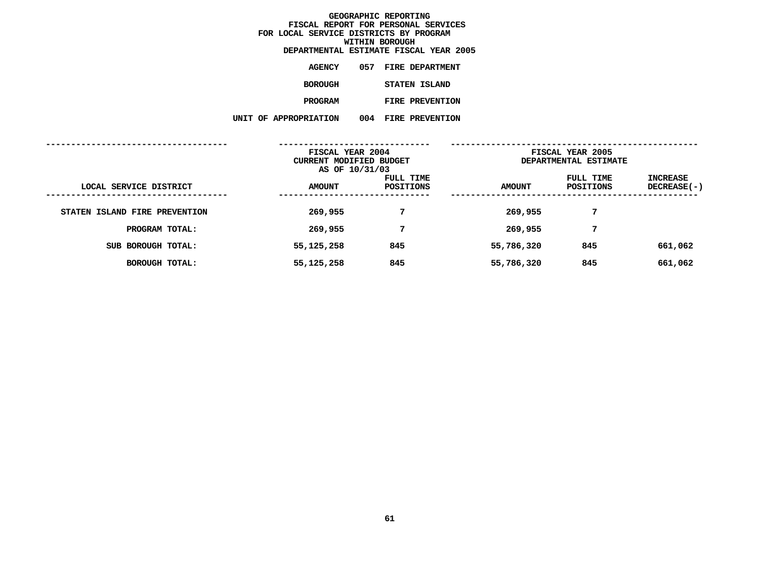# GEOGRAPHIC REPORTING
## FISCAL REPORT FOR PERSONAL SERVICES
## FOR LOCAL SERVICE DISTRICTS BY PROGRAM
## WITHIN BOROUGH
## DEPARTMENTAL ESTIMATE FISCAL YEAR 2005

**AGENCY** 057 FIRE DEPARTMENT

**BOROUGH** STATEN ISLAND

**PROGRAM** FIRE PREVENTION

**UNIT OF APPROPRIATION** 004 FIRE PREVENTION

| LOCAL SERVICE DISTRICT | FISCAL YEAR 2004 CURRENT MODIFIED BUDGET AS OF 10/31/03 AMOUNT | FULL TIME POSITIONS | FISCAL YEAR 2005 DEPARTMENTAL ESTIMATE AMOUNT | FULL TIME POSITIONS | INCREASE DECREASE(-) |
|---|---|---|---|---|---|
| STATEN ISLAND FIRE PREVENTION | 269,955 | 7 | 269,955 | 7 | |
| PROGRAM TOTAL: | 269,955 | 7 | 269,955 | 7 | |
| SUB BOROUGH TOTAL: | 55,125,258 | 845 | 55,786,320 | 845 | 661,062 |
| BOROUGH TOTAL: | 55,125,258 | 845 | 55,786,320 | 845 | 661,062 |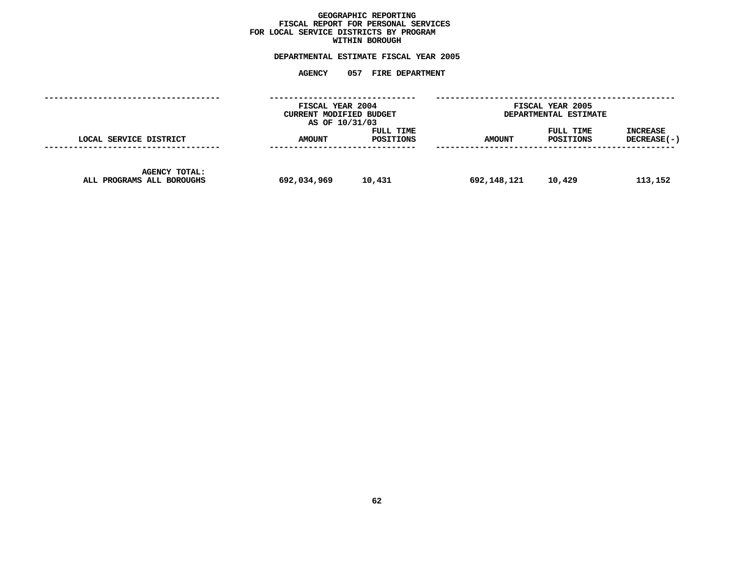# GEOGRAPHIC REPORTING
## FISCAL REPORT FOR PERSONAL SERVICES
## FOR LOCAL SERVICE DISTRICTS BY PROGRAM
## WITHIN BOROUGH

### DEPARTMENTAL ESTIMATE FISCAL YEAR 2005

### AGENCY 057 FIRE DEPARTMENT

| LOCAL SERVICE DISTRICT | FISCAL YEAR 2004 CURRENT MODIFIED BUDGET AS OF 10/31/03 AMOUNT | FULL TIME POSITIONS | FISCAL YEAR 2005 DEPARTMENTAL ESTIMATE AMOUNT | FULL TIME POSITIONS | INCREASE DECREASE(-) |
|---|---|---|---|---|---|
| AGENCY TOTAL: ALL PROGRAMS ALL BOROUGHS | 692,034,969 | 10,431 | 692,148,121 | 10,429 | 113,152 |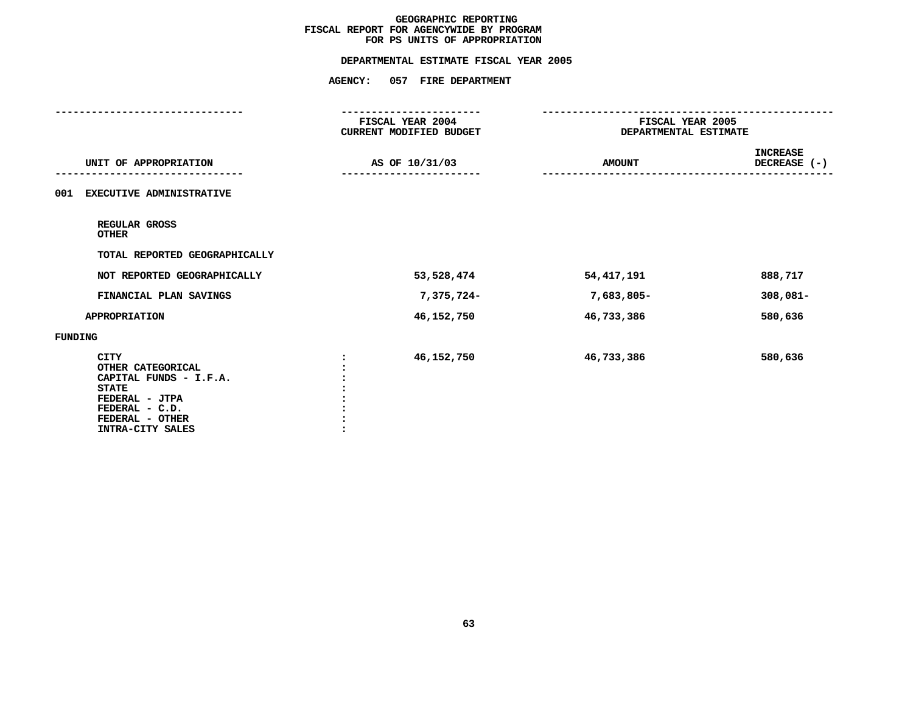# GEOGRAPHIC REPORTING
## FISCAL REPORT FOR AGENCYWIDE BY PROGRAM
## FOR PS UNITS OF APPROPRIATION

### DEPARTMENTAL ESTIMATE FISCAL YEAR 2005

### AGENCY: 057 FIRE DEPARTMENT

| UNIT OF APPROPRIATION | FISCAL YEAR 2004 CURRENT MODIFIED BUDGET AS OF 10/31/03 | FISCAL YEAR 2005 DEPARTMENTAL ESTIMATE AMOUNT | INCREASE DECREASE (-) |
|---|---|---|---|
| 001 EXECUTIVE ADMINISTRATIVE | | | |
| REGULAR GROSS | | | |
| OTHER | | | |
| TOTAL REPORTED GEOGRAPHICALLY | | | |
| NOT REPORTED GEOGRAPHICALLY | 53,528,474 | 54,417,191 | 888,717 |
| FINANCIAL PLAN SAVINGS | 7,375,724- | 7,683,805- | 308,081- |
| APPROPRIATION | 46,152,750 | 46,733,386 | 580,636 |
| FUNDING | | | |
| CITY | 46,152,750 | 46,733,386 | 580,636 |
| OTHER CATEGORICAL | | | |
| CAPITAL FUNDS - I.F.A. | | | |
| STATE | | | |
| FEDERAL - JTPA | | | |
| FEDERAL - C.D. | | | |
| FEDERAL - OTHER | | | |
| INTRA-CITY SALES | | | |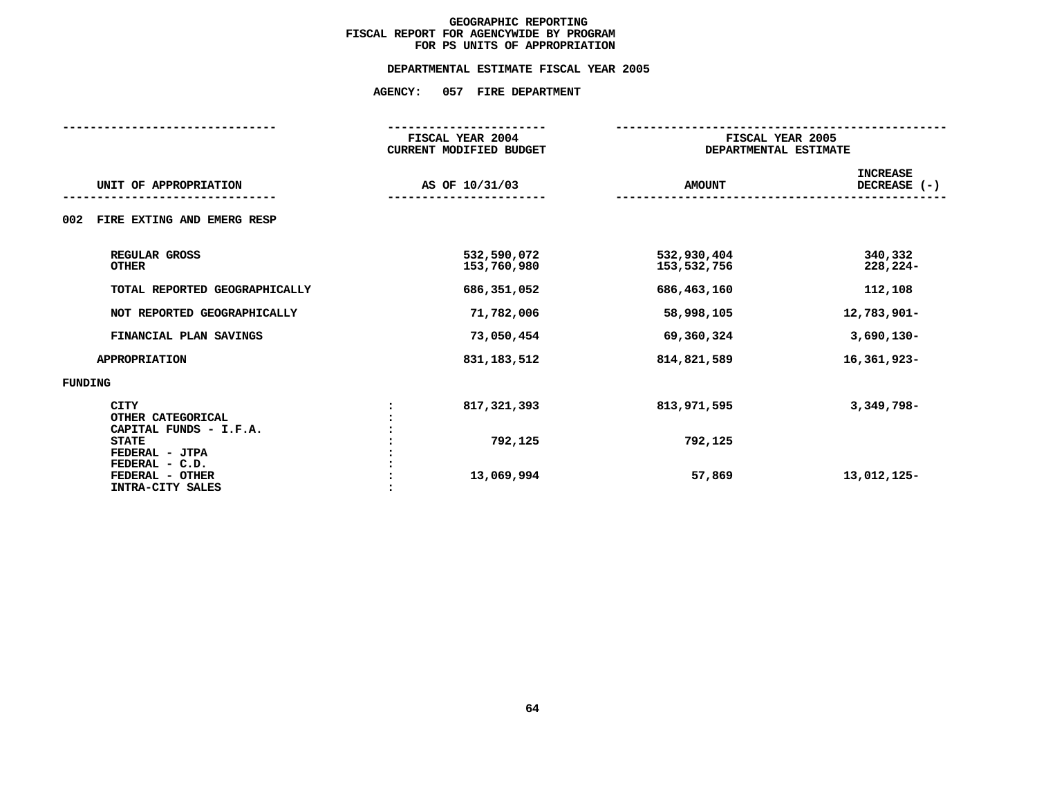# GEOGRAPHIC REPORTING
## FISCAL REPORT FOR AGENCYWIDE BY PROGRAM
## FOR PS UNITS OF APPROPRIATION

### DEPARTMENTAL ESTIMATE FISCAL YEAR 2005

### AGENCY: 057 FIRE DEPARTMENT

| UNIT OF APPROPRIATION | | FISCAL YEAR 2004 CURRENT MODIFIED BUDGET AS OF 10/31/03 | FISCAL YEAR 2005 DEPARTMENTAL ESTIMATE AMOUNT | FISCAL YEAR 2005 DEPARTMENTAL ESTIMATE INCREASE DECREASE (-) |
|---|---|---|---|---|
| **002 FIRE EXTING AND EMERG RESP** | | | | |
| REGULAR GROSS | | 532,590,072 | 532,930,404 | 340,332 |
| OTHER | | 153,760,980 | 153,532,756 | 228,224- |
| TOTAL REPORTED GEOGRAPHICALLY | | 686,351,052 | 686,463,160 | 112,108 |
| NOT REPORTED GEOGRAPHICALLY | | 71,782,006 | 58,998,105 | 12,783,901- |
| FINANCIAL PLAN SAVINGS | | 73,050,454 | 69,360,324 | 3,690,130- |
| APPROPRIATION | | 831,183,512 | 814,821,589 | 16,361,923- |
| **FUNDING** | | | | |
| CITY | : | 817,321,393 | 813,971,595 | 3,349,798- |
| OTHER CATEGORICAL | : | | | |
| CAPITAL FUNDS - I.F.A. | : | | | |
| STATE | : | 792,125 | 792,125 | |
| FEDERAL - JTPA | : | | | |
| FEDERAL - C.D. | : | | | |
| FEDERAL - OTHER | : | 13,069,994 | 57,869 | 13,012,125- |
| INTRA-CITY SALES | : | | | |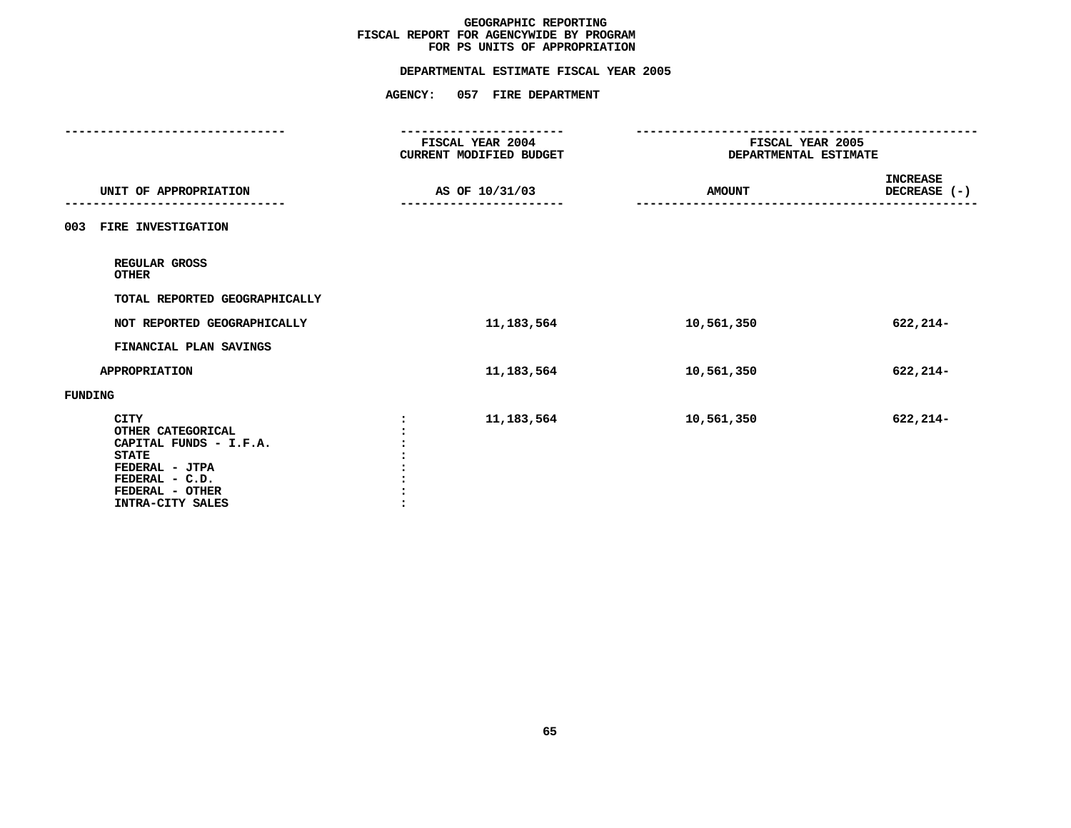# GEOGRAPHIC REPORTING
## FISCAL REPORT FOR AGENCYWIDE BY PROGRAM
## FOR PS UNITS OF APPROPRIATION

### DEPARTMENTAL ESTIMATE FISCAL YEAR 2005

### AGENCY: 057 FIRE DEPARTMENT

| UNIT OF APPROPRIATION | FISCAL YEAR 2004 CURRENT MODIFIED BUDGET AS OF 10/31/03 | FISCAL YEAR 2005 DEPARTMENTAL ESTIMATE AMOUNT | INCREASE DECREASE (-) |
|---|---|---|---|
| **003 FIRE INVESTIGATION** | | | |
| REGULAR GROSS | | | |
| OTHER | | | |
| TOTAL REPORTED GEOGRAPHICALLY | | | |
| NOT REPORTED GEOGRAPHICALLY | 11,183,564 | 10,561,350 | 622,214- |
| FINANCIAL PLAN SAVINGS | | | |
| APPROPRIATION | 11,183,564 | 10,561,350 | 622,214- |
| **FUNDING** | | | |
| CITY | 11,183,564 | 10,561,350 | 622,214- |
| OTHER CATEGORICAL | | | |
| CAPITAL FUNDS - I.F.A. | | | |
| STATE | | | |
| FEDERAL - JTPA | | | |
| FEDERAL - C.D. | | | |
| FEDERAL - OTHER | | | |
| INTRA-CITY SALES | | | |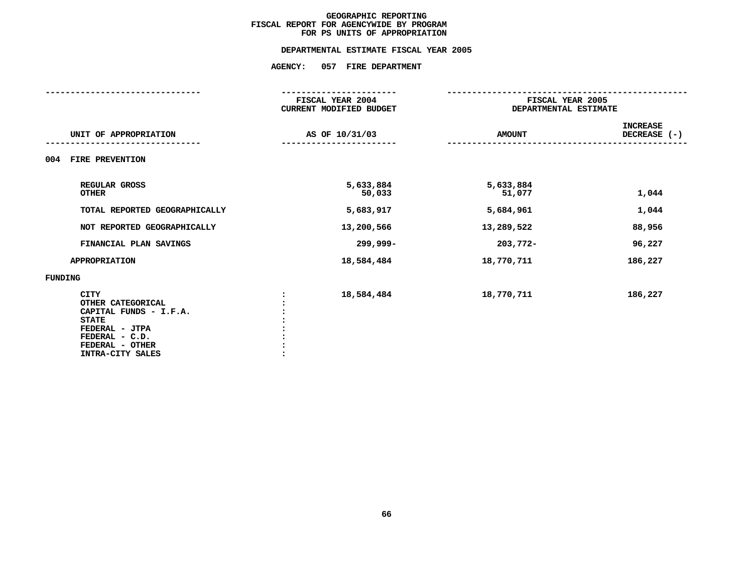# GEOGRAPHIC REPORTING
## FISCAL REPORT FOR AGENCYWIDE BY PROGRAM
## FOR PS UNITS OF APPROPRIATION

### DEPARTMENTAL ESTIMATE FISCAL YEAR 2005

### AGENCY: 057 FIRE DEPARTMENT

| UNIT OF APPROPRIATION | FISCAL YEAR 2004 CURRENT MODIFIED BUDGET AS OF 10/31/03 | FISCAL YEAR 2005 DEPARTMENTAL ESTIMATE AMOUNT | INCREASE DECREASE (-) |
|---|---|---|---|
| **004 FIRE PREVENTION** | | | |
| REGULAR GROSS | 5,633,884 | 5,633,884 | |
| OTHER | 50,033 | 51,077 | 1,044 |
| TOTAL REPORTED GEOGRAPHICALLY | 5,683,917 | 5,684,961 | 1,044 |
| NOT REPORTED GEOGRAPHICALLY | 13,200,566 | 13,289,522 | 88,956 |
| FINANCIAL PLAN SAVINGS | 299,999- | 203,772- | 96,227 |
| APPROPRIATION | 18,584,484 | 18,770,711 | 186,227 |
| **FUNDING** | | | |
| CITY : | 18,584,484 | 18,770,711 | 186,227 |
| OTHER CATEGORICAL : | | | |
| CAPITAL FUNDS - I.F.A. : | | | |
| STATE : | | | |
| FEDERAL - JTPA : | | | |
| FEDERAL - C.D. : | | | |
| FEDERAL - OTHER : | | | |
| INTRA-CITY SALES : | | | |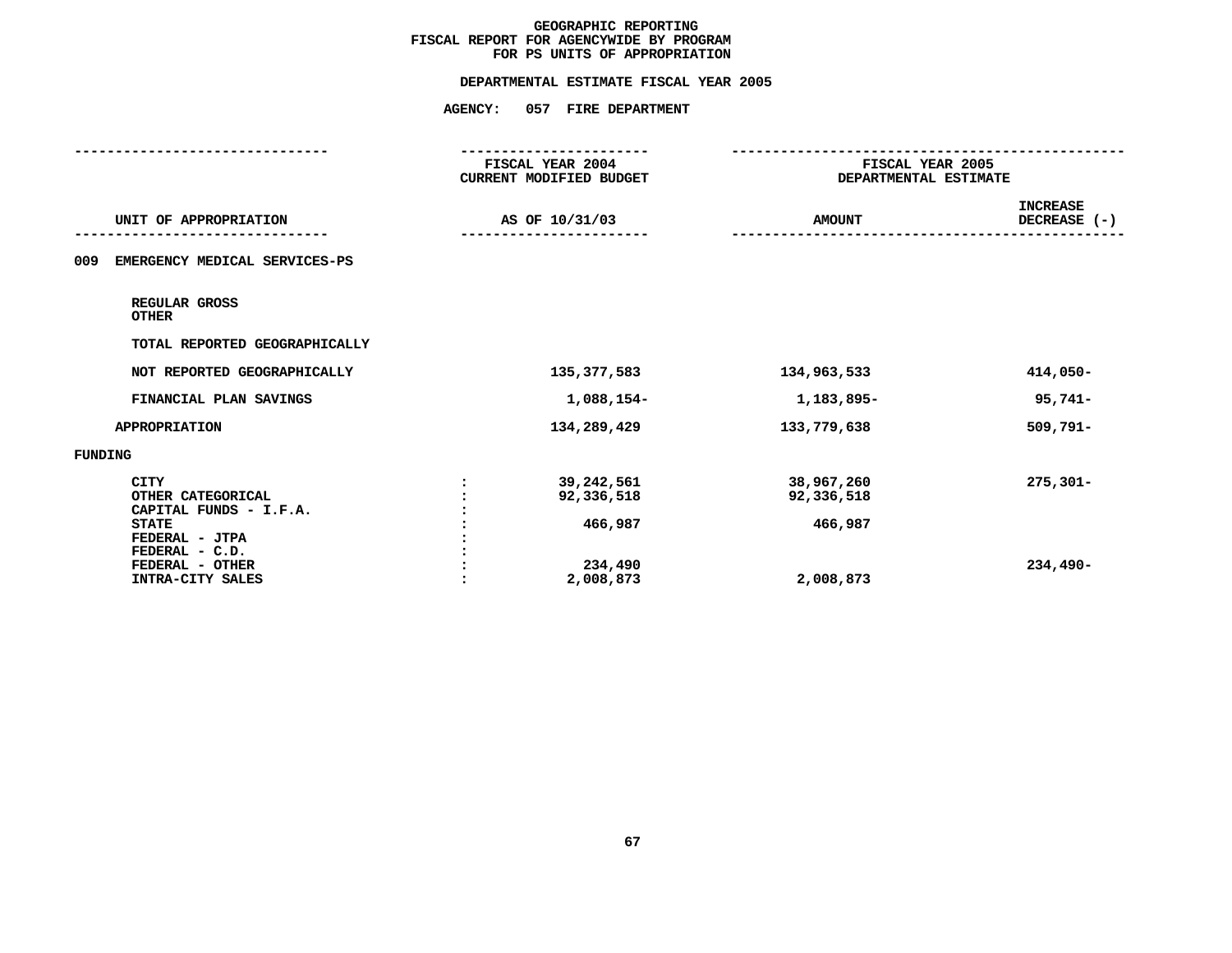# GEOGRAPHIC REPORTING
## FISCAL REPORT FOR AGENCYWIDE BY PROGRAM
## FOR PS UNITS OF APPROPRIATION

### DEPARTMENTAL ESTIMATE FISCAL YEAR 2005

### AGENCY: 057 FIRE DEPARTMENT

| UNIT OF APPROPRIATION | | FISCAL YEAR 2004 CURRENT MODIFIED BUDGET AS OF 10/31/03 | FISCAL YEAR 2005 DEPARTMENTAL ESTIMATE AMOUNT | INCREASE DECREASE (-) |
|---|---|---|---|---|
| 009 EMERGENCY MEDICAL SERVICES-PS | | | | |
| REGULAR GROSS | | | | |
| OTHER | | | | |
| TOTAL REPORTED GEOGRAPHICALLY | | | | |
| NOT REPORTED GEOGRAPHICALLY | | 135,377,583 | 134,963,533 | 414,050- |
| FINANCIAL PLAN SAVINGS | | 1,088,154- | 1,183,895- | 95,741- |
| APPROPRIATION | | 134,289,429 | 133,779,638 | 509,791- |
| FUNDING | | | | |
| CITY | : | 39,242,561 | 38,967,260 | 275,301- |
| OTHER CATEGORICAL | : | 92,336,518 | 92,336,518 | |
| CAPITAL FUNDS - I.F.A. | : | | | |
| STATE | : | 466,987 | 466,987 | |
| FEDERAL - JTPA | : | | | |
| FEDERAL - C.D. | : | | | |
| FEDERAL - OTHER | : | 234,490 | | 234,490- |
| INTRA-CITY SALES | : | 2,008,873 | 2,008,873 | |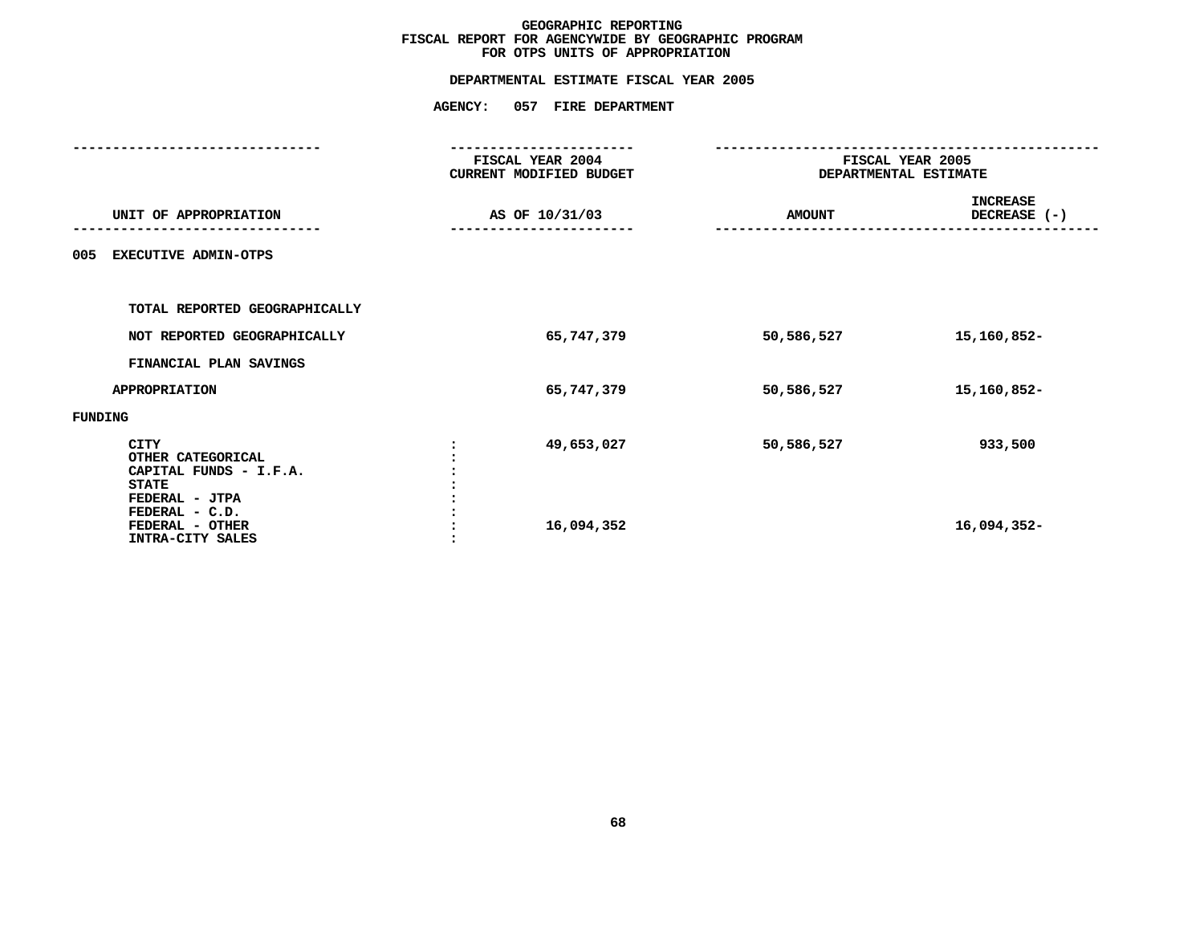# GEOGRAPHIC REPORTING
## FISCAL REPORT FOR AGENCYWIDE BY GEOGRAPHIC PROGRAM
## FOR OTPS UNITS OF APPROPRIATION

### DEPARTMENTAL ESTIMATE FISCAL YEAR 2005

### AGENCY: 057 FIRE DEPARTMENT

| UNIT OF APPROPRIATION | FISCAL YEAR 2004 CURRENT MODIFIED BUDGET AS OF 10/31/03 | FISCAL YEAR 2005 DEPARTMENTAL ESTIMATE AMOUNT | FISCAL YEAR 2005 DEPARTMENTAL ESTIMATE INCREASE DECREASE (-) |
|---|---|---|---|
| **005 EXECUTIVE ADMIN-OTPS** | | | |
| TOTAL REPORTED GEOGRAPHICALLY | | | |
| NOT REPORTED GEOGRAPHICALLY | 65,747,379 | 50,586,527 | 15,160,852- |
| FINANCIAL PLAN SAVINGS | | | |
| APPROPRIATION | 65,747,379 | 50,586,527 | 15,160,852- |
| **FUNDING** | | | |
| CITY | 49,653,027 | 50,586,527 | 933,500 |
| OTHER CATEGORICAL | | | |
| CAPITAL FUNDS - I.F.A. | | | |
| STATE | | | |
| FEDERAL - JTPA | | | |
| FEDERAL - C.D. | | | |
| FEDERAL - OTHER | 16,094,352 | | 16,094,352- |
| INTRA-CITY SALES | | | |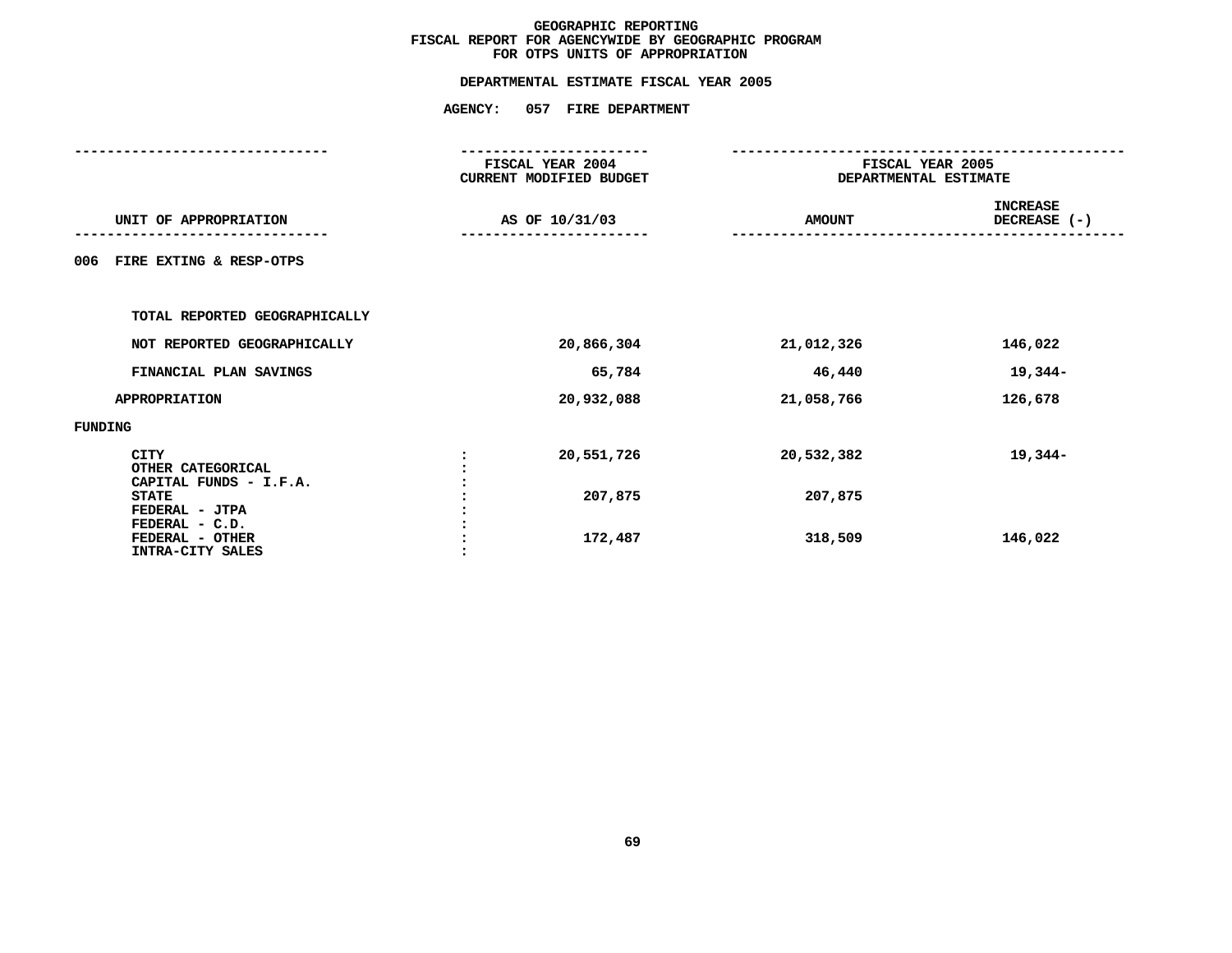# GEOGRAPHIC REPORTING
## FISCAL REPORT FOR AGENCYWIDE BY GEOGRAPHIC PROGRAM
## FOR OTPS UNITS OF APPROPRIATION

**DEPARTMENTAL ESTIMATE FISCAL YEAR 2005**

**AGENCY: 057 FIRE DEPARTMENT**

| UNIT OF APPROPRIATION | FISCAL YEAR 2004 CURRENT MODIFIED BUDGET AS OF 10/31/03 | FISCAL YEAR 2005 DEPARTMENTAL ESTIMATE AMOUNT | INCREASE DECREASE (-) |
|---|---|---|---|
| 006 FIRE EXTING & RESP-OTPS | | | |
| TOTAL REPORTED GEOGRAPHICALLY | | | |
| NOT REPORTED GEOGRAPHICALLY | 20,866,304 | 21,012,326 | 146,022 |
| FINANCIAL PLAN SAVINGS | 65,784 | 46,440 | 19,344- |
| APPROPRIATION | 20,932,088 | 21,058,766 | 126,678 |
| FUNDING | | | |
| CITY | 20,551,726 | 20,532,382 | 19,344- |
| OTHER CATEGORICAL | | | |
| CAPITAL FUNDS - I.F.A. | | | |
| STATE | 207,875 | 207,875 | |
| FEDERAL - JTPA | | | |
| FEDERAL - C.D. | | | |
| FEDERAL - OTHER | 172,487 | 318,509 | 146,022 |
| INTRA-CITY SALES | | | |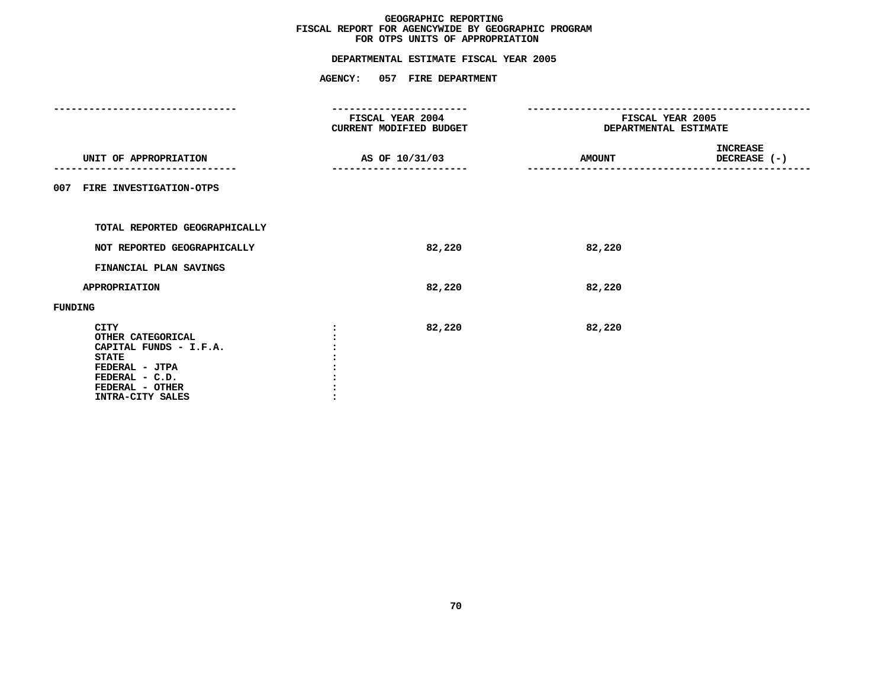# GEOGRAPHIC REPORTING
## FISCAL REPORT FOR AGENCYWIDE BY GEOGRAPHIC PROGRAM
## FOR OTPS UNITS OF APPROPRIATION

### DEPARTMENTAL ESTIMATE FISCAL YEAR 2005

### AGENCY: 057 FIRE DEPARTMENT

| UNIT OF APPROPRIATION | FISCAL YEAR 2004 CURRENT MODIFIED BUDGET AS OF 10/31/03 | FISCAL YEAR 2005 DEPARTMENTAL ESTIMATE AMOUNT | INCREASE DECREASE (-) |
|---|---|---|---|
| **007 FIRE INVESTIGATION-OTPS** | | | |
| TOTAL REPORTED GEOGRAPHICALLY | | | |
| NOT REPORTED GEOGRAPHICALLY | 82,220 | 82,220 | |
| FINANCIAL PLAN SAVINGS | | | |
| APPROPRIATION | 82,220 | 82,220 | |
| **FUNDING** | | | |
| CITY | 82,220 | 82,220 | |
| OTHER CATEGORICAL | | | |
| CAPITAL FUNDS - I.F.A. | | | |
| STATE | | | |
| FEDERAL - JTPA | | | |
| FEDERAL - C.D. | | | |
| FEDERAL - OTHER | | | |
| INTRA-CITY SALES | | | |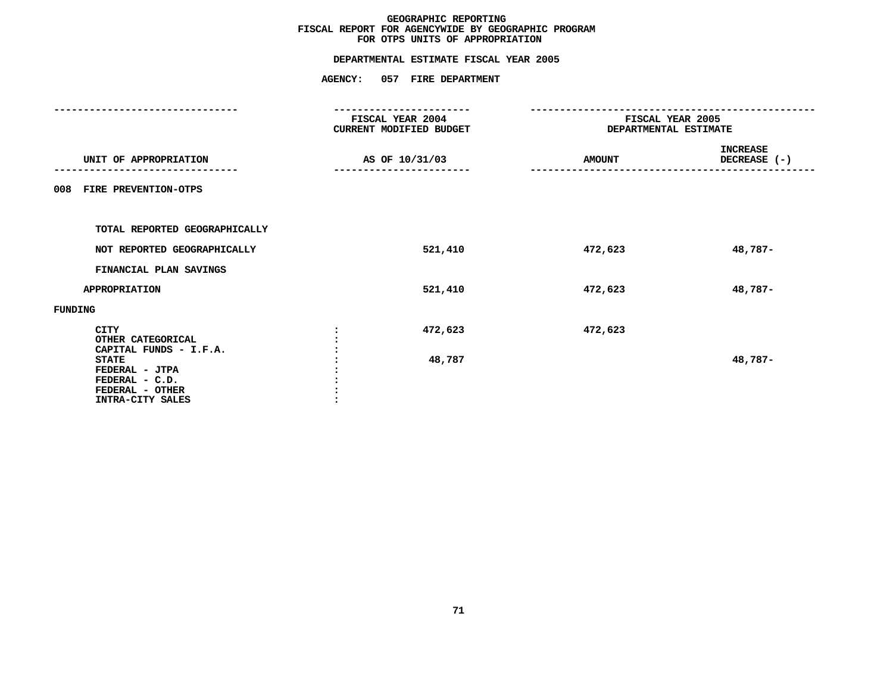# GEOGRAPHIC REPORTING
## FISCAL REPORT FOR AGENCYWIDE BY GEOGRAPHIC PROGRAM
## FOR OTPS UNITS OF APPROPRIATION

**DEPARTMENTAL ESTIMATE FISCAL YEAR 2005**

**AGENCY: 057 FIRE DEPARTMENT**

| UNIT OF APPROPRIATION | FISCAL YEAR 2004 CURRENT MODIFIED BUDGET AS OF 10/31/03 | FISCAL YEAR 2005 DEPARTMENTAL ESTIMATE AMOUNT | INCREASE DECREASE (-) |
|---|---|---|---|
| 008 FIRE PREVENTION-OTPS | | | |
| TOTAL REPORTED GEOGRAPHICALLY | | | |
| NOT REPORTED GEOGRAPHICALLY | 521,410 | 472,623 | 48,787- |
| FINANCIAL PLAN SAVINGS | | | |
| APPROPRIATION | 521,410 | 472,623 | 48,787- |
| FUNDING | | | |
| CITY | 472,623 | 472,623 | |
| OTHER CATEGORICAL | | | |
| CAPITAL FUNDS - I.F.A. | | | |
| STATE | 48,787 | | 48,787- |
| FEDERAL - JTPA | | | |
| FEDERAL - C.D. | | | |
| FEDERAL - OTHER | | | |
| INTRA-CITY SALES | | | |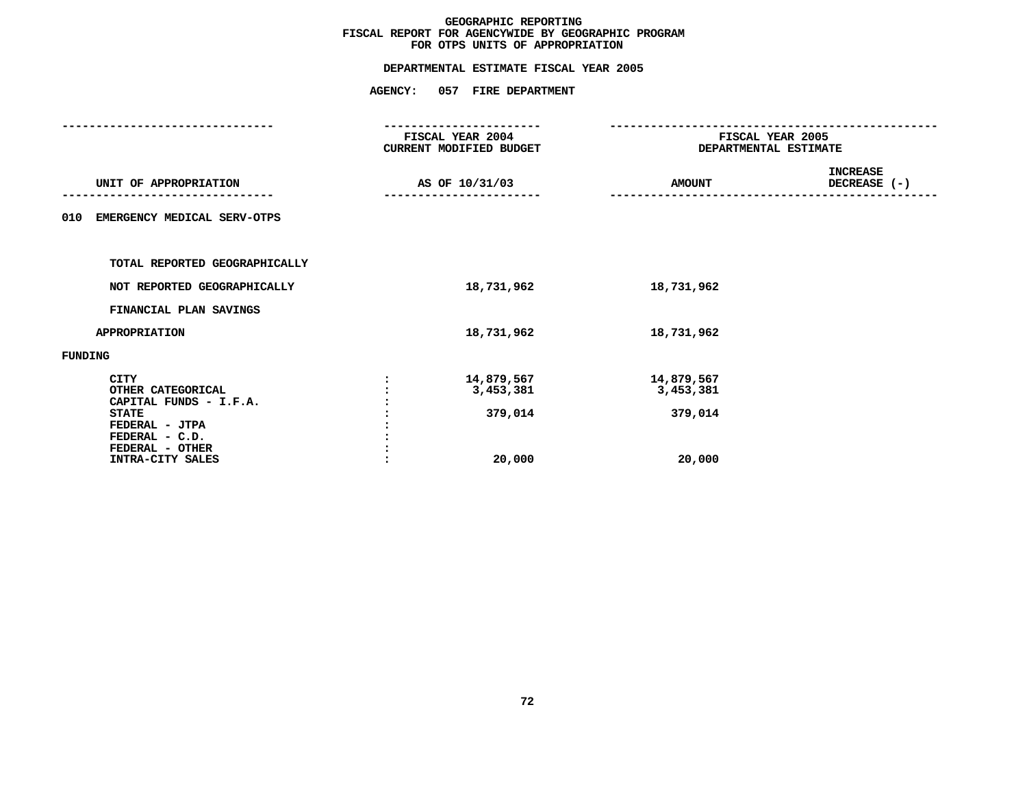# GEOGRAPHIC REPORTING
## FISCAL REPORT FOR AGENCYWIDE BY GEOGRAPHIC PROGRAM
## FOR OTPS UNITS OF APPROPRIATION

**DEPARTMENTAL ESTIMATE FISCAL YEAR 2005**

**AGENCY: 057 FIRE DEPARTMENT**

| UNIT OF APPROPRIATION | | FISCAL YEAR 2004 CURRENT MODIFIED BUDGET AS OF 10/31/03 | FISCAL YEAR 2005 DEPARTMENTAL ESTIMATE AMOUNT | INCREASE DECREASE (-) |
|---|---|---|---|---|
| 010 EMERGENCY MEDICAL SERV-OTPS | | | | |
| TOTAL REPORTED GEOGRAPHICALLY | | | | |
| NOT REPORTED GEOGRAPHICALLY | | 18,731,962 | 18,731,962 | |
| FINANCIAL PLAN SAVINGS | | | | |
| APPROPRIATION | | 18,731,962 | 18,731,962 | |
| FUNDING | | | | |
| CITY | : | 14,879,567 | 14,879,567 | |
| OTHER CATEGORICAL | : | 3,453,381 | 3,453,381 | |
| CAPITAL FUNDS - I.F.A. | : | | | |
| STATE | : | 379,014 | 379,014 | |
| FEDERAL - JTPA | : | | | |
| FEDERAL - C.D. | : | | | |
| FEDERAL - OTHER | : | | | |
| INTRA-CITY SALES | : | 20,000 | 20,000 | |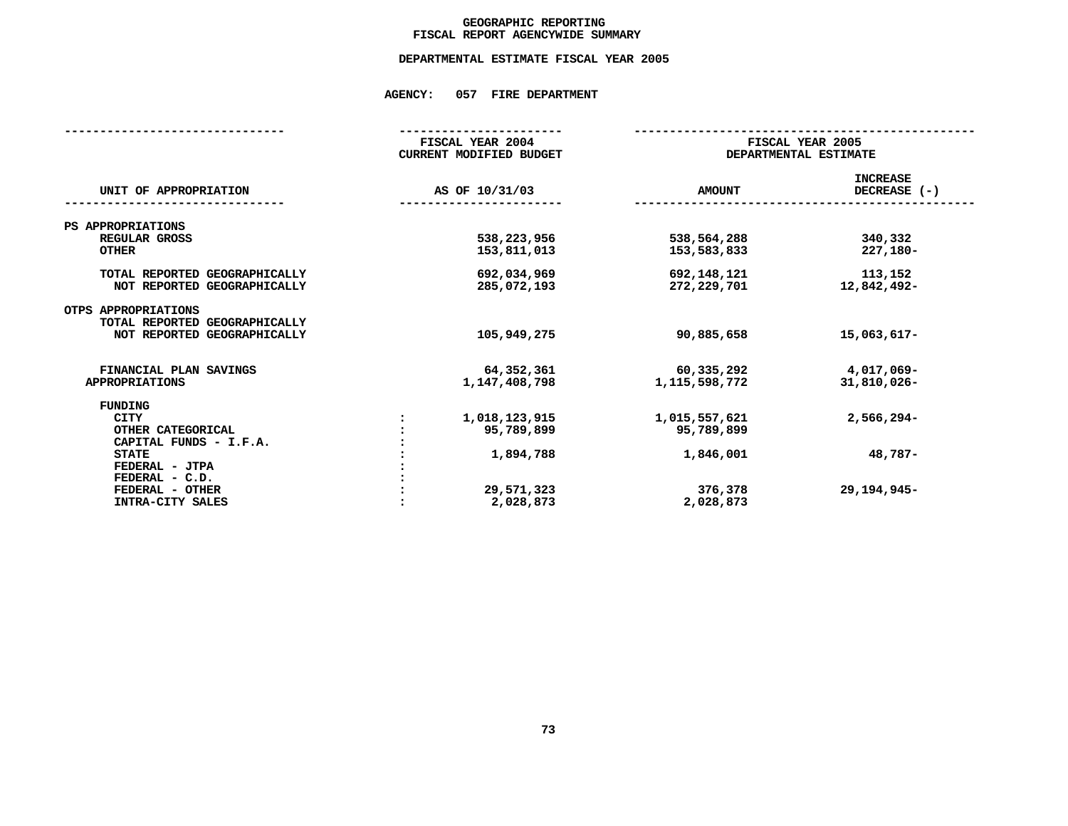# GEOGRAPHIC REPORTING
## FISCAL REPORT AGENCYWIDE SUMMARY

### DEPARTMENTAL ESTIMATE FISCAL YEAR 2005

**AGENCY: 057 FIRE DEPARTMENT**

| UNIT OF APPROPRIATION | FISCAL YEAR 2004 CURRENT MODIFIED BUDGET AS OF 10/31/03 | FISCAL YEAR 2005 DEPARTMENTAL ESTIMATE AMOUNT | INCREASE DECREASE (-) |
|---|---|---|---|
| **PS APPROPRIATIONS** | | | |
| REGULAR GROSS | 538,223,956 | 538,564,288 | 340,332 |
| OTHER | 153,811,013 | 153,583,833 | 227,180- |
| TOTAL REPORTED GEOGRAPHICALLY | 692,034,969 | 692,148,121 | 113,152 |
| NOT REPORTED GEOGRAPHICALLY | 285,072,193 | 272,229,701 | 12,842,492- |
| **OTPS APPROPRIATIONS** | | | |
| TOTAL REPORTED GEOGRAPHICALLY | | | |
| NOT REPORTED GEOGRAPHICALLY | 105,949,275 | 90,885,658 | 15,063,617- |
| FINANCIAL PLAN SAVINGS | 64,352,361 | 60,335,292 | 4,017,069- |
| APPROPRIATIONS | 1,147,408,798 | 1,115,598,772 | 31,810,026- |
| **FUNDING** | | | |
| CITY | 1,018,123,915 | 1,015,557,621 | 2,566,294- |
| OTHER CATEGORICAL | 95,789,899 | 95,789,899 | |
| CAPITAL FUNDS - I.F.A. | | | |
| STATE | 1,894,788 | 1,846,001 | 48,787- |
| FEDERAL - JTPA | | | |
| FEDERAL - C.D. | | | |
| FEDERAL - OTHER | 29,571,323 | 376,378 | 29,194,945- |
| INTRA-CITY SALES | 2,028,873 | 2,028,873 | |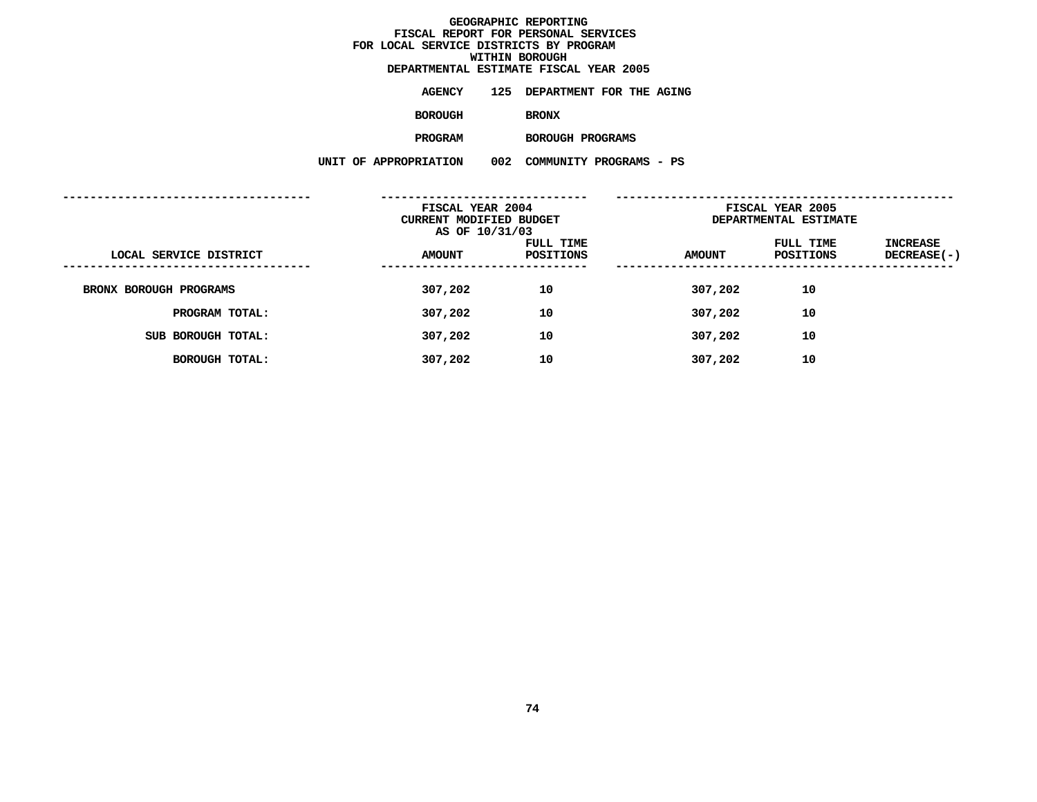# GEOGRAPHIC REPORTING
## FISCAL REPORT FOR PERSONAL SERVICES
## FOR LOCAL SERVICE DISTRICTS BY PROGRAM
## WITHIN BOROUGH
## DEPARTMENTAL ESTIMATE FISCAL YEAR 2005

**AGENCY** 125 DEPARTMENT FOR THE AGING

**BOROUGH** BRONX

**PROGRAM** BOROUGH PROGRAMS

**UNIT OF APPROPRIATION** 002 COMMUNITY PROGRAMS - PS

| | FISCAL YEAR 2004 CURRENT MODIFIED BUDGET AS OF 10/31/03 | | FISCAL YEAR 2005 DEPARTMENTAL ESTIMATE | | |
|---|---|---|---|---|---|
| LOCAL SERVICE DISTRICT | AMOUNT | FULL TIME POSITIONS | AMOUNT | FULL TIME POSITIONS | INCREASE DECREASE(-) |
| BRONX BOROUGH PROGRAMS | 307,202 | 10 | 307,202 | 10 | |
| PROGRAM TOTAL: | 307,202 | 10 | 307,202 | 10 | |
| SUB BOROUGH TOTAL: | 307,202 | 10 | 307,202 | 10 | |
| BOROUGH TOTAL: | 307,202 | 10 | 307,202 | 10 | |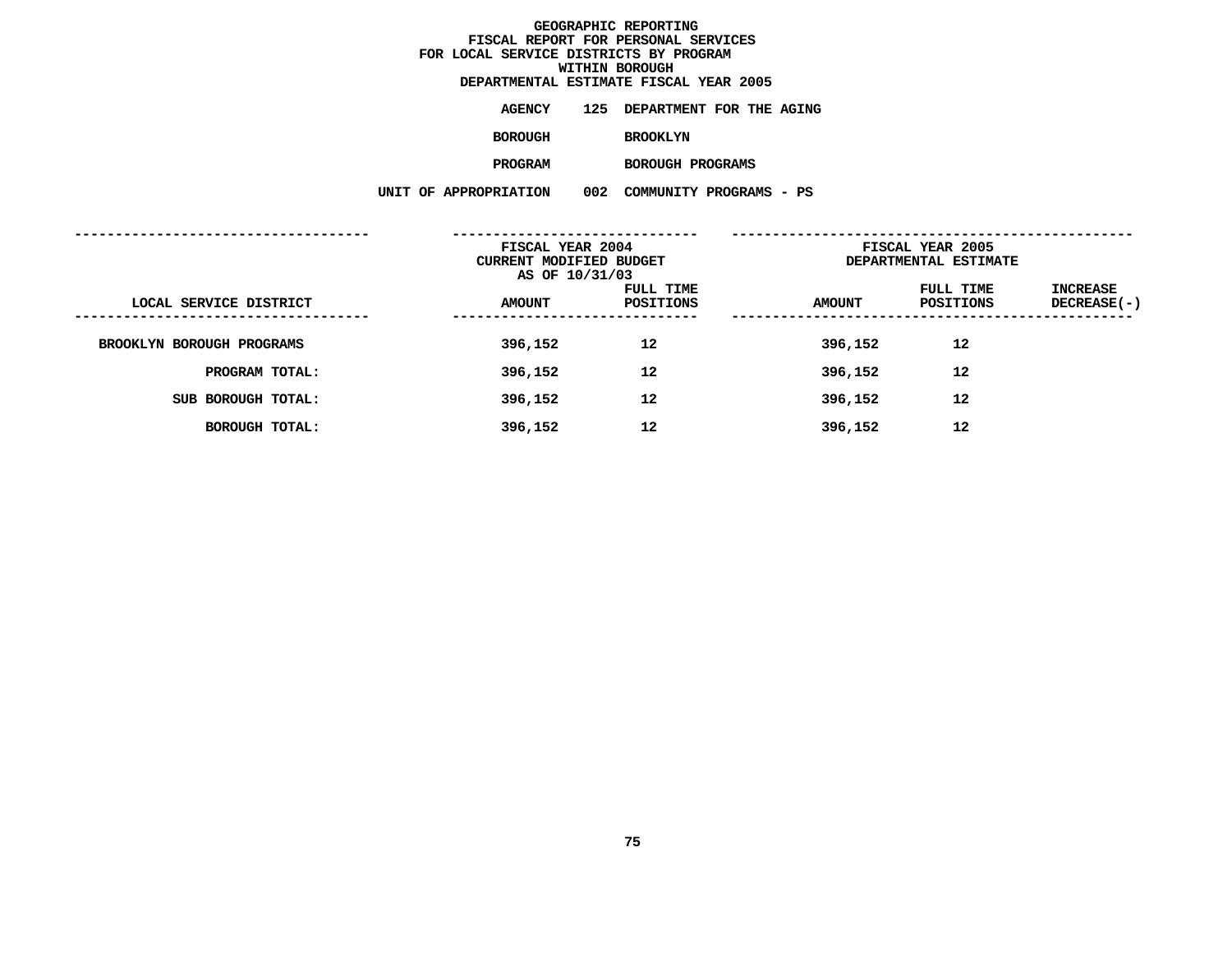# GEOGRAPHIC REPORTING
## FISCAL REPORT FOR PERSONAL SERVICES
## FOR LOCAL SERVICE DISTRICTS BY PROGRAM
## WITHIN BOROUGH
## DEPARTMENTAL ESTIMATE FISCAL YEAR 2005

**AGENCY** 125 DEPARTMENT FOR THE AGING

**BOROUGH** BROOKLYN

**PROGRAM** BOROUGH PROGRAMS

**UNIT OF APPROPRIATION** 002 COMMUNITY PROGRAMS - PS

| LOCAL SERVICE DISTRICT | FISCAL YEAR 2004 CURRENT MODIFIED BUDGET AS OF 10/31/03 AMOUNT | FULL TIME POSITIONS | FISCAL YEAR 2005 DEPARTMENTAL ESTIMATE AMOUNT | FULL TIME POSITIONS | INCREASE DECREASE(-) |
|---|---|---|---|---|---|
| BROOKLYN BOROUGH PROGRAMS | 396,152 | 12 | 396,152 | 12 | |
| PROGRAM TOTAL: | 396,152 | 12 | 396,152 | 12 | |
| SUB BOROUGH TOTAL: | 396,152 | 12 | 396,152 | 12 | |
| BOROUGH TOTAL: | 396,152 | 12 | 396,152 | 12 | |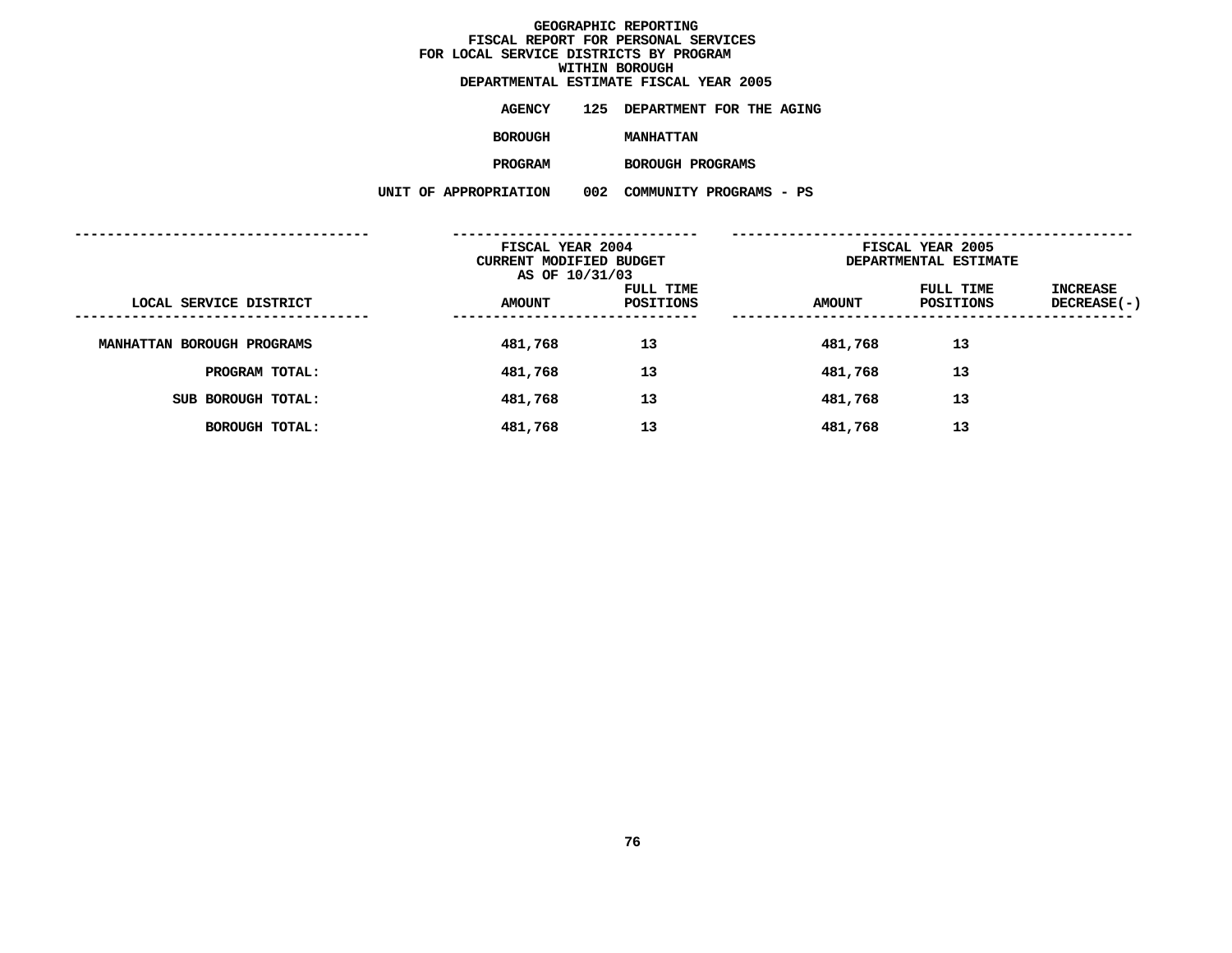**GEOGRAPHIC REPORTING**
**FISCAL REPORT FOR PERSONAL SERVICES**
**FOR LOCAL SERVICE DISTRICTS BY PROGRAM**
**WITHIN BOROUGH**
**DEPARTMENTAL ESTIMATE FISCAL YEAR 2005**

**AGENCY** 125 DEPARTMENT FOR THE AGING

**BOROUGH** MANHATTAN

**PROGRAM** BOROUGH PROGRAMS

**UNIT OF APPROPRIATION** 002 COMMUNITY PROGRAMS - PS

| | FISCAL YEAR 2004 CURRENT MODIFIED BUDGET AS OF 10/31/03 | | FISCAL YEAR 2005 DEPARTMENTAL ESTIMATE | | |
|---|---|---|---|---|---|
| LOCAL SERVICE DISTRICT | AMOUNT | FULL TIME POSITIONS | AMOUNT | FULL TIME POSITIONS | INCREASE DECREASE(-) |
| MANHATTAN BOROUGH PROGRAMS | 481,768 | 13 | 481,768 | 13 | |
| PROGRAM TOTAL: | 481,768 | 13 | 481,768 | 13 | |
| SUB BOROUGH TOTAL: | 481,768 | 13 | 481,768 | 13 | |
| BOROUGH TOTAL: | 481,768 | 13 | 481,768 | 13 | |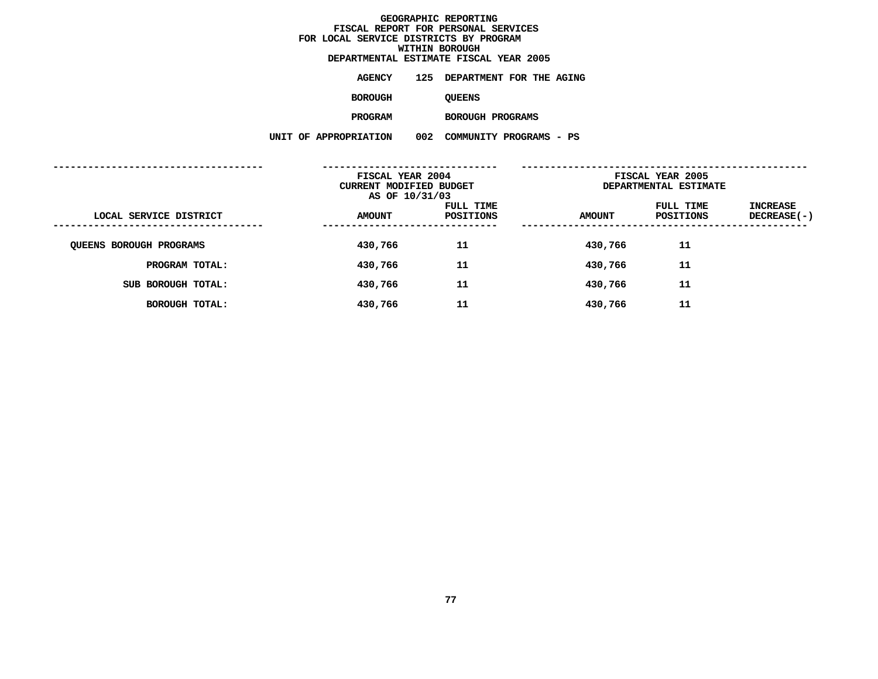# GEOGRAPHIC REPORTING
## FISCAL REPORT FOR PERSONAL SERVICES
## FOR LOCAL SERVICE DISTRICTS BY PROGRAM
## WITHIN BOROUGH
## DEPARTMENTAL ESTIMATE FISCAL YEAR 2005

**AGENCY** 125 DEPARTMENT FOR THE AGING

**BOROUGH** QUEENS

**PROGRAM** BOROUGH PROGRAMS

**UNIT OF APPROPRIATION** 002 COMMUNITY PROGRAMS - PS

| LOCAL SERVICE DISTRICT | FISCAL YEAR 2004 CURRENT MODIFIED BUDGET AS OF 10/31/03 AMOUNT | FULL TIME POSITIONS | FISCAL YEAR 2005 DEPARTMENTAL ESTIMATE AMOUNT | FULL TIME POSITIONS | INCREASE DECREASE(-) |
|---|---|---|---|---|---|
| QUEENS BOROUGH PROGRAMS | 430,766 | 11 | 430,766 | 11 | |
| PROGRAM TOTAL: | 430,766 | 11 | 430,766 | 11 | |
| SUB BOROUGH TOTAL: | 430,766 | 11 | 430,766 | 11 | |
| BOROUGH TOTAL: | 430,766 | 11 | 430,766 | 11 | |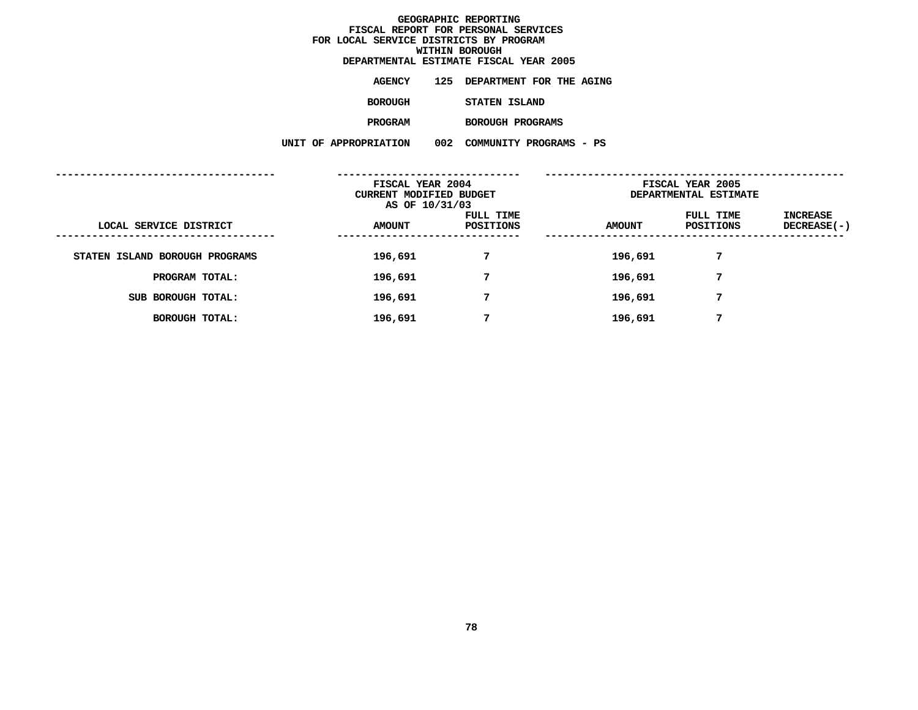# GEOGRAPHIC REPORTING
## FISCAL REPORT FOR PERSONAL SERVICES
## FOR LOCAL SERVICE DISTRICTS BY PROGRAM
## WITHIN BOROUGH
## DEPARTMENTAL ESTIMATE FISCAL YEAR 2005

**AGENCY** 125 DEPARTMENT FOR THE AGING

**BOROUGH** STATEN ISLAND

**PROGRAM** BOROUGH PROGRAMS

**UNIT OF APPROPRIATION** 002 COMMUNITY PROGRAMS - PS

| | FISCAL YEAR 2004 CURRENT MODIFIED BUDGET AS OF 10/31/03 | | FISCAL YEAR 2005 DEPARTMENTAL ESTIMATE | | |
|---|---|---|---|---|---|
| LOCAL SERVICE DISTRICT | AMOUNT | FULL TIME POSITIONS | AMOUNT | FULL TIME POSITIONS | INCREASE DECREASE(-) |
| STATEN ISLAND BOROUGH PROGRAMS | 196,691 | 7 | 196,691 | 7 | |
| PROGRAM TOTAL: | 196,691 | 7 | 196,691 | 7 | |
| SUB BOROUGH TOTAL: | 196,691 | 7 | 196,691 | 7 | |
| BOROUGH TOTAL: | 196,691 | 7 | 196,691 | 7 | |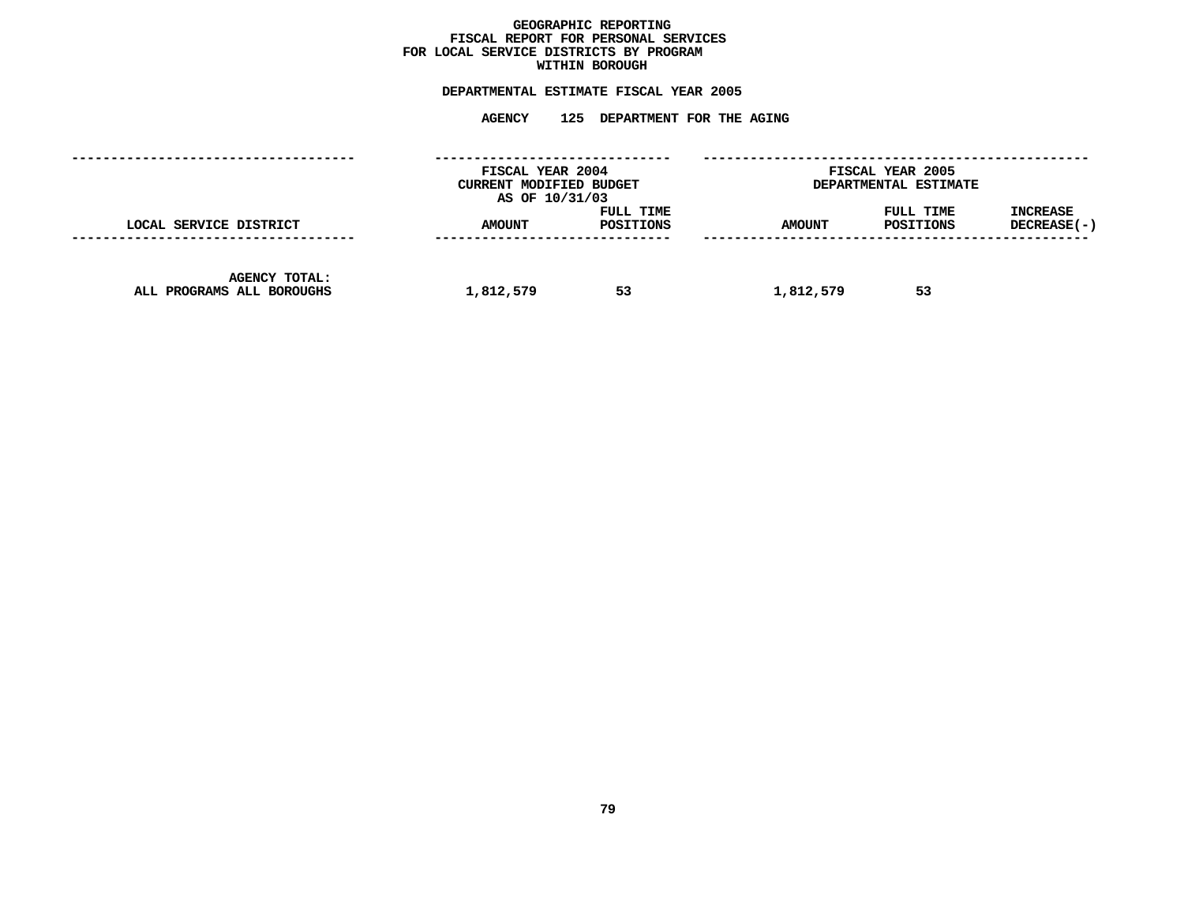**GEOGRAPHIC REPORTING**
**FISCAL REPORT FOR PERSONAL SERVICES**
**FOR LOCAL SERVICE DISTRICTS BY PROGRAM**
**WITHIN BOROUGH**

**DEPARTMENTAL ESTIMATE FISCAL YEAR 2005**

**AGENCY 125 DEPARTMENT FOR THE AGING**

| | FISCAL YEAR 2004 CURRENT MODIFIED BUDGET AS OF 10/31/03 | | FISCAL YEAR 2005 DEPARTMENTAL ESTIMATE | | |
|---|---|---|---|---|---|
| LOCAL SERVICE DISTRICT | AMOUNT | FULL TIME POSITIONS | AMOUNT | FULL TIME POSITIONS | INCREASE DECREASE(-) |
| AGENCY TOTAL: ALL PROGRAMS ALL BOROUGHS | 1,812,579 | 53 | 1,812,579 | 53 | |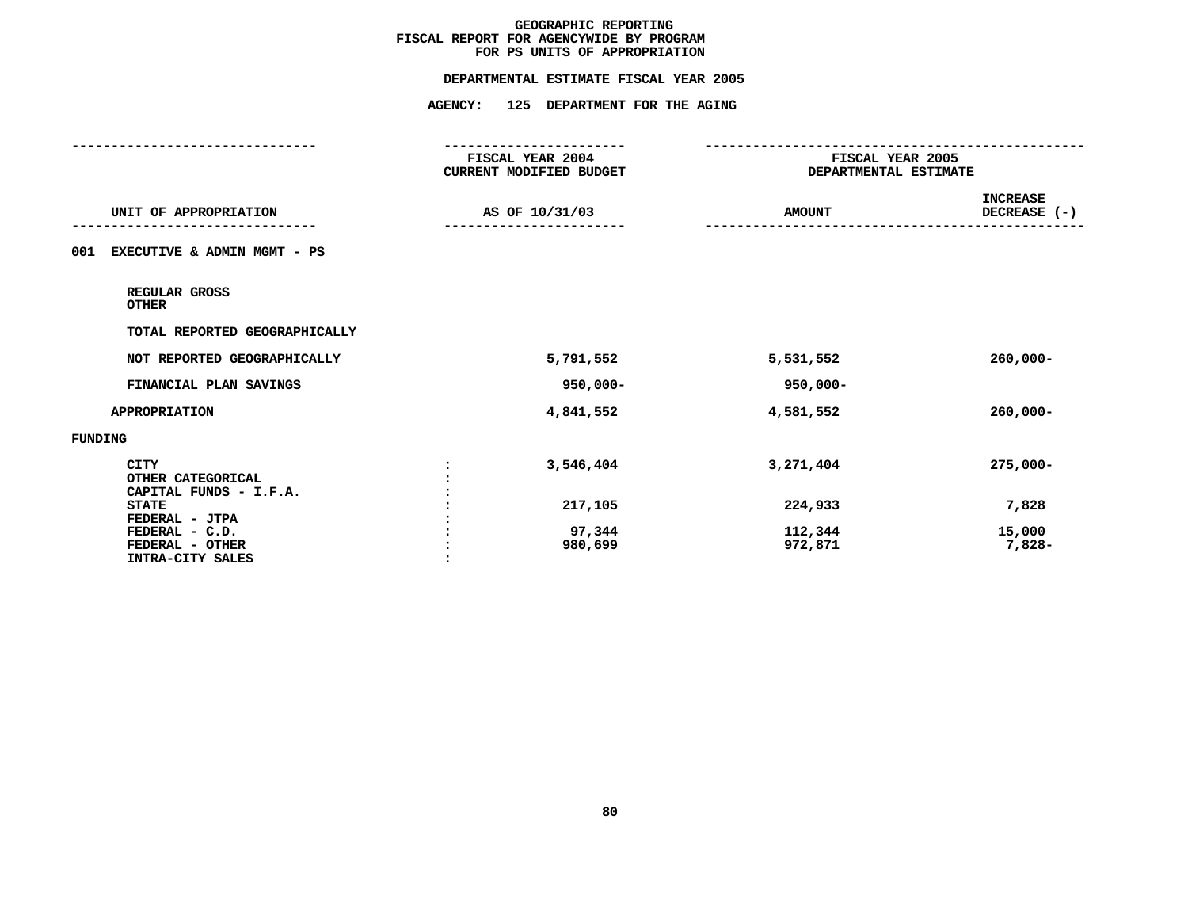# GEOGRAPHIC REPORTING
## FISCAL REPORT FOR AGENCYWIDE BY PROGRAM
## FOR PS UNITS OF APPROPRIATION

### DEPARTMENTAL ESTIMATE FISCAL YEAR 2005

### AGENCY: 125 DEPARTMENT FOR THE AGING

| UNIT OF APPROPRIATION | FISCAL YEAR 2004 CURRENT MODIFIED BUDGET AS OF 10/31/03 | FISCAL YEAR 2005 DEPARTMENTAL ESTIMATE AMOUNT | INCREASE DECREASE (-) |
|---|---|---|---|
| **001 EXECUTIVE & ADMIN MGMT - PS** | | | |
| REGULAR GROSS | | | |
| OTHER | | | |
| TOTAL REPORTED GEOGRAPHICALLY | | | |
| NOT REPORTED GEOGRAPHICALLY | 5,791,552 | 5,531,552 | 260,000- |
| FINANCIAL PLAN SAVINGS | 950,000- | 950,000- | |
| APPROPRIATION | 4,841,552 | 4,581,552 | 260,000- |
| **FUNDING** | | | |
| CITY | 3,546,404 | 3,271,404 | 275,000- |
| OTHER CATEGORICAL | | | |
| CAPITAL FUNDS - I.F.A. | | | |
| STATE | 217,105 | 224,933 | 7,828 |
| FEDERAL - JTPA | | | |
| FEDERAL - C.D. | 97,344 | 112,344 | 15,000 |
| FEDERAL - OTHER | 980,699 | 972,871 | 7,828- |
| INTRA-CITY SALES | | | |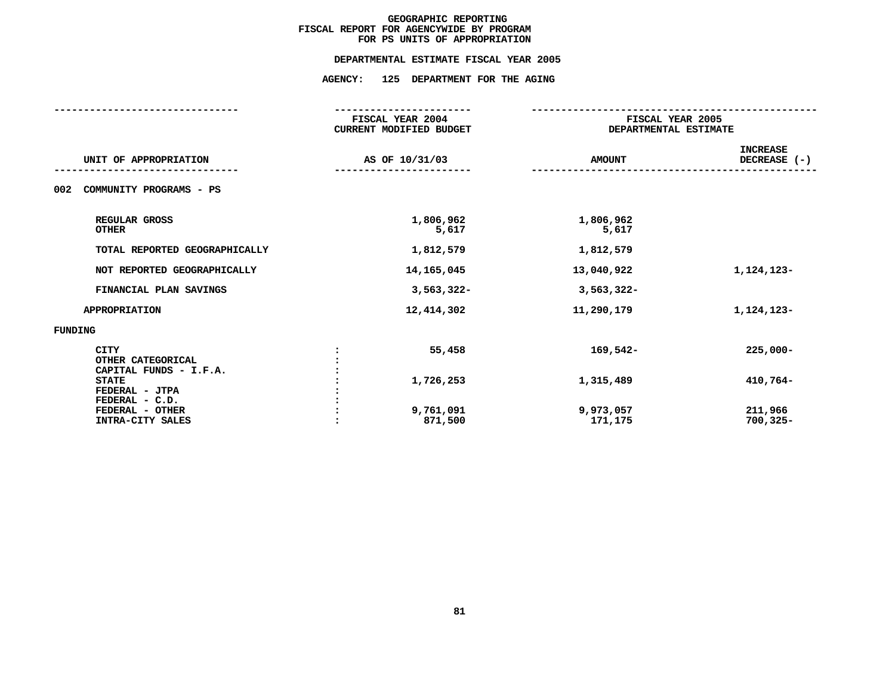# GEOGRAPHIC REPORTING
## FISCAL REPORT FOR AGENCYWIDE BY PROGRAM FOR PS UNITS OF APPROPRIATION

### DEPARTMENTAL ESTIMATE FISCAL YEAR 2005

### AGENCY: 125 DEPARTMENT FOR THE AGING

| UNIT OF APPROPRIATION | | FISCAL YEAR 2004 CURRENT MODIFIED BUDGET AS OF 10/31/03 | FISCAL YEAR 2005 DEPARTMENTAL ESTIMATE AMOUNT | INCREASE DECREASE (-) |
|---|---|---|---|---|
| 002 COMMUNITY PROGRAMS - PS | | | | |
| REGULAR GROSS | | 1,806,962 | 1,806,962 | |
| OTHER | | 5,617 | 5,617 | |
| TOTAL REPORTED GEOGRAPHICALLY | | 1,812,579 | 1,812,579 | |
| NOT REPORTED GEOGRAPHICALLY | | 14,165,045 | 13,040,922 | 1,124,123- |
| FINANCIAL PLAN SAVINGS | | 3,563,322- | 3,563,322- | |
| APPROPRIATION | | 12,414,302 | 11,290,179 | 1,124,123- |
| FUNDING | | | | |
| CITY | : | 55,458 | 169,542- | 225,000- |
| OTHER CATEGORICAL | : | | | |
| CAPITAL FUNDS - I.F.A. | : | | | |
| STATE | : | 1,726,253 | 1,315,489 | 410,764- |
| FEDERAL - JTPA | : | | | |
| FEDERAL - C.D. | : | | | |
| FEDERAL - OTHER | : | 9,761,091 | 9,973,057 | 211,966 |
| INTRA-CITY SALES | : | 871,500 | 171,175 | 700,325- |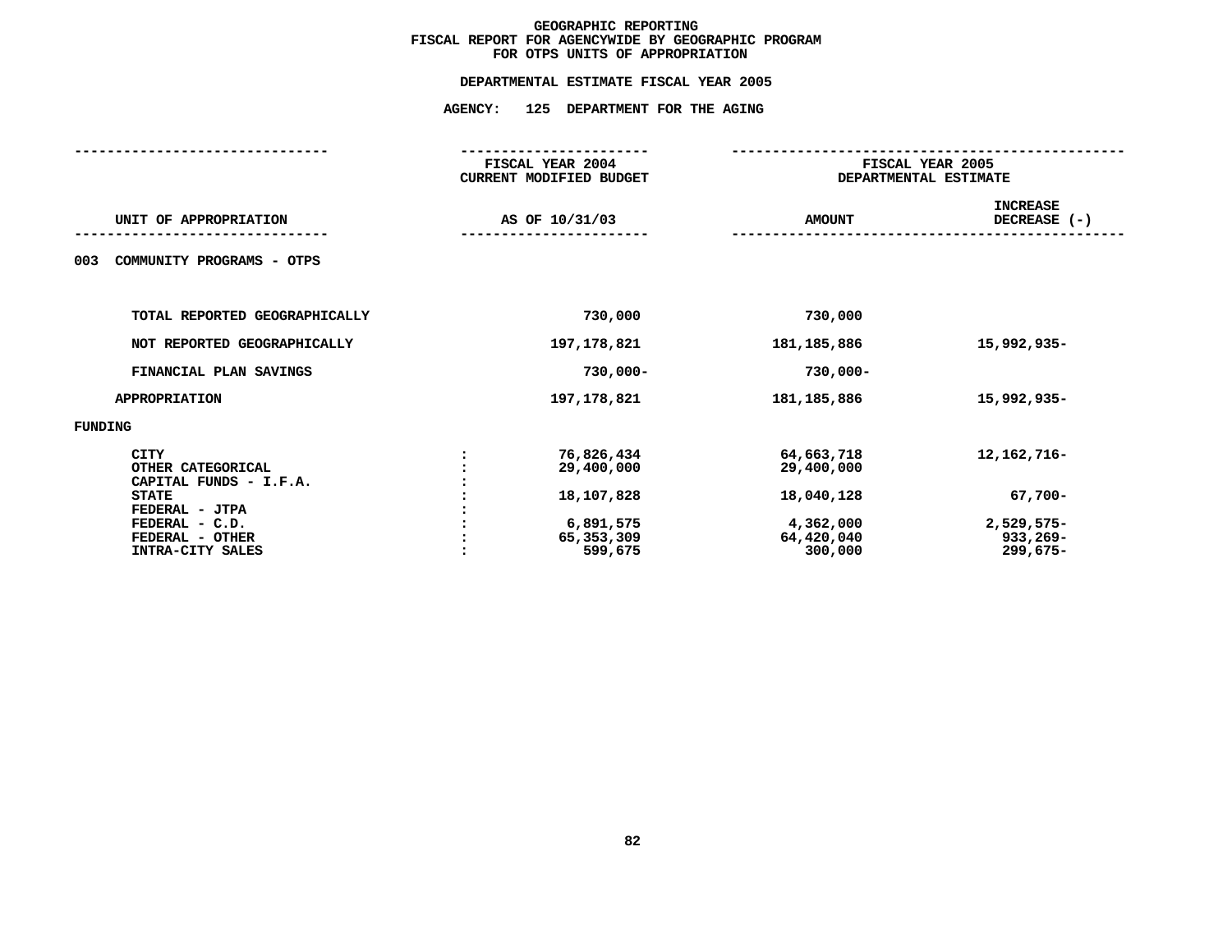# GEOGRAPHIC REPORTING
## FISCAL REPORT FOR AGENCYWIDE BY GEOGRAPHIC PROGRAM
## FOR OTPS UNITS OF APPROPRIATION

### DEPARTMENTAL ESTIMATE FISCAL YEAR 2005

### AGENCY: 125 DEPARTMENT FOR THE AGING

| UNIT OF APPROPRIATION | | FISCAL YEAR 2004 CURRENT MODIFIED BUDGET AS OF 10/31/03 | FISCAL YEAR 2005 DEPARTMENTAL ESTIMATE AMOUNT | INCREASE DECREASE (-) |
|---|---|---|---|---|
| 003 COMMUNITY PROGRAMS - OTPS | | | | |
| TOTAL REPORTED GEOGRAPHICALLY | | 730,000 | 730,000 | |
| NOT REPORTED GEOGRAPHICALLY | | 197,178,821 | 181,185,886 | 15,992,935- |
| FINANCIAL PLAN SAVINGS | | 730,000- | 730,000- | |
| APPROPRIATION | | 197,178,821 | 181,185,886 | 15,992,935- |
| FUNDING | | | | |
| CITY | : | 76,826,434 | 64,663,718 | 12,162,716- |
| OTHER CATEGORICAL | : | 29,400,000 | 29,400,000 | |
| CAPITAL FUNDS - I.F.A. | : | | | |
| STATE | : | 18,107,828 | 18,040,128 | 67,700- |
| FEDERAL - JTPA | : | | | |
| FEDERAL - C.D. | : | 6,891,575 | 4,362,000 | 2,529,575- |
| FEDERAL - OTHER | : | 65,353,309 | 64,420,040 | 933,269- |
| INTRA-CITY SALES | : | 599,675 | 300,000 | 299,675- |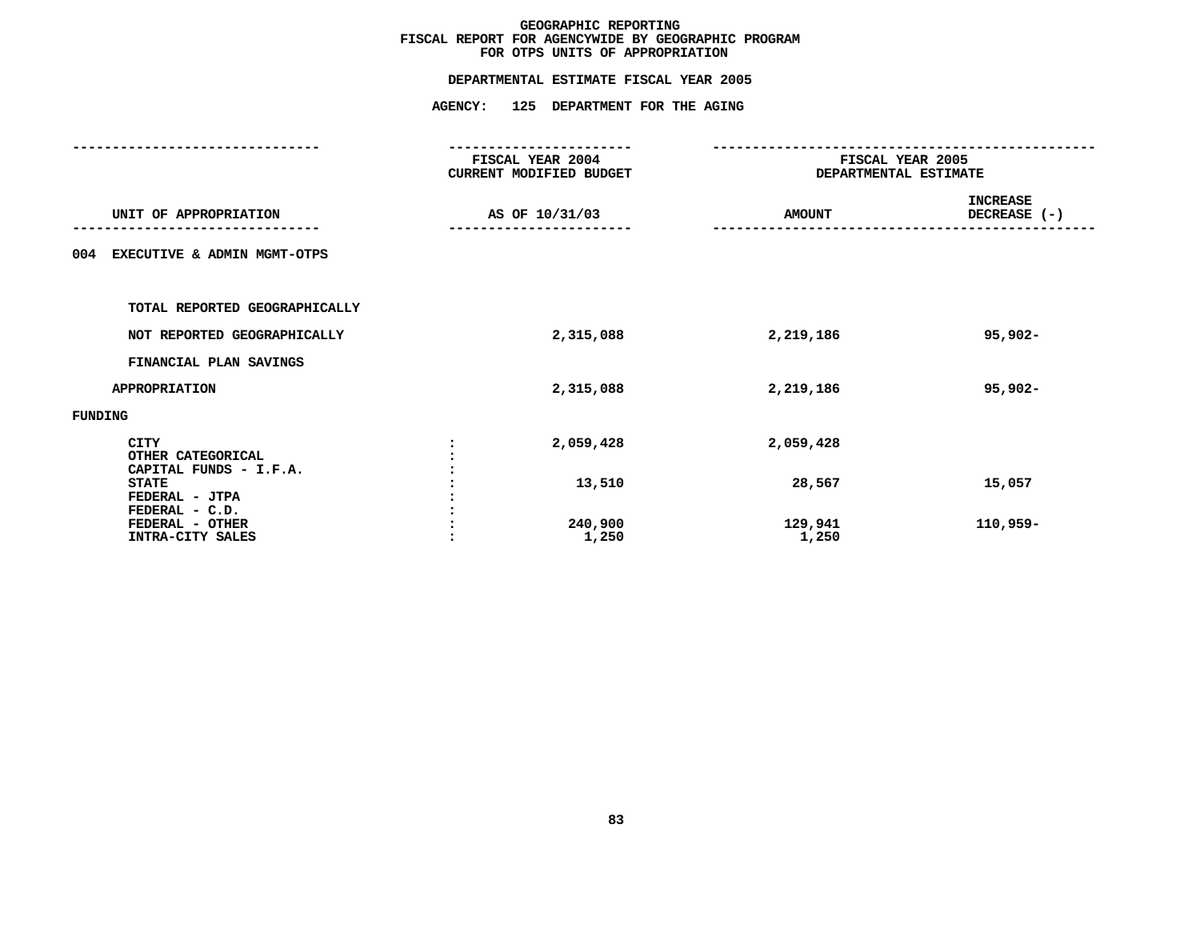# GEOGRAPHIC REPORTING
## FISCAL REPORT FOR AGENCYWIDE BY GEOGRAPHIC PROGRAM
## FOR OTPS UNITS OF APPROPRIATION

### DEPARTMENTAL ESTIMATE FISCAL YEAR 2005

### AGENCY: 125 DEPARTMENT FOR THE AGING

| UNIT OF APPROPRIATION | FISCAL YEAR 2004 CURRENT MODIFIED BUDGET AS OF 10/31/03 | FISCAL YEAR 2005 DEPARTMENTAL ESTIMATE AMOUNT | FISCAL YEAR 2005 DEPARTMENTAL ESTIMATE INCREASE DECREASE (-) |
|---|---|---|---|
| **004 EXECUTIVE & ADMIN MGMT-OTPS** | | | |
| TOTAL REPORTED GEOGRAPHICALLY | | | |
| NOT REPORTED GEOGRAPHICALLY | 2,315,088 | 2,219,186 | 95,902- |
| FINANCIAL PLAN SAVINGS | | | |
| APPROPRIATION | 2,315,088 | 2,219,186 | 95,902- |
| **FUNDING** | | | |
| CITY | 2,059,428 | 2,059,428 | |
| OTHER CATEGORICAL | | | |
| CAPITAL FUNDS - I.F.A. | | | |
| STATE | 13,510 | 28,567 | 15,057 |
| FEDERAL - JTPA | | | |
| FEDERAL - C.D. | | | |
| FEDERAL - OTHER | 240,900 | 129,941 | 110,959- |
| INTRA-CITY SALES | 1,250 | 1,250 | |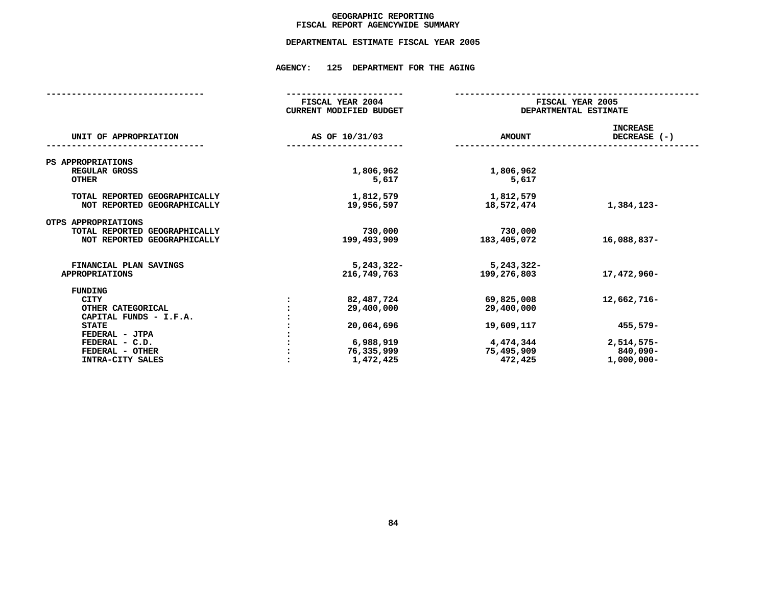# GEOGRAPHIC REPORTING
## FISCAL REPORT AGENCYWIDE SUMMARY

### DEPARTMENTAL ESTIMATE FISCAL YEAR 2005

### AGENCY: 125 DEPARTMENT FOR THE AGING

| UNIT OF APPROPRIATION | | FISCAL YEAR 2004 CURRENT MODIFIED BUDGET AS OF 10/31/03 | FISCAL YEAR 2005 DEPARTMENTAL ESTIMATE AMOUNT | INCREASE DECREASE (-) |
|---|---|---|---|---|
| **PS APPROPRIATIONS** | | | | |
| REGULAR GROSS | | 1,806,962 | 1,806,962 | |
| OTHER | | 5,617 | 5,617 | |
| TOTAL REPORTED GEOGRAPHICALLY | | 1,812,579 | 1,812,579 | |
| NOT REPORTED GEOGRAPHICALLY | | 19,956,597 | 18,572,474 | 1,384,123- |
| **OTPS APPROPRIATIONS** | | | | |
| TOTAL REPORTED GEOGRAPHICALLY | | 730,000 | 730,000 | |
| NOT REPORTED GEOGRAPHICALLY | | 199,493,909 | 183,405,072 | 16,088,837- |
| FINANCIAL PLAN SAVINGS | | 5,243,322- | 5,243,322- | |
| APPROPRIATIONS | | 216,749,763 | 199,276,803 | 17,472,960- |
| **FUNDING** | | | | |
| CITY | : | 82,487,724 | 69,825,008 | 12,662,716- |
| OTHER CATEGORICAL | : | 29,400,000 | 29,400,000 | |
| CAPITAL FUNDS - I.F.A. | : | | | |
| STATE | : | 20,064,696 | 19,609,117 | 455,579- |
| FEDERAL - JTPA | : | | | |
| FEDERAL - C.D. | : | 6,988,919 | 4,474,344 | 2,514,575- |
| FEDERAL - OTHER | : | 76,335,999 | 75,495,909 | 840,090- |
| INTRA-CITY SALES | : | 1,472,425 | 472,425 | 1,000,000- |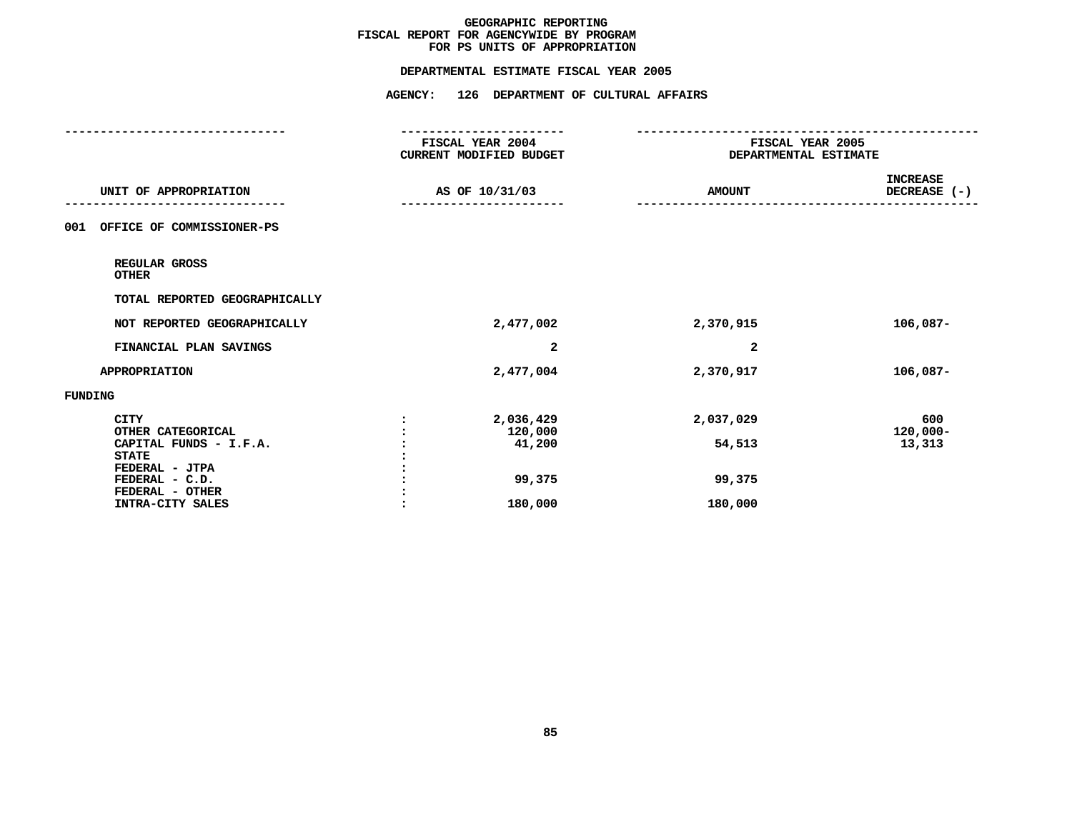**GEOGRAPHIC REPORTING**
**FISCAL REPORT FOR AGENCYWIDE BY PROGRAM**
**FOR PS UNITS OF APPROPRIATION**

**DEPARTMENTAL ESTIMATE FISCAL YEAR 2005**

**AGENCY: 126 DEPARTMENT OF CULTURAL AFFAIRS**

| UNIT OF APPROPRIATION | | FISCAL YEAR 2004 CURRENT MODIFIED BUDGET AS OF 10/31/03 | FISCAL YEAR 2005 DEPARTMENTAL ESTIMATE AMOUNT | INCREASE DECREASE (-) |
|---|---|---|---|---|
| 001 OFFICE OF COMMISSIONER-PS | | | | |
| REGULAR GROSS | | | | |
| OTHER | | | | |
| TOTAL REPORTED GEOGRAPHICALLY | | | | |
| NOT REPORTED GEOGRAPHICALLY | | 2,477,002 | 2,370,915 | 106,087- |
| FINANCIAL PLAN SAVINGS | | 2 | 2 | |
| APPROPRIATION | | 2,477,004 | 2,370,917 | 106,087- |
| FUNDING | | | | |
| CITY | : | 2,036,429 | 2,037,029 | 600 |
| OTHER CATEGORICAL | : | 120,000 | | 120,000- |
| CAPITAL FUNDS - I.F.A. | : | 41,200 | 54,513 | 13,313 |
| STATE | : | | | |
| FEDERAL - JTPA | : | | | |
| FEDERAL - C.D. | : | 99,375 | 99,375 | |
| FEDERAL - OTHER | : | | | |
| INTRA-CITY SALES | : | 180,000 | 180,000 | |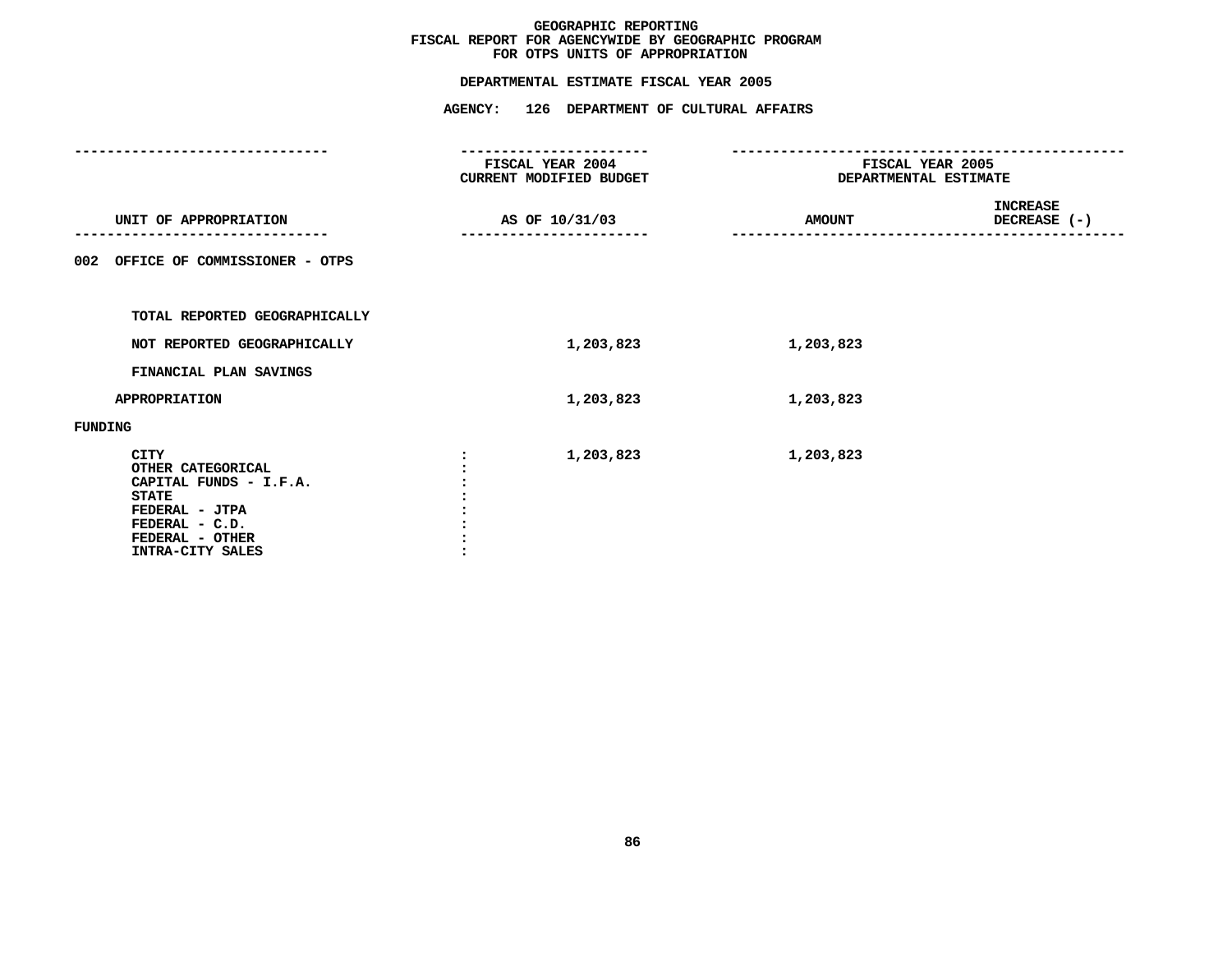# GEOGRAPHIC REPORTING
## FISCAL REPORT FOR AGENCYWIDE BY GEOGRAPHIC PROGRAM
## FOR OTPS UNITS OF APPROPRIATION

### DEPARTMENTAL ESTIMATE FISCAL YEAR 2005

### AGENCY: 126 DEPARTMENT OF CULTURAL AFFAIRS

| UNIT OF APPROPRIATION | FISCAL YEAR 2004 CURRENT MODIFIED BUDGET AS OF 10/31/03 | FISCAL YEAR 2005 DEPARTMENTAL ESTIMATE AMOUNT | INCREASE DECREASE (-) |
|---|---|---|---|
| 002 OFFICE OF COMMISSIONER - OTPS | | | |
| TOTAL REPORTED GEOGRAPHICALLY | | | |
| NOT REPORTED GEOGRAPHICALLY | 1,203,823 | 1,203,823 | |
| FINANCIAL PLAN SAVINGS | | | |
| APPROPRIATION | 1,203,823 | 1,203,823 | |
| FUNDING | | | |
| CITY | 1,203,823 | 1,203,823 | |
| OTHER CATEGORICAL | | | |
| CAPITAL FUNDS - I.F.A. | | | |
| STATE | | | |
| FEDERAL - JTPA | | | |
| FEDERAL - C.D. | | | |
| FEDERAL - OTHER | | | |
| INTRA-CITY SALES | | | |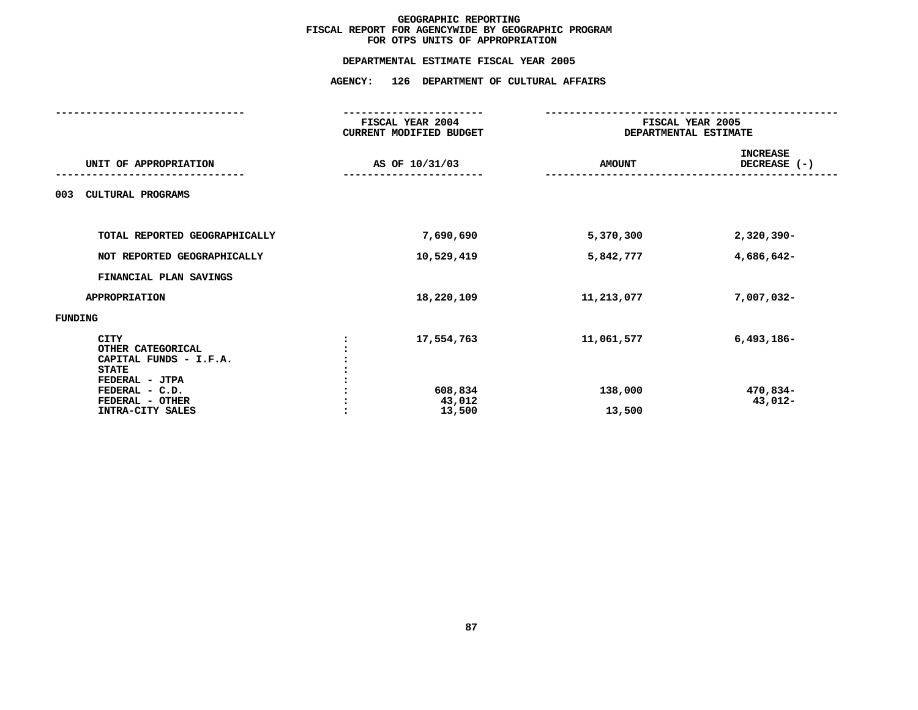# GEOGRAPHIC REPORTING
## FISCAL REPORT FOR AGENCYWIDE BY GEOGRAPHIC PROGRAM
## FOR OTPS UNITS OF APPROPRIATION

### DEPARTMENTAL ESTIMATE FISCAL YEAR 2005

### AGENCY: 126 DEPARTMENT OF CULTURAL AFFAIRS

| UNIT OF APPROPRIATION | FISCAL YEAR 2004 CURRENT MODIFIED BUDGET AS OF 10/31/03 | FISCAL YEAR 2005 DEPARTMENTAL ESTIMATE AMOUNT | INCREASE DECREASE (-) |
|---|---|---|---|
| 003 CULTURAL PROGRAMS | | | |
| TOTAL REPORTED GEOGRAPHICALLY | 7,690,690 | 5,370,300 | 2,320,390- |
| NOT REPORTED GEOGRAPHICALLY | 10,529,419 | 5,842,777 | 4,686,642- |
| FINANCIAL PLAN SAVINGS | | | |
| APPROPRIATION | 18,220,109 | 11,213,077 | 7,007,032- |
| FUNDING | | | |
| CITY | 17,554,763 | 11,061,577 | 6,493,186- |
| OTHER CATEGORICAL | | | |
| CAPITAL FUNDS - I.F.A. | | | |
| STATE | | | |
| FEDERAL - JTPA | | | |
| FEDERAL - C.D. | 608,834 | 138,000 | 470,834- |
| FEDERAL - OTHER | 43,012 | | 43,012- |
| INTRA-CITY SALES | 13,500 | 13,500 | |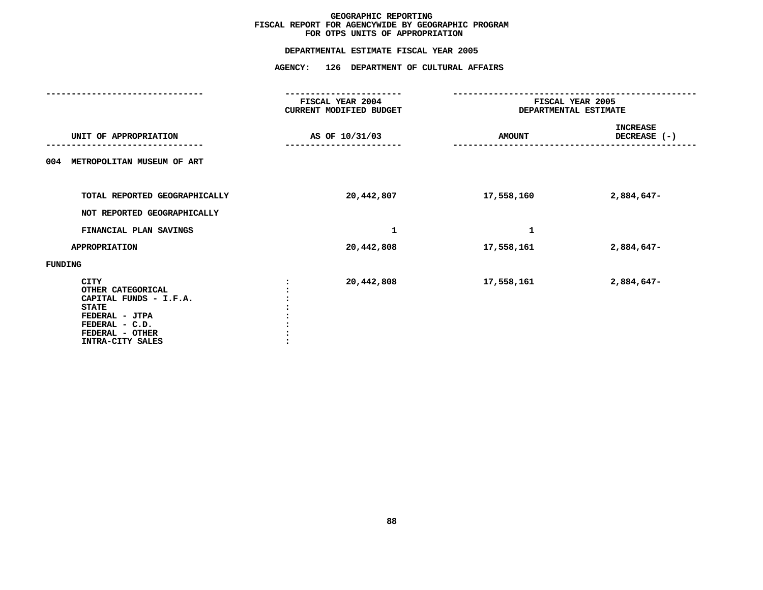# GEOGRAPHIC REPORTING
## FISCAL REPORT FOR AGENCYWIDE BY GEOGRAPHIC PROGRAM
## FOR OTPS UNITS OF APPROPRIATION

### DEPARTMENTAL ESTIMATE FISCAL YEAR 2005

### AGENCY: 126 DEPARTMENT OF CULTURAL AFFAIRS

| UNIT OF APPROPRIATION | FISCAL YEAR 2004 CURRENT MODIFIED BUDGET AS OF 10/31/03 | FISCAL YEAR 2005 DEPARTMENTAL ESTIMATE AMOUNT | INCREASE DECREASE (-) |
|---|---|---|---|
| 004 METROPOLITAN MUSEUM OF ART | | | |
| TOTAL REPORTED GEOGRAPHICALLY | 20,442,807 | 17,558,160 | 2,884,647- |
| NOT REPORTED GEOGRAPHICALLY | | | |
| FINANCIAL PLAN SAVINGS | 1 | 1 | |
| APPROPRIATION | 20,442,808 | 17,558,161 | 2,884,647- |
| FUNDING | | | |
| CITY | 20,442,808 | 17,558,161 | 2,884,647- |
| OTHER CATEGORICAL | | | |
| CAPITAL FUNDS - I.F.A. | | | |
| STATE | | | |
| FEDERAL - JTPA | | | |
| FEDERAL - C.D. | | | |
| FEDERAL - OTHER | | | |
| INTRA-CITY SALES | | | |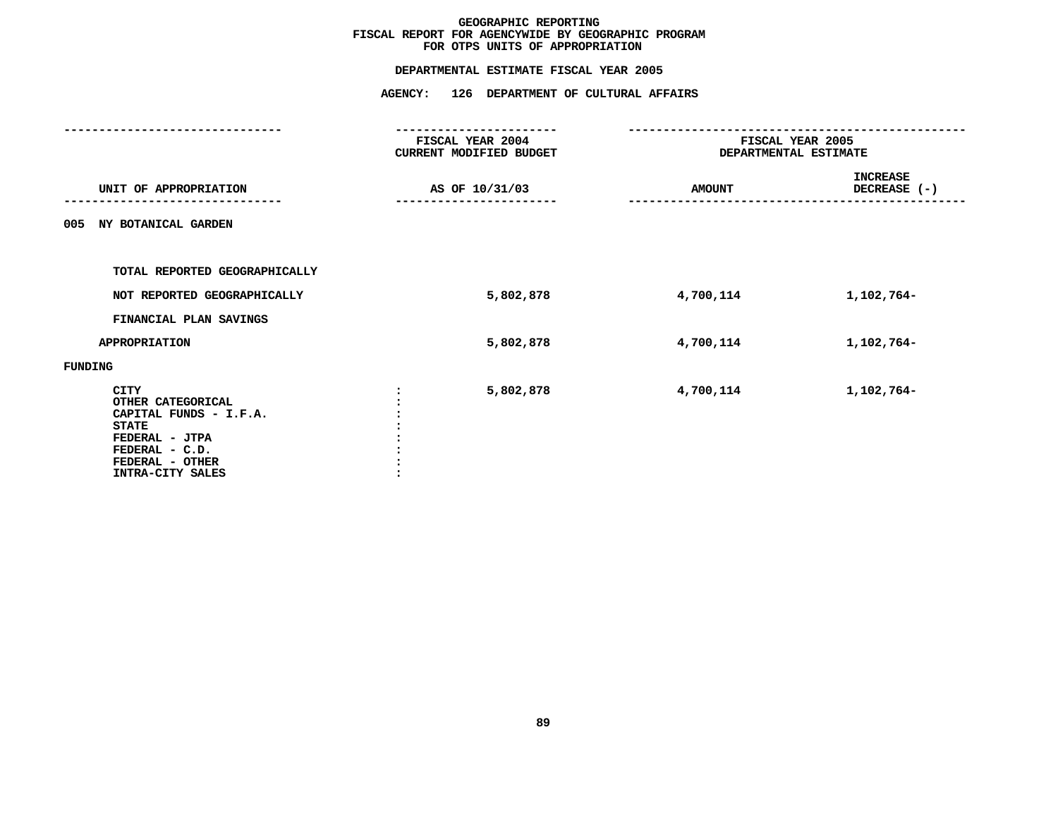# GEOGRAPHIC REPORTING
## FISCAL REPORT FOR AGENCYWIDE BY GEOGRAPHIC PROGRAM
## FOR OTPS UNITS OF APPROPRIATION

### DEPARTMENTAL ESTIMATE FISCAL YEAR 2005

### AGENCY: 126 DEPARTMENT OF CULTURAL AFFAIRS

| UNIT OF APPROPRIATION | FISCAL YEAR 2004 CURRENT MODIFIED BUDGET AS OF 10/31/03 | FISCAL YEAR 2005 DEPARTMENTAL ESTIMATE AMOUNT | INCREASE DECREASE (-) |
|---|---|---|---|
| 005 NY BOTANICAL GARDEN | | | |
| TOTAL REPORTED GEOGRAPHICALLY | | | |
| NOT REPORTED GEOGRAPHICALLY | 5,802,878 | 4,700,114 | 1,102,764- |
| FINANCIAL PLAN SAVINGS | | | |
| APPROPRIATION | 5,802,878 | 4,700,114 | 1,102,764- |
| FUNDING | | | |
| CITY : | 5,802,878 | 4,700,114 | 1,102,764- |
| OTHER CATEGORICAL : | | | |
| CAPITAL FUNDS - I.F.A. : | | | |
| STATE : | | | |
| FEDERAL - JTPA : | | | |
| FEDERAL - C.D. : | | | |
| FEDERAL - OTHER : | | | |
| INTRA-CITY SALES : | | | |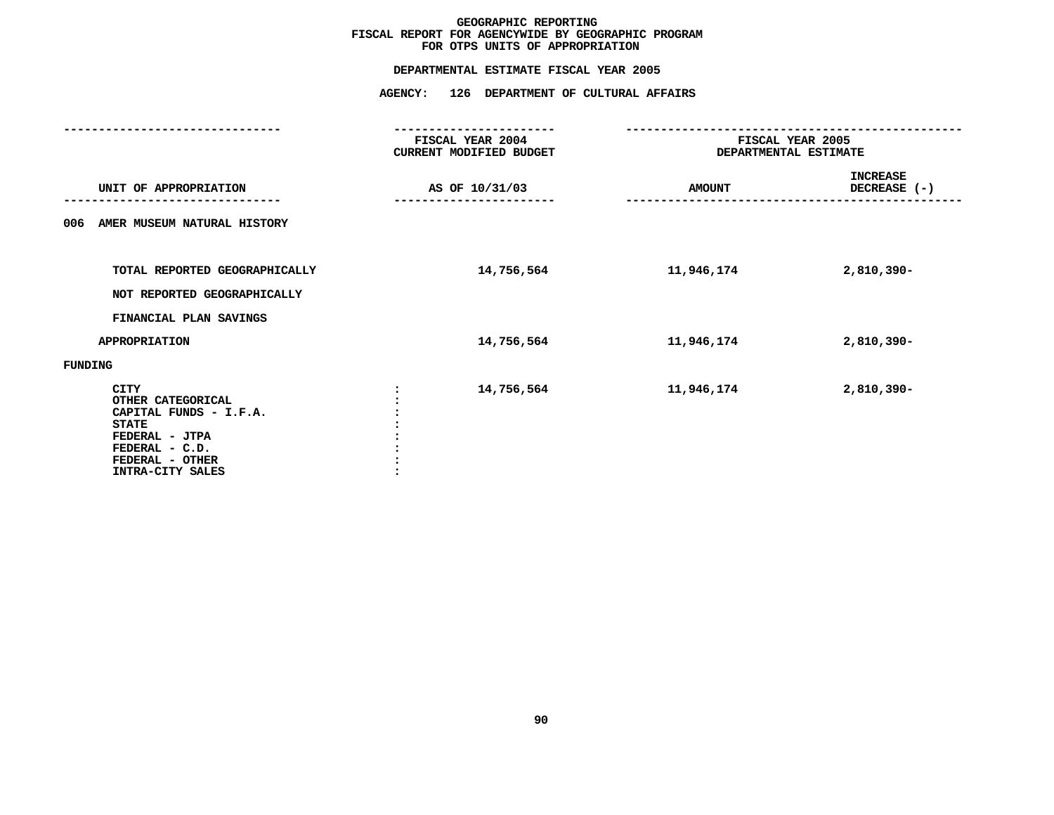**GEOGRAPHIC REPORTING**
**FISCAL REPORT FOR AGENCYWIDE BY GEOGRAPHIC PROGRAM**
**FOR OTPS UNITS OF APPROPRIATION**

**DEPARTMENTAL ESTIMATE FISCAL YEAR 2005**

**AGENCY: 126 DEPARTMENT OF CULTURAL AFFAIRS**

| UNIT OF APPROPRIATION | FISCAL YEAR 2004 CURRENT MODIFIED BUDGET AS OF 10/31/03 | FISCAL YEAR 2005 DEPARTMENTAL ESTIMATE AMOUNT | INCREASE DECREASE (-) |
|---|---|---|---|
| 006 AMER MUSEUM NATURAL HISTORY | | | |
| TOTAL REPORTED GEOGRAPHICALLY | 14,756,564 | 11,946,174 | 2,810,390- |
| NOT REPORTED GEOGRAPHICALLY | | | |
| FINANCIAL PLAN SAVINGS | | | |
| APPROPRIATION | 14,756,564 | 11,946,174 | 2,810,390- |
| FUNDING | | | |
| CITY | 14,756,564 | 11,946,174 | 2,810,390- |
| OTHER CATEGORICAL | | | |
| CAPITAL FUNDS - I.F.A. | | | |
| STATE | | | |
| FEDERAL - JTPA | | | |
| FEDERAL - C.D. | | | |
| FEDERAL - OTHER | | | |
| INTRA-CITY SALES | | | |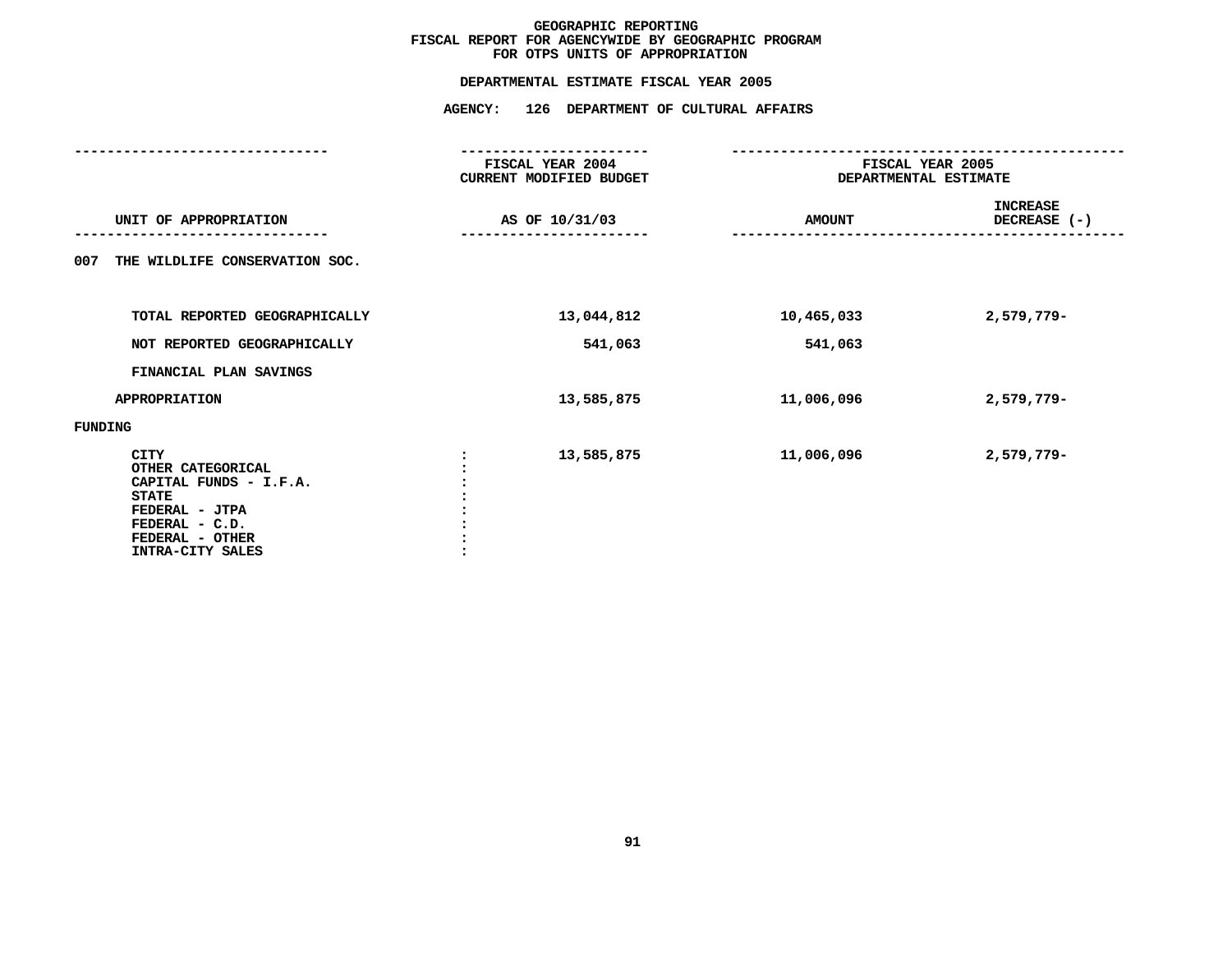# GEOGRAPHIC REPORTING
## FISCAL REPORT FOR AGENCYWIDE BY GEOGRAPHIC PROGRAM
## FOR OTPS UNITS OF APPROPRIATION

### DEPARTMENTAL ESTIMATE FISCAL YEAR 2005

### AGENCY: 126 DEPARTMENT OF CULTURAL AFFAIRS

| UNIT OF APPROPRIATION | FISCAL YEAR 2004 CURRENT MODIFIED BUDGET AS OF 10/31/03 | FISCAL YEAR 2005 DEPARTMENTAL ESTIMATE AMOUNT | INCREASE DECREASE (-) |
|---|---|---|---|
| 007 THE WILDLIFE CONSERVATION SOC. | | | |
| TOTAL REPORTED GEOGRAPHICALLY | 13,044,812 | 10,465,033 | 2,579,779- |
| NOT REPORTED GEOGRAPHICALLY | 541,063 | 541,063 | |
| FINANCIAL PLAN SAVINGS | | | |
| APPROPRIATION | 13,585,875 | 11,006,096 | 2,579,779- |
| FUNDING | | | |
| CITY | 13,585,875 | 11,006,096 | 2,579,779- |
| OTHER CATEGORICAL | | | |
| CAPITAL FUNDS - I.F.A. | | | |
| STATE | | | |
| FEDERAL - JTPA | | | |
| FEDERAL - C.D. | | | |
| FEDERAL - OTHER | | | |
| INTRA-CITY SALES | | | |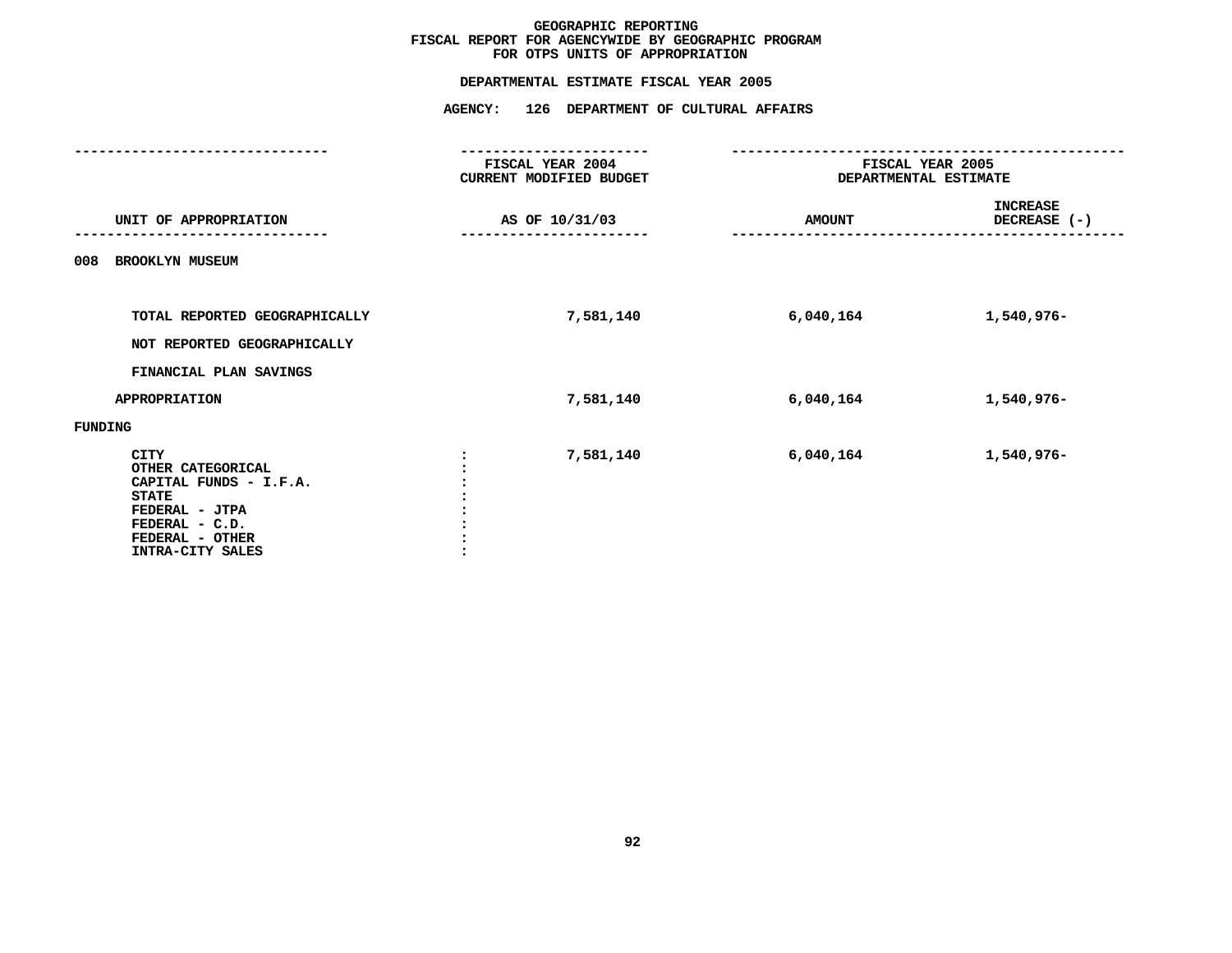# GEOGRAPHIC REPORTING
## FISCAL REPORT FOR AGENCYWIDE BY GEOGRAPHIC PROGRAM
## FOR OTPS UNITS OF APPROPRIATION

### DEPARTMENTAL ESTIMATE FISCAL YEAR 2005

### AGENCY: 126 DEPARTMENT OF CULTURAL AFFAIRS

| UNIT OF APPROPRIATION | FISCAL YEAR 2004 CURRENT MODIFIED BUDGET AS OF 10/31/03 | FISCAL YEAR 2005 DEPARTMENTAL ESTIMATE AMOUNT | INCREASE DECREASE (-) |
|---|---|---|---|
| 008 BROOKLYN MUSEUM | | | |
| TOTAL REPORTED GEOGRAPHICALLY | 7,581,140 | 6,040,164 | 1,540,976- |
| NOT REPORTED GEOGRAPHICALLY | | | |
| FINANCIAL PLAN SAVINGS | | | |
| APPROPRIATION | 7,581,140 | 6,040,164 | 1,540,976- |
| FUNDING | | | |
| CITY | 7,581,140 | 6,040,164 | 1,540,976- |
| OTHER CATEGORICAL | | | |
| CAPITAL FUNDS - I.F.A. | | | |
| STATE | | | |
| FEDERAL - JTPA | | | |
| FEDERAL - C.D. | | | |
| FEDERAL - OTHER | | | |
| INTRA-CITY SALES | | | |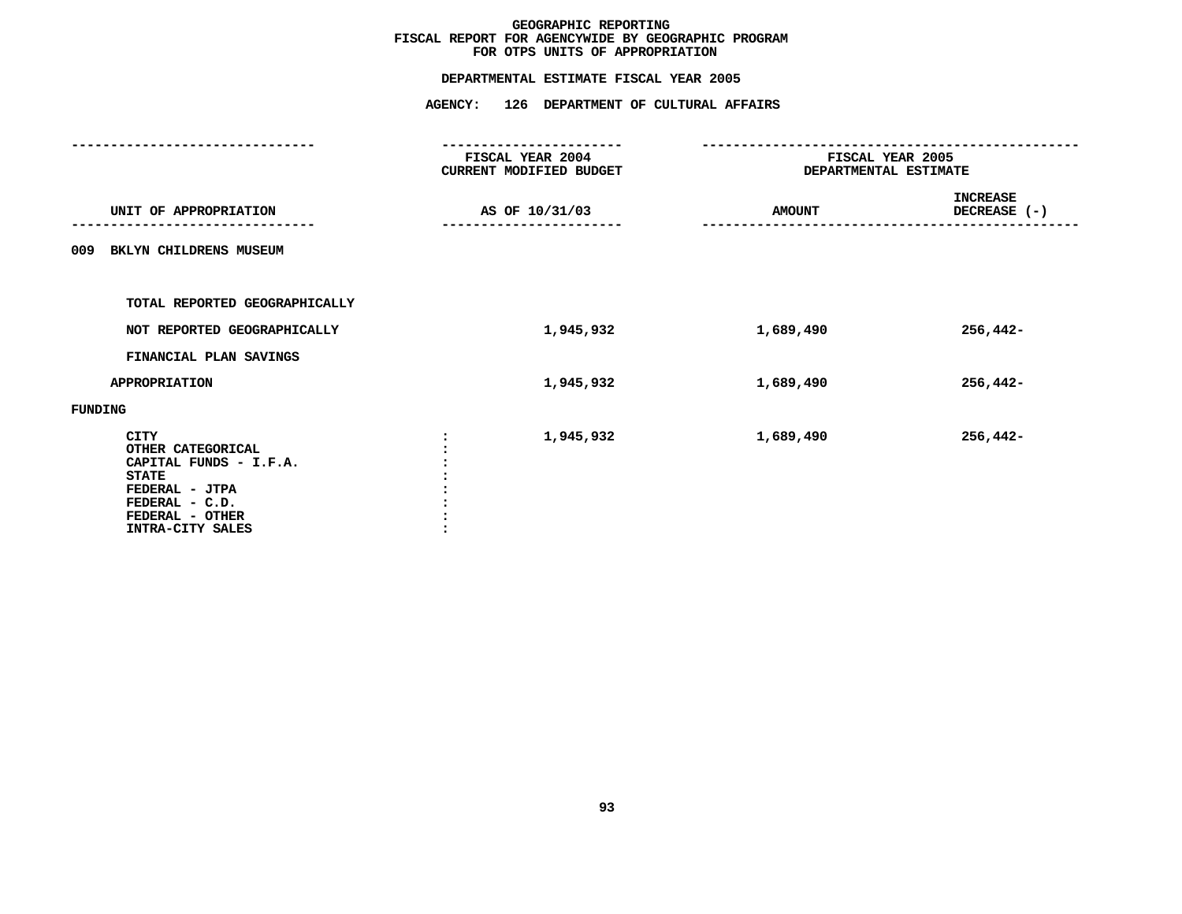# GEOGRAPHIC REPORTING
## FISCAL REPORT FOR AGENCYWIDE BY GEOGRAPHIC PROGRAM
## FOR OTPS UNITS OF APPROPRIATION

### DEPARTMENTAL ESTIMATE FISCAL YEAR 2005

### AGENCY: 126 DEPARTMENT OF CULTURAL AFFAIRS

| UNIT OF APPROPRIATION | FISCAL YEAR 2004 CURRENT MODIFIED BUDGET AS OF 10/31/03 | FISCAL YEAR 2005 DEPARTMENTAL ESTIMATE AMOUNT | INCREASE DECREASE (-) |
|---|---|---|---|
| 009 BKLYN CHILDRENS MUSEUM | | | |
| TOTAL REPORTED GEOGRAPHICALLY | | | |
| NOT REPORTED GEOGRAPHICALLY | 1,945,932 | 1,689,490 | 256,442- |
| FINANCIAL PLAN SAVINGS | | | |
| APPROPRIATION | 1,945,932 | 1,689,490 | 256,442- |
| FUNDING | | | |
| CITY | 1,945,932 | 1,689,490 | 256,442- |
| OTHER CATEGORICAL | | | |
| CAPITAL FUNDS - I.F.A. | | | |
| STATE | | | |
| FEDERAL - JTPA | | | |
| FEDERAL - C.D. | | | |
| FEDERAL - OTHER | | | |
| INTRA-CITY SALES | | | |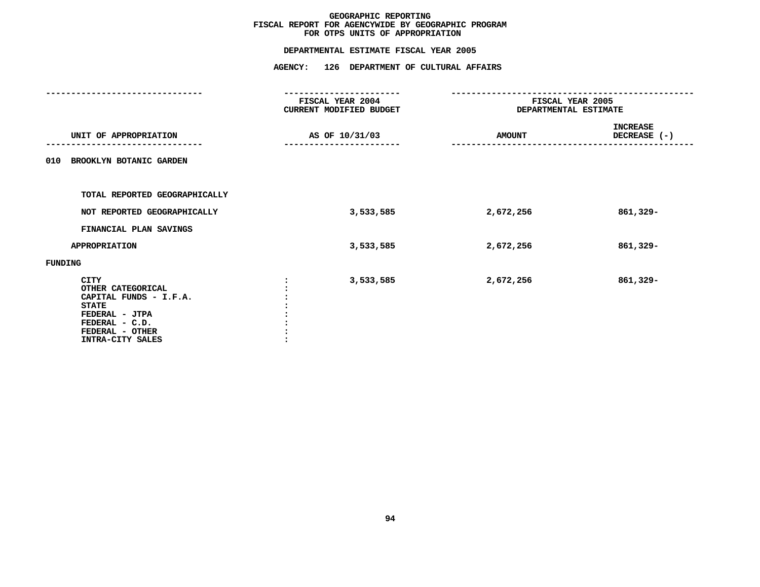# GEOGRAPHIC REPORTING
## FISCAL REPORT FOR AGENCYWIDE BY GEOGRAPHIC PROGRAM
## FOR OTPS UNITS OF APPROPRIATION

**DEPARTMENTAL ESTIMATE FISCAL YEAR 2005**

**AGENCY: 126 DEPARTMENT OF CULTURAL AFFAIRS**

| UNIT OF APPROPRIATION | FISCAL YEAR 2004 CURRENT MODIFIED BUDGET AS OF 10/31/03 | FISCAL YEAR 2005 DEPARTMENTAL ESTIMATE AMOUNT | INCREASE DECREASE (-) |
|---|---|---|---|
| 010 BROOKLYN BOTANIC GARDEN | | | |
| TOTAL REPORTED GEOGRAPHICALLY | | | |
| NOT REPORTED GEOGRAPHICALLY | 3,533,585 | 2,672,256 | 861,329- |
| FINANCIAL PLAN SAVINGS | | | |
| APPROPRIATION | 3,533,585 | 2,672,256 | 861,329- |
| FUNDING | | | |
| CITY | 3,533,585 | 2,672,256 | 861,329- |
| OTHER CATEGORICAL | | | |
| CAPITAL FUNDS - I.F.A. | | | |
| STATE | | | |
| FEDERAL - JTPA | | | |
| FEDERAL - C.D. | | | |
| FEDERAL - OTHER | | | |
| INTRA-CITY SALES | | | |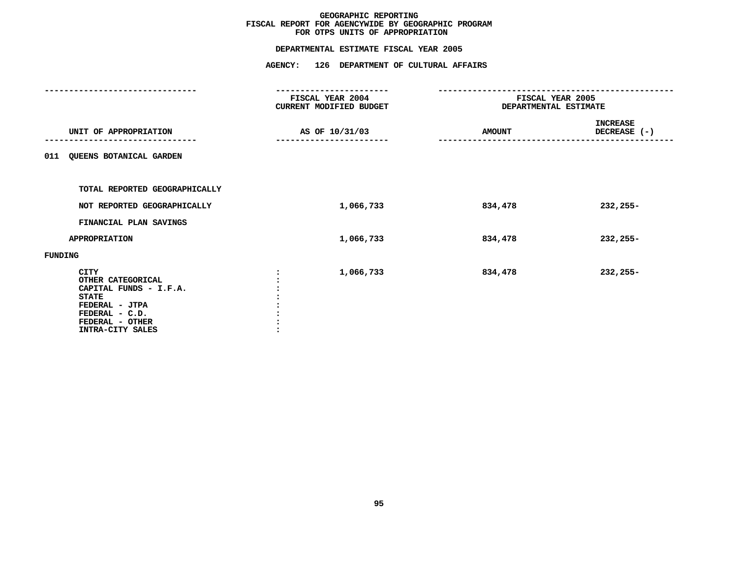# GEOGRAPHIC REPORTING
## FISCAL REPORT FOR AGENCYWIDE BY GEOGRAPHIC PROGRAM
## FOR OTPS UNITS OF APPROPRIATION

### DEPARTMENTAL ESTIMATE FISCAL YEAR 2005

### AGENCY: 126 DEPARTMENT OF CULTURAL AFFAIRS

| UNIT OF APPROPRIATION | FISCAL YEAR 2004 CURRENT MODIFIED BUDGET AS OF 10/31/03 | FISCAL YEAR 2005 DEPARTMENTAL ESTIMATE AMOUNT | INCREASE DECREASE (-) |
|---|---|---|---|
| 011 QUEENS BOTANICAL GARDEN | | | |
| TOTAL REPORTED GEOGRAPHICALLY | | | |
| NOT REPORTED GEOGRAPHICALLY | 1,066,733 | 834,478 | 232,255- |
| FINANCIAL PLAN SAVINGS | | | |
| APPROPRIATION | 1,066,733 | 834,478 | 232,255- |
| FUNDING | | | |
| CITY | 1,066,733 | 834,478 | 232,255- |
| OTHER CATEGORICAL | | | |
| CAPITAL FUNDS - I.F.A. | | | |
| STATE | | | |
| FEDERAL - JTPA | | | |
| FEDERAL - C.D. | | | |
| FEDERAL - OTHER | | | |
| INTRA-CITY SALES | | | |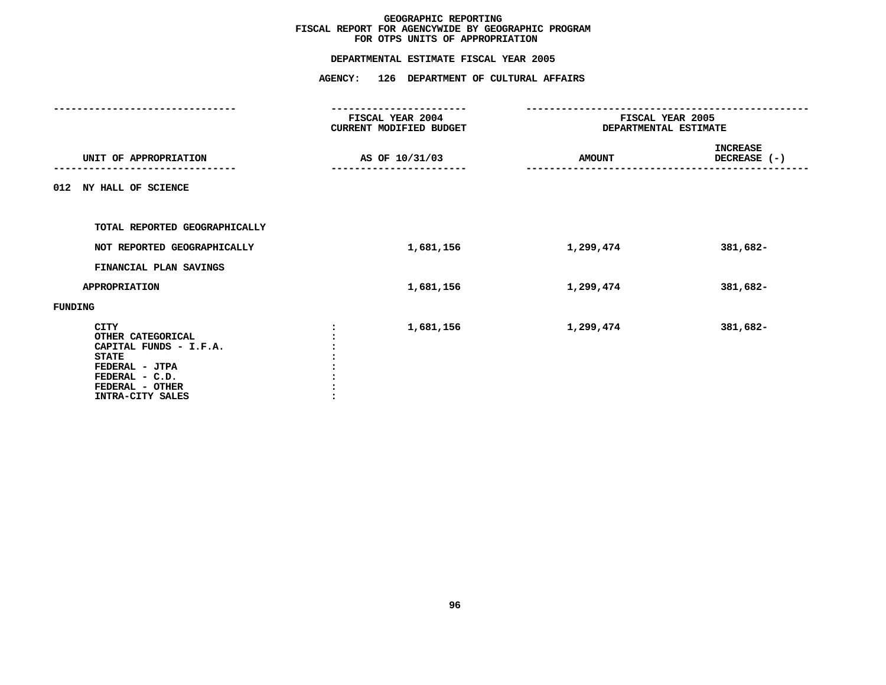# GEOGRAPHIC REPORTING
## FISCAL REPORT FOR AGENCYWIDE BY GEOGRAPHIC PROGRAM
## FOR OTPS UNITS OF APPROPRIATION

### DEPARTMENTAL ESTIMATE FISCAL YEAR 2005

### AGENCY: 126 DEPARTMENT OF CULTURAL AFFAIRS

| UNIT OF APPROPRIATION | FISCAL YEAR 2004 CURRENT MODIFIED BUDGET AS OF 10/31/03 | FISCAL YEAR 2005 DEPARTMENTAL ESTIMATE AMOUNT | INCREASE DECREASE (-) |
|---|---|---|---|
| 012 NY HALL OF SCIENCE | | | |
| TOTAL REPORTED GEOGRAPHICALLY | | | |
| NOT REPORTED GEOGRAPHICALLY | 1,681,156 | 1,299,474 | 381,682- |
| FINANCIAL PLAN SAVINGS | | | |
| APPROPRIATION | 1,681,156 | 1,299,474 | 381,682- |
| FUNDING | | | |
| CITY : | 1,681,156 | 1,299,474 | 381,682- |
| OTHER CATEGORICAL : | | | |
| CAPITAL FUNDS - I.F.A. : | | | |
| STATE : | | | |
| FEDERAL - JTPA : | | | |
| FEDERAL - C.D. : | | | |
| FEDERAL - OTHER : | | | |
| INTRA-CITY SALES : | | | |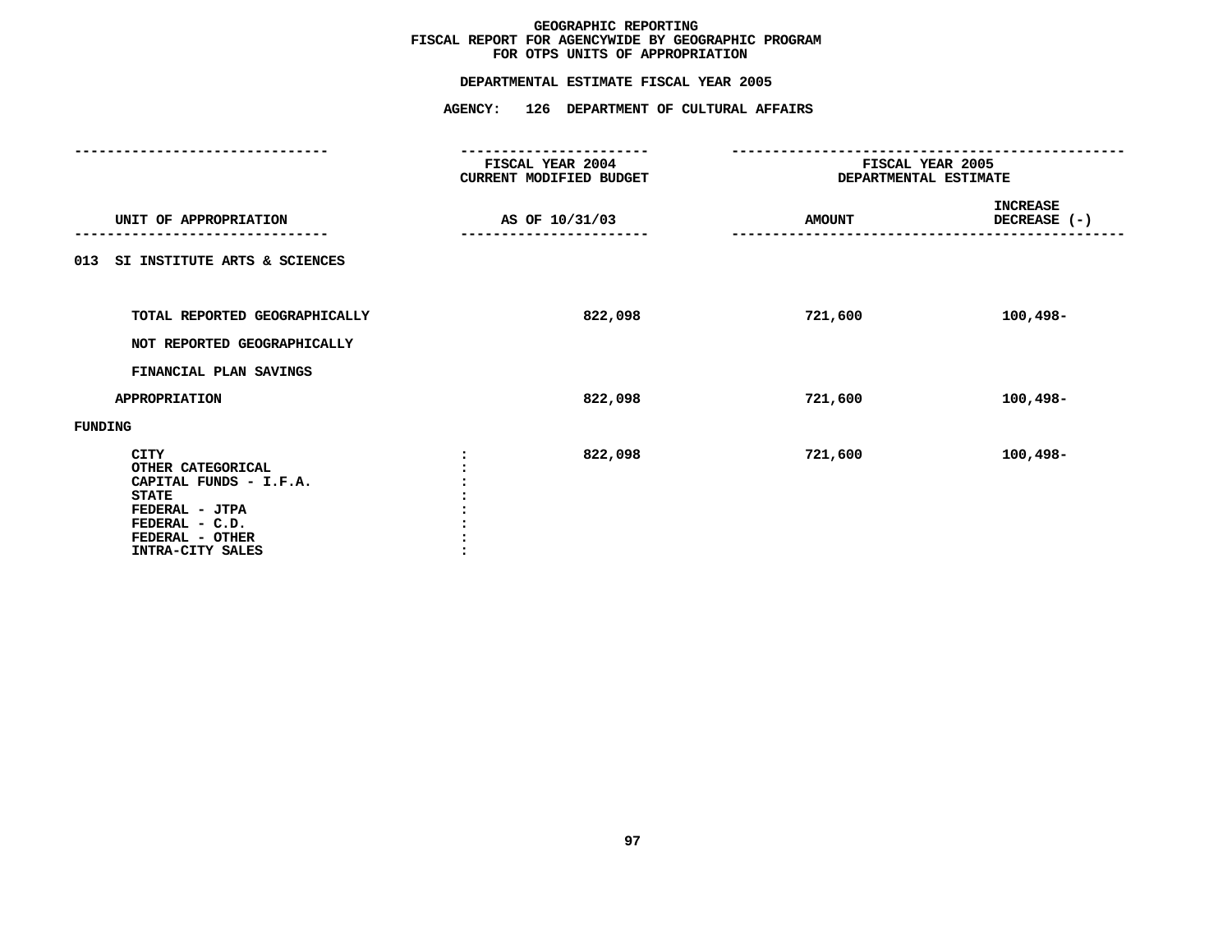# GEOGRAPHIC REPORTING
## FISCAL REPORT FOR AGENCYWIDE BY GEOGRAPHIC PROGRAM
## FOR OTPS UNITS OF APPROPRIATION

### DEPARTMENTAL ESTIMATE FISCAL YEAR 2005

### AGENCY: 126 DEPARTMENT OF CULTURAL AFFAIRS

| UNIT OF APPROPRIATION | FISCAL YEAR 2004 CURRENT MODIFIED BUDGET AS OF 10/31/03 | FISCAL YEAR 2005 DEPARTMENTAL ESTIMATE AMOUNT | INCREASE DECREASE (-) |
|---|---|---|---|
| 013 SI INSTITUTE ARTS & SCIENCES | | | |
| TOTAL REPORTED GEOGRAPHICALLY | 822,098 | 721,600 | 100,498- |
| NOT REPORTED GEOGRAPHICALLY | | | |
| FINANCIAL PLAN SAVINGS | | | |
| APPROPRIATION | 822,098 | 721,600 | 100,498- |
| FUNDING | | | |
| CITY | 822,098 | 721,600 | 100,498- |
| OTHER CATEGORICAL | | | |
| CAPITAL FUNDS - I.F.A. | | | |
| STATE | | | |
| FEDERAL - JTPA | | | |
| FEDERAL - C.D. | | | |
| FEDERAL - OTHER | | | |
| INTRA-CITY SALES | | | |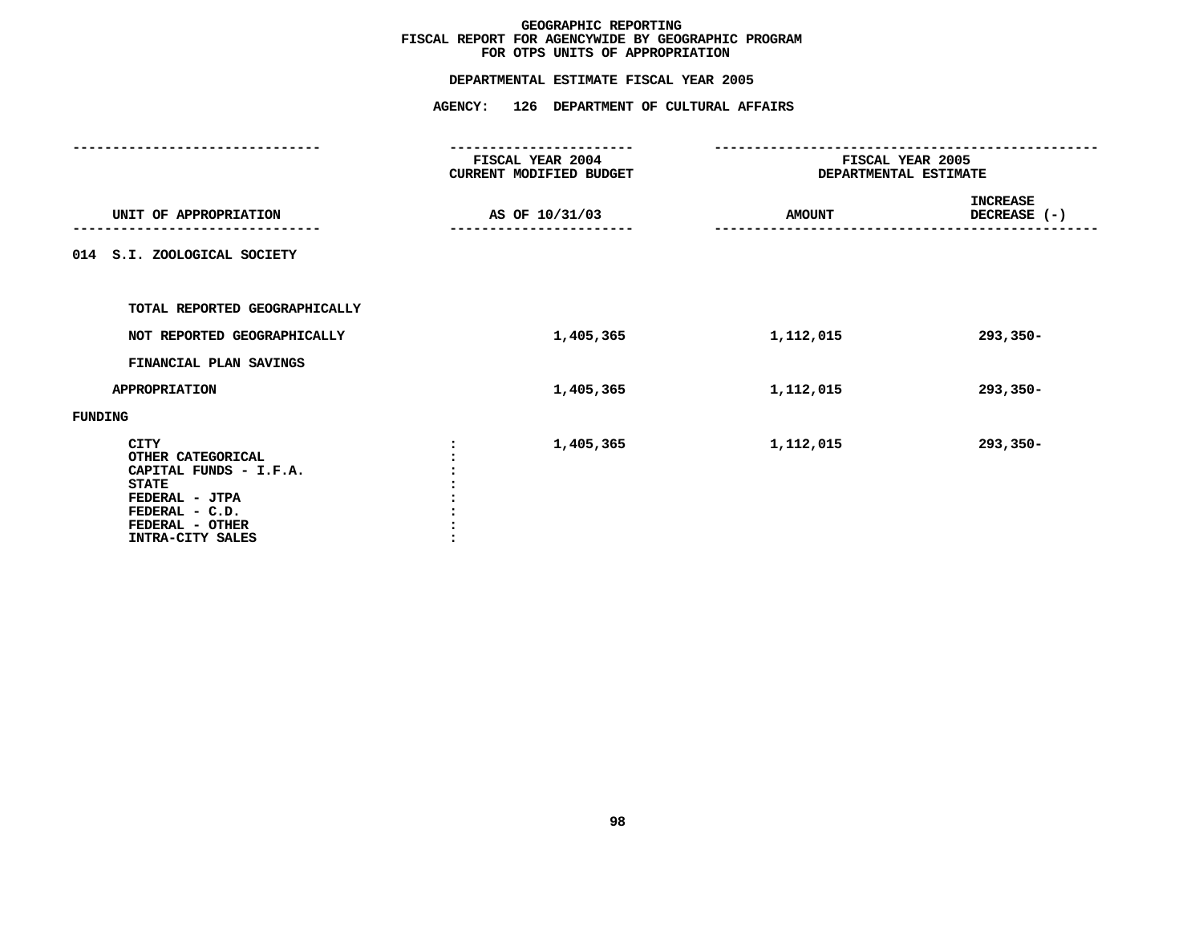# GEOGRAPHIC REPORTING
## FISCAL REPORT FOR AGENCYWIDE BY GEOGRAPHIC PROGRAM
## FOR OTPS UNITS OF APPROPRIATION

### DEPARTMENTAL ESTIMATE FISCAL YEAR 2005

### AGENCY: 126 DEPARTMENT OF CULTURAL AFFAIRS

| UNIT OF APPROPRIATION | FISCAL YEAR 2004 CURRENT MODIFIED BUDGET AS OF 10/31/03 | FISCAL YEAR 2005 DEPARTMENTAL ESTIMATE AMOUNT | INCREASE DECREASE (-) |
|---|---|---|---|
| 014 S.I. ZOOLOGICAL SOCIETY | | | |
| TOTAL REPORTED GEOGRAPHICALLY | | | |
| NOT REPORTED GEOGRAPHICALLY | 1,405,365 | 1,112,015 | 293,350- |
| FINANCIAL PLAN SAVINGS | | | |
| APPROPRIATION | 1,405,365 | 1,112,015 | 293,350- |
| FUNDING | | | |
| CITY | 1,405,365 | 1,112,015 | 293,350- |
| OTHER CATEGORICAL | | | |
| CAPITAL FUNDS - I.F.A. | | | |
| STATE | | | |
| FEDERAL - JTPA | | | |
| FEDERAL - C.D. | | | |
| FEDERAL - OTHER | | | |
| INTRA-CITY SALES | | | |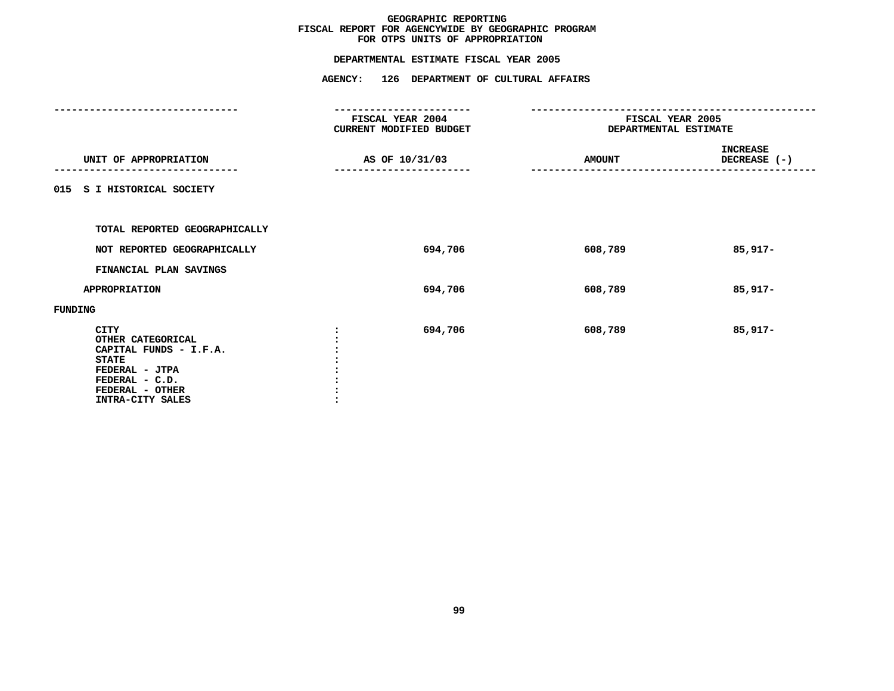# GEOGRAPHIC REPORTING
## FISCAL REPORT FOR AGENCYWIDE BY GEOGRAPHIC PROGRAM
## FOR OTPS UNITS OF APPROPRIATION

### DEPARTMENTAL ESTIMATE FISCAL YEAR 2005

### AGENCY: 126 DEPARTMENT OF CULTURAL AFFAIRS

| UNIT OF APPROPRIATION | FISCAL YEAR 2004 CURRENT MODIFIED BUDGET AS OF 10/31/03 | FISCAL YEAR 2005 DEPARTMENTAL ESTIMATE AMOUNT | INCREASE DECREASE (-) |
|---|---|---|---|
| **015 S I HISTORICAL SOCIETY** | | | |
| TOTAL REPORTED GEOGRAPHICALLY | | | |
| NOT REPORTED GEOGRAPHICALLY | 694,706 | 608,789 | 85,917- |
| FINANCIAL PLAN SAVINGS | | | |
| APPROPRIATION | 694,706 | 608,789 | 85,917- |
| **FUNDING** | | | |
| CITY | 694,706 | 608,789 | 85,917- |
| OTHER CATEGORICAL | | | |
| CAPITAL FUNDS - I.F.A. | | | |
| STATE | | | |
| FEDERAL - JTPA | | | |
| FEDERAL - C.D. | | | |
| FEDERAL - OTHER | | | |
| INTRA-CITY SALES | | | |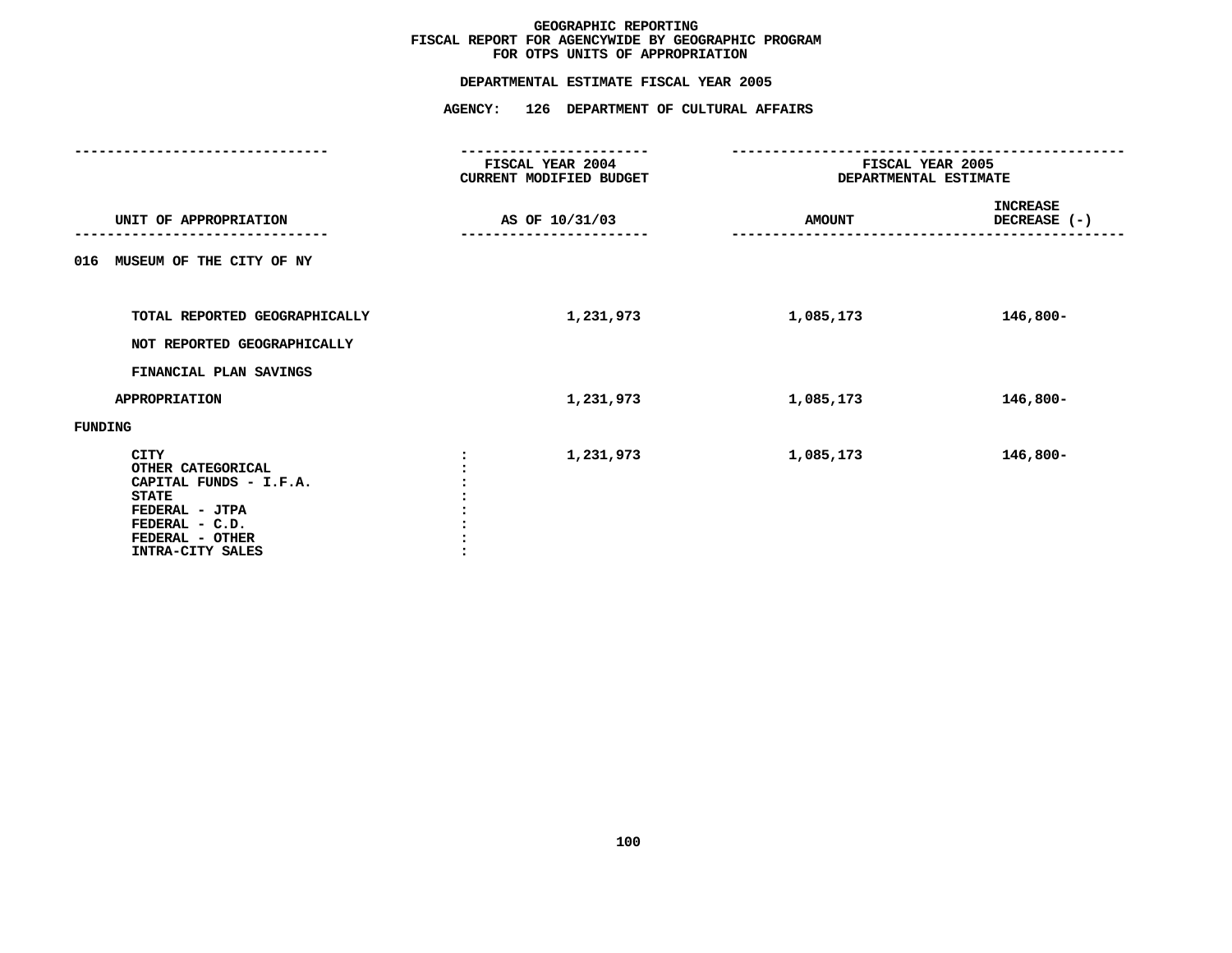# GEOGRAPHIC REPORTING
## FISCAL REPORT FOR AGENCYWIDE BY GEOGRAPHIC PROGRAM
## FOR OTPS UNITS OF APPROPRIATION

### DEPARTMENTAL ESTIMATE FISCAL YEAR 2005

### AGENCY: 126 DEPARTMENT OF CULTURAL AFFAIRS

| UNIT OF APPROPRIATION | FISCAL YEAR 2004 CURRENT MODIFIED BUDGET AS OF 10/31/03 | FISCAL YEAR 2005 DEPARTMENTAL ESTIMATE AMOUNT | INCREASE DECREASE (-) |
|---|---|---|---|
| 016 MUSEUM OF THE CITY OF NY | | | |
| TOTAL REPORTED GEOGRAPHICALLY | 1,231,973 | 1,085,173 | 146,800- |
| NOT REPORTED GEOGRAPHICALLY | | | |
| FINANCIAL PLAN SAVINGS | | | |
| APPROPRIATION | 1,231,973 | 1,085,173 | 146,800- |
| FUNDING | | | |
| CITY | 1,231,973 | 1,085,173 | 146,800- |
| OTHER CATEGORICAL | | | |
| CAPITAL FUNDS - I.F.A. | | | |
| STATE | | | |
| FEDERAL - JTPA | | | |
| FEDERAL - C.D. | | | |
| FEDERAL - OTHER | | | |
| INTRA-CITY SALES | | | |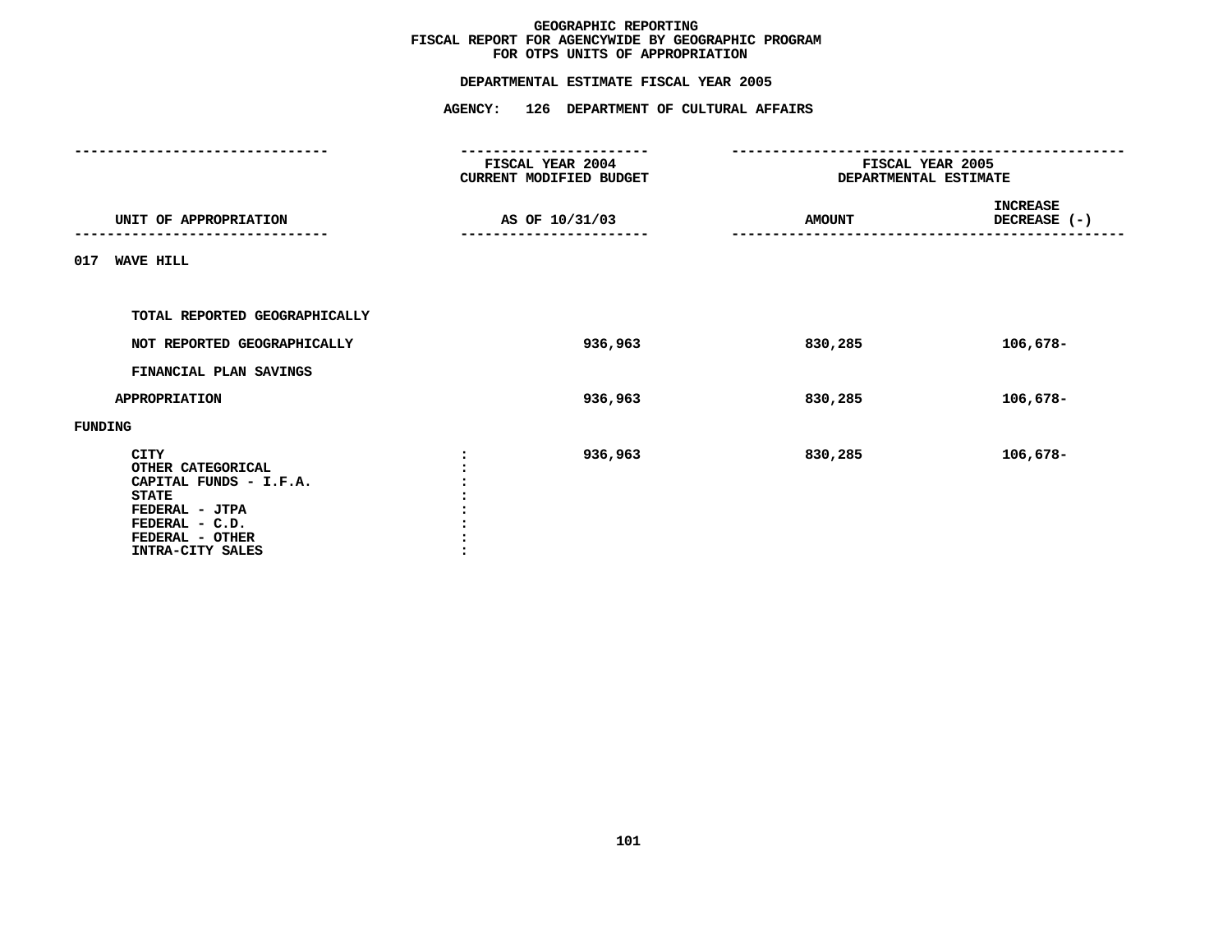# GEOGRAPHIC REPORTING
## FISCAL REPORT FOR AGENCYWIDE BY GEOGRAPHIC PROGRAM
## FOR OTPS UNITS OF APPROPRIATION

**DEPARTMENTAL ESTIMATE FISCAL YEAR 2005**

**AGENCY: 126 DEPARTMENT OF CULTURAL AFFAIRS**

| UNIT OF APPROPRIATION | FISCAL YEAR 2004 CURRENT MODIFIED BUDGET AS OF 10/31/03 | FISCAL YEAR 2005 DEPARTMENTAL ESTIMATE AMOUNT | INCREASE DECREASE (-) |
|---|---|---|---|
| **017 WAVE HILL** | | | |
| TOTAL REPORTED GEOGRAPHICALLY | | | |
| NOT REPORTED GEOGRAPHICALLY | 936,963 | 830,285 | 106,678- |
| FINANCIAL PLAN SAVINGS | | | |
| APPROPRIATION | 936,963 | 830,285 | 106,678- |
| **FUNDING** | | | |
| CITY | 936,963 | 830,285 | 106,678- |
| OTHER CATEGORICAL | | | |
| CAPITAL FUNDS - I.F.A. | | | |
| STATE | | | |
| FEDERAL - JTPA | | | |
| FEDERAL - C.D. | | | |
| FEDERAL - OTHER | | | |
| INTRA-CITY SALES | | | |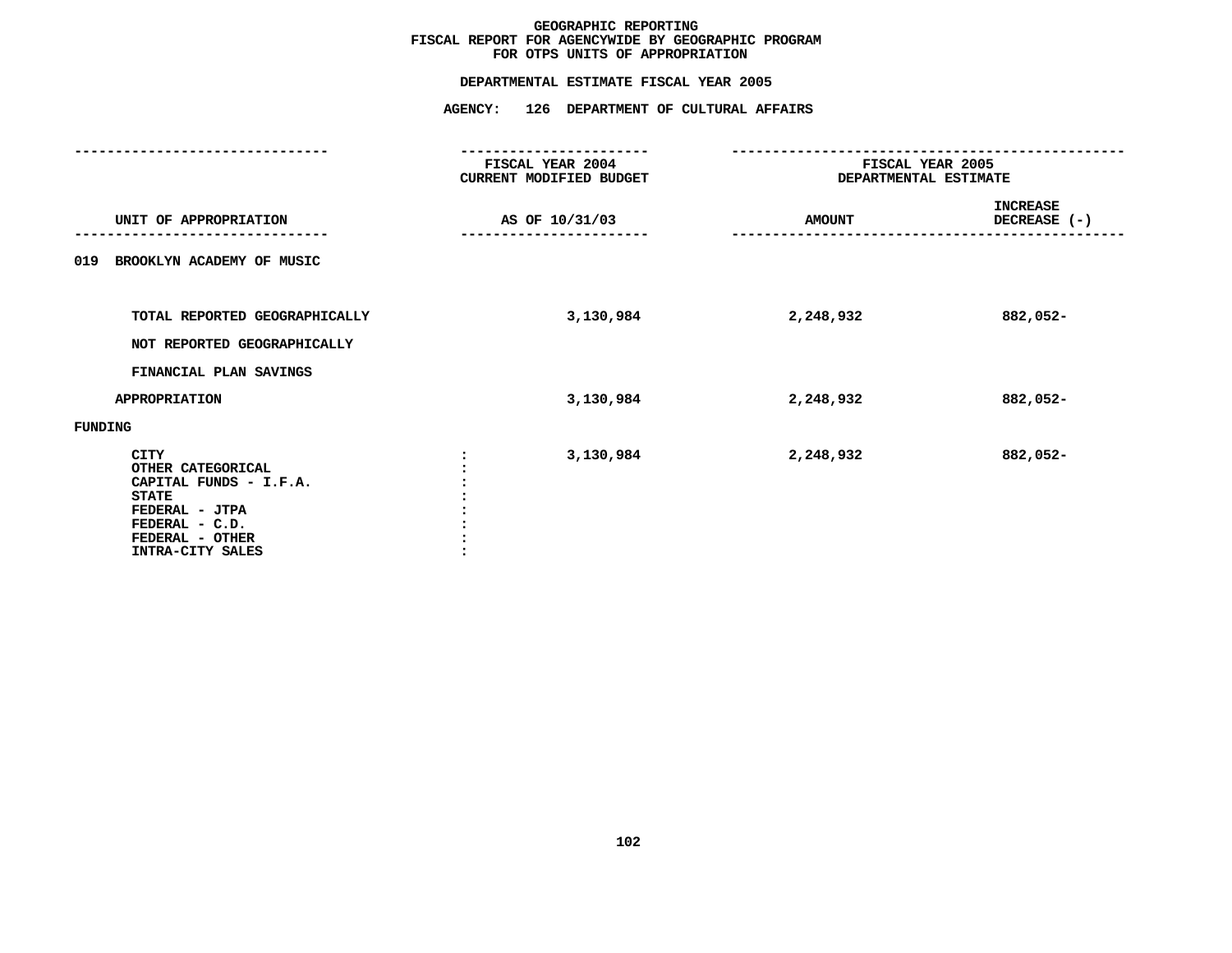# GEOGRAPHIC REPORTING
## FISCAL REPORT FOR AGENCYWIDE BY GEOGRAPHIC PROGRAM
## FOR OTPS UNITS OF APPROPRIATION

### DEPARTMENTAL ESTIMATE FISCAL YEAR 2005

### AGENCY: 126 DEPARTMENT OF CULTURAL AFFAIRS

| UNIT OF APPROPRIATION | FISCAL YEAR 2004 CURRENT MODIFIED BUDGET AS OF 10/31/03 | FISCAL YEAR 2005 DEPARTMENTAL ESTIMATE AMOUNT | INCREASE DECREASE (-) |
|---|---|---|---|
| 019 BROOKLYN ACADEMY OF MUSIC | | | |
| TOTAL REPORTED GEOGRAPHICALLY | 3,130,984 | 2,248,932 | 882,052- |
| NOT REPORTED GEOGRAPHICALLY | | | |
| FINANCIAL PLAN SAVINGS | | | |
| APPROPRIATION | 3,130,984 | 2,248,932 | 882,052- |
| FUNDING | | | |
| CITY | 3,130,984 | 2,248,932 | 882,052- |
| OTHER CATEGORICAL | | | |
| CAPITAL FUNDS - I.F.A. | | | |
| STATE | | | |
| FEDERAL - JTPA | | | |
| FEDERAL - C.D. | | | |
| FEDERAL - OTHER | | | |
| INTRA-CITY SALES | | | |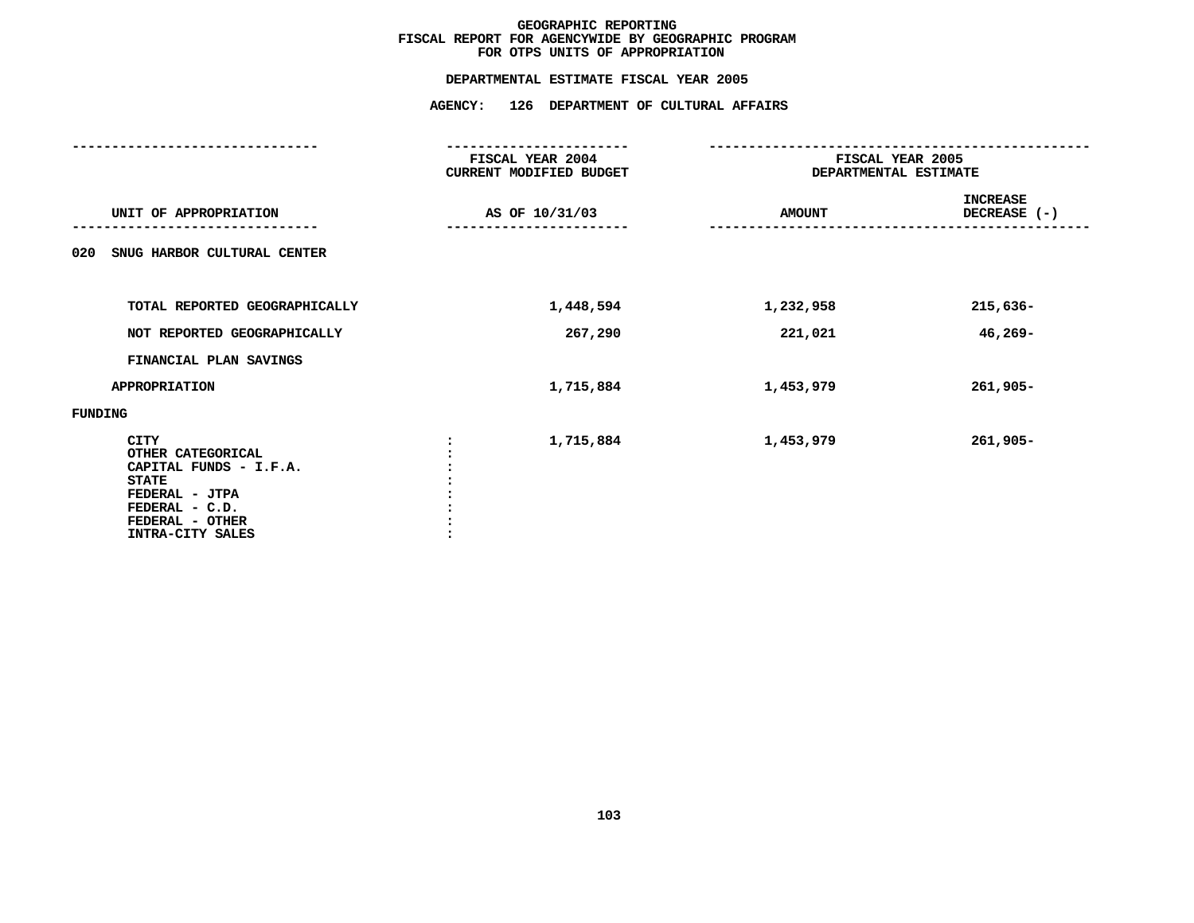# GEOGRAPHIC REPORTING
## FISCAL REPORT FOR AGENCYWIDE BY GEOGRAPHIC PROGRAM
## FOR OTPS UNITS OF APPROPRIATION

### DEPARTMENTAL ESTIMATE FISCAL YEAR 2005

### AGENCY: 126 DEPARTMENT OF CULTURAL AFFAIRS

| UNIT OF APPROPRIATION | FISCAL YEAR 2004 CURRENT MODIFIED BUDGET AS OF 10/31/03 | FISCAL YEAR 2005 DEPARTMENTAL ESTIMATE AMOUNT | INCREASE DECREASE (-) |
|---|---|---|---|
| **020 SNUG HARBOR CULTURAL CENTER** | | | |
| TOTAL REPORTED GEOGRAPHICALLY | 1,448,594 | 1,232,958 | 215,636- |
| NOT REPORTED GEOGRAPHICALLY | 267,290 | 221,021 | 46,269- |
| FINANCIAL PLAN SAVINGS | | | |
| APPROPRIATION | 1,715,884 | 1,453,979 | 261,905- |
| FUNDING | | | |
| CITY | 1,715,884 | 1,453,979 | 261,905- |
| OTHER CATEGORICAL | | | |
| CAPITAL FUNDS - I.F.A. | | | |
| STATE | | | |
| FEDERAL - JTPA | | | |
| FEDERAL - C.D. | | | |
| FEDERAL - OTHER | | | |
| INTRA-CITY SALES | | | |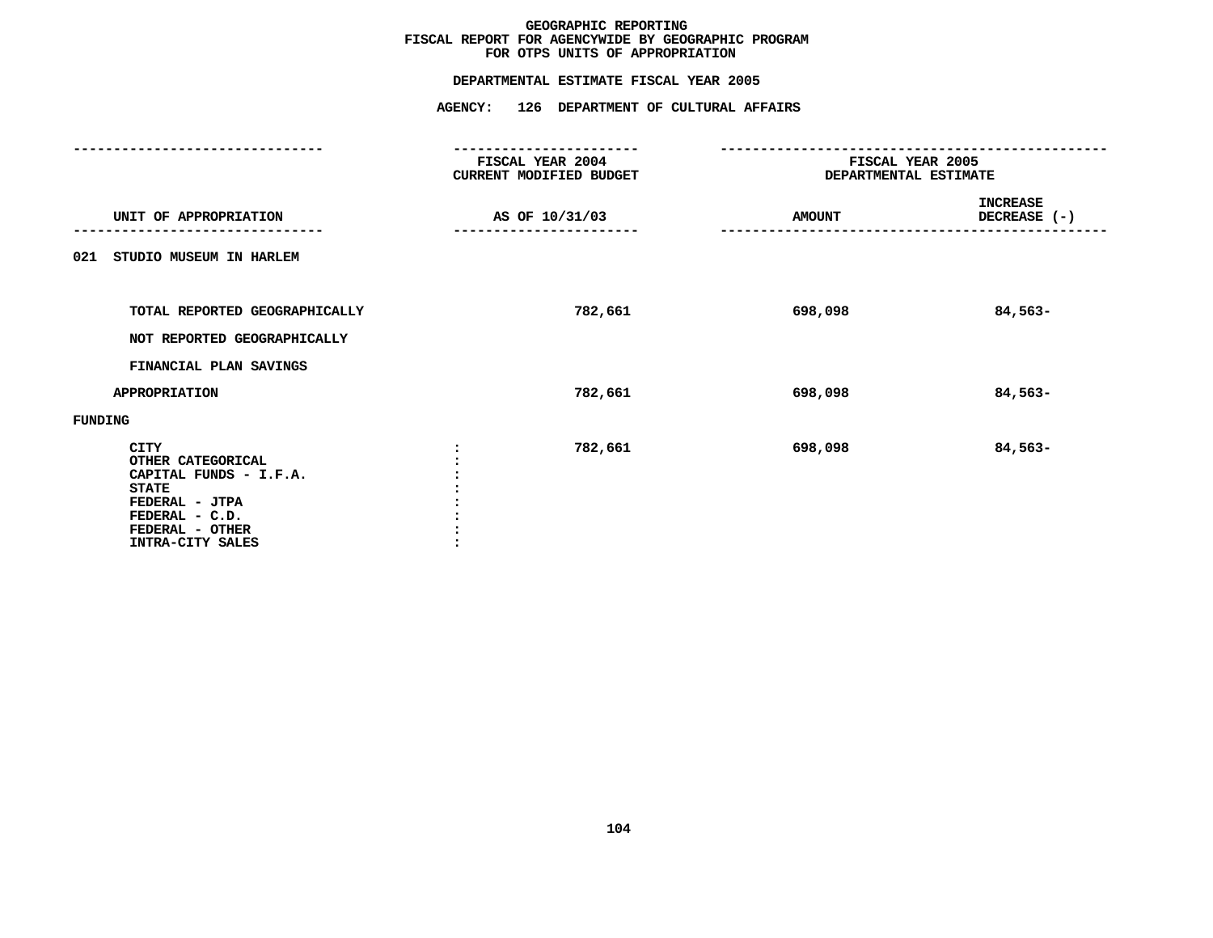# GEOGRAPHIC REPORTING
## FISCAL REPORT FOR AGENCYWIDE BY GEOGRAPHIC PROGRAM
## FOR OTPS UNITS OF APPROPRIATION

### DEPARTMENTAL ESTIMATE FISCAL YEAR 2005

### AGENCY: 126 DEPARTMENT OF CULTURAL AFFAIRS

| UNIT OF APPROPRIATION | FISCAL YEAR 2004 CURRENT MODIFIED BUDGET AS OF 10/31/03 | FISCAL YEAR 2005 DEPARTMENTAL ESTIMATE AMOUNT | INCREASE DECREASE (-) |
|---|---|---|---|
| 021 STUDIO MUSEUM IN HARLEM | | | |
| TOTAL REPORTED GEOGRAPHICALLY | 782,661 | 698,098 | 84,563- |
| NOT REPORTED GEOGRAPHICALLY | | | |
| FINANCIAL PLAN SAVINGS | | | |
| APPROPRIATION | 782,661 | 698,098 | 84,563- |
| FUNDING | | | |
| CITY | 782,661 | 698,098 | 84,563- |
| OTHER CATEGORICAL | | | |
| CAPITAL FUNDS - I.F.A. | | | |
| STATE | | | |
| FEDERAL - JTPA | | | |
| FEDERAL - C.D. | | | |
| FEDERAL - OTHER | | | |
| INTRA-CITY SALES | | | |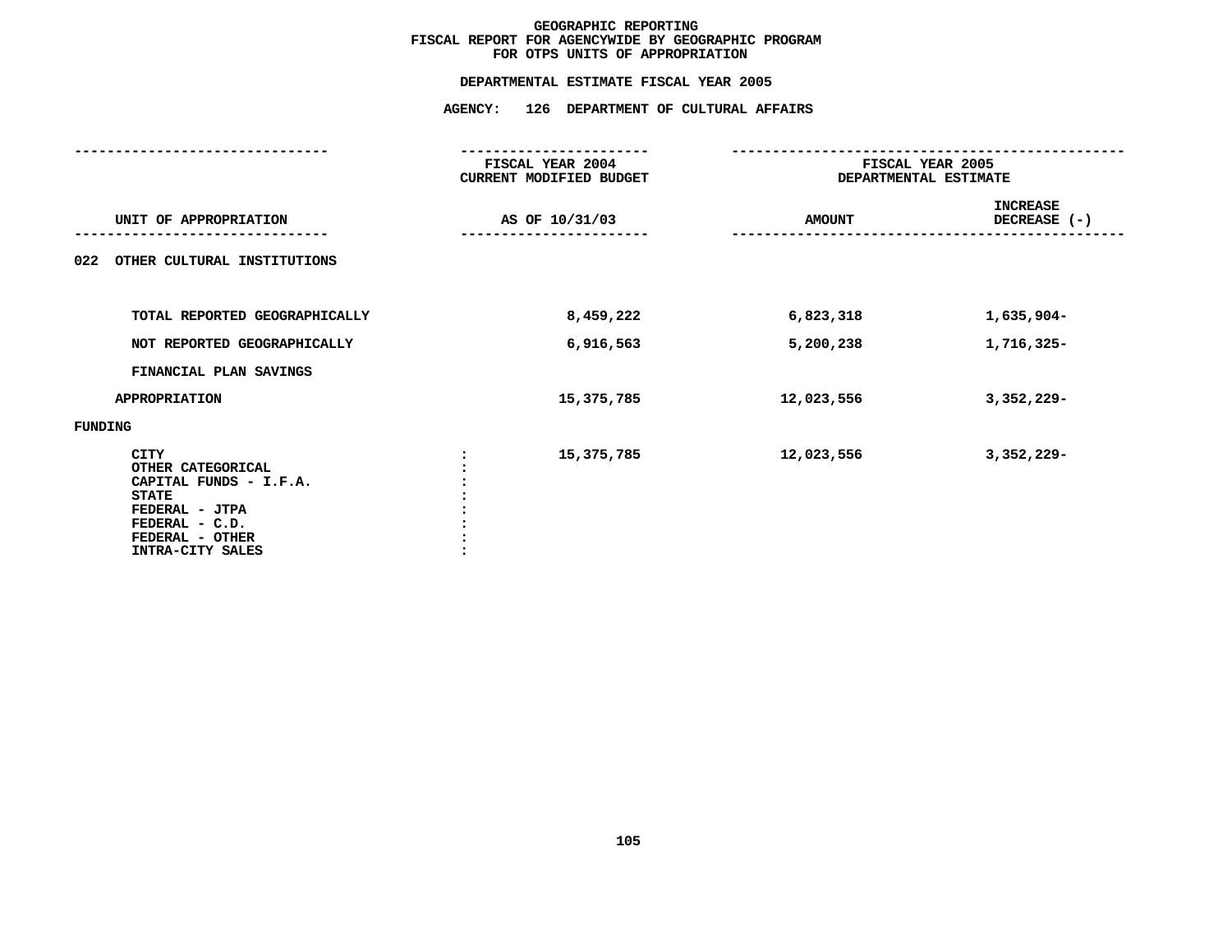# GEOGRAPHIC REPORTING
## FISCAL REPORT FOR AGENCYWIDE BY GEOGRAPHIC PROGRAM
## FOR OTPS UNITS OF APPROPRIATION

### DEPARTMENTAL ESTIMATE FISCAL YEAR 2005

### AGENCY: 126 DEPARTMENT OF CULTURAL AFFAIRS

| UNIT OF APPROPRIATION | FISCAL YEAR 2004 CURRENT MODIFIED BUDGET AS OF 10/31/03 | FISCAL YEAR 2005 DEPARTMENTAL ESTIMATE AMOUNT | INCREASE DECREASE (-) |
|---|---|---|---|
| **022 OTHER CULTURAL INSTITUTIONS** | | | |
| TOTAL REPORTED GEOGRAPHICALLY | 8,459,222 | 6,823,318 | 1,635,904- |
| NOT REPORTED GEOGRAPHICALLY | 6,916,563 | 5,200,238 | 1,716,325- |
| FINANCIAL PLAN SAVINGS | | | |
| APPROPRIATION | 15,375,785 | 12,023,556 | 3,352,229- |
| **FUNDING** | | | |
| CITY : | 15,375,785 | 12,023,556 | 3,352,229- |
| OTHER CATEGORICAL : | | | |
| CAPITAL FUNDS - I.F.A. : | | | |
| STATE : | | | |
| FEDERAL - JTPA : | | | |
| FEDERAL - C.D. : | | | |
| FEDERAL - OTHER : | | | |
| INTRA-CITY SALES : | | | |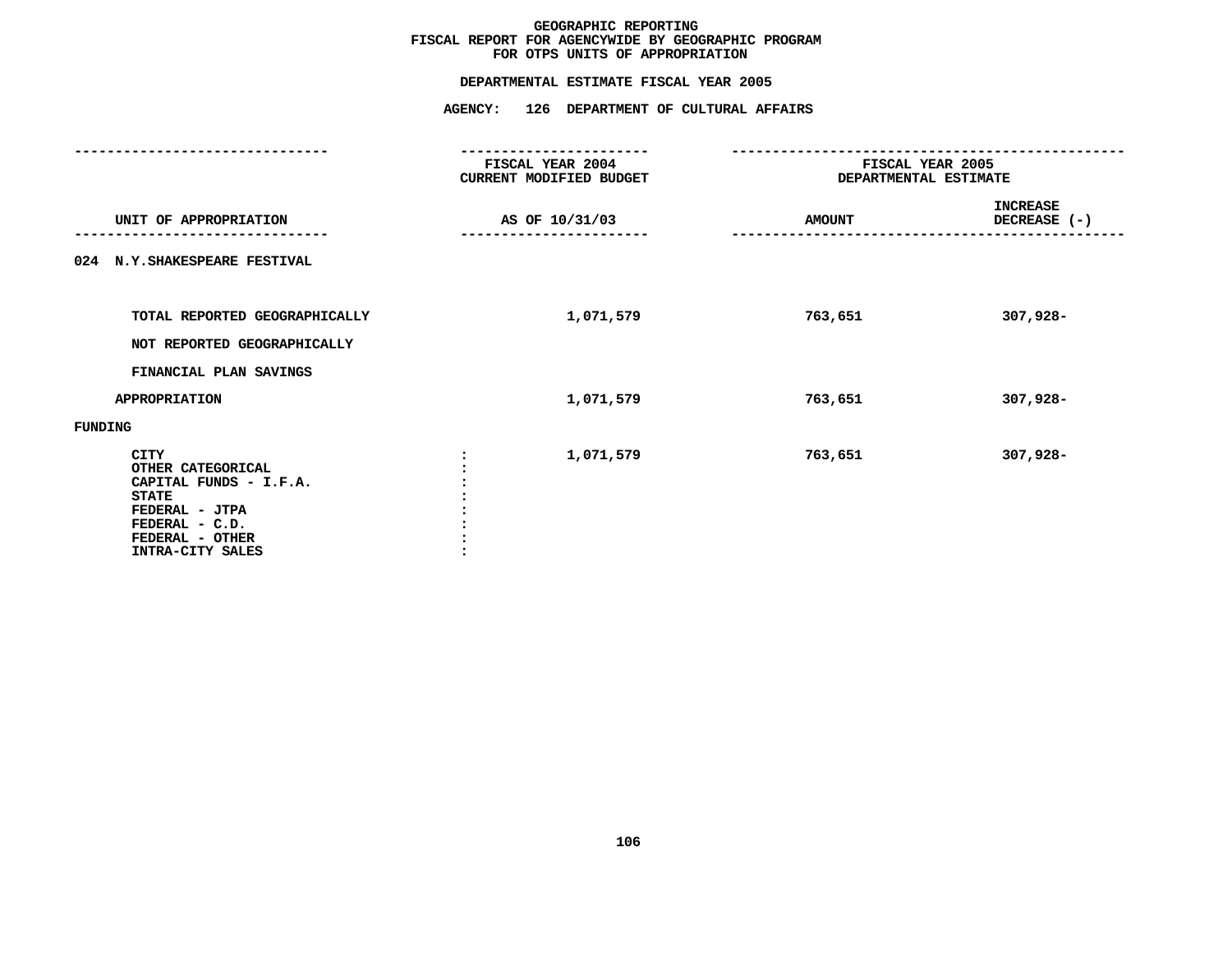# GEOGRAPHIC REPORTING
## FISCAL REPORT FOR AGENCYWIDE BY GEOGRAPHIC PROGRAM
## FOR OTPS UNITS OF APPROPRIATION

### DEPARTMENTAL ESTIMATE FISCAL YEAR 2005

### AGENCY: 126 DEPARTMENT OF CULTURAL AFFAIRS

| UNIT OF APPROPRIATION | FISCAL YEAR 2004 CURRENT MODIFIED BUDGET AS OF 10/31/03 | FISCAL YEAR 2005 DEPARTMENTAL ESTIMATE AMOUNT | INCREASE DECREASE (-) |
|---|---|---|---|
| 024 N.Y.SHAKESPEARE FESTIVAL | | | |
| TOTAL REPORTED GEOGRAPHICALLY | 1,071,579 | 763,651 | 307,928- |
| NOT REPORTED GEOGRAPHICALLY | | | |
| FINANCIAL PLAN SAVINGS | | | |
| APPROPRIATION | 1,071,579 | 763,651 | 307,928- |
| FUNDING | | | |
| CITY | 1,071,579 | 763,651 | 307,928- |
| OTHER CATEGORICAL | | | |
| CAPITAL FUNDS - I.F.A. | | | |
| STATE | | | |
| FEDERAL - JTPA | | | |
| FEDERAL - C.D. | | | |
| FEDERAL - OTHER | | | |
| INTRA-CITY SALES | | | |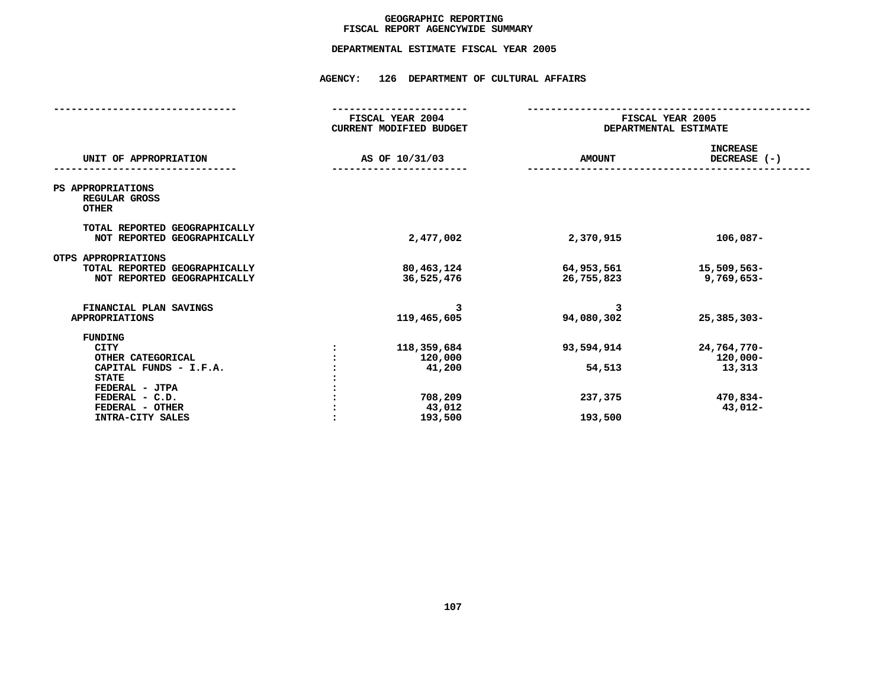# GEOGRAPHIC REPORTING
## FISCAL REPORT AGENCYWIDE SUMMARY

### DEPARTMENTAL ESTIMATE FISCAL YEAR 2005

### AGENCY: 126 DEPARTMENT OF CULTURAL AFFAIRS

| UNIT OF APPROPRIATION | | FISCAL YEAR 2004 CURRENT MODIFIED BUDGET AS OF 10/31/03 | FISCAL YEAR 2005 DEPARTMENTAL ESTIMATE AMOUNT | INCREASE DECREASE (-) |
|---|---|---|---|---|
| PS APPROPRIATIONS | | | | |
| REGULAR GROSS | | | | |
| OTHER | | | | |
| TOTAL REPORTED GEOGRAPHICALLY | | | | |
| NOT REPORTED GEOGRAPHICALLY | | 2,477,002 | 2,370,915 | 106,087- |
| OTPS APPROPRIATIONS | | | | |
| TOTAL REPORTED GEOGRAPHICALLY | | 80,463,124 | 64,953,561 | 15,509,563- |
| NOT REPORTED GEOGRAPHICALLY | | 36,525,476 | 26,755,823 | 9,769,653- |
| FINANCIAL PLAN SAVINGS | | 3 | 3 | |
| APPROPRIATIONS | | 119,465,605 | 94,080,302 | 25,385,303- |
| FUNDING | | | | |
| CITY | : | 118,359,684 | 93,594,914 | 24,764,770- |
| OTHER CATEGORICAL | : | 120,000 | | 120,000- |
| CAPITAL FUNDS - I.F.A. | : | 41,200 | 54,513 | 13,313 |
| STATE | : | | | |
| FEDERAL - JTPA | : | | | |
| FEDERAL - C.D. | : | 708,209 | 237,375 | 470,834- |
| FEDERAL - OTHER | : | 43,012 | | 43,012- |
| INTRA-CITY SALES | : | 193,500 | 193,500 | |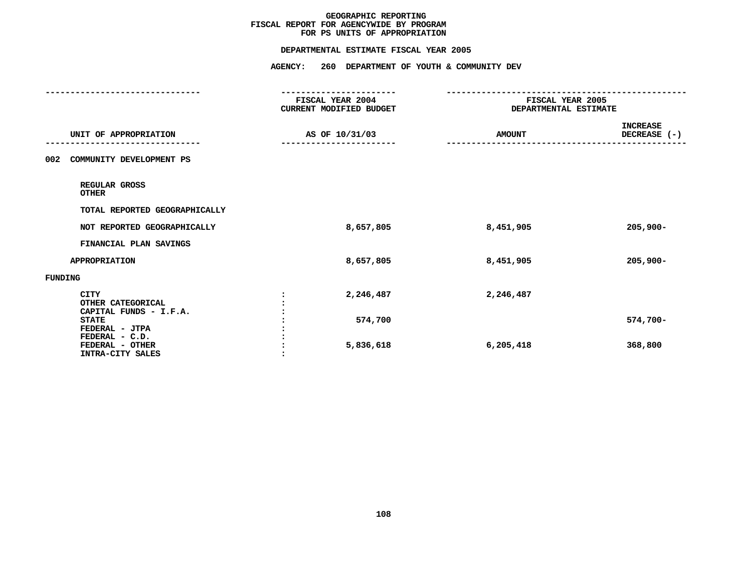# GEOGRAPHIC REPORTING
## FISCAL REPORT FOR AGENCYWIDE BY PROGRAM
## FOR PS UNITS OF APPROPRIATION

### DEPARTMENTAL ESTIMATE FISCAL YEAR 2005

### AGENCY: 260 DEPARTMENT OF YOUTH & COMMUNITY DEV

| UNIT OF APPROPRIATION | | FISCAL YEAR 2004 CURRENT MODIFIED BUDGET AS OF 10/31/03 | FISCAL YEAR 2005 DEPARTMENTAL ESTIMATE AMOUNT | INCREASE DECREASE (-) |
|---|---|---|---|---|
| 002 COMMUNITY DEVELOPMENT PS | | | | |
| REGULAR GROSS | | | | |
| OTHER | | | | |
| TOTAL REPORTED GEOGRAPHICALLY | | | | |
| NOT REPORTED GEOGRAPHICALLY | | 8,657,805 | 8,451,905 | 205,900- |
| FINANCIAL PLAN SAVINGS | | | | |
| APPROPRIATION | | 8,657,805 | 8,451,905 | 205,900- |
| FUNDING | | | | |
| CITY | : | 2,246,487 | 2,246,487 | |
| OTHER CATEGORICAL | : | | | |
| CAPITAL FUNDS - I.F.A. | : | | | |
| STATE | : | 574,700 | | 574,700- |
| FEDERAL - JTPA | : | | | |
| FEDERAL - C.D. | : | | | |
| FEDERAL - OTHER | : | 5,836,618 | 6,205,418 | 368,800 |
| INTRA-CITY SALES | : | | | |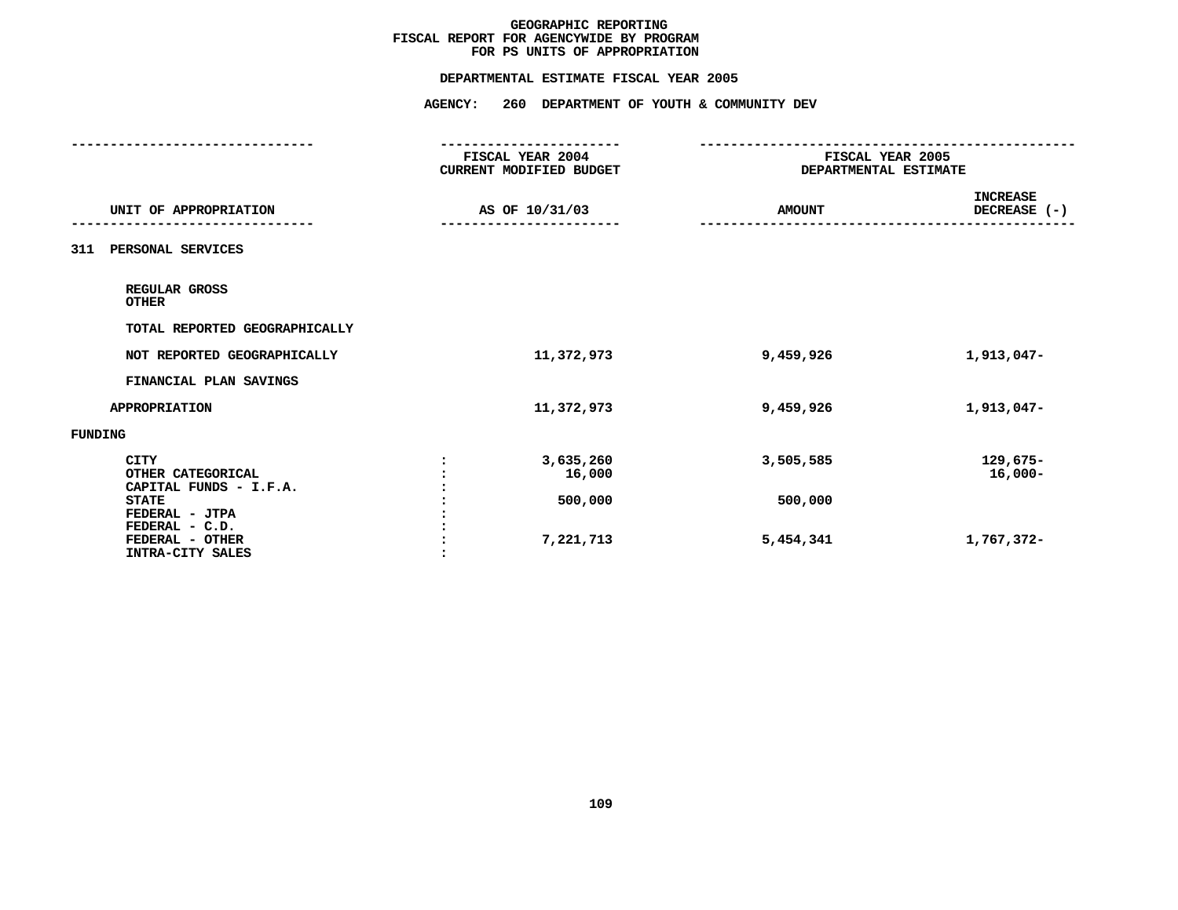# GEOGRAPHIC REPORTING
## FISCAL REPORT FOR AGENCYWIDE BY PROGRAM
## FOR PS UNITS OF APPROPRIATION

### DEPARTMENTAL ESTIMATE FISCAL YEAR 2005

### AGENCY: 260 DEPARTMENT OF YOUTH & COMMUNITY DEV

| UNIT OF APPROPRIATION | | FISCAL YEAR 2004 CURRENT MODIFIED BUDGET AS OF 10/31/03 | FISCAL YEAR 2005 DEPARTMENTAL ESTIMATE AMOUNT | INCREASE DECREASE (-) |
|---|---|---|---|---|
| 311 PERSONAL SERVICES | | | | |
| REGULAR GROSS | | | | |
| OTHER | | | | |
| TOTAL REPORTED GEOGRAPHICALLY | | | | |
| NOT REPORTED GEOGRAPHICALLY | | 11,372,973 | 9,459,926 | 1,913,047- |
| FINANCIAL PLAN SAVINGS | | | | |
| APPROPRIATION | | 11,372,973 | 9,459,926 | 1,913,047- |
| FUNDING | | | | |
| CITY | : | 3,635,260 | 3,505,585 | 129,675- |
| OTHER CATEGORICAL | : | 16,000 | | 16,000- |
| CAPITAL FUNDS - I.F.A. | : | | | |
| STATE | : | 500,000 | 500,000 | |
| FEDERAL - JTPA | : | | | |
| FEDERAL - C.D. | : | | | |
| FEDERAL - OTHER | : | 7,221,713 | 5,454,341 | 1,767,372- |
| INTRA-CITY SALES | : | | | |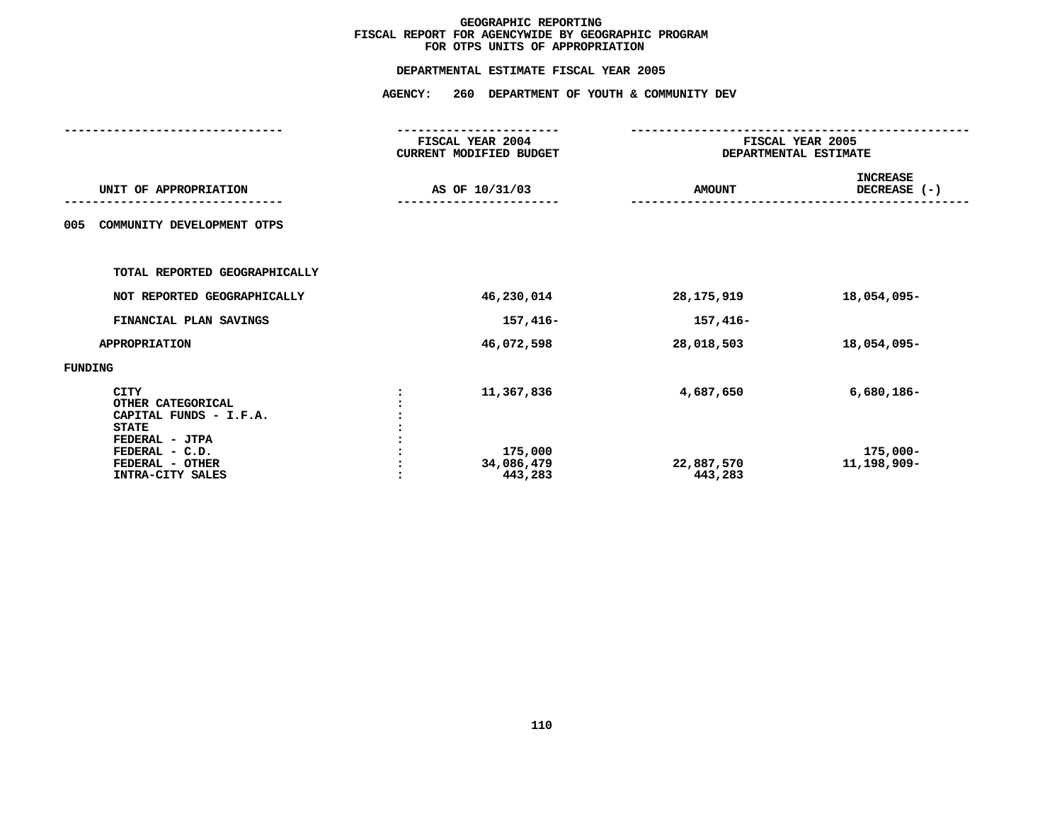# GEOGRAPHIC REPORTING
## FISCAL REPORT FOR AGENCYWIDE BY GEOGRAPHIC PROGRAM
## FOR OTPS UNITS OF APPROPRIATION

### DEPARTMENTAL ESTIMATE FISCAL YEAR 2005

### AGENCY: 260 DEPARTMENT OF YOUTH & COMMUNITY DEV

| UNIT OF APPROPRIATION | FISCAL YEAR 2004 CURRENT MODIFIED BUDGET AS OF 10/31/03 | FISCAL YEAR 2005 DEPARTMENTAL ESTIMATE AMOUNT | INCREASE DECREASE (-) |
|---|---|---|---|
| 005 COMMUNITY DEVELOPMENT OTPS | | | |
| TOTAL REPORTED GEOGRAPHICALLY | | | |
| NOT REPORTED GEOGRAPHICALLY | 46,230,014 | 28,175,919 | 18,054,095- |
| FINANCIAL PLAN SAVINGS | 157,416- | 157,416- | |
| APPROPRIATION | 46,072,598 | 28,018,503 | 18,054,095- |
| FUNDING | | | |
| CITY | 11,367,836 | 4,687,650 | 6,680,186- |
| OTHER CATEGORICAL | | | |
| CAPITAL FUNDS - I.F.A. | | | |
| STATE | | | |
| FEDERAL - JTPA | | | |
| FEDERAL - C.D. | 175,000 | | 175,000- |
| FEDERAL - OTHER | 34,086,479 | 22,887,570 | 11,198,909- |
| INTRA-CITY SALES | 443,283 | 443,283 | |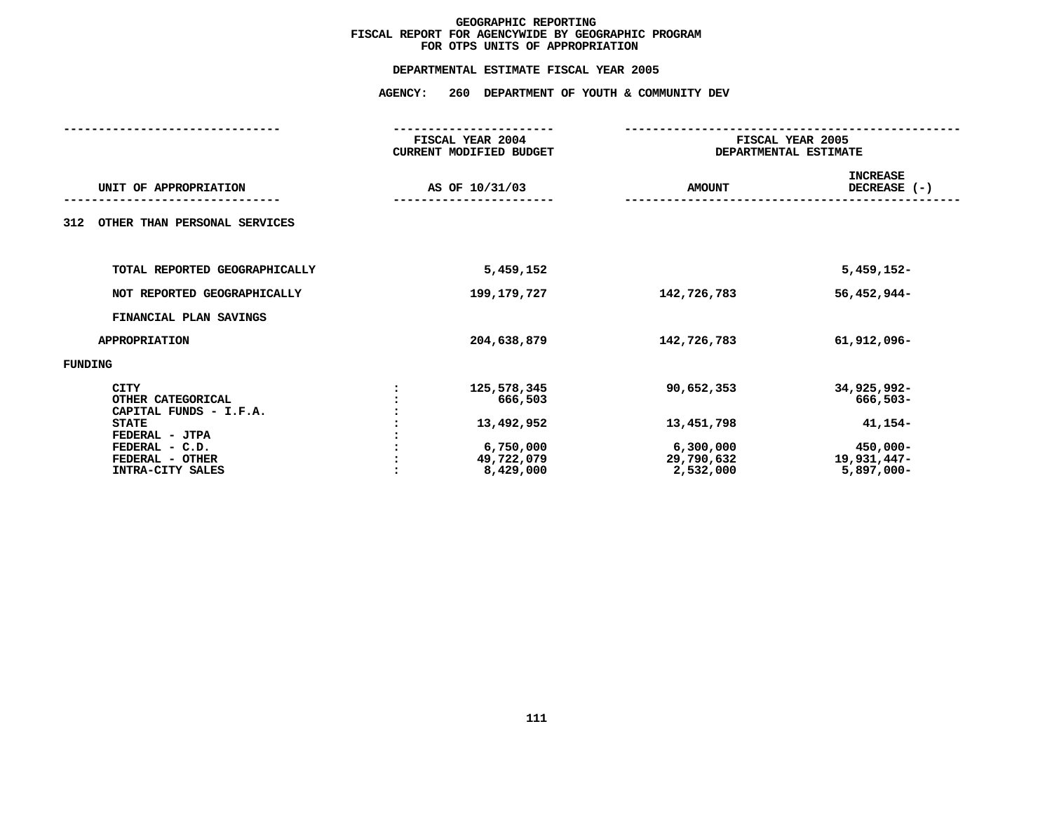# GEOGRAPHIC REPORTING
## FISCAL REPORT FOR AGENCYWIDE BY GEOGRAPHIC PROGRAM
## FOR OTPS UNITS OF APPROPRIATION

### DEPARTMENTAL ESTIMATE FISCAL YEAR 2005

### AGENCY: 260 DEPARTMENT OF YOUTH & COMMUNITY DEV

| UNIT OF APPROPRIATION | | FISCAL YEAR 2004 CURRENT MODIFIED BUDGET AS OF 10/31/03 | FISCAL YEAR 2005 DEPARTMENTAL ESTIMATE AMOUNT | INCREASE DECREASE (-) |
|---|---|---|---|---|
| 312 OTHER THAN PERSONAL SERVICES | | | | |
| TOTAL REPORTED GEOGRAPHICALLY | | 5,459,152 | | 5,459,152- |
| NOT REPORTED GEOGRAPHICALLY | | 199,179,727 | 142,726,783 | 56,452,944- |
| FINANCIAL PLAN SAVINGS | | | | |
| APPROPRIATION | | 204,638,879 | 142,726,783 | 61,912,096- |
| FUNDING | | | | |
| CITY | : | 125,578,345 | 90,652,353 | 34,925,992- |
| OTHER CATEGORICAL | : | 666,503 | | 666,503- |
| CAPITAL FUNDS - I.F.A. | : | | | |
| STATE | : | 13,492,952 | 13,451,798 | 41,154- |
| FEDERAL - JTPA | : | | | |
| FEDERAL - C.D. | : | 6,750,000 | 6,300,000 | 450,000- |
| FEDERAL - OTHER | : | 49,722,079 | 29,790,632 | 19,931,447- |
| INTRA-CITY SALES | : | 8,429,000 | 2,532,000 | 5,897,000- |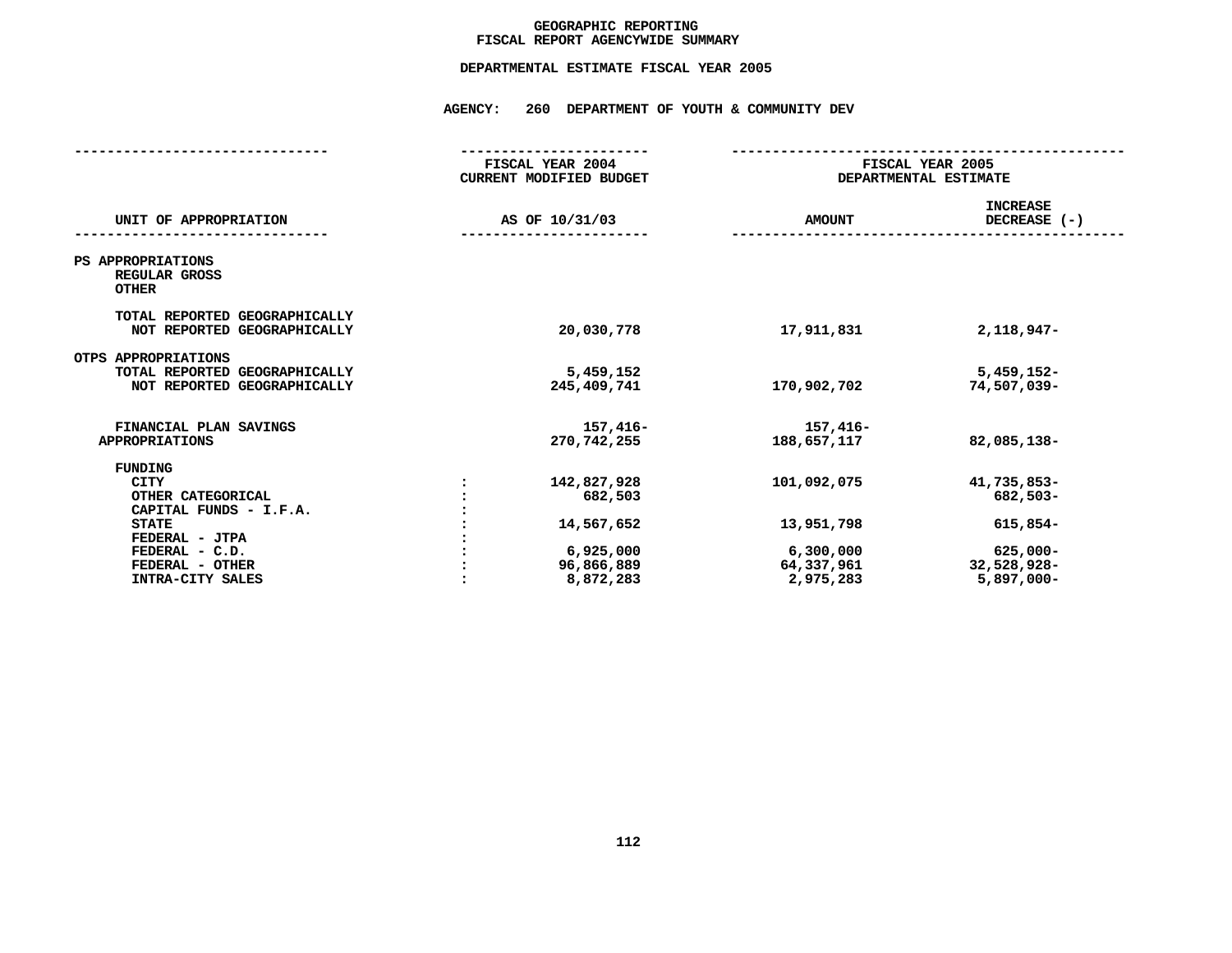# GEOGRAPHIC REPORTING
## FISCAL REPORT AGENCYWIDE SUMMARY

### DEPARTMENTAL ESTIMATE FISCAL YEAR 2005

### AGENCY: 260 DEPARTMENT OF YOUTH & COMMUNITY DEV

| UNIT OF APPROPRIATION | | FISCAL YEAR 2004 CURRENT MODIFIED BUDGET AS OF 10/31/03 | FISCAL YEAR 2005 DEPARTMENTAL ESTIMATE AMOUNT | INCREASE DECREASE (-) |
|---|---|---|---|---|
| PS APPROPRIATIONS | | | | |
| REGULAR GROSS | | | | |
| OTHER | | | | |
| TOTAL REPORTED GEOGRAPHICALLY | | | | |
| NOT REPORTED GEOGRAPHICALLY | | 20,030,778 | 17,911,831 | 2,118,947- |
| OTPS APPROPRIATIONS | | | | |
| TOTAL REPORTED GEOGRAPHICALLY | | 5,459,152 | | 5,459,152- |
| NOT REPORTED GEOGRAPHICALLY | | 245,409,741 | 170,902,702 | 74,507,039- |
| FINANCIAL PLAN SAVINGS | | 157,416- | 157,416- | |
| APPROPRIATIONS | | 270,742,255 | 188,657,117 | 82,085,138- |
| FUNDING | | | | |
| CITY | : | 142,827,928 | 101,092,075 | 41,735,853- |
| OTHER CATEGORICAL | : | 682,503 | | 682,503- |
| CAPITAL FUNDS - I.F.A. | : | | | |
| STATE | : | 14,567,652 | 13,951,798 | 615,854- |
| FEDERAL - JTPA | : | | | |
| FEDERAL - C.D. | : | 6,925,000 | 6,300,000 | 625,000- |
| FEDERAL - OTHER | : | 96,866,889 | 64,337,961 | 32,528,928- |
| INTRA-CITY SALES | : | 8,872,283 | 2,975,283 | 5,897,000- |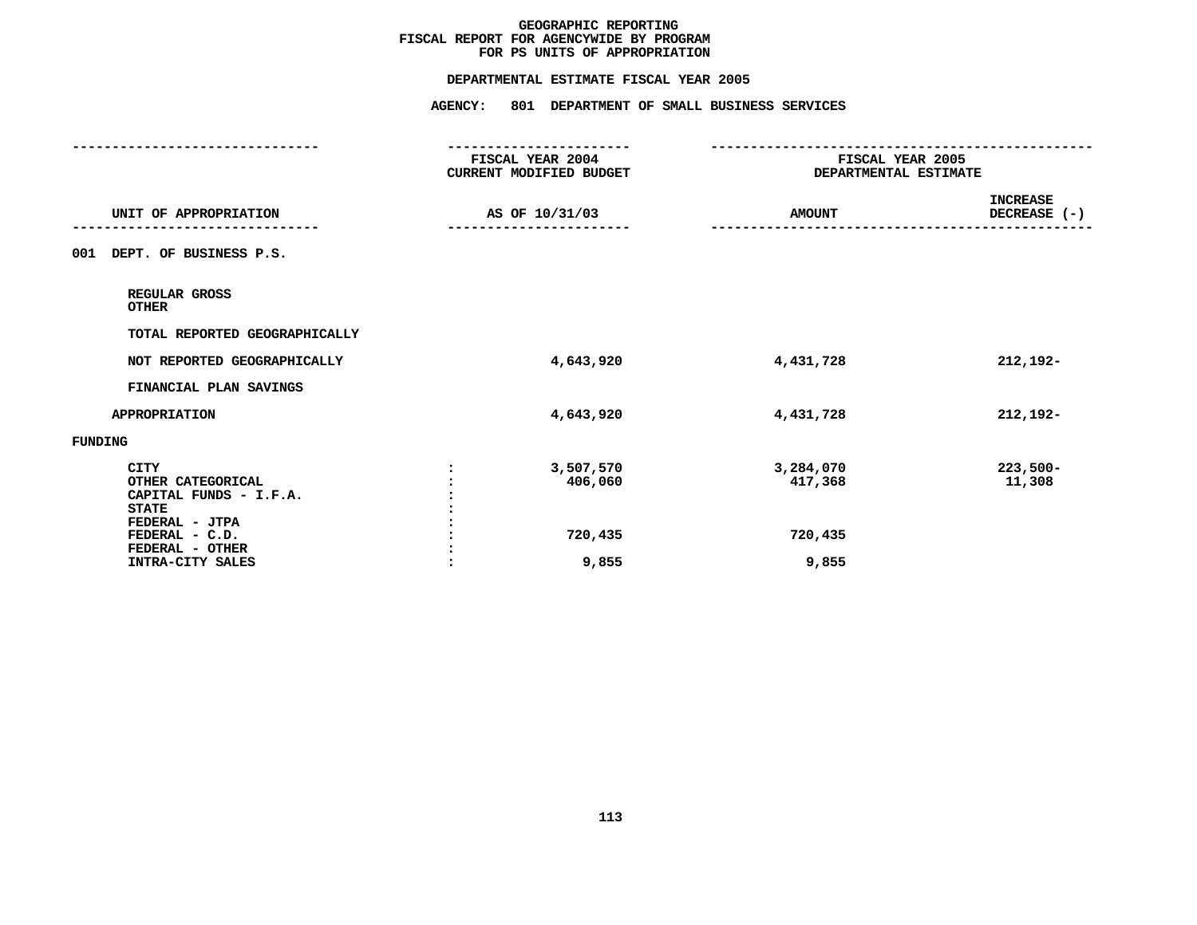# GEOGRAPHIC REPORTING
## FISCAL REPORT FOR AGENCYWIDE BY PROGRAM
## FOR PS UNITS OF APPROPRIATION

### DEPARTMENTAL ESTIMATE FISCAL YEAR 2005

### AGENCY: 801 DEPARTMENT OF SMALL BUSINESS SERVICES

| UNIT OF APPROPRIATION | | FISCAL YEAR 2004 CURRENT MODIFIED BUDGET AS OF 10/31/03 | FISCAL YEAR 2005 DEPARTMENTAL ESTIMATE AMOUNT | INCREASE DECREASE (-) |
|---|---|---|---|---|
| **001 DEPT. OF BUSINESS P.S.** | | | | |
| REGULAR GROSS | | | | |
| OTHER | | | | |
| TOTAL REPORTED GEOGRAPHICALLY | | | | |
| NOT REPORTED GEOGRAPHICALLY | | 4,643,920 | 4,431,728 | 212,192- |
| FINANCIAL PLAN SAVINGS | | | | |
| APPROPRIATION | | 4,643,920 | 4,431,728 | 212,192- |
| **FUNDING** | | | | |
| CITY | : | 3,507,570 | 3,284,070 | 223,500- |
| OTHER CATEGORICAL | : | 406,060 | 417,368 | 11,308 |
| CAPITAL FUNDS - I.F.A. | : | | | |
| STATE | : | | | |
| FEDERAL - JTPA | : | | | |
| FEDERAL - C.D. | : | 720,435 | 720,435 | |
| FEDERAL - OTHER | : | | | |
| INTRA-CITY SALES | : | 9,855 | 9,855 | |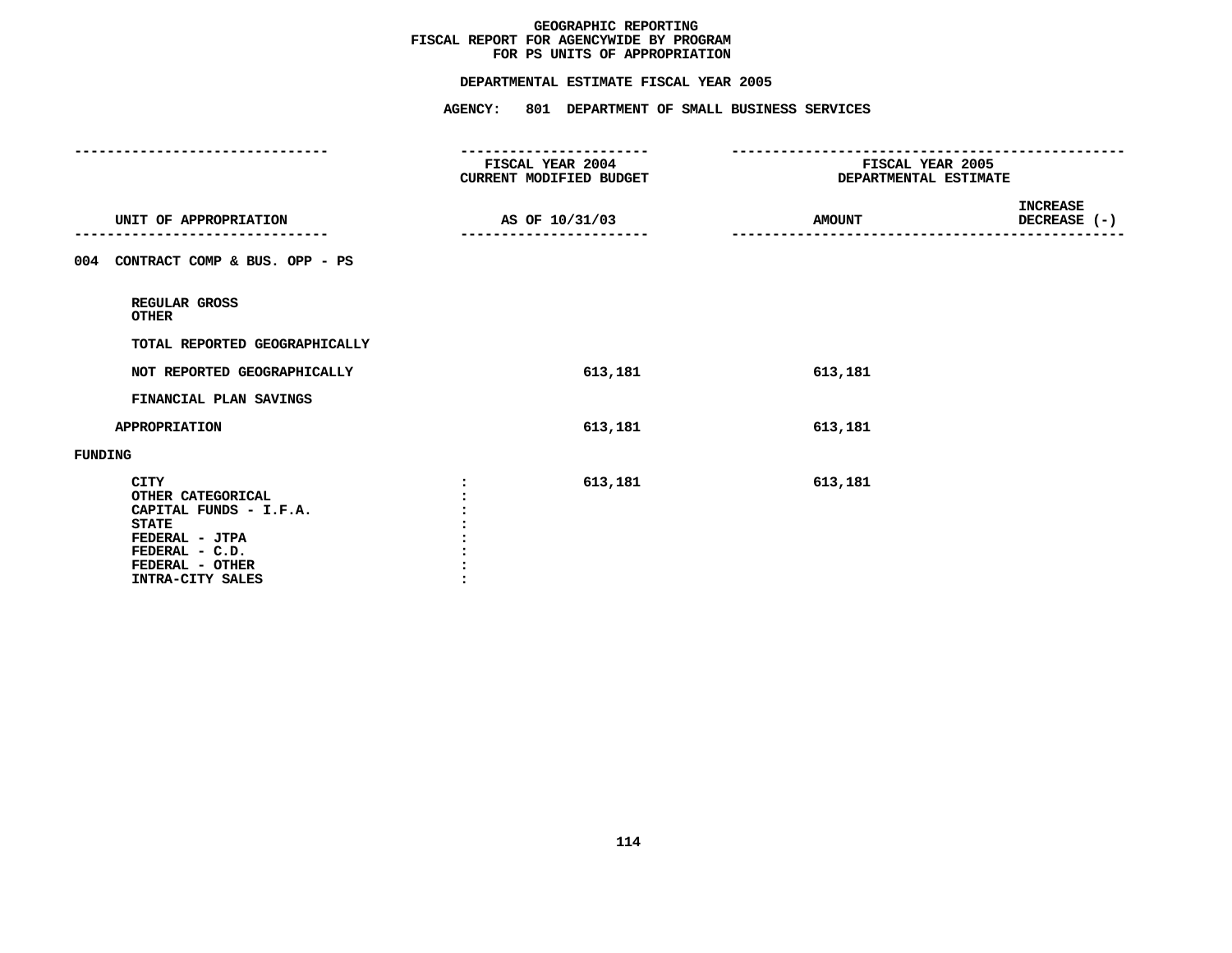**GEOGRAPHIC REPORTING**
**FISCAL REPORT FOR AGENCYWIDE BY PROGRAM**
**FOR PS UNITS OF APPROPRIATION**

**DEPARTMENTAL ESTIMATE FISCAL YEAR 2005**

**AGENCY: 801 DEPARTMENT OF SMALL BUSINESS SERVICES**

| UNIT OF APPROPRIATION | FISCAL YEAR 2004 CURRENT MODIFIED BUDGET AS OF 10/31/03 | FISCAL YEAR 2005 DEPARTMENTAL ESTIMATE AMOUNT | INCREASE DECREASE (-) |
|---|---|---|---|
| 004 CONTRACT COMP & BUS. OPP - PS | | | |
| REGULAR GROSS | | | |
| OTHER | | | |
| TOTAL REPORTED GEOGRAPHICALLY | | | |
| NOT REPORTED GEOGRAPHICALLY | 613,181 | 613,181 | |
| FINANCIAL PLAN SAVINGS | | | |
| APPROPRIATION | 613,181 | 613,181 | |
| FUNDING | | | |
| CITY | 613,181 | 613,181 | |
| OTHER CATEGORICAL | | | |
| CAPITAL FUNDS - I.F.A. | | | |
| STATE | | | |
| FEDERAL - JTPA | | | |
| FEDERAL - C.D. | | | |
| FEDERAL - OTHER | | | |
| INTRA-CITY SALES | | | |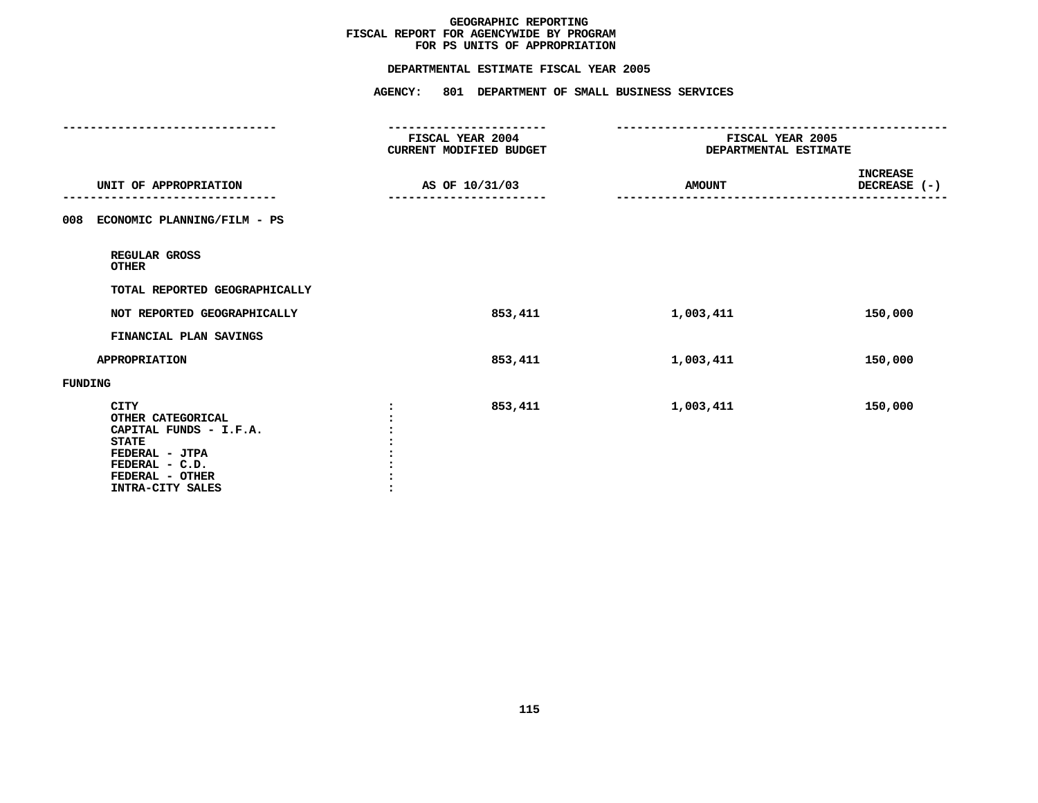# GEOGRAPHIC REPORTING
## FISCAL REPORT FOR AGENCYWIDE BY PROGRAM
## FOR PS UNITS OF APPROPRIATION

### DEPARTMENTAL ESTIMATE FISCAL YEAR 2005

### AGENCY: 801 DEPARTMENT OF SMALL BUSINESS SERVICES

| UNIT OF APPROPRIATION | FISCAL YEAR 2004 CURRENT MODIFIED BUDGET AS OF 10/31/03 | FISCAL YEAR 2005 DEPARTMENTAL ESTIMATE AMOUNT | INCREASE DECREASE (-) |
|---|---|---|---|
| **008 ECONOMIC PLANNING/FILM - PS** | | | |
| REGULAR GROSS | | | |
| OTHER | | | |
| TOTAL REPORTED GEOGRAPHICALLY | | | |
| NOT REPORTED GEOGRAPHICALLY | 853,411 | 1,003,411 | 150,000 |
| FINANCIAL PLAN SAVINGS | | | |
| APPROPRIATION | 853,411 | 1,003,411 | 150,000 |
| **FUNDING** | | | |
| CITY | 853,411 | 1,003,411 | 150,000 |
| OTHER CATEGORICAL | | | |
| CAPITAL FUNDS - I.F.A. | | | |
| STATE | | | |
| FEDERAL - JTPA | | | |
| FEDERAL - C.D. | | | |
| FEDERAL - OTHER | | | |
| INTRA-CITY SALES | | | |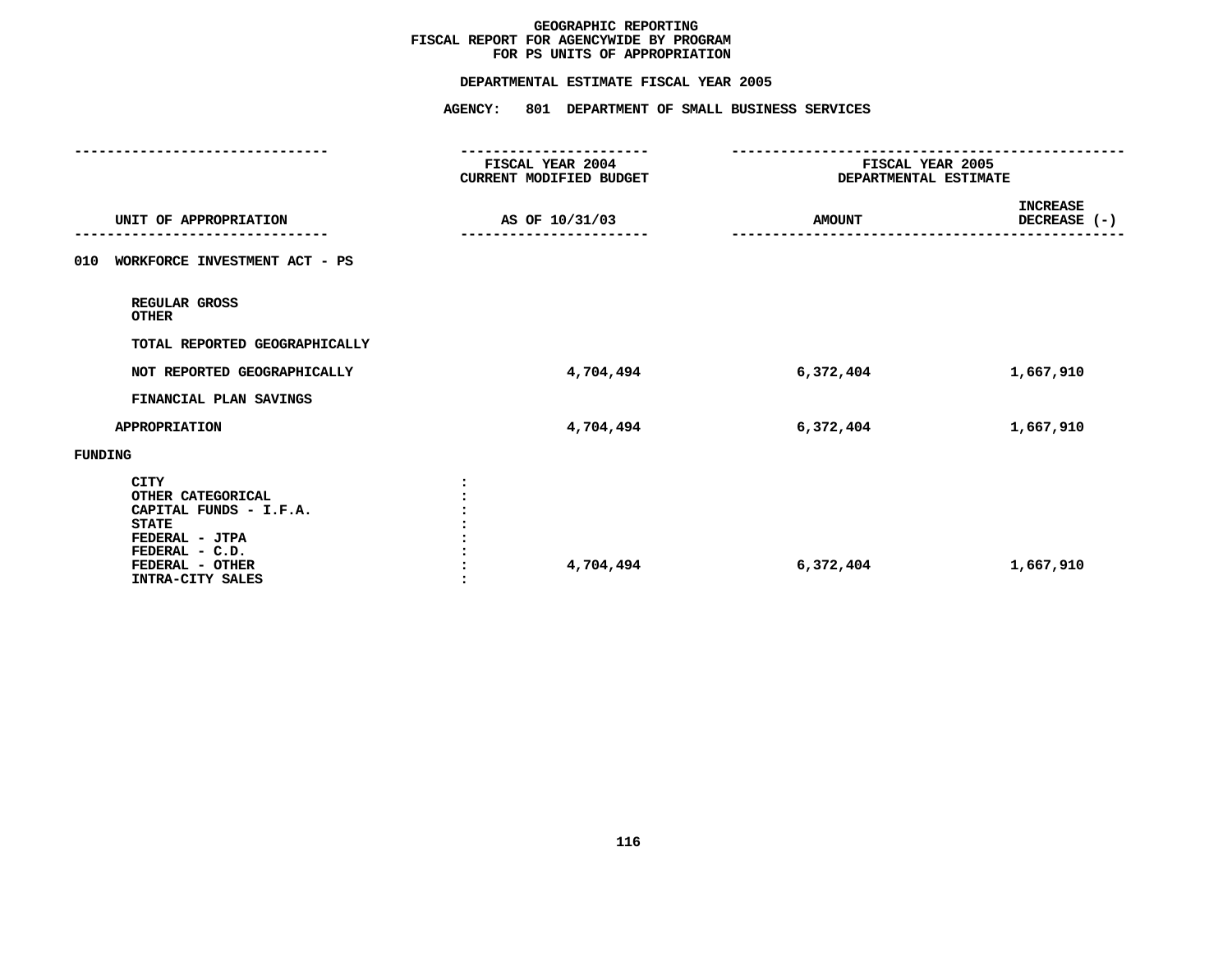**GEOGRAPHIC REPORTING**
**FISCAL REPORT FOR AGENCYWIDE BY PROGRAM**
**FOR PS UNITS OF APPROPRIATION**

**DEPARTMENTAL ESTIMATE FISCAL YEAR 2005**

**AGENCY: 801 DEPARTMENT OF SMALL BUSINESS SERVICES**

| UNIT OF APPROPRIATION | FISCAL YEAR 2004 CURRENT MODIFIED BUDGET AS OF 10/31/03 | FISCAL YEAR 2005 DEPARTMENTAL ESTIMATE AMOUNT | INCREASE DECREASE (-) |
|---|---|---|---|
| 010 WORKFORCE INVESTMENT ACT - PS | | | |
| REGULAR GROSS | | | |
| OTHER | | | |
| TOTAL REPORTED GEOGRAPHICALLY | | | |
| NOT REPORTED GEOGRAPHICALLY | 4,704,494 | 6,372,404 | 1,667,910 |
| FINANCIAL PLAN SAVINGS | | | |
| APPROPRIATION | 4,704,494 | 6,372,404 | 1,667,910 |
| FUNDING | | | |
| CITY | | | |
| OTHER CATEGORICAL | | | |
| CAPITAL FUNDS - I.F.A. | | | |
| STATE | | | |
| FEDERAL - JTPA | | | |
| FEDERAL - C.D. | | | |
| FEDERAL - OTHER | 4,704,494 | 6,372,404 | 1,667,910 |
| INTRA-CITY SALES | | | |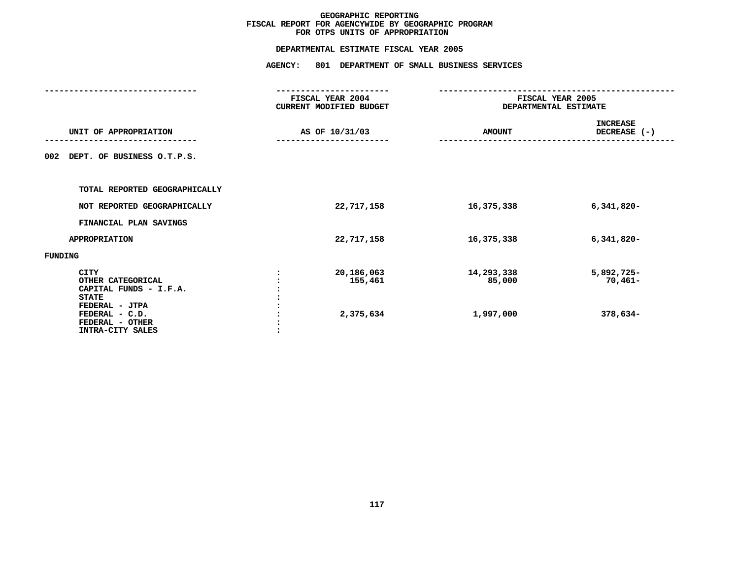# GEOGRAPHIC REPORTING
## FISCAL REPORT FOR AGENCYWIDE BY GEOGRAPHIC PROGRAM
## FOR OTPS UNITS OF APPROPRIATION

### DEPARTMENTAL ESTIMATE FISCAL YEAR 2005

### AGENCY: 801 DEPARTMENT OF SMALL BUSINESS SERVICES

| UNIT OF APPROPRIATION | | FISCAL YEAR 2004 CURRENT MODIFIED BUDGET AS OF 10/31/03 | FISCAL YEAR 2005 DEPARTMENTAL ESTIMATE AMOUNT | INCREASE DECREASE (-) |
|---|---|---|---|---|
| 002 DEPT. OF BUSINESS O.T.P.S. | | | | |
| TOTAL REPORTED GEOGRAPHICALLY | | | | |
| NOT REPORTED GEOGRAPHICALLY | | 22,717,158 | 16,375,338 | 6,341,820- |
| FINANCIAL PLAN SAVINGS | | | | |
| APPROPRIATION | | 22,717,158 | 16,375,338 | 6,341,820- |
| FUNDING | | | | |
| CITY | : | 20,186,063 | 14,293,338 | 5,892,725- |
| OTHER CATEGORICAL | : | 155,461 | 85,000 | 70,461- |
| CAPITAL FUNDS - I.F.A. | : | | | |
| STATE | : | | | |
| FEDERAL - JTPA | : | | | |
| FEDERAL - C.D. | : | 2,375,634 | 1,997,000 | 378,634- |
| FEDERAL - OTHER | : | | | |
| INTRA-CITY SALES | : | | | |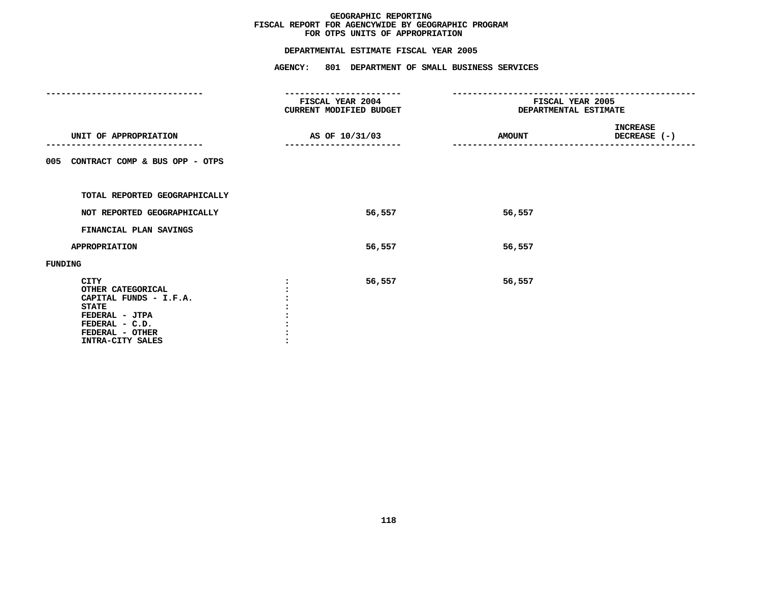# GEOGRAPHIC REPORTING
## FISCAL REPORT FOR AGENCYWIDE BY GEOGRAPHIC PROGRAM
## FOR OTPS UNITS OF APPROPRIATION

### DEPARTMENTAL ESTIMATE FISCAL YEAR 2005

### AGENCY: 801 DEPARTMENT OF SMALL BUSINESS SERVICES

| UNIT OF APPROPRIATION | FISCAL YEAR 2004 CURRENT MODIFIED BUDGET AS OF 10/31/03 | FISCAL YEAR 2005 DEPARTMENTAL ESTIMATE AMOUNT | INCREASE DECREASE (-) |
|---|---|---|---|
| **005 CONTRACT COMP & BUS OPP - OTPS** | | | |
| TOTAL REPORTED GEOGRAPHICALLY | | | |
| NOT REPORTED GEOGRAPHICALLY | 56,557 | 56,557 | |
| FINANCIAL PLAN SAVINGS | | | |
| APPROPRIATION | 56,557 | 56,557 | |
| **FUNDING** | | | |
| CITY | 56,557 | 56,557 | |
| OTHER CATEGORICAL | | | |
| CAPITAL FUNDS - I.F.A. | | | |
| STATE | | | |
| FEDERAL - JTPA | | | |
| FEDERAL - C.D. | | | |
| FEDERAL - OTHER | | | |
| INTRA-CITY SALES | | | |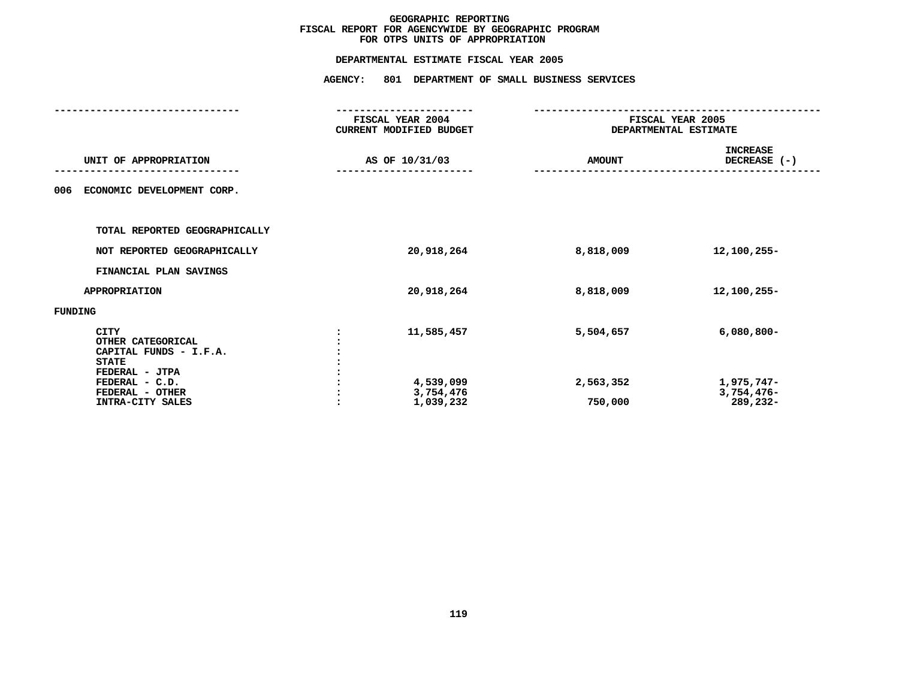**GEOGRAPHIC REPORTING**
**FISCAL REPORT FOR AGENCYWIDE BY GEOGRAPHIC PROGRAM**
**FOR OTPS UNITS OF APPROPRIATION**

**DEPARTMENTAL ESTIMATE FISCAL YEAR 2005**

**AGENCY: 801 DEPARTMENT OF SMALL BUSINESS SERVICES**

| UNIT OF APPROPRIATION | | FISCAL YEAR 2004 CURRENT MODIFIED BUDGET AS OF 10/31/03 | FISCAL YEAR 2005 DEPARTMENTAL ESTIMATE AMOUNT | INCREASE DECREASE (-) |
|---|---|---|---|---|
| 006 ECONOMIC DEVELOPMENT CORP. | | | | |
| TOTAL REPORTED GEOGRAPHICALLY | | | | |
| NOT REPORTED GEOGRAPHICALLY | | 20,918,264 | 8,818,009 | 12,100,255- |
| FINANCIAL PLAN SAVINGS | | | | |
| APPROPRIATION | | 20,918,264 | 8,818,009 | 12,100,255- |
| FUNDING | | | | |
| CITY | : | 11,585,457 | 5,504,657 | 6,080,800- |
| OTHER CATEGORICAL | : | | | |
| CAPITAL FUNDS - I.F.A. | : | | | |
| STATE | : | | | |
| FEDERAL - JTPA | : | | | |
| FEDERAL - C.D. | : | 4,539,099 | 2,563,352 | 1,975,747- |
| FEDERAL - OTHER | : | 3,754,476 | | 3,754,476- |
| INTRA-CITY SALES | : | 1,039,232 | 750,000 | 289,232- |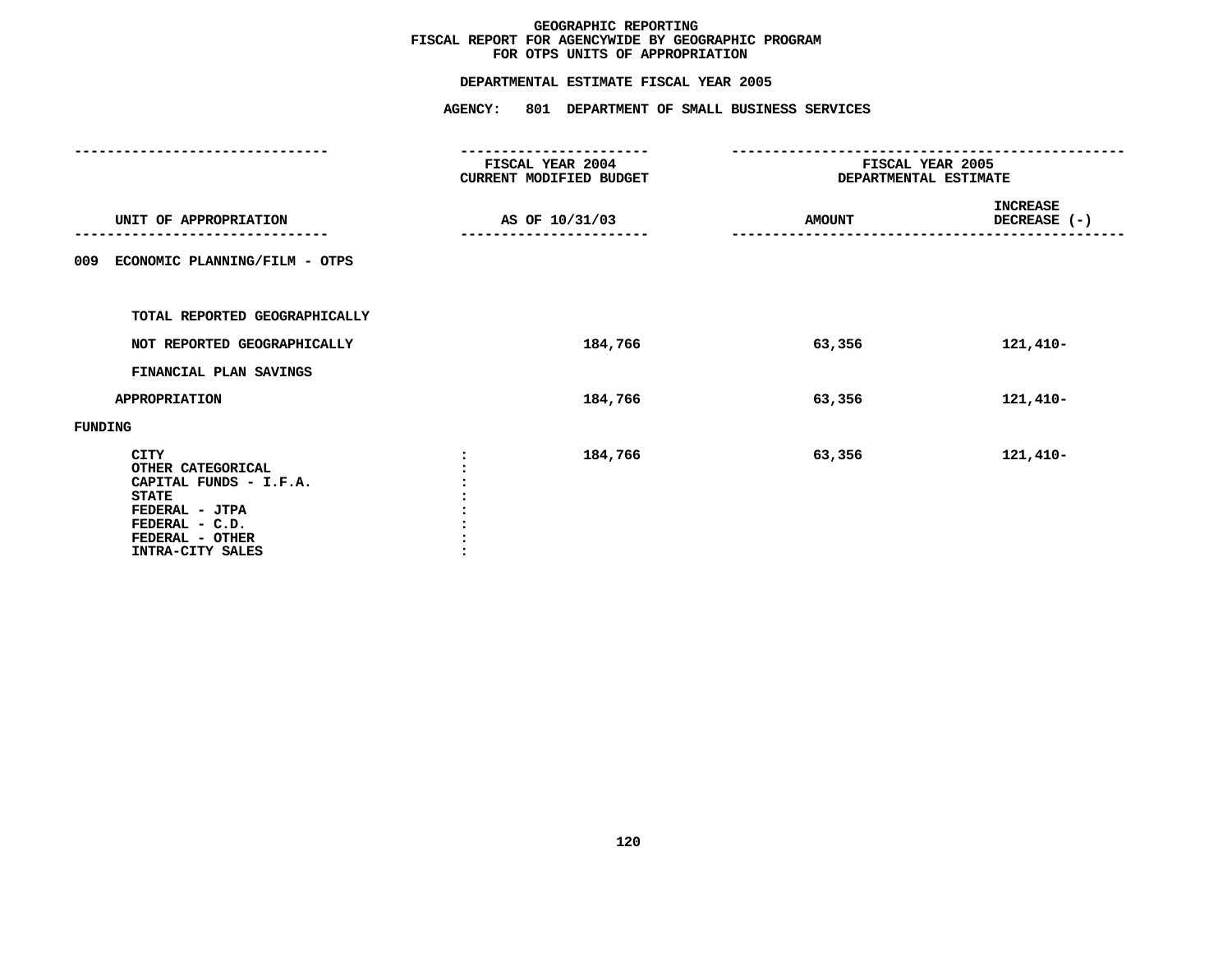# GEOGRAPHIC REPORTING
## FISCAL REPORT FOR AGENCYWIDE BY GEOGRAPHIC PROGRAM
## FOR OTPS UNITS OF APPROPRIATION

### DEPARTMENTAL ESTIMATE FISCAL YEAR 2005

### AGENCY: 801 DEPARTMENT OF SMALL BUSINESS SERVICES

| UNIT OF APPROPRIATION | FISCAL YEAR 2004 CURRENT MODIFIED BUDGET AS OF 10/31/03 | FISCAL YEAR 2005 DEPARTMENTAL ESTIMATE AMOUNT | INCREASE DECREASE (-) |
|---|---|---|---|
| **009 ECONOMIC PLANNING/FILM - OTPS** | | | |
| TOTAL REPORTED GEOGRAPHICALLY | | | |
| NOT REPORTED GEOGRAPHICALLY | 184,766 | 63,356 | 121,410- |
| FINANCIAL PLAN SAVINGS | | | |
| APPROPRIATION | 184,766 | 63,356 | 121,410- |
| **FUNDING** | | | |
| CITY | 184,766 | 63,356 | 121,410- |
| OTHER CATEGORICAL | | | |
| CAPITAL FUNDS - I.F.A. | | | |
| STATE | | | |
| FEDERAL - JTPA | | | |
| FEDERAL - C.D. | | | |
| FEDERAL - OTHER | | | |
| INTRA-CITY SALES | | | |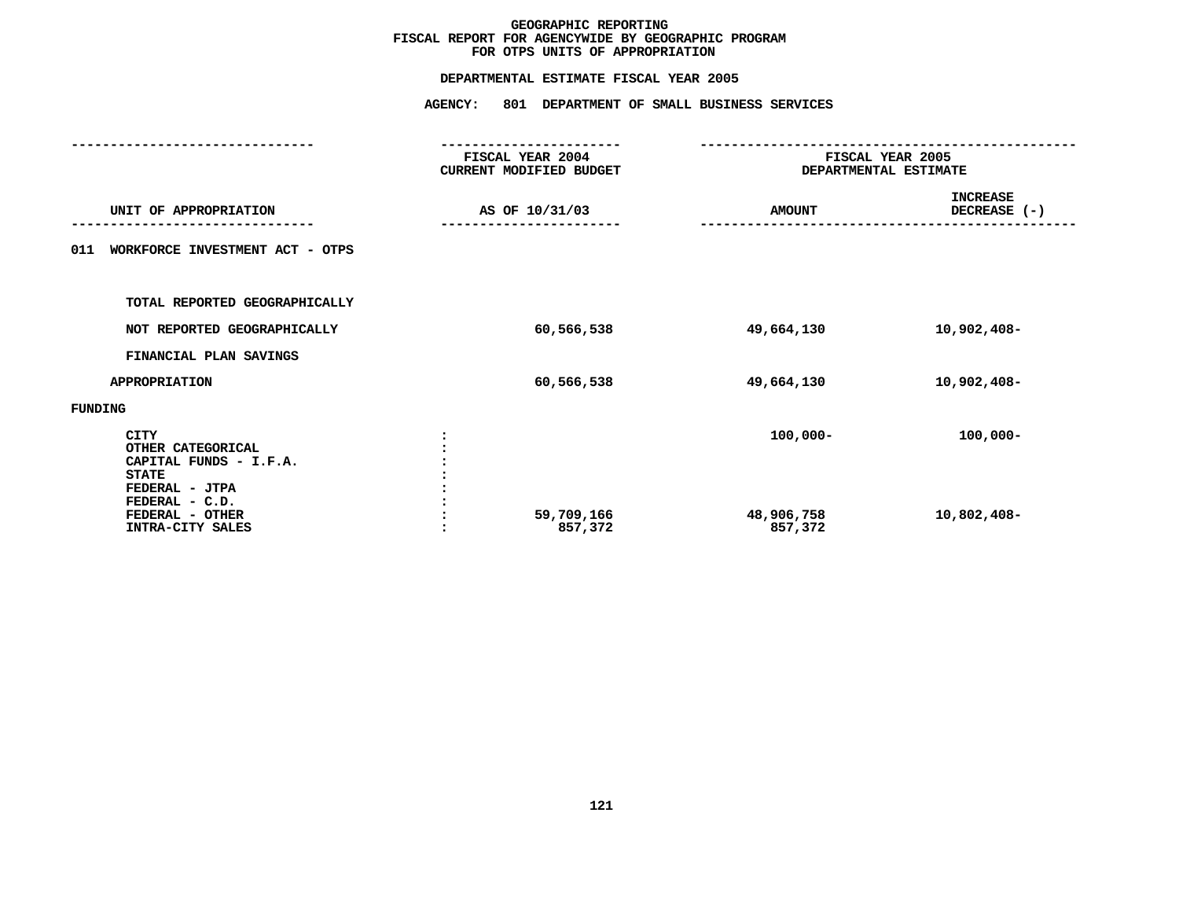# GEOGRAPHIC REPORTING
## FISCAL REPORT FOR AGENCYWIDE BY GEOGRAPHIC PROGRAM
## FOR OTPS UNITS OF APPROPRIATION

**DEPARTMENTAL ESTIMATE FISCAL YEAR 2005**

**AGENCY: 801 DEPARTMENT OF SMALL BUSINESS SERVICES**

| UNIT OF APPROPRIATION | FISCAL YEAR 2004 CURRENT MODIFIED BUDGET AS OF 10/31/03 | FISCAL YEAR 2005 DEPARTMENTAL ESTIMATE AMOUNT | INCREASE DECREASE (-) |
|---|---|---|---|
| **011 WORKFORCE INVESTMENT ACT - OTPS** | | | |
| TOTAL REPORTED GEOGRAPHICALLY | | | |
| NOT REPORTED GEOGRAPHICALLY | 60,566,538 | 49,664,130 | 10,902,408- |
| FINANCIAL PLAN SAVINGS | | | |
| APPROPRIATION | 60,566,538 | 49,664,130 | 10,902,408- |
| **FUNDING** | | | |
| CITY | | 100,000- | 100,000- |
| OTHER CATEGORICAL | | | |
| CAPITAL FUNDS - I.F.A. | | | |
| STATE | | | |
| FEDERAL - JTPA | | | |
| FEDERAL - C.D. | | | |
| FEDERAL - OTHER | 59,709,166 | 48,906,758 | 10,802,408- |
| INTRA-CITY SALES | 857,372 | 857,372 | |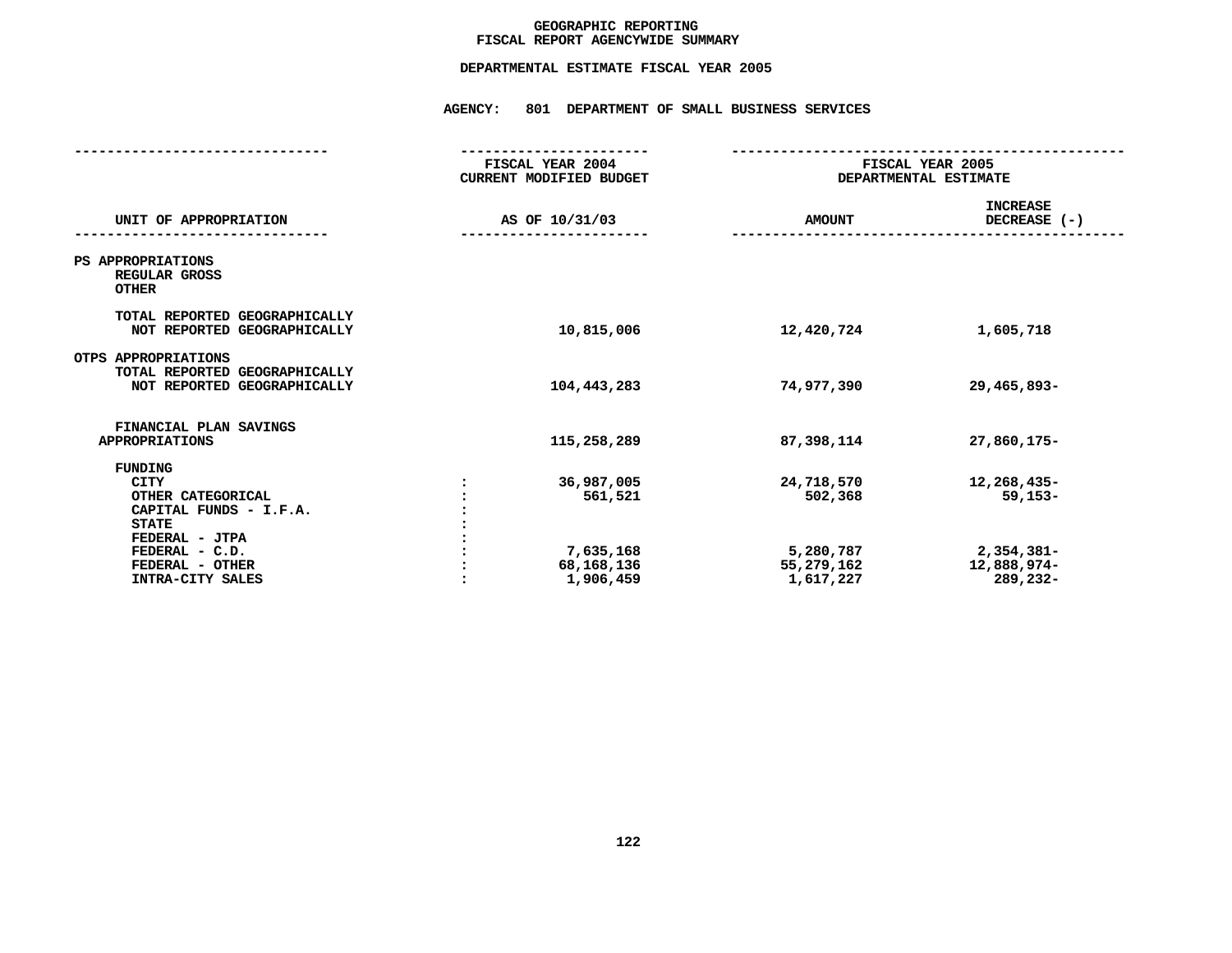# GEOGRAPHIC REPORTING
## FISCAL REPORT AGENCYWIDE SUMMARY

### DEPARTMENTAL ESTIMATE FISCAL YEAR 2005

### AGENCY: 801 DEPARTMENT OF SMALL BUSINESS SERVICES

| UNIT OF APPROPRIATION | | FISCAL YEAR 2004 CURRENT MODIFIED BUDGET AS OF 10/31/03 | FISCAL YEAR 2005 DEPARTMENTAL ESTIMATE AMOUNT | INCREASE DECREASE (-) |
|---|---|---|---|---|
| PS APPROPRIATIONS | | | | |
| REGULAR GROSS | | | | |
| OTHER | | | | |
| TOTAL REPORTED GEOGRAPHICALLY | | | | |
| NOT REPORTED GEOGRAPHICALLY | | 10,815,006 | 12,420,724 | 1,605,718 |
| OTPS APPROPRIATIONS | | | | |
| TOTAL REPORTED GEOGRAPHICALLY | | | | |
| NOT REPORTED GEOGRAPHICALLY | | 104,443,283 | 74,977,390 | 29,465,893- |
| FINANCIAL PLAN SAVINGS | | | | |
| APPROPRIATIONS | | 115,258,289 | 87,398,114 | 27,860,175- |
| FUNDING | | | | |
| CITY | : | 36,987,005 | 24,718,570 | 12,268,435- |
| OTHER CATEGORICAL | : | 561,521 | 502,368 | 59,153- |
| CAPITAL FUNDS - I.F.A. | : | | | |
| STATE | : | | | |
| FEDERAL - JTPA | : | | | |
| FEDERAL - C.D. | : | 7,635,168 | 5,280,787 | 2,354,381- |
| FEDERAL - OTHER | : | 68,168,136 | 55,279,162 | 12,888,974- |
| INTRA-CITY SALES | : | 1,906,459 | 1,617,227 | 289,232- |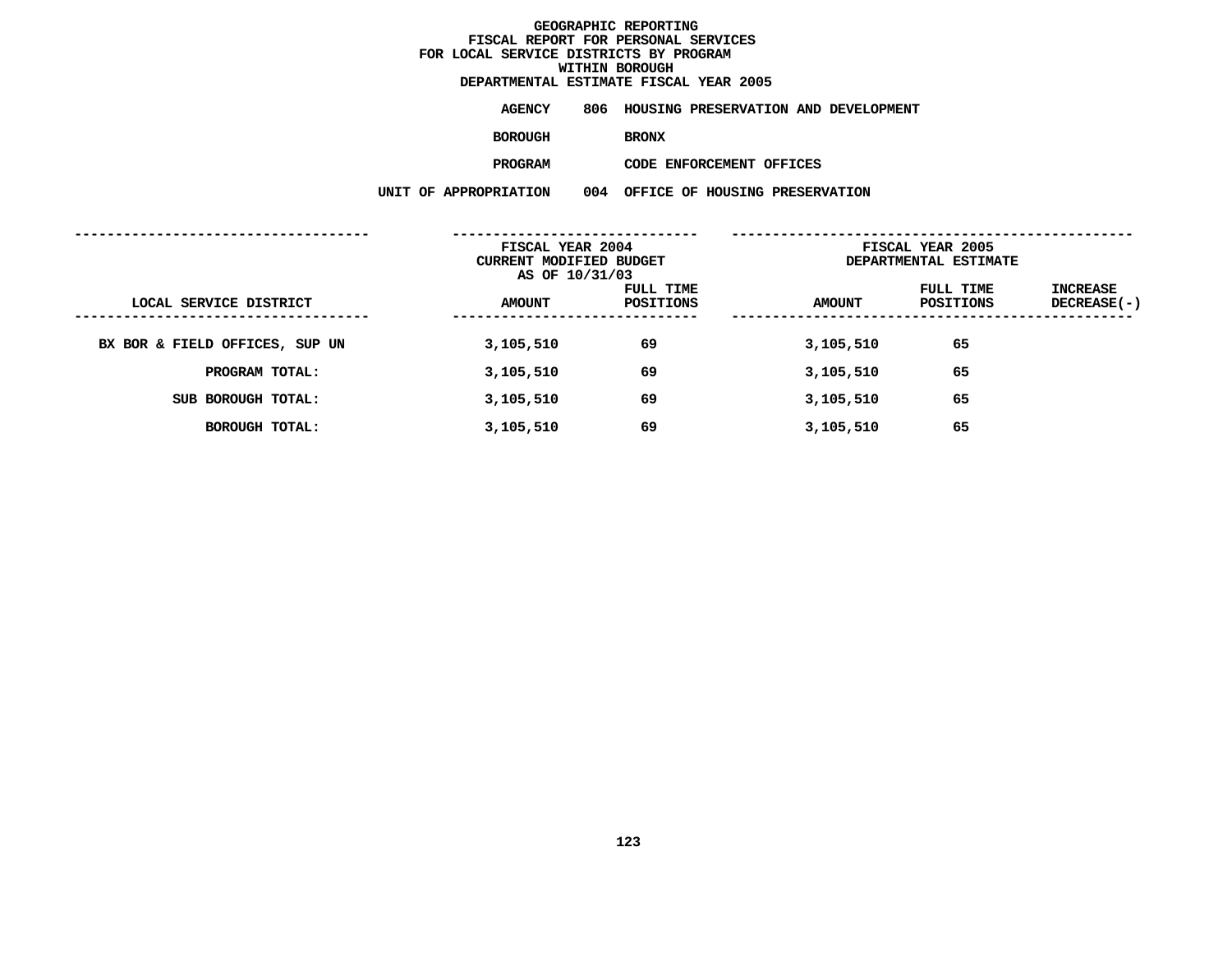# GEOGRAPHIC REPORTING
## FISCAL REPORT FOR PERSONAL SERVICES
## FOR LOCAL SERVICE DISTRICTS BY PROGRAM
## WITHIN BOROUGH
## DEPARTMENTAL ESTIMATE FISCAL YEAR 2005

**AGENCY** 806 HOUSING PRESERVATION AND DEVELOPMENT

**BOROUGH** BRONX

**PROGRAM** CODE ENFORCEMENT OFFICES

**UNIT OF APPROPRIATION** 004 OFFICE OF HOUSING PRESERVATION

| | FISCAL YEAR 2004 CURRENT MODIFIED BUDGET AS OF 10/31/03 | | FISCAL YEAR 2005 DEPARTMENTAL ESTIMATE | | |
|---|---|---|---|---|---|
| LOCAL SERVICE DISTRICT | AMOUNT | FULL TIME POSITIONS | AMOUNT | FULL TIME POSITIONS | INCREASE DECREASE(-) |
| BX BOR & FIELD OFFICES, SUP UN | 3,105,510 | 69 | 3,105,510 | 65 | |
| PROGRAM TOTAL: | 3,105,510 | 69 | 3,105,510 | 65 | |
| SUB BOROUGH TOTAL: | 3,105,510 | 69 | 3,105,510 | 65 | |
| BOROUGH TOTAL: | 3,105,510 | 69 | 3,105,510 | 65 | |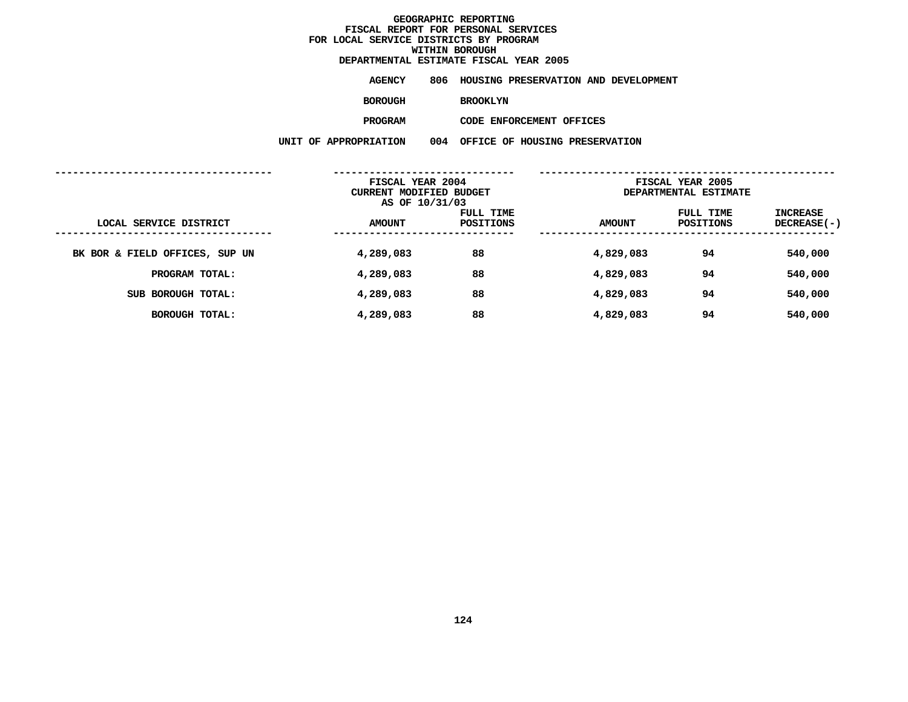# GEOGRAPHIC REPORTING
## FISCAL REPORT FOR PERSONAL SERVICES
## FOR LOCAL SERVICE DISTRICTS BY PROGRAM
## WITHIN BOROUGH
## DEPARTMENTAL ESTIMATE FISCAL YEAR 2005

**AGENCY** 806 HOUSING PRESERVATION AND DEVELOPMENT

**BOROUGH** BROOKLYN

**PROGRAM** CODE ENFORCEMENT OFFICES

**UNIT OF APPROPRIATION** 004 OFFICE OF HOUSING PRESERVATION

| | FISCAL YEAR 2004 CURRENT MODIFIED BUDGET AS OF 10/31/03 | | FISCAL YEAR 2005 DEPARTMENTAL ESTIMATE | | |
|---|---|---|---|---|---|
| LOCAL SERVICE DISTRICT | AMOUNT | FULL TIME POSITIONS | AMOUNT | FULL TIME POSITIONS | INCREASE DECREASE(-) |
| BK BOR & FIELD OFFICES, SUP UN | 4,289,083 | 88 | 4,829,083 | 94 | 540,000 |
| PROGRAM TOTAL: | 4,289,083 | 88 | 4,829,083 | 94 | 540,000 |
| SUB BOROUGH TOTAL: | 4,289,083 | 88 | 4,829,083 | 94 | 540,000 |
| BOROUGH TOTAL: | 4,289,083 | 88 | 4,829,083 | 94 | 540,000 |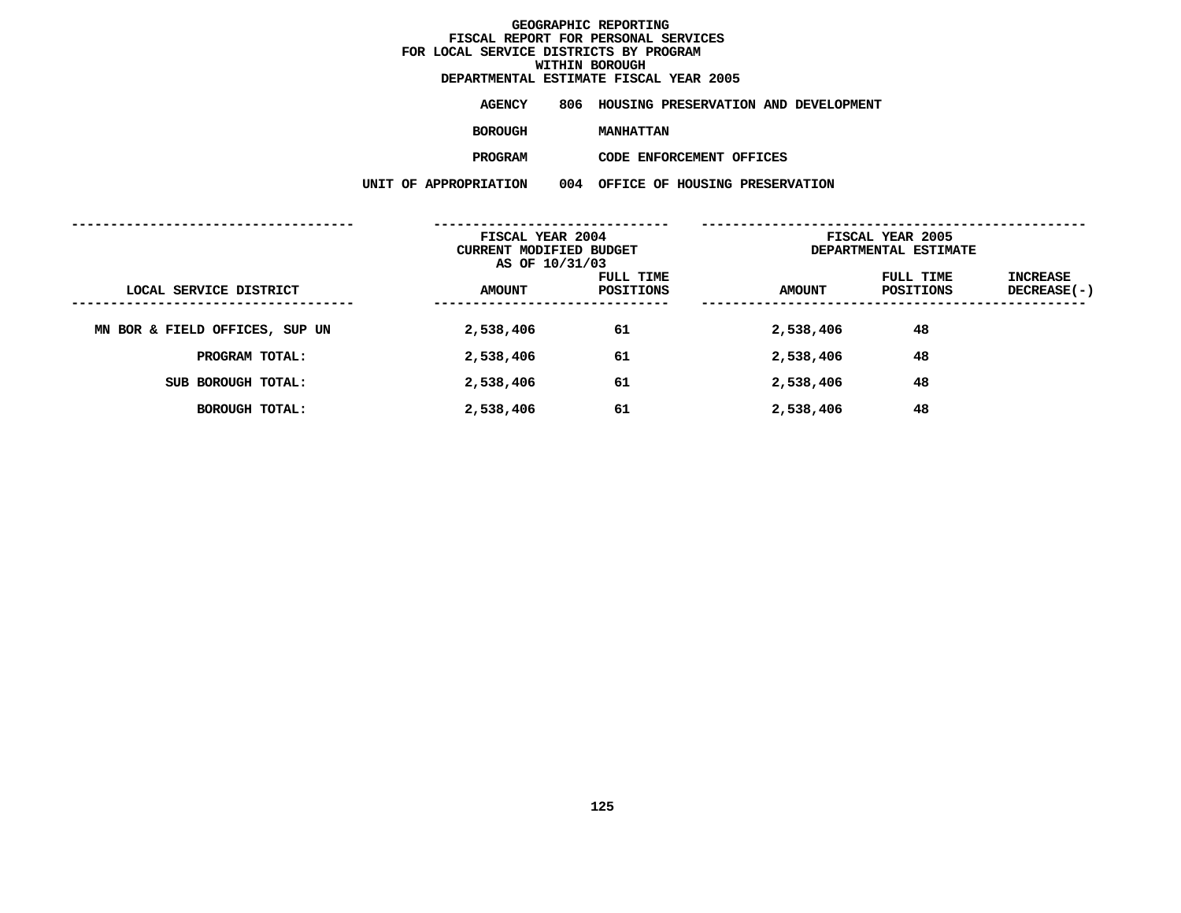# GEOGRAPHIC REPORTING
## FISCAL REPORT FOR PERSONAL SERVICES
## FOR LOCAL SERVICE DISTRICTS BY PROGRAM
## WITHIN BOROUGH
## DEPARTMENTAL ESTIMATE FISCAL YEAR 2005

**AGENCY** 806 HOUSING PRESERVATION AND DEVELOPMENT

**BOROUGH** MANHATTAN

**PROGRAM** CODE ENFORCEMENT OFFICES

**UNIT OF APPROPRIATION** 004 OFFICE OF HOUSING PRESERVATION

| LOCAL SERVICE DISTRICT | FISCAL YEAR 2004 CURRENT MODIFIED BUDGET AS OF 10/31/03 AMOUNT | FULL TIME POSITIONS | FISCAL YEAR 2005 DEPARTMENTAL ESTIMATE AMOUNT | FULL TIME POSITIONS | INCREASE DECREASE(-) |
|---|---|---|---|---|---|
| MN BOR & FIELD OFFICES, SUP UN | 2,538,406 | 61 | 2,538,406 | 48 | |
| PROGRAM TOTAL: | 2,538,406 | 61 | 2,538,406 | 48 | |
| SUB BOROUGH TOTAL: | 2,538,406 | 61 | 2,538,406 | 48 | |
| BOROUGH TOTAL: | 2,538,406 | 61 | 2,538,406 | 48 | |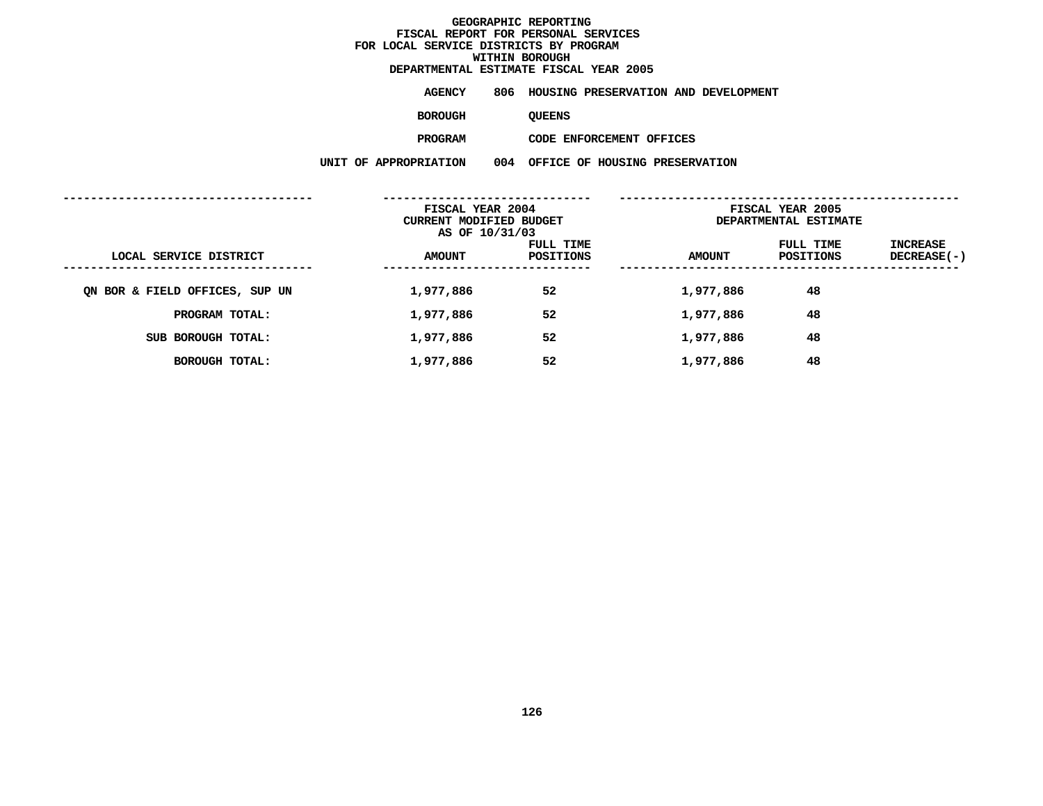# GEOGRAPHIC REPORTING
## FISCAL REPORT FOR PERSONAL SERVICES
## FOR LOCAL SERVICE DISTRICTS BY PROGRAM
## WITHIN BOROUGH
## DEPARTMENTAL ESTIMATE FISCAL YEAR 2005

**AGENCY** 806 HOUSING PRESERVATION AND DEVELOPMENT

**BOROUGH** QUEENS

**PROGRAM** CODE ENFORCEMENT OFFICES

**UNIT OF APPROPRIATION** 004 OFFICE OF HOUSING PRESERVATION

| | FISCAL YEAR 2004 CURRENT MODIFIED BUDGET AS OF 10/31/03 | | FISCAL YEAR 2005 DEPARTMENTAL ESTIMATE | | |
|---|---|---|---|---|---|
| LOCAL SERVICE DISTRICT | AMOUNT | FULL TIME POSITIONS | AMOUNT | FULL TIME POSITIONS | INCREASE DECREASE(-) |
| QN BOR & FIELD OFFICES, SUP UN | 1,977,886 | 52 | 1,977,886 | 48 | |
| PROGRAM TOTAL: | 1,977,886 | 52 | 1,977,886 | 48 | |
| SUB BOROUGH TOTAL: | 1,977,886 | 52 | 1,977,886 | 48 | |
| BOROUGH TOTAL: | 1,977,886 | 52 | 1,977,886 | 48 | |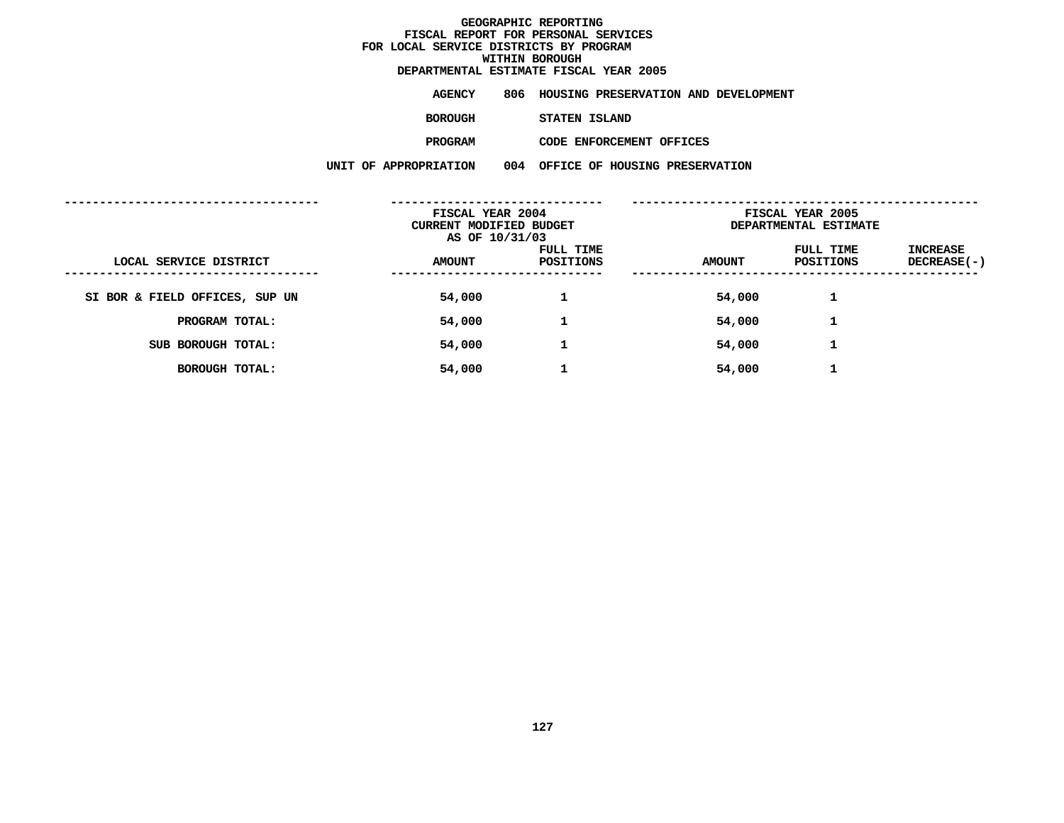# GEOGRAPHIC REPORTING
## FISCAL REPORT FOR PERSONAL SERVICES FOR LOCAL SERVICE DISTRICTS BY PROGRAM WITHIN BOROUGH
## DEPARTMENTAL ESTIMATE FISCAL YEAR 2005

**AGENCY** 806 HOUSING PRESERVATION AND DEVELOPMENT

**BOROUGH** STATEN ISLAND

**PROGRAM** CODE ENFORCEMENT OFFICES

**UNIT OF APPROPRIATION** 004 OFFICE OF HOUSING PRESERVATION

| | FISCAL YEAR 2004 CURRENT MODIFIED BUDGET AS OF 10/31/03 | | FISCAL YEAR 2005 DEPARTMENTAL ESTIMATE | | |
|---|---|---|---|---|---|
| LOCAL SERVICE DISTRICT | AMOUNT | FULL TIME POSITIONS | AMOUNT | FULL TIME POSITIONS | INCREASE DECREASE(-) |
| SI BOR & FIELD OFFICES, SUP UN | 54,000 | 1 | 54,000 | 1 | |
| PROGRAM TOTAL: | 54,000 | 1 | 54,000 | 1 | |
| SUB BOROUGH TOTAL: | 54,000 | 1 | 54,000 | 1 | |
| BOROUGH TOTAL: | 54,000 | 1 | 54,000 | 1 | |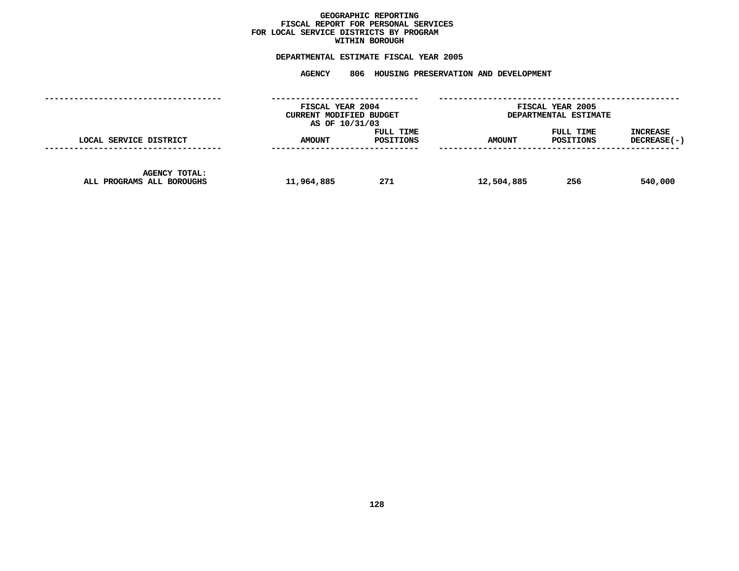**GEOGRAPHIC REPORTING**
**FISCAL REPORT FOR PERSONAL SERVICES**
**FOR LOCAL SERVICE DISTRICTS BY PROGRAM**
**WITHIN BOROUGH**

**DEPARTMENTAL ESTIMATE FISCAL YEAR 2005**

**AGENCY 806 HOUSING PRESERVATION AND DEVELOPMENT**

| | FISCAL YEAR 2004 CURRENT MODIFIED BUDGET AS OF 10/31/03 | | FISCAL YEAR 2005 DEPARTMENTAL ESTIMATE | | |
|---|---|---|---|---|---|
| LOCAL SERVICE DISTRICT | AMOUNT | FULL TIME POSITIONS | AMOUNT | FULL TIME POSITIONS | INCREASE DECREASE(-) |
| AGENCY TOTAL: ALL PROGRAMS ALL BOROUGHS | 11,964,885 | 271 | 12,504,885 | 256 | 540,000 |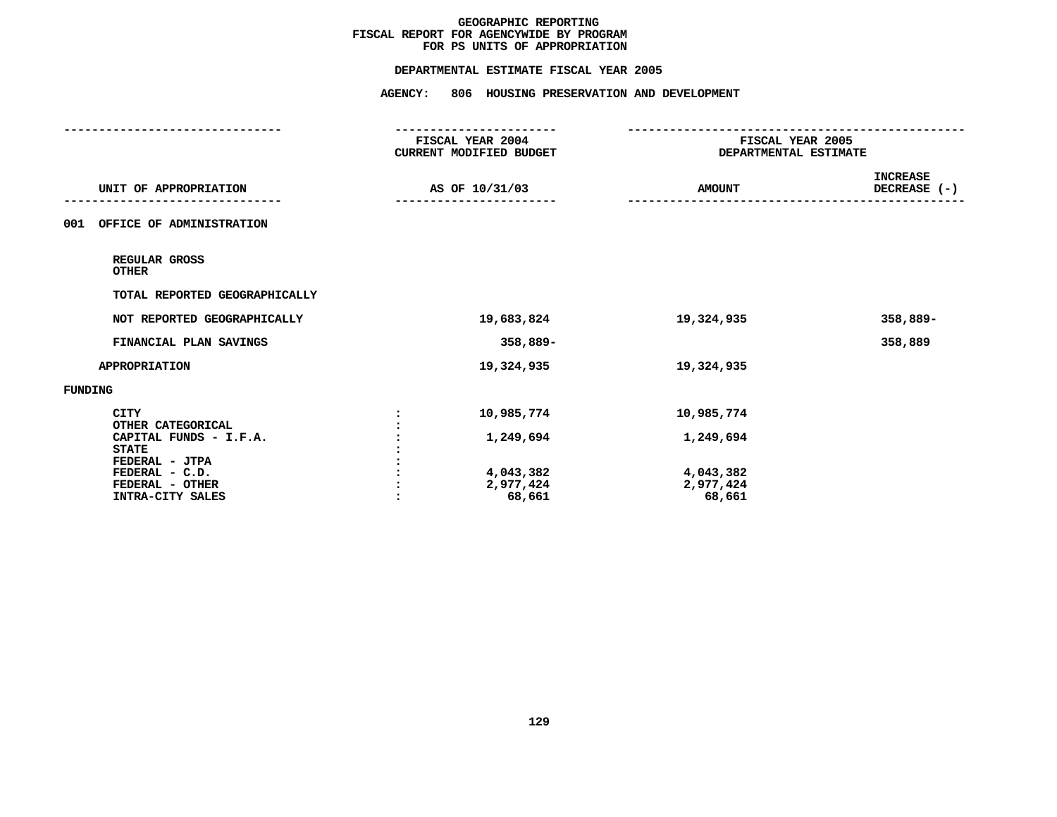**GEOGRAPHIC REPORTING**
**FISCAL REPORT FOR AGENCYWIDE BY PROGRAM**
**FOR PS UNITS OF APPROPRIATION**

**DEPARTMENTAL ESTIMATE FISCAL YEAR 2005**

**AGENCY: 806 HOUSING PRESERVATION AND DEVELOPMENT**

| UNIT OF APPROPRIATION | FISCAL YEAR 2004 CURRENT MODIFIED BUDGET AS OF 10/31/03 | FISCAL YEAR 2005 DEPARTMENTAL ESTIMATE AMOUNT | INCREASE DECREASE (-) |
|---|---|---|---|
| **001 OFFICE OF ADMINISTRATION** | | | |
| REGULAR GROSS | | | |
| OTHER | | | |
| TOTAL REPORTED GEOGRAPHICALLY | | | |
| NOT REPORTED GEOGRAPHICALLY | 19,683,824 | 19,324,935 | 358,889- |
| FINANCIAL PLAN SAVINGS | 358,889- | | 358,889 |
| APPROPRIATION | 19,324,935 | 19,324,935 | |
| **FUNDING** | | | |
| CITY | 10,985,774 | 10,985,774 | |
| OTHER CATEGORICAL | | | |
| CAPITAL FUNDS - I.F.A. | 1,249,694 | 1,249,694 | |
| STATE | | | |
| FEDERAL - JTPA | | | |
| FEDERAL - C.D. | 4,043,382 | 4,043,382 | |
| FEDERAL - OTHER | 2,977,424 | 2,977,424 | |
| INTRA-CITY SALES | 68,661 | 68,661 | |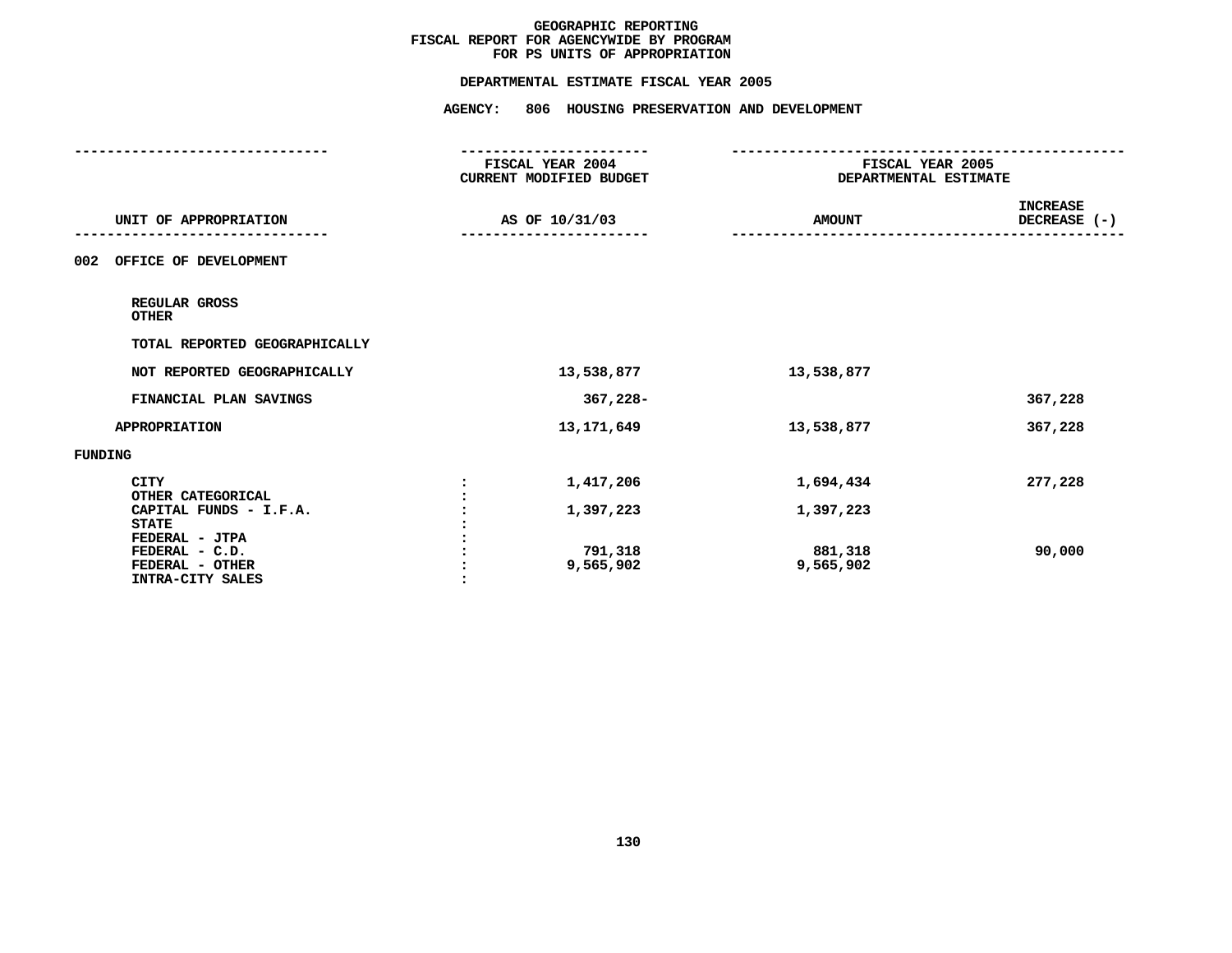# GEOGRAPHIC REPORTING
## FISCAL REPORT FOR AGENCYWIDE BY PROGRAM
## FOR PS UNITS OF APPROPRIATION

### DEPARTMENTAL ESTIMATE FISCAL YEAR 2005

### AGENCY: 806 HOUSING PRESERVATION AND DEVELOPMENT

| UNIT OF APPROPRIATION | | FISCAL YEAR 2004 CURRENT MODIFIED BUDGET AS OF 10/31/03 | FISCAL YEAR 2005 DEPARTMENTAL ESTIMATE AMOUNT | INCREASE DECREASE (-) |
|---|---|---|---|---|
| 002 OFFICE OF DEVELOPMENT | | | | |
| REGULAR GROSS | | | | |
| OTHER | | | | |
| TOTAL REPORTED GEOGRAPHICALLY | | | | |
| NOT REPORTED GEOGRAPHICALLY | | 13,538,877 | 13,538,877 | |
| FINANCIAL PLAN SAVINGS | | 367,228- | | 367,228 |
| APPROPRIATION | | 13,171,649 | 13,538,877 | 367,228 |
| FUNDING | | | | |
| CITY | : | 1,417,206 | 1,694,434 | 277,228 |
| OTHER CATEGORICAL | : | | | |
| CAPITAL FUNDS - I.F.A. | : | 1,397,223 | 1,397,223 | |
| STATE | : | | | |
| FEDERAL - JTPA | : | | | |
| FEDERAL - C.D. | : | 791,318 | 881,318 | 90,000 |
| FEDERAL - OTHER | : | 9,565,902 | 9,565,902 | |
| INTRA-CITY SALES | : | | | |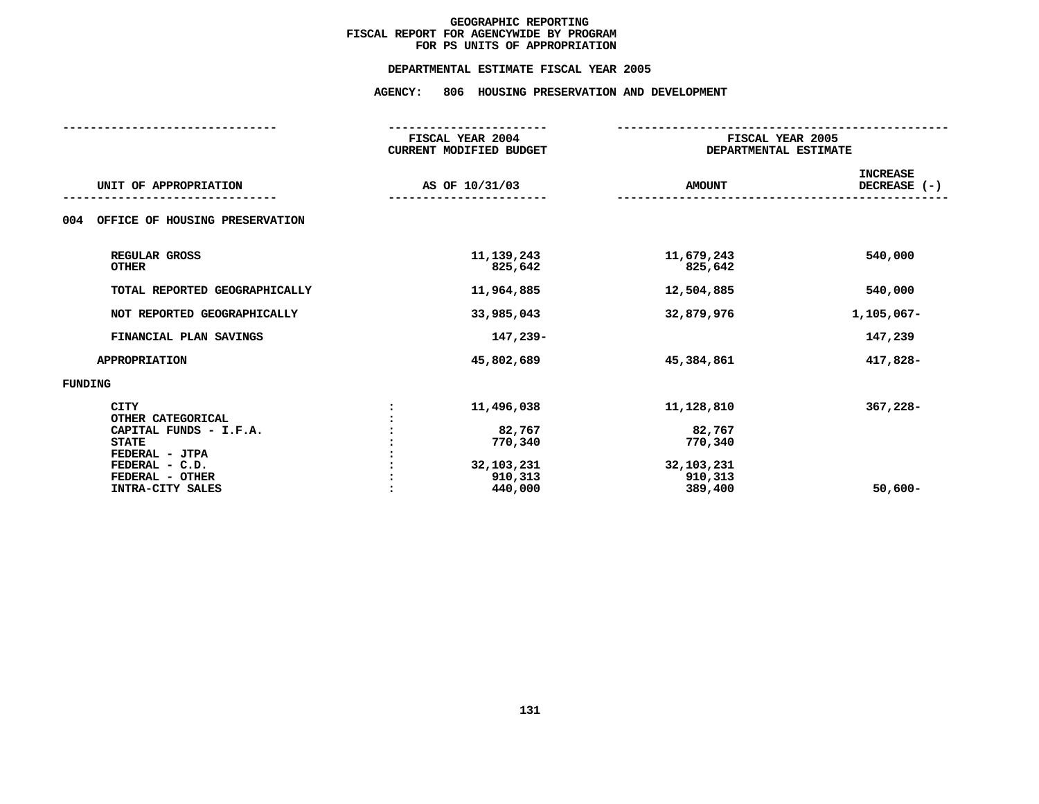**GEOGRAPHIC REPORTING**
**FISCAL REPORT FOR AGENCYWIDE BY PROGRAM**
**FOR PS UNITS OF APPROPRIATION**

**DEPARTMENTAL ESTIMATE FISCAL YEAR 2005**

**AGENCY: 806 HOUSING PRESERVATION AND DEVELOPMENT**

| UNIT OF APPROPRIATION | FISCAL YEAR 2004 CURRENT MODIFIED BUDGET AS OF 10/31/03 | FISCAL YEAR 2005 DEPARTMENTAL ESTIMATE AMOUNT | INCREASE DECREASE (-) |
|---|---|---|---|
| **004 OFFICE OF HOUSING PRESERVATION** | | | |
| REGULAR GROSS | 11,139,243 | 11,679,243 | 540,000 |
| OTHER | 825,642 | 825,642 | |
| TOTAL REPORTED GEOGRAPHICALLY | 11,964,885 | 12,504,885 | 540,000 |
| NOT REPORTED GEOGRAPHICALLY | 33,985,043 | 32,879,976 | 1,105,067- |
| FINANCIAL PLAN SAVINGS | 147,239- | | 147,239 |
| APPROPRIATION | 45,802,689 | 45,384,861 | 417,828- |
| **FUNDING** | | | |
| CITY | 11,496,038 | 11,128,810 | 367,228- |
| OTHER CATEGORICAL | | | |
| CAPITAL FUNDS - I.F.A. | 82,767 | 82,767 | |
| STATE | 770,340 | 770,340 | |
| FEDERAL - JTPA | | | |
| FEDERAL - C.D. | 32,103,231 | 32,103,231 | |
| FEDERAL - OTHER | 910,313 | 910,313 | |
| INTRA-CITY SALES | 440,000 | 389,400 | 50,600- |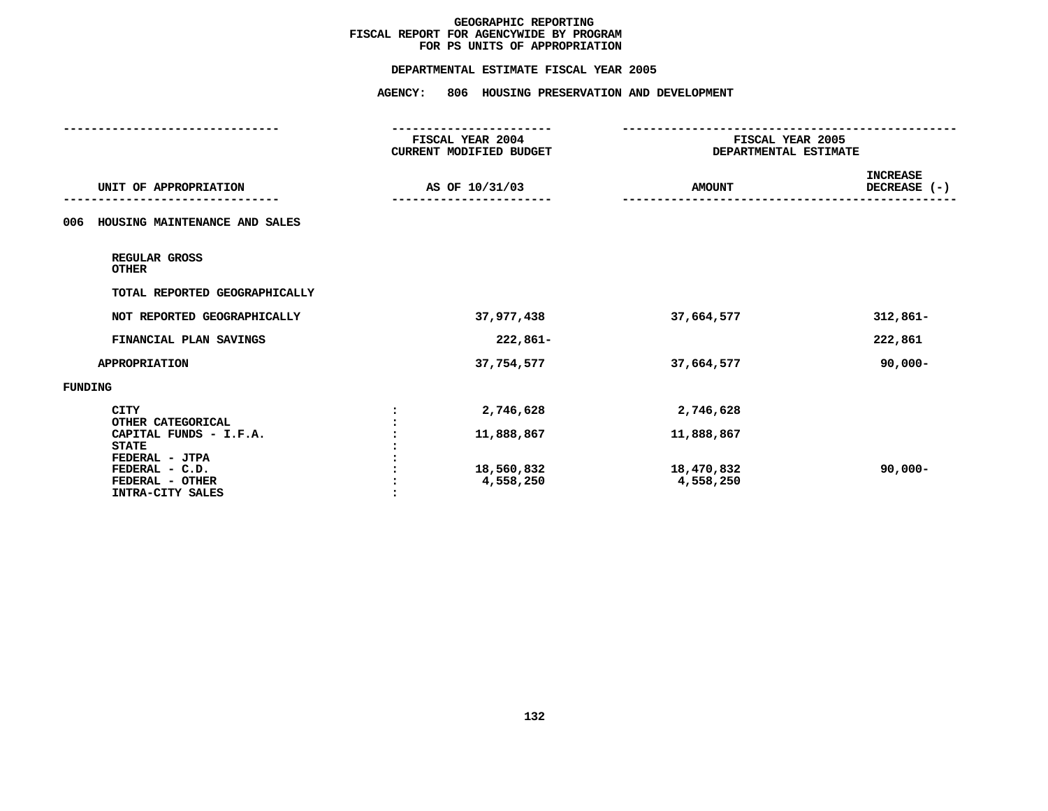# GEOGRAPHIC REPORTING
## FISCAL REPORT FOR AGENCYWIDE BY PROGRAM
## FOR PS UNITS OF APPROPRIATION

### DEPARTMENTAL ESTIMATE FISCAL YEAR 2005

### AGENCY: 806 HOUSING PRESERVATION AND DEVELOPMENT

| UNIT OF APPROPRIATION | | FISCAL YEAR 2004 CURRENT MODIFIED BUDGET AS OF 10/31/03 | FISCAL YEAR 2005 DEPARTMENTAL ESTIMATE AMOUNT | INCREASE DECREASE (-) |
|---|---|---|---|---|
| 006 HOUSING MAINTENANCE AND SALES | | | | |
| REGULAR GROSS | | | | |
| OTHER | | | | |
| TOTAL REPORTED GEOGRAPHICALLY | | | | |
| NOT REPORTED GEOGRAPHICALLY | | 37,977,438 | 37,664,577 | 312,861- |
| FINANCIAL PLAN SAVINGS | | 222,861- | | 222,861 |
| APPROPRIATION | | 37,754,577 | 37,664,577 | 90,000- |
| FUNDING | | | | |
| CITY | : | 2,746,628 | 2,746,628 | |
| OTHER CATEGORICAL | : | | | |
| CAPITAL FUNDS - I.F.A. | : | 11,888,867 | 11,888,867 | |
| STATE | : | | | |
| FEDERAL - JTPA | : | | | |
| FEDERAL - C.D. | : | 18,560,832 | 18,470,832 | 90,000- |
| FEDERAL - OTHER | : | 4,558,250 | 4,558,250 | |
| INTRA-CITY SALES | : | | | |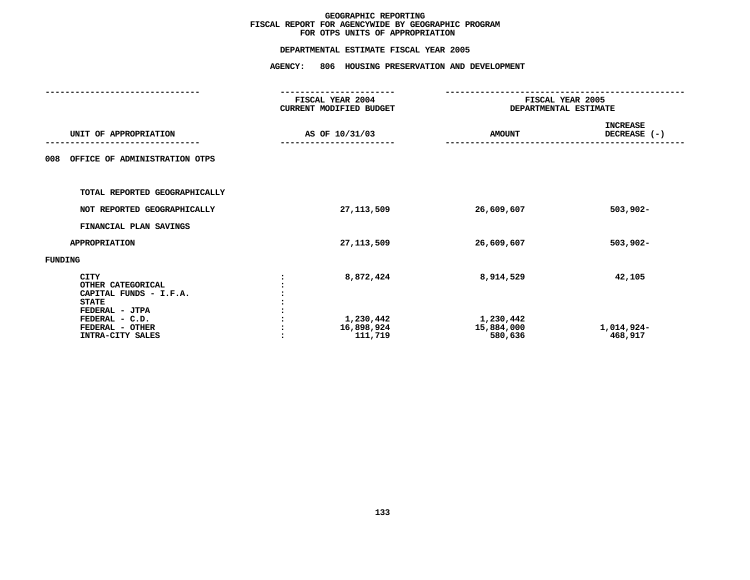# GEOGRAPHIC REPORTING
## FISCAL REPORT FOR AGENCYWIDE BY GEOGRAPHIC PROGRAM
## FOR OTPS UNITS OF APPROPRIATION

### DEPARTMENTAL ESTIMATE FISCAL YEAR 2005

### AGENCY: 806 HOUSING PRESERVATION AND DEVELOPMENT

| UNIT OF APPROPRIATION | | FISCAL YEAR 2004 CURRENT MODIFIED BUDGET AS OF 10/31/03 | FISCAL YEAR 2005 DEPARTMENTAL ESTIMATE AMOUNT | INCREASE DECREASE (-) |
|---|---|---|---|---|
| 008 OFFICE OF ADMINISTRATION OTPS | | | | |
| TOTAL REPORTED GEOGRAPHICALLY | | | | |
| NOT REPORTED GEOGRAPHICALLY | | 27,113,509 | 26,609,607 | 503,902- |
| FINANCIAL PLAN SAVINGS | | | | |
| APPROPRIATION | | 27,113,509 | 26,609,607 | 503,902- |
| FUNDING | | | | |
| CITY | : | 8,872,424 | 8,914,529 | 42,105 |
| OTHER CATEGORICAL | : | | | |
| CAPITAL FUNDS - I.F.A. | : | | | |
| STATE | : | | | |
| FEDERAL - JTPA | : | | | |
| FEDERAL - C.D. | : | 1,230,442 | 1,230,442 | |
| FEDERAL - OTHER | : | 16,898,924 | 15,884,000 | 1,014,924- |
| INTRA-CITY SALES | : | 111,719 | 580,636 | 468,917 |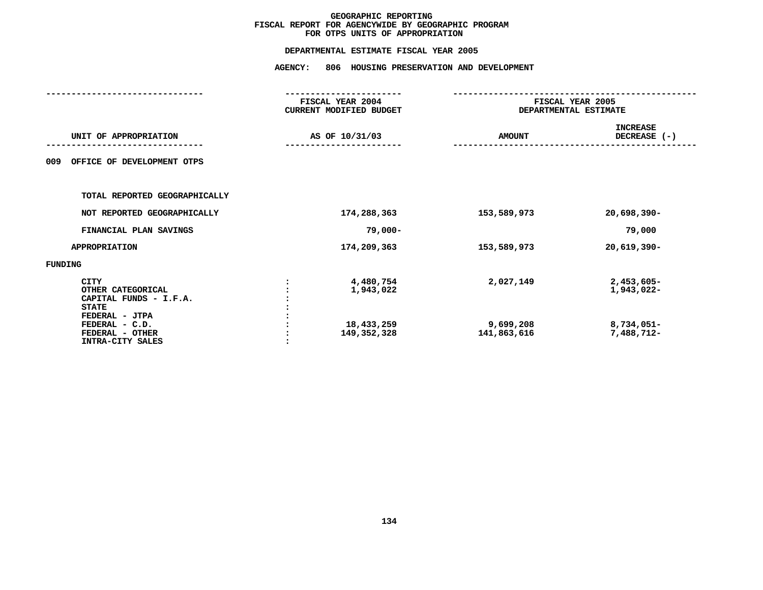# GEOGRAPHIC REPORTING
## FISCAL REPORT FOR AGENCYWIDE BY GEOGRAPHIC PROGRAM
## FOR OTPS UNITS OF APPROPRIATION

### DEPARTMENTAL ESTIMATE FISCAL YEAR 2005

### AGENCY: 806 HOUSING PRESERVATION AND DEVELOPMENT

| UNIT OF APPROPRIATION | FISCAL YEAR 2004 CURRENT MODIFIED BUDGET AS OF 10/31/03 | FISCAL YEAR 2005 DEPARTMENTAL ESTIMATE AMOUNT | INCREASE DECREASE (-) |
|---|---|---|---|
| **009 OFFICE OF DEVELOPMENT OTPS** | | | |
| TOTAL REPORTED GEOGRAPHICALLY | | | |
| NOT REPORTED GEOGRAPHICALLY | 174,288,363 | 153,589,973 | 20,698,390- |
| FINANCIAL PLAN SAVINGS | 79,000- | | 79,000 |
| APPROPRIATION | 174,209,363 | 153,589,973 | 20,619,390- |
| **FUNDING** | | | |
| CITY | 4,480,754 | 2,027,149 | 2,453,605- |
| OTHER CATEGORICAL | 1,943,022 | | 1,943,022- |
| CAPITAL FUNDS - I.F.A. | | | |
| STATE | | | |
| FEDERAL - JTPA | | | |
| FEDERAL - C.D. | 18,433,259 | 9,699,208 | 8,734,051- |
| FEDERAL - OTHER | 149,352,328 | 141,863,616 | 7,488,712- |
| INTRA-CITY SALES | | | |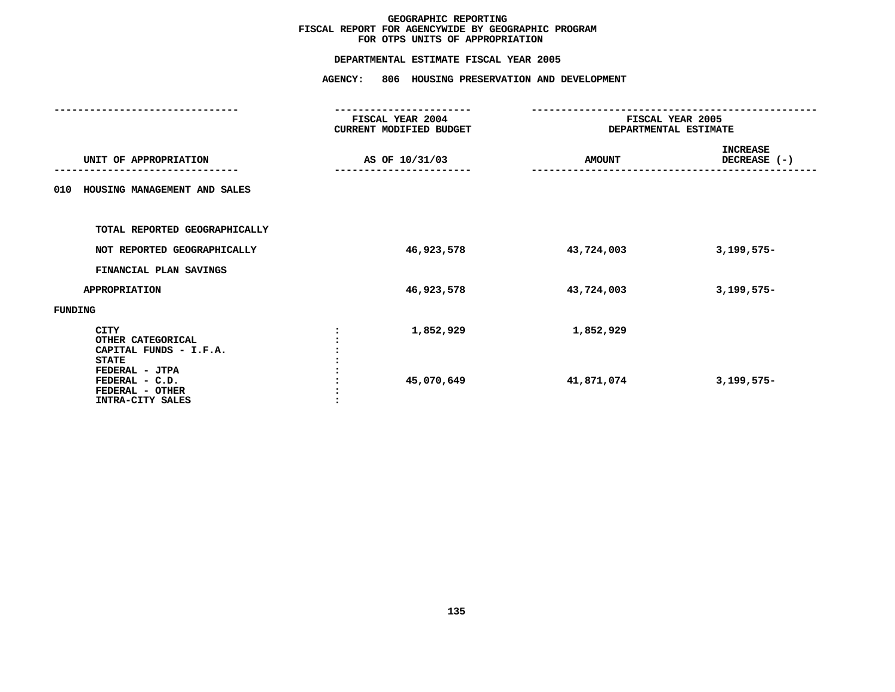# GEOGRAPHIC REPORTING
## FISCAL REPORT FOR AGENCYWIDE BY GEOGRAPHIC PROGRAM
## FOR OTPS UNITS OF APPROPRIATION

### DEPARTMENTAL ESTIMATE FISCAL YEAR 2005

### AGENCY: 806 HOUSING PRESERVATION AND DEVELOPMENT

| UNIT OF APPROPRIATION | FISCAL YEAR 2004 CURRENT MODIFIED BUDGET AS OF 10/31/03 | FISCAL YEAR 2005 DEPARTMENTAL ESTIMATE AMOUNT | INCREASE DECREASE (-) |
|---|---|---|---|
| 010 HOUSING MANAGEMENT AND SALES | | | |
| TOTAL REPORTED GEOGRAPHICALLY | | | |
| NOT REPORTED GEOGRAPHICALLY | 46,923,578 | 43,724,003 | 3,199,575- |
| FINANCIAL PLAN SAVINGS | | | |
| APPROPRIATION | 46,923,578 | 43,724,003 | 3,199,575- |
| FUNDING | | | |
| CITY | 1,852,929 | 1,852,929 | |
| OTHER CATEGORICAL | | | |
| CAPITAL FUNDS - I.F.A. | | | |
| STATE | | | |
| FEDERAL - JTPA | | | |
| FEDERAL - C.D. | 45,070,649 | 41,871,074 | 3,199,575- |
| FEDERAL - OTHER | | | |
| INTRA-CITY SALES | | | |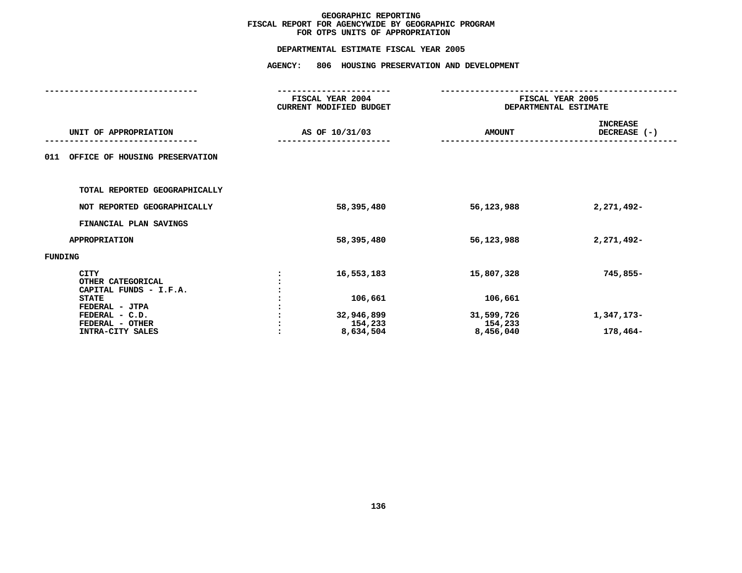# GEOGRAPHIC REPORTING
## FISCAL REPORT FOR AGENCYWIDE BY GEOGRAPHIC PROGRAM
## FOR OTPS UNITS OF APPROPRIATION

### DEPARTMENTAL ESTIMATE FISCAL YEAR 2005

### AGENCY: 806 HOUSING PRESERVATION AND DEVELOPMENT

| UNIT OF APPROPRIATION | | FISCAL YEAR 2004 CURRENT MODIFIED BUDGET AS OF 10/31/03 | FISCAL YEAR 2005 DEPARTMENTAL ESTIMATE AMOUNT | INCREASE DECREASE (-) |
|---|---|---|---|---|
| **011 OFFICE OF HOUSING PRESERVATION** | | | | |
| TOTAL REPORTED GEOGRAPHICALLY | | | | |
| NOT REPORTED GEOGRAPHICALLY | | 58,395,480 | 56,123,988 | 2,271,492- |
| FINANCIAL PLAN SAVINGS | | | | |
| APPROPRIATION | | 58,395,480 | 56,123,988 | 2,271,492- |
| FUNDING | | | | |
| CITY | : | 16,553,183 | 15,807,328 | 745,855- |
| OTHER CATEGORICAL | : | | | |
| CAPITAL FUNDS - I.F.A. | : | | | |
| STATE | : | 106,661 | 106,661 | |
| FEDERAL - JTPA | : | | | |
| FEDERAL - C.D. | : | 32,946,899 | 31,599,726 | 1,347,173- |
| FEDERAL - OTHER | : | 154,233 | 154,233 | |
| INTRA-CITY SALES | : | 8,634,504 | 8,456,040 | 178,464- |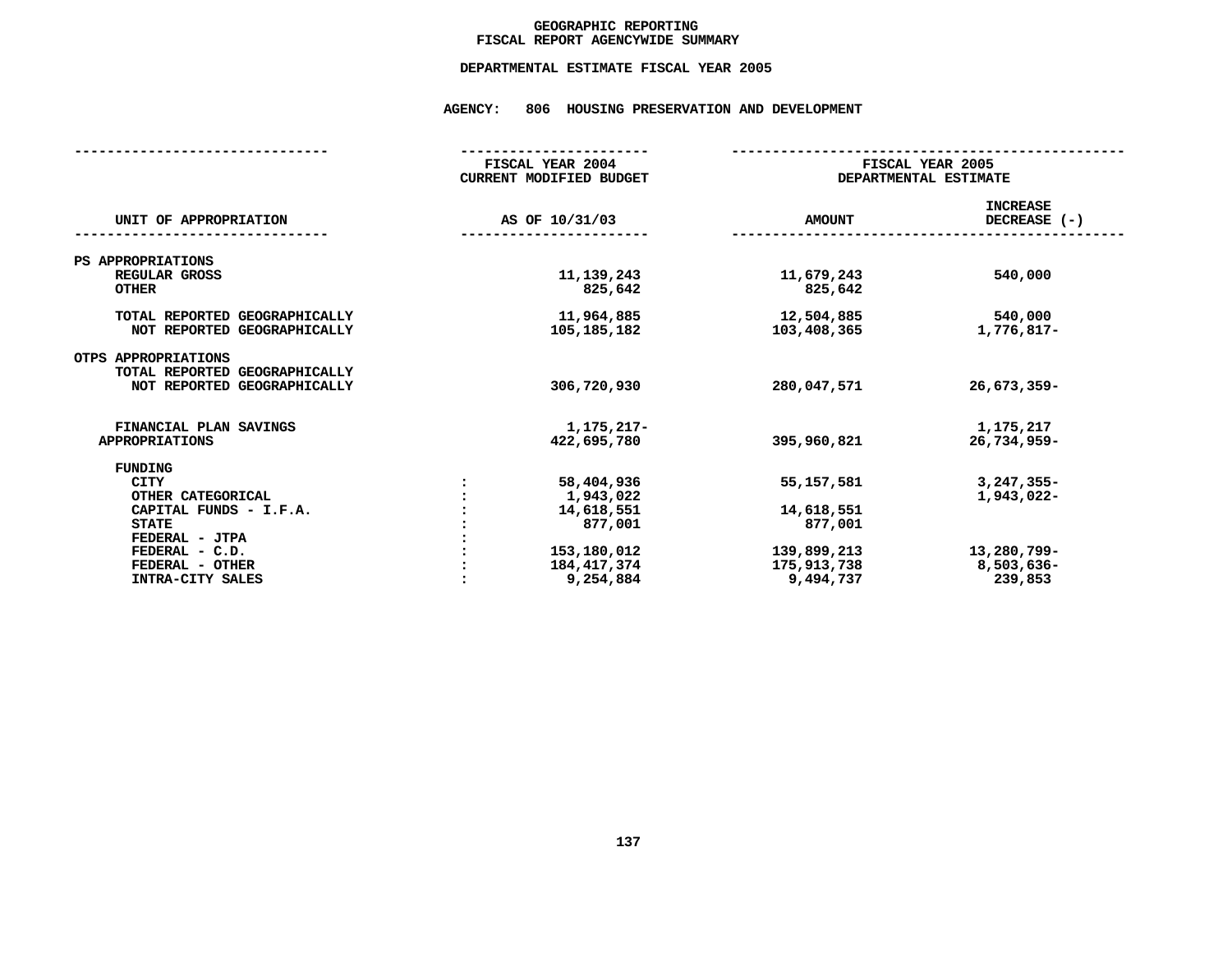# GEOGRAPHIC REPORTING
## FISCAL REPORT AGENCYWIDE SUMMARY

### DEPARTMENTAL ESTIMATE FISCAL YEAR 2005

### AGENCY: 806 HOUSING PRESERVATION AND DEVELOPMENT

| UNIT OF APPROPRIATION | | FISCAL YEAR 2004 CURRENT MODIFIED BUDGET AS OF 10/31/03 | FISCAL YEAR 2005 DEPARTMENTAL ESTIMATE AMOUNT | INCREASE DECREASE (-) |
|---|---|---|---|---|
| PS APPROPRIATIONS | | | | |
| REGULAR GROSS | | 11,139,243 | 11,679,243 | 540,000 |
| OTHER | | 825,642 | 825,642 | |
| TOTAL REPORTED GEOGRAPHICALLY | | 11,964,885 | 12,504,885 | 540,000 |
| NOT REPORTED GEOGRAPHICALLY | | 105,185,182 | 103,408,365 | 1,776,817- |
| OTPS APPROPRIATIONS | | | | |
| TOTAL REPORTED GEOGRAPHICALLY | | | | |
| NOT REPORTED GEOGRAPHICALLY | | 306,720,930 | 280,047,571 | 26,673,359- |
| FINANCIAL PLAN SAVINGS | | 1,175,217- | | 1,175,217 |
| APPROPRIATIONS | | 422,695,780 | 395,960,821 | 26,734,959- |
| FUNDING | | | | |
| CITY | : | 58,404,936 | 55,157,581 | 3,247,355- |
| OTHER CATEGORICAL | : | 1,943,022 | | 1,943,022- |
| CAPITAL FUNDS - I.F.A. | : | 14,618,551 | 14,618,551 | |
| STATE | : | 877,001 | 877,001 | |
| FEDERAL - JTPA | : | | | |
| FEDERAL - C.D. | : | 153,180,012 | 139,899,213 | 13,280,799- |
| FEDERAL - OTHER | : | 184,417,374 | 175,913,738 | 8,503,636- |
| INTRA-CITY SALES | : | 9,254,884 | 9,494,737 | 239,853 |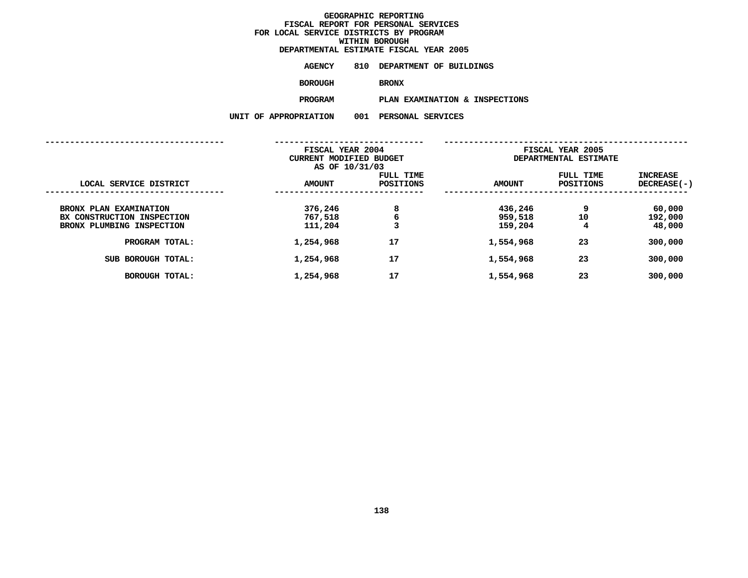# GEOGRAPHIC REPORTING
## FISCAL REPORT FOR PERSONAL SERVICES
## FOR LOCAL SERVICE DISTRICTS BY PROGRAM
## WITHIN BOROUGH
## DEPARTMENTAL ESTIMATE FISCAL YEAR 2005

**AGENCY** 810 DEPARTMENT OF BUILDINGS

**BOROUGH** BRONX

**PROGRAM** PLAN EXAMINATION & INSPECTIONS

**UNIT OF APPROPRIATION** 001 PERSONAL SERVICES

| | FISCAL YEAR 2004 CURRENT MODIFIED BUDGET AS OF 10/31/03 | | FISCAL YEAR 2005 DEPARTMENTAL ESTIMATE | | |
|---|---|---|---|---|---|
| LOCAL SERVICE DISTRICT | AMOUNT | FULL TIME POSITIONS | AMOUNT | FULL TIME POSITIONS | INCREASE DECREASE(-) |
| BRONX PLAN EXAMINATION | 376,246 | 8 | 436,246 | 9 | 60,000 |
| BX CONSTRUCTION INSPECTION | 767,518 | 6 | 959,518 | 10 | 192,000 |
| BRONX PLUMBING INSPECTION | 111,204 | 3 | 159,204 | 4 | 48,000 |
| PROGRAM TOTAL: | 1,254,968 | 17 | 1,554,968 | 23 | 300,000 |
| SUB BOROUGH TOTAL: | 1,254,968 | 17 | 1,554,968 | 23 | 300,000 |
| BOROUGH TOTAL: | 1,254,968 | 17 | 1,554,968 | 23 | 300,000 |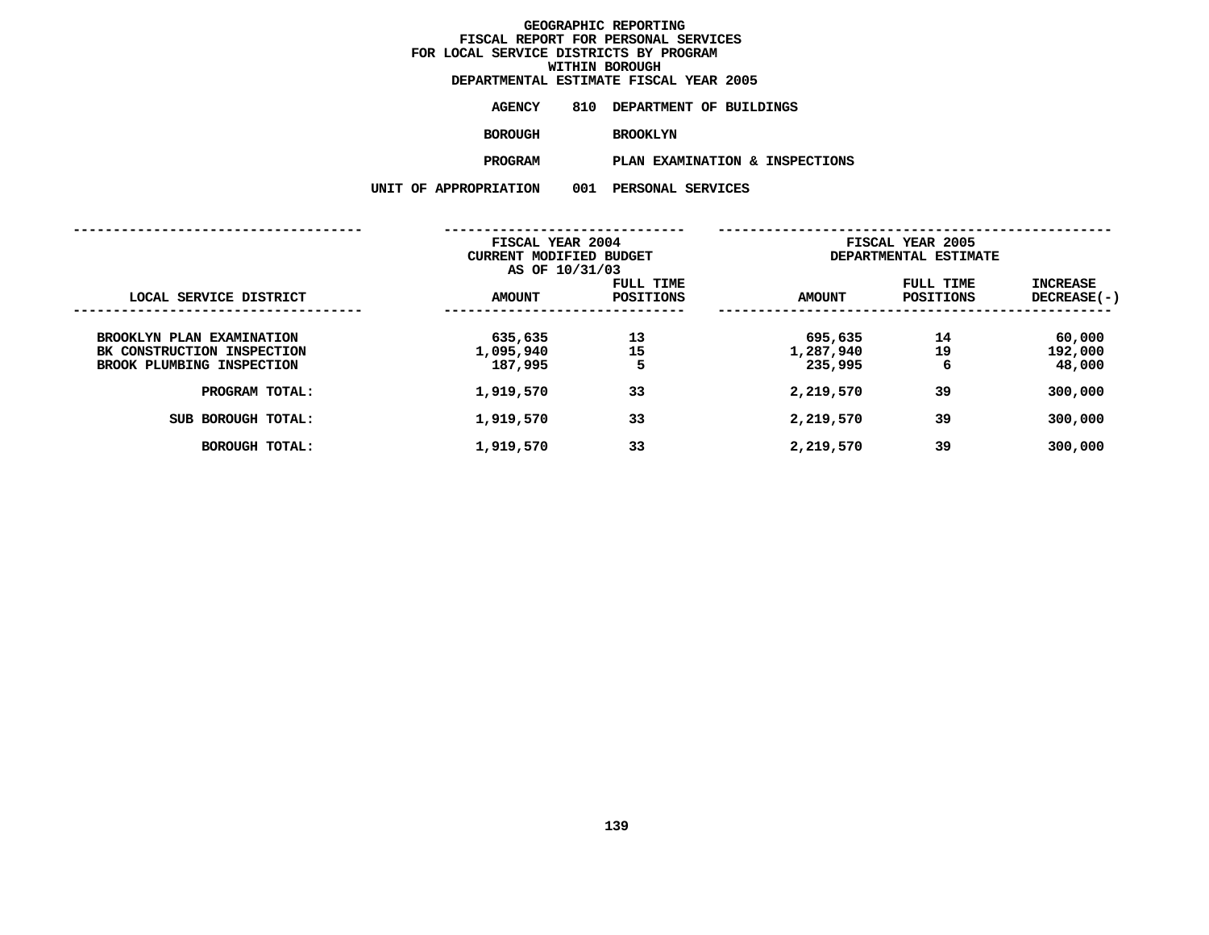# GEOGRAPHIC REPORTING
## FISCAL REPORT FOR PERSONAL SERVICES FOR LOCAL SERVICE DISTRICTS BY PROGRAM WITHIN BOROUGH
## DEPARTMENTAL ESTIMATE FISCAL YEAR 2005

**AGENCY** 810 DEPARTMENT OF BUILDINGS

**BOROUGH** BROOKLYN

**PROGRAM** PLAN EXAMINATION & INSPECTIONS

**UNIT OF APPROPRIATION** 001 PERSONAL SERVICES

| | FISCAL YEAR 2004 CURRENT MODIFIED BUDGET AS OF 10/31/03 | | FISCAL YEAR 2005 DEPARTMENTAL ESTIMATE | | |
|---|---|---|---|---|---|
| LOCAL SERVICE DISTRICT | AMOUNT | FULL TIME POSITIONS | AMOUNT | FULL TIME POSITIONS | INCREASE DECREASE(-) |
| BROOKLYN PLAN EXAMINATION | 635,635 | 13 | 695,635 | 14 | 60,000 |
| BK CONSTRUCTION INSPECTION | 1,095,940 | 15 | 1,287,940 | 19 | 192,000 |
| BROOK PLUMBING INSPECTION | 187,995 | 5 | 235,995 | 6 | 48,000 |
| PROGRAM TOTAL: | 1,919,570 | 33 | 2,219,570 | 39 | 300,000 |
| SUB BOROUGH TOTAL: | 1,919,570 | 33 | 2,219,570 | 39 | 300,000 |
| BOROUGH TOTAL: | 1,919,570 | 33 | 2,219,570 | 39 | 300,000 |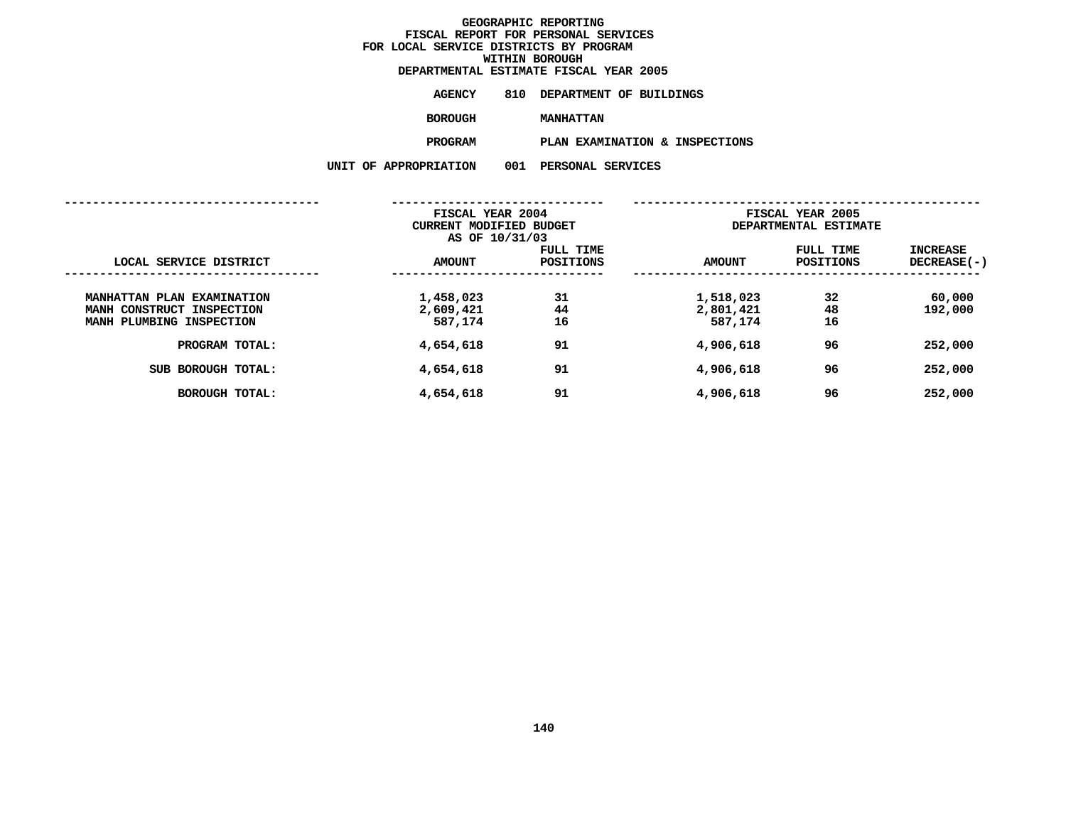# GEOGRAPHIC REPORTING
## FISCAL REPORT FOR PERSONAL SERVICES FOR LOCAL SERVICE DISTRICTS BY PROGRAM WITHIN BOROUGH
### DEPARTMENTAL ESTIMATE FISCAL YEAR 2005

**AGENCY** 810 DEPARTMENT OF BUILDINGS

**BOROUGH** MANHATTAN

**PROGRAM** PLAN EXAMINATION & INSPECTIONS

**UNIT OF APPROPRIATION** 001 PERSONAL SERVICES

| | FISCAL YEAR 2004 CURRENT MODIFIED BUDGET AS OF 10/31/03 | | FISCAL YEAR 2005 DEPARTMENTAL ESTIMATE | | |
|---|---|---|---|---|---|
| LOCAL SERVICE DISTRICT | AMOUNT | FULL TIME POSITIONS | AMOUNT | FULL TIME POSITIONS | INCREASE DECREASE(-) |
| MANHATTAN PLAN EXAMINATION | 1,458,023 | 31 | 1,518,023 | 32 | 60,000 |
| MANH CONSTRUCT INSPECTION | 2,609,421 | 44 | 2,801,421 | 48 | 192,000 |
| MANH PLUMBING INSPECTION | 587,174 | 16 | 587,174 | 16 | |
| PROGRAM TOTAL: | 4,654,618 | 91 | 4,906,618 | 96 | 252,000 |
| SUB BOROUGH TOTAL: | 4,654,618 | 91 | 4,906,618 | 96 | 252,000 |
| BOROUGH TOTAL: | 4,654,618 | 91 | 4,906,618 | 96 | 252,000 |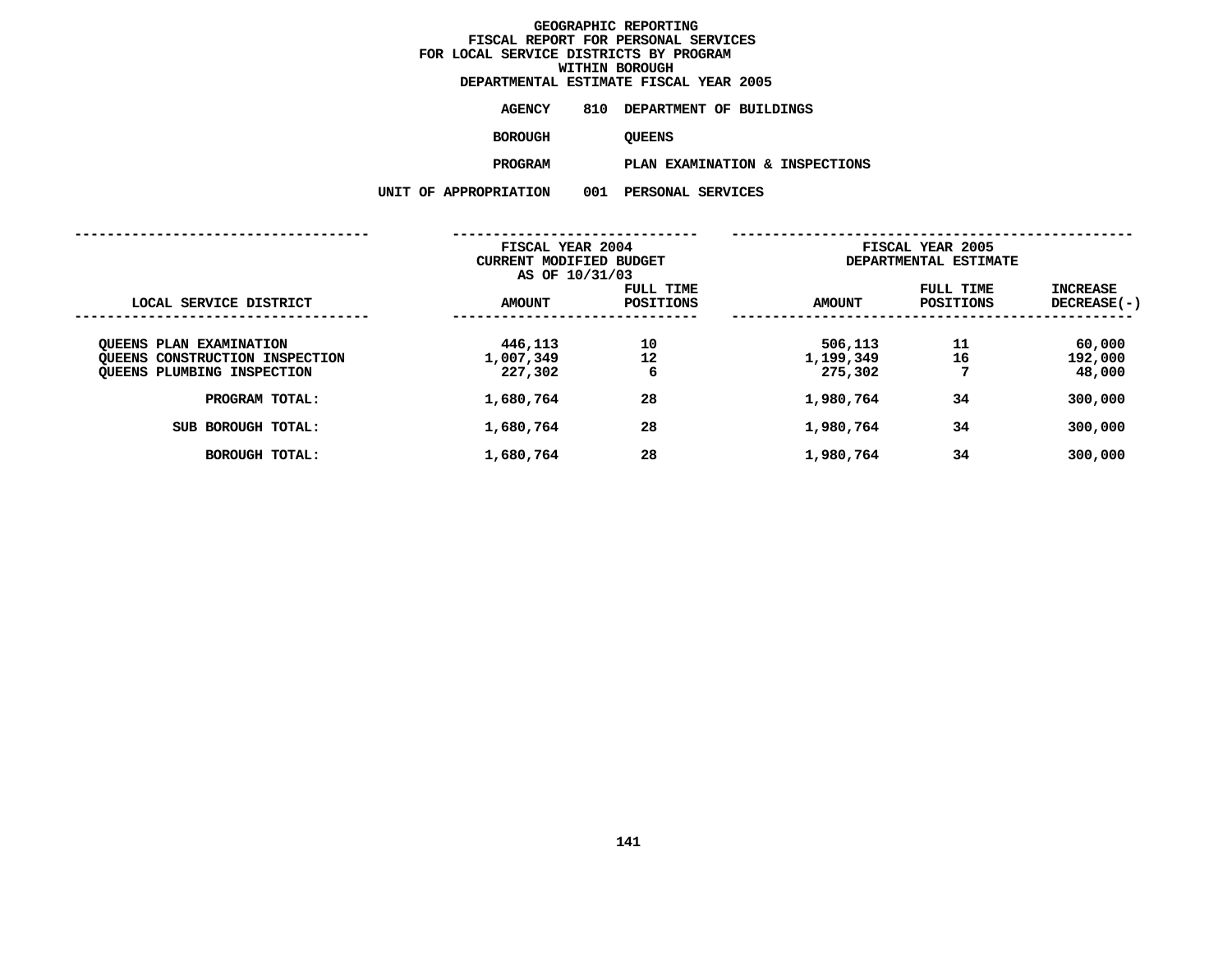# GEOGRAPHIC REPORTING
## FISCAL REPORT FOR PERSONAL SERVICES
## FOR LOCAL SERVICE DISTRICTS BY PROGRAM
## WITHIN BOROUGH
## DEPARTMENTAL ESTIMATE FISCAL YEAR 2005

**AGENCY** 810 DEPARTMENT OF BUILDINGS

**BOROUGH** QUEENS

**PROGRAM** PLAN EXAMINATION & INSPECTIONS

**UNIT OF APPROPRIATION** 001 PERSONAL SERVICES

| LOCAL SERVICE DISTRICT | FISCAL YEAR 2004 CURRENT MODIFIED BUDGET AS OF 10/31/03 AMOUNT | FULL TIME POSITIONS | FISCAL YEAR 2005 DEPARTMENTAL ESTIMATE AMOUNT | FULL TIME POSITIONS | INCREASE DECREASE(-) |
|---|---|---|---|---|---|
| QUEENS PLAN EXAMINATION | 446,113 | 10 | 506,113 | 11 | 60,000 |
| QUEENS CONSTRUCTION INSPECTION | 1,007,349 | 12 | 1,199,349 | 16 | 192,000 |
| QUEENS PLUMBING INSPECTION | 227,302 | 6 | 275,302 | 7 | 48,000 |
| PROGRAM TOTAL: | 1,680,764 | 28 | 1,980,764 | 34 | 300,000 |
| SUB BOROUGH TOTAL: | 1,680,764 | 28 | 1,980,764 | 34 | 300,000 |
| BOROUGH TOTAL: | 1,680,764 | 28 | 1,980,764 | 34 | 300,000 |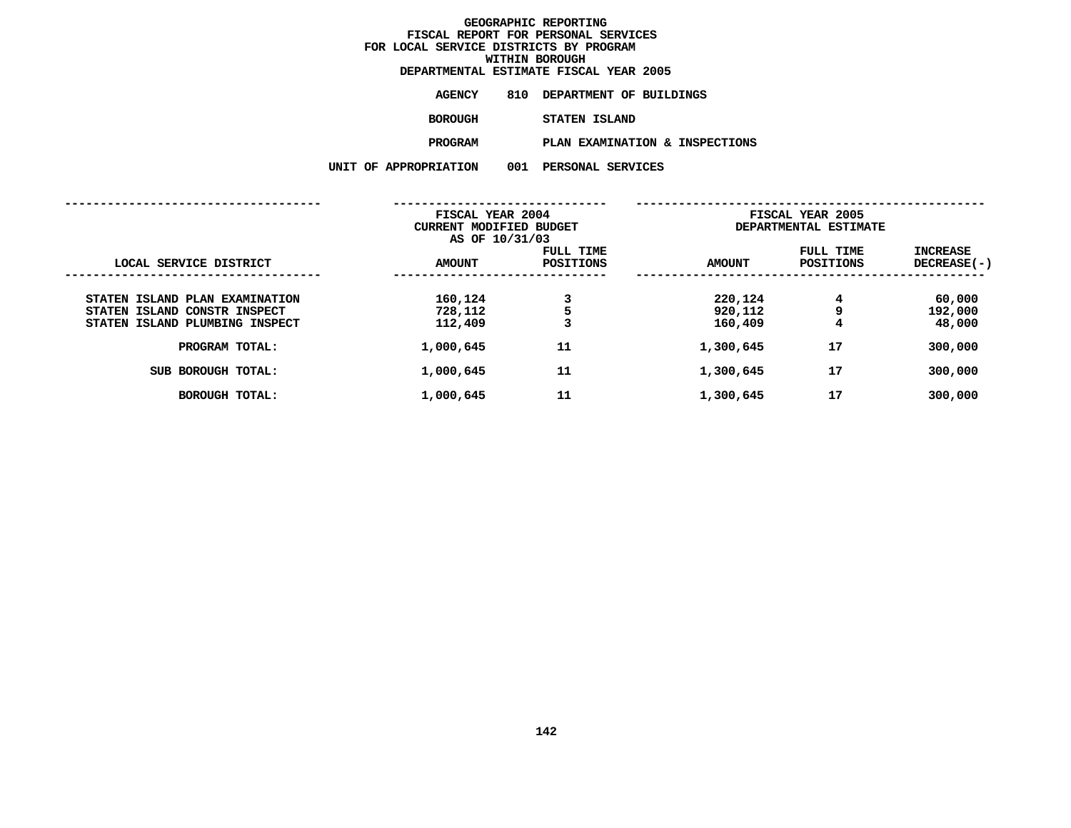# GEOGRAPHIC REPORTING
## FISCAL REPORT FOR PERSONAL SERVICES
## FOR LOCAL SERVICE DISTRICTS BY PROGRAM
## WITHIN BOROUGH
## DEPARTMENTAL ESTIMATE FISCAL YEAR 2005

**AGENCY** 810 DEPARTMENT OF BUILDINGS

**BOROUGH** STATEN ISLAND

**PROGRAM** PLAN EXAMINATION & INSPECTIONS

**UNIT OF APPROPRIATION** 001 PERSONAL SERVICES

| | FISCAL YEAR 2004 CURRENT MODIFIED BUDGET AS OF 10/31/03 | | FISCAL YEAR 2005 DEPARTMENTAL ESTIMATE | | |
|---|---|---|---|---|---|
| LOCAL SERVICE DISTRICT | AMOUNT | FULL TIME POSITIONS | AMOUNT | FULL TIME POSITIONS | INCREASE DECREASE(-) |
| STATEN ISLAND PLAN EXAMINATION | 160,124 | 3 | 220,124 | 4 | 60,000 |
| STATEN ISLAND CONSTR INSPECT | 728,112 | 5 | 920,112 | 9 | 192,000 |
| STATEN ISLAND PLUMBING INSPECT | 112,409 | 3 | 160,409 | 4 | 48,000 |
| PROGRAM TOTAL: | 1,000,645 | 11 | 1,300,645 | 17 | 300,000 |
| SUB BOROUGH TOTAL: | 1,000,645 | 11 | 1,300,645 | 17 | 300,000 |
| BOROUGH TOTAL: | 1,000,645 | 11 | 1,300,645 | 17 | 300,000 |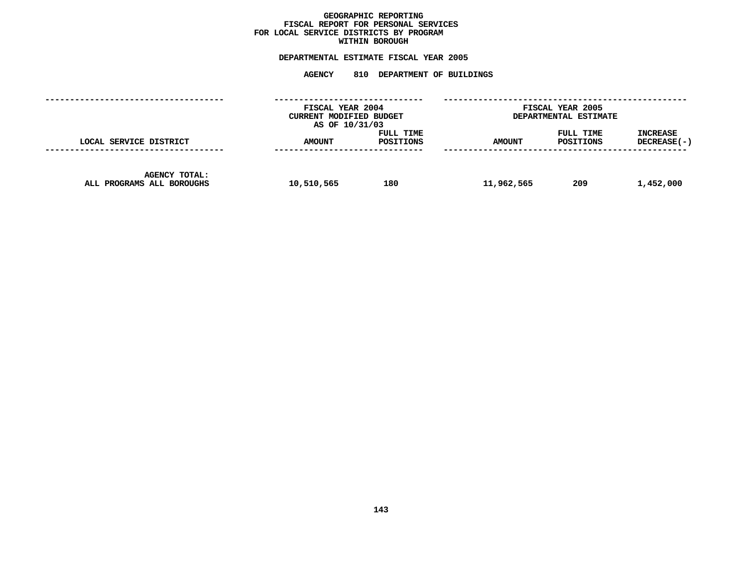# GEOGRAPHIC REPORTING
## FISCAL REPORT FOR PERSONAL SERVICES
## FOR LOCAL SERVICE DISTRICTS BY PROGRAM
## WITHIN BOROUGH

**DEPARTMENTAL ESTIMATE FISCAL YEAR 2005**

**AGENCY 810 DEPARTMENT OF BUILDINGS**

| LOCAL SERVICE DISTRICT | FISCAL YEAR 2004 CURRENT MODIFIED BUDGET AS OF 10/31/03 AMOUNT | FULL TIME POSITIONS | FISCAL YEAR 2005 DEPARTMENTAL ESTIMATE AMOUNT | FULL TIME POSITIONS | INCREASE DECREASE(-) |
|---|---|---|---|---|---|
| AGENCY TOTAL: ALL PROGRAMS ALL BOROUGHS | 10,510,565 | 180 | 11,962,565 | 209 | 1,452,000 |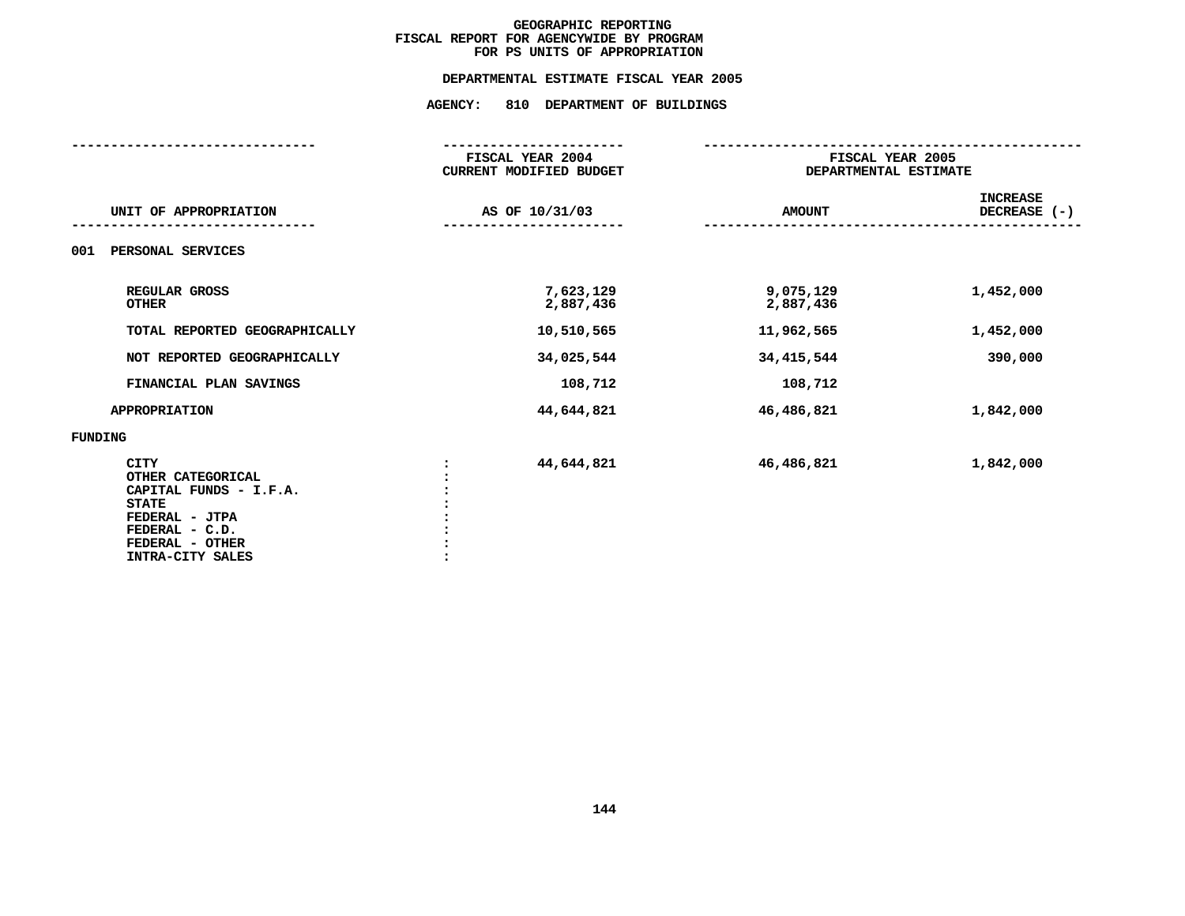# GEOGRAPHIC REPORTING
## FISCAL REPORT FOR AGENCYWIDE BY PROGRAM
## FOR PS UNITS OF APPROPRIATION

### DEPARTMENTAL ESTIMATE FISCAL YEAR 2005

### AGENCY: 810 DEPARTMENT OF BUILDINGS

| UNIT OF APPROPRIATION | | FISCAL YEAR 2004 CURRENT MODIFIED BUDGET AS OF 10/31/03 | FISCAL YEAR 2005 DEPARTMENTAL ESTIMATE AMOUNT | INCREASE DECREASE (-) |
|---|---|---|---|---|
| 001 PERSONAL SERVICES | | | | |
| REGULAR GROSS | | 7,623,129 | 9,075,129 | 1,452,000 |
| OTHER | | 2,887,436 | 2,887,436 | |
| TOTAL REPORTED GEOGRAPHICALLY | | 10,510,565 | 11,962,565 | 1,452,000 |
| NOT REPORTED GEOGRAPHICALLY | | 34,025,544 | 34,415,544 | 390,000 |
| FINANCIAL PLAN SAVINGS | | 108,712 | 108,712 | |
| APPROPRIATION | | 44,644,821 | 46,486,821 | 1,842,000 |
| FUNDING | | | | |
| CITY | : | 44,644,821 | 46,486,821 | 1,842,000 |
| OTHER CATEGORICAL | : | | | |
| CAPITAL FUNDS - I.F.A. | : | | | |
| STATE | : | | | |
| FEDERAL - JTPA | : | | | |
| FEDERAL - C.D. | : | | | |
| FEDERAL - OTHER | : | | | |
| INTRA-CITY SALES | : | | | |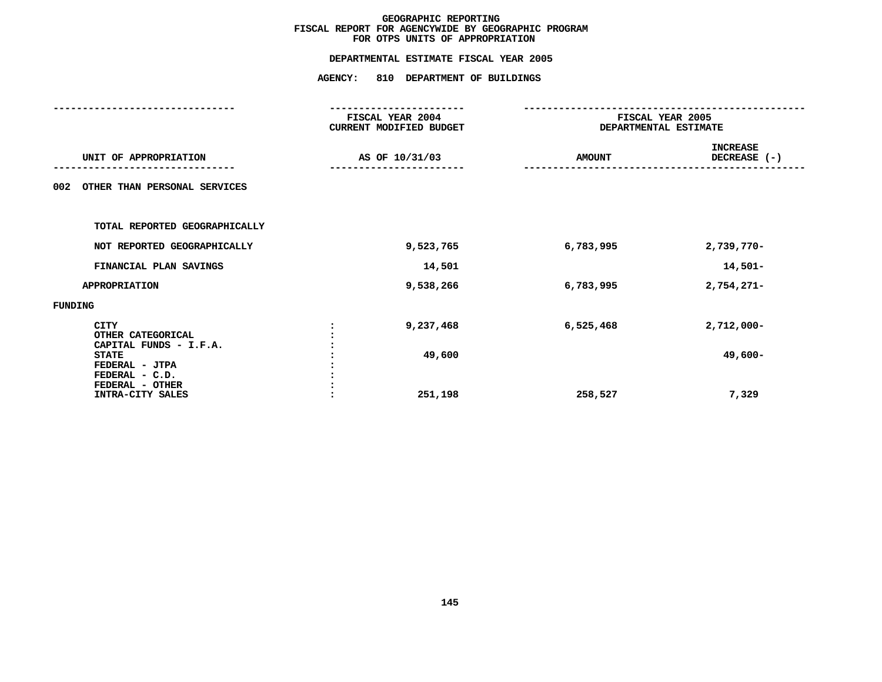# GEOGRAPHIC REPORTING
## FISCAL REPORT FOR AGENCYWIDE BY GEOGRAPHIC PROGRAM
## FOR OTPS UNITS OF APPROPRIATION

### DEPARTMENTAL ESTIMATE FISCAL YEAR 2005

### AGENCY: 810 DEPARTMENT OF BUILDINGS

| UNIT OF APPROPRIATION | | FISCAL YEAR 2004 CURRENT MODIFIED BUDGET AS OF 10/31/03 | FISCAL YEAR 2005 DEPARTMENTAL ESTIMATE AMOUNT | INCREASE DECREASE (-) |
|---|---|---|---|---|
| 002 OTHER THAN PERSONAL SERVICES | | | | |
| TOTAL REPORTED GEOGRAPHICALLY | | | | |
| NOT REPORTED GEOGRAPHICALLY | | 9,523,765 | 6,783,995 | 2,739,770- |
| FINANCIAL PLAN SAVINGS | | 14,501 | | 14,501- |
| APPROPRIATION | | 9,538,266 | 6,783,995 | 2,754,271- |
| FUNDING | | | | |
| CITY | : | 9,237,468 | 6,525,468 | 2,712,000- |
| OTHER CATEGORICAL | : | | | |
| CAPITAL FUNDS - I.F.A. | : | | | |
| STATE | : | 49,600 | | 49,600- |
| FEDERAL - JTPA | : | | | |
| FEDERAL - C.D. | : | | | |
| FEDERAL - OTHER | : | | | |
| INTRA-CITY SALES | : | 251,198 | 258,527 | 7,329 |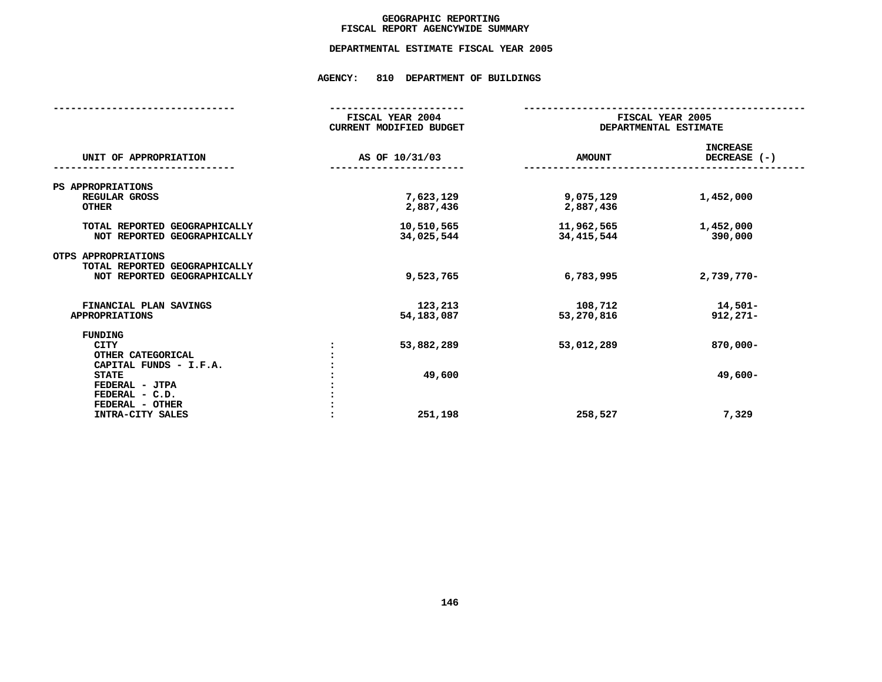# GEOGRAPHIC REPORTING
## FISCAL REPORT AGENCYWIDE SUMMARY

### DEPARTMENTAL ESTIMATE FISCAL YEAR 2005

### AGENCY: 810 DEPARTMENT OF BUILDINGS

| UNIT OF APPROPRIATION | | FISCAL YEAR 2004 CURRENT MODIFIED BUDGET AS OF 10/31/03 | FISCAL YEAR 2005 DEPARTMENTAL ESTIMATE AMOUNT | INCREASE DECREASE (-) |
|---|---|---|---|---|
| PS APPROPRIATIONS | | | | |
| REGULAR GROSS | | 7,623,129 | 9,075,129 | 1,452,000 |
| OTHER | | 2,887,436 | 2,887,436 | |
| TOTAL REPORTED GEOGRAPHICALLY | | 10,510,565 | 11,962,565 | 1,452,000 |
| NOT REPORTED GEOGRAPHICALLY | | 34,025,544 | 34,415,544 | 390,000 |
| OTPS APPROPRIATIONS | | | | |
| TOTAL REPORTED GEOGRAPHICALLY | | | | |
| NOT REPORTED GEOGRAPHICALLY | | 9,523,765 | 6,783,995 | 2,739,770- |
| FINANCIAL PLAN SAVINGS | | 123,213 | 108,712 | 14,501- |
| APPROPRIATIONS | | 54,183,087 | 53,270,816 | 912,271- |
| FUNDING | | | | |
| CITY | : | 53,882,289 | 53,012,289 | 870,000- |
| OTHER CATEGORICAL | : | | | |
| CAPITAL FUNDS - I.F.A. | : | | | |
| STATE | : | 49,600 | | 49,600- |
| FEDERAL - JTPA | : | | | |
| FEDERAL - C.D. | : | | | |
| FEDERAL - OTHER | : | | | |
| INTRA-CITY SALES | : | 251,198 | 258,527 | 7,329 |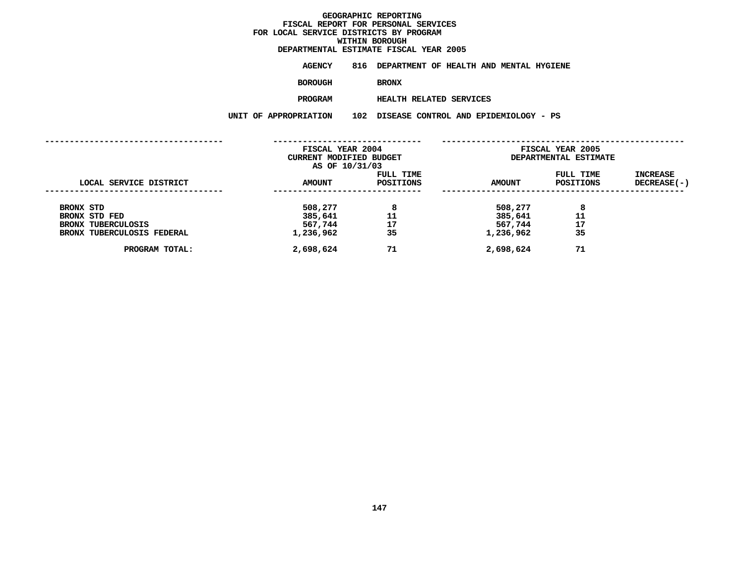# GEOGRAPHIC REPORTING
## FISCAL REPORT FOR PERSONAL SERVICES
## FOR LOCAL SERVICE DISTRICTS BY PROGRAM
## WITHIN BOROUGH
## DEPARTMENTAL ESTIMATE FISCAL YEAR 2005

**AGENCY** 816 DEPARTMENT OF HEALTH AND MENTAL HYGIENE

**BOROUGH** BRONX

**PROGRAM** HEALTH RELATED SERVICES

**UNIT OF APPROPRIATION** 102 DISEASE CONTROL AND EPIDEMIOLOGY - PS

| | FISCAL YEAR 2004 CURRENT MODIFIED BUDGET AS OF 10/31/03 | | FISCAL YEAR 2005 DEPARTMENTAL ESTIMATE | | |
|---|---|---|---|---|---|
| LOCAL SERVICE DISTRICT | AMOUNT | FULL TIME POSITIONS | AMOUNT | FULL TIME POSITIONS | INCREASE DECREASE(-) |
| BRONX STD | 508,277 | 8 | 508,277 | 8 | |
| BRONX STD FED | 385,641 | 11 | 385,641 | 11 | |
| BRONX TUBERCULOSIS | 567,744 | 17 | 567,744 | 17 | |
| BRONX TUBERCULOSIS FEDERAL | 1,236,962 | 35 | 1,236,962 | 35 | |
| PROGRAM TOTAL: | 2,698,624 | 71 | 2,698,624 | 71 | |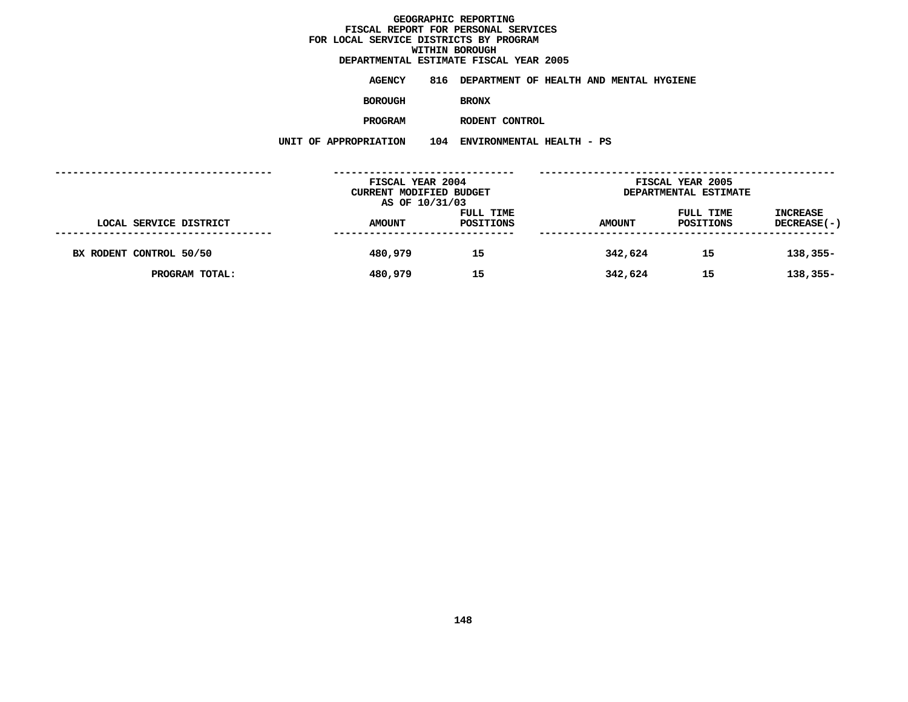# GEOGRAPHIC REPORTING
## FISCAL REPORT FOR PERSONAL SERVICES
## FOR LOCAL SERVICE DISTRICTS BY PROGRAM
## WITHIN BOROUGH
## DEPARTMENTAL ESTIMATE FISCAL YEAR 2005

**AGENCY** 816 DEPARTMENT OF HEALTH AND MENTAL HYGIENE

**BOROUGH** BRONX

**PROGRAM** RODENT CONTROL

**UNIT OF APPROPRIATION** 104 ENVIRONMENTAL HEALTH - PS

| | FISCAL YEAR 2004 CURRENT MODIFIED BUDGET AS OF 10/31/03 | | FISCAL YEAR 2005 DEPARTMENTAL ESTIMATE | | |
|---|---|---|---|---|---|
| LOCAL SERVICE DISTRICT | AMOUNT | FULL TIME POSITIONS | AMOUNT | FULL TIME POSITIONS | INCREASE DECREASE(-) |
| BX RODENT CONTROL 50/50 | 480,979 | 15 | 342,624 | 15 | 138,355- |
| PROGRAM TOTAL: | 480,979 | 15 | 342,624 | 15 | 138,355- |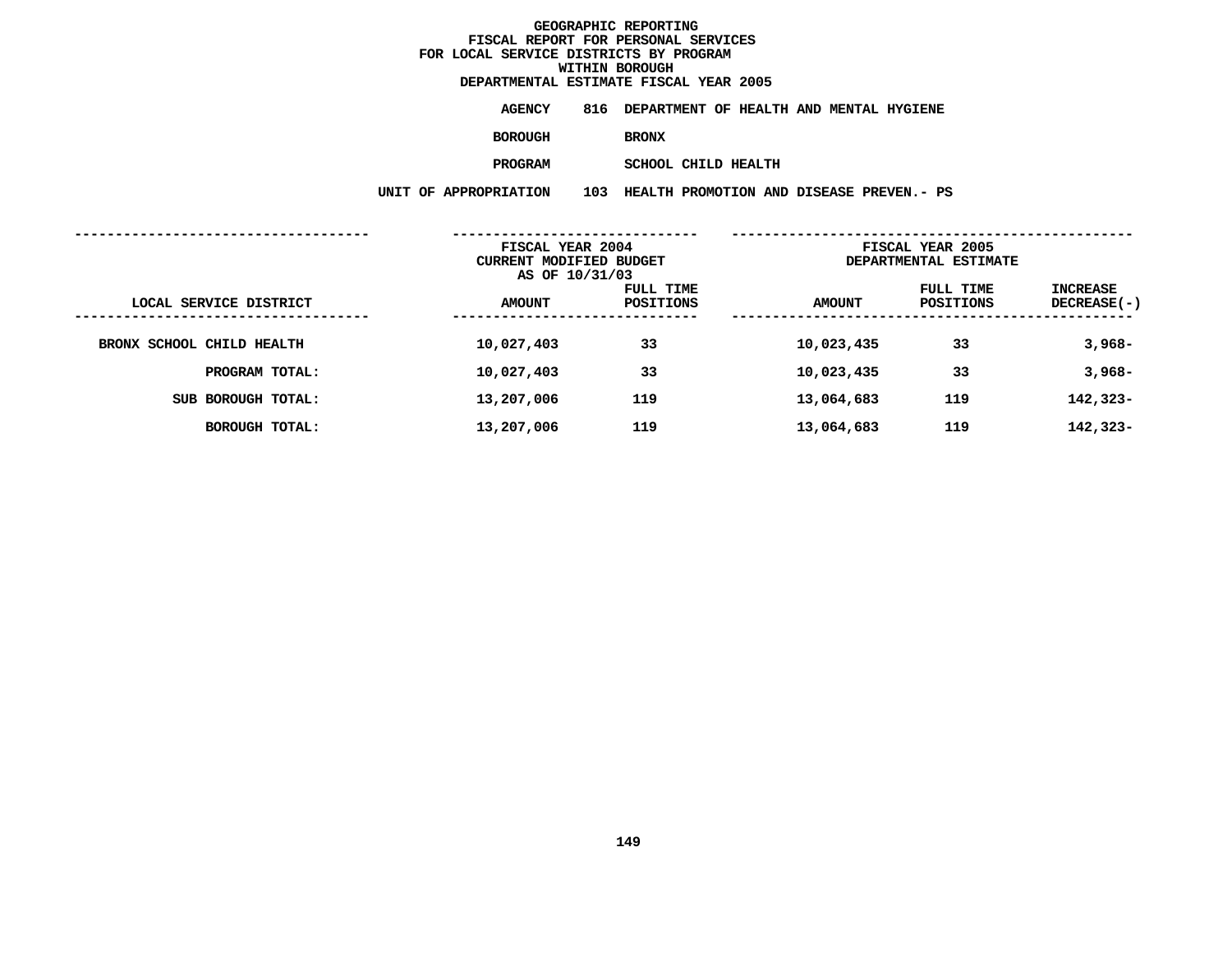# GEOGRAPHIC REPORTING
## FISCAL REPORT FOR PERSONAL SERVICES
## FOR LOCAL SERVICE DISTRICTS BY PROGRAM
## WITHIN BOROUGH
## DEPARTMENTAL ESTIMATE FISCAL YEAR 2005

**AGENCY** 816 DEPARTMENT OF HEALTH AND MENTAL HYGIENE

**BOROUGH** BRONX

**PROGRAM** SCHOOL CHILD HEALTH

**UNIT OF APPROPRIATION** 103 HEALTH PROMOTION AND DISEASE PREVEN.- PS

| | FISCAL YEAR 2004 CURRENT MODIFIED BUDGET AS OF 10/31/03 | | FISCAL YEAR 2005 DEPARTMENTAL ESTIMATE | | |
|---|---|---|---|---|---|
| LOCAL SERVICE DISTRICT | AMOUNT | FULL TIME POSITIONS | AMOUNT | FULL TIME POSITIONS | INCREASE DECREASE(-) |
| BRONX SCHOOL CHILD HEALTH | 10,027,403 | 33 | 10,023,435 | 33 | 3,968- |
| PROGRAM TOTAL: | 10,027,403 | 33 | 10,023,435 | 33 | 3,968- |
| SUB BOROUGH TOTAL: | 13,207,006 | 119 | 13,064,683 | 119 | 142,323- |
| BOROUGH TOTAL: | 13,207,006 | 119 | 13,064,683 | 119 | 142,323- |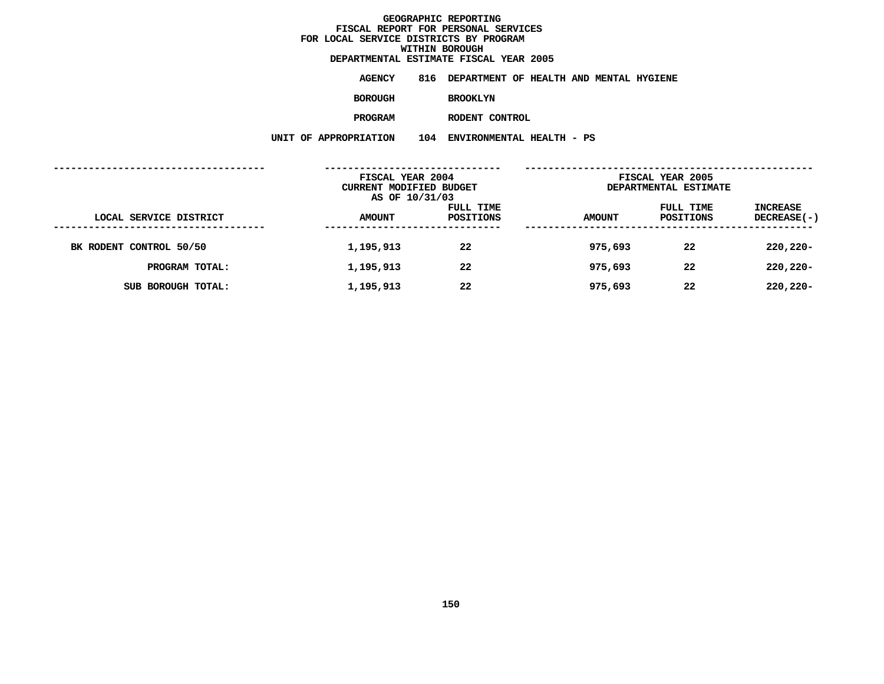# GEOGRAPHIC REPORTING
## FISCAL REPORT FOR PERSONAL SERVICES
## FOR LOCAL SERVICE DISTRICTS BY PROGRAM
## WITHIN BOROUGH
## DEPARTMENTAL ESTIMATE FISCAL YEAR 2005

**AGENCY** 816 DEPARTMENT OF HEALTH AND MENTAL HYGIENE

**BOROUGH** BROOKLYN

**PROGRAM** RODENT CONTROL

**UNIT OF APPROPRIATION** 104 ENVIRONMENTAL HEALTH - PS

| LOCAL SERVICE DISTRICT | FISCAL YEAR 2004 CURRENT MODIFIED BUDGET AS OF 10/31/03 AMOUNT | FULL TIME POSITIONS | FISCAL YEAR 2005 DEPARTMENTAL ESTIMATE AMOUNT | FULL TIME POSITIONS | INCREASE DECREASE(-) |
|---|---|---|---|---|---|
| BK RODENT CONTROL 50/50 | 1,195,913 | 22 | 975,693 | 22 | 220,220- |
| PROGRAM TOTAL: | 1,195,913 | 22 | 975,693 | 22 | 220,220- |
| SUB BOROUGH TOTAL: | 1,195,913 | 22 | 975,693 | 22 | 220,220- |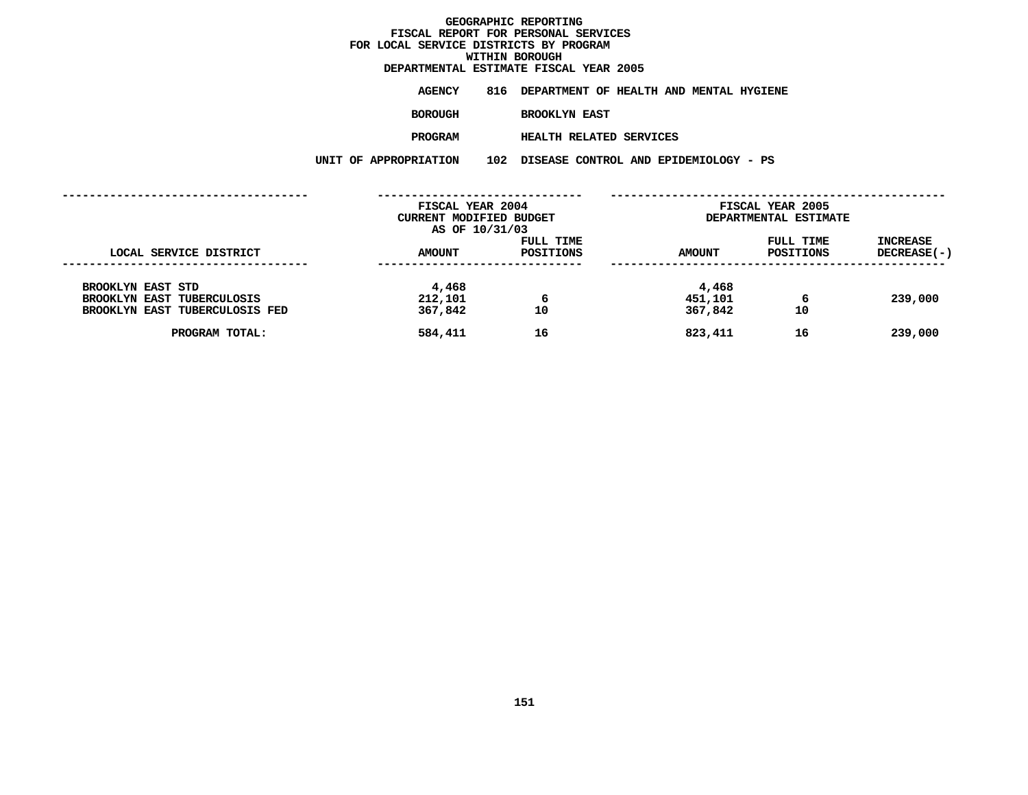# GEOGRAPHIC REPORTING
## FISCAL REPORT FOR PERSONAL SERVICES
## FOR LOCAL SERVICE DISTRICTS BY PROGRAM
## WITHIN BOROUGH
## DEPARTMENTAL ESTIMATE FISCAL YEAR 2005

**AGENCY** 816 DEPARTMENT OF HEALTH AND MENTAL HYGIENE

**BOROUGH** BROOKLYN EAST

**PROGRAM** HEALTH RELATED SERVICES

**UNIT OF APPROPRIATION** 102 DISEASE CONTROL AND EPIDEMIOLOGY - PS

| LOCAL SERVICE DISTRICT | FISCAL YEAR 2004 CURRENT MODIFIED BUDGET AS OF 10/31/03 AMOUNT | FULL TIME POSITIONS | FISCAL YEAR 2005 DEPARTMENTAL ESTIMATE AMOUNT | FULL TIME POSITIONS | INCREASE DECREASE(-) |
|---|---|---|---|---|---|
| BROOKLYN EAST STD | 4,468 | | 4,468 | | |
| BROOKLYN EAST TUBERCULOSIS | 212,101 | 6 | 451,101 | 6 | 239,000 |
| BROOKLYN EAST TUBERCULOSIS FED | 367,842 | 10 | 367,842 | 10 | |
| PROGRAM TOTAL: | 584,411 | 16 | 823,411 | 16 | 239,000 |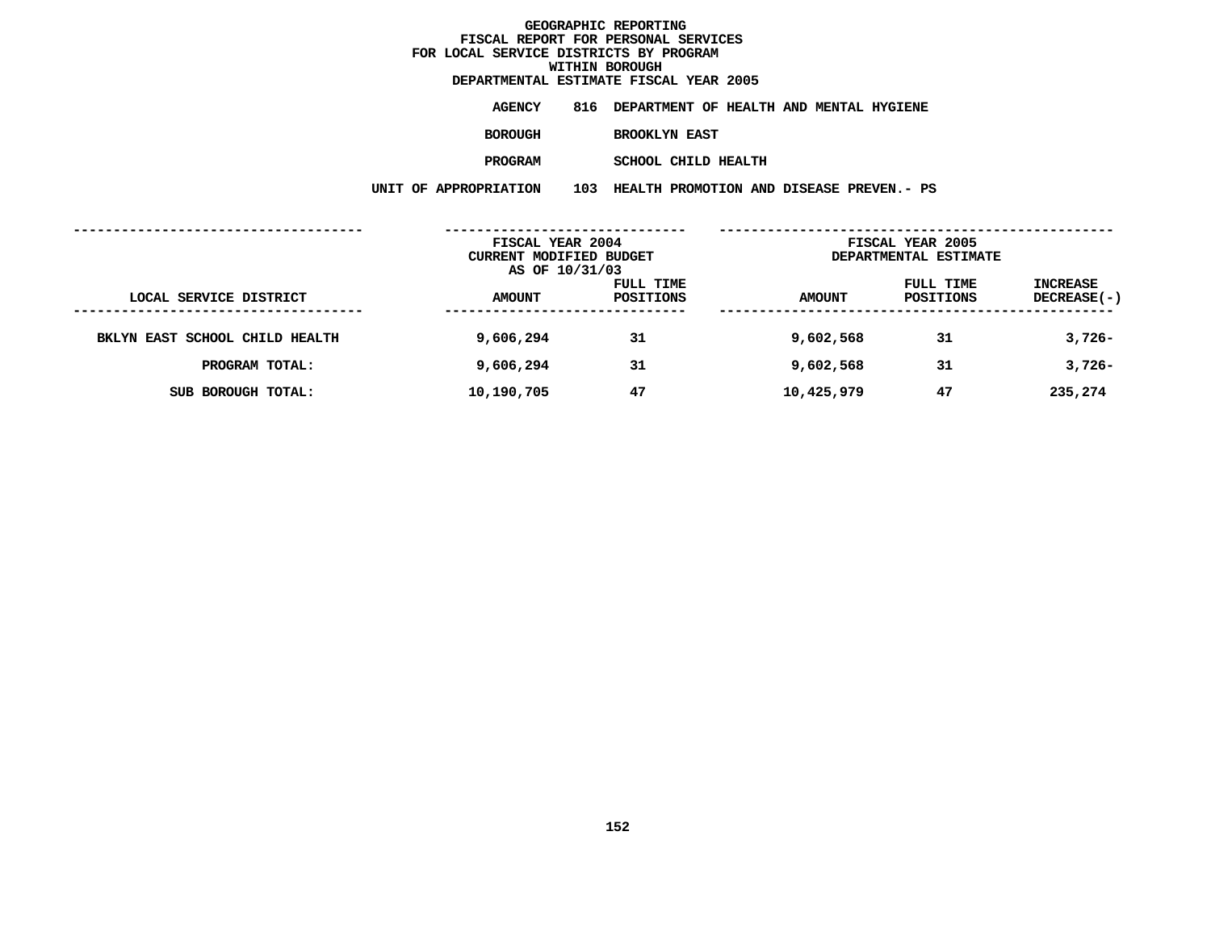# GEOGRAPHIC REPORTING
## FISCAL REPORT FOR PERSONAL SERVICES
## FOR LOCAL SERVICE DISTRICTS BY PROGRAM
## WITHIN BOROUGH
## DEPARTMENTAL ESTIMATE FISCAL YEAR 2005

**AGENCY** 816 DEPARTMENT OF HEALTH AND MENTAL HYGIENE

**BOROUGH** BROOKLYN EAST

**PROGRAM** SCHOOL CHILD HEALTH

**UNIT OF APPROPRIATION** 103 HEALTH PROMOTION AND DISEASE PREVEN.- PS

| | FISCAL YEAR 2004 CURRENT MODIFIED BUDGET AS OF 10/31/03 | | FISCAL YEAR 2005 DEPARTMENTAL ESTIMATE | | |
|---|---|---|---|---|---|
| LOCAL SERVICE DISTRICT | AMOUNT | FULL TIME POSITIONS | AMOUNT | FULL TIME POSITIONS | INCREASE DECREASE(-) |
| BKLYN EAST SCHOOL CHILD HEALTH | 9,606,294 | 31 | 9,602,568 | 31 | 3,726- |
| PROGRAM TOTAL: | 9,606,294 | 31 | 9,602,568 | 31 | 3,726- |
| SUB BOROUGH TOTAL: | 10,190,705 | 47 | 10,425,979 | 47 | 235,274 |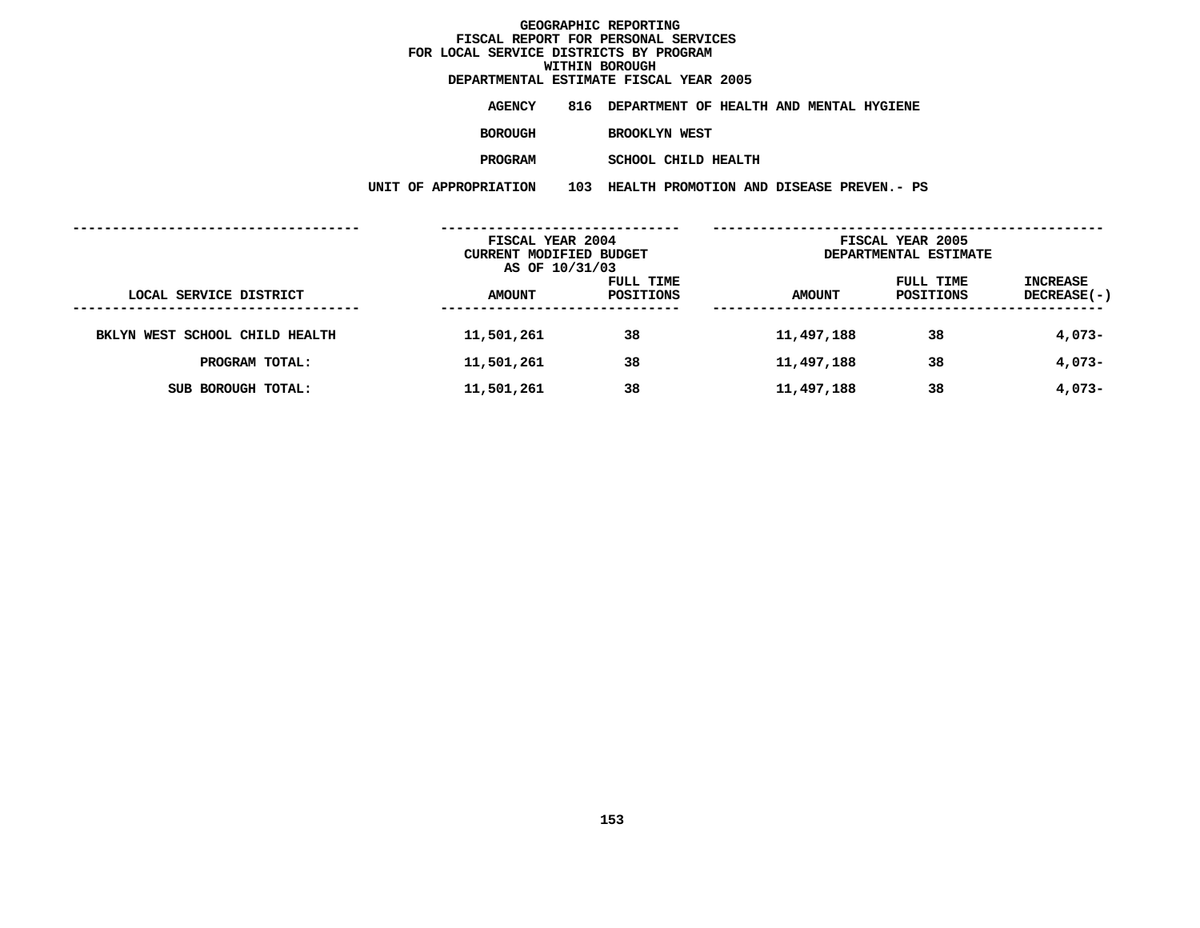# GEOGRAPHIC REPORTING
## FISCAL REPORT FOR PERSONAL SERVICES FOR LOCAL SERVICE DISTRICTS BY PROGRAM WITHIN BOROUGH
## DEPARTMENTAL ESTIMATE FISCAL YEAR 2005

**AGENCY** 816 DEPARTMENT OF HEALTH AND MENTAL HYGIENE

**BOROUGH** BROOKLYN WEST

**PROGRAM** SCHOOL CHILD HEALTH

**UNIT OF APPROPRIATION** 103 HEALTH PROMOTION AND DISEASE PREVEN.- PS

| LOCAL SERVICE DISTRICT | FISCAL YEAR 2004 CURRENT MODIFIED BUDGET AS OF 10/31/03 AMOUNT | FULL TIME POSITIONS | FISCAL YEAR 2005 DEPARTMENTAL ESTIMATE AMOUNT | FULL TIME POSITIONS | INCREASE DECREASE(-) |
|---|---|---|---|---|---|
| BKLYN WEST SCHOOL CHILD HEALTH | 11,501,261 | 38 | 11,497,188 | 38 | 4,073- |
| PROGRAM TOTAL: | 11,501,261 | 38 | 11,497,188 | 38 | 4,073- |
| SUB BOROUGH TOTAL: | 11,501,261 | 38 | 11,497,188 | 38 | 4,073- |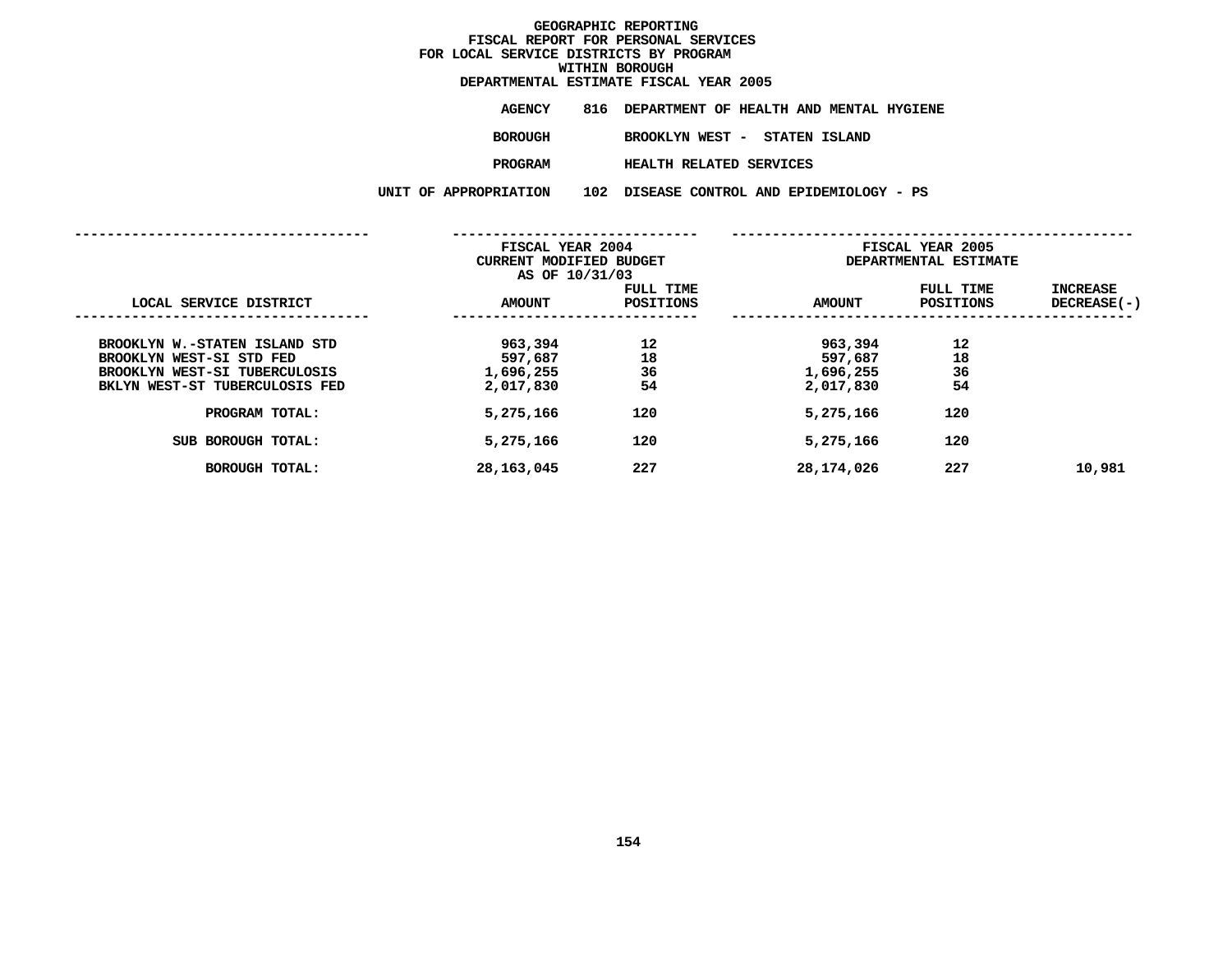# GEOGRAPHIC REPORTING
## FISCAL REPORT FOR PERSONAL SERVICES
## FOR LOCAL SERVICE DISTRICTS BY PROGRAM
## WITHIN BOROUGH
## DEPARTMENTAL ESTIMATE FISCAL YEAR 2005

**AGENCY** 816 DEPARTMENT OF HEALTH AND MENTAL HYGIENE

**BOROUGH** BROOKLYN WEST - STATEN ISLAND

**PROGRAM** HEALTH RELATED SERVICES

**UNIT OF APPROPRIATION** 102 DISEASE CONTROL AND EPIDEMIOLOGY - PS

| | FISCAL YEAR 2004 CURRENT MODIFIED BUDGET AS OF 10/31/03 | | FISCAL YEAR 2005 DEPARTMENTAL ESTIMATE | | |
|---|---|---|---|---|---|
| LOCAL SERVICE DISTRICT | AMOUNT | FULL TIME POSITIONS | AMOUNT | FULL TIME POSITIONS | INCREASE DECREASE(-) |
| BROOKLYN W.-STATEN ISLAND STD | 963,394 | 12 | 963,394 | 12 | |
| BROOKLYN WEST-SI STD FED | 597,687 | 18 | 597,687 | 18 | |
| BROOKLYN WEST-SI TUBERCULOSIS | 1,696,255 | 36 | 1,696,255 | 36 | |
| BKLYN WEST-ST TUBERCULOSIS FED | 2,017,830 | 54 | 2,017,830 | 54 | |
| PROGRAM TOTAL: | 5,275,166 | 120 | 5,275,166 | 120 | |
| SUB BOROUGH TOTAL: | 5,275,166 | 120 | 5,275,166 | 120 | |
| BOROUGH TOTAL: | 28,163,045 | 227 | 28,174,026 | 227 | 10,981 |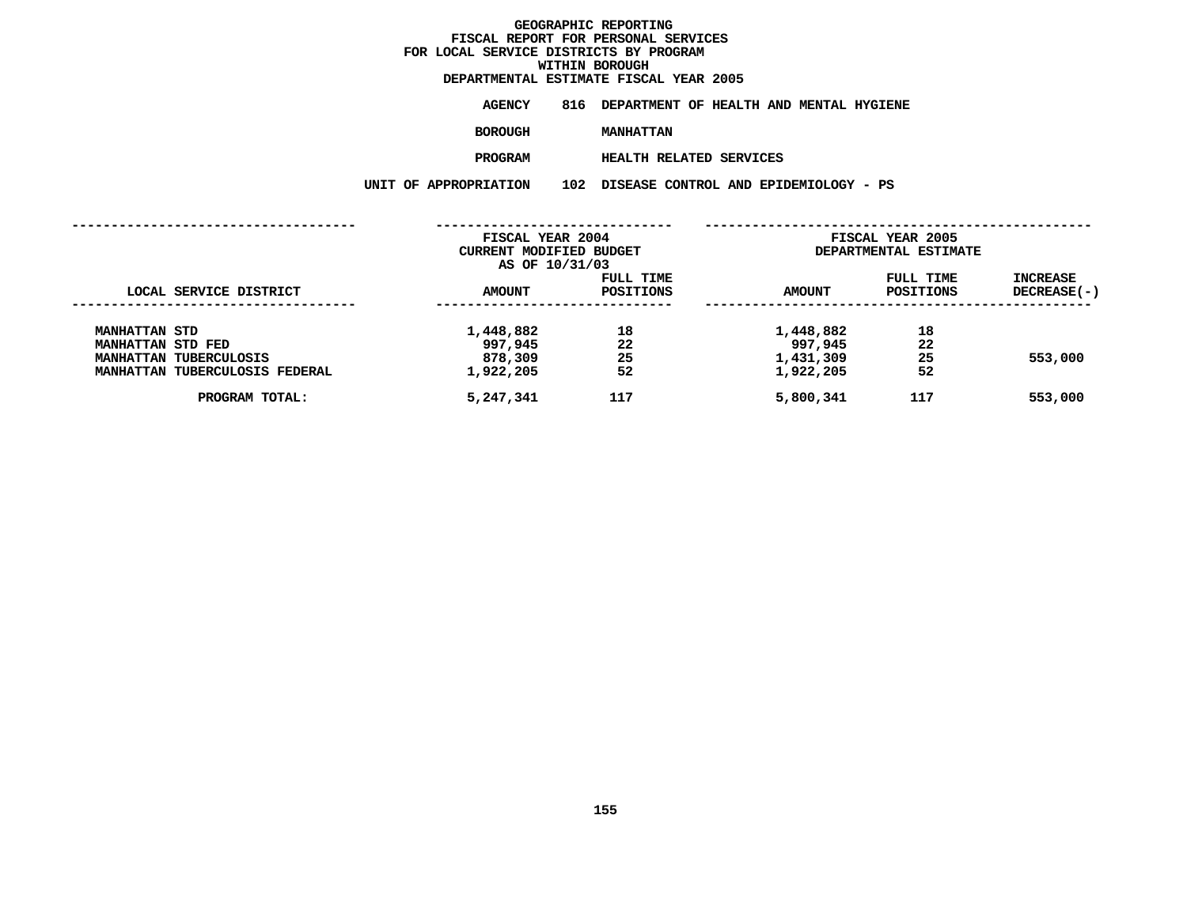# GEOGRAPHIC REPORTING
## FISCAL REPORT FOR PERSONAL SERVICES
## FOR LOCAL SERVICE DISTRICTS BY PROGRAM
## WITHIN BOROUGH
## DEPARTMENTAL ESTIMATE FISCAL YEAR 2005

**AGENCY** 816 DEPARTMENT OF HEALTH AND MENTAL HYGIENE

**BOROUGH** MANHATTAN

**PROGRAM** HEALTH RELATED SERVICES

**UNIT OF APPROPRIATION** 102 DISEASE CONTROL AND EPIDEMIOLOGY - PS

| | FISCAL YEAR 2004 CURRENT MODIFIED BUDGET AS OF 10/31/03 | | FISCAL YEAR 2005 DEPARTMENTAL ESTIMATE | | |
|---|---|---|---|---|---|
| LOCAL SERVICE DISTRICT | AMOUNT | FULL TIME POSITIONS | AMOUNT | FULL TIME POSITIONS | INCREASE DECREASE(-) |
| MANHATTAN STD | 1,448,882 | 18 | 1,448,882 | 18 | |
| MANHATTAN STD FED | 997,945 | 22 | 997,945 | 22 | |
| MANHATTAN TUBERCULOSIS | 878,309 | 25 | 1,431,309 | 25 | 553,000 |
| MANHATTAN TUBERCULOSIS FEDERAL | 1,922,205 | 52 | 1,922,205 | 52 | |
| PROGRAM TOTAL: | 5,247,341 | 117 | 5,800,341 | 117 | 553,000 |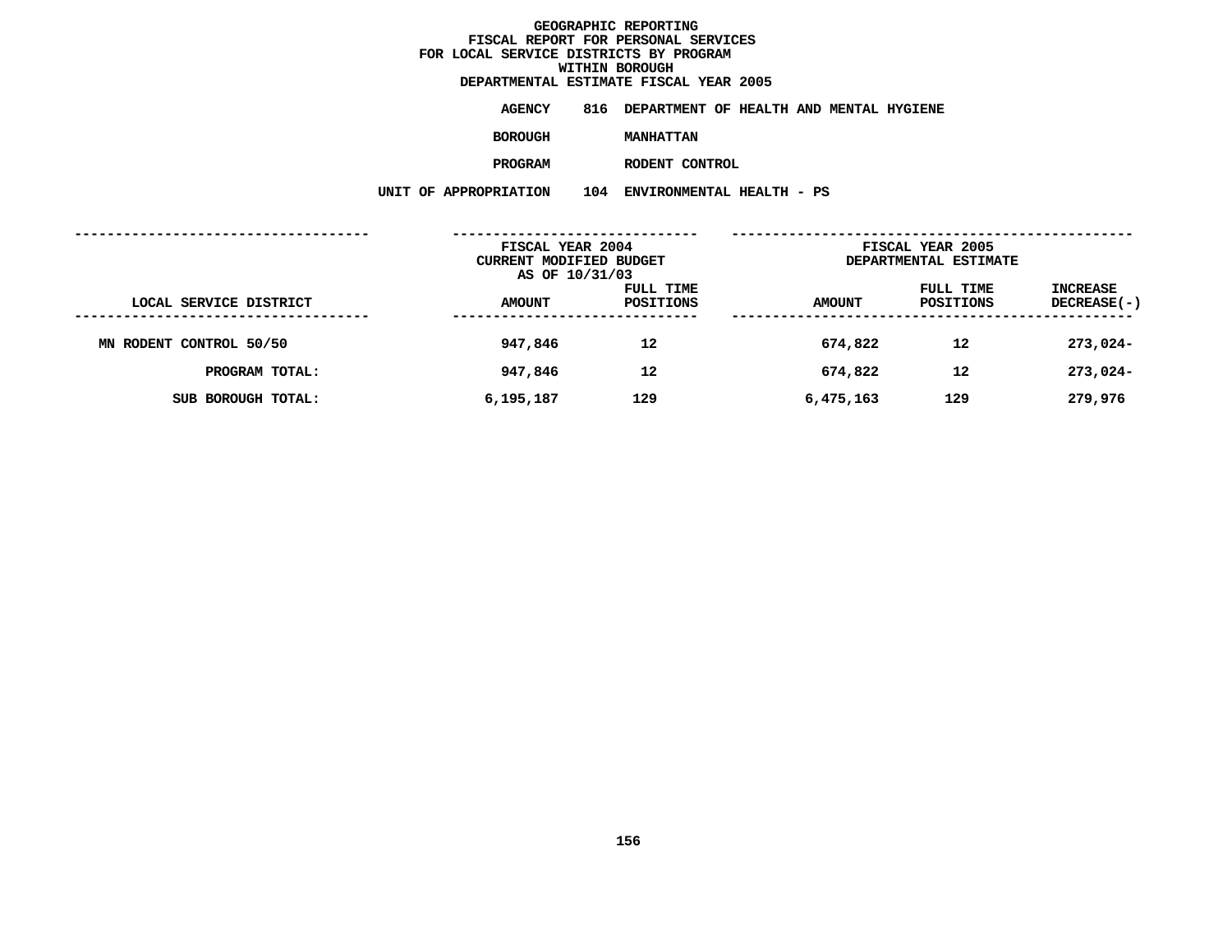# GEOGRAPHIC REPORTING
## FISCAL REPORT FOR PERSONAL SERVICES
## FOR LOCAL SERVICE DISTRICTS BY PROGRAM
## WITHIN BOROUGH
## DEPARTMENTAL ESTIMATE FISCAL YEAR 2005

**AGENCY** 816 DEPARTMENT OF HEALTH AND MENTAL HYGIENE

**BOROUGH** MANHATTAN

**PROGRAM** RODENT CONTROL

**UNIT OF APPROPRIATION** 104 ENVIRONMENTAL HEALTH - PS

| | FISCAL YEAR 2004 CURRENT MODIFIED BUDGET AS OF 10/31/03 | | FISCAL YEAR 2005 DEPARTMENTAL ESTIMATE | | |
|---|---|---|---|---|---|
| LOCAL SERVICE DISTRICT | AMOUNT | FULL TIME POSITIONS | AMOUNT | FULL TIME POSITIONS | INCREASE DECREASE(-) |
| MN RODENT CONTROL 50/50 | 947,846 | 12 | 674,822 | 12 | 273,024- |
| PROGRAM TOTAL: | 947,846 | 12 | 674,822 | 12 | 273,024- |
| SUB BOROUGH TOTAL: | 6,195,187 | 129 | 6,475,163 | 129 | 279,976 |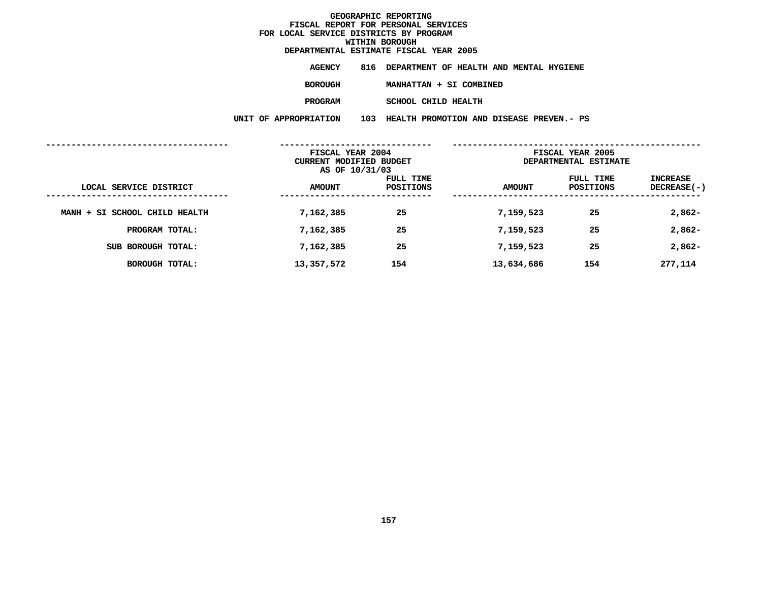# GEOGRAPHIC REPORTING
## FISCAL REPORT FOR PERSONAL SERVICES
## FOR LOCAL SERVICE DISTRICTS BY PROGRAM
## WITHIN BOROUGH
## DEPARTMENTAL ESTIMATE FISCAL YEAR 2005

**AGENCY** 816 DEPARTMENT OF HEALTH AND MENTAL HYGIENE

**BOROUGH** MANHATTAN + SI COMBINED

**PROGRAM** SCHOOL CHILD HEALTH

**UNIT OF APPROPRIATION** 103 HEALTH PROMOTION AND DISEASE PREVEN.- PS

| | FISCAL YEAR 2004 CURRENT MODIFIED BUDGET AS OF 10/31/03 | | FISCAL YEAR 2005 DEPARTMENTAL ESTIMATE | | |
|---|---|---|---|---|---|
| LOCAL SERVICE DISTRICT | AMOUNT | FULL TIME POSITIONS | AMOUNT | FULL TIME POSITIONS | INCREASE DECREASE(-) |
| MANH + SI SCHOOL CHILD HEALTH | 7,162,385 | 25 | 7,159,523 | 25 | 2,862- |
| PROGRAM TOTAL: | 7,162,385 | 25 | 7,159,523 | 25 | 2,862- |
| SUB BOROUGH TOTAL: | 7,162,385 | 25 | 7,159,523 | 25 | 2,862- |
| BOROUGH TOTAL: | 13,357,572 | 154 | 13,634,686 | 154 | 277,114 |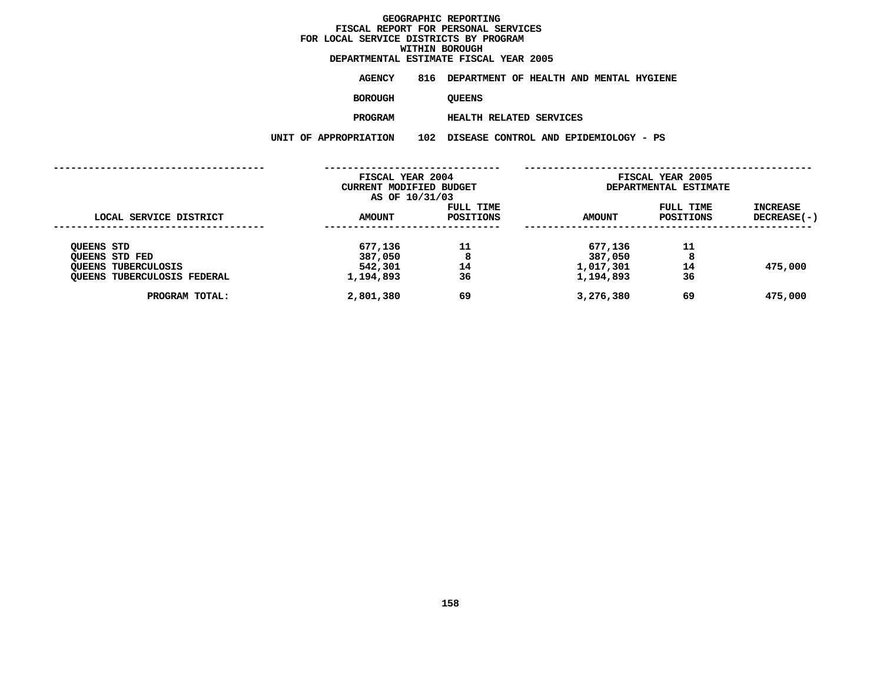# GEOGRAPHIC REPORTING
## FISCAL REPORT FOR PERSONAL SERVICES
## FOR LOCAL SERVICE DISTRICTS BY PROGRAM
## WITHIN BOROUGH
## DEPARTMENTAL ESTIMATE FISCAL YEAR 2005

**AGENCY** 816 DEPARTMENT OF HEALTH AND MENTAL HYGIENE

**BOROUGH** QUEENS

**PROGRAM** HEALTH RELATED SERVICES

**UNIT OF APPROPRIATION** 102 DISEASE CONTROL AND EPIDEMIOLOGY - PS

| | FISCAL YEAR 2004 CURRENT MODIFIED BUDGET AS OF 10/31/03 | | FISCAL YEAR 2005 DEPARTMENTAL ESTIMATE | | |
|---|---|---|---|---|---|
| LOCAL SERVICE DISTRICT | AMOUNT | FULL TIME POSITIONS | AMOUNT | FULL TIME POSITIONS | INCREASE DECREASE(-) |
| QUEENS STD | 677,136 | 11 | 677,136 | 11 | |
| QUEENS STD FED | 387,050 | 8 | 387,050 | 8 | |
| QUEENS TUBERCULOSIS | 542,301 | 14 | 1,017,301 | 14 | 475,000 |
| QUEENS TUBERCULOSIS FEDERAL | 1,194,893 | 36 | 1,194,893 | 36 | |
| PROGRAM TOTAL: | 2,801,380 | 69 | 3,276,380 | 69 | 475,000 |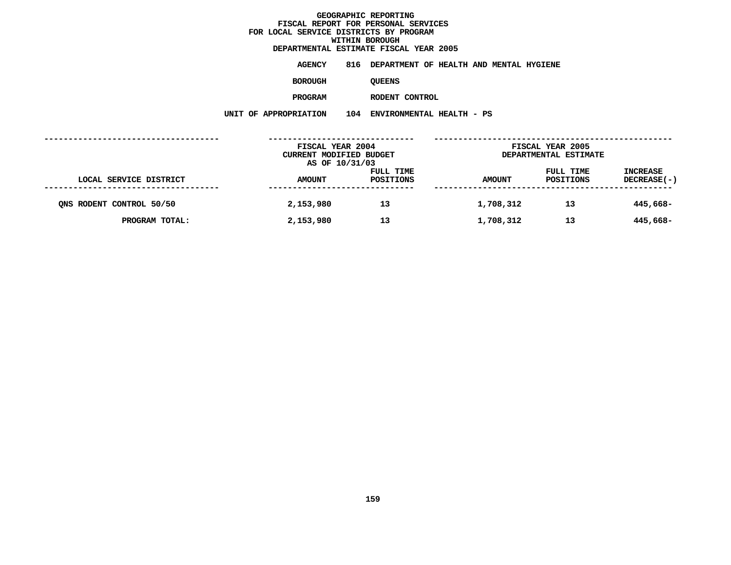# GEOGRAPHIC REPORTING
## FISCAL REPORT FOR PERSONAL SERVICES
## FOR LOCAL SERVICE DISTRICTS BY PROGRAM
## WITHIN BOROUGH
## DEPARTMENTAL ESTIMATE FISCAL YEAR 2005

**AGENCY** 816 DEPARTMENT OF HEALTH AND MENTAL HYGIENE

**BOROUGH** QUEENS

**PROGRAM** RODENT CONTROL

**UNIT OF APPROPRIATION** 104 ENVIRONMENTAL HEALTH - PS

| | FISCAL YEAR 2004 CURRENT MODIFIED BUDGET AS OF 10/31/03 | | FISCAL YEAR 2005 DEPARTMENTAL ESTIMATE | | |
|---|---|---|---|---|---|
| LOCAL SERVICE DISTRICT | AMOUNT | FULL TIME POSITIONS | AMOUNT | FULL TIME POSITIONS | INCREASE DECREASE(-) |
| QNS RODENT CONTROL 50/50 | 2,153,980 | 13 | 1,708,312 | 13 | 445,668- |
| PROGRAM TOTAL: | 2,153,980 | 13 | 1,708,312 | 13 | 445,668- |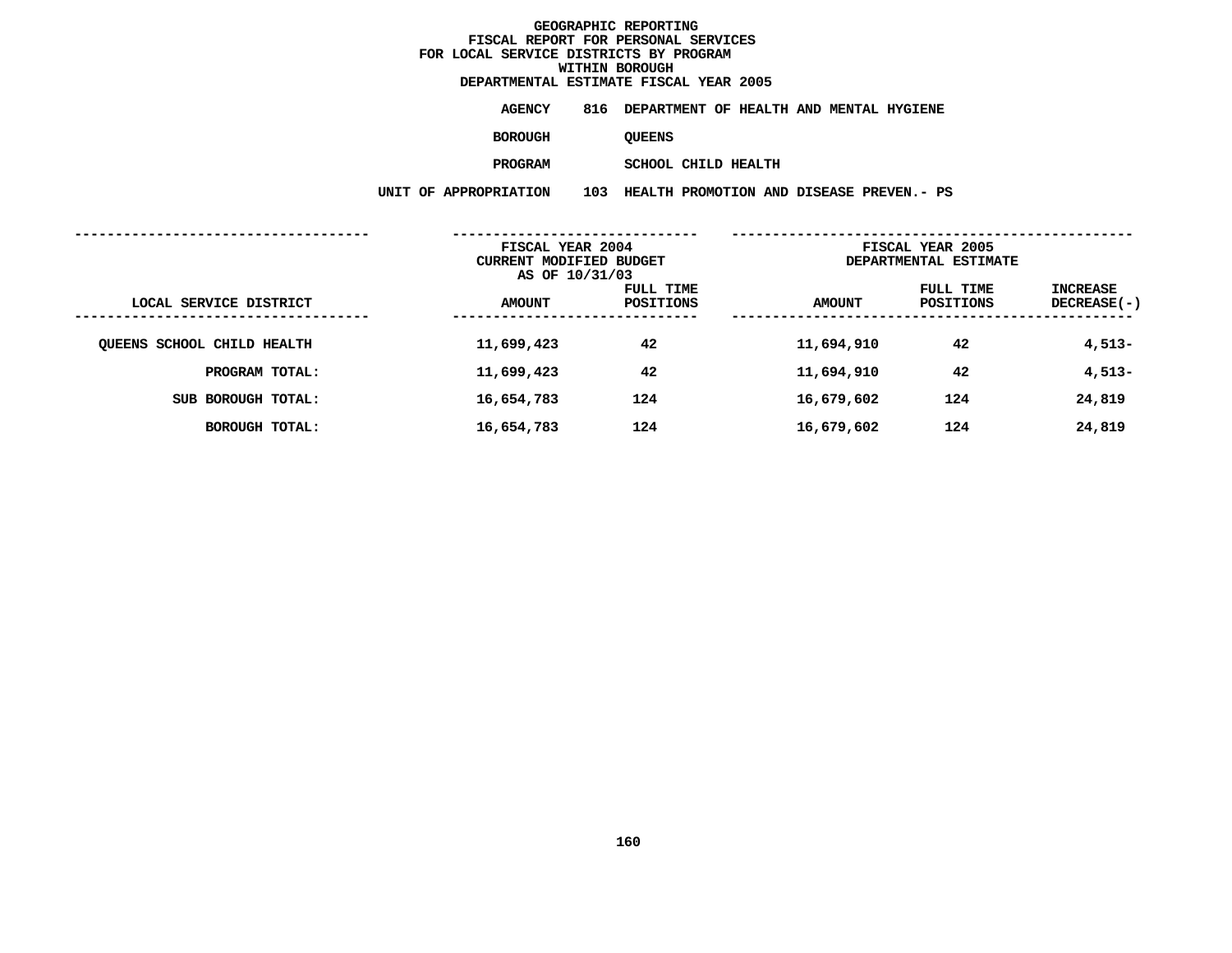# GEOGRAPHIC REPORTING
## FISCAL REPORT FOR PERSONAL SERVICES
## FOR LOCAL SERVICE DISTRICTS BY PROGRAM
## WITHIN BOROUGH
## DEPARTMENTAL ESTIMATE FISCAL YEAR 2005

**AGENCY** 816 DEPARTMENT OF HEALTH AND MENTAL HYGIENE

**BOROUGH** QUEENS

**PROGRAM** SCHOOL CHILD HEALTH

**UNIT OF APPROPRIATION** 103 HEALTH PROMOTION AND DISEASE PREVEN.- PS

| LOCAL SERVICE DISTRICT | FISCAL YEAR 2004 CURRENT MODIFIED BUDGET AS OF 10/31/03 AMOUNT | FULL TIME POSITIONS | FISCAL YEAR 2005 DEPARTMENTAL ESTIMATE AMOUNT | FULL TIME POSITIONS | INCREASE DECREASE(-) |
|---|---|---|---|---|---|
| QUEENS SCHOOL CHILD HEALTH | 11,699,423 | 42 | 11,694,910 | 42 | 4,513- |
| PROGRAM TOTAL: | 11,699,423 | 42 | 11,694,910 | 42 | 4,513- |
| SUB BOROUGH TOTAL: | 16,654,783 | 124 | 16,679,602 | 124 | 24,819 |
| BOROUGH TOTAL: | 16,654,783 | 124 | 16,679,602 | 124 | 24,819 |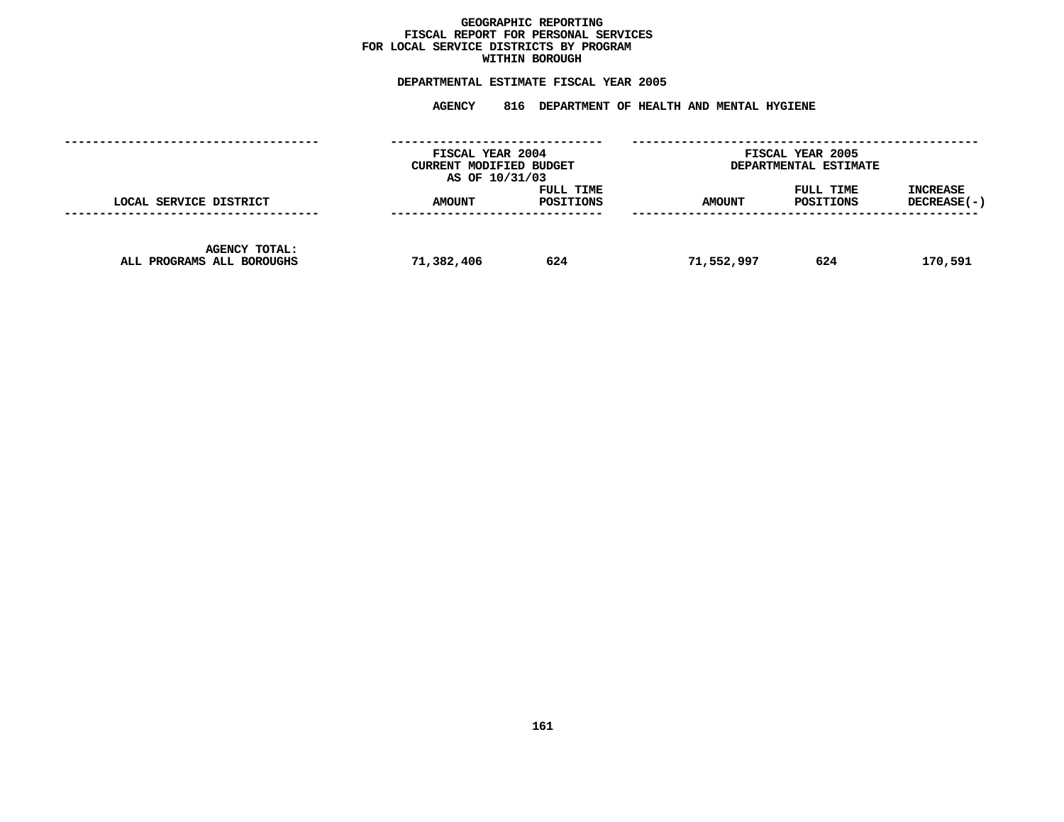**GEOGRAPHIC REPORTING**
**FISCAL REPORT FOR PERSONAL SERVICES**
**FOR LOCAL SERVICE DISTRICTS BY PROGRAM**
**WITHIN BOROUGH**

**DEPARTMENTAL ESTIMATE FISCAL YEAR 2005**

**AGENCY 816 DEPARTMENT OF HEALTH AND MENTAL HYGIENE**

| | FISCAL YEAR 2004 CURRENT MODIFIED BUDGET AS OF 10/31/03 | | FISCAL YEAR 2005 DEPARTMENTAL ESTIMATE | | |
|---|---|---|---|---|---|
| LOCAL SERVICE DISTRICT | AMOUNT | FULL TIME POSITIONS | AMOUNT | FULL TIME POSITIONS | INCREASE DECREASE(-) |
| AGENCY TOTAL: ALL PROGRAMS ALL BOROUGHS | 71,382,406 | 624 | 71,552,997 | 624 | 170,591 |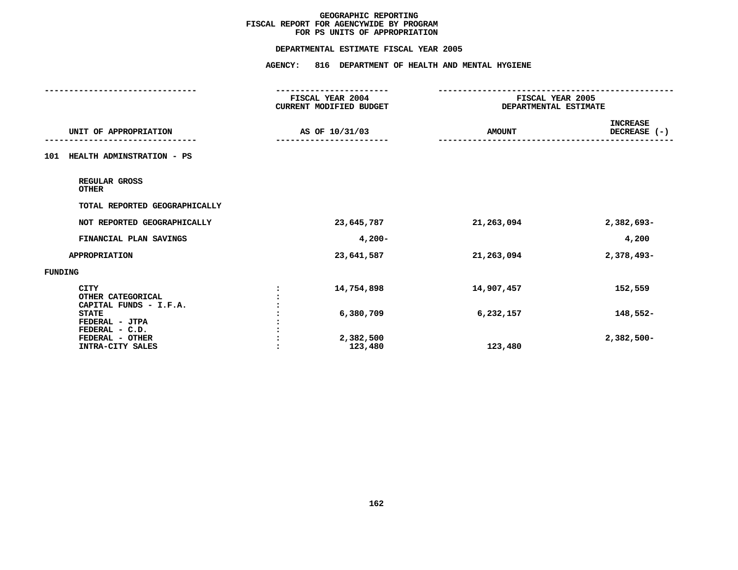**GEOGRAPHIC REPORTING**
**FISCAL REPORT FOR AGENCYWIDE BY PROGRAM**
**FOR PS UNITS OF APPROPRIATION**

**DEPARTMENTAL ESTIMATE FISCAL YEAR 2005**

**AGENCY: 816 DEPARTMENT OF HEALTH AND MENTAL HYGIENE**

| UNIT OF APPROPRIATION | | FISCAL YEAR 2004 CURRENT MODIFIED BUDGET AS OF 10/31/03 | FISCAL YEAR 2005 DEPARTMENTAL ESTIMATE AMOUNT | INCREASE DECREASE (-) |
|---|---|---|---|---|
| **101 HEALTH ADMINSTRATION - PS** | | | | |
| REGULAR GROSS | | | | |
| OTHER | | | | |
| TOTAL REPORTED GEOGRAPHICALLY | | | | |
| NOT REPORTED GEOGRAPHICALLY | | 23,645,787 | 21,263,094 | 2,382,693- |
| FINANCIAL PLAN SAVINGS | | 4,200- | | 4,200 |
| APPROPRIATION | | 23,641,587 | 21,263,094 | 2,378,493- |
| **FUNDING** | | | | |
| CITY | : | 14,754,898 | 14,907,457 | 152,559 |
| OTHER CATEGORICAL | : | | | |
| CAPITAL FUNDS - I.F.A. | : | | | |
| STATE | : | 6,380,709 | 6,232,157 | 148,552- |
| FEDERAL - JTPA | : | | | |
| FEDERAL - C.D. | : | | | |
| FEDERAL - OTHER | : | 2,382,500 | | 2,382,500- |
| INTRA-CITY SALES | : | 123,480 | 123,480 | |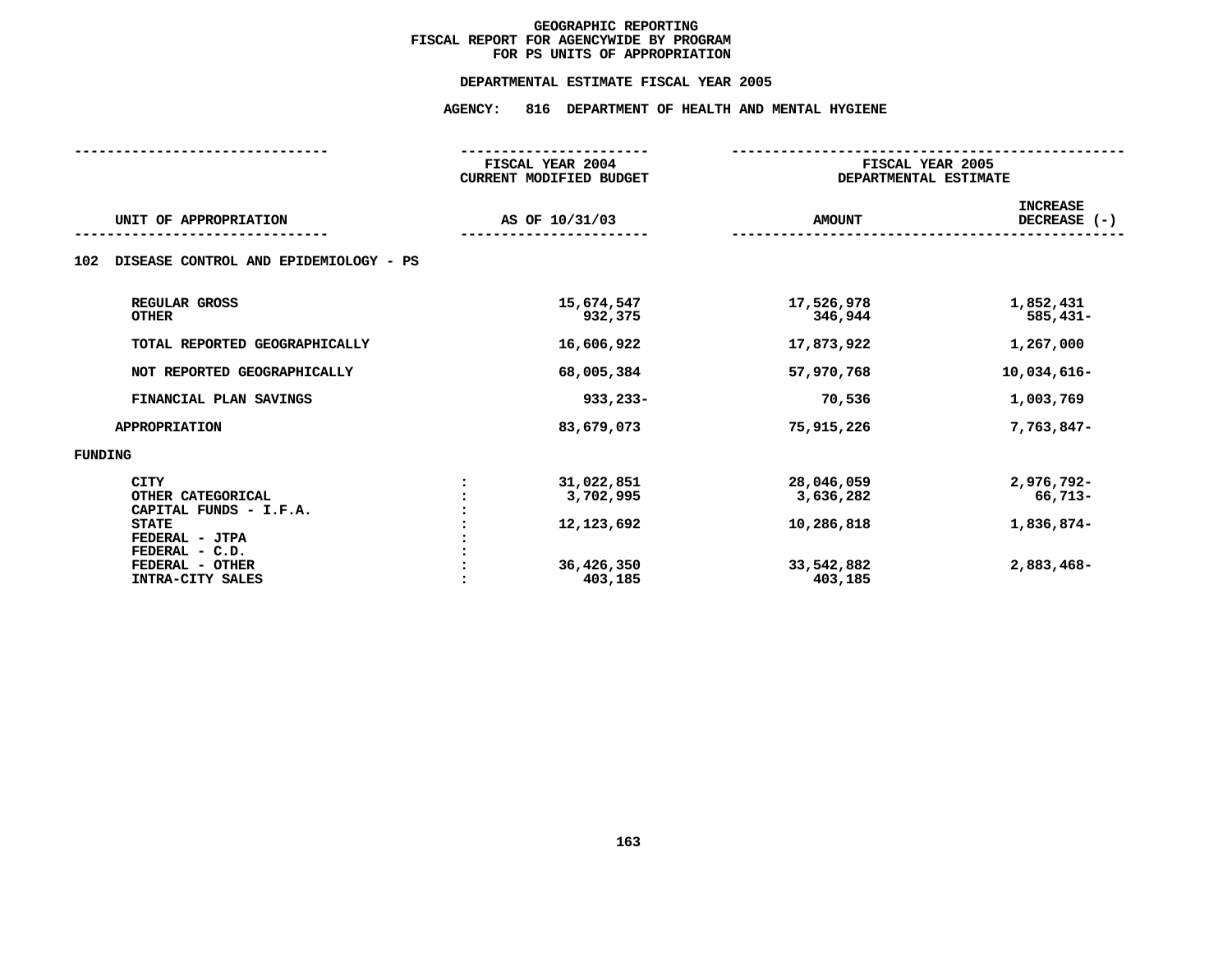# GEOGRAPHIC REPORTING
## FISCAL REPORT FOR AGENCYWIDE BY PROGRAM
## FOR PS UNITS OF APPROPRIATION

### DEPARTMENTAL ESTIMATE FISCAL YEAR 2005

### AGENCY: 816 DEPARTMENT OF HEALTH AND MENTAL HYGIENE

| UNIT OF APPROPRIATION | | FISCAL YEAR 2004 CURRENT MODIFIED BUDGET AS OF 10/31/03 | FISCAL YEAR 2005 DEPARTMENTAL ESTIMATE AMOUNT | INCREASE DECREASE (-) |
|---|---|---|---|---|
| **102 DISEASE CONTROL AND EPIDEMIOLOGY - PS** | | | | |
| REGULAR GROSS | | 15,674,547 | 17,526,978 | 1,852,431 |
| OTHER | | 932,375 | 346,944 | 585,431- |
| TOTAL REPORTED GEOGRAPHICALLY | | 16,606,922 | 17,873,922 | 1,267,000 |
| NOT REPORTED GEOGRAPHICALLY | | 68,005,384 | 57,970,768 | 10,034,616- |
| FINANCIAL PLAN SAVINGS | | 933,233- | 70,536 | 1,003,769 |
| APPROPRIATION | | 83,679,073 | 75,915,226 | 7,763,847- |
| **FUNDING** | | | | |
| CITY | : | 31,022,851 | 28,046,059 | 2,976,792- |
| OTHER CATEGORICAL | : | 3,702,995 | 3,636,282 | 66,713- |
| CAPITAL FUNDS - I.F.A. | : | | | |
| STATE | : | 12,123,692 | 10,286,818 | 1,836,874- |
| FEDERAL - JTPA | : | | | |
| FEDERAL - C.D. | : | | | |
| FEDERAL - OTHER | : | 36,426,350 | 33,542,882 | 2,883,468- |
| INTRA-CITY SALES | : | 403,185 | 403,185 | |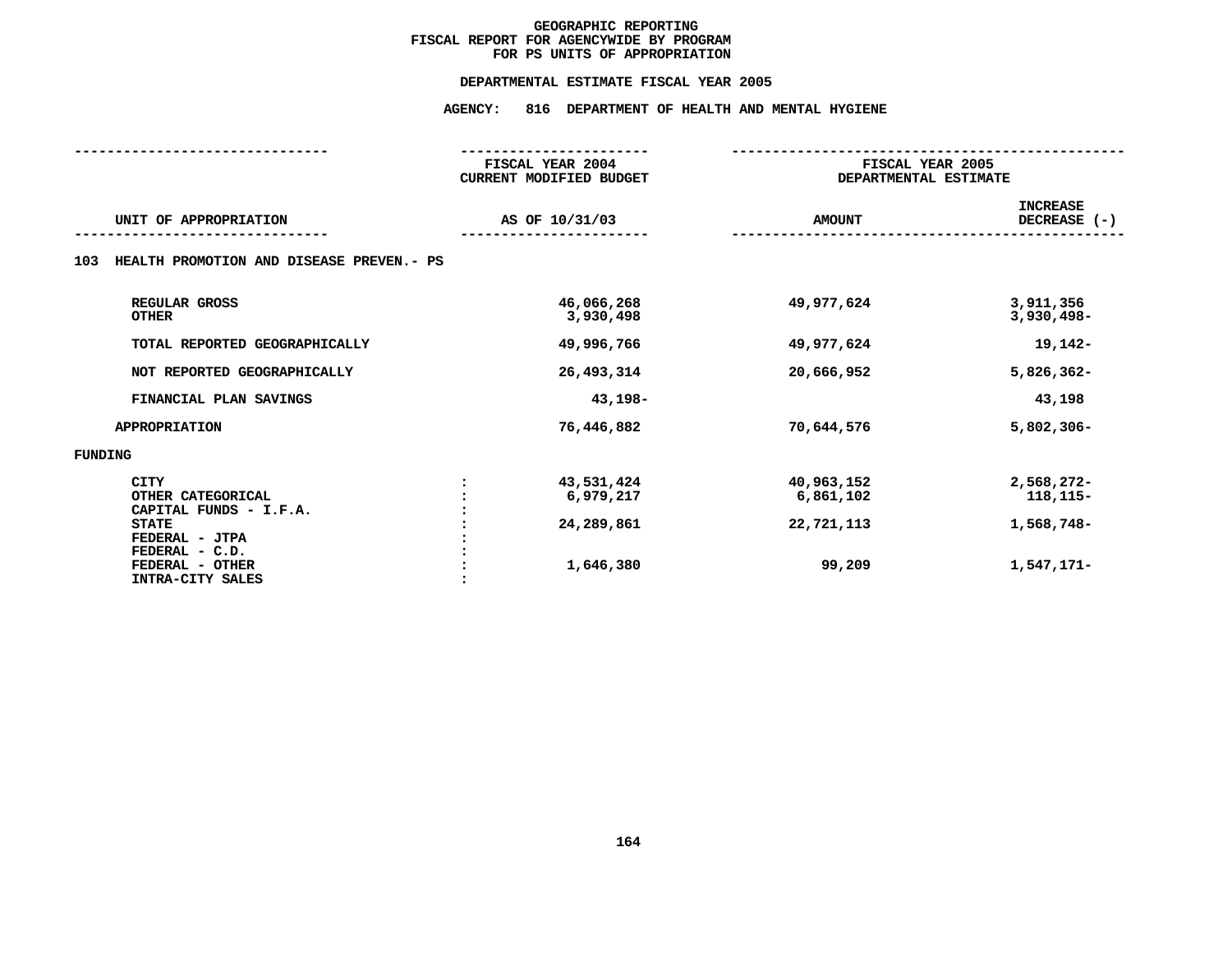# GEOGRAPHIC REPORTING
## FISCAL REPORT FOR AGENCYWIDE BY PROGRAM
## FOR PS UNITS OF APPROPRIATION

### DEPARTMENTAL ESTIMATE FISCAL YEAR 2005

### AGENCY: 816 DEPARTMENT OF HEALTH AND MENTAL HYGIENE

| UNIT OF APPROPRIATION | | FISCAL YEAR 2004 CURRENT MODIFIED BUDGET AS OF 10/31/03 | FISCAL YEAR 2005 DEPARTMENTAL ESTIMATE AMOUNT | INCREASE DECREASE (-) |
|---|---|---|---|---|
| **103 HEALTH PROMOTION AND DISEASE PREVEN.- PS** | | | | |
| REGULAR GROSS | | 46,066,268 | 49,977,624 | 3,911,356 |
| OTHER | | 3,930,498 | | 3,930,498- |
| TOTAL REPORTED GEOGRAPHICALLY | | 49,996,766 | 49,977,624 | 19,142- |
| NOT REPORTED GEOGRAPHICALLY | | 26,493,314 | 20,666,952 | 5,826,362- |
| FINANCIAL PLAN SAVINGS | | 43,198- | | 43,198 |
| APPROPRIATION | | 76,446,882 | 70,644,576 | 5,802,306- |
| **FUNDING** | | | | |
| CITY | : | 43,531,424 | 40,963,152 | 2,568,272- |
| OTHER CATEGORICAL | : | 6,979,217 | 6,861,102 | 118,115- |
| CAPITAL FUNDS - I.F.A. | : | | | |
| STATE | : | 24,289,861 | 22,721,113 | 1,568,748- |
| FEDERAL - JTPA | : | | | |
| FEDERAL - C.D. | : | | | |
| FEDERAL - OTHER | : | 1,646,380 | 99,209 | 1,547,171- |
| INTRA-CITY SALES | : | | | |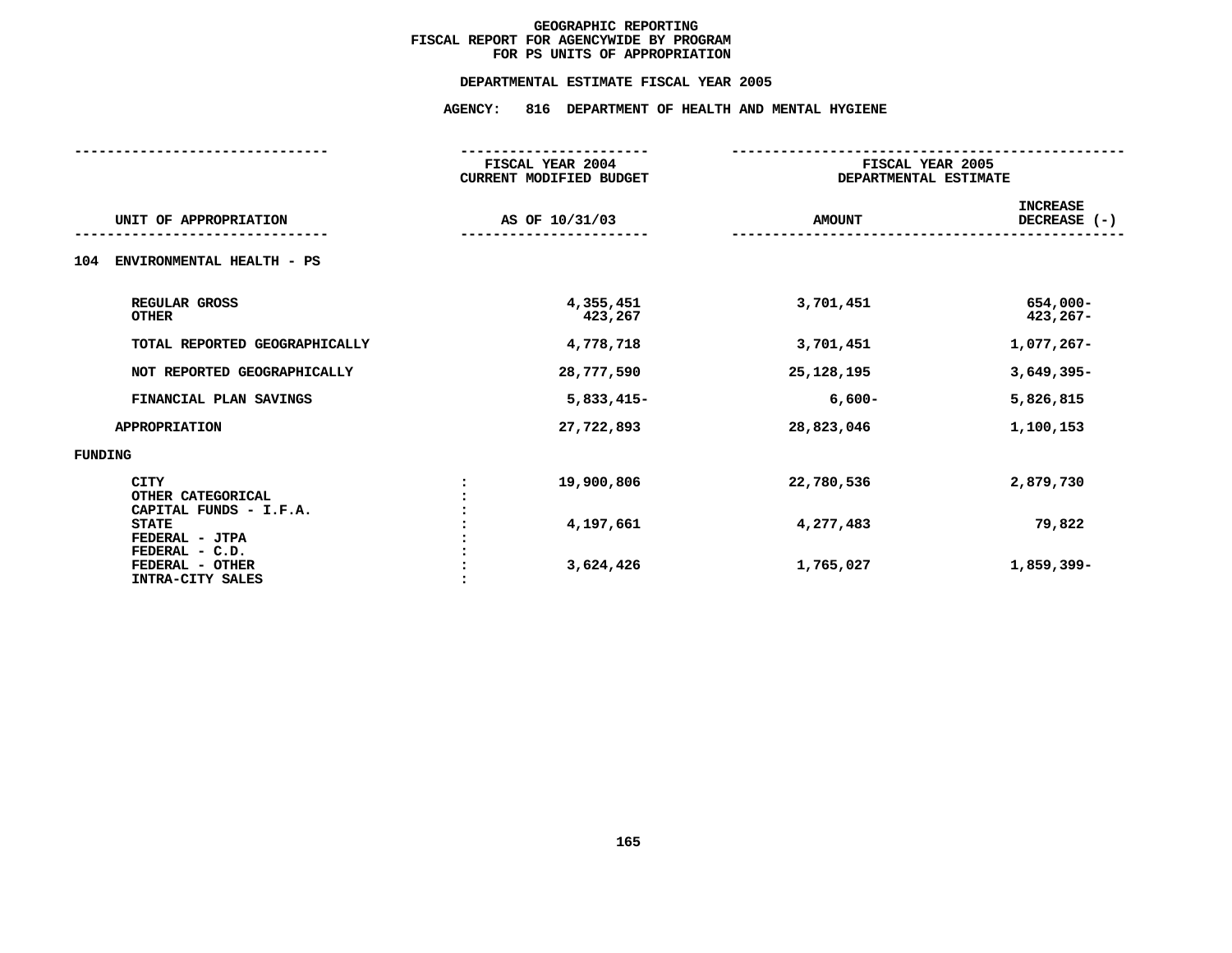# GEOGRAPHIC REPORTING
## FISCAL REPORT FOR AGENCYWIDE BY PROGRAM
## FOR PS UNITS OF APPROPRIATION

### DEPARTMENTAL ESTIMATE FISCAL YEAR 2005

### AGENCY: 816 DEPARTMENT OF HEALTH AND MENTAL HYGIENE

| UNIT OF APPROPRIATION | | FISCAL YEAR 2004 CURRENT MODIFIED BUDGET AS OF 10/31/03 | FISCAL YEAR 2005 DEPARTMENTAL ESTIMATE AMOUNT | INCREASE DECREASE (-) |
|---|---|---|---|---|
| **104 ENVIRONMENTAL HEALTH - PS** | | | | |
| REGULAR GROSS | | 4,355,451 | 3,701,451 | 654,000- |
| OTHER | | 423,267 | | 423,267- |
| TOTAL REPORTED GEOGRAPHICALLY | | 4,778,718 | 3,701,451 | 1,077,267- |
| NOT REPORTED GEOGRAPHICALLY | | 28,777,590 | 25,128,195 | 3,649,395- |
| FINANCIAL PLAN SAVINGS | | 5,833,415- | 6,600- | 5,826,815 |
| APPROPRIATION | | 27,722,893 | 28,823,046 | 1,100,153 |
| **FUNDING** | | | | |
| CITY | : | 19,900,806 | 22,780,536 | 2,879,730 |
| OTHER CATEGORICAL | : | | | |
| CAPITAL FUNDS - I.F.A. | : | | | |
| STATE | : | 4,197,661 | 4,277,483 | 79,822 |
| FEDERAL - JTPA | : | | | |
| FEDERAL - C.D. | : | | | |
| FEDERAL - OTHER | : | 3,624,426 | 1,765,027 | 1,859,399- |
| INTRA-CITY SALES | : | | | |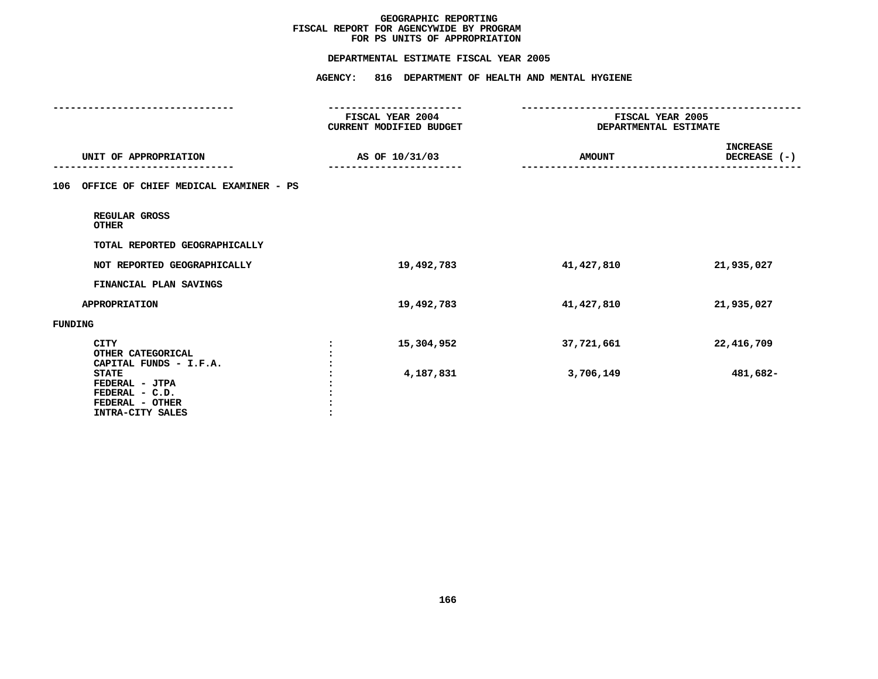# GEOGRAPHIC REPORTING
## FISCAL REPORT FOR AGENCYWIDE BY PROGRAM FOR PS UNITS OF APPROPRIATION

### DEPARTMENTAL ESTIMATE FISCAL YEAR 2005

### AGENCY: 816 DEPARTMENT OF HEALTH AND MENTAL HYGIENE

| UNIT OF APPROPRIATION | FISCAL YEAR 2004 CURRENT MODIFIED BUDGET AS OF 10/31/03 | FISCAL YEAR 2005 DEPARTMENTAL ESTIMATE AMOUNT | INCREASE DECREASE (-) |
|---|---|---|---|
| **106 OFFICE OF CHIEF MEDICAL EXAMINER - PS** | | | |
| REGULAR GROSS | | | |
| OTHER | | | |
| TOTAL REPORTED GEOGRAPHICALLY | | | |
| NOT REPORTED GEOGRAPHICALLY | 19,492,783 | 41,427,810 | 21,935,027 |
| FINANCIAL PLAN SAVINGS | | | |
| APPROPRIATION | 19,492,783 | 41,427,810 | 21,935,027 |
| **FUNDING** | | | |
| CITY | 15,304,952 | 37,721,661 | 22,416,709 |
| OTHER CATEGORICAL | | | |
| CAPITAL FUNDS - I.F.A. | | | |
| STATE | 4,187,831 | 3,706,149 | 481,682- |
| FEDERAL - JTPA | | | |
| FEDERAL - C.D. | | | |
| FEDERAL - OTHER | | | |
| INTRA-CITY SALES | | | |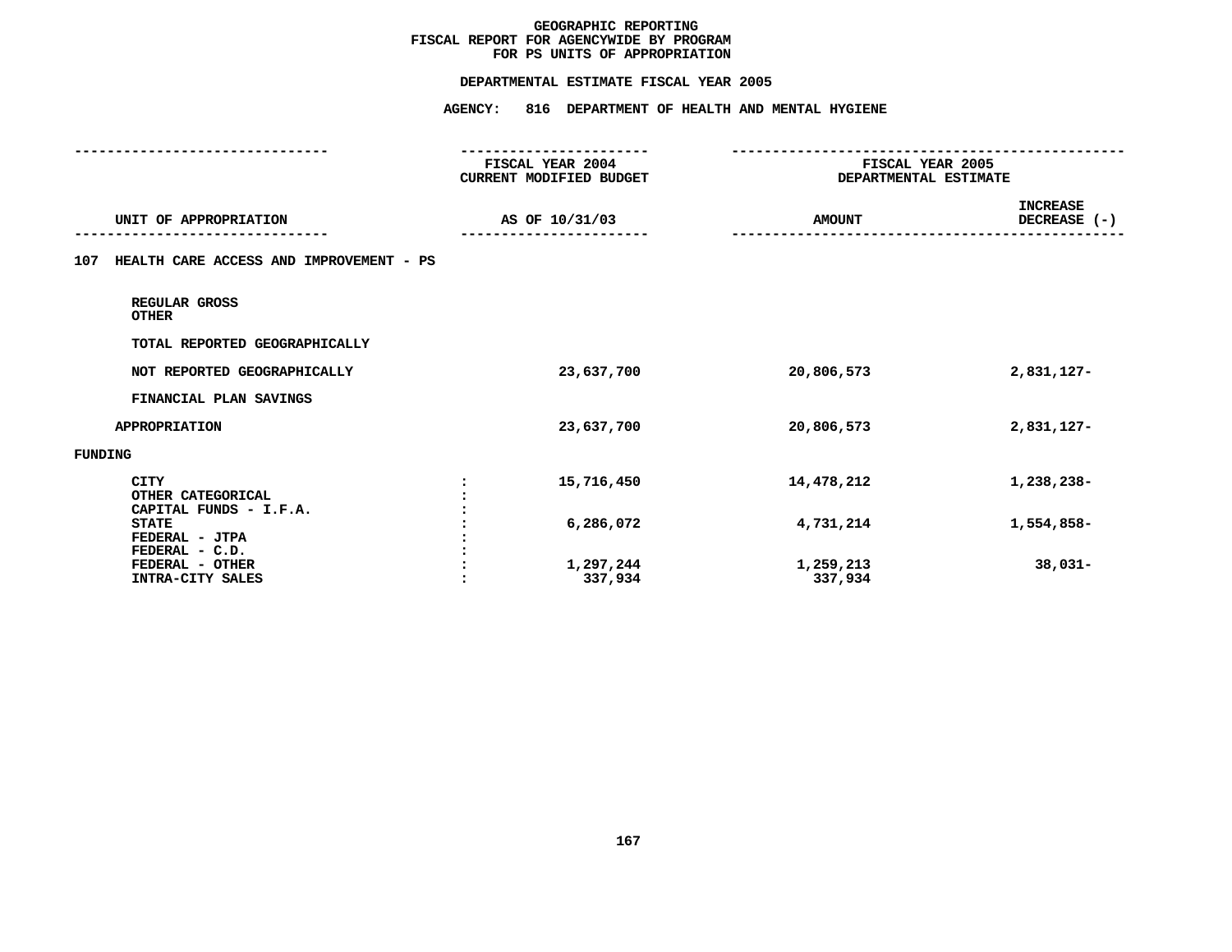**GEOGRAPHIC REPORTING**
**FISCAL REPORT FOR AGENCYWIDE BY PROGRAM**
**FOR PS UNITS OF APPROPRIATION**

**DEPARTMENTAL ESTIMATE FISCAL YEAR 2005**

**AGENCY: 816 DEPARTMENT OF HEALTH AND MENTAL HYGIENE**

| UNIT OF APPROPRIATION | | FISCAL YEAR 2004 CURRENT MODIFIED BUDGET AS OF 10/31/03 | FISCAL YEAR 2005 DEPARTMENTAL ESTIMATE AMOUNT | INCREASE DECREASE (-) |
|---|---|---|---|---|
| 107 HEALTH CARE ACCESS AND IMPROVEMENT - PS | | | | |
| REGULAR GROSS | | | | |
| OTHER | | | | |
| TOTAL REPORTED GEOGRAPHICALLY | | | | |
| NOT REPORTED GEOGRAPHICALLY | | 23,637,700 | 20,806,573 | 2,831,127- |
| FINANCIAL PLAN SAVINGS | | | | |
| APPROPRIATION | | 23,637,700 | 20,806,573 | 2,831,127- |
| FUNDING | | | | |
| CITY | : | 15,716,450 | 14,478,212 | 1,238,238- |
| OTHER CATEGORICAL | : | | | |
| CAPITAL FUNDS - I.F.A. | : | | | |
| STATE | : | 6,286,072 | 4,731,214 | 1,554,858- |
| FEDERAL - JTPA | : | | | |
| FEDERAL - C.D. | : | | | |
| FEDERAL - OTHER | : | 1,297,244 | 1,259,213 | 38,031- |
| INTRA-CITY SALES | : | 337,934 | 337,934 | |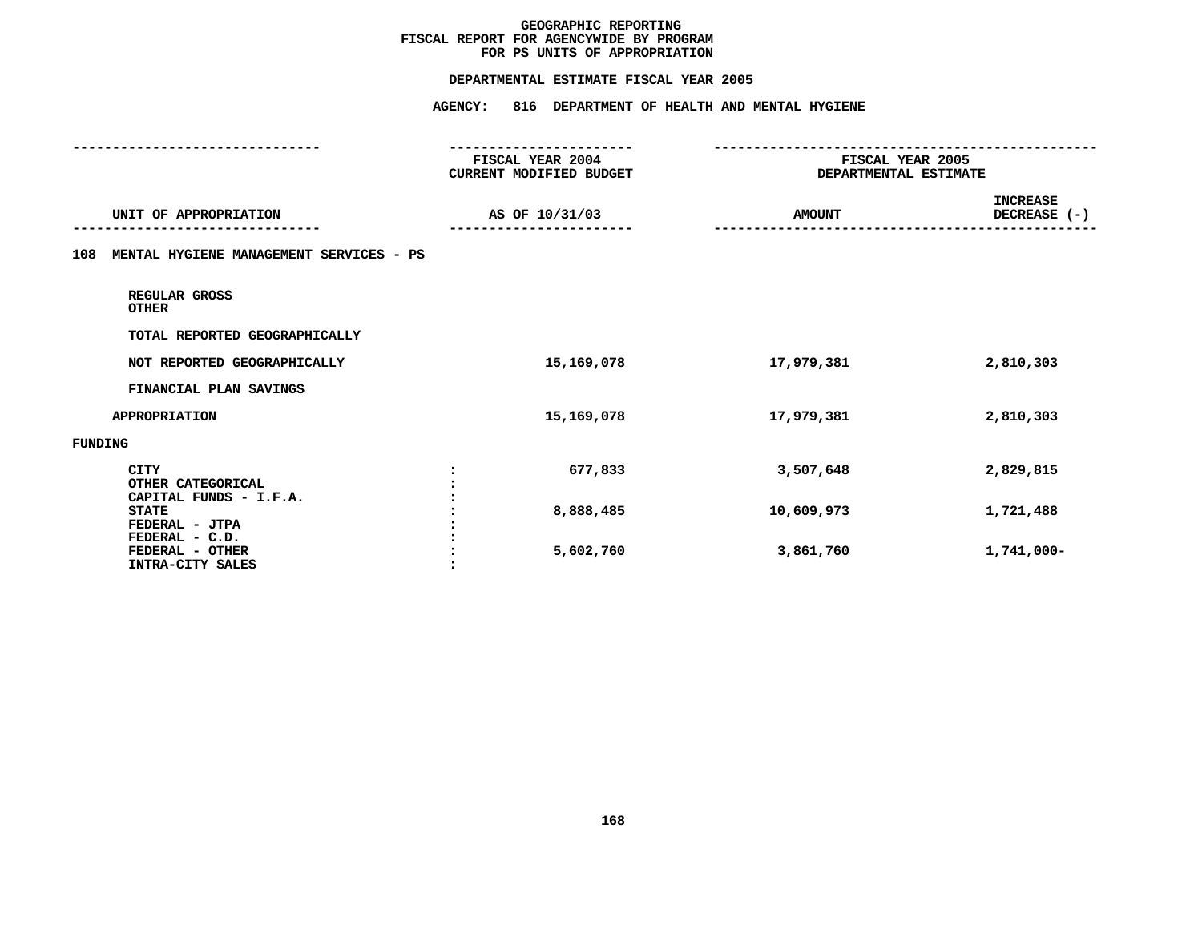# GEOGRAPHIC REPORTING
## FISCAL REPORT FOR AGENCYWIDE BY PROGRAM
## FOR PS UNITS OF APPROPRIATION

### DEPARTMENTAL ESTIMATE FISCAL YEAR 2005

### AGENCY: 816 DEPARTMENT OF HEALTH AND MENTAL HYGIENE

| UNIT OF APPROPRIATION | FISCAL YEAR 2004 CURRENT MODIFIED BUDGET AS OF 10/31/03 | FISCAL YEAR 2005 DEPARTMENTAL ESTIMATE AMOUNT | INCREASE DECREASE (-) |
|---|---|---|---|
| **108 MENTAL HYGIENE MANAGEMENT SERVICES - PS** | | | |
| REGULAR GROSS | | | |
| OTHER | | | |
| TOTAL REPORTED GEOGRAPHICALLY | | | |
| NOT REPORTED GEOGRAPHICALLY | 15,169,078 | 17,979,381 | 2,810,303 |
| FINANCIAL PLAN SAVINGS | | | |
| APPROPRIATION | 15,169,078 | 17,979,381 | 2,810,303 |
| **FUNDING** | | | |
| CITY | 677,833 | 3,507,648 | 2,829,815 |
| OTHER CATEGORICAL | | | |
| CAPITAL FUNDS - I.F.A. | | | |
| STATE | 8,888,485 | 10,609,973 | 1,721,488 |
| FEDERAL - JTPA | | | |
| FEDERAL - C.D. | | | |
| FEDERAL - OTHER | 5,602,760 | 3,861,760 | 1,741,000- |
| INTRA-CITY SALES | | | |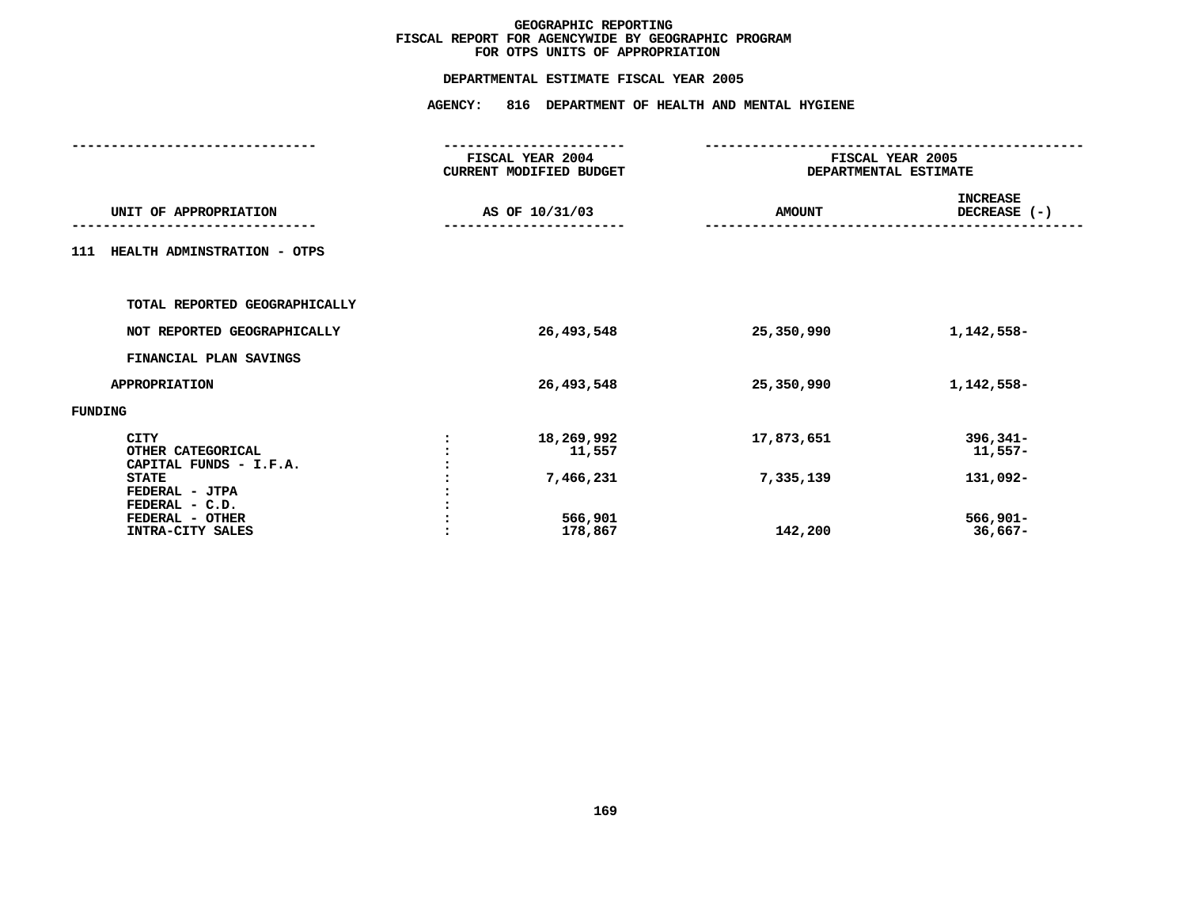**GEOGRAPHIC REPORTING**
**FISCAL REPORT FOR AGENCYWIDE BY GEOGRAPHIC PROGRAM**
**FOR OTPS UNITS OF APPROPRIATION**

**DEPARTMENTAL ESTIMATE FISCAL YEAR 2005**

**AGENCY: 816 DEPARTMENT OF HEALTH AND MENTAL HYGIENE**

| UNIT OF APPROPRIATION | | FISCAL YEAR 2004 CURRENT MODIFIED BUDGET AS OF 10/31/03 | FISCAL YEAR 2005 DEPARTMENTAL ESTIMATE AMOUNT | INCREASE DECREASE (-) |
|---|---|---|---|---|
| 111 HEALTH ADMINSTRATION - OTPS | | | | |
| TOTAL REPORTED GEOGRAPHICALLY | | | | |
| NOT REPORTED GEOGRAPHICALLY | | 26,493,548 | 25,350,990 | 1,142,558- |
| FINANCIAL PLAN SAVINGS | | | | |
| APPROPRIATION | | 26,493,548 | 25,350,990 | 1,142,558- |
| FUNDING | | | | |
| CITY | : | 18,269,992 | 17,873,651 | 396,341- |
| OTHER CATEGORICAL | : | 11,557 | | 11,557- |
| CAPITAL FUNDS - I.F.A. | : | | | |
| STATE | : | 7,466,231 | 7,335,139 | 131,092- |
| FEDERAL - JTPA | : | | | |
| FEDERAL - C.D. | : | | | |
| FEDERAL - OTHER | : | 566,901 | | 566,901- |
| INTRA-CITY SALES | : | 178,867 | 142,200 | 36,667- |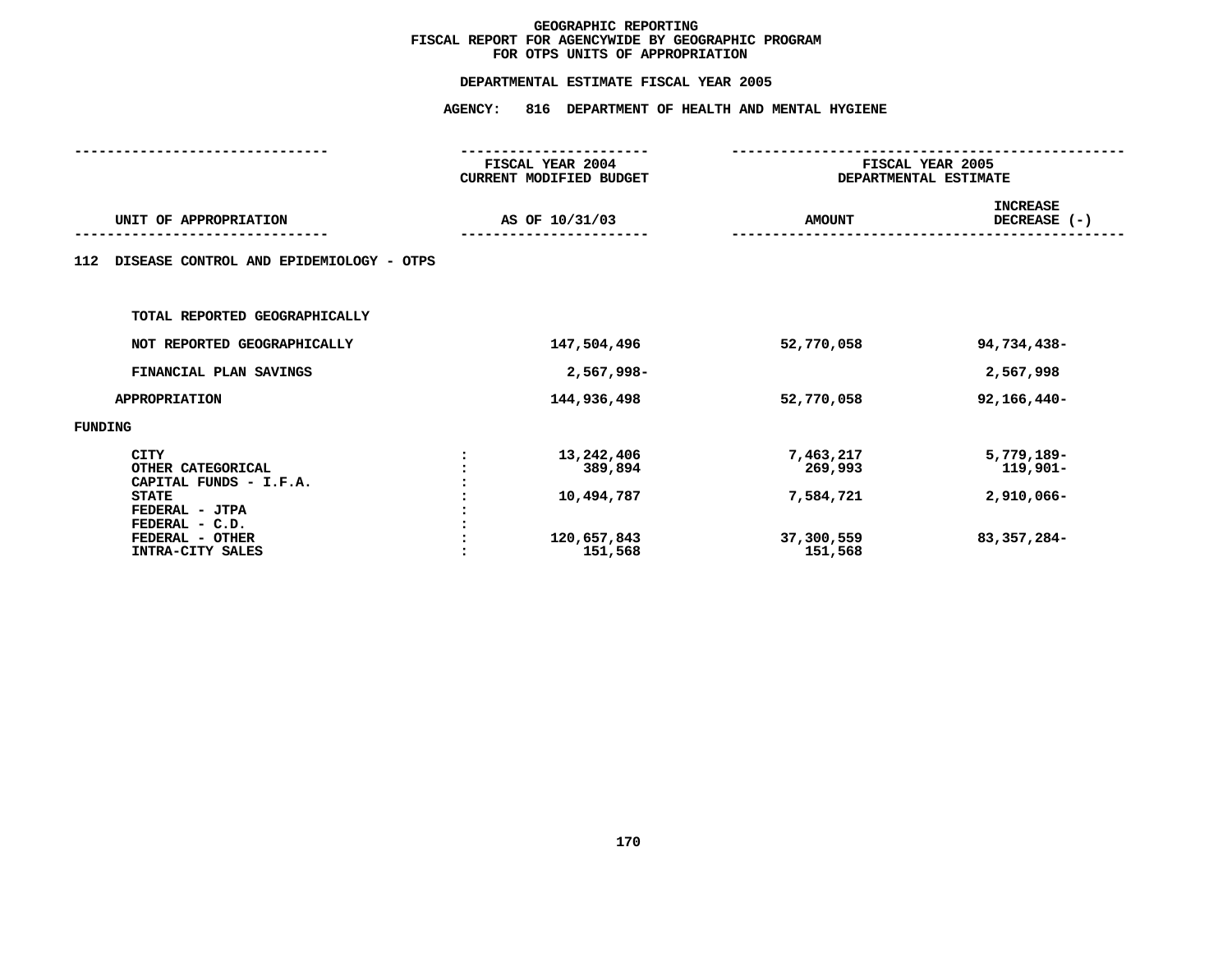# GEOGRAPHIC REPORTING
## FISCAL REPORT FOR AGENCYWIDE BY GEOGRAPHIC PROGRAM
## FOR OTPS UNITS OF APPROPRIATION

### DEPARTMENTAL ESTIMATE FISCAL YEAR 2005

### AGENCY: 816 DEPARTMENT OF HEALTH AND MENTAL HYGIENE

| UNIT OF APPROPRIATION | | FISCAL YEAR 2004 CURRENT MODIFIED BUDGET AS OF 10/31/03 | FISCAL YEAR 2005 DEPARTMENTAL ESTIMATE AMOUNT | FISCAL YEAR 2005 DEPARTMENTAL ESTIMATE INCREASE DECREASE (-) |
|---|---|---|---|---|
| **112 DISEASE CONTROL AND EPIDEMIOLOGY - OTPS** | | | | |
| TOTAL REPORTED GEOGRAPHICALLY | | | | |
| NOT REPORTED GEOGRAPHICALLY | | 147,504,496 | 52,770,058 | 94,734,438- |
| FINANCIAL PLAN SAVINGS | | 2,567,998- | | 2,567,998 |
| APPROPRIATION | | 144,936,498 | 52,770,058 | 92,166,440- |
| FUNDING | | | | |
| CITY | : | 13,242,406 | 7,463,217 | 5,779,189- |
| OTHER CATEGORICAL | : | 389,894 | 269,993 | 119,901- |
| CAPITAL FUNDS - I.F.A. | : | | | |
| STATE | : | 10,494,787 | 7,584,721 | 2,910,066- |
| FEDERAL - JTPA | : | | | |
| FEDERAL - C.D. | : | | | |
| FEDERAL - OTHER | : | 120,657,843 | 37,300,559 | 83,357,284- |
| INTRA-CITY SALES | : | 151,568 | 151,568 | |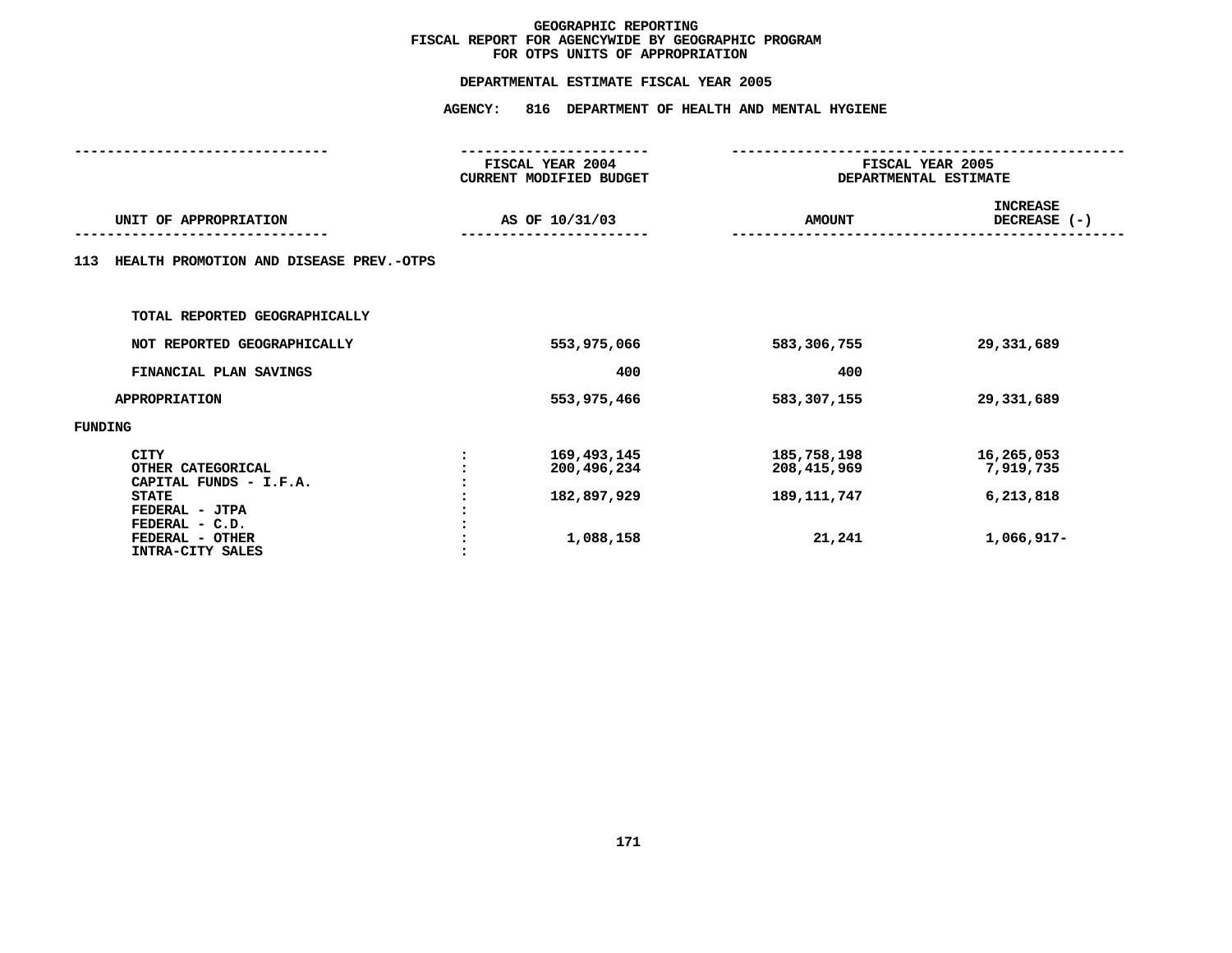# GEOGRAPHIC REPORTING
## FISCAL REPORT FOR AGENCYWIDE BY GEOGRAPHIC PROGRAM
## FOR OTPS UNITS OF APPROPRIATION

### DEPARTMENTAL ESTIMATE FISCAL YEAR 2005

### AGENCY: 816 DEPARTMENT OF HEALTH AND MENTAL HYGIENE

| UNIT OF APPROPRIATION | | FISCAL YEAR 2004 CURRENT MODIFIED BUDGET AS OF 10/31/03 | FISCAL YEAR 2005 DEPARTMENTAL ESTIMATE AMOUNT | INCREASE DECREASE (-) |
|---|---|---|---|---|
| **113 HEALTH PROMOTION AND DISEASE PREV.-OTPS** | | | | |
| TOTAL REPORTED GEOGRAPHICALLY | | | | |
| NOT REPORTED GEOGRAPHICALLY | | 553,975,066 | 583,306,755 | 29,331,689 |
| FINANCIAL PLAN SAVINGS | | 400 | 400 | |
| APPROPRIATION | | 553,975,466 | 583,307,155 | 29,331,689 |
| FUNDING | | | | |
| CITY | : | 169,493,145 | 185,758,198 | 16,265,053 |
| OTHER CATEGORICAL | : | 200,496,234 | 208,415,969 | 7,919,735 |
| CAPITAL FUNDS - I.F.A. | : | | | |
| STATE | : | 182,897,929 | 189,111,747 | 6,213,818 |
| FEDERAL - JTPA | : | | | |
| FEDERAL - C.D. | : | | | |
| FEDERAL - OTHER | : | 1,088,158 | 21,241 | 1,066,917- |
| INTRA-CITY SALES | : | | | |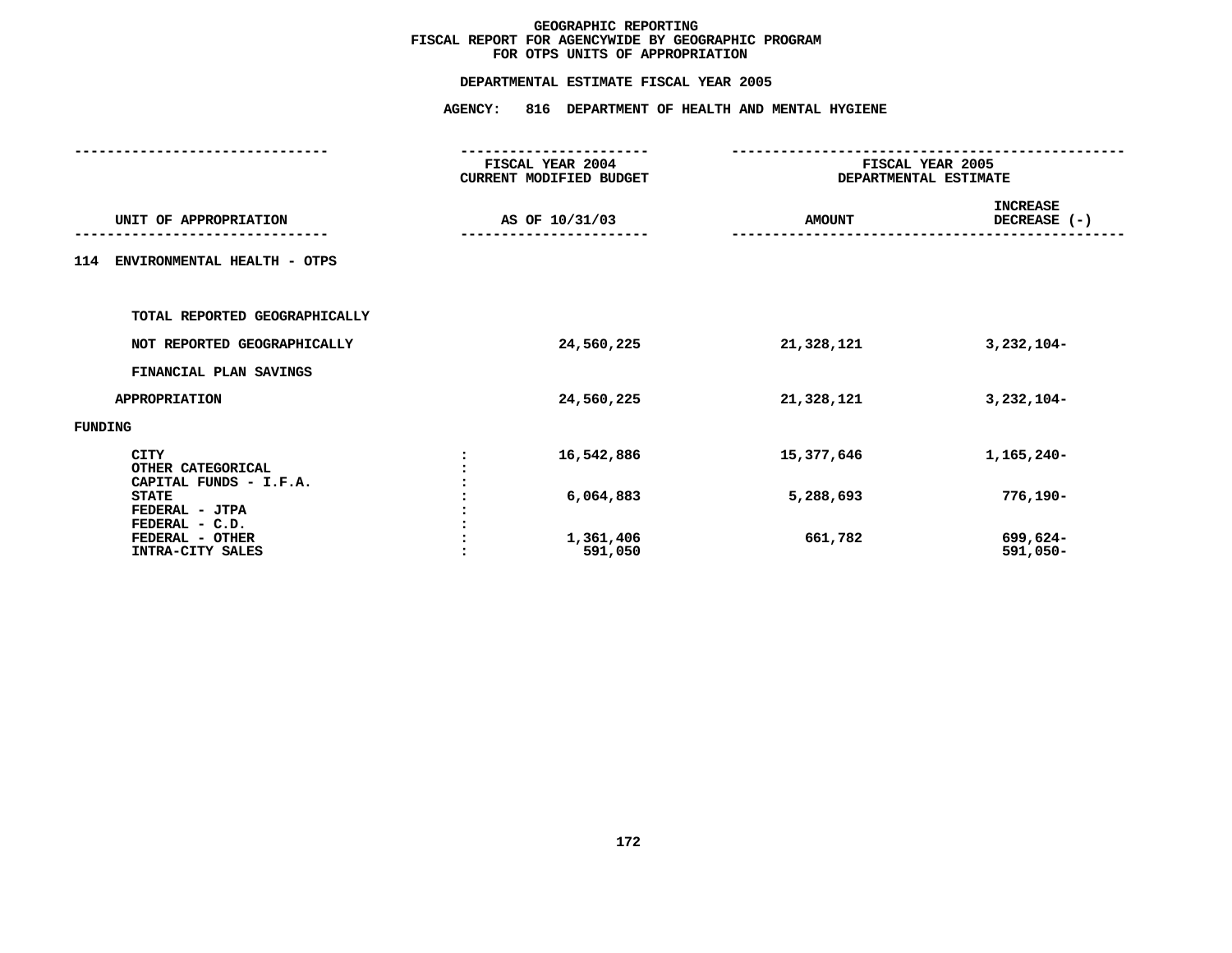# GEOGRAPHIC REPORTING
## FISCAL REPORT FOR AGENCYWIDE BY GEOGRAPHIC PROGRAM
## FOR OTPS UNITS OF APPROPRIATION

### DEPARTMENTAL ESTIMATE FISCAL YEAR 2005

### AGENCY: 816 DEPARTMENT OF HEALTH AND MENTAL HYGIENE

| UNIT OF APPROPRIATION | FISCAL YEAR 2004 CURRENT MODIFIED BUDGET AS OF 10/31/03 | FISCAL YEAR 2005 DEPARTMENTAL ESTIMATE AMOUNT | INCREASE DECREASE (-) |
|---|---|---|---|
| **114 ENVIRONMENTAL HEALTH - OTPS** | | | |
| TOTAL REPORTED GEOGRAPHICALLY | | | |
| NOT REPORTED GEOGRAPHICALLY | 24,560,225 | 21,328,121 | 3,232,104- |
| FINANCIAL PLAN SAVINGS | | | |
| APPROPRIATION | 24,560,225 | 21,328,121 | 3,232,104- |
| FUNDING | | | |
| CITY | 16,542,886 | 15,377,646 | 1,165,240- |
| OTHER CATEGORICAL | | | |
| CAPITAL FUNDS - I.F.A. | | | |
| STATE | 6,064,883 | 5,288,693 | 776,190- |
| FEDERAL - JTPA | | | |
| FEDERAL - C.D. | | | |
| FEDERAL - OTHER | 1,361,406 | 661,782 | 699,624- |
| INTRA-CITY SALES | 591,050 | | 591,050- |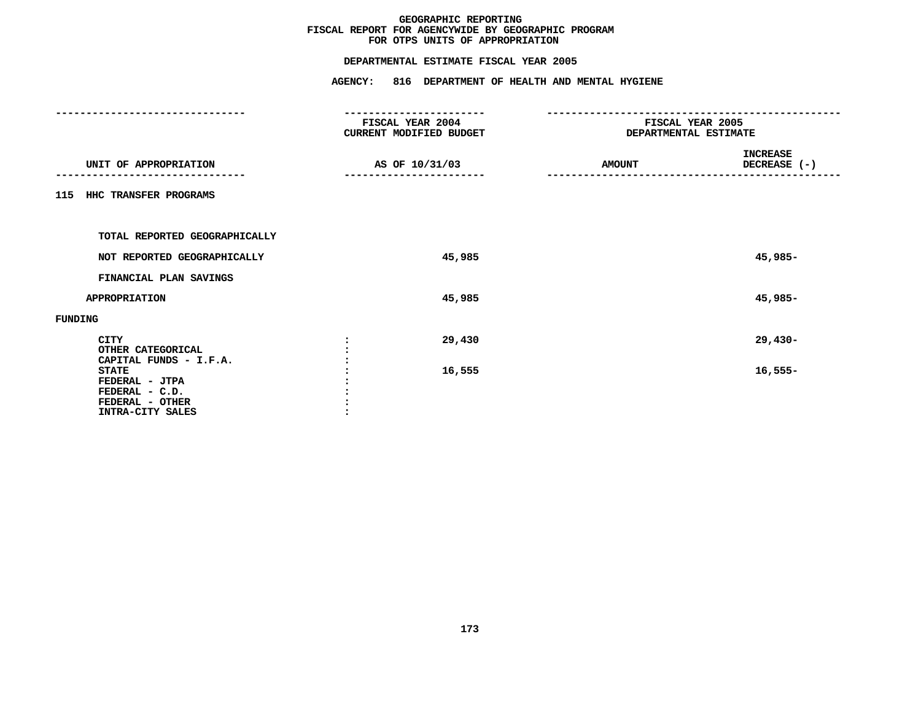# GEOGRAPHIC REPORTING
## FISCAL REPORT FOR AGENCYWIDE BY GEOGRAPHIC PROGRAM
## FOR OTPS UNITS OF APPROPRIATION

### DEPARTMENTAL ESTIMATE FISCAL YEAR 2005

### AGENCY: 816 DEPARTMENT OF HEALTH AND MENTAL HYGIENE

| UNIT OF APPROPRIATION | FISCAL YEAR 2004 CURRENT MODIFIED BUDGET AS OF 10/31/03 | FISCAL YEAR 2005 DEPARTMENTAL ESTIMATE AMOUNT | INCREASE DECREASE (-) |
|---|---|---|---|
| **115 HHC TRANSFER PROGRAMS** | | | |
| TOTAL REPORTED GEOGRAPHICALLY | | | |
| NOT REPORTED GEOGRAPHICALLY | 45,985 | | 45,985- |
| FINANCIAL PLAN SAVINGS | | | |
| APPROPRIATION | 45,985 | | 45,985- |
| **FUNDING** | | | |
| CITY | 29,430 | | 29,430- |
| OTHER CATEGORICAL | | | |
| CAPITAL FUNDS - I.F.A. | | | |
| STATE | 16,555 | | 16,555- |
| FEDERAL - JTPA | | | |
| FEDERAL - C.D. | | | |
| FEDERAL - OTHER | | | |
| INTRA-CITY SALES | | | |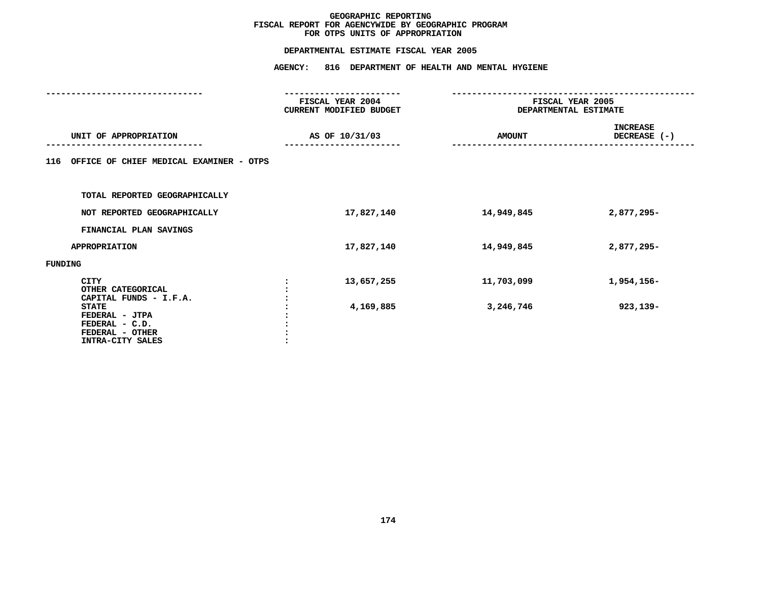# GEOGRAPHIC REPORTING
## FISCAL REPORT FOR AGENCYWIDE BY GEOGRAPHIC PROGRAM
## FOR OTPS UNITS OF APPROPRIATION

### DEPARTMENTAL ESTIMATE FISCAL YEAR 2005

### AGENCY: 816 DEPARTMENT OF HEALTH AND MENTAL HYGIENE

| UNIT OF APPROPRIATION | | FISCAL YEAR 2004 CURRENT MODIFIED BUDGET AS OF 10/31/03 | FISCAL YEAR 2005 DEPARTMENTAL ESTIMATE AMOUNT | INCREASE DECREASE (-) |
|---|---|---|---|---|
| **116 OFFICE OF CHIEF MEDICAL EXAMINER - OTPS** | | | | |
| TOTAL REPORTED GEOGRAPHICALLY | | | | |
| NOT REPORTED GEOGRAPHICALLY | | 17,827,140 | 14,949,845 | 2,877,295- |
| FINANCIAL PLAN SAVINGS | | | | |
| APPROPRIATION | | 17,827,140 | 14,949,845 | 2,877,295- |
| FUNDING | | | | |
| CITY | : | 13,657,255 | 11,703,099 | 1,954,156- |
| OTHER CATEGORICAL | : | | | |
| CAPITAL FUNDS - I.F.A. | : | | | |
| STATE | : | 4,169,885 | 3,246,746 | 923,139- |
| FEDERAL - JTPA | : | | | |
| FEDERAL - C.D. | : | | | |
| FEDERAL - OTHER | : | | | |
| INTRA-CITY SALES | : | | | |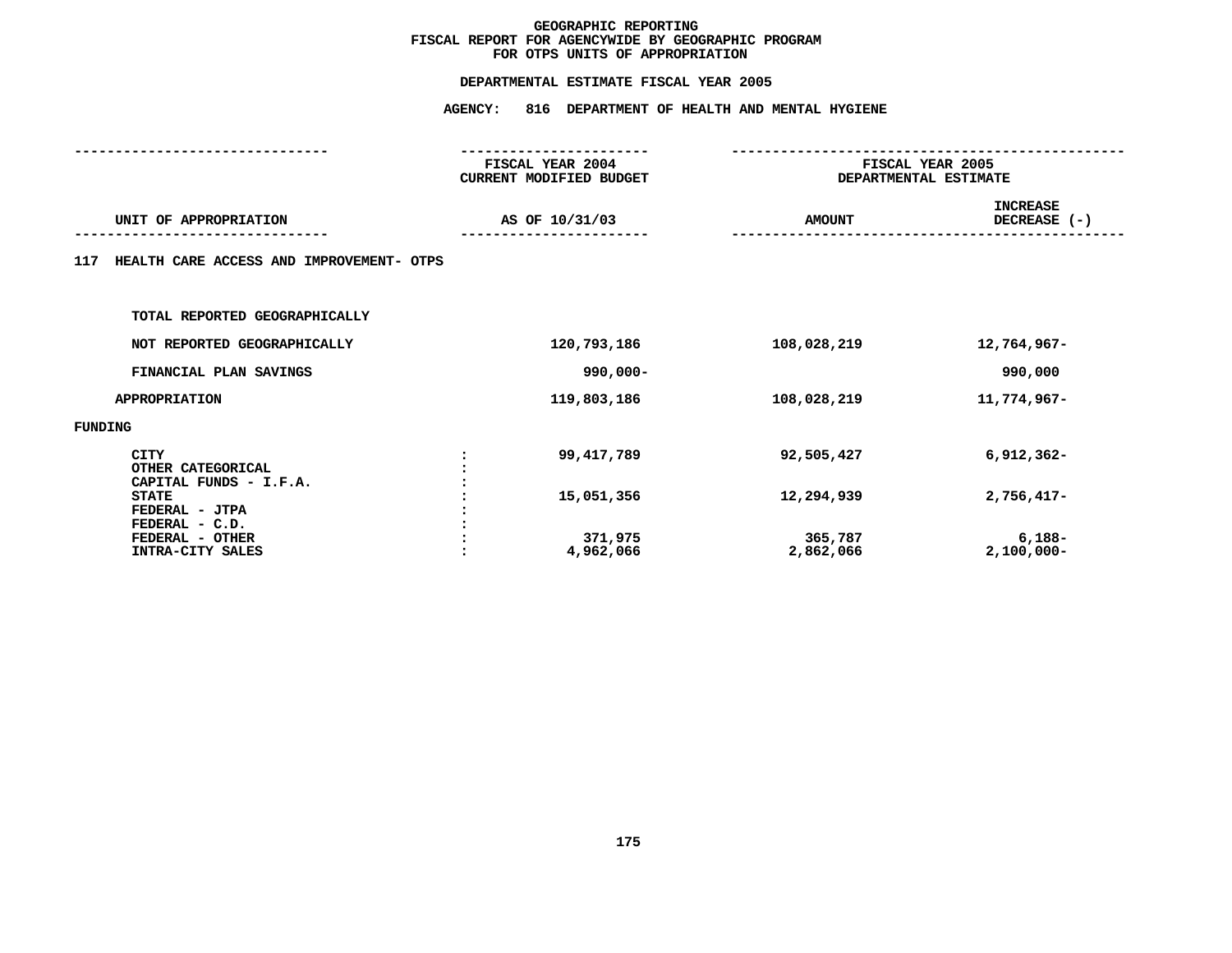# GEOGRAPHIC REPORTING
## FISCAL REPORT FOR AGENCYWIDE BY GEOGRAPHIC PROGRAM
## FOR OTPS UNITS OF APPROPRIATION

### DEPARTMENTAL ESTIMATE FISCAL YEAR 2005

### AGENCY: 816 DEPARTMENT OF HEALTH AND MENTAL HYGIENE

| UNIT OF APPROPRIATION | | FISCAL YEAR 2004 CURRENT MODIFIED BUDGET AS OF 10/31/03 | FISCAL YEAR 2005 DEPARTMENTAL ESTIMATE AMOUNT | INCREASE DECREASE (-) |
|---|---|---|---|---|
| **117 HEALTH CARE ACCESS AND IMPROVEMENT- OTPS** | | | | |
| TOTAL REPORTED GEOGRAPHICALLY | | | | |
| NOT REPORTED GEOGRAPHICALLY | | 120,793,186 | 108,028,219 | 12,764,967- |
| FINANCIAL PLAN SAVINGS | | 990,000- | | 990,000 |
| APPROPRIATION | | 119,803,186 | 108,028,219 | 11,774,967- |
| FUNDING | | | | |
| CITY | : | 99,417,789 | 92,505,427 | 6,912,362- |
| OTHER CATEGORICAL | : | | | |
| CAPITAL FUNDS - I.F.A. | : | | | |
| STATE | : | 15,051,356 | 12,294,939 | 2,756,417- |
| FEDERAL - JTPA | : | | | |
| FEDERAL - C.D. | : | | | |
| FEDERAL - OTHER | : | 371,975 | 365,787 | 6,188- |
| INTRA-CITY SALES | : | 4,962,066 | 2,862,066 | 2,100,000- |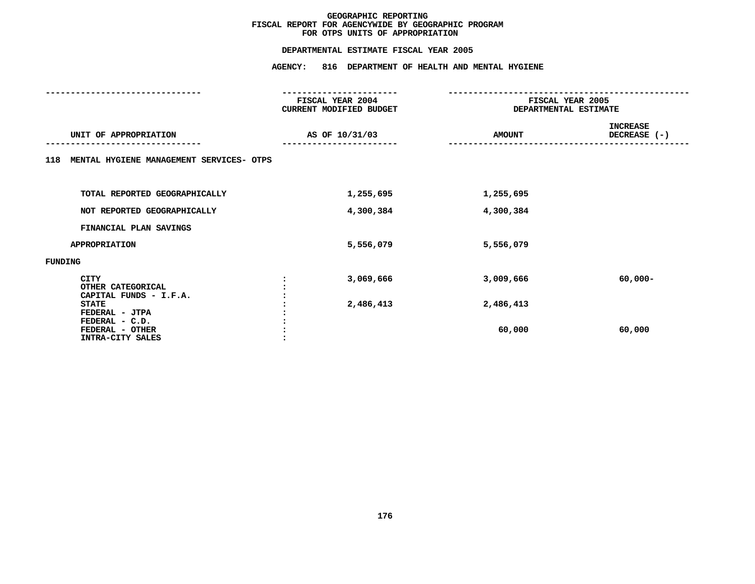# GEOGRAPHIC REPORTING
## FISCAL REPORT FOR AGENCYWIDE BY GEOGRAPHIC PROGRAM
## FOR OTPS UNITS OF APPROPRIATION

### DEPARTMENTAL ESTIMATE FISCAL YEAR 2005

### AGENCY: 816 DEPARTMENT OF HEALTH AND MENTAL HYGIENE

| UNIT OF APPROPRIATION | FISCAL YEAR 2004 CURRENT MODIFIED BUDGET AS OF 10/31/03 | FISCAL YEAR 2005 DEPARTMENTAL ESTIMATE AMOUNT | INCREASE DECREASE (-) |
|---|---|---|---|
| **118 MENTAL HYGIENE MANAGEMENT SERVICES- OTPS** | | | |
| TOTAL REPORTED GEOGRAPHICALLY | 1,255,695 | 1,255,695 | |
| NOT REPORTED GEOGRAPHICALLY | 4,300,384 | 4,300,384 | |
| FINANCIAL PLAN SAVINGS | | | |
| APPROPRIATION | 5,556,079 | 5,556,079 | |
| **FUNDING** | | | |
| CITY | 3,069,666 | 3,009,666 | 60,000- |
| OTHER CATEGORICAL | | | |
| CAPITAL FUNDS - I.F.A. | | | |
| STATE | 2,486,413 | 2,486,413 | |
| FEDERAL - JTPA | | | |
| FEDERAL - C.D. | | | |
| FEDERAL - OTHER | | 60,000 | 60,000 |
| INTRA-CITY SALES | | | |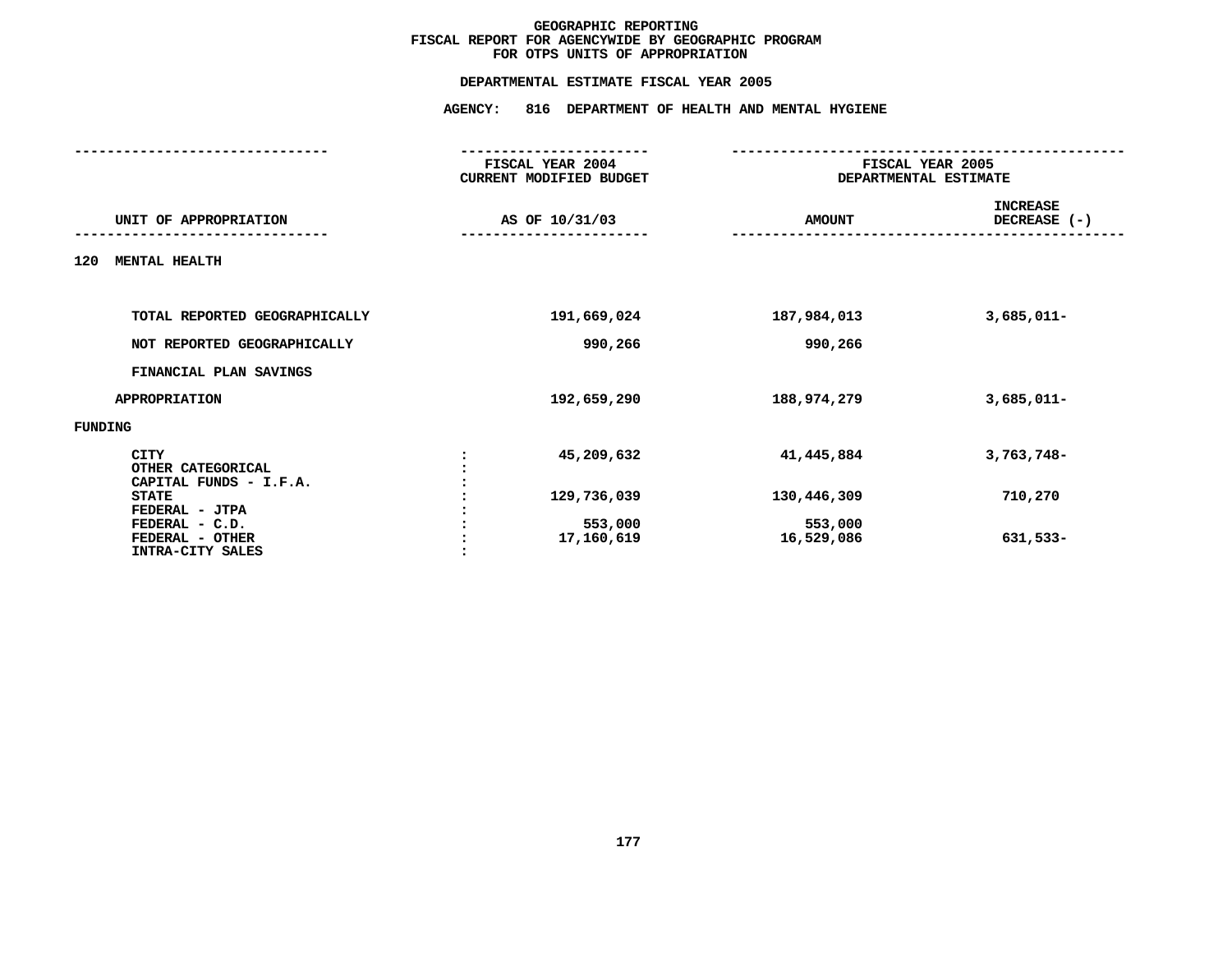**GEOGRAPHIC REPORTING**
**FISCAL REPORT FOR AGENCYWIDE BY GEOGRAPHIC PROGRAM**
**FOR OTPS UNITS OF APPROPRIATION**

**DEPARTMENTAL ESTIMATE FISCAL YEAR 2005**

**AGENCY: 816 DEPARTMENT OF HEALTH AND MENTAL HYGIENE**

| UNIT OF APPROPRIATION | | FISCAL YEAR 2004 CURRENT MODIFIED BUDGET AS OF 10/31/03 | FISCAL YEAR 2005 DEPARTMENTAL ESTIMATE AMOUNT | INCREASE DECREASE (-) |
|---|---|---|---|---|
| **120 MENTAL HEALTH** | | | | |
| TOTAL REPORTED GEOGRAPHICALLY | | 191,669,024 | 187,984,013 | 3,685,011- |
| NOT REPORTED GEOGRAPHICALLY | | 990,266 | 990,266 | |
| FINANCIAL PLAN SAVINGS | | | | |
| APPROPRIATION | | 192,659,290 | 188,974,279 | 3,685,011- |
| **FUNDING** | | | | |
| CITY | : | 45,209,632 | 41,445,884 | 3,763,748- |
| OTHER CATEGORICAL | : | | | |
| CAPITAL FUNDS - I.F.A. | : | | | |
| STATE | : | 129,736,039 | 130,446,309 | 710,270 |
| FEDERAL - JTPA | : | | | |
| FEDERAL - C.D. | : | 553,000 | 553,000 | |
| FEDERAL - OTHER | : | 17,160,619 | 16,529,086 | 631,533- |
| INTRA-CITY SALES | : | | | |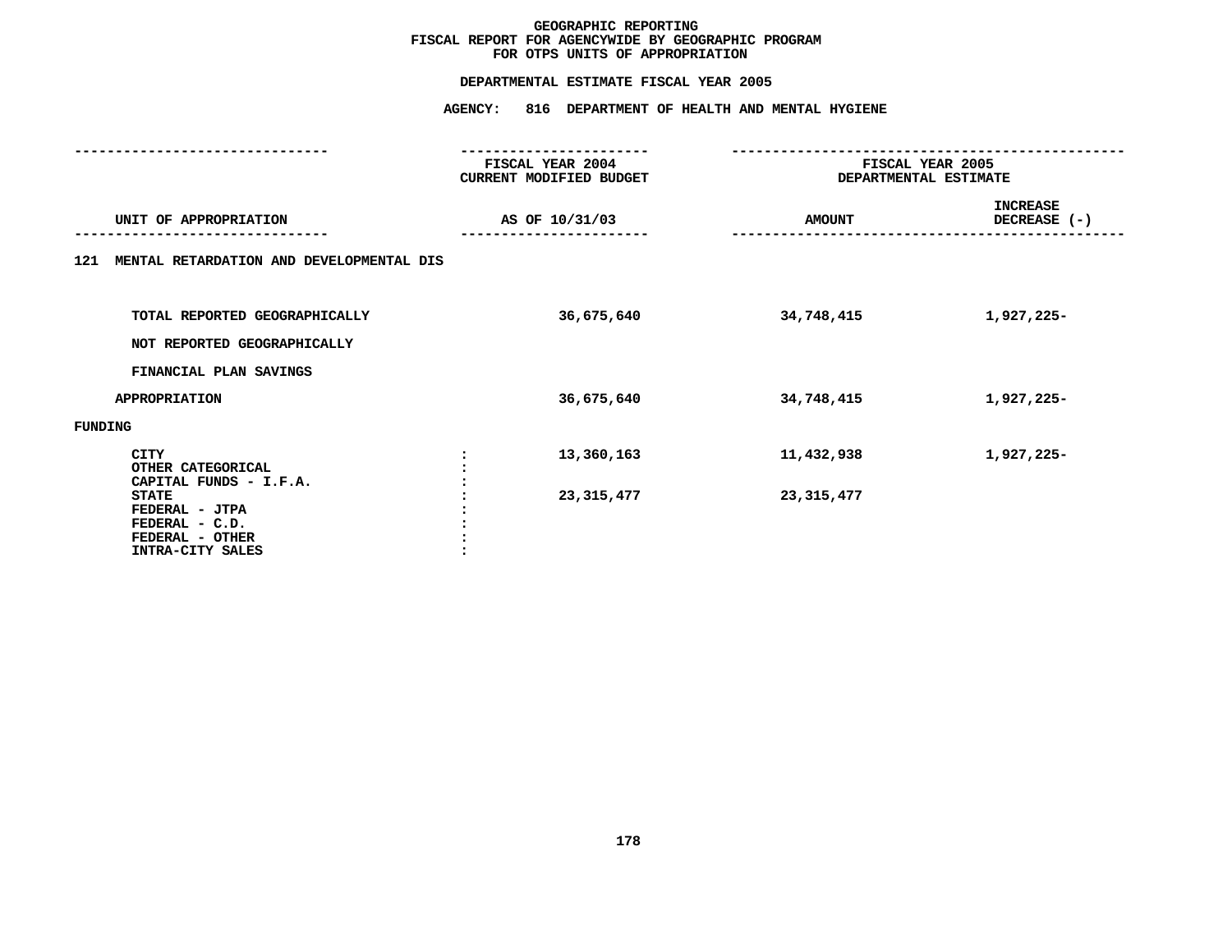# GEOGRAPHIC REPORTING
## FISCAL REPORT FOR AGENCYWIDE BY GEOGRAPHIC PROGRAM
## FOR OTPS UNITS OF APPROPRIATION

### DEPARTMENTAL ESTIMATE FISCAL YEAR 2005

### AGENCY: 816 DEPARTMENT OF HEALTH AND MENTAL HYGIENE

| UNIT OF APPROPRIATION | FISCAL YEAR 2004 CURRENT MODIFIED BUDGET AS OF 10/31/03 | FISCAL YEAR 2005 DEPARTMENTAL ESTIMATE AMOUNT | INCREASE DECREASE (-) |
|---|---|---|---|
| **121 MENTAL RETARDATION AND DEVELOPMENTAL DIS** | | | |
| TOTAL REPORTED GEOGRAPHICALLY | 36,675,640 | 34,748,415 | 1,927,225- |
| NOT REPORTED GEOGRAPHICALLY | | | |
| FINANCIAL PLAN SAVINGS | | | |
| APPROPRIATION | 36,675,640 | 34,748,415 | 1,927,225- |
| **FUNDING** | | | |
| CITY | 13,360,163 | 11,432,938 | 1,927,225- |
| OTHER CATEGORICAL | | | |
| CAPITAL FUNDS - I.F.A. | | | |
| STATE | 23,315,477 | 23,315,477 | |
| FEDERAL - JTPA | | | |
| FEDERAL - C.D. | | | |
| FEDERAL - OTHER | | | |
| INTRA-CITY SALES | | | |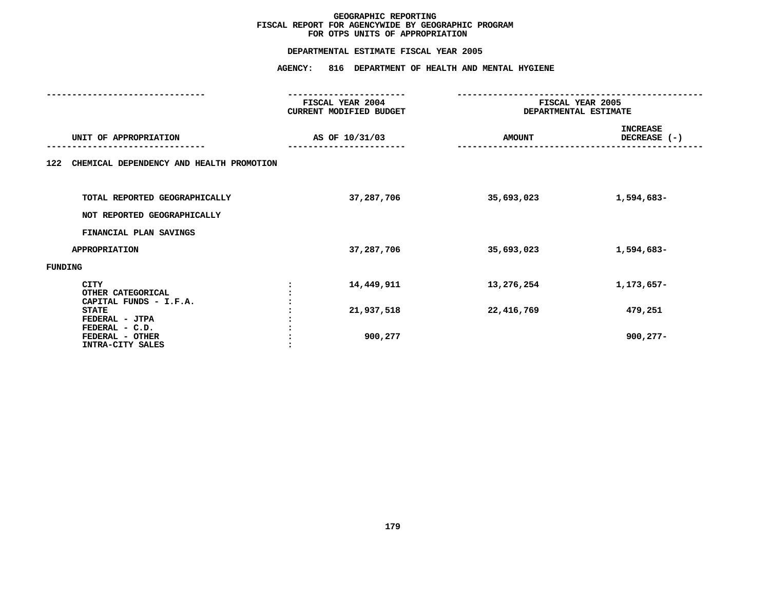# GEOGRAPHIC REPORTING
## FISCAL REPORT FOR AGENCYWIDE BY GEOGRAPHIC PROGRAM
## FOR OTPS UNITS OF APPROPRIATION

### DEPARTMENTAL ESTIMATE FISCAL YEAR 2005

### AGENCY: 816 DEPARTMENT OF HEALTH AND MENTAL HYGIENE

| UNIT OF APPROPRIATION | | FISCAL YEAR 2004 CURRENT MODIFIED BUDGET AS OF 10/31/03 | FISCAL YEAR 2005 DEPARTMENTAL ESTIMATE AMOUNT | INCREASE DECREASE (-) |
|---|---|---|---|---|
| 122 CHEMICAL DEPENDENCY AND HEALTH PROMOTION | | | | |
| TOTAL REPORTED GEOGRAPHICALLY | | 37,287,706 | 35,693,023 | 1,594,683- |
| NOT REPORTED GEOGRAPHICALLY | | | | |
| FINANCIAL PLAN SAVINGS | | | | |
| APPROPRIATION | | 37,287,706 | 35,693,023 | 1,594,683- |
| FUNDING | | | | |
| CITY | : | 14,449,911 | 13,276,254 | 1,173,657- |
| OTHER CATEGORICAL | : | | | |
| CAPITAL FUNDS - I.F.A. | : | | | |
| STATE | : | 21,937,518 | 22,416,769 | 479,251 |
| FEDERAL - JTPA | : | | | |
| FEDERAL - C.D. | : | | | |
| FEDERAL - OTHER | : | 900,277 | | 900,277- |
| INTRA-CITY SALES | : | | | |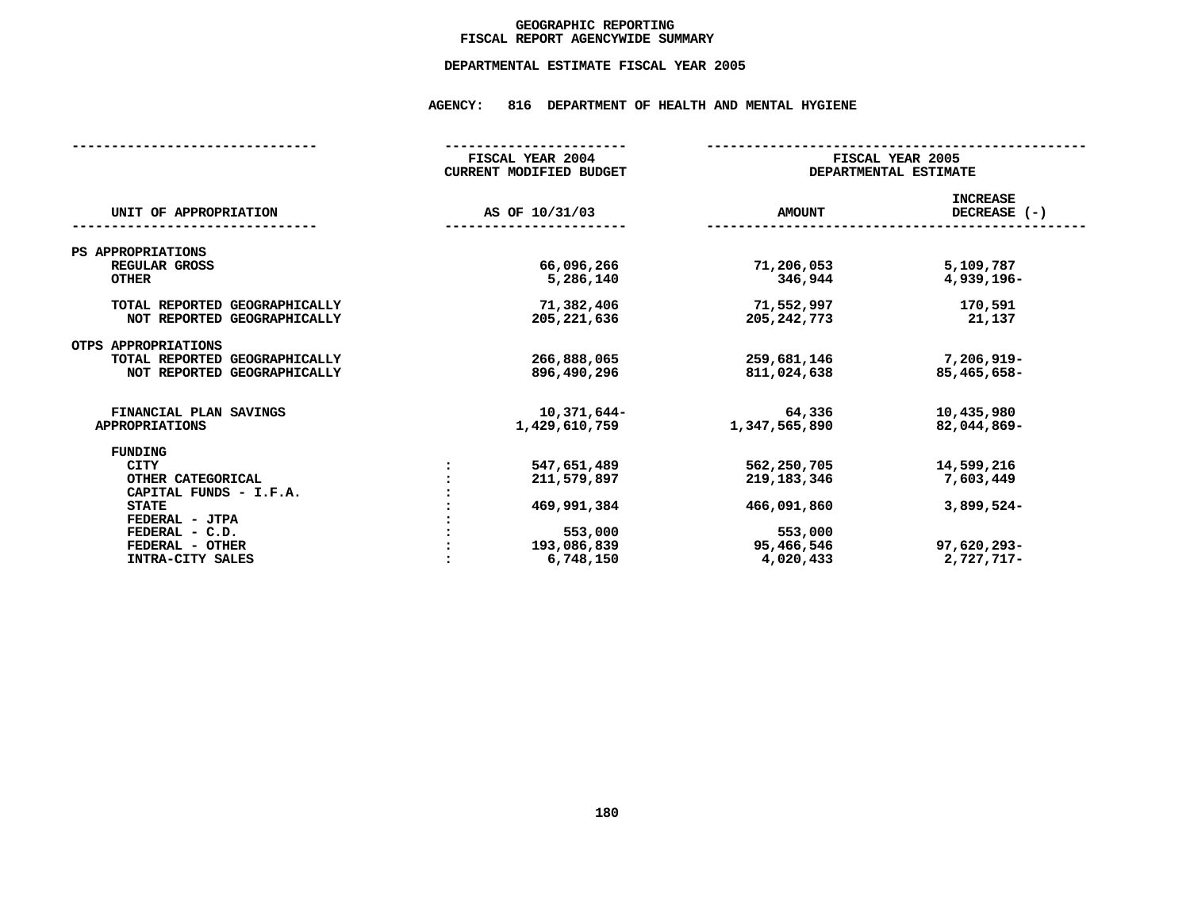# GEOGRAPHIC REPORTING
## FISCAL REPORT AGENCYWIDE SUMMARY

### DEPARTMENTAL ESTIMATE FISCAL YEAR 2005

### AGENCY: 816 DEPARTMENT OF HEALTH AND MENTAL HYGIENE

| UNIT OF APPROPRIATION | | FISCAL YEAR 2004 CURRENT MODIFIED BUDGET AS OF 10/31/03 | FISCAL YEAR 2005 DEPARTMENTAL ESTIMATE AMOUNT | INCREASE DECREASE (-) |
|---|---|---|---|---|
| PS APPROPRIATIONS | | | | |
| REGULAR GROSS | | 66,096,266 | 71,206,053 | 5,109,787 |
| OTHER | | 5,286,140 | 346,944 | 4,939,196- |
| TOTAL REPORTED GEOGRAPHICALLY | | 71,382,406 | 71,552,997 | 170,591 |
| NOT REPORTED GEOGRAPHICALLY | | 205,221,636 | 205,242,773 | 21,137 |
| OTPS APPROPRIATIONS | | | | |
| TOTAL REPORTED GEOGRAPHICALLY | | 266,888,065 | 259,681,146 | 7,206,919- |
| NOT REPORTED GEOGRAPHICALLY | | 896,490,296 | 811,024,638 | 85,465,658- |
| FINANCIAL PLAN SAVINGS | | 10,371,644- | 64,336 | 10,435,980 |
| APPROPRIATIONS | | 1,429,610,759 | 1,347,565,890 | 82,044,869- |
| FUNDING | | | | |
| CITY | : | 547,651,489 | 562,250,705 | 14,599,216 |
| OTHER CATEGORICAL | : | 211,579,897 | 219,183,346 | 7,603,449 |
| CAPITAL FUNDS - I.F.A. | : | | | |
| STATE | : | 469,991,384 | 466,091,860 | 3,899,524- |
| FEDERAL - JTPA | : | | | |
| FEDERAL - C.D. | : | 553,000 | 553,000 | |
| FEDERAL - OTHER | : | 193,086,839 | 95,466,546 | 97,620,293- |
| INTRA-CITY SALES | : | 6,748,150 | 4,020,433 | 2,727,717- |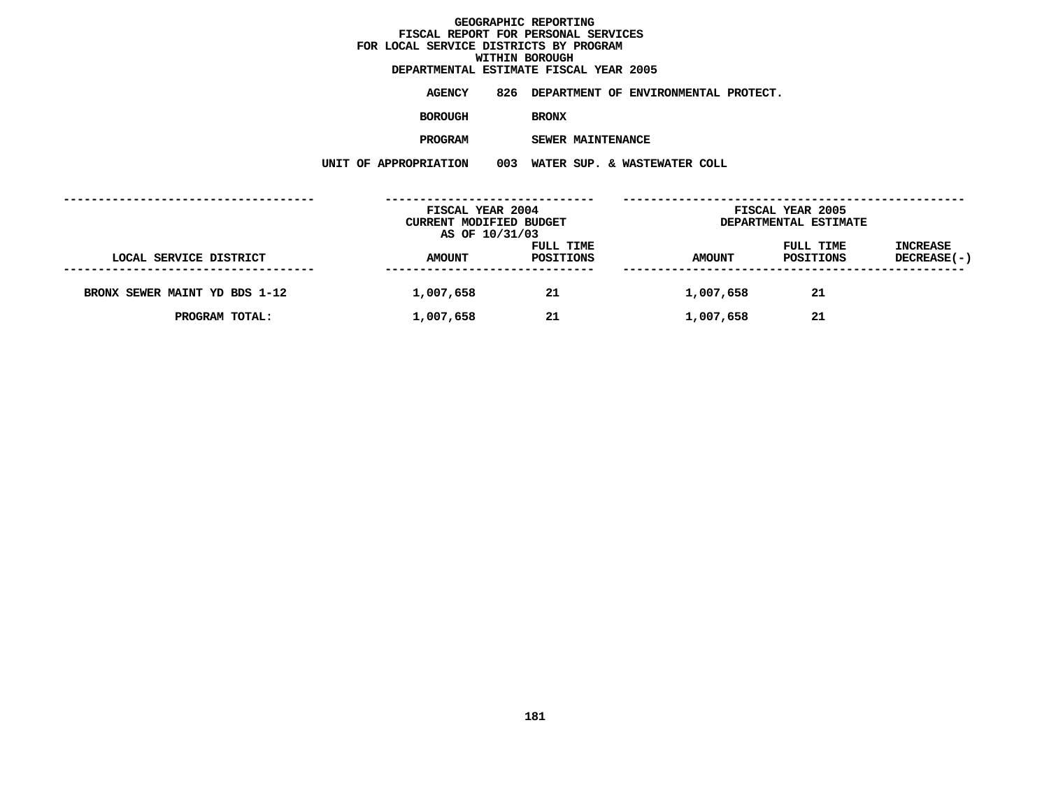# GEOGRAPHIC REPORTING
## FISCAL REPORT FOR PERSONAL SERVICES
## FOR LOCAL SERVICE DISTRICTS BY PROGRAM
## WITHIN BOROUGH
## DEPARTMENTAL ESTIMATE FISCAL YEAR 2005

**AGENCY** 826 DEPARTMENT OF ENVIRONMENTAL PROTECT.

**BOROUGH** BRONX

**PROGRAM** SEWER MAINTENANCE

**UNIT OF APPROPRIATION** 003 WATER SUP. & WASTEWATER COLL

| | FISCAL YEAR 2004 CURRENT MODIFIED BUDGET AS OF 10/31/03 | | FISCAL YEAR 2005 DEPARTMENTAL ESTIMATE | | |
|---|---|---|---|---|---|
| LOCAL SERVICE DISTRICT | AMOUNT | FULL TIME POSITIONS | AMOUNT | FULL TIME POSITIONS | INCREASE DECREASE(-) |
| BRONX SEWER MAINT YD BDS 1-12 | 1,007,658 | 21 | 1,007,658 | 21 | |
| PROGRAM TOTAL: | 1,007,658 | 21 | 1,007,658 | 21 | |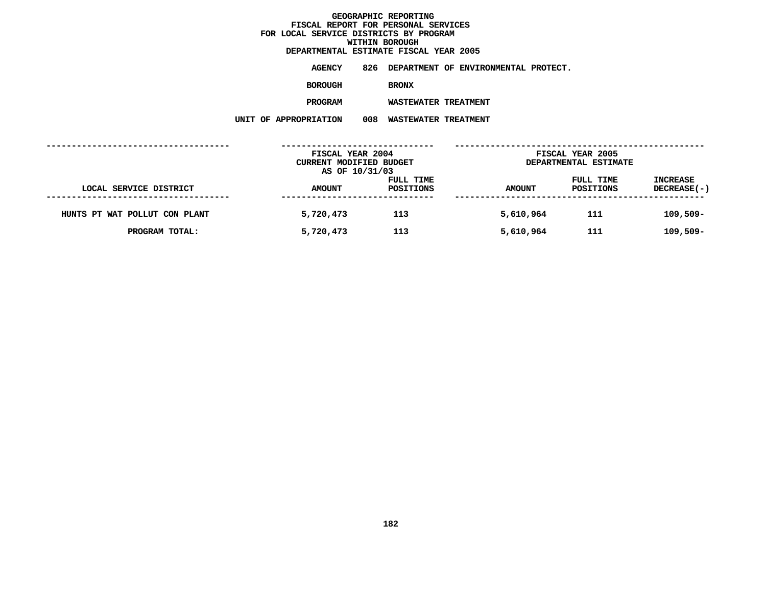# GEOGRAPHIC REPORTING
## FISCAL REPORT FOR PERSONAL SERVICES
## FOR LOCAL SERVICE DISTRICTS BY PROGRAM
## WITHIN BOROUGH
## DEPARTMENTAL ESTIMATE FISCAL YEAR 2005

**AGENCY** 826 DEPARTMENT OF ENVIRONMENTAL PROTECT.

**BOROUGH** BRONX

**PROGRAM** WASTEWATER TREATMENT

**UNIT OF APPROPRIATION** 008 WASTEWATER TREATMENT

| LOCAL SERVICE DISTRICT | FISCAL YEAR 2004 CURRENT MODIFIED BUDGET AS OF 10/31/03 AMOUNT | FULL TIME POSITIONS | FISCAL YEAR 2005 DEPARTMENTAL ESTIMATE AMOUNT | FULL TIME POSITIONS | INCREASE DECREASE(-) |
|---|---|---|---|---|---|
| HUNTS PT WAT POLLUT CON PLANT | 5,720,473 | 113 | 5,610,964 | 111 | 109,509- |
| PROGRAM TOTAL: | 5,720,473 | 113 | 5,610,964 | 111 | 109,509- |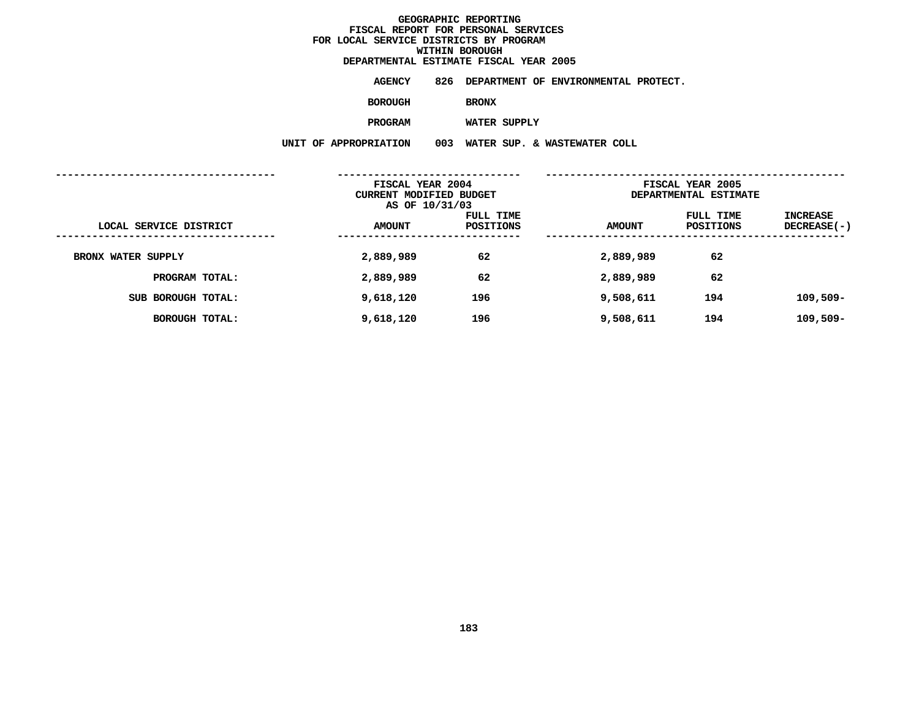# GEOGRAPHIC REPORTING
## FISCAL REPORT FOR PERSONAL SERVICES
## FOR LOCAL SERVICE DISTRICTS BY PROGRAM
## WITHIN BOROUGH
## DEPARTMENTAL ESTIMATE FISCAL YEAR 2005

**AGENCY** 826 DEPARTMENT OF ENVIRONMENTAL PROTECT.

**BOROUGH** BRONX

**PROGRAM** WATER SUPPLY

**UNIT OF APPROPRIATION** 003 WATER SUP. & WASTEWATER COLL

| | FISCAL YEAR 2004 CURRENT MODIFIED BUDGET AS OF 10/31/03 | | FISCAL YEAR 2005 DEPARTMENTAL ESTIMATE | | |
|---|---|---|---|---|---|
| LOCAL SERVICE DISTRICT | AMOUNT | FULL TIME POSITIONS | AMOUNT | FULL TIME POSITIONS | INCREASE DECREASE(-) |
| BRONX WATER SUPPLY | 2,889,989 | 62 | 2,889,989 | 62 | |
| PROGRAM TOTAL: | 2,889,989 | 62 | 2,889,989 | 62 | |
| SUB BOROUGH TOTAL: | 9,618,120 | 196 | 9,508,611 | 194 | 109,509- |
| BOROUGH TOTAL: | 9,618,120 | 196 | 9,508,611 | 194 | 109,509- |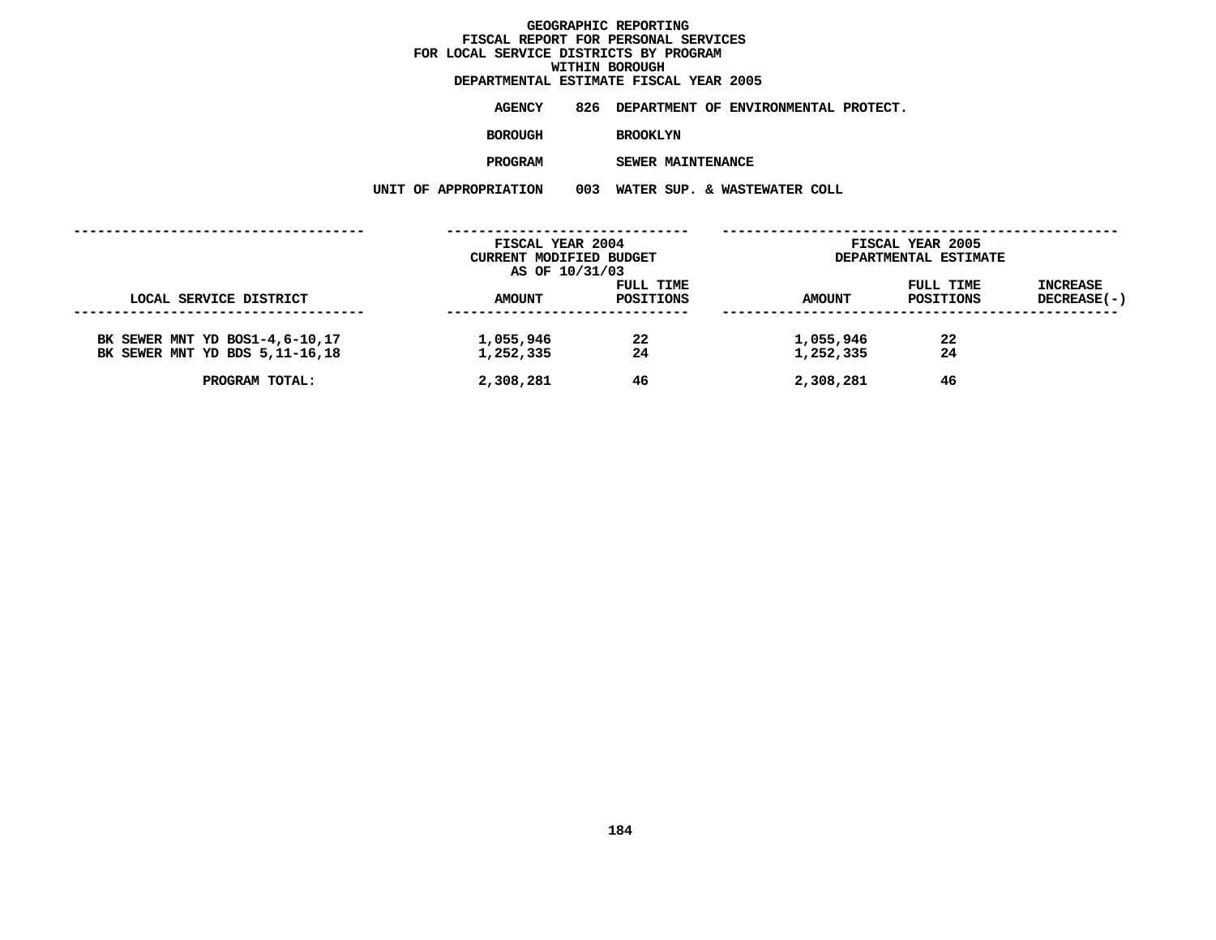# GEOGRAPHIC REPORTING
## FISCAL REPORT FOR PERSONAL SERVICES
## FOR LOCAL SERVICE DISTRICTS BY PROGRAM
## WITHIN BOROUGH
## DEPARTMENTAL ESTIMATE FISCAL YEAR 2005

**AGENCY** 826 DEPARTMENT OF ENVIRONMENTAL PROTECT.

**BOROUGH** BROOKLYN

**PROGRAM** SEWER MAINTENANCE

**UNIT OF APPROPRIATION** 003 WATER SUP. & WASTEWATER COLL

| LOCAL SERVICE DISTRICT | FISCAL YEAR 2004 CURRENT MODIFIED BUDGET AS OF 10/31/03 AMOUNT | FULL TIME POSITIONS | FISCAL YEAR 2005 DEPARTMENTAL ESTIMATE AMOUNT | FULL TIME POSITIONS | INCREASE DECREASE(-) |
|---|---|---|---|---|---|
| BK SEWER MNT YD BOS1-4,6-10,17 | 1,055,946 | 22 | 1,055,946 | 22 | |
| BK SEWER MNT YD BDS 5,11-16,18 | 1,252,335 | 24 | 1,252,335 | 24 | |
| PROGRAM TOTAL: | 2,308,281 | 46 | 2,308,281 | 46 | |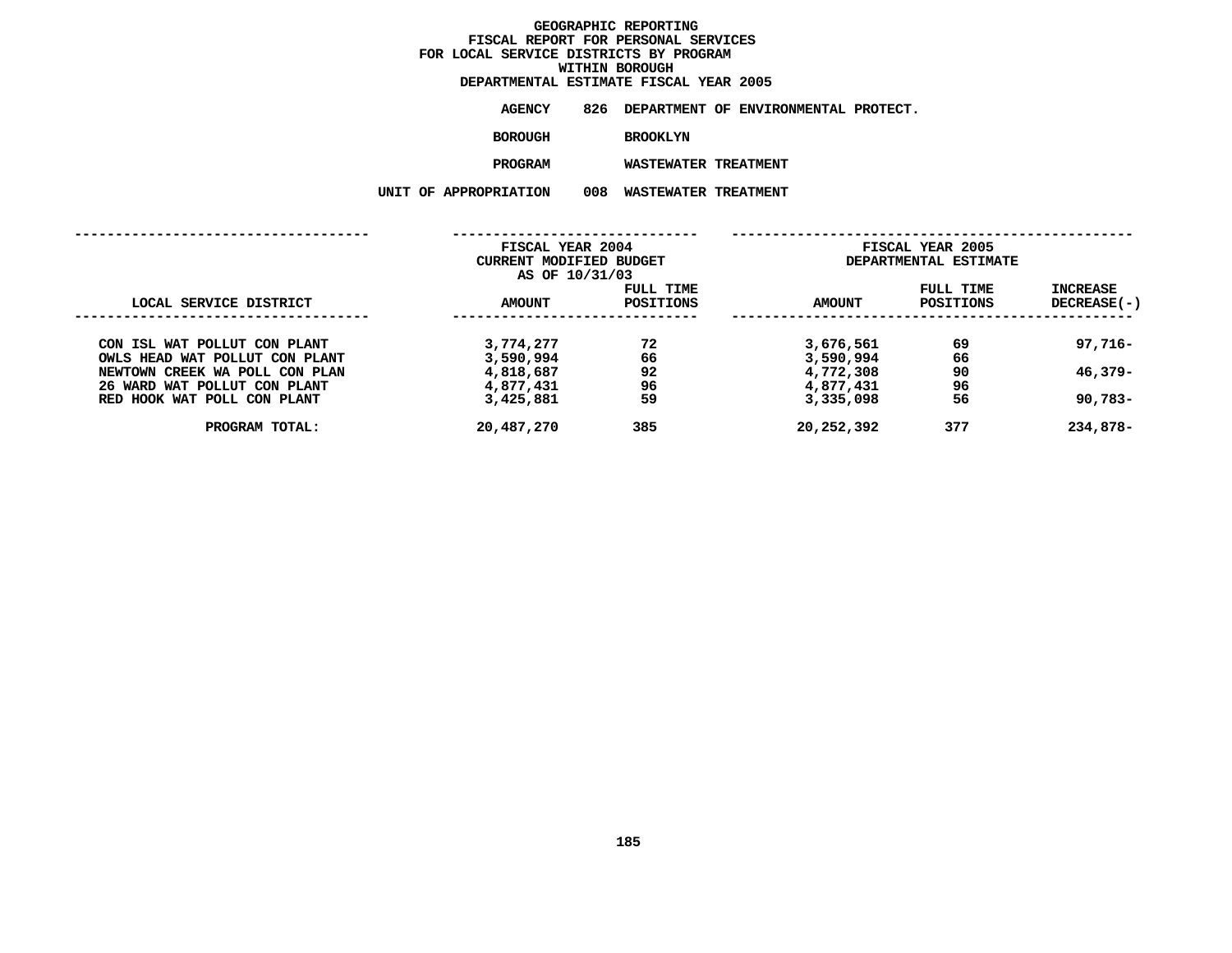# GEOGRAPHIC REPORTING
## FISCAL REPORT FOR PERSONAL SERVICES
## FOR LOCAL SERVICE DISTRICTS BY PROGRAM
## WITHIN BOROUGH
## DEPARTMENTAL ESTIMATE FISCAL YEAR 2005

**AGENCY** 826 DEPARTMENT OF ENVIRONMENTAL PROTECT.

**BOROUGH** BROOKLYN

**PROGRAM** WASTEWATER TREATMENT

**UNIT OF APPROPRIATION** 008 WASTEWATER TREATMENT

| | FISCAL YEAR 2004 CURRENT MODIFIED BUDGET AS OF 10/31/03 | | FISCAL YEAR 2005 DEPARTMENTAL ESTIMATE | | |
|---|---|---|---|---|---|
| LOCAL SERVICE DISTRICT | AMOUNT | FULL TIME POSITIONS | AMOUNT | FULL TIME POSITIONS | INCREASE DECREASE(-) |
| CON ISL WAT POLLUT CON PLANT | 3,774,277 | 72 | 3,676,561 | 69 | 97,716- |
| OWLS HEAD WAT POLLUT CON PLANT | 3,590,994 | 66 | 3,590,994 | 66 | |
| NEWTOWN CREEK WA POLL CON PLAN | 4,818,687 | 92 | 4,772,308 | 90 | 46,379- |
| 26 WARD WAT POLLUT CON PLANT | 4,877,431 | 96 | 4,877,431 | 96 | |
| RED HOOK WAT POLL CON PLANT | 3,425,881 | 59 | 3,335,098 | 56 | 90,783- |
| PROGRAM TOTAL: | 20,487,270 | 385 | 20,252,392 | 377 | 234,878- |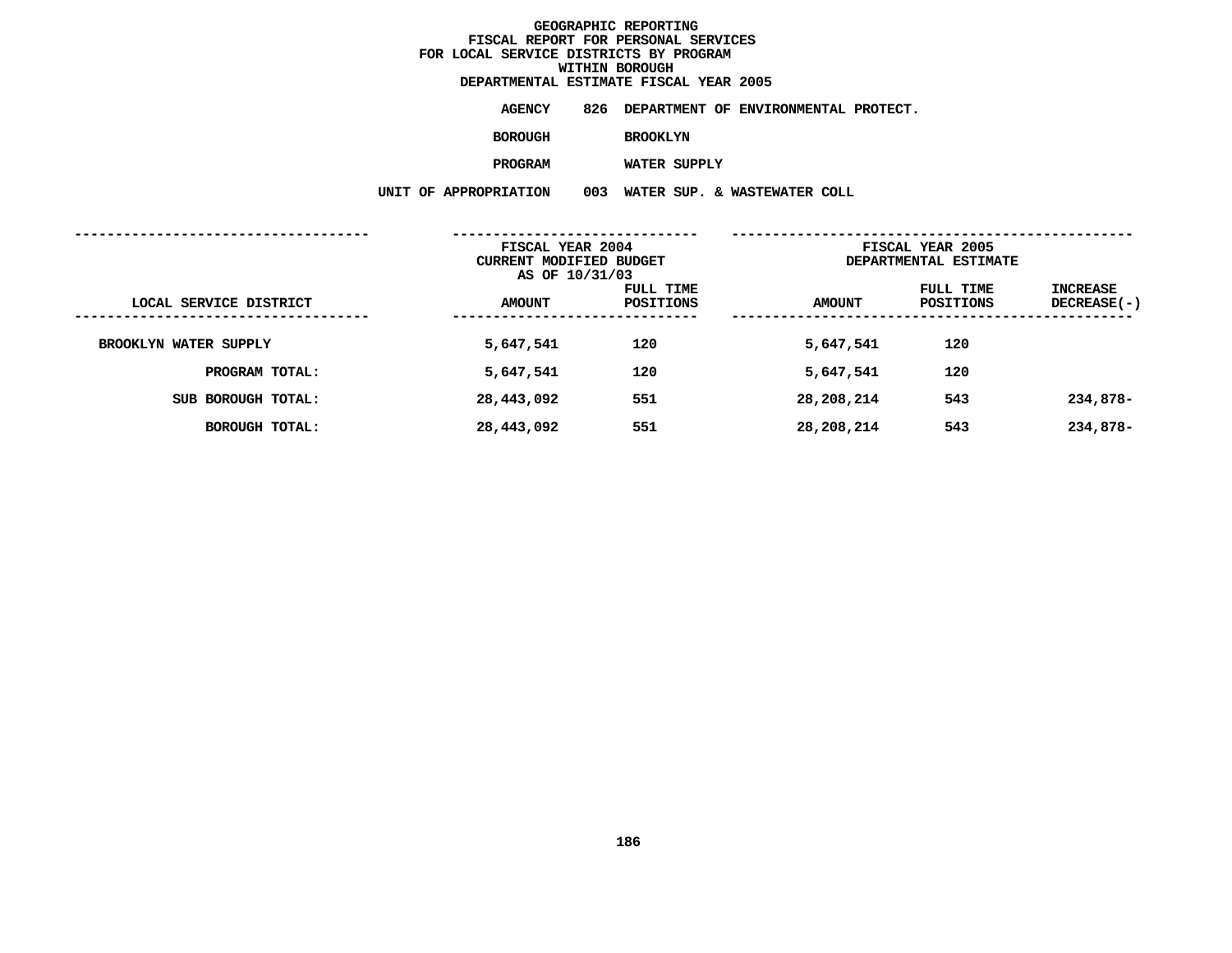# GEOGRAPHIC REPORTING
## FISCAL REPORT FOR PERSONAL SERVICES
## FOR LOCAL SERVICE DISTRICTS BY PROGRAM
## WITHIN BOROUGH
## DEPARTMENTAL ESTIMATE FISCAL YEAR 2005

**AGENCY** 826 DEPARTMENT OF ENVIRONMENTAL PROTECT.

**BOROUGH** BROOKLYN

**PROGRAM** WATER SUPPLY

**UNIT OF APPROPRIATION** 003 WATER SUP. & WASTEWATER COLL

| LOCAL SERVICE DISTRICT | FISCAL YEAR 2004 CURRENT MODIFIED BUDGET AS OF 10/31/03 | | FISCAL YEAR 2005 DEPARTMENTAL ESTIMATE | | |
|---|---|---|---|---|---|
| | AMOUNT | FULL TIME POSITIONS | AMOUNT | FULL TIME POSITIONS | INCREASE DECREASE(-) |
| BROOKLYN WATER SUPPLY | 5,647,541 | 120 | 5,647,541 | 120 | |
| PROGRAM TOTAL: | 5,647,541 | 120 | 5,647,541 | 120 | |
| SUB BOROUGH TOTAL: | 28,443,092 | 551 | 28,208,214 | 543 | 234,878- |
| BOROUGH TOTAL: | 28,443,092 | 551 | 28,208,214 | 543 | 234,878- |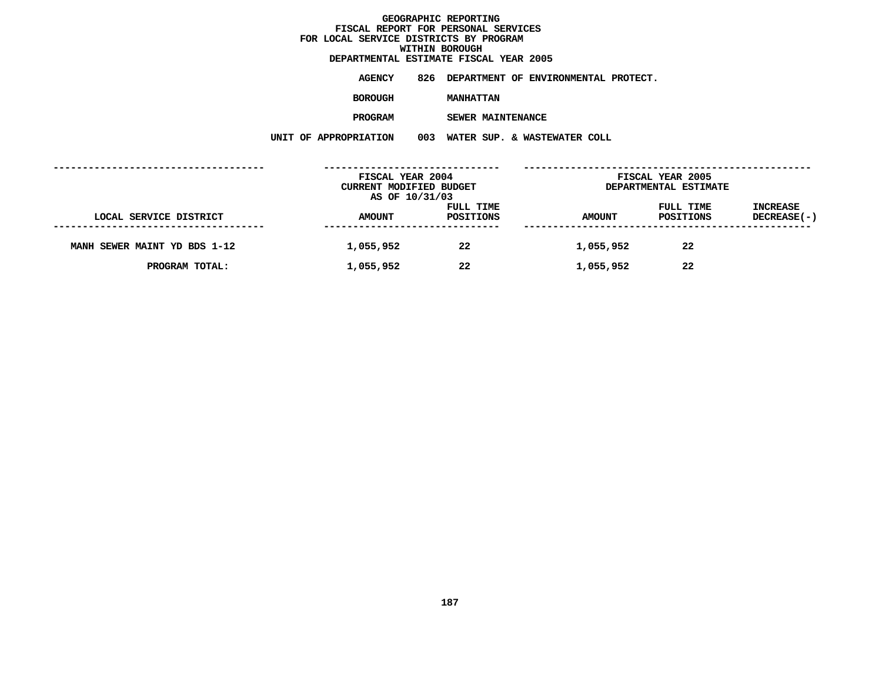# GEOGRAPHIC REPORTING
## FISCAL REPORT FOR PERSONAL SERVICES
## FOR LOCAL SERVICE DISTRICTS BY PROGRAM
## WITHIN BOROUGH
## DEPARTMENTAL ESTIMATE FISCAL YEAR 2005

**AGENCY** 826 DEPARTMENT OF ENVIRONMENTAL PROTECT.

**BOROUGH** MANHATTAN

**PROGRAM** SEWER MAINTENANCE

**UNIT OF APPROPRIATION** 003 WATER SUP. & WASTEWATER COLL

| LOCAL SERVICE DISTRICT | FISCAL YEAR 2004 CURRENT MODIFIED BUDGET AS OF 10/31/03 AMOUNT | FULL TIME POSITIONS | FISCAL YEAR 2005 DEPARTMENTAL ESTIMATE AMOUNT | FULL TIME POSITIONS | INCREASE DECREASE(-) |
|---|---|---|---|---|---|
| MANH SEWER MAINT YD BDS 1-12 | 1,055,952 | 22 | 1,055,952 | 22 | |
| PROGRAM TOTAL: | 1,055,952 | 22 | 1,055,952 | 22 | |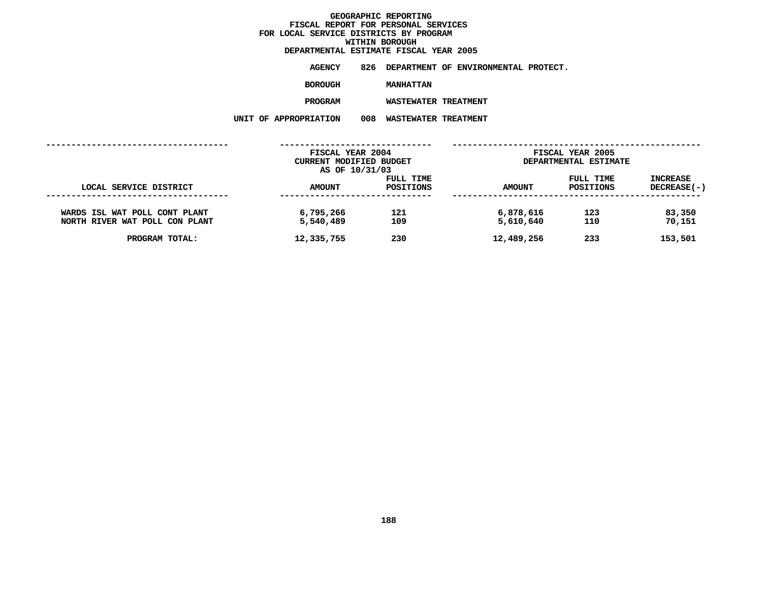# GEOGRAPHIC REPORTING
## FISCAL REPORT FOR PERSONAL SERVICES
## FOR LOCAL SERVICE DISTRICTS BY PROGRAM
## WITHIN BOROUGH
## DEPARTMENTAL ESTIMATE FISCAL YEAR 2005

**AGENCY** 826 DEPARTMENT OF ENVIRONMENTAL PROTECT.

**BOROUGH** MANHATTAN

**PROGRAM** WASTEWATER TREATMENT

**UNIT OF APPROPRIATION** 008 WASTEWATER TREATMENT

| | FISCAL YEAR 2004 CURRENT MODIFIED BUDGET AS OF 10/31/03 | | FISCAL YEAR 2005 DEPARTMENTAL ESTIMATE | | |
|---|---|---|---|---|---|
| LOCAL SERVICE DISTRICT | AMOUNT | FULL TIME POSITIONS | AMOUNT | FULL TIME POSITIONS | INCREASE DECREASE(-) |
| WARDS ISL WAT POLL CONT PLANT | 6,795,266 | 121 | 6,878,616 | 123 | 83,350 |
| NORTH RIVER WAT POLL CON PLANT | 5,540,489 | 109 | 5,610,640 | 110 | 70,151 |
| PROGRAM TOTAL: | 12,335,755 | 230 | 12,489,256 | 233 | 153,501 |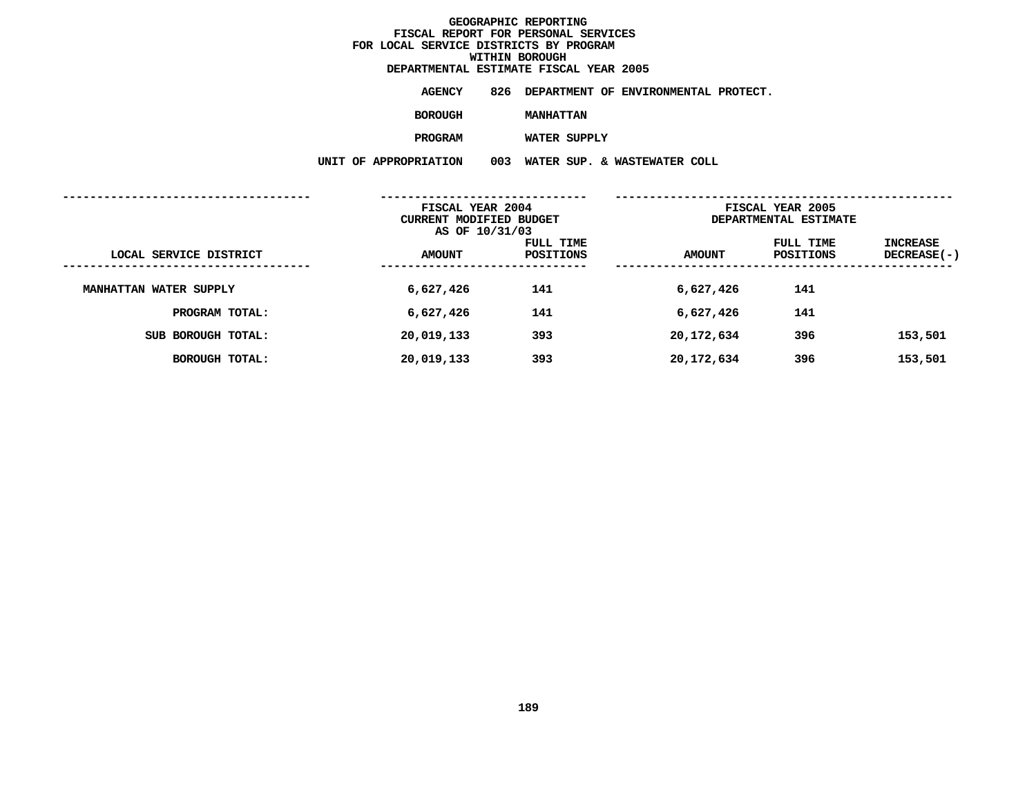GEOGRAPHIC REPORTING
FISCAL REPORT FOR PERSONAL SERVICES
FOR LOCAL SERVICE DISTRICTS BY PROGRAM
WITHIN BOROUGH
DEPARTMENTAL ESTIMATE FISCAL YEAR 2005

**AGENCY** 826 DEPARTMENT OF ENVIRONMENTAL PROTECT.

**BOROUGH** MANHATTAN

**PROGRAM** WATER SUPPLY

**UNIT OF APPROPRIATION** 003 WATER SUP. & WASTEWATER COLL

| LOCAL SERVICE DISTRICT | FISCAL YEAR 2004 CURRENT MODIFIED BUDGET AS OF 10/31/03 AMOUNT | FULL TIME POSITIONS | FISCAL YEAR 2005 DEPARTMENTAL ESTIMATE AMOUNT | FULL TIME POSITIONS | INCREASE DECREASE(-) |
|---|---|---|---|---|---|
| MANHATTAN WATER SUPPLY | 6,627,426 | 141 | 6,627,426 | 141 | |
| PROGRAM TOTAL: | 6,627,426 | 141 | 6,627,426 | 141 | |
| SUB BOROUGH TOTAL: | 20,019,133 | 393 | 20,172,634 | 396 | 153,501 |
| BOROUGH TOTAL: | 20,019,133 | 393 | 20,172,634 | 396 | 153,501 |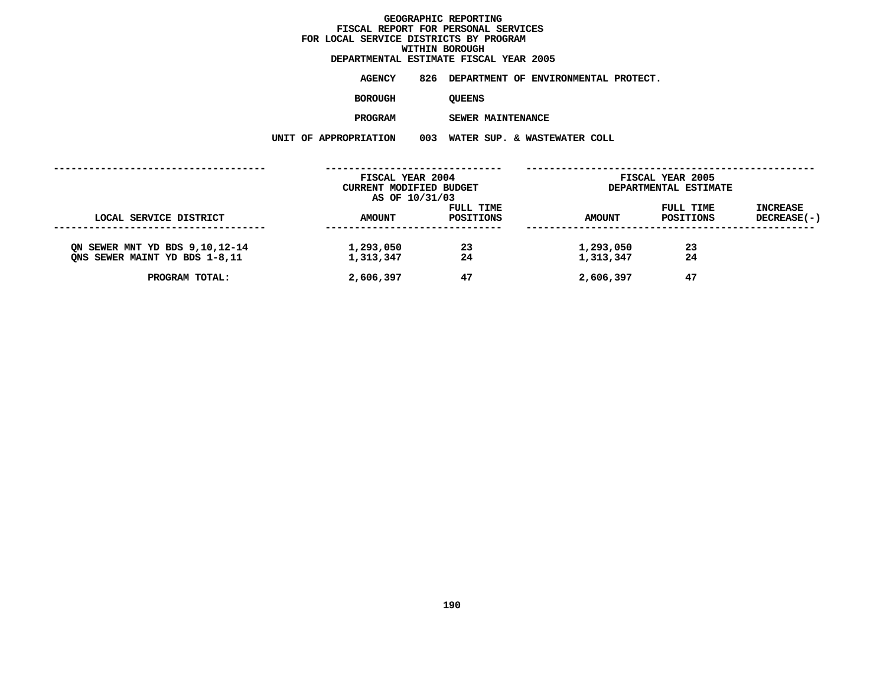# GEOGRAPHIC REPORTING
## FISCAL REPORT FOR PERSONAL SERVICES FOR LOCAL SERVICE DISTRICTS BY PROGRAM WITHIN BOROUGH
## DEPARTMENTAL ESTIMATE FISCAL YEAR 2005

**AGENCY** 826 DEPARTMENT OF ENVIRONMENTAL PROTECT.

**BOROUGH** QUEENS

**PROGRAM** SEWER MAINTENANCE

**UNIT OF APPROPRIATION** 003 WATER SUP. & WASTEWATER COLL

| | FISCAL YEAR 2004 CURRENT MODIFIED BUDGET AS OF 10/31/03 | | FISCAL YEAR 2005 DEPARTMENTAL ESTIMATE | | |
|---|---|---|---|---|---|
| LOCAL SERVICE DISTRICT | AMOUNT | FULL TIME POSITIONS | AMOUNT | FULL TIME POSITIONS | INCREASE DECREASE(-) |
| QN SEWER MNT YD BDS 9,10,12-14 | 1,293,050 | 23 | 1,293,050 | 23 | |
| QNS SEWER MAINT YD BDS 1-8,11 | 1,313,347 | 24 | 1,313,347 | 24 | |
| PROGRAM TOTAL: | 2,606,397 | 47 | 2,606,397 | 47 | |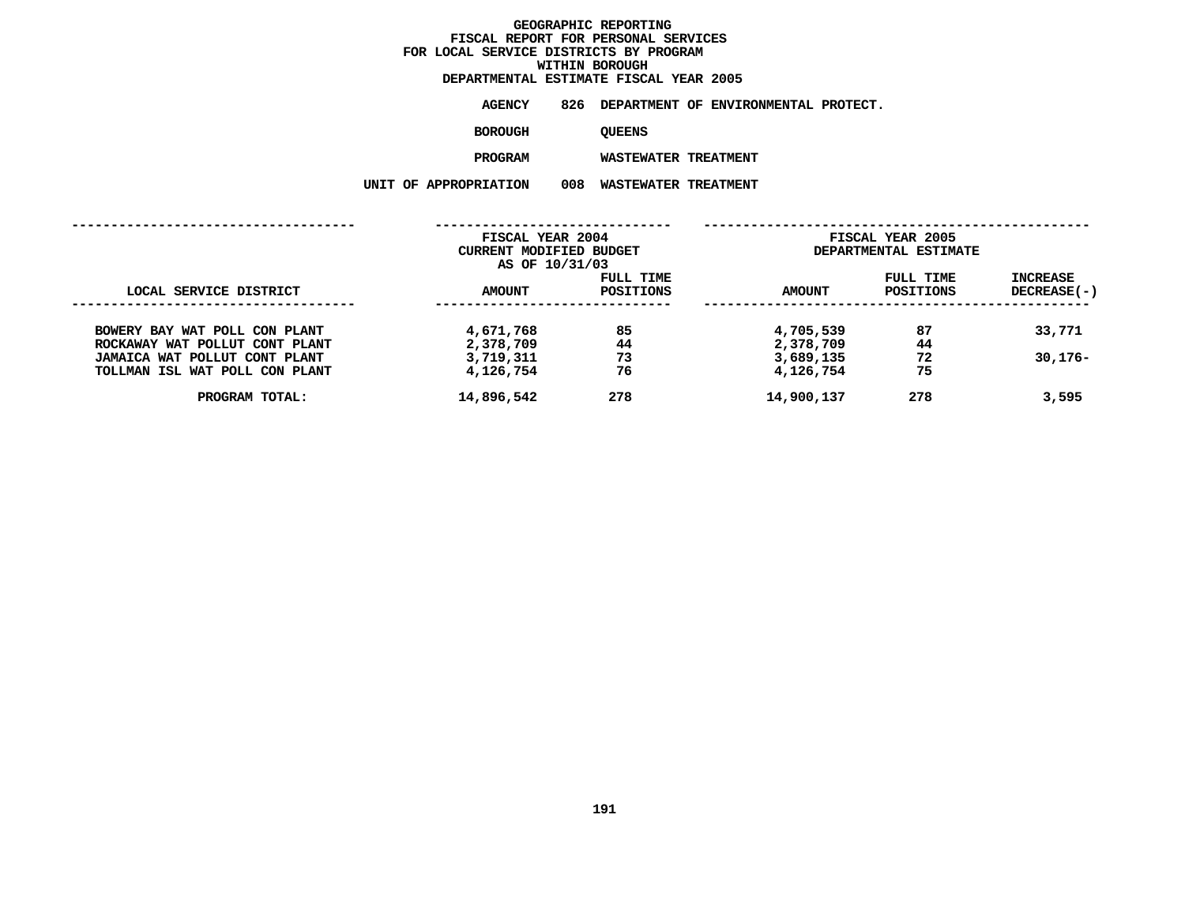# GEOGRAPHIC REPORTING
## FISCAL REPORT FOR PERSONAL SERVICES
## FOR LOCAL SERVICE DISTRICTS BY PROGRAM
## WITHIN BOROUGH
## DEPARTMENTAL ESTIMATE FISCAL YEAR 2005

**AGENCY** 826 DEPARTMENT OF ENVIRONMENTAL PROTECT.

**BOROUGH** QUEENS

**PROGRAM** WASTEWATER TREATMENT

**UNIT OF APPROPRIATION** 008 WASTEWATER TREATMENT

| | FISCAL YEAR 2004 CURRENT MODIFIED BUDGET AS OF 10/31/03 | | FISCAL YEAR 2005 DEPARTMENTAL ESTIMATE | | |
|---|---|---|---|---|---|
| LOCAL SERVICE DISTRICT | AMOUNT | FULL TIME POSITIONS | AMOUNT | FULL TIME POSITIONS | INCREASE DECREASE(-) |
| BOWERY BAY WAT POLL CON PLANT | 4,671,768 | 85 | 4,705,539 | 87 | 33,771 |
| ROCKAWAY WAT POLLUT CONT PLANT | 2,378,709 | 44 | 2,378,709 | 44 | |
| JAMAICA WAT POLLUT CONT PLANT | 3,719,311 | 73 | 3,689,135 | 72 | 30,176- |
| TOLLMAN ISL WAT POLL CON PLANT | 4,126,754 | 76 | 4,126,754 | 75 | |
| PROGRAM TOTAL: | 14,896,542 | 278 | 14,900,137 | 278 | 3,595 |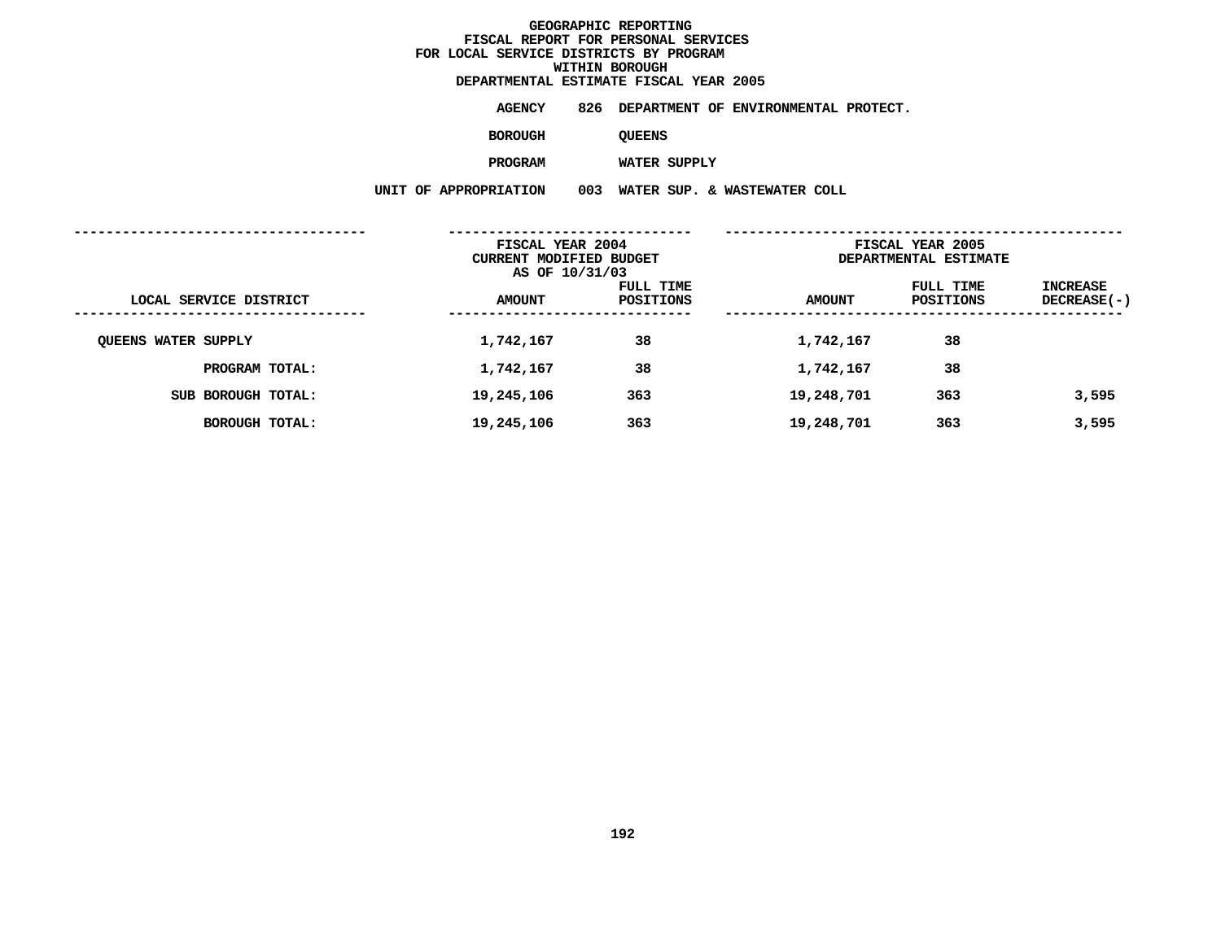# GEOGRAPHIC REPORTING
## FISCAL REPORT FOR PERSONAL SERVICES
## FOR LOCAL SERVICE DISTRICTS BY PROGRAM
## WITHIN BOROUGH
## DEPARTMENTAL ESTIMATE FISCAL YEAR 2005

**AGENCY** 826 DEPARTMENT OF ENVIRONMENTAL PROTECT.

**BOROUGH** QUEENS

**PROGRAM** WATER SUPPLY

**UNIT OF APPROPRIATION** 003 WATER SUP. & WASTEWATER COLL

| LOCAL SERVICE DISTRICT | FISCAL YEAR 2004 CURRENT MODIFIED BUDGET AS OF 10/31/03 | | FISCAL YEAR 2005 DEPARTMENTAL ESTIMATE | | |
|---|---|---|---|---|---|
| | AMOUNT | FULL TIME POSITIONS | AMOUNT | FULL TIME POSITIONS | INCREASE DECREASE(-) |
| QUEENS WATER SUPPLY | 1,742,167 | 38 | 1,742,167 | 38 | |
| PROGRAM TOTAL: | 1,742,167 | 38 | 1,742,167 | 38 | |
| SUB BOROUGH TOTAL: | 19,245,106 | 363 | 19,248,701 | 363 | 3,595 |
| BOROUGH TOTAL: | 19,245,106 | 363 | 19,248,701 | 363 | 3,595 |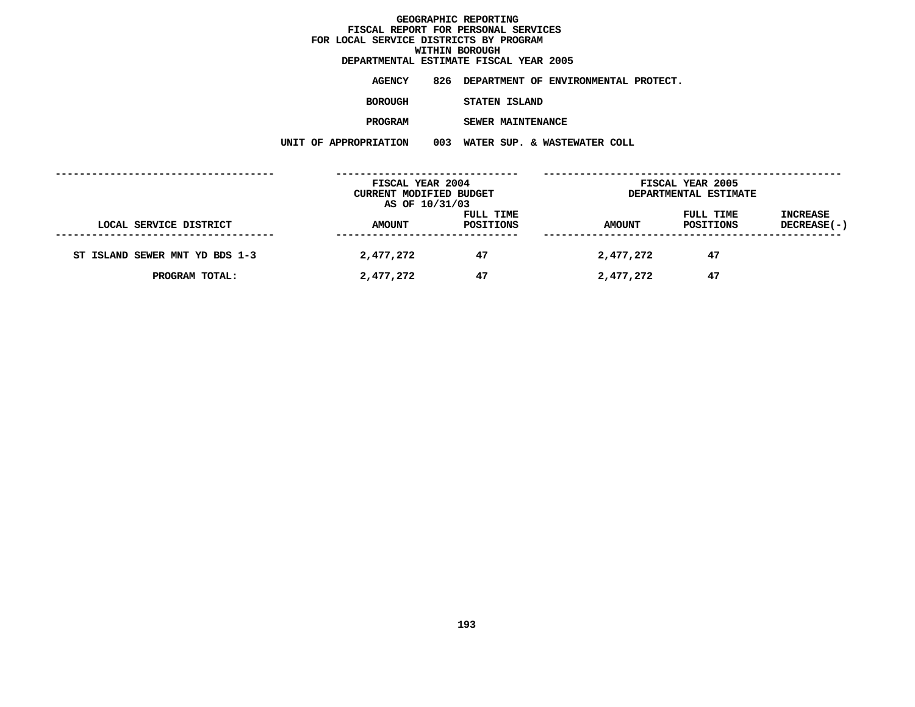# GEOGRAPHIC REPORTING
## FISCAL REPORT FOR PERSONAL SERVICES
## FOR LOCAL SERVICE DISTRICTS BY PROGRAM
## WITHIN BOROUGH
## DEPARTMENTAL ESTIMATE FISCAL YEAR 2005

**AGENCY** 826 DEPARTMENT OF ENVIRONMENTAL PROTECT.

**BOROUGH** STATEN ISLAND

**PROGRAM** SEWER MAINTENANCE

**UNIT OF APPROPRIATION** 003 WATER SUP. & WASTEWATER COLL

| LOCAL SERVICE DISTRICT | FISCAL YEAR 2004 CURRENT MODIFIED BUDGET AS OF 10/31/03 AMOUNT | FULL TIME POSITIONS | FISCAL YEAR 2005 DEPARTMENTAL ESTIMATE AMOUNT | FULL TIME POSITIONS | INCREASE DECREASE(-) |
|---|---|---|---|---|---|
| ST ISLAND SEWER MNT YD BDS 1-3 | 2,477,272 | 47 | 2,477,272 | 47 | |
| PROGRAM TOTAL: | 2,477,272 | 47 | 2,477,272 | 47 | |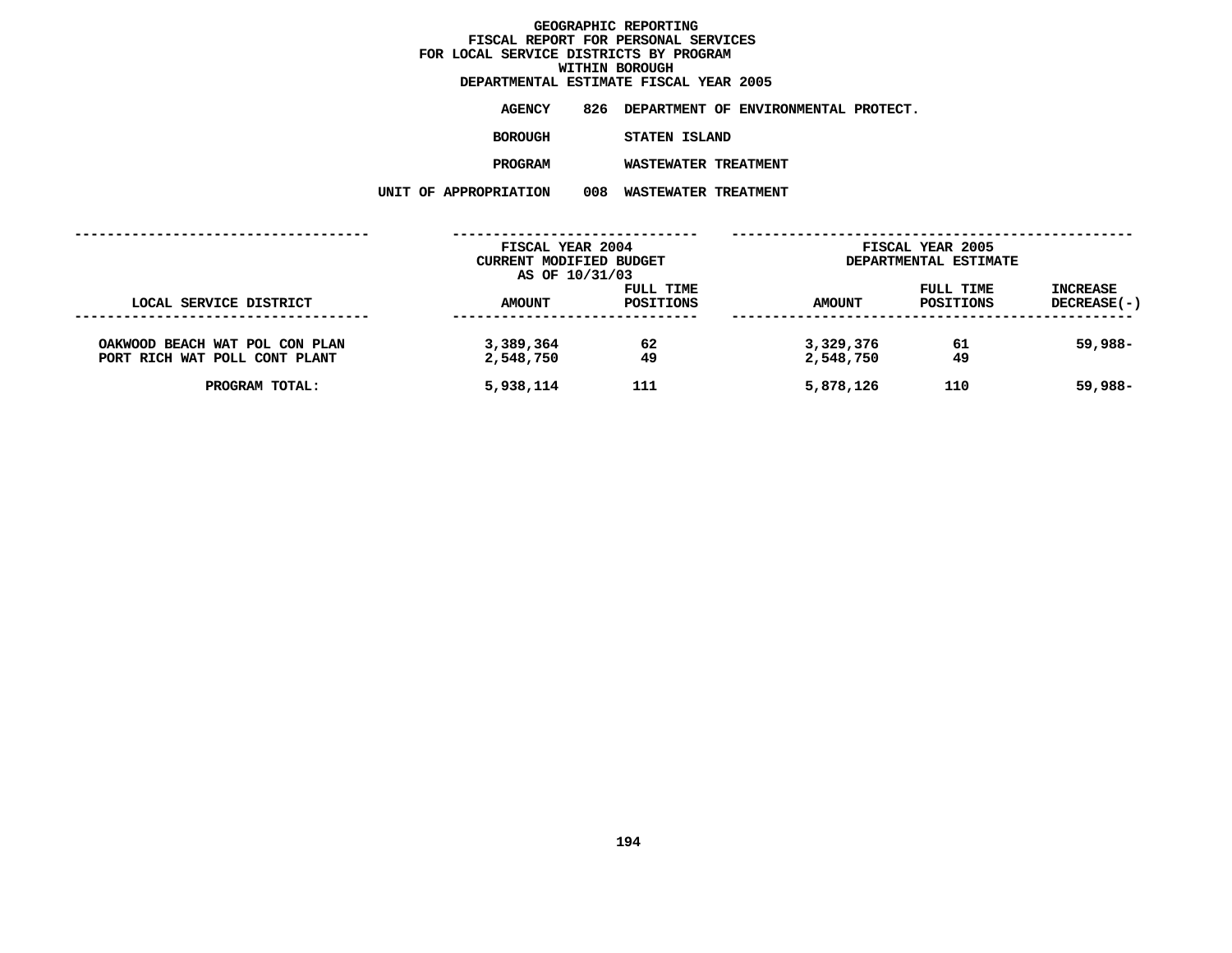**GEOGRAPHIC REPORTING**
**FISCAL REPORT FOR PERSONAL SERVICES**
**FOR LOCAL SERVICE DISTRICTS BY PROGRAM**
**WITHIN BOROUGH**
**DEPARTMENTAL ESTIMATE FISCAL YEAR 2005**

**AGENCY** 826 DEPARTMENT OF ENVIRONMENTAL PROTECT.

**BOROUGH** STATEN ISLAND

**PROGRAM** WASTEWATER TREATMENT

**UNIT OF APPROPRIATION** 008 WASTEWATER TREATMENT

| LOCAL SERVICE DISTRICT | FISCAL YEAR 2004 CURRENT MODIFIED BUDGET AS OF 10/31/03 AMOUNT | FULL TIME POSITIONS | FISCAL YEAR 2005 DEPARTMENTAL ESTIMATE AMOUNT | FULL TIME POSITIONS | INCREASE DECREASE(-) |
|---|---|---|---|---|---|
| OAKWOOD BEACH WAT POL CON PLAN | 3,389,364 | 62 | 3,329,376 | 61 | 59,988- |
| PORT RICH WAT POLL CONT PLANT | 2,548,750 | 49 | 2,548,750 | 49 | |
| PROGRAM TOTAL: | 5,938,114 | 111 | 5,878,126 | 110 | 59,988- |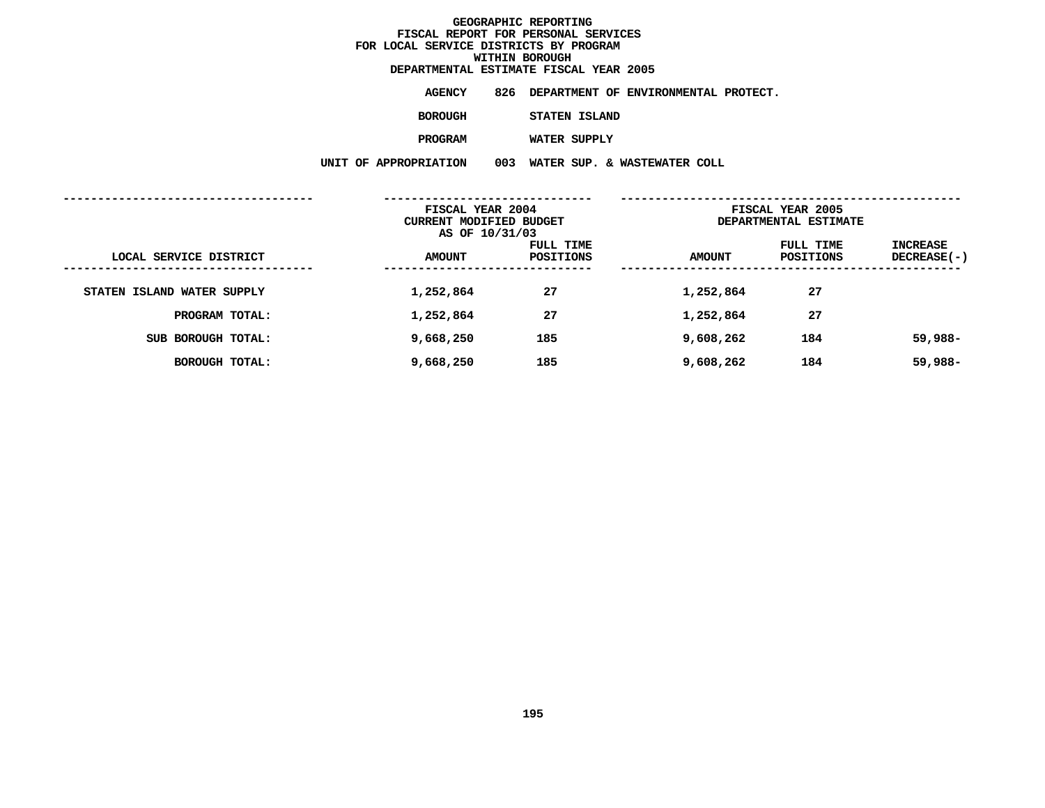# GEOGRAPHIC REPORTING
## FISCAL REPORT FOR PERSONAL SERVICES
## FOR LOCAL SERVICE DISTRICTS BY PROGRAM
## WITHIN BOROUGH
## DEPARTMENTAL ESTIMATE FISCAL YEAR 2005

**AGENCY** 826 DEPARTMENT OF ENVIRONMENTAL PROTECT.

**BOROUGH** STATEN ISLAND

**PROGRAM** WATER SUPPLY

**UNIT OF APPROPRIATION** 003 WATER SUP. & WASTEWATER COLL

| LOCAL SERVICE DISTRICT | FISCAL YEAR 2004 CURRENT MODIFIED BUDGET AS OF 10/31/03 AMOUNT | FULL TIME POSITIONS | FISCAL YEAR 2005 DEPARTMENTAL ESTIMATE AMOUNT | FULL TIME POSITIONS | INCREASE DECREASE(-) |
|---|---|---|---|---|---|
| STATEN ISLAND WATER SUPPLY | 1,252,864 | 27 | 1,252,864 | 27 | |
| PROGRAM TOTAL: | 1,252,864 | 27 | 1,252,864 | 27 | |
| SUB BOROUGH TOTAL: | 9,668,250 | 185 | 9,608,262 | 184 | 59,988- |
| BOROUGH TOTAL: | 9,668,250 | 185 | 9,608,262 | 184 | 59,988- |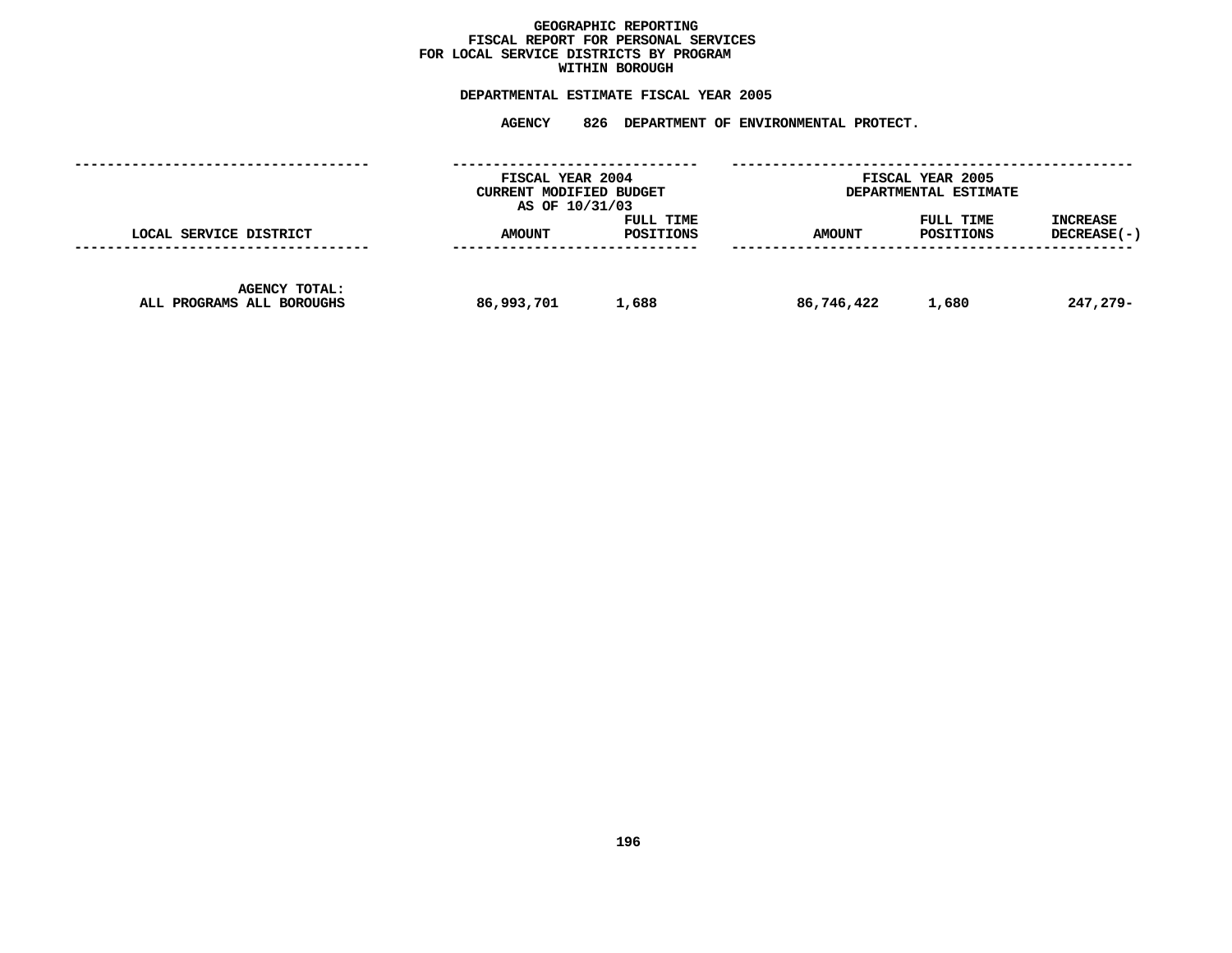# GEOGRAPHIC REPORTING
## FISCAL REPORT FOR PERSONAL SERVICES
## FOR LOCAL SERVICE DISTRICTS BY PROGRAM
## WITHIN BOROUGH

**DEPARTMENTAL ESTIMATE FISCAL YEAR 2005**

**AGENCY 826 DEPARTMENT OF ENVIRONMENTAL PROTECT.**

| | FISCAL YEAR 2004 CURRENT MODIFIED BUDGET AS OF 10/31/03 | | FISCAL YEAR 2005 DEPARTMENTAL ESTIMATE | | |
|---|---|---|---|---|---|
| LOCAL SERVICE DISTRICT | AMOUNT | FULL TIME POSITIONS | AMOUNT | FULL TIME POSITIONS | INCREASE DECREASE(-) |
| AGENCY TOTAL: ALL PROGRAMS ALL BOROUGHS | 86,993,701 | 1,688 | 86,746,422 | 1,680 | 247,279- |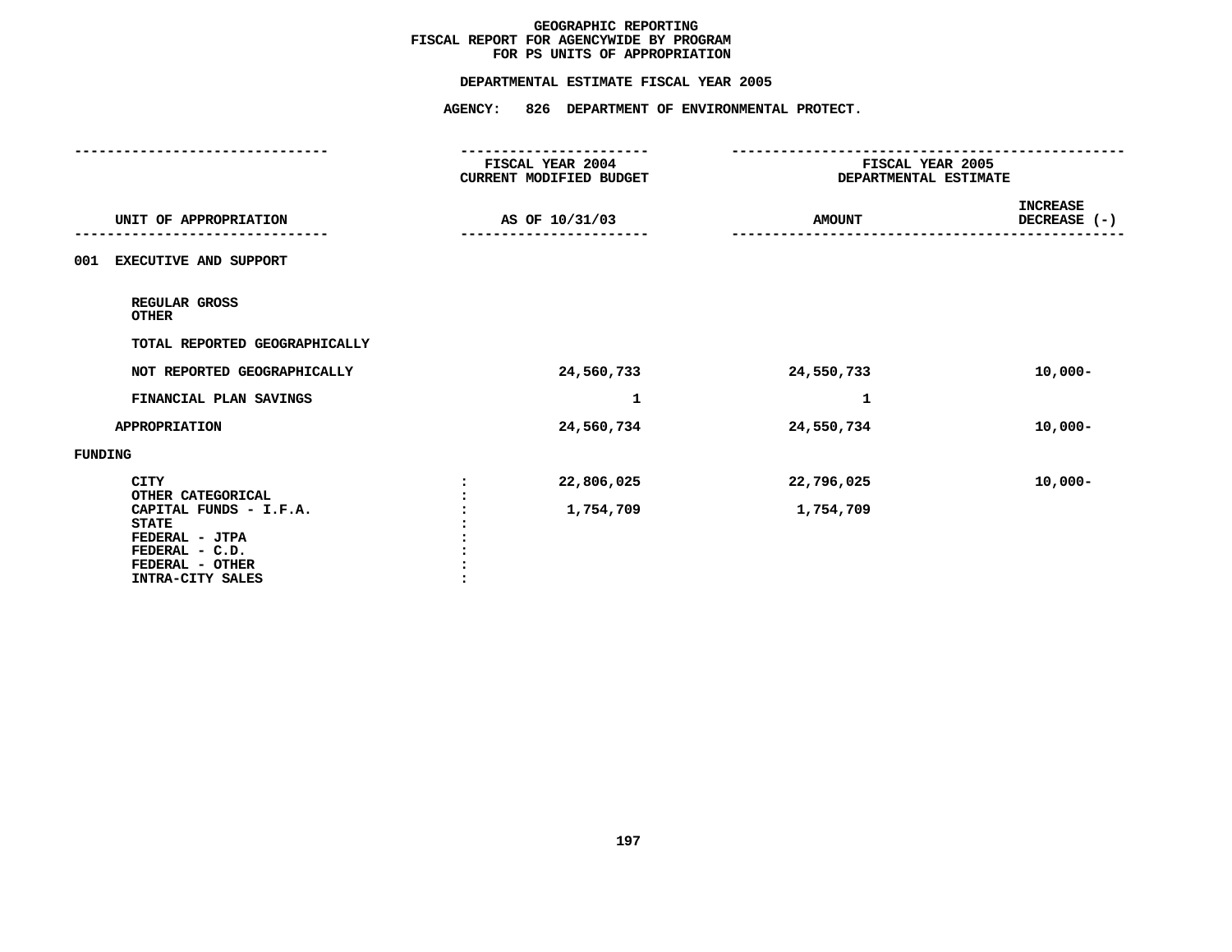# GEOGRAPHIC REPORTING
## FISCAL REPORT FOR AGENCYWIDE BY PROGRAM
## FOR PS UNITS OF APPROPRIATION

### DEPARTMENTAL ESTIMATE FISCAL YEAR 2005

### AGENCY: 826 DEPARTMENT OF ENVIRONMENTAL PROTECT.

| UNIT OF APPROPRIATION | | FISCAL YEAR 2004 CURRENT MODIFIED BUDGET AS OF 10/31/03 | FISCAL YEAR 2005 DEPARTMENTAL ESTIMATE AMOUNT | INCREASE DECREASE (-) |
|---|---|---|---|---|
| **001 EXECUTIVE AND SUPPORT** | | | | |
| REGULAR GROSS | | | | |
| OTHER | | | | |
| TOTAL REPORTED GEOGRAPHICALLY | | | | |
| NOT REPORTED GEOGRAPHICALLY | | 24,560,733 | 24,550,733 | 10,000- |
| FINANCIAL PLAN SAVINGS | | 1 | 1 | |
| APPROPRIATION | | 24,560,734 | 24,550,734 | 10,000- |
| **FUNDING** | | | | |
| CITY | : | 22,806,025 | 22,796,025 | 10,000- |
| OTHER CATEGORICAL | : | | | |
| CAPITAL FUNDS - I.F.A. | : | 1,754,709 | 1,754,709 | |
| STATE | : | | | |
| FEDERAL - JTPA | : | | | |
| FEDERAL - C.D. | : | | | |
| FEDERAL - OTHER | : | | | |
| INTRA-CITY SALES | : | | | |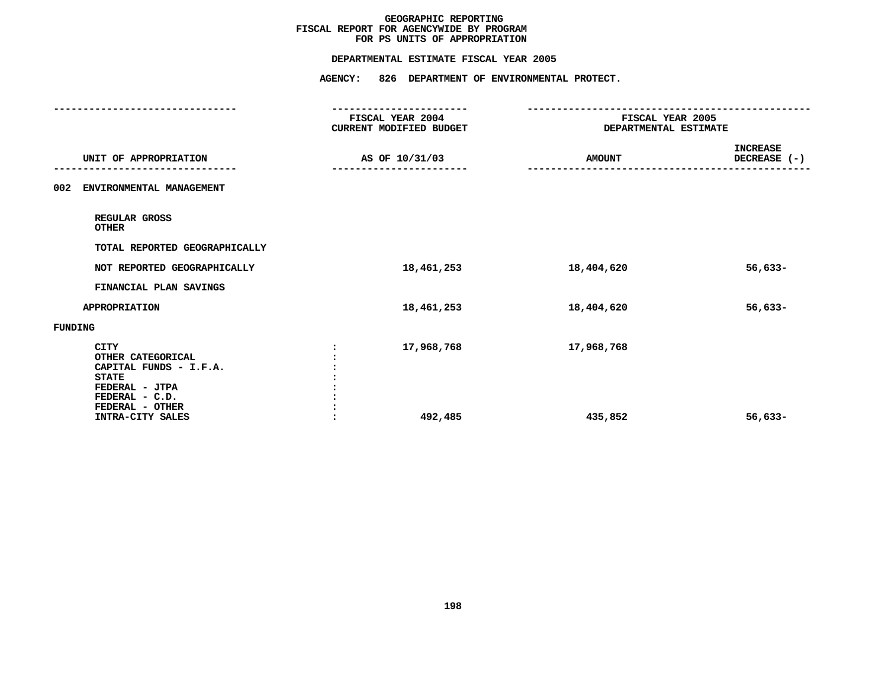# GEOGRAPHIC REPORTING
## FISCAL REPORT FOR AGENCYWIDE BY PROGRAM
## FOR PS UNITS OF APPROPRIATION

### DEPARTMENTAL ESTIMATE FISCAL YEAR 2005

### AGENCY: 826 DEPARTMENT OF ENVIRONMENTAL PROTECT.

| UNIT OF APPROPRIATION | | FISCAL YEAR 2004 CURRENT MODIFIED BUDGET AS OF 10/31/03 | FISCAL YEAR 2005 DEPARTMENTAL ESTIMATE AMOUNT | INCREASE DECREASE (-) |
|---|---|---|---|---|
| 002 ENVIRONMENTAL MANAGEMENT | | | | |
| REGULAR GROSS | | | | |
| OTHER | | | | |
| TOTAL REPORTED GEOGRAPHICALLY | | | | |
| NOT REPORTED GEOGRAPHICALLY | | 18,461,253 | 18,404,620 | 56,633- |
| FINANCIAL PLAN SAVINGS | | | | |
| APPROPRIATION | | 18,461,253 | 18,404,620 | 56,633- |
| FUNDING | | | | |
| CITY | : | 17,968,768 | 17,968,768 | |
| OTHER CATEGORICAL | : | | | |
| CAPITAL FUNDS - I.F.A. | : | | | |
| STATE | : | | | |
| FEDERAL - JTPA | : | | | |
| FEDERAL - C.D. | : | | | |
| FEDERAL - OTHER | : | | | |
| INTRA-CITY SALES | : | 492,485 | 435,852 | 56,633- |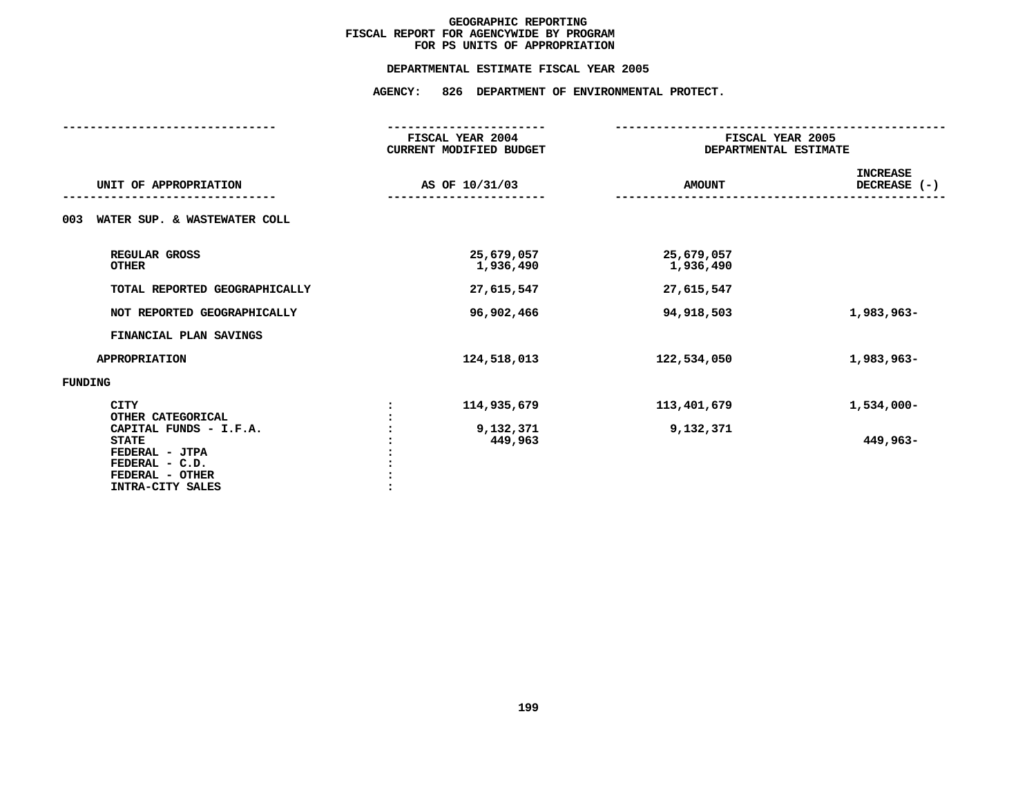# GEOGRAPHIC REPORTING
## FISCAL REPORT FOR AGENCYWIDE BY PROGRAM
## FOR PS UNITS OF APPROPRIATION

### DEPARTMENTAL ESTIMATE FISCAL YEAR 2005

### AGENCY: 826 DEPARTMENT OF ENVIRONMENTAL PROTECT.

| UNIT OF APPROPRIATION | | FISCAL YEAR 2004 CURRENT MODIFIED BUDGET AS OF 10/31/03 | FISCAL YEAR 2005 DEPARTMENTAL ESTIMATE AMOUNT | INCREASE DECREASE (-) |
|---|---|---|---|---|
| 003 WATER SUP. & WASTEWATER COLL | | | | |
| REGULAR GROSS | | 25,679,057 | 25,679,057 | |
| OTHER | | 1,936,490 | 1,936,490 | |
| TOTAL REPORTED GEOGRAPHICALLY | | 27,615,547 | 27,615,547 | |
| NOT REPORTED GEOGRAPHICALLY | | 96,902,466 | 94,918,503 | 1,983,963- |
| FINANCIAL PLAN SAVINGS | | | | |
| APPROPRIATION | | 124,518,013 | 122,534,050 | 1,983,963- |
| FUNDING | | | | |
| CITY | : | 114,935,679 | 113,401,679 | 1,534,000- |
| OTHER CATEGORICAL | : | | | |
| CAPITAL FUNDS - I.F.A. | : | 9,132,371 | 9,132,371 | |
| STATE | : | 449,963 | | 449,963- |
| FEDERAL - JTPA | : | | | |
| FEDERAL - C.D. | : | | | |
| FEDERAL - OTHER | : | | | |
| INTRA-CITY SALES | : | | | |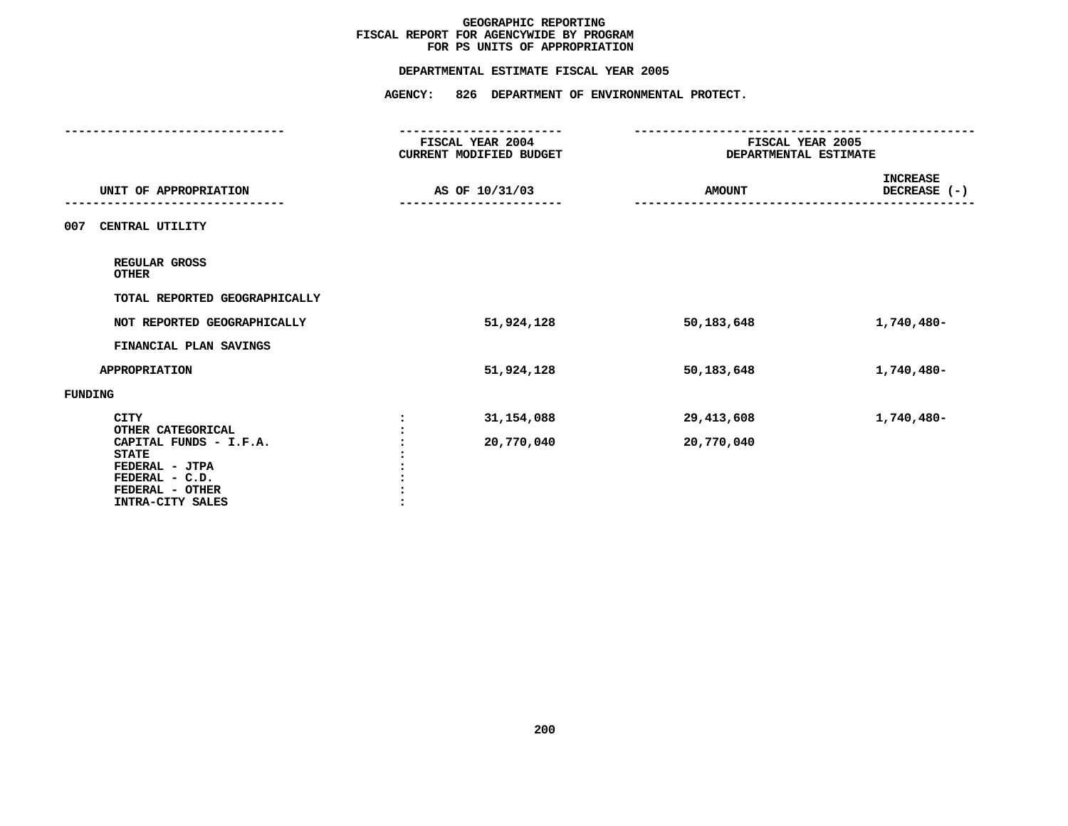**GEOGRAPHIC REPORTING**
**FISCAL REPORT FOR AGENCYWIDE BY PROGRAM**
**FOR PS UNITS OF APPROPRIATION**

**DEPARTMENTAL ESTIMATE FISCAL YEAR 2005**

**AGENCY: 826 DEPARTMENT OF ENVIRONMENTAL PROTECT.**

| UNIT OF APPROPRIATION | FISCAL YEAR 2004 CURRENT MODIFIED BUDGET AS OF 10/31/03 | FISCAL YEAR 2005 DEPARTMENTAL ESTIMATE AMOUNT | INCREASE DECREASE (-) |
|---|---|---|---|
| **007 CENTRAL UTILITY** | | | |
| REGULAR GROSS | | | |
| OTHER | | | |
| TOTAL REPORTED GEOGRAPHICALLY | | | |
| NOT REPORTED GEOGRAPHICALLY | 51,924,128 | 50,183,648 | 1,740,480- |
| FINANCIAL PLAN SAVINGS | | | |
| APPROPRIATION | 51,924,128 | 50,183,648 | 1,740,480- |
| **FUNDING** | | | |
| CITY | 31,154,088 | 29,413,608 | 1,740,480- |
| OTHER CATEGORICAL | | | |
| CAPITAL FUNDS - I.F.A. | 20,770,040 | 20,770,040 | |
| STATE | | | |
| FEDERAL - JTPA | | | |
| FEDERAL - C.D. | | | |
| FEDERAL - OTHER | | | |
| INTRA-CITY SALES | | | |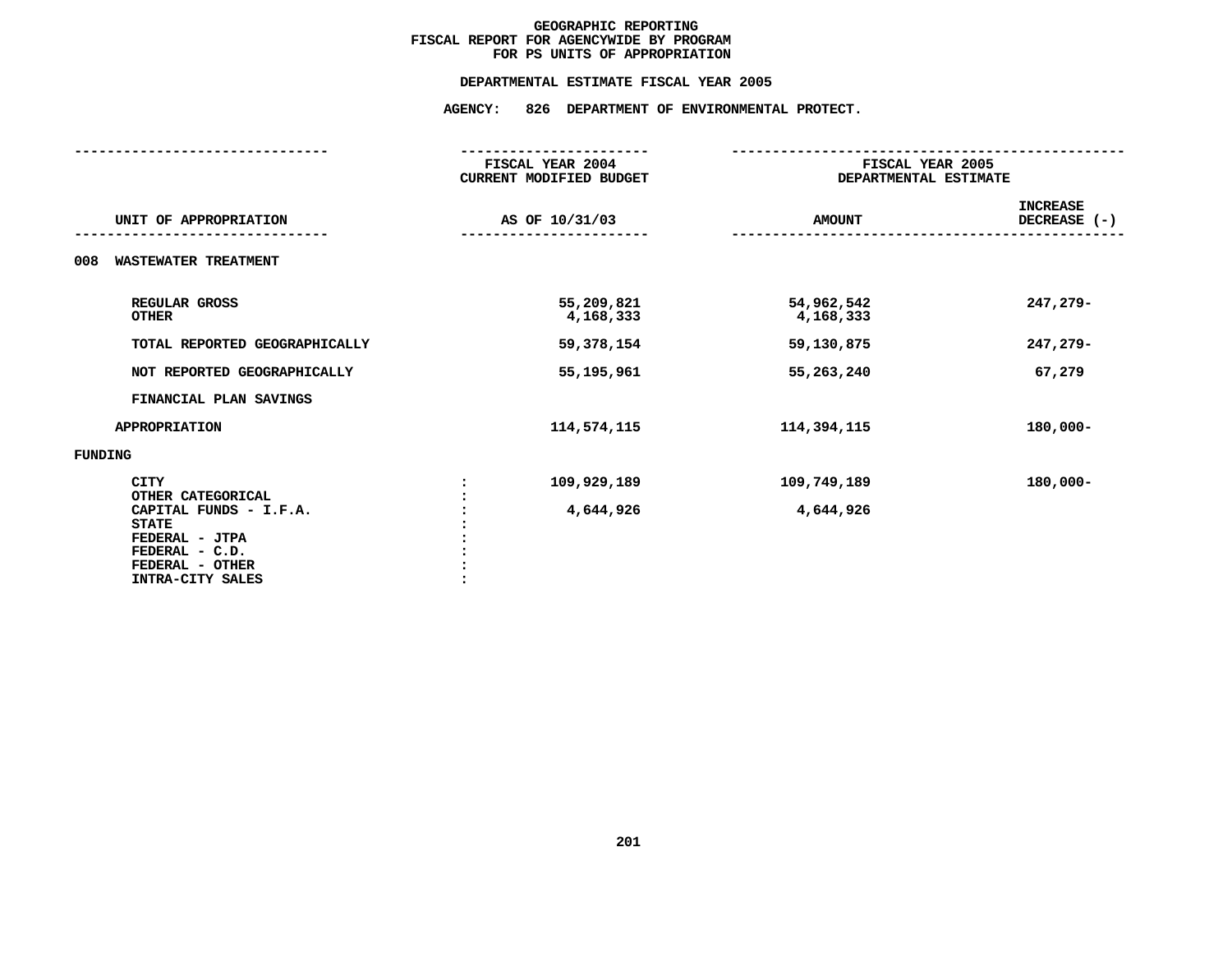# GEOGRAPHIC REPORTING
## FISCAL REPORT FOR AGENCYWIDE BY PROGRAM
## FOR PS UNITS OF APPROPRIATION

### DEPARTMENTAL ESTIMATE FISCAL YEAR 2005

### AGENCY: 826 DEPARTMENT OF ENVIRONMENTAL PROTECT.

| UNIT OF APPROPRIATION | FISCAL YEAR 2004 CURRENT MODIFIED BUDGET AS OF 10/31/03 | FISCAL YEAR 2005 DEPARTMENTAL ESTIMATE AMOUNT | INCREASE DECREASE (-) |
|---|---|---|---|
| **008 WASTEWATER TREATMENT** | | | |
| REGULAR GROSS | 55,209,821 | 54,962,542 | 247,279- |
| OTHER | 4,168,333 | 4,168,333 | |
| TOTAL REPORTED GEOGRAPHICALLY | 59,378,154 | 59,130,875 | 247,279- |
| NOT REPORTED GEOGRAPHICALLY | 55,195,961 | 55,263,240 | 67,279 |
| FINANCIAL PLAN SAVINGS | | | |
| APPROPRIATION | 114,574,115 | 114,394,115 | 180,000- |
| **FUNDING** | | | |
| CITY | 109,929,189 | 109,749,189 | 180,000- |
| OTHER CATEGORICAL | | | |
| CAPITAL FUNDS - I.F.A. | 4,644,926 | 4,644,926 | |
| STATE | | | |
| FEDERAL - JTPA | | | |
| FEDERAL - C.D. | | | |
| FEDERAL - OTHER | | | |
| INTRA-CITY SALES | | | |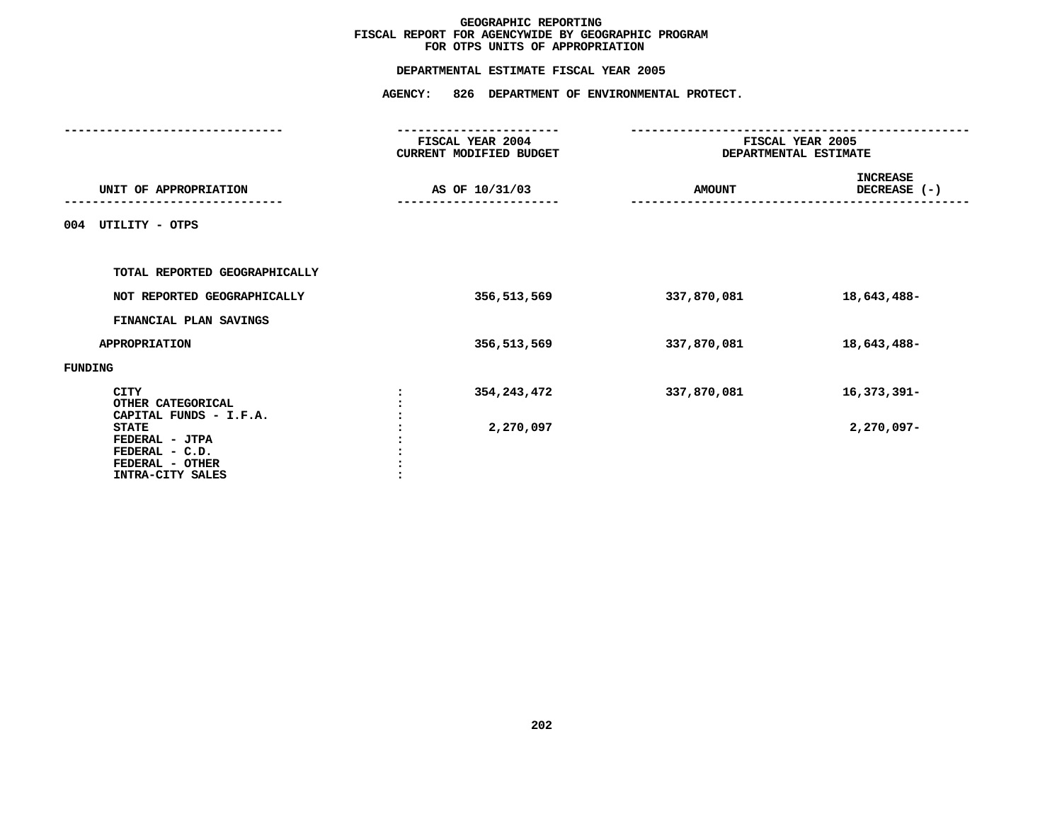# GEOGRAPHIC REPORTING
## FISCAL REPORT FOR AGENCYWIDE BY GEOGRAPHIC PROGRAM
## FOR OTPS UNITS OF APPROPRIATION

### DEPARTMENTAL ESTIMATE FISCAL YEAR 2005

### AGENCY: 826 DEPARTMENT OF ENVIRONMENTAL PROTECT.

| UNIT OF APPROPRIATION | FISCAL YEAR 2004 CURRENT MODIFIED BUDGET AS OF 10/31/03 | FISCAL YEAR 2005 DEPARTMENTAL ESTIMATE AMOUNT | INCREASE DECREASE (-) |
|---|---|---|---|
| 004 UTILITY - OTPS | | | |
| TOTAL REPORTED GEOGRAPHICALLY | | | |
| NOT REPORTED GEOGRAPHICALLY | 356,513,569 | 337,870,081 | 18,643,488- |
| FINANCIAL PLAN SAVINGS | | | |
| APPROPRIATION | 356,513,569 | 337,870,081 | 18,643,488- |
| FUNDING | | | |
| CITY | 354,243,472 | 337,870,081 | 16,373,391- |
| OTHER CATEGORICAL | | | |
| CAPITAL FUNDS - I.F.A. | | | |
| STATE | 2,270,097 | | 2,270,097- |
| FEDERAL - JTPA | | | |
| FEDERAL - C.D. | | | |
| FEDERAL - OTHER | | | |
| INTRA-CITY SALES | | | |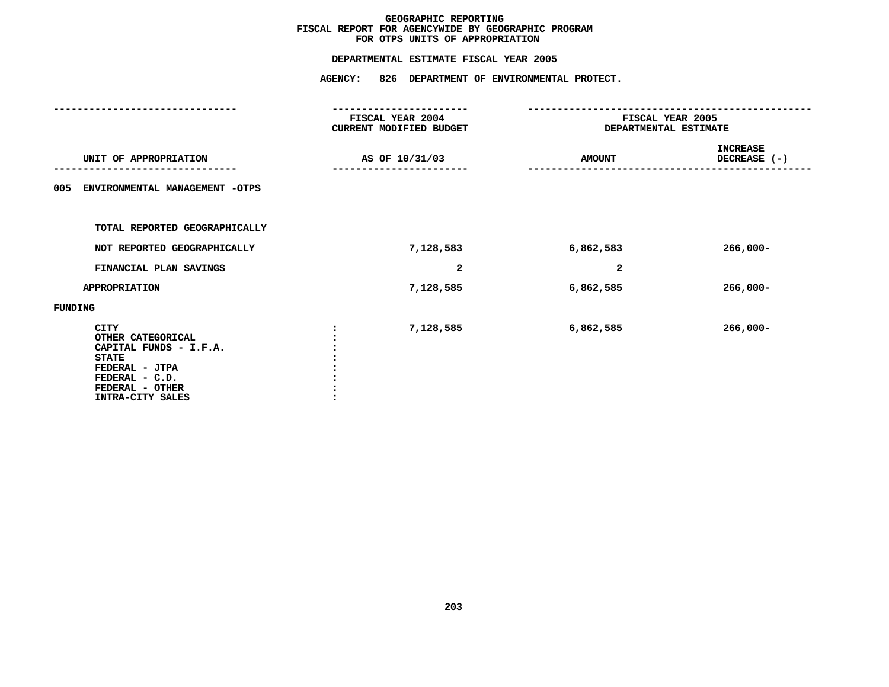# GEOGRAPHIC REPORTING
## FISCAL REPORT FOR AGENCYWIDE BY GEOGRAPHIC PROGRAM
## FOR OTPS UNITS OF APPROPRIATION

### DEPARTMENTAL ESTIMATE FISCAL YEAR 2005

### AGENCY: 826 DEPARTMENT OF ENVIRONMENTAL PROTECT.

| UNIT OF APPROPRIATION | FISCAL YEAR 2004 CURRENT MODIFIED BUDGET AS OF 10/31/03 | FISCAL YEAR 2005 DEPARTMENTAL ESTIMATE AMOUNT | INCREASE DECREASE (-) |
|---|---|---|---|
| 005 ENVIRONMENTAL MANAGEMENT -OTPS | | | |
| TOTAL REPORTED GEOGRAPHICALLY | | | |
| NOT REPORTED GEOGRAPHICALLY | 7,128,583 | 6,862,583 | 266,000- |
| FINANCIAL PLAN SAVINGS | 2 | 2 | |
| APPROPRIATION | 7,128,585 | 6,862,585 | 266,000- |
| FUNDING | | | |
| CITY | 7,128,585 | 6,862,585 | 266,000- |
| OTHER CATEGORICAL | | | |
| CAPITAL FUNDS - I.F.A. | | | |
| STATE | | | |
| FEDERAL - JTPA | | | |
| FEDERAL - C.D. | | | |
| FEDERAL - OTHER | | | |
| INTRA-CITY SALES | | | |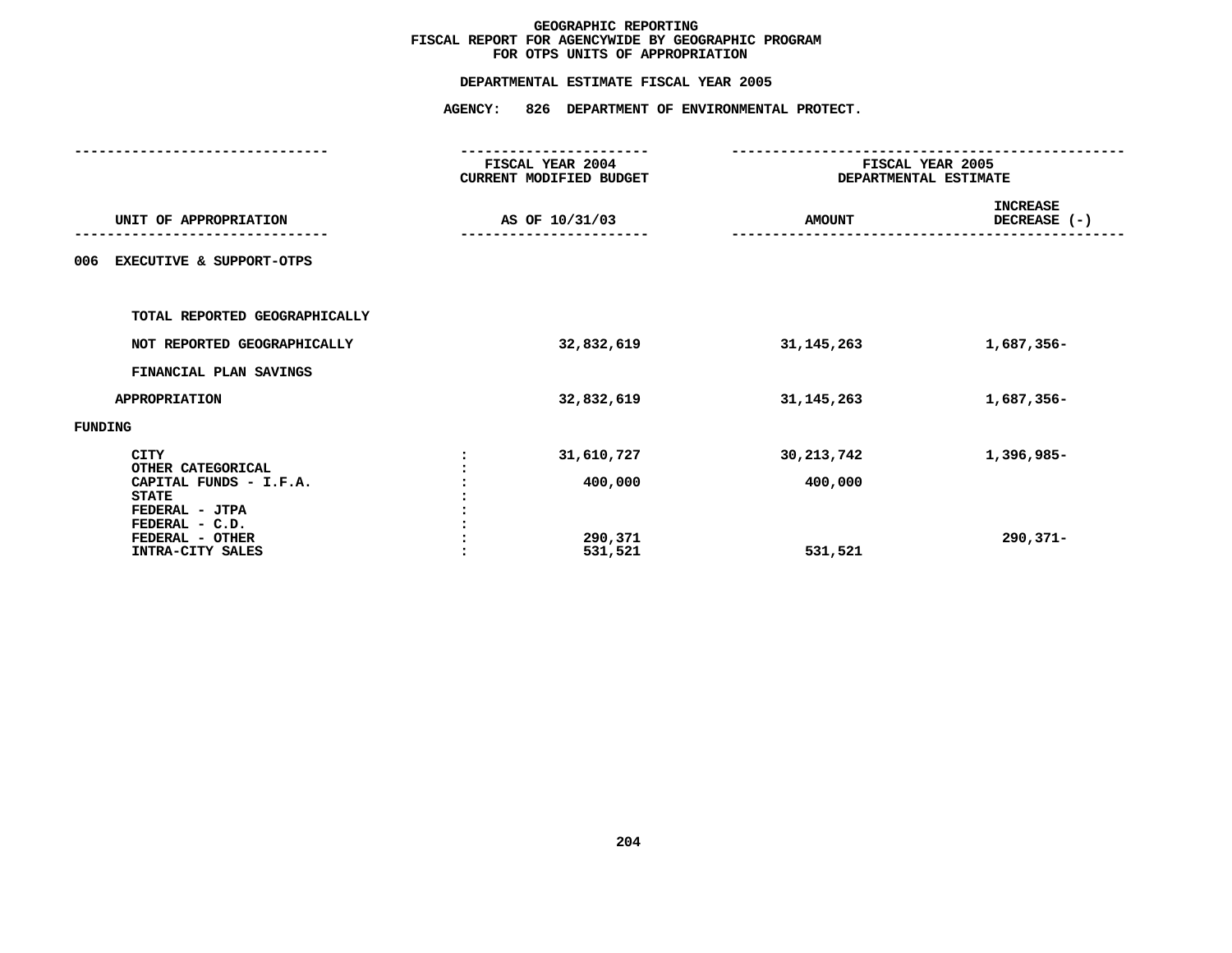# GEOGRAPHIC REPORTING
## FISCAL REPORT FOR AGENCYWIDE BY GEOGRAPHIC PROGRAM
## FOR OTPS UNITS OF APPROPRIATION

### DEPARTMENTAL ESTIMATE FISCAL YEAR 2005

### AGENCY: 826 DEPARTMENT OF ENVIRONMENTAL PROTECT.

| UNIT OF APPROPRIATION | FISCAL YEAR 2004 CURRENT MODIFIED BUDGET AS OF 10/31/03 | FISCAL YEAR 2005 DEPARTMENTAL ESTIMATE AMOUNT | INCREASE DECREASE (-) |
|---|---|---|---|
| **006 EXECUTIVE & SUPPORT-OTPS** | | | |
| TOTAL REPORTED GEOGRAPHICALLY | | | |
| NOT REPORTED GEOGRAPHICALLY | 32,832,619 | 31,145,263 | 1,687,356- |
| FINANCIAL PLAN SAVINGS | | | |
| APPROPRIATION | 32,832,619 | 31,145,263 | 1,687,356- |
| FUNDING | | | |
| CITY | 31,610,727 | 30,213,742 | 1,396,985- |
| OTHER CATEGORICAL | | | |
| CAPITAL FUNDS - I.F.A. | 400,000 | 400,000 | |
| STATE | | | |
| FEDERAL - JTPA | | | |
| FEDERAL - C.D. | | | |
| FEDERAL - OTHER | 290,371 | | 290,371- |
| INTRA-CITY SALES | 531,521 | 531,521 | |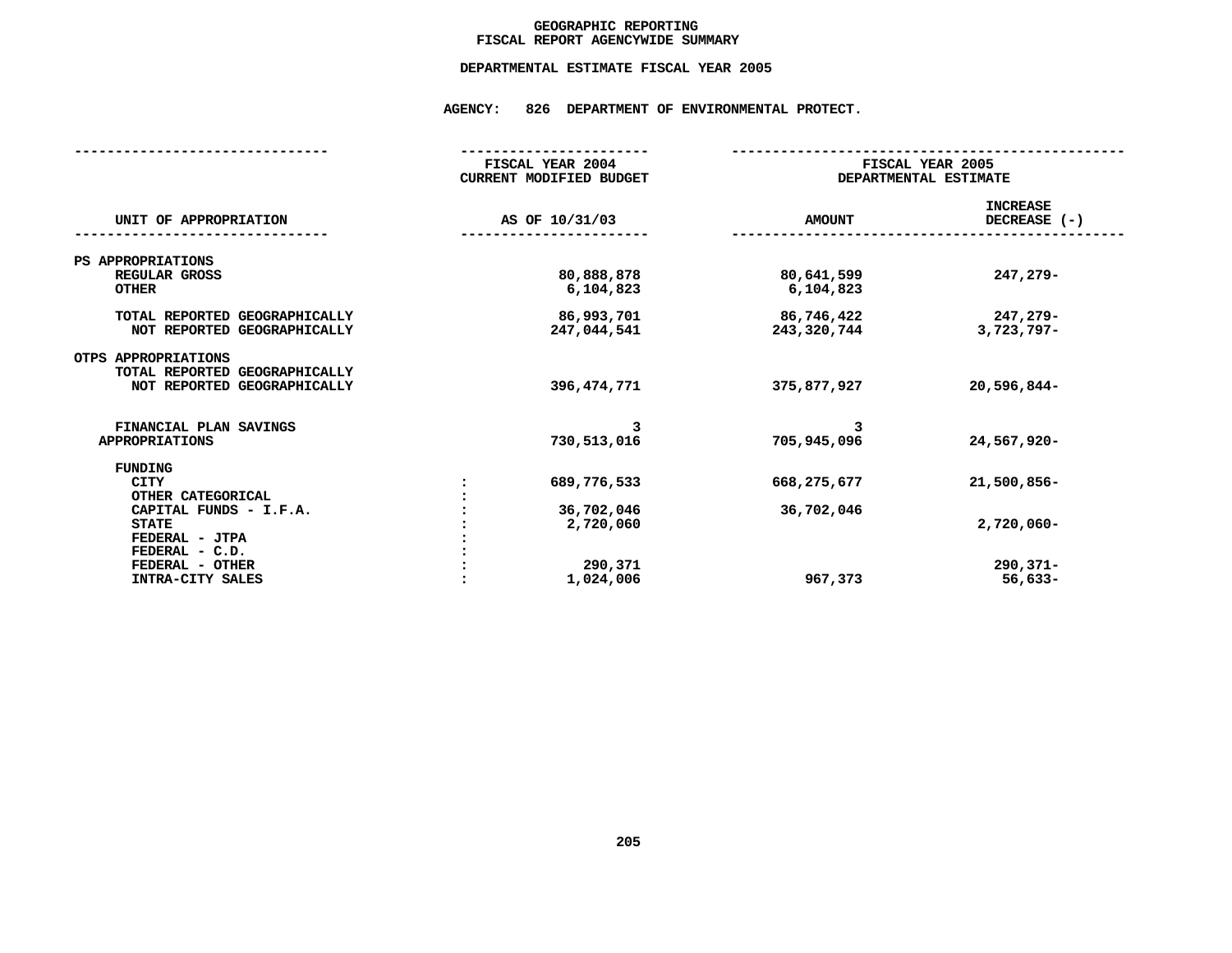# GEOGRAPHIC REPORTING
## FISCAL REPORT AGENCYWIDE SUMMARY

### DEPARTMENTAL ESTIMATE FISCAL YEAR 2005

### AGENCY: 826 DEPARTMENT OF ENVIRONMENTAL PROTECT.

| UNIT OF APPROPRIATION | | FISCAL YEAR 2004 CURRENT MODIFIED BUDGET AS OF 10/31/03 | FISCAL YEAR 2005 DEPARTMENTAL ESTIMATE AMOUNT | INCREASE DECREASE (-) |
|---|---|---|---|---|
| PS APPROPRIATIONS | | | | |
| REGULAR GROSS | | 80,888,878 | 80,641,599 | 247,279- |
| OTHER | | 6,104,823 | 6,104,823 | |
| TOTAL REPORTED GEOGRAPHICALLY | | 86,993,701 | 86,746,422 | 247,279- |
| NOT REPORTED GEOGRAPHICALLY | | 247,044,541 | 243,320,744 | 3,723,797- |
| OTPS APPROPRIATIONS | | | | |
| TOTAL REPORTED GEOGRAPHICALLY | | | | |
| NOT REPORTED GEOGRAPHICALLY | | 396,474,771 | 375,877,927 | 20,596,844- |
| FINANCIAL PLAN SAVINGS | | 3 | 3 | |
| APPROPRIATIONS | | 730,513,016 | 705,945,096 | 24,567,920- |
| FUNDING | | | | |
| CITY | : | 689,776,533 | 668,275,677 | 21,500,856- |
| OTHER CATEGORICAL | : | | | |
| CAPITAL FUNDS - I.F.A. | : | 36,702,046 | 36,702,046 | |
| STATE | : | 2,720,060 | | 2,720,060- |
| FEDERAL - JTPA | : | | | |
| FEDERAL - C.D. | : | | | |
| FEDERAL - OTHER | : | 290,371 | | 290,371- |
| INTRA-CITY SALES | : | 1,024,006 | 967,373 | 56,633- |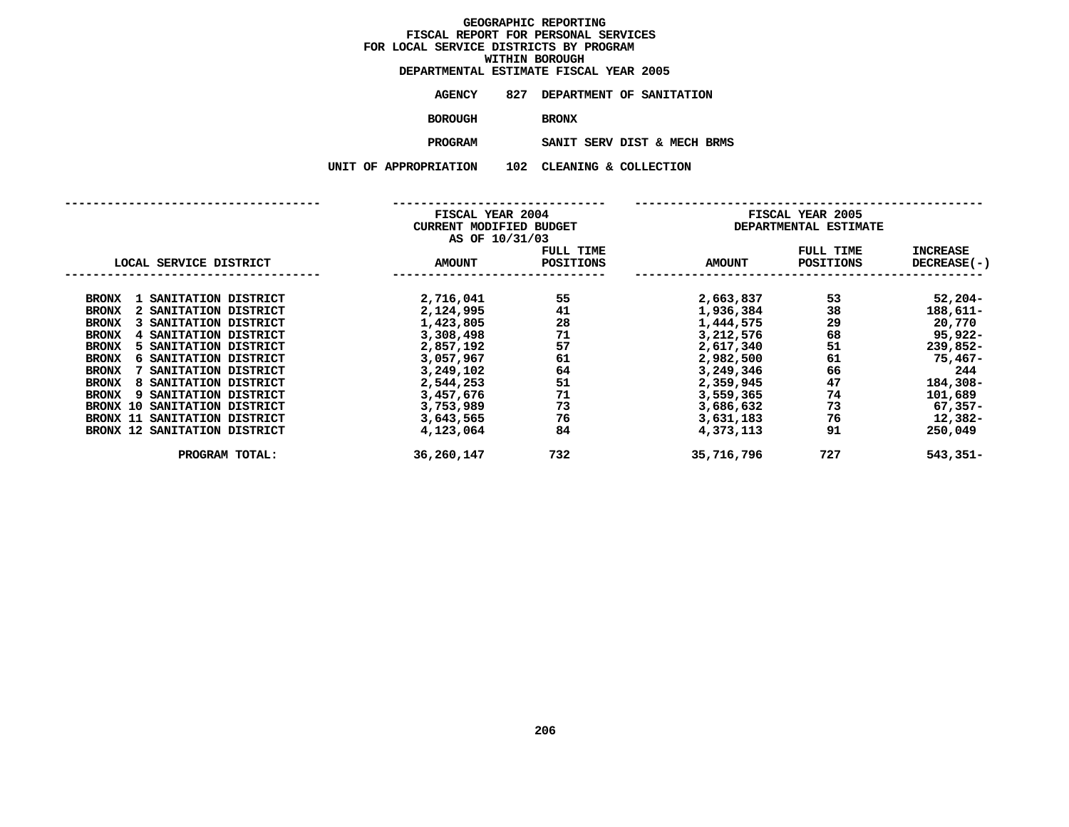# GEOGRAPHIC REPORTING
## FISCAL REPORT FOR PERSONAL SERVICES
## FOR LOCAL SERVICE DISTRICTS BY PROGRAM
## WITHIN BOROUGH
## DEPARTMENTAL ESTIMATE FISCAL YEAR 2005

**AGENCY** 827 DEPARTMENT OF SANITATION

**BOROUGH** BRONX

**PROGRAM** SANIT SERV DIST & MECH BRMS

**UNIT OF APPROPRIATION** 102 CLEANING & COLLECTION

| LOCAL SERVICE DISTRICT | FISCAL YEAR 2004 CURRENT MODIFIED BUDGET AS OF 10/31/03 AMOUNT | FULL TIME POSITIONS | FISCAL YEAR 2005 DEPARTMENTAL ESTIMATE AMOUNT | FULL TIME POSITIONS | INCREASE DECREASE(-) |
|---|---|---|---|---|---|
| BRONX 1 SANITATION DISTRICT | 2,716,041 | 55 | 2,663,837 | 53 | 52,204- |
| BRONX 2 SANITATION DISTRICT | 2,124,995 | 41 | 1,936,384 | 38 | 188,611- |
| BRONX 3 SANITATION DISTRICT | 1,423,805 | 28 | 1,444,575 | 29 | 20,770 |
| BRONX 4 SANITATION DISTRICT | 3,308,498 | 71 | 3,212,576 | 68 | 95,922- |
| BRONX 5 SANITATION DISTRICT | 2,857,192 | 57 | 2,617,340 | 51 | 239,852- |
| BRONX 6 SANITATION DISTRICT | 3,057,967 | 61 | 2,982,500 | 61 | 75,467- |
| BRONX 7 SANITATION DISTRICT | 3,249,102 | 64 | 3,249,346 | 66 | 244 |
| BRONX 8 SANITATION DISTRICT | 2,544,253 | 51 | 2,359,945 | 47 | 184,308- |
| BRONX 9 SANITATION DISTRICT | 3,457,676 | 71 | 3,559,365 | 74 | 101,689 |
| BRONX 10 SANITATION DISTRICT | 3,753,989 | 73 | 3,686,632 | 73 | 67,357- |
| BRONX 11 SANITATION DISTRICT | 3,643,565 | 76 | 3,631,183 | 76 | 12,382- |
| BRONX 12 SANITATION DISTRICT | 4,123,064 | 84 | 4,373,113 | 91 | 250,049 |
| PROGRAM TOTAL: | 36,260,147 | 732 | 35,716,796 | 727 | 543,351- |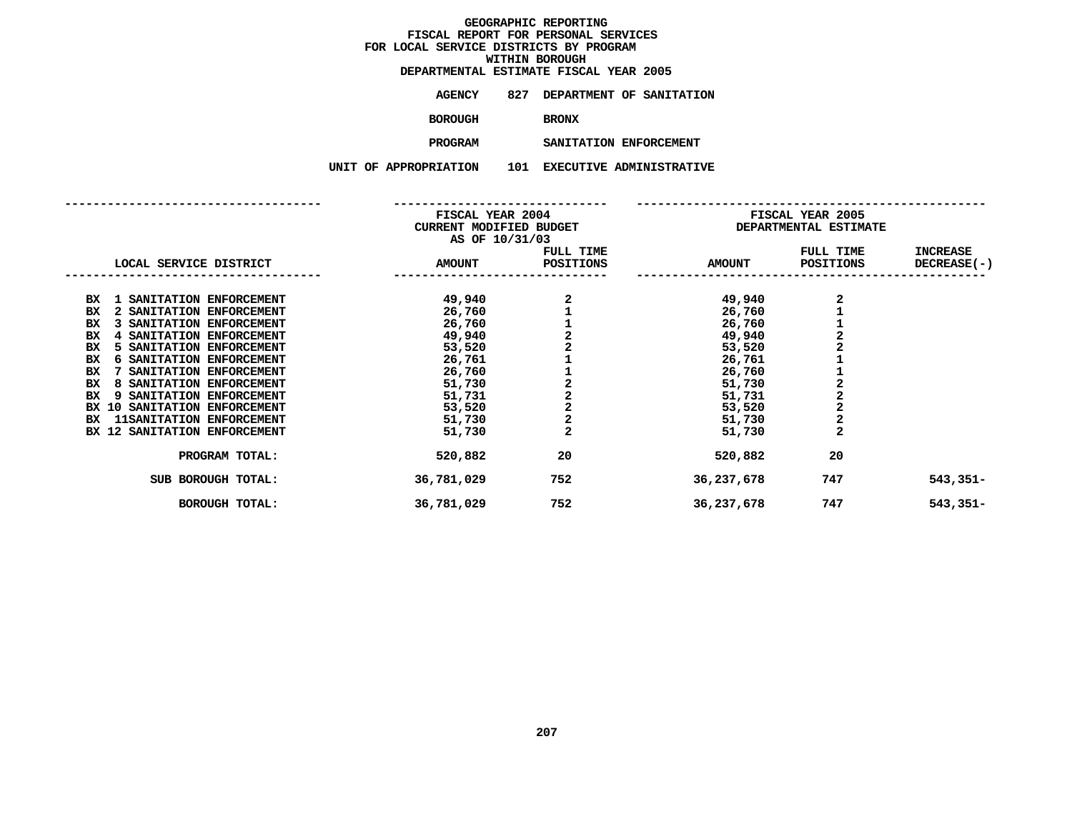# GEOGRAPHIC REPORTING
## FISCAL REPORT FOR PERSONAL SERVICES
## FOR LOCAL SERVICE DISTRICTS BY PROGRAM
## WITHIN BOROUGH
## DEPARTMENTAL ESTIMATE FISCAL YEAR 2005

**AGENCY** 827 DEPARTMENT OF SANITATION

**BOROUGH** BRONX

**PROGRAM** SANITATION ENFORCEMENT

**UNIT OF APPROPRIATION** 101 EXECUTIVE ADMINISTRATIVE

| LOCAL SERVICE DISTRICT | FISCAL YEAR 2004 CURRENT MODIFIED BUDGET AS OF 10/31/03 AMOUNT | FULL TIME POSITIONS | FISCAL YEAR 2005 DEPARTMENTAL ESTIMATE AMOUNT | FULL TIME POSITIONS | INCREASE DECREASE(-) |
|---|---|---|---|---|---|
| BX 1 SANITATION ENFORCEMENT | 49,940 | 2 | 49,940 | 2 | |
| BX 2 SANITATION ENFORCEMENT | 26,760 | 1 | 26,760 | 1 | |
| BX 3 SANITATION ENFORCEMENT | 26,760 | 1 | 26,760 | 1 | |
| BX 4 SANITATION ENFORCEMENT | 49,940 | 2 | 49,940 | 2 | |
| BX 5 SANITATION ENFORCEMENT | 53,520 | 2 | 53,520 | 2 | |
| BX 6 SANITATION ENFORCEMENT | 26,761 | 1 | 26,761 | 1 | |
| BX 7 SANITATION ENFORCEMENT | 26,760 | 1 | 26,760 | 1 | |
| BX 8 SANITATION ENFORCEMENT | 51,730 | 2 | 51,730 | 2 | |
| BX 9 SANITATION ENFORCEMENT | 51,731 | 2 | 51,731 | 2 | |
| BX 10 SANITATION ENFORCEMENT | 53,520 | 2 | 53,520 | 2 | |
| BX 11SANITATION ENFORCEMENT | 51,730 | 2 | 51,730 | 2 | |
| BX 12 SANITATION ENFORCEMENT | 51,730 | 2 | 51,730 | 2 | |
| PROGRAM TOTAL: | 520,882 | 20 | 520,882 | 20 | |
| SUB BOROUGH TOTAL: | 36,781,029 | 752 | 36,237,678 | 747 | 543,351- |
| BOROUGH TOTAL: | 36,781,029 | 752 | 36,237,678 | 747 | 543,351- |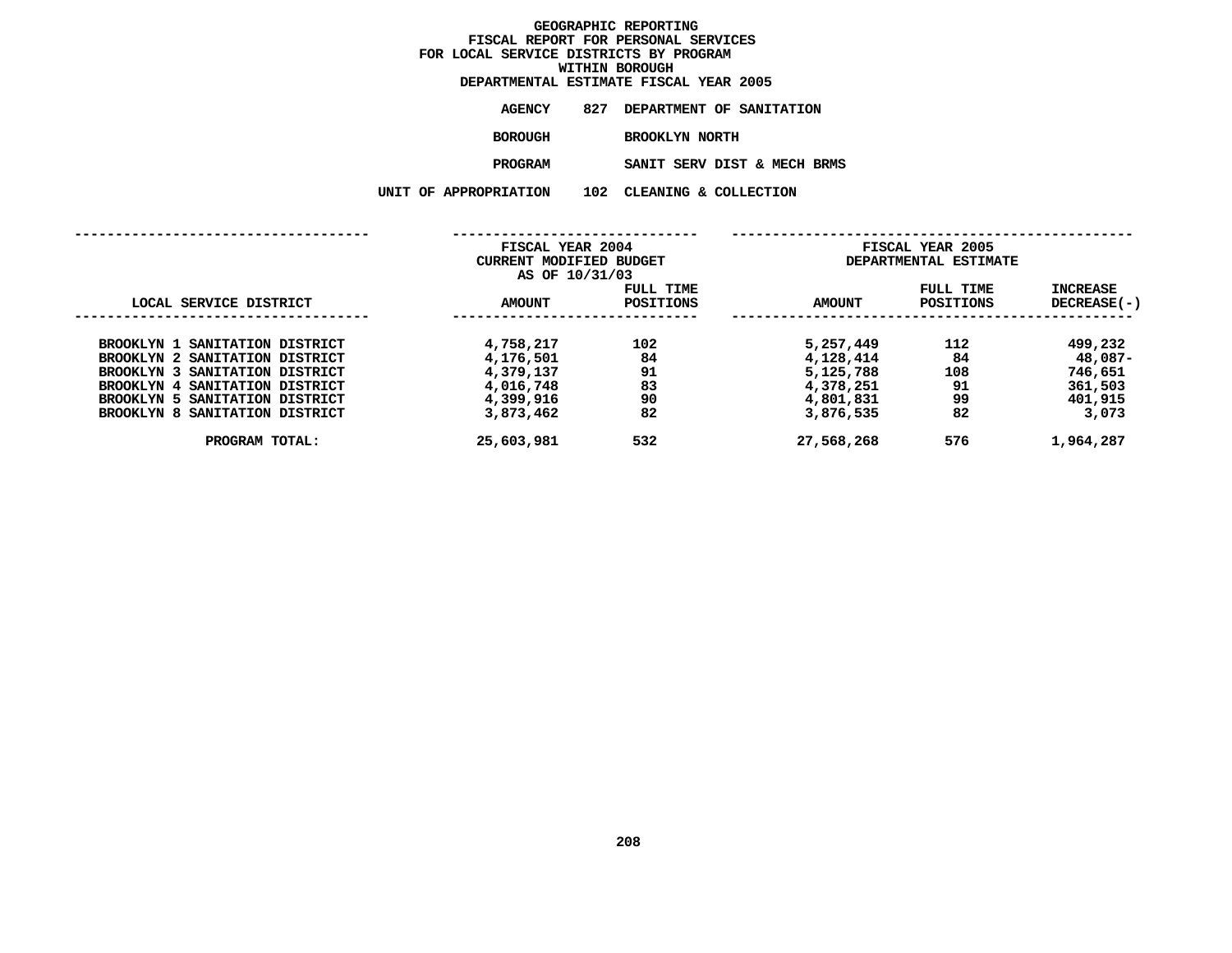# GEOGRAPHIC REPORTING
## FISCAL REPORT FOR PERSONAL SERVICES
## FOR LOCAL SERVICE DISTRICTS BY PROGRAM
## WITHIN BOROUGH
## DEPARTMENTAL ESTIMATE FISCAL YEAR 2005

**AGENCY** 827 DEPARTMENT OF SANITATION

**BOROUGH** BROOKLYN NORTH

**PROGRAM** SANIT SERV DIST & MECH BRMS

**UNIT OF APPROPRIATION** 102 CLEANING & COLLECTION

| LOCAL SERVICE DISTRICT | FISCAL YEAR 2004 CURRENT MODIFIED BUDGET AS OF 10/31/03 AMOUNT | FULL TIME POSITIONS | FISCAL YEAR 2005 DEPARTMENTAL ESTIMATE AMOUNT | FULL TIME POSITIONS | INCREASE DECREASE(-) |
|---|---|---|---|---|---|
| BROOKLYN 1 SANITATION DISTRICT | 4,758,217 | 102 | 5,257,449 | 112 | 499,232 |
| BROOKLYN 2 SANITATION DISTRICT | 4,176,501 | 84 | 4,128,414 | 84 | 48,087- |
| BROOKLYN 3 SANITATION DISTRICT | 4,379,137 | 91 | 5,125,788 | 108 | 746,651 |
| BROOKLYN 4 SANITATION DISTRICT | 4,016,748 | 83 | 4,378,251 | 91 | 361,503 |
| BROOKLYN 5 SANITATION DISTRICT | 4,399,916 | 90 | 4,801,831 | 99 | 401,915 |
| BROOKLYN 8 SANITATION DISTRICT | 3,873,462 | 82 | 3,876,535 | 82 | 3,073 |
| PROGRAM TOTAL: | 25,603,981 | 532 | 27,568,268 | 576 | 1,964,287 |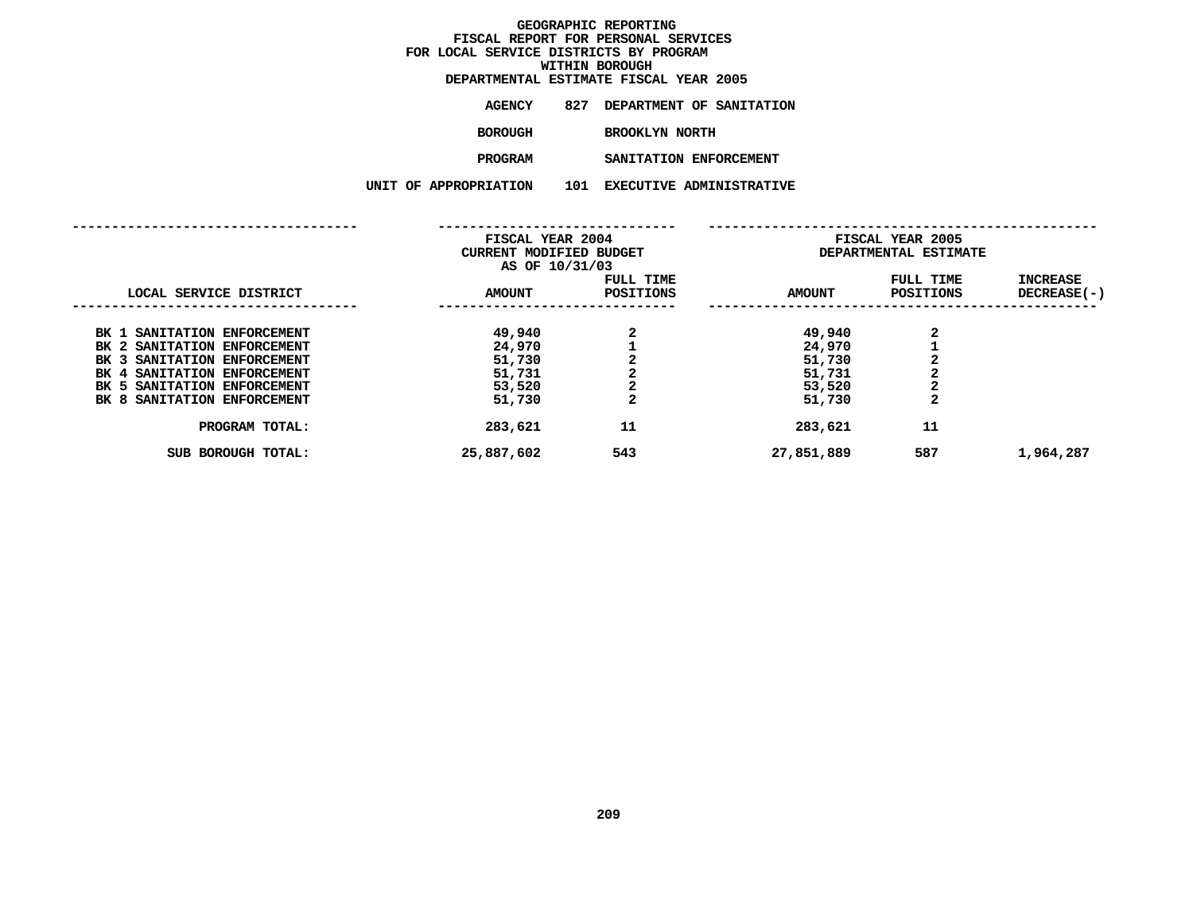# GEOGRAPHIC REPORTING
## FISCAL REPORT FOR PERSONAL SERVICES FOR LOCAL SERVICE DISTRICTS BY PROGRAM WITHIN BOROUGH
## DEPARTMENTAL ESTIMATE FISCAL YEAR 2005

**AGENCY** 827 DEPARTMENT OF SANITATION

**BOROUGH** BROOKLYN NORTH

**PROGRAM** SANITATION ENFORCEMENT

**UNIT OF APPROPRIATION** 101 EXECUTIVE ADMINISTRATIVE

| LOCAL SERVICE DISTRICT | FISCAL YEAR 2004 CURRENT MODIFIED BUDGET AS OF 10/31/03 AMOUNT | FULL TIME POSITIONS | FISCAL YEAR 2005 DEPARTMENTAL ESTIMATE AMOUNT | FULL TIME POSITIONS | INCREASE DECREASE(-) |
|---|---|---|---|---|---|
| BK 1 SANITATION ENFORCEMENT | 49,940 | 2 | 49,940 | 2 | |
| BK 2 SANITATION ENFORCEMENT | 24,970 | 1 | 24,970 | 1 | |
| BK 3 SANITATION ENFORCEMENT | 51,730 | 2 | 51,730 | 2 | |
| BK 4 SANITATION ENFORCEMENT | 51,731 | 2 | 51,731 | 2 | |
| BK 5 SANITATION ENFORCEMENT | 53,520 | 2 | 53,520 | 2 | |
| BK 8 SANITATION ENFORCEMENT | 51,730 | 2 | 51,730 | 2 | |
| PROGRAM TOTAL: | 283,621 | 11 | 283,621 | 11 | |
| SUB BOROUGH TOTAL: | 25,887,602 | 543 | 27,851,889 | 587 | 1,964,287 |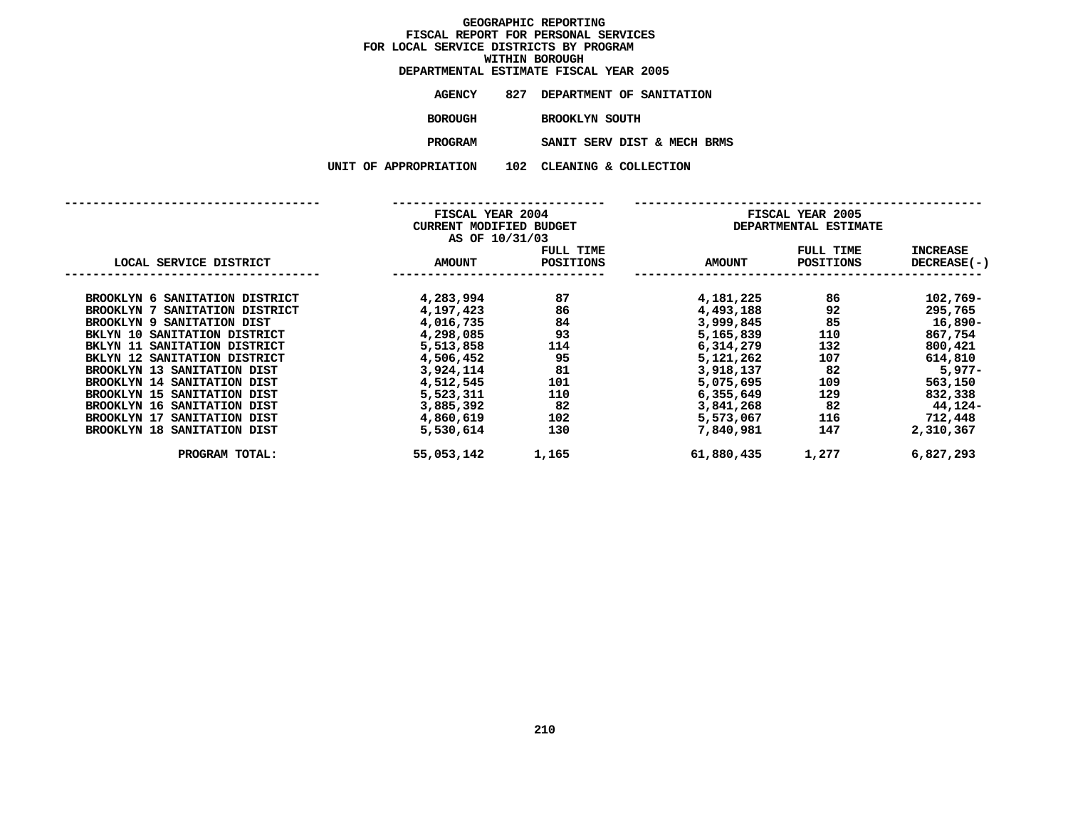# GEOGRAPHIC REPORTING
## FISCAL REPORT FOR PERSONAL SERVICES
## FOR LOCAL SERVICE DISTRICTS BY PROGRAM
## WITHIN BOROUGH
## DEPARTMENTAL ESTIMATE FISCAL YEAR 2005

**AGENCY** 827 DEPARTMENT OF SANITATION

**BOROUGH** BROOKLYN SOUTH

**PROGRAM** SANIT SERV DIST & MECH BRMS

**UNIT OF APPROPRIATION** 102 CLEANING & COLLECTION

| LOCAL SERVICE DISTRICT | FISCAL YEAR 2004 CURRENT MODIFIED BUDGET AS OF 10/31/03 AMOUNT | FULL TIME POSITIONS | FISCAL YEAR 2005 DEPARTMENTAL ESTIMATE AMOUNT | FULL TIME POSITIONS | INCREASE DECREASE(-) |
|---|---|---|---|---|---|
| BROOKLYN 6 SANITATION DISTRICT | 4,283,994 | 87 | 4,181,225 | 86 | 102,769- |
| BROOKLYN 7 SANITATION DISTRICT | 4,197,423 | 86 | 4,493,188 | 92 | 295,765 |
| BROOKLYN 9 SANITATION DIST | 4,016,735 | 84 | 3,999,845 | 85 | 16,890- |
| BKLYN 10 SANITATION DISTRICT | 4,298,085 | 93 | 5,165,839 | 110 | 867,754 |
| BKLYN 11 SANITATION DISTRICT | 5,513,858 | 114 | 6,314,279 | 132 | 800,421 |
| BKLYN 12 SANITATION DISTRICT | 4,506,452 | 95 | 5,121,262 | 107 | 614,810 |
| BROOKLYN 13 SANITATION DIST | 3,924,114 | 81 | 3,918,137 | 82 | 5,977- |
| BROOKLYN 14 SANITATION DIST | 4,512,545 | 101 | 5,075,695 | 109 | 563,150 |
| BROOKLYN 15 SANITATION DIST | 5,523,311 | 110 | 6,355,649 | 129 | 832,338 |
| BROOKLYN 16 SANITATION DIST | 3,885,392 | 82 | 3,841,268 | 82 | 44,124- |
| BROOKLYN 17 SANITATION DIST | 4,860,619 | 102 | 5,573,067 | 116 | 712,448 |
| BROOKLYN 18 SANITATION DIST | 5,530,614 | 130 | 7,840,981 | 147 | 2,310,367 |
| PROGRAM TOTAL: | 55,053,142 | 1,165 | 61,880,435 | 1,277 | 6,827,293 |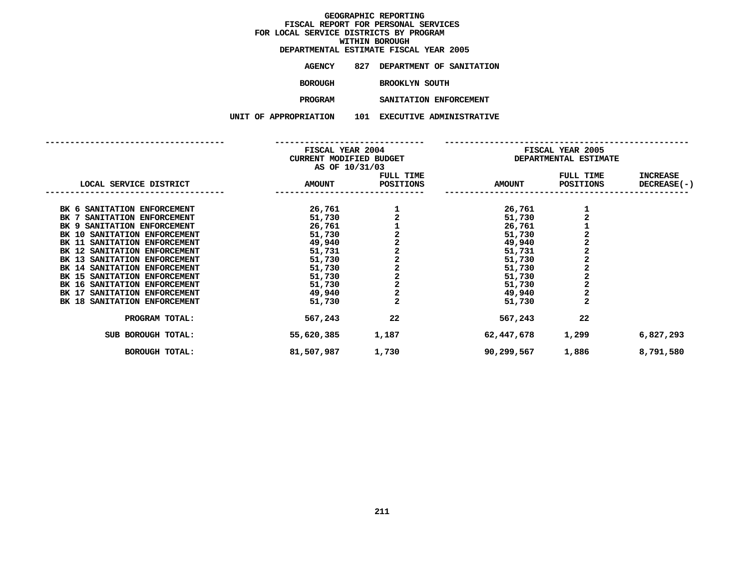# GEOGRAPHIC REPORTING
## FISCAL REPORT FOR PERSONAL SERVICES
## FOR LOCAL SERVICE DISTRICTS BY PROGRAM
## WITHIN BOROUGH
## DEPARTMENTAL ESTIMATE FISCAL YEAR 2005

**AGENCY** 827 DEPARTMENT OF SANITATION

**BOROUGH** BROOKLYN SOUTH

**PROGRAM** SANITATION ENFORCEMENT

**UNIT OF APPROPRIATION** 101 EXECUTIVE ADMINISTRATIVE

| LOCAL SERVICE DISTRICT | FISCAL YEAR 2004 CURRENT MODIFIED BUDGET AS OF 10/31/03 AMOUNT | FULL TIME POSITIONS | FISCAL YEAR 2005 DEPARTMENTAL ESTIMATE AMOUNT | FULL TIME POSITIONS | INCREASE DECREASE(-) |
|---|---|---|---|---|---|
| BK 6 SANITATION ENFORCEMENT | 26,761 | 1 | 26,761 | 1 | |
| BK 7 SANITATION ENFORCEMENT | 51,730 | 2 | 51,730 | 2 | |
| BK 9 SANITATION ENFORCEMENT | 26,761 | 1 | 26,761 | 1 | |
| BK 10 SANITATION ENFORCEMENT | 51,730 | 2 | 51,730 | 2 | |
| BK 11 SANITATION ENFORCEMENT | 49,940 | 2 | 49,940 | 2 | |
| BK 12 SANITATION ENFORCEMENT | 51,731 | 2 | 51,731 | 2 | |
| BK 13 SANITATION ENFORCEMENT | 51,730 | 2 | 51,730 | 2 | |
| BK 14 SANITATION ENFORCEMENT | 51,730 | 2 | 51,730 | 2 | |
| BK 15 SANITATION ENFORCEMENT | 51,730 | 2 | 51,730 | 2 | |
| BK 16 SANITATION ENFORCEMENT | 51,730 | 2 | 51,730 | 2 | |
| BK 17 SANITATION ENFORCEMENT | 49,940 | 2 | 49,940 | 2 | |
| BK 18 SANITATION ENFORCEMENT | 51,730 | 2 | 51,730 | 2 | |
| PROGRAM TOTAL: | 567,243 | 22 | 567,243 | 22 | |
| SUB BOROUGH TOTAL: | 55,620,385 | 1,187 | 62,447,678 | 1,299 | 6,827,293 |
| BOROUGH TOTAL: | 81,507,987 | 1,730 | 90,299,567 | 1,886 | 8,791,580 |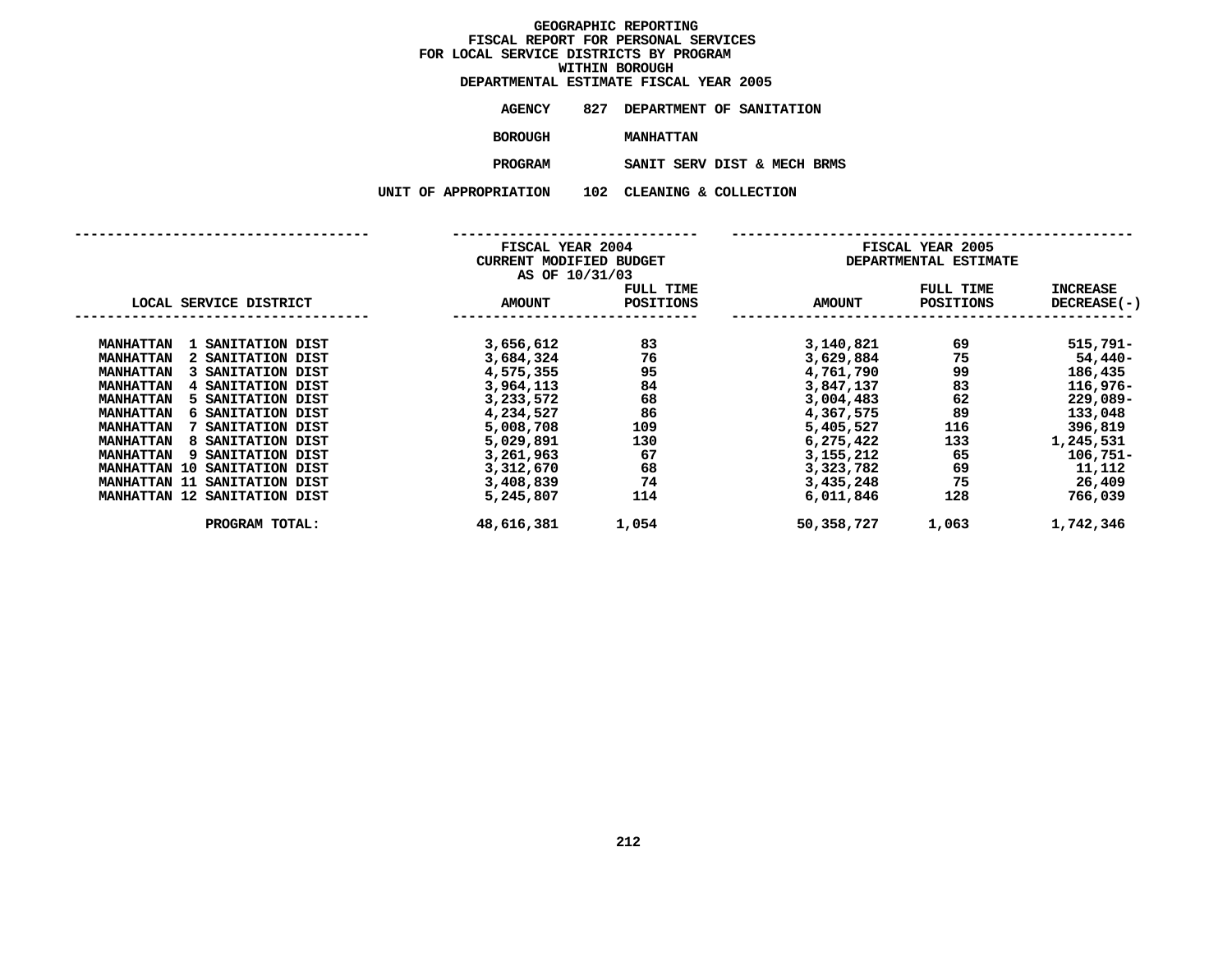# GEOGRAPHIC REPORTING
## FISCAL REPORT FOR PERSONAL SERVICES FOR LOCAL SERVICE DISTRICTS BY PROGRAM WITHIN BOROUGH
## DEPARTMENTAL ESTIMATE FISCAL YEAR 2005

**AGENCY** 827 DEPARTMENT OF SANITATION

**BOROUGH** MANHATTAN

**PROGRAM** SANIT SERV DIST & MECH BRMS

**UNIT OF APPROPRIATION** 102 CLEANING & COLLECTION

| LOCAL SERVICE DISTRICT | FISCAL YEAR 2004 CURRENT MODIFIED BUDGET AS OF 10/31/03 AMOUNT | FULL TIME POSITIONS | FISCAL YEAR 2005 DEPARTMENTAL ESTIMATE AMOUNT | FULL TIME POSITIONS | INCREASE DECREASE(-) |
|---|---|---|---|---|---|
| MANHATTAN 1 SANITATION DIST | 3,656,612 | 83 | 3,140,821 | 69 | 515,791- |
| MANHATTAN 2 SANITATION DIST | 3,684,324 | 76 | 3,629,884 | 75 | 54,440- |
| MANHATTAN 3 SANITATION DIST | 4,575,355 | 95 | 4,761,790 | 99 | 186,435 |
| MANHATTAN 4 SANITATION DIST | 3,964,113 | 84 | 3,847,137 | 83 | 116,976- |
| MANHATTAN 5 SANITATION DIST | 3,233,572 | 68 | 3,004,483 | 62 | 229,089- |
| MANHATTAN 6 SANITATION DIST | 4,234,527 | 86 | 4,367,575 | 89 | 133,048 |
| MANHATTAN 7 SANITATION DIST | 5,008,708 | 109 | 5,405,527 | 116 | 396,819 |
| MANHATTAN 8 SANITATION DIST | 5,029,891 | 130 | 6,275,422 | 133 | 1,245,531 |
| MANHATTAN 9 SANITATION DIST | 3,261,963 | 67 | 3,155,212 | 65 | 106,751- |
| MANHATTAN 10 SANITATION DIST | 3,312,670 | 68 | 3,323,782 | 69 | 11,112 |
| MANHATTAN 11 SANITATION DIST | 3,408,839 | 74 | 3,435,248 | 75 | 26,409 |
| MANHATTAN 12 SANITATION DIST | 5,245,807 | 114 | 6,011,846 | 128 | 766,039 |
| PROGRAM TOTAL: | 48,616,381 | 1,054 | 50,358,727 | 1,063 | 1,742,346 |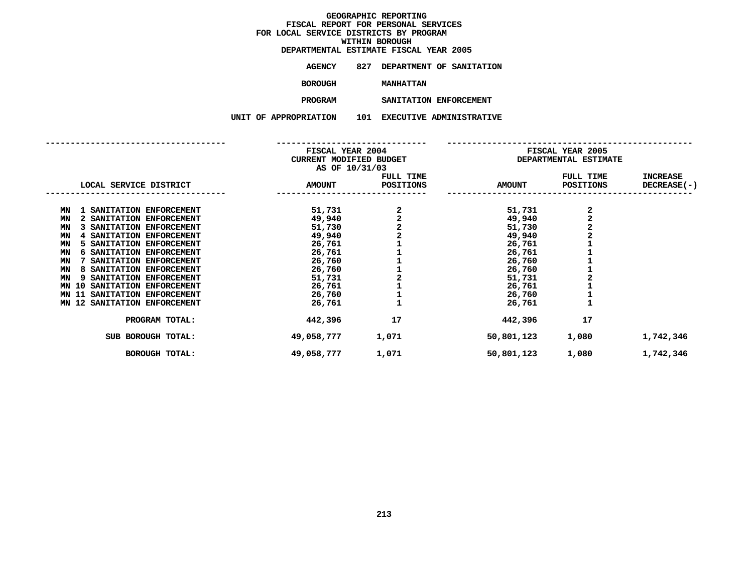# GEOGRAPHIC REPORTING
## FISCAL REPORT FOR PERSONAL SERVICES
## FOR LOCAL SERVICE DISTRICTS BY PROGRAM
## WITHIN BOROUGH
## DEPARTMENTAL ESTIMATE FISCAL YEAR 2005

**AGENCY** 827 DEPARTMENT OF SANITATION

**BOROUGH** MANHATTAN

**PROGRAM** SANITATION ENFORCEMENT

**UNIT OF APPROPRIATION** 101 EXECUTIVE ADMINISTRATIVE

| LOCAL SERVICE DISTRICT | FISCAL YEAR 2004 CURRENT MODIFIED BUDGET AS OF 10/31/03 AMOUNT | FULL TIME POSITIONS | FISCAL YEAR 2005 DEPARTMENTAL ESTIMATE AMOUNT | FULL TIME POSITIONS | INCREASE DECREASE(-) |
|---|---|---|---|---|---|
| MN 1 SANITATION ENFORCEMENT | 51,731 | 2 | 51,731 | 2 | |
| MN 2 SANITATION ENFORCEMENT | 49,940 | 2 | 49,940 | 2 | |
| MN 3 SANITATION ENFORCEMENT | 51,730 | 2 | 51,730 | 2 | |
| MN 4 SANITATION ENFORCEMENT | 49,940 | 2 | 49,940 | 2 | |
| MN 5 SANITATION ENFORCEMENT | 26,761 | 1 | 26,761 | 1 | |
| MN 6 SANITATION ENFORCEMENT | 26,761 | 1 | 26,761 | 1 | |
| MN 7 SANITATION ENFORCEMENT | 26,760 | 1 | 26,760 | 1 | |
| MN 8 SANITATION ENFORCEMENT | 26,760 | 1 | 26,760 | 1 | |
| MN 9 SANITATION ENFORCEMENT | 51,731 | 2 | 51,731 | 2 | |
| MN 10 SANITATION ENFORCEMENT | 26,761 | 1 | 26,761 | 1 | |
| MN 11 SANITATION ENFORCEMENT | 26,760 | 1 | 26,760 | 1 | |
| MN 12 SANITATION ENFORCEMENT | 26,761 | 1 | 26,761 | 1 | |
| PROGRAM TOTAL: | 442,396 | 17 | 442,396 | 17 | |
| SUB BOROUGH TOTAL: | 49,058,777 | 1,071 | 50,801,123 | 1,080 | 1,742,346 |
| BOROUGH TOTAL: | 49,058,777 | 1,071 | 50,801,123 | 1,080 | 1,742,346 |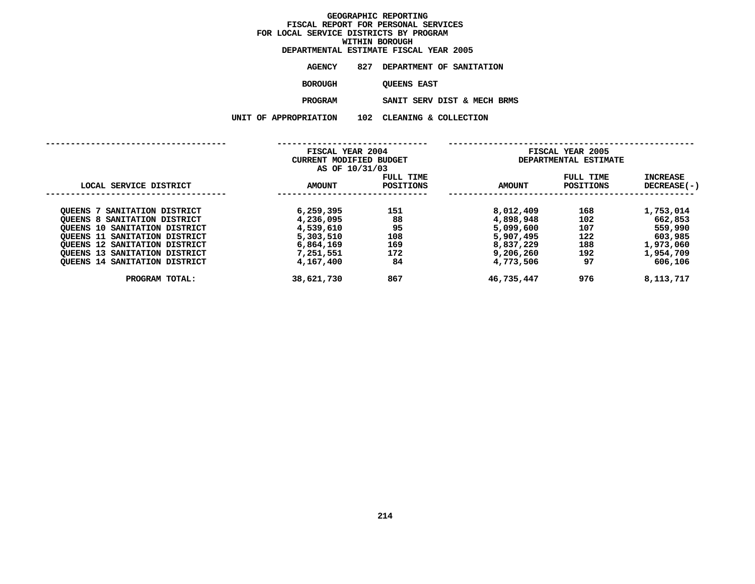# GEOGRAPHIC REPORTING
## FISCAL REPORT FOR PERSONAL SERVICES
## FOR LOCAL SERVICE DISTRICTS BY PROGRAM
## WITHIN BOROUGH
## DEPARTMENTAL ESTIMATE FISCAL YEAR 2005

**AGENCY** 827 DEPARTMENT OF SANITATION

**BOROUGH** QUEENS EAST

**PROGRAM** SANIT SERV DIST & MECH BRMS

**UNIT OF APPROPRIATION** 102 CLEANING & COLLECTION

| LOCAL SERVICE DISTRICT | FISCAL YEAR 2004 CURRENT MODIFIED BUDGET AS OF 10/31/03 AMOUNT | FULL TIME POSITIONS | FISCAL YEAR 2005 DEPARTMENTAL ESTIMATE AMOUNT | FULL TIME POSITIONS | INCREASE DECREASE(-) |
|---|---|---|---|---|---|
| QUEENS 7 SANITATION DISTRICT | 6,259,395 | 151 | 8,012,409 | 168 | 1,753,014 |
| QUEENS 8 SANITATION DISTRICT | 4,236,095 | 88 | 4,898,948 | 102 | 662,853 |
| QUEENS 10 SANITATION DISTRICT | 4,539,610 | 95 | 5,099,600 | 107 | 559,990 |
| QUEENS 11 SANITATION DISTRICT | 5,303,510 | 108 | 5,907,495 | 122 | 603,985 |
| QUEENS 12 SANITATION DISTRICT | 6,864,169 | 169 | 8,837,229 | 188 | 1,973,060 |
| QUEENS 13 SANITATION DISTRICT | 7,251,551 | 172 | 9,206,260 | 192 | 1,954,709 |
| QUEENS 14 SANITATION DISTRICT | 4,167,400 | 84 | 4,773,506 | 97 | 606,106 |
| PROGRAM TOTAL: | 38,621,730 | 867 | 46,735,447 | 976 | 8,113,717 |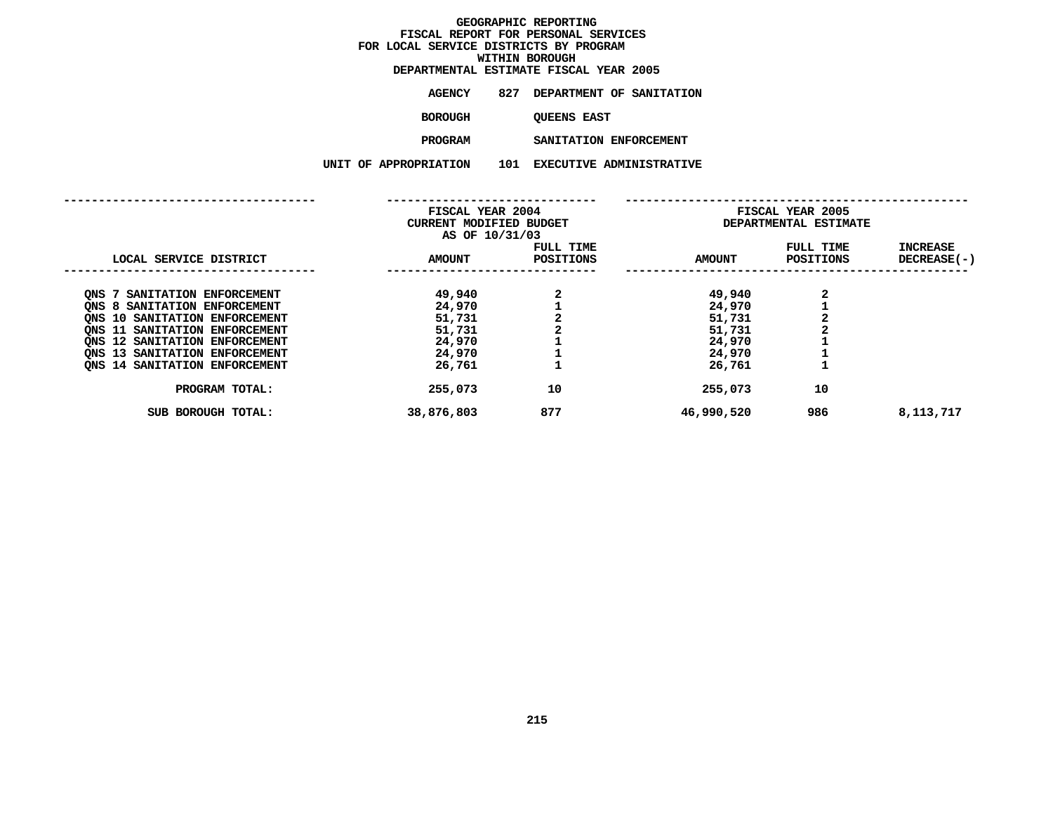# GEOGRAPHIC REPORTING
## FISCAL REPORT FOR PERSONAL SERVICES FOR LOCAL SERVICE DISTRICTS BY PROGRAM WITHIN BOROUGH
## DEPARTMENTAL ESTIMATE FISCAL YEAR 2005

**AGENCY** 827 DEPARTMENT OF SANITATION

**BOROUGH** QUEENS EAST

**PROGRAM** SANITATION ENFORCEMENT

**UNIT OF APPROPRIATION** 101 EXECUTIVE ADMINISTRATIVE

| LOCAL SERVICE DISTRICT | FISCAL YEAR 2004 CURRENT MODIFIED BUDGET AS OF 10/31/03 AMOUNT | FULL TIME POSITIONS | FISCAL YEAR 2005 DEPARTMENTAL ESTIMATE AMOUNT | FULL TIME POSITIONS | INCREASE DECREASE(-) |
|---|---|---|---|---|---|
| QNS 7 SANITATION ENFORCEMENT | 49,940 | 2 | 49,940 | 2 | |
| QNS 8 SANITATION ENFORCEMENT | 24,970 | 1 | 24,970 | 1 | |
| QNS 10 SANITATION ENFORCEMENT | 51,731 | 2 | 51,731 | 2 | |
| QNS 11 SANITATION ENFORCEMENT | 51,731 | 2 | 51,731 | 2 | |
| QNS 12 SANITATION ENFORCEMENT | 24,970 | 1 | 24,970 | 1 | |
| QNS 13 SANITATION ENFORCEMENT | 24,970 | 1 | 24,970 | 1 | |
| QNS 14 SANITATION ENFORCEMENT | 26,761 | 1 | 26,761 | 1 | |
| PROGRAM TOTAL: | 255,073 | 10 | 255,073 | 10 | |
| SUB BOROUGH TOTAL: | 38,876,803 | 877 | 46,990,520 | 986 | 8,113,717 |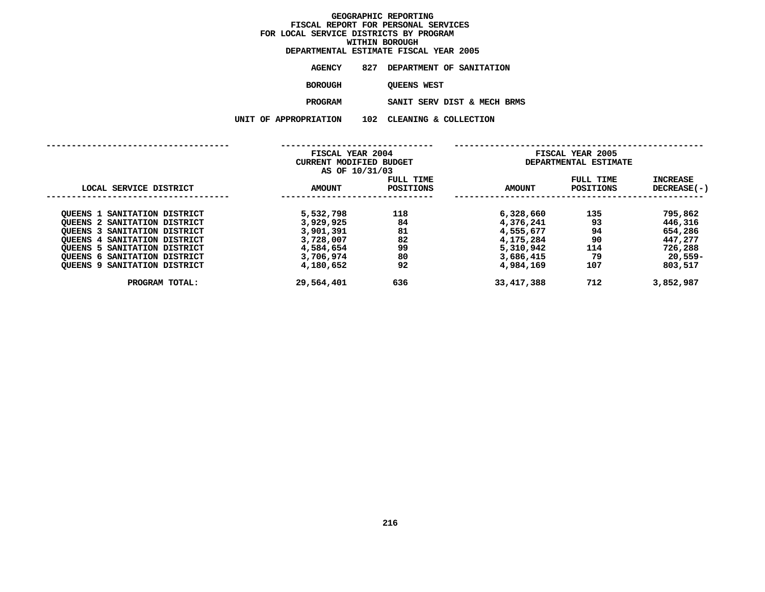# GEOGRAPHIC REPORTING
## FISCAL REPORT FOR PERSONAL SERVICES
## FOR LOCAL SERVICE DISTRICTS BY PROGRAM
## WITHIN BOROUGH
## DEPARTMENTAL ESTIMATE FISCAL YEAR 2005

**AGENCY** 827 DEPARTMENT OF SANITATION

**BOROUGH** QUEENS WEST

**PROGRAM** SANIT SERV DIST & MECH BRMS

**UNIT OF APPROPRIATION** 102 CLEANING & COLLECTION

| LOCAL SERVICE DISTRICT | FISCAL YEAR 2004 CURRENT MODIFIED BUDGET AS OF 10/31/03 | | FISCAL YEAR 2005 DEPARTMENTAL ESTIMATE | | |
|---|---|---|---|---|---|
| | AMOUNT | FULL TIME POSITIONS | AMOUNT | FULL TIME POSITIONS | INCREASE DECREASE(-) |
| QUEENS 1 SANITATION DISTRICT | 5,532,798 | 118 | 6,328,660 | 135 | 795,862 |
| QUEENS 2 SANITATION DISTRICT | 3,929,925 | 84 | 4,376,241 | 93 | 446,316 |
| QUEENS 3 SANITATION DISTRICT | 3,901,391 | 81 | 4,555,677 | 94 | 654,286 |
| QUEENS 4 SANITATION DISTRICT | 3,728,007 | 82 | 4,175,284 | 90 | 447,277 |
| QUEENS 5 SANITATION DISTRICT | 4,584,654 | 99 | 5,310,942 | 114 | 726,288 |
| QUEENS 6 SANITATION DISTRICT | 3,706,974 | 80 | 3,686,415 | 79 | 20,559- |
| QUEENS 9 SANITATION DISTRICT | 4,180,652 | 92 | 4,984,169 | 107 | 803,517 |
| PROGRAM TOTAL: | 29,564,401 | 636 | 33,417,388 | 712 | 3,852,987 |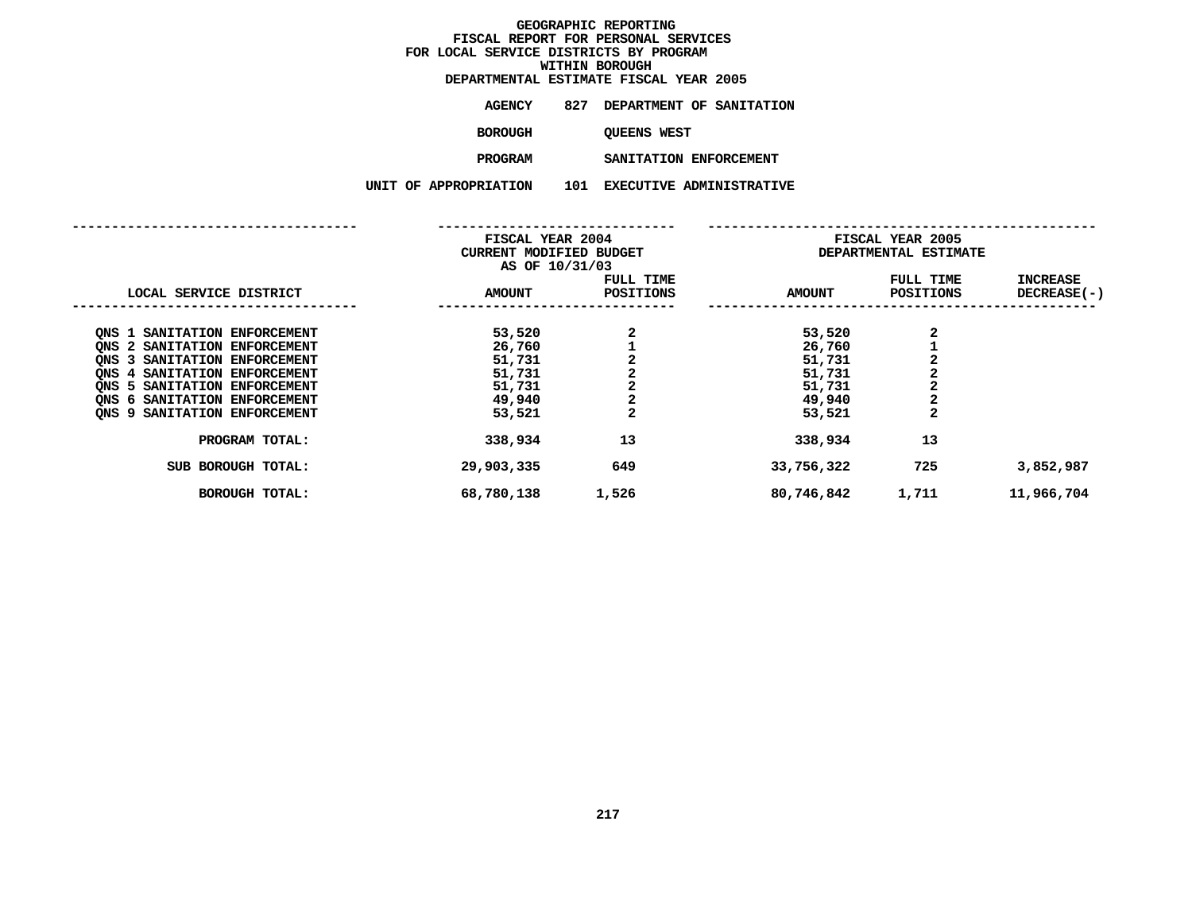# GEOGRAPHIC REPORTING
## FISCAL REPORT FOR PERSONAL SERVICES FOR LOCAL SERVICE DISTRICTS BY PROGRAM WITHIN BOROUGH
## DEPARTMENTAL ESTIMATE FISCAL YEAR 2005

**AGENCY** 827 DEPARTMENT OF SANITATION

**BOROUGH** QUEENS WEST

**PROGRAM** SANITATION ENFORCEMENT

**UNIT OF APPROPRIATION** 101 EXECUTIVE ADMINISTRATIVE

| LOCAL SERVICE DISTRICT | FISCAL YEAR 2004 CURRENT MODIFIED BUDGET AS OF 10/31/03 AMOUNT | FULL TIME POSITIONS | FISCAL YEAR 2005 DEPARTMENTAL ESTIMATE AMOUNT | FULL TIME POSITIONS | INCREASE DECREASE(-) |
|---|---|---|---|---|---|
| QNS 1 SANITATION ENFORCEMENT | 53,520 | 2 | 53,520 | 2 | |
| QNS 2 SANITATION ENFORCEMENT | 26,760 | 1 | 26,760 | 1 | |
| QNS 3 SANITATION ENFORCEMENT | 51,731 | 2 | 51,731 | 2 | |
| QNS 4 SANITATION ENFORCEMENT | 51,731 | 2 | 51,731 | 2 | |
| QNS 5 SANITATION ENFORCEMENT | 51,731 | 2 | 51,731 | 2 | |
| QNS 6 SANITATION ENFORCEMENT | 49,940 | 2 | 49,940 | 2 | |
| QNS 9 SANITATION ENFORCEMENT | 53,521 | 2 | 53,521 | 2 | |
| PROGRAM TOTAL: | 338,934 | 13 | 338,934 | 13 | |
| SUB BOROUGH TOTAL: | 29,903,335 | 649 | 33,756,322 | 725 | 3,852,987 |
| BOROUGH TOTAL: | 68,780,138 | 1,526 | 80,746,842 | 1,711 | 11,966,704 |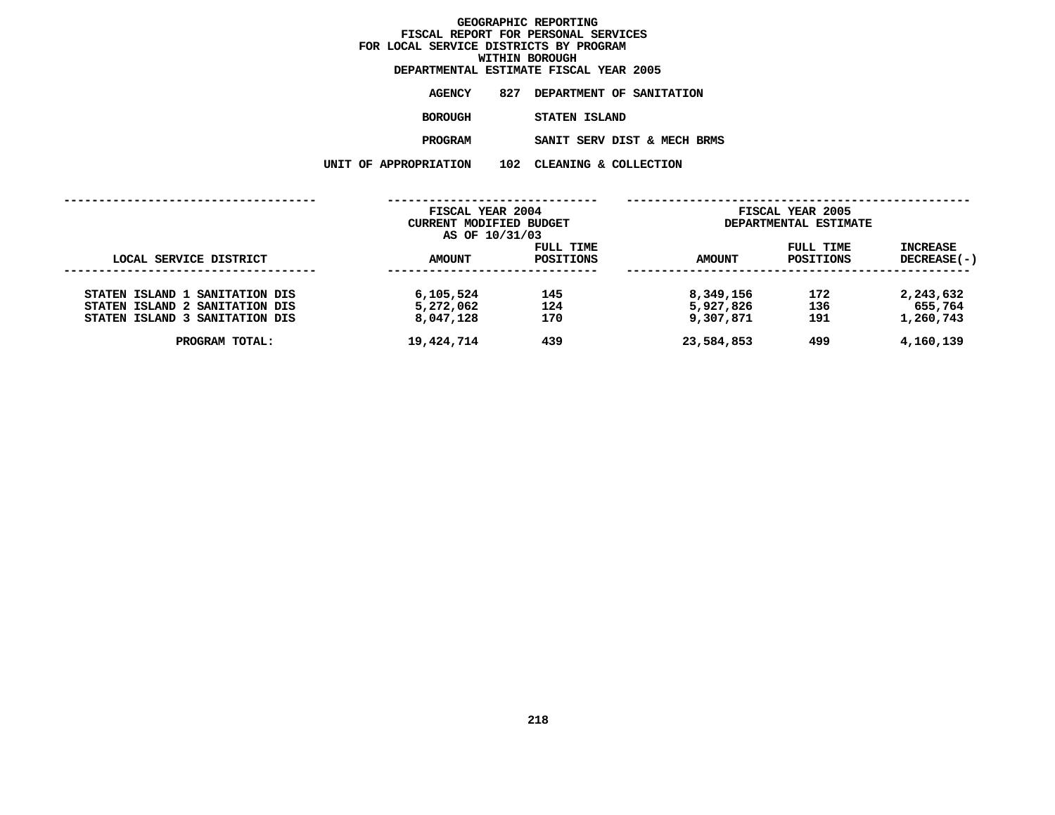# GEOGRAPHIC REPORTING
## FISCAL REPORT FOR PERSONAL SERVICES
## FOR LOCAL SERVICE DISTRICTS BY PROGRAM
## WITHIN BOROUGH
## DEPARTMENTAL ESTIMATE FISCAL YEAR 2005

**AGENCY** 827 DEPARTMENT OF SANITATION

**BOROUGH** STATEN ISLAND

**PROGRAM** SANIT SERV DIST & MECH BRMS

**UNIT OF APPROPRIATION** 102 CLEANING & COLLECTION

| LOCAL SERVICE DISTRICT | FISCAL YEAR 2004 CURRENT MODIFIED BUDGET AS OF 10/31/03 AMOUNT | FULL TIME POSITIONS | FISCAL YEAR 2005 DEPARTMENTAL ESTIMATE AMOUNT | FULL TIME POSITIONS | INCREASE DECREASE(-) |
|---|---|---|---|---|---|
| STATEN ISLAND 1 SANITATION DIS | 6,105,524 | 145 | 8,349,156 | 172 | 2,243,632 |
| STATEN ISLAND 2 SANITATION DIS | 5,272,062 | 124 | 5,927,826 | 136 | 655,764 |
| STATEN ISLAND 3 SANITATION DIS | 8,047,128 | 170 | 9,307,871 | 191 | 1,260,743 |
| PROGRAM TOTAL: | 19,424,714 | 439 | 23,584,853 | 499 | 4,160,139 |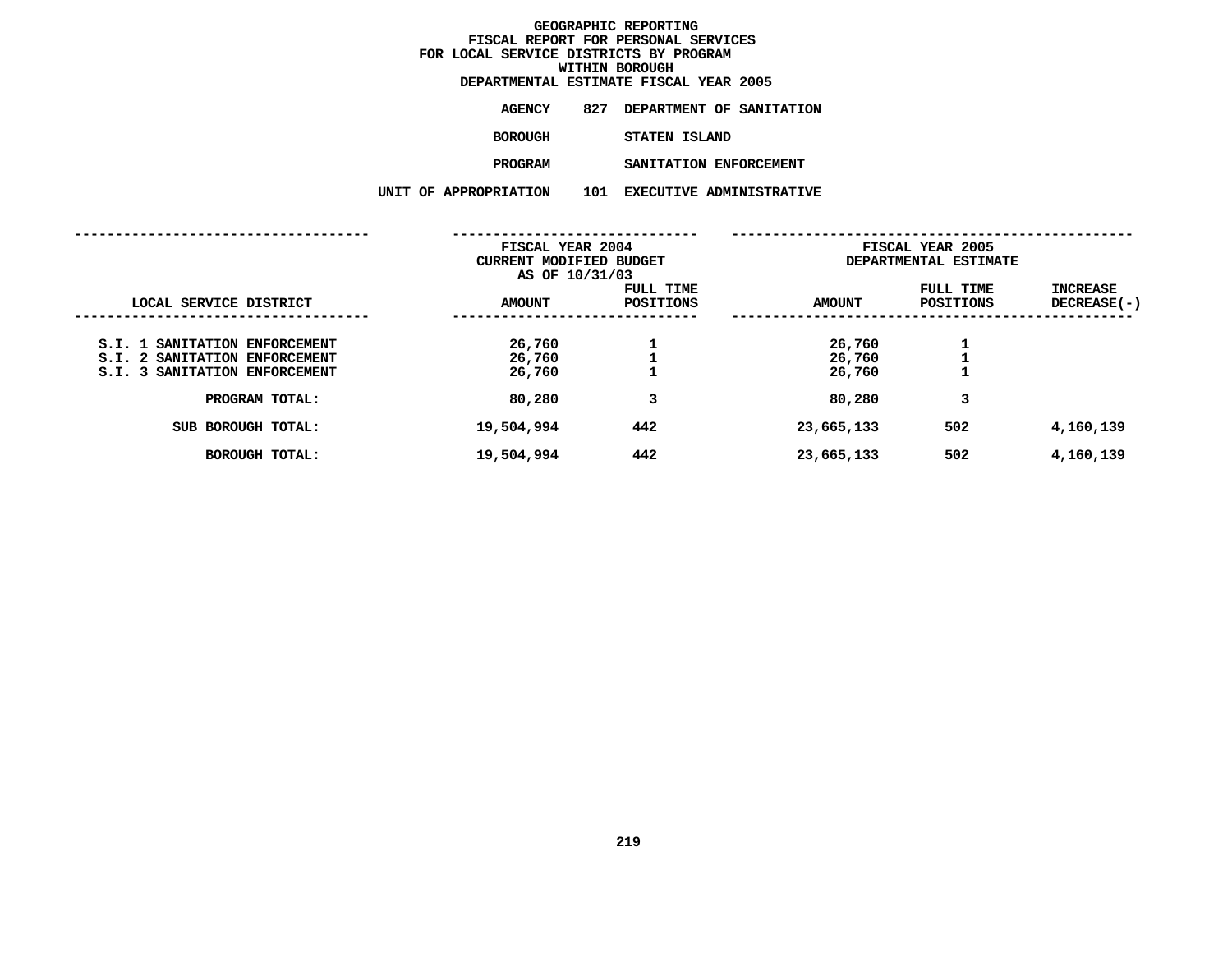# GEOGRAPHIC REPORTING
## FISCAL REPORT FOR PERSONAL SERVICES
## FOR LOCAL SERVICE DISTRICTS BY PROGRAM
## WITHIN BOROUGH
## DEPARTMENTAL ESTIMATE FISCAL YEAR 2005

**AGENCY** 827 DEPARTMENT OF SANITATION

**BOROUGH** STATEN ISLAND

**PROGRAM** SANITATION ENFORCEMENT

**UNIT OF APPROPRIATION** 101 EXECUTIVE ADMINISTRATIVE

| LOCAL SERVICE DISTRICT | FISCAL YEAR 2004 CURRENT MODIFIED BUDGET AS OF 10/31/03 AMOUNT | FULL TIME POSITIONS | FISCAL YEAR 2005 DEPARTMENTAL ESTIMATE AMOUNT | FULL TIME POSITIONS | INCREASE DECREASE(-) |
|---|---|---|---|---|---|
| S.I. 1 SANITATION ENFORCEMENT | 26,760 | 1 | 26,760 | 1 | |
| S.I. 2 SANITATION ENFORCEMENT | 26,760 | 1 | 26,760 | 1 | |
| S.I. 3 SANITATION ENFORCEMENT | 26,760 | 1 | 26,760 | 1 | |
| PROGRAM TOTAL: | 80,280 | 3 | 80,280 | 3 | |
| SUB BOROUGH TOTAL: | 19,504,994 | 442 | 23,665,133 | 502 | 4,160,139 |
| BOROUGH TOTAL: | 19,504,994 | 442 | 23,665,133 | 502 | 4,160,139 |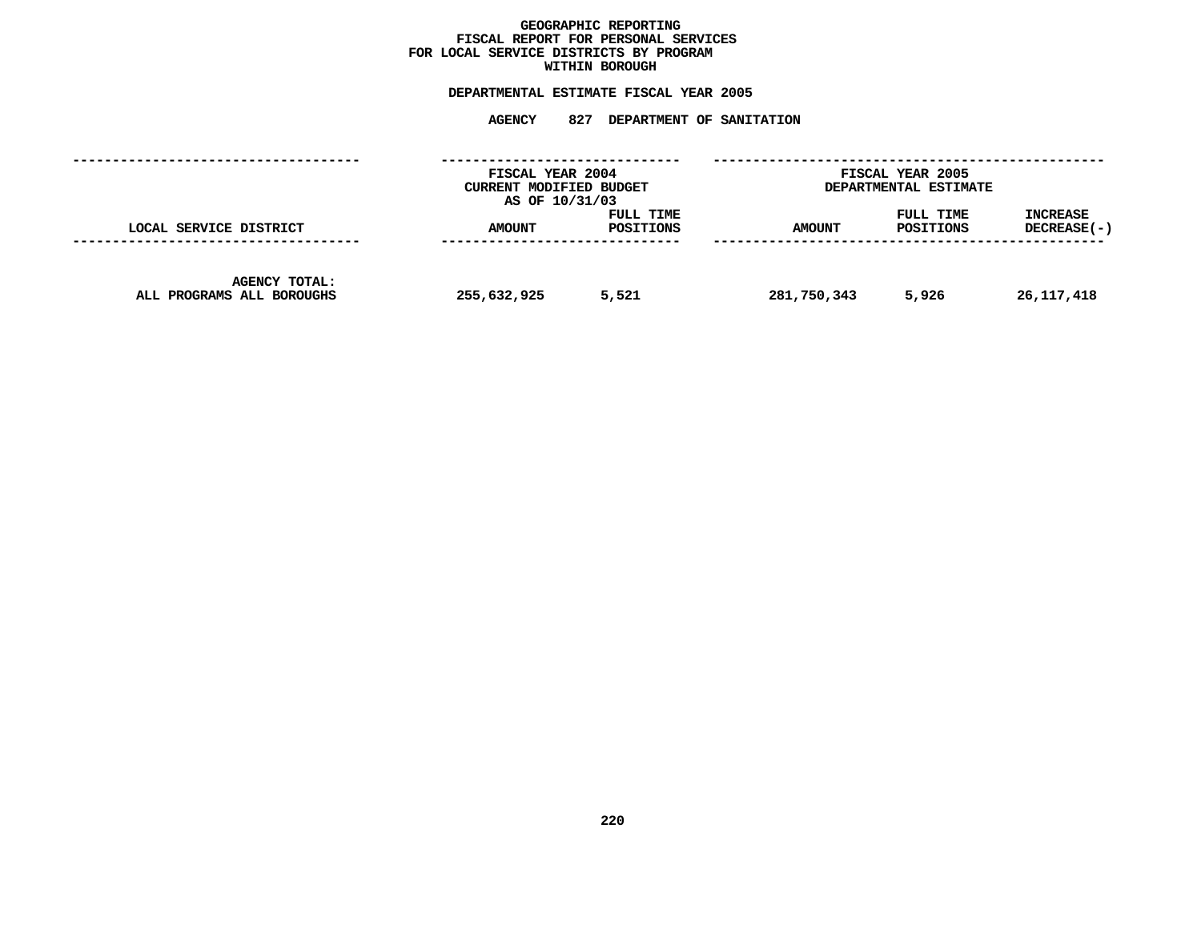# GEOGRAPHIC REPORTING
## FISCAL REPORT FOR PERSONAL SERVICES
## FOR LOCAL SERVICE DISTRICTS BY PROGRAM
## WITHIN BOROUGH

**DEPARTMENTAL ESTIMATE FISCAL YEAR 2005**

**AGENCY 827 DEPARTMENT OF SANITATION**

| | FISCAL YEAR 2004 CURRENT MODIFIED BUDGET AS OF 10/31/03 | | FISCAL YEAR 2005 DEPARTMENTAL ESTIMATE | | |
|---|---|---|---|---|---|
| LOCAL SERVICE DISTRICT | AMOUNT | FULL TIME POSITIONS | AMOUNT | FULL TIME POSITIONS | INCREASE DECREASE(-) |
| AGENCY TOTAL: ALL PROGRAMS ALL BOROUGHS | 255,632,925 | 5,521 | 281,750,343 | 5,926 | 26,117,418 |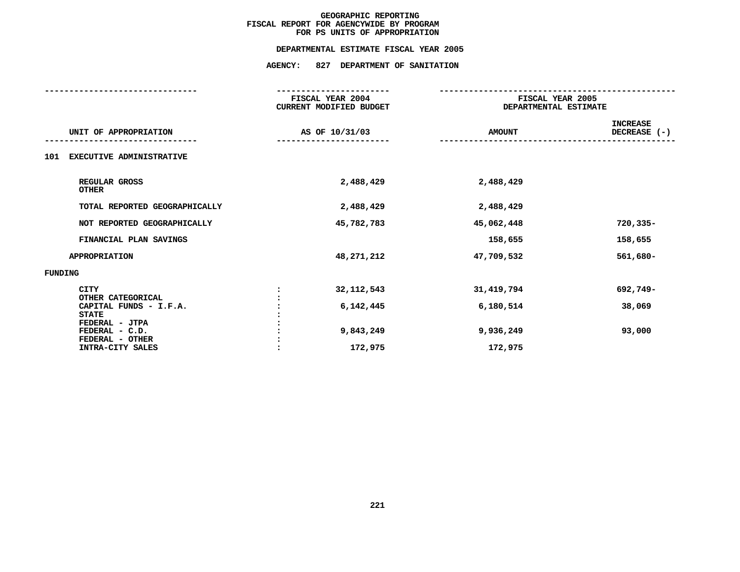**GEOGRAPHIC REPORTING**
**FISCAL REPORT FOR AGENCYWIDE BY PROGRAM**
**FOR PS UNITS OF APPROPRIATION**

**DEPARTMENTAL ESTIMATE FISCAL YEAR 2005**

**AGENCY: 827 DEPARTMENT OF SANITATION**

| UNIT OF APPROPRIATION | | FISCAL YEAR 2004 CURRENT MODIFIED BUDGET AS OF 10/31/03 | FISCAL YEAR 2005 DEPARTMENTAL ESTIMATE AMOUNT | INCREASE DECREASE (-) |
|---|---|---|---|---|
| 101 EXECUTIVE ADMINISTRATIVE | | | | |
| REGULAR GROSS | | 2,488,429 | 2,488,429 | |
| OTHER | | | | |
| TOTAL REPORTED GEOGRAPHICALLY | | 2,488,429 | 2,488,429 | |
| NOT REPORTED GEOGRAPHICALLY | | 45,782,783 | 45,062,448 | 720,335- |
| FINANCIAL PLAN SAVINGS | | | 158,655 | 158,655 |
| APPROPRIATION | | 48,271,212 | 47,709,532 | 561,680- |
| FUNDING | | | | |
| CITY | : | 32,112,543 | 31,419,794 | 692,749- |
| OTHER CATEGORICAL | : | | | |
| CAPITAL FUNDS - I.F.A. | : | 6,142,445 | 6,180,514 | 38,069 |
| STATE | : | | | |
| FEDERAL - JTPA | : | | | |
| FEDERAL - C.D. | : | 9,843,249 | 9,936,249 | 93,000 |
| FEDERAL - OTHER | : | | | |
| INTRA-CITY SALES | : | 172,975 | 172,975 | |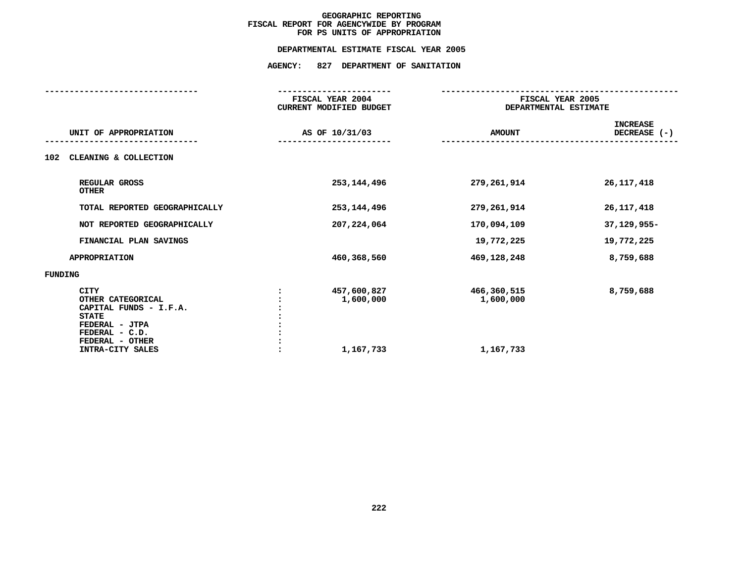# GEOGRAPHIC REPORTING
## FISCAL REPORT FOR AGENCYWIDE BY PROGRAM
## FOR PS UNITS OF APPROPRIATION

### DEPARTMENTAL ESTIMATE FISCAL YEAR 2005

### AGENCY: 827 DEPARTMENT OF SANITATION

| UNIT OF APPROPRIATION | FISCAL YEAR 2004 CURRENT MODIFIED BUDGET AS OF 10/31/03 | FISCAL YEAR 2005 DEPARTMENTAL ESTIMATE AMOUNT | INCREASE DECREASE (-) |
|---|---|---|---|
| **102 CLEANING & COLLECTION** | | | |
| REGULAR GROSS | 253,144,496 | 279,261,914 | 26,117,418 |
| OTHER | | | |
| TOTAL REPORTED GEOGRAPHICALLY | 253,144,496 | 279,261,914 | 26,117,418 |
| NOT REPORTED GEOGRAPHICALLY | 207,224,064 | 170,094,109 | 37,129,955- |
| FINANCIAL PLAN SAVINGS | | 19,772,225 | 19,772,225 |
| APPROPRIATION | 460,368,560 | 469,128,248 | 8,759,688 |
| **FUNDING** | | | |
| CITY | 457,600,827 | 466,360,515 | 8,759,688 |
| OTHER CATEGORICAL | 1,600,000 | 1,600,000 | |
| CAPITAL FUNDS - I.F.A. | | | |
| STATE | | | |
| FEDERAL - JTPA | | | |
| FEDERAL - C.D. | | | |
| FEDERAL - OTHER | | | |
| INTRA-CITY SALES | 1,167,733 | 1,167,733 | |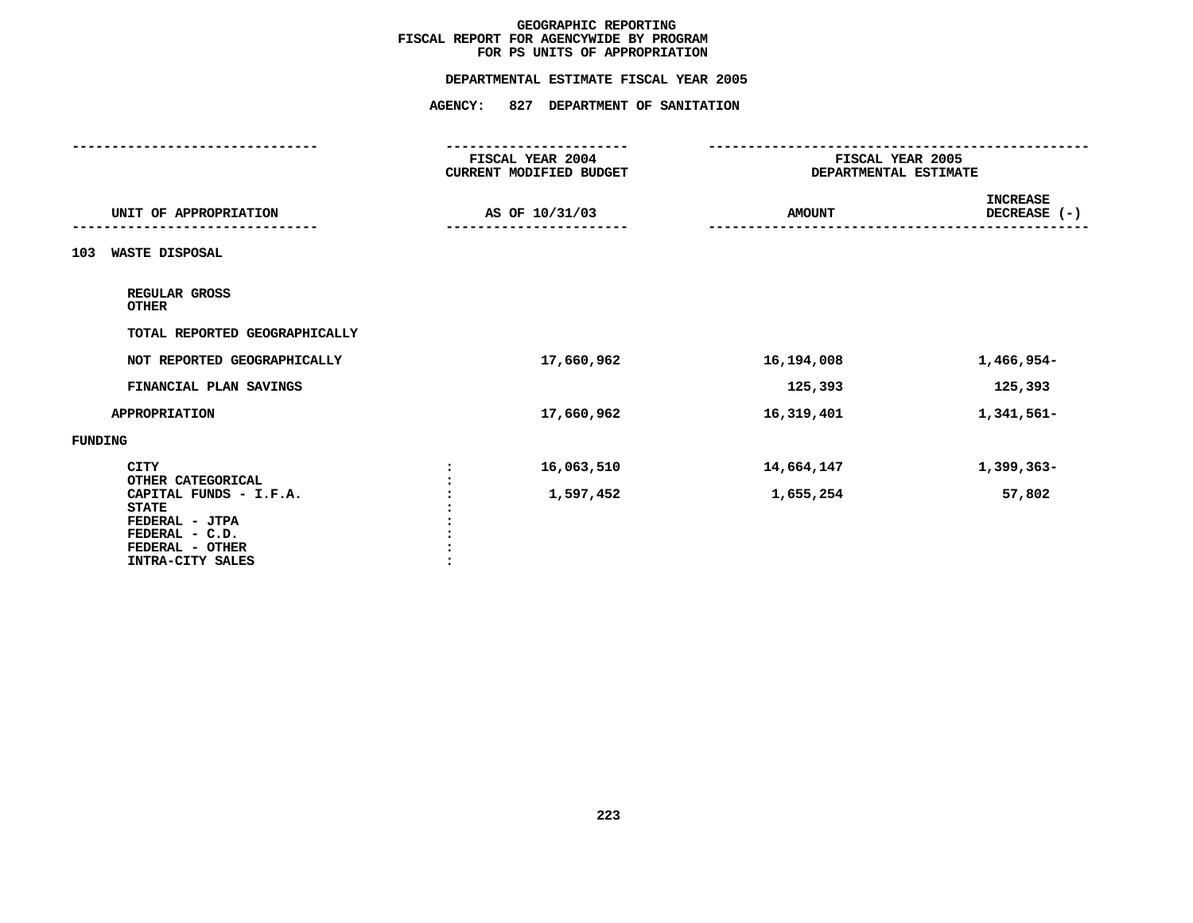# GEOGRAPHIC REPORTING
## FISCAL REPORT FOR AGENCYWIDE BY PROGRAM
## FOR PS UNITS OF APPROPRIATION

### DEPARTMENTAL ESTIMATE FISCAL YEAR 2005

### AGENCY: 827 DEPARTMENT OF SANITATION

| UNIT OF APPROPRIATION | FISCAL YEAR 2004 CURRENT MODIFIED BUDGET AS OF 10/31/03 | FISCAL YEAR 2005 DEPARTMENTAL ESTIMATE AMOUNT | INCREASE DECREASE (-) |
|---|---|---|---|
| **103 WASTE DISPOSAL** | | | |
| REGULAR GROSS | | | |
| OTHER | | | |
| TOTAL REPORTED GEOGRAPHICALLY | | | |
| NOT REPORTED GEOGRAPHICALLY | 17,660,962 | 16,194,008 | 1,466,954- |
| FINANCIAL PLAN SAVINGS | | 125,393 | 125,393 |
| APPROPRIATION | 17,660,962 | 16,319,401 | 1,341,561- |
| **FUNDING** | | | |
| CITY | 16,063,510 | 14,664,147 | 1,399,363- |
| OTHER CATEGORICAL | | | |
| CAPITAL FUNDS - I.F.A. | 1,597,452 | 1,655,254 | 57,802 |
| STATE | | | |
| FEDERAL - JTPA | | | |
| FEDERAL - C.D. | | | |
| FEDERAL - OTHER | | | |
| INTRA-CITY SALES | | | |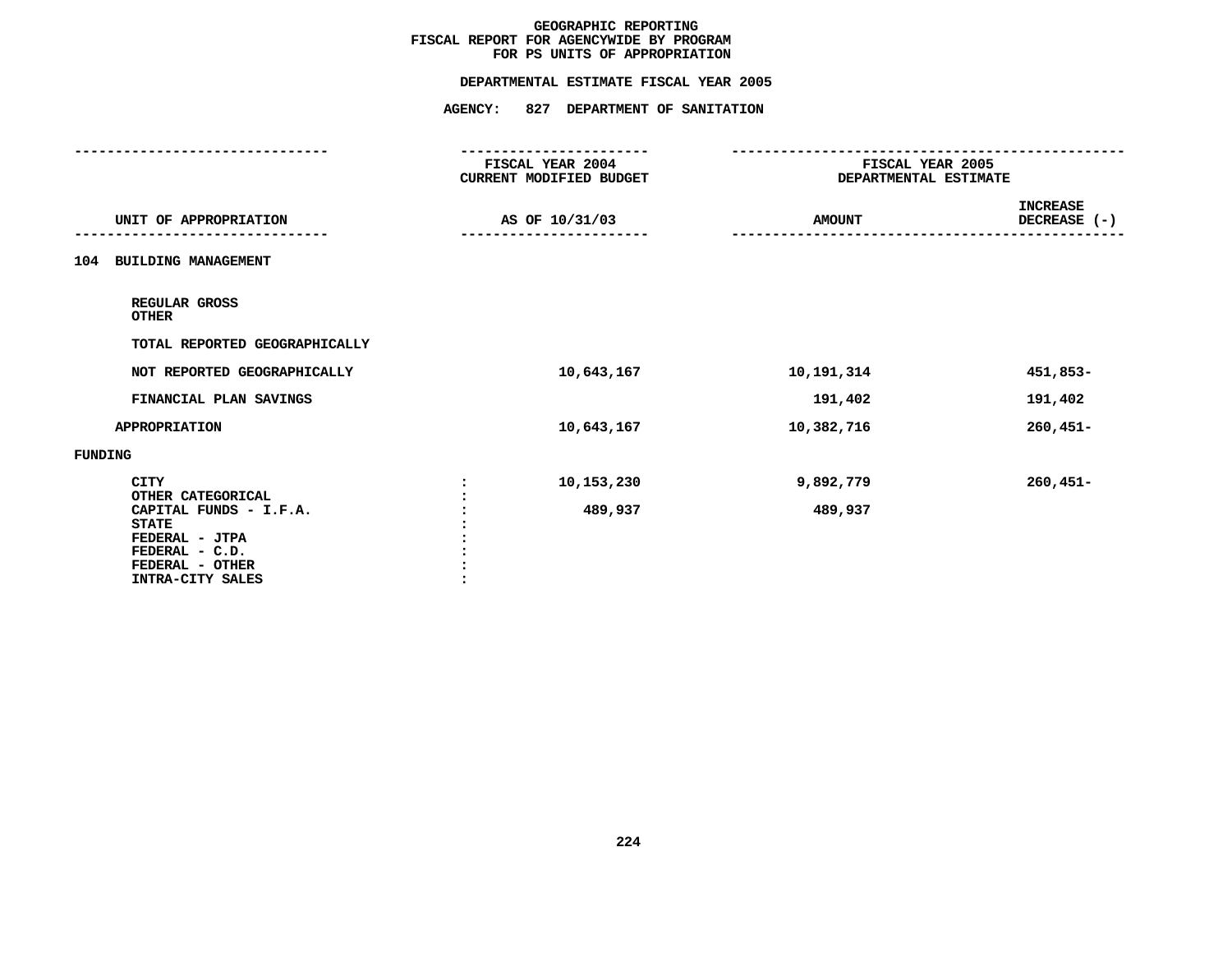# GEOGRAPHIC REPORTING
## FISCAL REPORT FOR AGENCYWIDE BY PROGRAM
## FOR PS UNITS OF APPROPRIATION

### DEPARTMENTAL ESTIMATE FISCAL YEAR 2005

### AGENCY: 827 DEPARTMENT OF SANITATION

| UNIT OF APPROPRIATION | FISCAL YEAR 2004 CURRENT MODIFIED BUDGET AS OF 10/31/03 | FISCAL YEAR 2005 DEPARTMENTAL ESTIMATE AMOUNT | INCREASE DECREASE (-) |
|---|---|---|---|
| **104 BUILDING MANAGEMENT** | | | |
| REGULAR GROSS | | | |
| OTHER | | | |
| TOTAL REPORTED GEOGRAPHICALLY | | | |
| NOT REPORTED GEOGRAPHICALLY | 10,643,167 | 10,191,314 | 451,853- |
| FINANCIAL PLAN SAVINGS | | 191,402 | 191,402 |
| APPROPRIATION | 10,643,167 | 10,382,716 | 260,451- |
| **FUNDING** | | | |
| CITY | 10,153,230 | 9,892,779 | 260,451- |
| OTHER CATEGORICAL | | | |
| CAPITAL FUNDS - I.F.A. | 489,937 | 489,937 | |
| STATE | | | |
| FEDERAL - JTPA | | | |
| FEDERAL - C.D. | | | |
| FEDERAL - OTHER | | | |
| INTRA-CITY SALES | | | |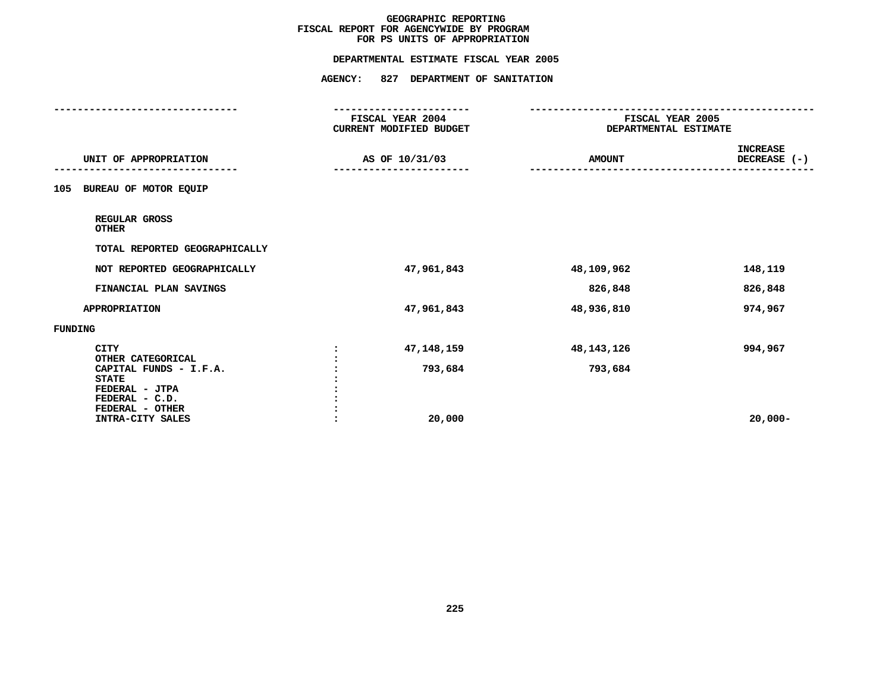# GEOGRAPHIC REPORTING
## FISCAL REPORT FOR AGENCYWIDE BY PROGRAM
## FOR PS UNITS OF APPROPRIATION

### DEPARTMENTAL ESTIMATE FISCAL YEAR 2005

### AGENCY: 827 DEPARTMENT OF SANITATION

| UNIT OF APPROPRIATION | | FISCAL YEAR 2004 CURRENT MODIFIED BUDGET AS OF 10/31/03 | FISCAL YEAR 2005 DEPARTMENTAL ESTIMATE AMOUNT | INCREASE DECREASE (-) |
|---|---|---|---|---|
| **105 BUREAU OF MOTOR EQUIP** | | | | |
| REGULAR GROSS | | | | |
| OTHER | | | | |
| TOTAL REPORTED GEOGRAPHICALLY | | | | |
| NOT REPORTED GEOGRAPHICALLY | | 47,961,843 | 48,109,962 | 148,119 |
| FINANCIAL PLAN SAVINGS | | | 826,848 | 826,848 |
| APPROPRIATION | | 47,961,843 | 48,936,810 | 974,967 |
| **FUNDING** | | | | |
| CITY | : | 47,148,159 | 48,143,126 | 994,967 |
| OTHER CATEGORICAL | : | | | |
| CAPITAL FUNDS - I.F.A. | : | 793,684 | 793,684 | |
| STATE | : | | | |
| FEDERAL - JTPA | : | | | |
| FEDERAL - C.D. | : | | | |
| FEDERAL - OTHER | : | | | |
| INTRA-CITY SALES | : | 20,000 | | 20,000- |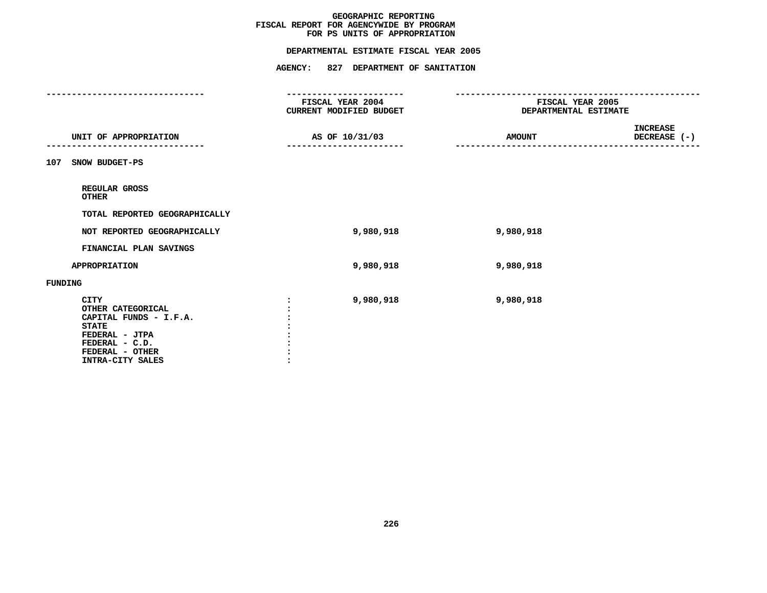# GEOGRAPHIC REPORTING
## FISCAL REPORT FOR AGENCYWIDE BY PROGRAM
## FOR PS UNITS OF APPROPRIATION

### DEPARTMENTAL ESTIMATE FISCAL YEAR 2005

### AGENCY: 827 DEPARTMENT OF SANITATION

| UNIT OF APPROPRIATION | FISCAL YEAR 2004 CURRENT MODIFIED BUDGET AS OF 10/31/03 | FISCAL YEAR 2005 DEPARTMENTAL ESTIMATE AMOUNT | INCREASE DECREASE (-) |
|---|---|---|---|
| **107 SNOW BUDGET-PS** | | | |
| REGULAR GROSS | | | |
| OTHER | | | |
| TOTAL REPORTED GEOGRAPHICALLY | | | |
| NOT REPORTED GEOGRAPHICALLY | 9,980,918 | 9,980,918 | |
| FINANCIAL PLAN SAVINGS | | | |
| APPROPRIATION | 9,980,918 | 9,980,918 | |
| **FUNDING** | | | |
| CITY | 9,980,918 | 9,980,918 | |
| OTHER CATEGORICAL | | | |
| CAPITAL FUNDS - I.F.A. | | | |
| STATE | | | |
| FEDERAL - JTPA | | | |
| FEDERAL - C.D. | | | |
| FEDERAL - OTHER | | | |
| INTRA-CITY SALES | | | |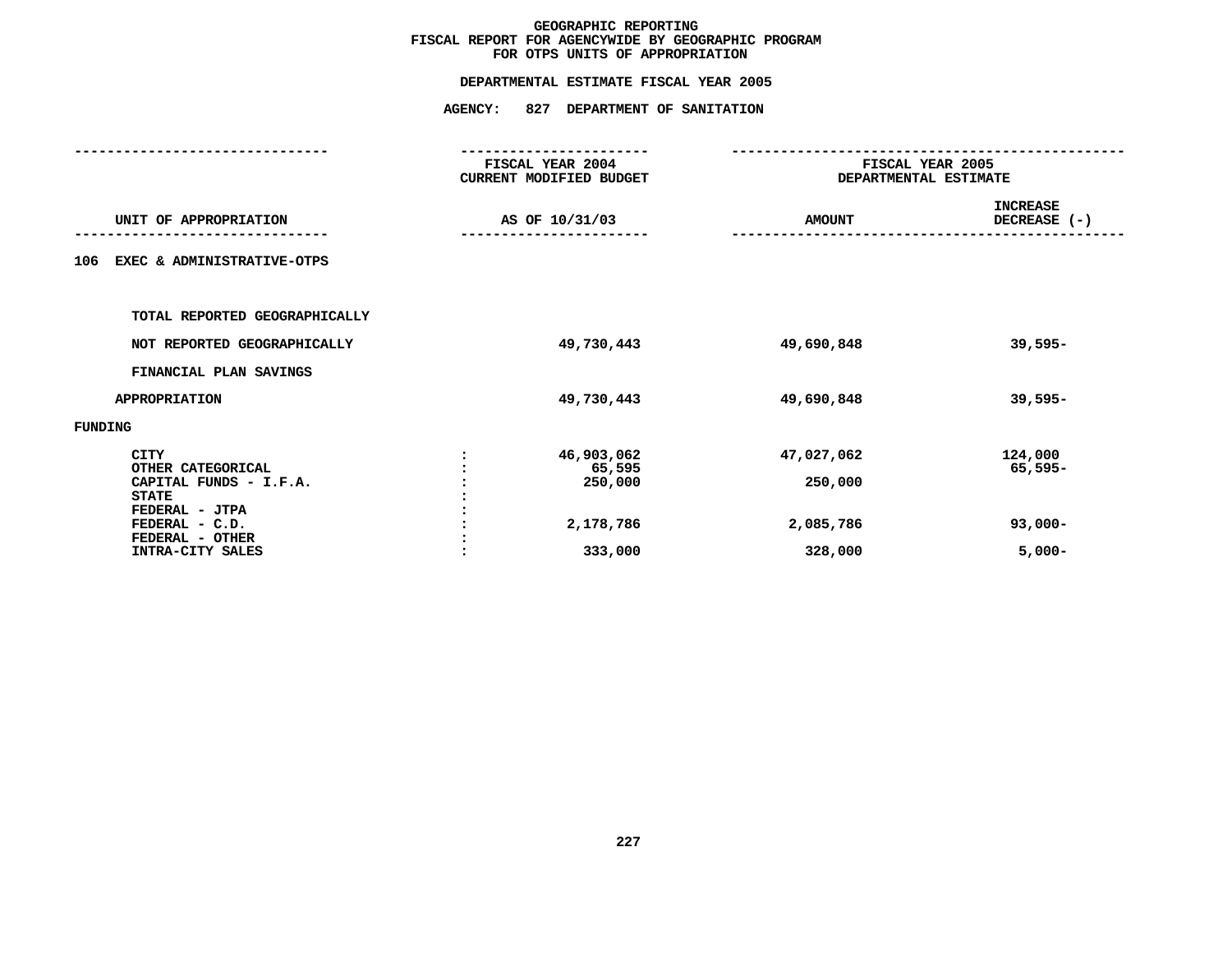# GEOGRAPHIC REPORTING
## FISCAL REPORT FOR AGENCYWIDE BY GEOGRAPHIC PROGRAM
## FOR OTPS UNITS OF APPROPRIATION

### DEPARTMENTAL ESTIMATE FISCAL YEAR 2005

### AGENCY: 827 DEPARTMENT OF SANITATION

| UNIT OF APPROPRIATION | | FISCAL YEAR 2004 CURRENT MODIFIED BUDGET AS OF 10/31/03 | FISCAL YEAR 2005 DEPARTMENTAL ESTIMATE AMOUNT | INCREASE DECREASE (-) |
|---|---|---|---|---|
| **106 EXEC & ADMINISTRATIVE-OTPS** | | | | |
| TOTAL REPORTED GEOGRAPHICALLY | | | | |
| NOT REPORTED GEOGRAPHICALLY | | 49,730,443 | 49,690,848 | 39,595- |
| FINANCIAL PLAN SAVINGS | | | | |
| APPROPRIATION | | 49,730,443 | 49,690,848 | 39,595- |
| FUNDING | | | | |
| CITY | : | 46,903,062 | 47,027,062 | 124,000 |
| OTHER CATEGORICAL | : | 65,595 | | 65,595- |
| CAPITAL FUNDS - I.F.A. | : | 250,000 | 250,000 | |
| STATE | : | | | |
| FEDERAL - JTPA | : | | | |
| FEDERAL - C.D. | : | 2,178,786 | 2,085,786 | 93,000- |
| FEDERAL - OTHER | : | | | |
| INTRA-CITY SALES | : | 333,000 | 328,000 | 5,000- |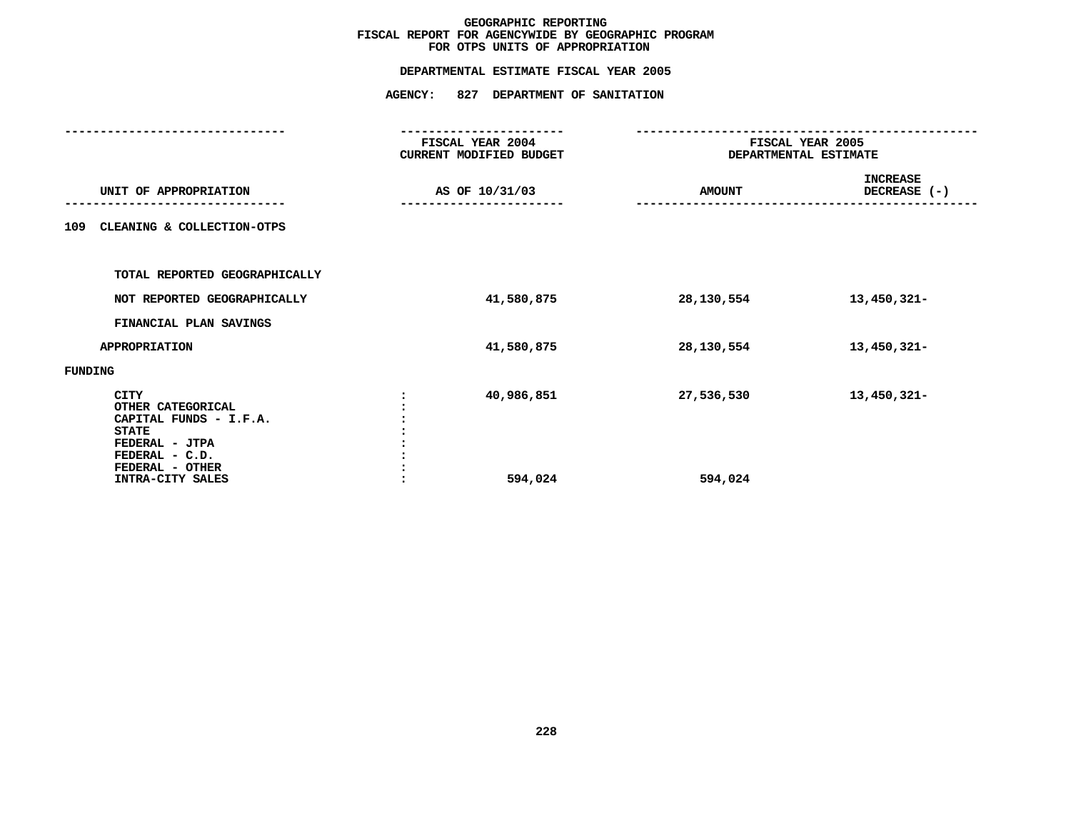# GEOGRAPHIC REPORTING
## FISCAL REPORT FOR AGENCYWIDE BY GEOGRAPHIC PROGRAM
## FOR OTPS UNITS OF APPROPRIATION

### DEPARTMENTAL ESTIMATE FISCAL YEAR 2005

### AGENCY: 827 DEPARTMENT OF SANITATION

| UNIT OF APPROPRIATION | FISCAL YEAR 2004 CURRENT MODIFIED BUDGET AS OF 10/31/03 | FISCAL YEAR 2005 DEPARTMENTAL ESTIMATE AMOUNT | INCREASE DECREASE (-) |
|---|---|---|---|
| **109 CLEANING & COLLECTION-OTPS** | | | |
| TOTAL REPORTED GEOGRAPHICALLY | | | |
| NOT REPORTED GEOGRAPHICALLY | 41,580,875 | 28,130,554 | 13,450,321- |
| FINANCIAL PLAN SAVINGS | | | |
| APPROPRIATION | 41,580,875 | 28,130,554 | 13,450,321- |
| FUNDING | | | |
| CITY | 40,986,851 | 27,536,530 | 13,450,321- |
| OTHER CATEGORICAL | | | |
| CAPITAL FUNDS - I.F.A. | | | |
| STATE | | | |
| FEDERAL - JTPA | | | |
| FEDERAL - C.D. | | | |
| FEDERAL - OTHER | | | |
| INTRA-CITY SALES | 594,024 | 594,024 | |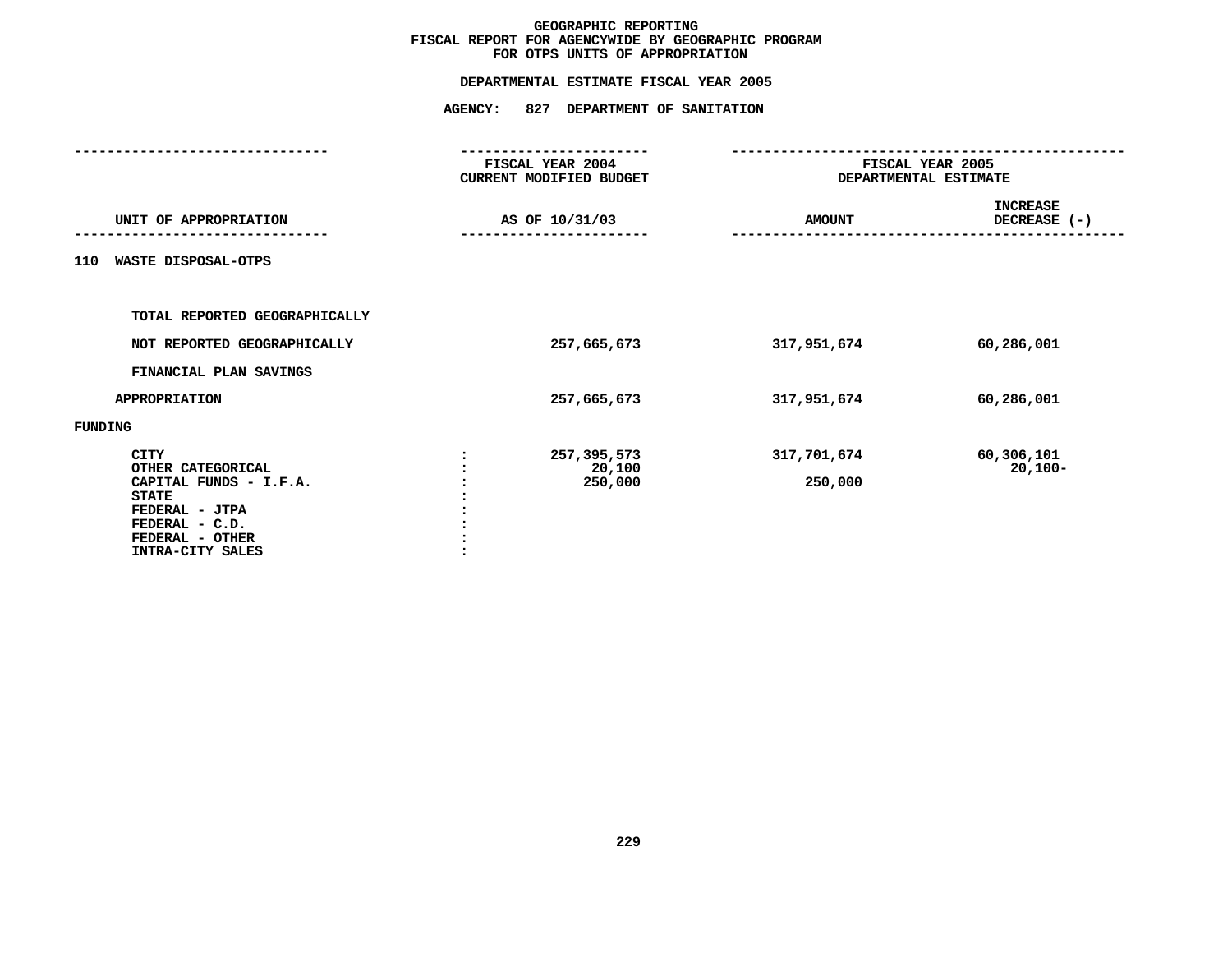# GEOGRAPHIC REPORTING
## FISCAL REPORT FOR AGENCYWIDE BY GEOGRAPHIC PROGRAM
## FOR OTPS UNITS OF APPROPRIATION

### DEPARTMENTAL ESTIMATE FISCAL YEAR 2005

### AGENCY: 827 DEPARTMENT OF SANITATION

| UNIT OF APPROPRIATION | FISCAL YEAR 2004 CURRENT MODIFIED BUDGET AS OF 10/31/03 | FISCAL YEAR 2005 DEPARTMENTAL ESTIMATE AMOUNT | INCREASE DECREASE (-) |
|---|---|---|---|
| **110 WASTE DISPOSAL-OTPS** | | | |
| TOTAL REPORTED GEOGRAPHICALLY | | | |
| NOT REPORTED GEOGRAPHICALLY | 257,665,673 | 317,951,674 | 60,286,001 |
| FINANCIAL PLAN SAVINGS | | | |
| APPROPRIATION | 257,665,673 | 317,951,674 | 60,286,001 |
| **FUNDING** | | | |
| CITY | 257,395,573 | 317,701,674 | 60,306,101 |
| OTHER CATEGORICAL | 20,100 | | 20,100- |
| CAPITAL FUNDS - I.F.A. | 250,000 | 250,000 | |
| STATE | | | |
| FEDERAL - JTPA | | | |
| FEDERAL - C.D. | | | |
| FEDERAL - OTHER | | | |
| INTRA-CITY SALES | | | |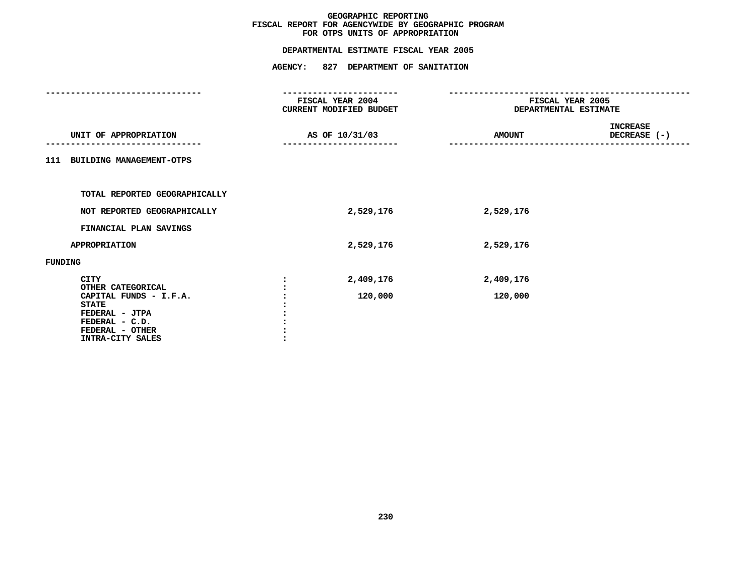# GEOGRAPHIC REPORTING
## FISCAL REPORT FOR AGENCYWIDE BY GEOGRAPHIC PROGRAM
## FOR OTPS UNITS OF APPROPRIATION

### DEPARTMENTAL ESTIMATE FISCAL YEAR 2005

### AGENCY: 827 DEPARTMENT OF SANITATION

| UNIT OF APPROPRIATION | FISCAL YEAR 2004 CURRENT MODIFIED BUDGET AS OF 10/31/03 | FISCAL YEAR 2005 DEPARTMENTAL ESTIMATE AMOUNT | INCREASE DECREASE (-) |
|---|---|---|---|
| **111 BUILDING MANAGEMENT-OTPS** | | | |
| TOTAL REPORTED GEOGRAPHICALLY | | | |
| NOT REPORTED GEOGRAPHICALLY | 2,529,176 | 2,529,176 | |
| FINANCIAL PLAN SAVINGS | | | |
| APPROPRIATION | 2,529,176 | 2,529,176 | |
| **FUNDING** | | | |
| CITY | 2,409,176 | 2,409,176 | |
| OTHER CATEGORICAL | | | |
| CAPITAL FUNDS - I.F.A. | 120,000 | 120,000 | |
| STATE | | | |
| FEDERAL - JTPA | | | |
| FEDERAL - C.D. | | | |
| FEDERAL - OTHER | | | |
| INTRA-CITY SALES | | | |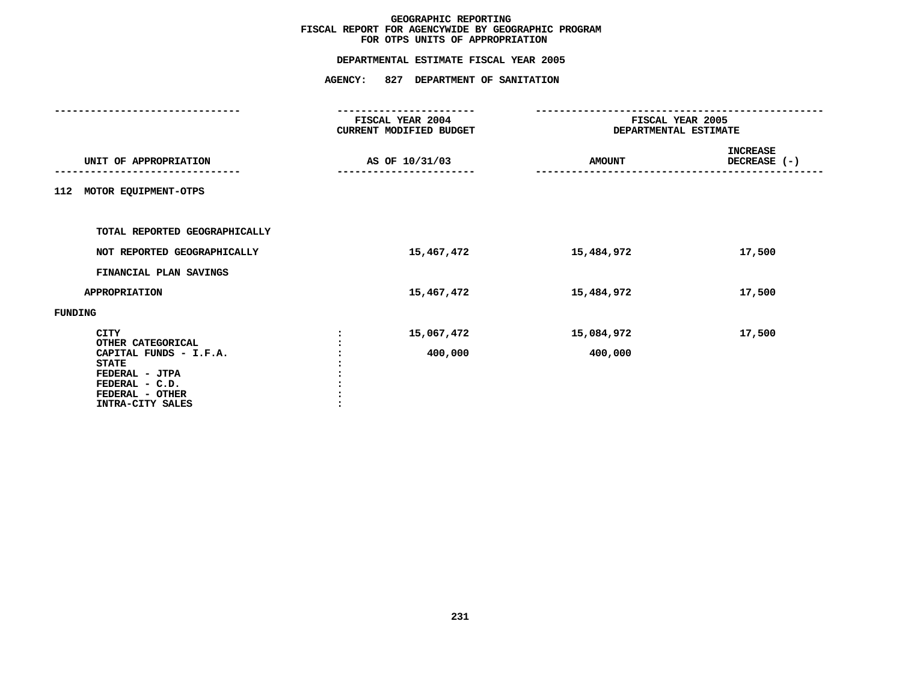# GEOGRAPHIC REPORTING
## FISCAL REPORT FOR AGENCYWIDE BY GEOGRAPHIC PROGRAM
## FOR OTPS UNITS OF APPROPRIATION

### DEPARTMENTAL ESTIMATE FISCAL YEAR 2005

### AGENCY: 827 DEPARTMENT OF SANITATION

| UNIT OF APPROPRIATION | | FISCAL YEAR 2004 CURRENT MODIFIED BUDGET AS OF 10/31/03 | FISCAL YEAR 2005 DEPARTMENTAL ESTIMATE AMOUNT | INCREASE DECREASE (-) |
|---|---|---|---|---|
| 112 MOTOR EQUIPMENT-OTPS | | | | |
| TOTAL REPORTED GEOGRAPHICALLY | | | | |
| NOT REPORTED GEOGRAPHICALLY | | 15,467,472 | 15,484,972 | 17,500 |
| FINANCIAL PLAN SAVINGS | | | | |
| APPROPRIATION | | 15,467,472 | 15,484,972 | 17,500 |
| FUNDING | | | | |
| CITY | : | 15,067,472 | 15,084,972 | 17,500 |
| OTHER CATEGORICAL | : | | | |
| CAPITAL FUNDS - I.F.A. | : | 400,000 | 400,000 | |
| STATE | : | | | |
| FEDERAL - JTPA | : | | | |
| FEDERAL - C.D. | : | | | |
| FEDERAL - OTHER | : | | | |
| INTRA-CITY SALES | : | | | |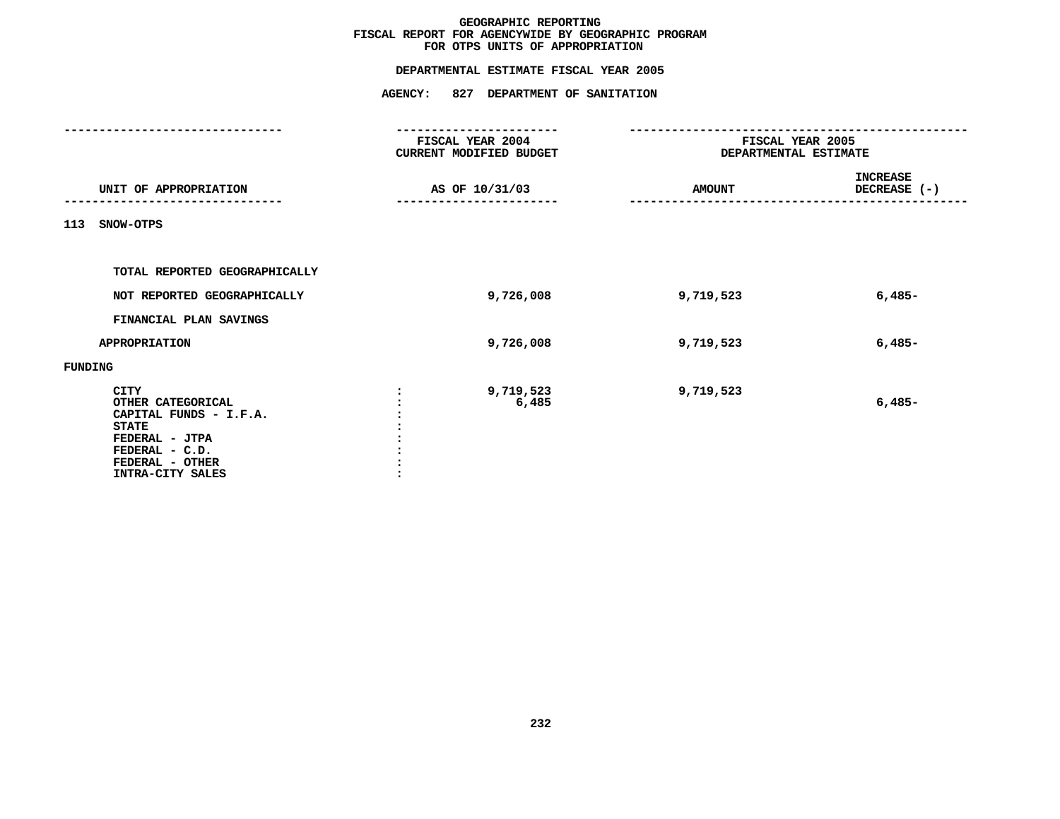# GEOGRAPHIC REPORTING
## FISCAL REPORT FOR AGENCYWIDE BY GEOGRAPHIC PROGRAM
## FOR OTPS UNITS OF APPROPRIATION

**DEPARTMENTAL ESTIMATE FISCAL YEAR 2005**

**AGENCY: 827 DEPARTMENT OF SANITATION**

| UNIT OF APPROPRIATION | FISCAL YEAR 2004 CURRENT MODIFIED BUDGET AS OF 10/31/03 | FISCAL YEAR 2005 DEPARTMENTAL ESTIMATE AMOUNT | INCREASE DECREASE (-) |
|---|---|---|---|
| 113 SNOW-OTPS | | | |
| TOTAL REPORTED GEOGRAPHICALLY | | | |
| NOT REPORTED GEOGRAPHICALLY | 9,726,008 | 9,719,523 | 6,485- |
| FINANCIAL PLAN SAVINGS | | | |
| APPROPRIATION | 9,726,008 | 9,719,523 | 6,485- |
| FUNDING | | | |
| CITY | 9,719,523 | 9,719,523 | |
| OTHER CATEGORICAL | 6,485 | | 6,485- |
| CAPITAL FUNDS - I.F.A. | | | |
| STATE | | | |
| FEDERAL - JTPA | | | |
| FEDERAL - C.D. | | | |
| FEDERAL - OTHER | | | |
| INTRA-CITY SALES | | | |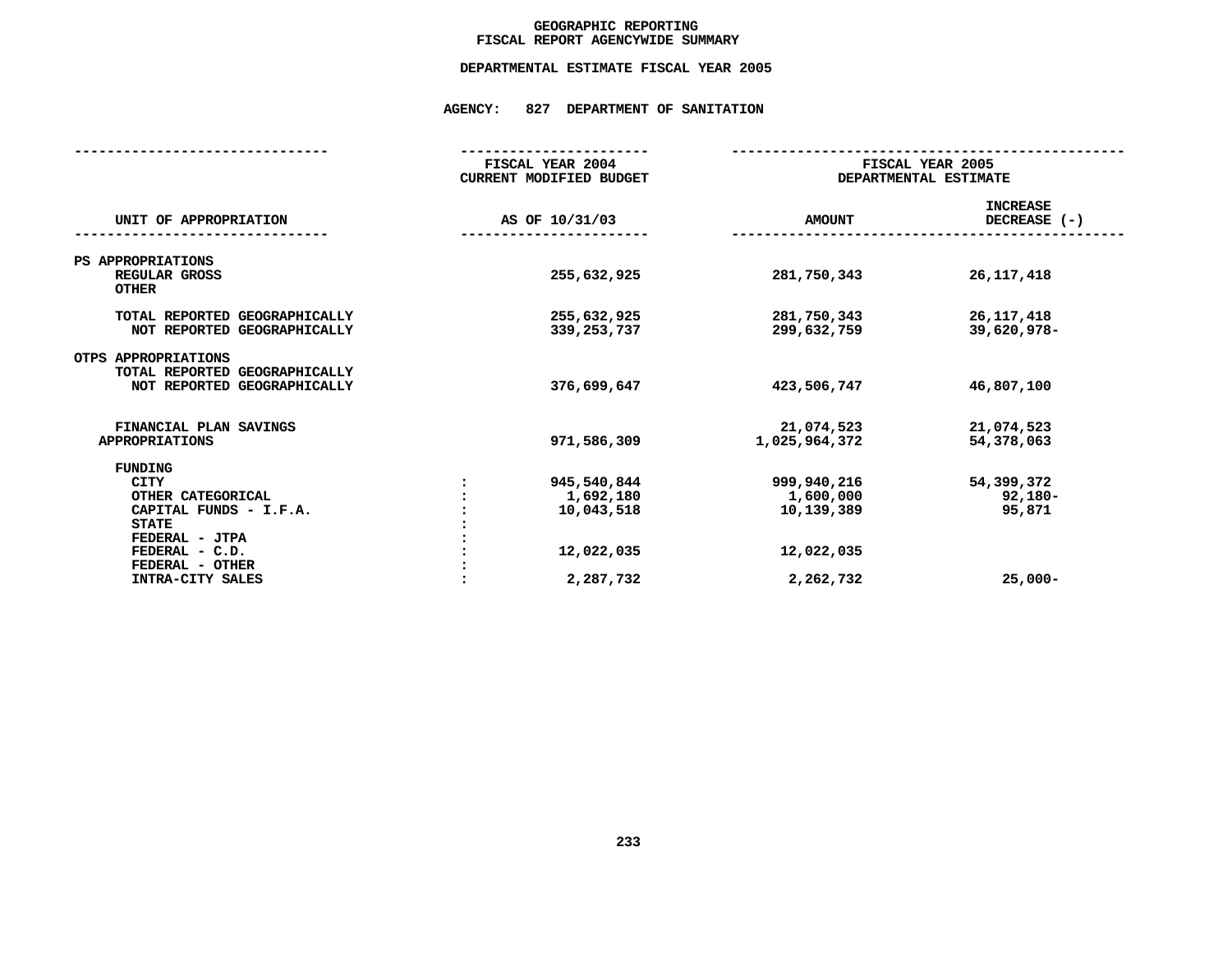# GEOGRAPHIC REPORTING
## FISCAL REPORT AGENCYWIDE SUMMARY

### DEPARTMENTAL ESTIMATE FISCAL YEAR 2005

### AGENCY: 827 DEPARTMENT OF SANITATION

| UNIT OF APPROPRIATION | | FISCAL YEAR 2004 CURRENT MODIFIED BUDGET AS OF 10/31/03 | FISCAL YEAR 2005 DEPARTMENTAL ESTIMATE AMOUNT | INCREASE DECREASE (-) |
|---|---|---|---|---|
| PS APPROPRIATIONS | | | | |
| REGULAR GROSS | | 255,632,925 | 281,750,343 | 26,117,418 |
| OTHER | | | | |
| TOTAL REPORTED GEOGRAPHICALLY | | 255,632,925 | 281,750,343 | 26,117,418 |
| NOT REPORTED GEOGRAPHICALLY | | 339,253,737 | 299,632,759 | 39,620,978- |
| OTPS APPROPRIATIONS | | | | |
| TOTAL REPORTED GEOGRAPHICALLY | | | | |
| NOT REPORTED GEOGRAPHICALLY | | 376,699,647 | 423,506,747 | 46,807,100 |
| FINANCIAL PLAN SAVINGS | | | 21,074,523 | 21,074,523 |
| APPROPRIATIONS | | 971,586,309 | 1,025,964,372 | 54,378,063 |
| FUNDING | | | | |
| CITY | : | 945,540,844 | 999,940,216 | 54,399,372 |
| OTHER CATEGORICAL | : | 1,692,180 | 1,600,000 | 92,180- |
| CAPITAL FUNDS - I.F.A. | : | 10,043,518 | 10,139,389 | 95,871 |
| STATE | : | | | |
| FEDERAL - JTPA | : | | | |
| FEDERAL - C.D. | : | 12,022,035 | 12,022,035 | |
| FEDERAL - OTHER | : | | | |
| INTRA-CITY SALES | : | 2,287,732 | 2,262,732 | 25,000- |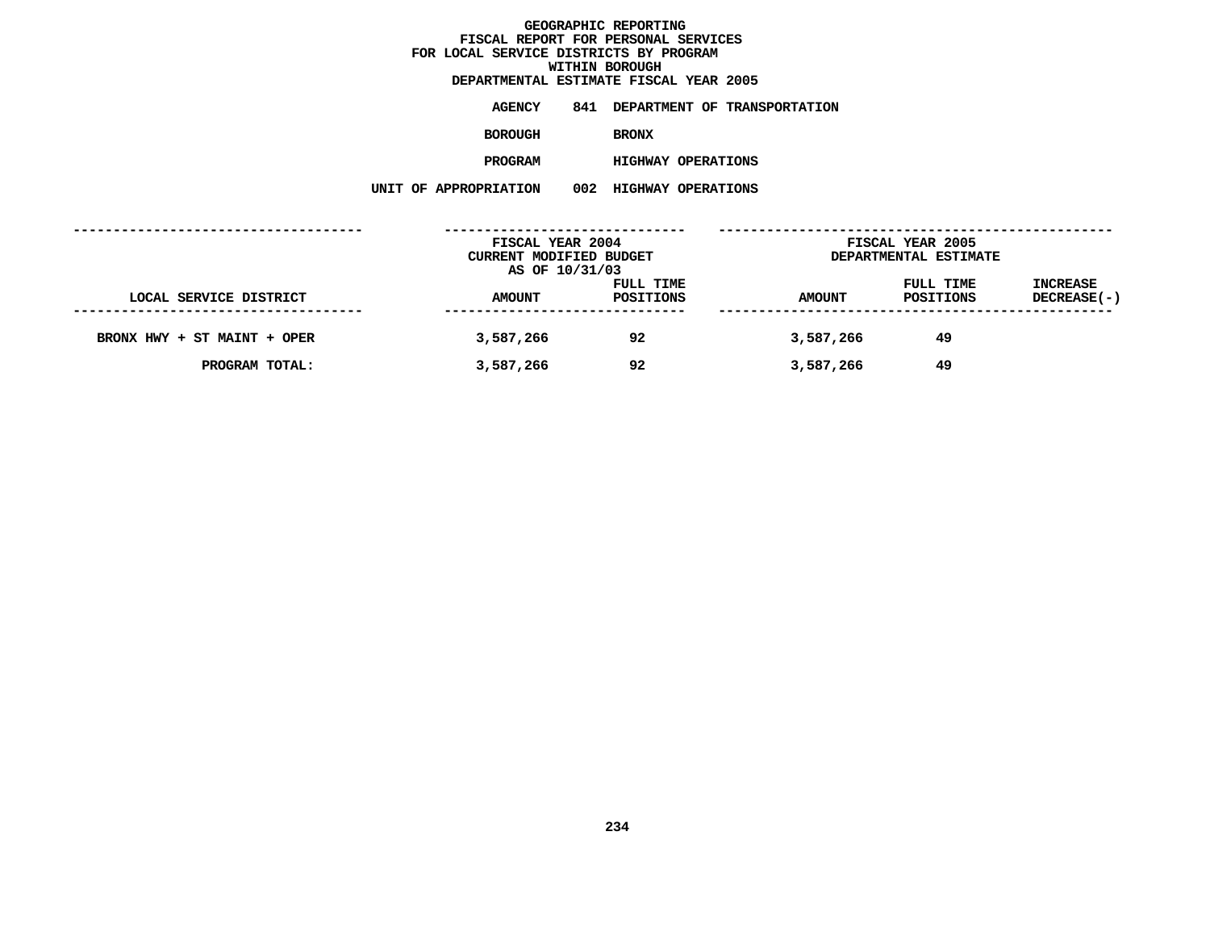# GEOGRAPHIC REPORTING
## FISCAL REPORT FOR PERSONAL SERVICES
## FOR LOCAL SERVICE DISTRICTS BY PROGRAM
## WITHIN BOROUGH
## DEPARTMENTAL ESTIMATE FISCAL YEAR 2005

**AGENCY** 841 DEPARTMENT OF TRANSPORTATION

**BOROUGH** BRONX

**PROGRAM** HIGHWAY OPERATIONS

**UNIT OF APPROPRIATION** 002 HIGHWAY OPERATIONS

| | FISCAL YEAR 2004 CURRENT MODIFIED BUDGET AS OF 10/31/03 | | FISCAL YEAR 2005 DEPARTMENTAL ESTIMATE | | |
|---|---|---|---|---|---|
| LOCAL SERVICE DISTRICT | AMOUNT | FULL TIME POSITIONS | AMOUNT | FULL TIME POSITIONS | INCREASE DECREASE(-) |
| BRONX HWY + ST MAINT + OPER | 3,587,266 | 92 | 3,587,266 | 49 | |
| PROGRAM TOTAL: | 3,587,266 | 92 | 3,587,266 | 49 | |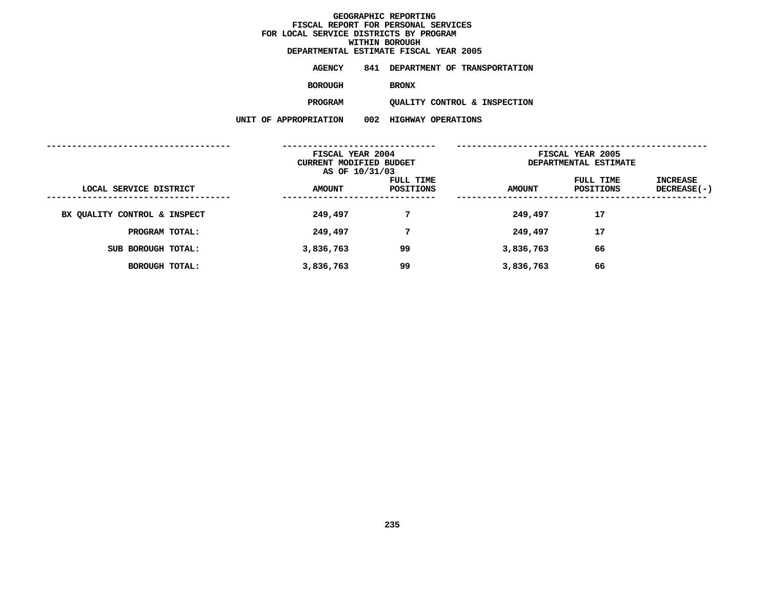# GEOGRAPHIC REPORTING
## FISCAL REPORT FOR PERSONAL SERVICES
## FOR LOCAL SERVICE DISTRICTS BY PROGRAM
## WITHIN BOROUGH
## DEPARTMENTAL ESTIMATE FISCAL YEAR 2005

**AGENCY** 841 DEPARTMENT OF TRANSPORTATION

**BOROUGH** BRONX

**PROGRAM** QUALITY CONTROL & INSPECTION

**UNIT OF APPROPRIATION** 002 HIGHWAY OPERATIONS

| | FISCAL YEAR 2004 CURRENT MODIFIED BUDGET AS OF 10/31/03 | | FISCAL YEAR 2005 DEPARTMENTAL ESTIMATE | | |
|---|---|---|---|---|---|
| LOCAL SERVICE DISTRICT | AMOUNT | FULL TIME POSITIONS | AMOUNT | FULL TIME POSITIONS | INCREASE DECREASE(-) |
| BX QUALITY CONTROL & INSPECT | 249,497 | 7 | 249,497 | 17 | |
| PROGRAM TOTAL: | 249,497 | 7 | 249,497 | 17 | |
| SUB BOROUGH TOTAL: | 3,836,763 | 99 | 3,836,763 | 66 | |
| BOROUGH TOTAL: | 3,836,763 | 99 | 3,836,763 | 66 | |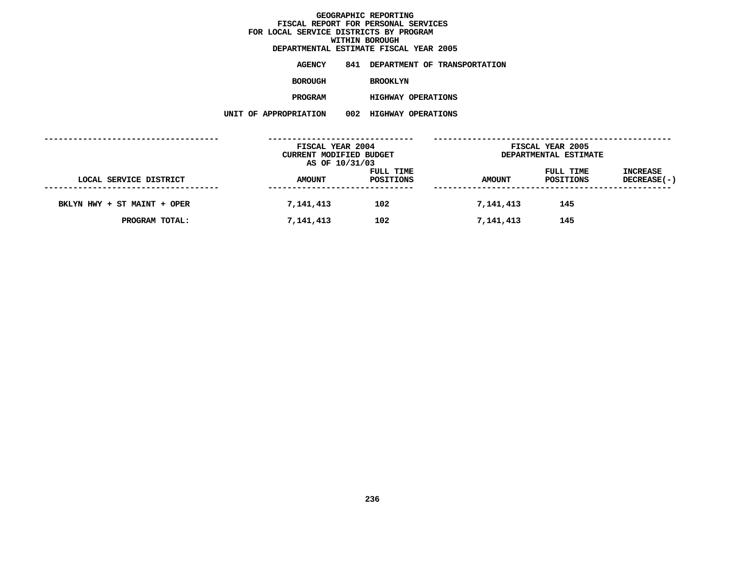# GEOGRAPHIC REPORTING
## FISCAL REPORT FOR PERSONAL SERVICES
## FOR LOCAL SERVICE DISTRICTS BY PROGRAM
## WITHIN BOROUGH
## DEPARTMENTAL ESTIMATE FISCAL YEAR 2005

**AGENCY** 841 DEPARTMENT OF TRANSPORTATION

**BOROUGH** BROOKLYN

**PROGRAM** HIGHWAY OPERATIONS

**UNIT OF APPROPRIATION** 002 HIGHWAY OPERATIONS

| | FISCAL YEAR 2004 CURRENT MODIFIED BUDGET AS OF 10/31/03 | | FISCAL YEAR 2005 DEPARTMENTAL ESTIMATE | | |
|---|---|---|---|---|---|
| LOCAL SERVICE DISTRICT | AMOUNT | FULL TIME POSITIONS | AMOUNT | FULL TIME POSITIONS | INCREASE DECREASE(-) |
| BKLYN HWY + ST MAINT + OPER | 7,141,413 | 102 | 7,141,413 | 145 | |
| PROGRAM TOTAL: | 7,141,413 | 102 | 7,141,413 | 145 | |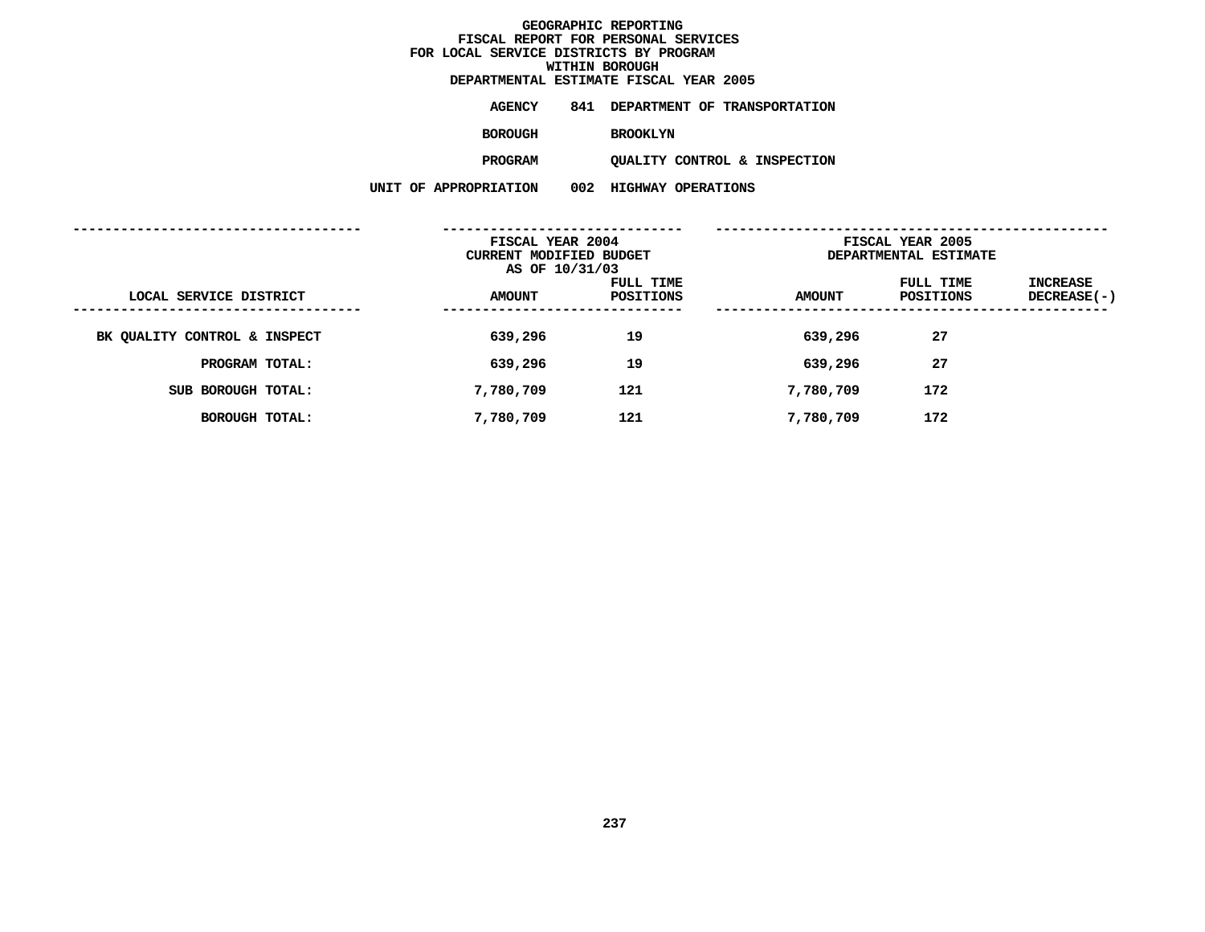# GEOGRAPHIC REPORTING
## FISCAL REPORT FOR PERSONAL SERVICES
## FOR LOCAL SERVICE DISTRICTS BY PROGRAM
## WITHIN BOROUGH
## DEPARTMENTAL ESTIMATE FISCAL YEAR 2005

**AGENCY** 841 DEPARTMENT OF TRANSPORTATION

**BOROUGH** BROOKLYN

**PROGRAM** QUALITY CONTROL & INSPECTION

**UNIT OF APPROPRIATION** 002 HIGHWAY OPERATIONS

| LOCAL SERVICE DISTRICT | FISCAL YEAR 2004 CURRENT MODIFIED BUDGET AS OF 10/31/03 AMOUNT | FULL TIME POSITIONS | FISCAL YEAR 2005 DEPARTMENTAL ESTIMATE AMOUNT | FULL TIME POSITIONS | INCREASE DECREASE(-) |
|---|---|---|---|---|---|
| BK QUALITY CONTROL & INSPECT | 639,296 | 19 | 639,296 | 27 | |
| PROGRAM TOTAL: | 639,296 | 19 | 639,296 | 27 | |
| SUB BOROUGH TOTAL: | 7,780,709 | 121 | 7,780,709 | 172 | |
| BOROUGH TOTAL: | 7,780,709 | 121 | 7,780,709 | 172 | |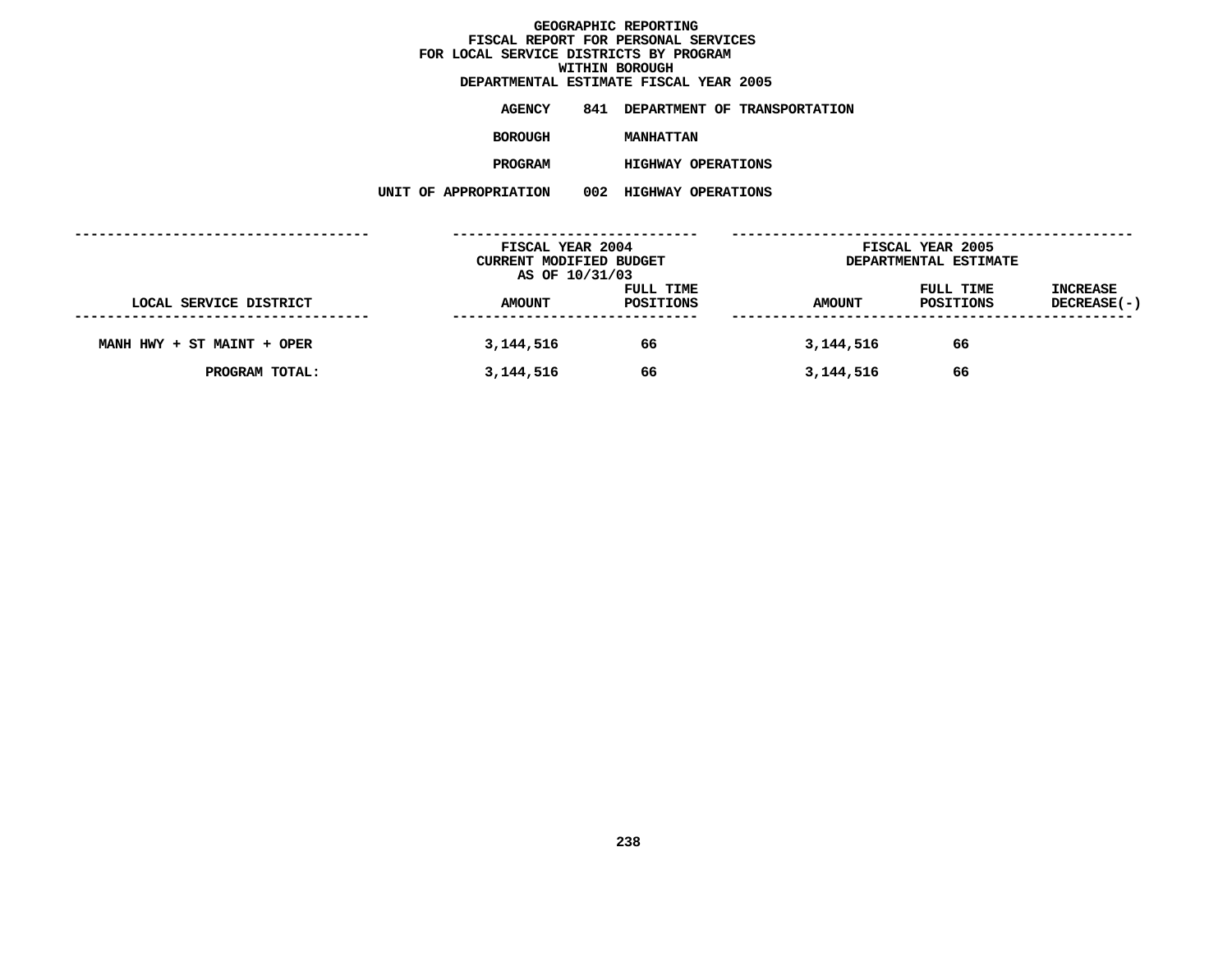# GEOGRAPHIC REPORTING
## FISCAL REPORT FOR PERSONAL SERVICES
## FOR LOCAL SERVICE DISTRICTS BY PROGRAM
## WITHIN BOROUGH
## DEPARTMENTAL ESTIMATE FISCAL YEAR 2005

**AGENCY** 841 DEPARTMENT OF TRANSPORTATION

**BOROUGH** MANHATTAN

**PROGRAM** HIGHWAY OPERATIONS

**UNIT OF APPROPRIATION** 002 HIGHWAY OPERATIONS

| LOCAL SERVICE DISTRICT | FISCAL YEAR 2004 CURRENT MODIFIED BUDGET AS OF 10/31/03 AMOUNT | FULL TIME POSITIONS | FISCAL YEAR 2005 DEPARTMENTAL ESTIMATE AMOUNT | FULL TIME POSITIONS | INCREASE DECREASE(-) |
|---|---|---|---|---|---|
| MANH HWY + ST MAINT + OPER | 3,144,516 | 66 | 3,144,516 | 66 | |
| PROGRAM TOTAL: | 3,144,516 | 66 | 3,144,516 | 66 | |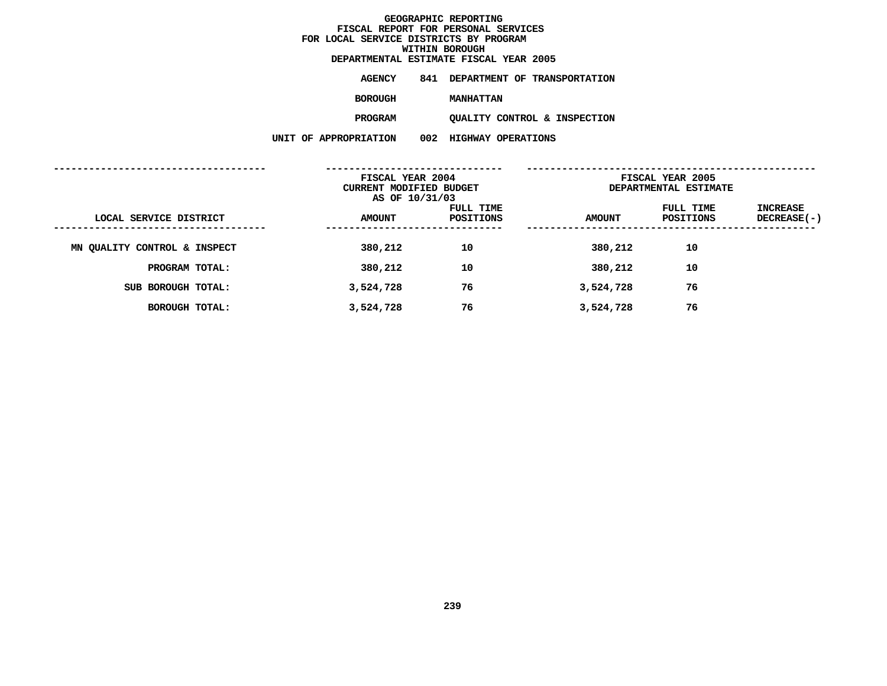# GEOGRAPHIC REPORTING
## FISCAL REPORT FOR PERSONAL SERVICES
## FOR LOCAL SERVICE DISTRICTS BY PROGRAM
## WITHIN BOROUGH
## DEPARTMENTAL ESTIMATE FISCAL YEAR 2005

**AGENCY** 841 DEPARTMENT OF TRANSPORTATION

**BOROUGH** MANHATTAN

**PROGRAM** QUALITY CONTROL & INSPECTION

**UNIT OF APPROPRIATION** 002 HIGHWAY OPERATIONS

| LOCAL SERVICE DISTRICT | FISCAL YEAR 2004 CURRENT MODIFIED BUDGET AS OF 10/31/03 AMOUNT | FULL TIME POSITIONS | FISCAL YEAR 2005 DEPARTMENTAL ESTIMATE AMOUNT | FULL TIME POSITIONS | INCREASE DECREASE(-) |
|---|---|---|---|---|---|
| MN QUALITY CONTROL & INSPECT | 380,212 | 10 | 380,212 | 10 | |
| PROGRAM TOTAL: | 380,212 | 10 | 380,212 | 10 | |
| SUB BOROUGH TOTAL: | 3,524,728 | 76 | 3,524,728 | 76 | |
| BOROUGH TOTAL: | 3,524,728 | 76 | 3,524,728 | 76 | |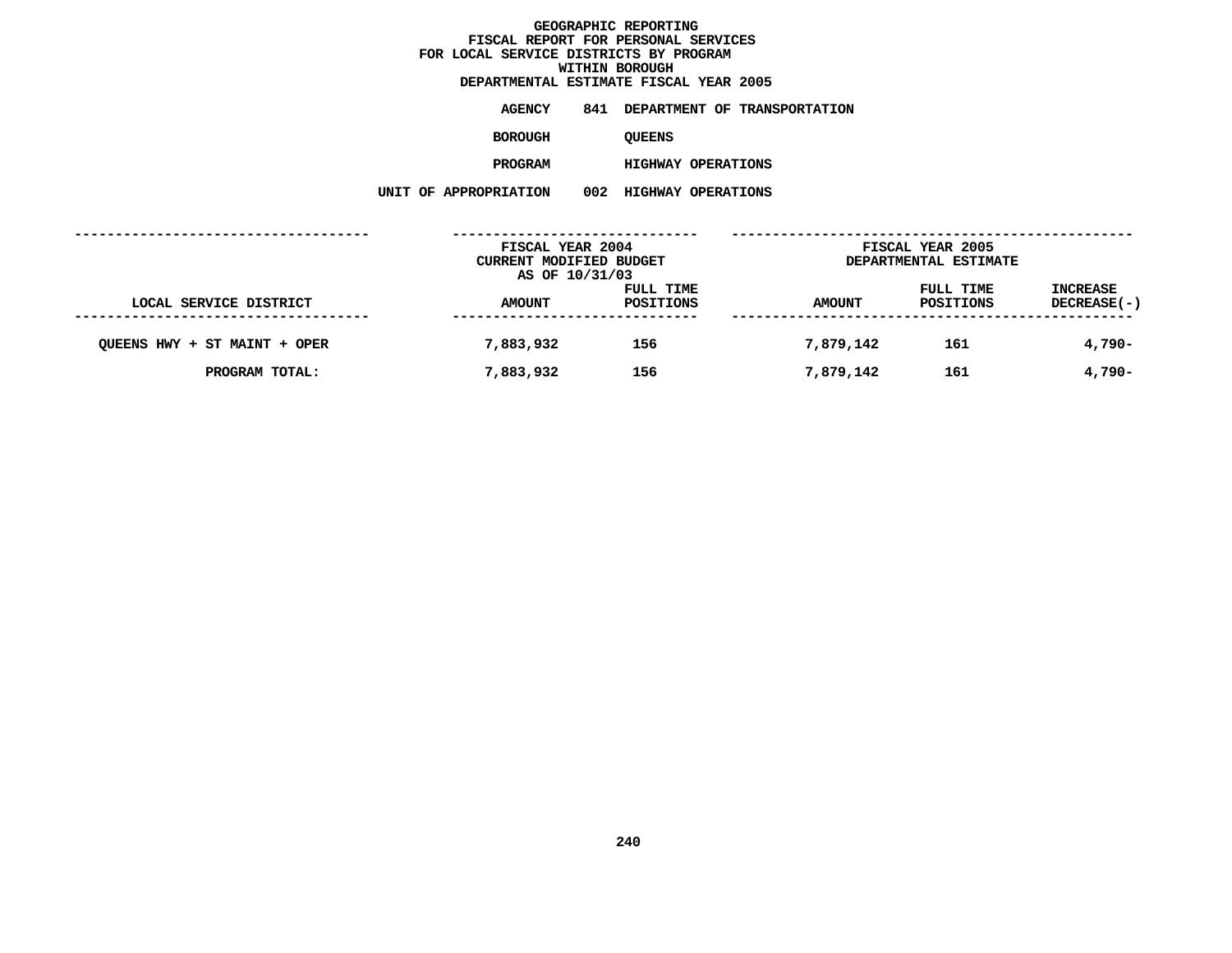# GEOGRAPHIC REPORTING
## FISCAL REPORT FOR PERSONAL SERVICES
## FOR LOCAL SERVICE DISTRICTS BY PROGRAM
## WITHIN BOROUGH
## DEPARTMENTAL ESTIMATE FISCAL YEAR 2005

**AGENCY** 841 DEPARTMENT OF TRANSPORTATION

**BOROUGH** QUEENS

**PROGRAM** HIGHWAY OPERATIONS

**UNIT OF APPROPRIATION** 002 HIGHWAY OPERATIONS

| | FISCAL YEAR 2004 CURRENT MODIFIED BUDGET AS OF 10/31/03 | | FISCAL YEAR 2005 DEPARTMENTAL ESTIMATE | | |
|---|---|---|---|---|---|
| LOCAL SERVICE DISTRICT | AMOUNT | FULL TIME POSITIONS | AMOUNT | FULL TIME POSITIONS | INCREASE DECREASE(-) |
| QUEENS HWY + ST MAINT + OPER | 7,883,932 | 156 | 7,879,142 | 161 | 4,790- |
| PROGRAM TOTAL: | 7,883,932 | 156 | 7,879,142 | 161 | 4,790- |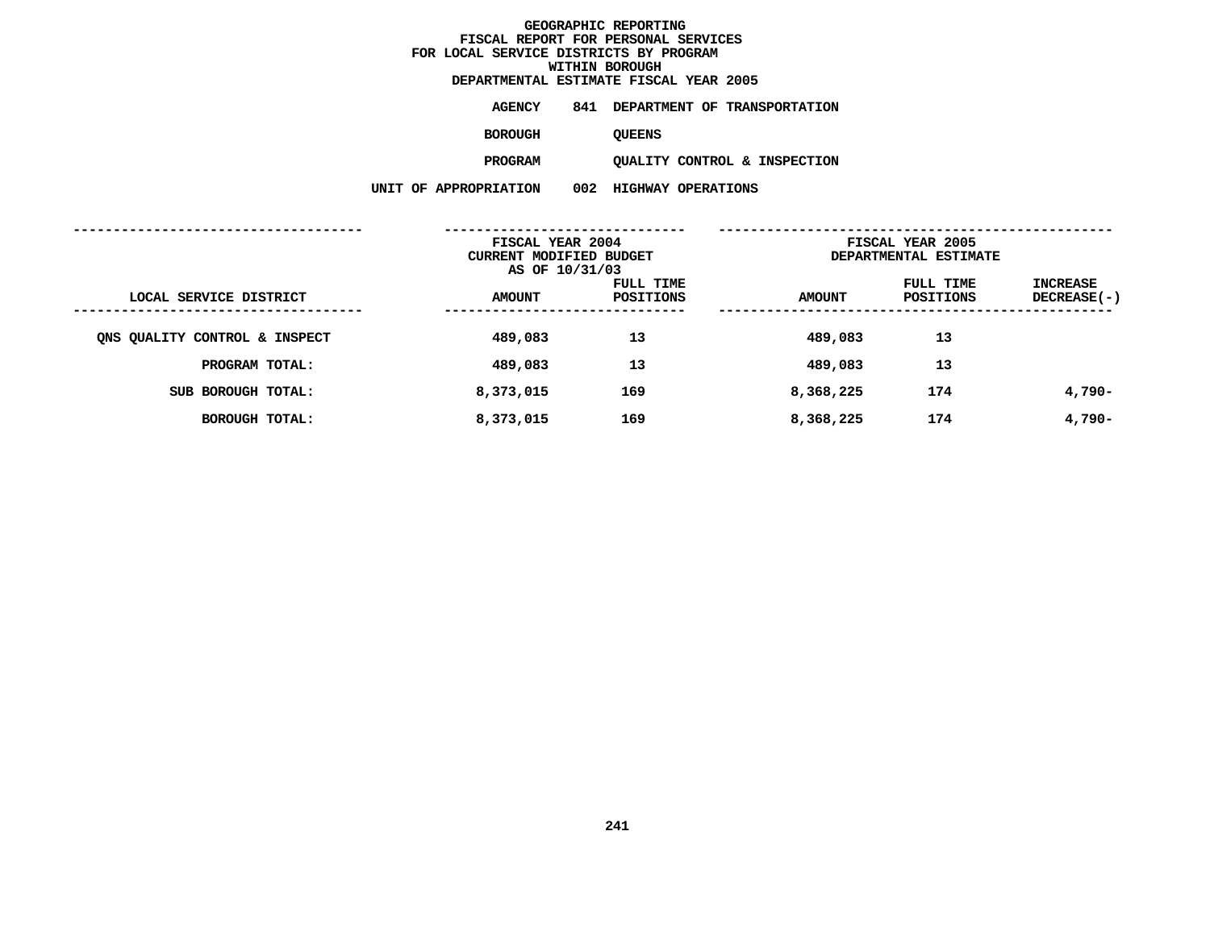# GEOGRAPHIC REPORTING
## FISCAL REPORT FOR PERSONAL SERVICES
## FOR LOCAL SERVICE DISTRICTS BY PROGRAM
## WITHIN BOROUGH
## DEPARTMENTAL ESTIMATE FISCAL YEAR 2005

**AGENCY** 841 DEPARTMENT OF TRANSPORTATION

**BOROUGH** QUEENS

**PROGRAM** QUALITY CONTROL & INSPECTION

**UNIT OF APPROPRIATION** 002 HIGHWAY OPERATIONS

| | FISCAL YEAR 2004 CURRENT MODIFIED BUDGET AS OF 10/31/03 | | FISCAL YEAR 2005 DEPARTMENTAL ESTIMATE | | |
|---|---|---|---|---|---|
| LOCAL SERVICE DISTRICT | AMOUNT | FULL TIME POSITIONS | AMOUNT | FULL TIME POSITIONS | INCREASE DECREASE(-) |
| QNS QUALITY CONTROL & INSPECT | 489,083 | 13 | 489,083 | 13 | |
| PROGRAM TOTAL: | 489,083 | 13 | 489,083 | 13 | |
| SUB BOROUGH TOTAL: | 8,373,015 | 169 | 8,368,225 | 174 | 4,790- |
| BOROUGH TOTAL: | 8,373,015 | 169 | 8,368,225 | 174 | 4,790- |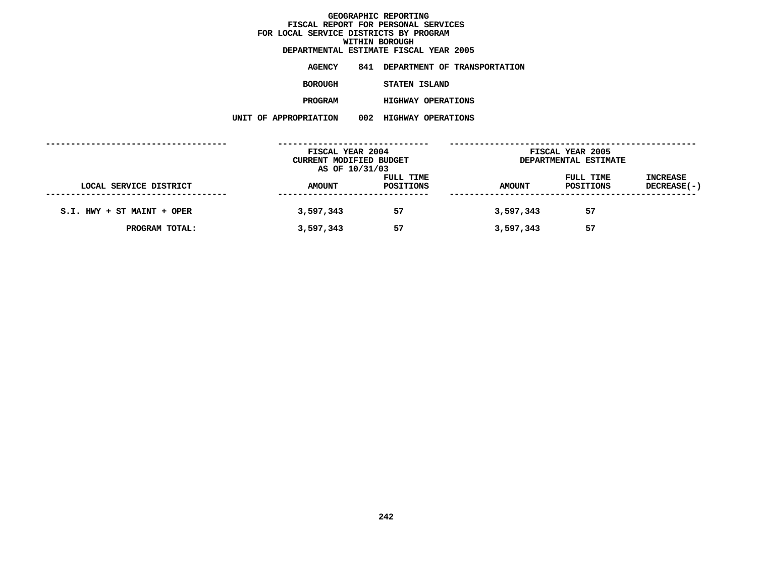# GEOGRAPHIC REPORTING
## FISCAL REPORT FOR PERSONAL SERVICES FOR LOCAL SERVICE DISTRICTS BY PROGRAM WITHIN BOROUGH
## DEPARTMENTAL ESTIMATE FISCAL YEAR 2005

**AGENCY** 841 DEPARTMENT OF TRANSPORTATION

**BOROUGH** STATEN ISLAND

**PROGRAM** HIGHWAY OPERATIONS

**UNIT OF APPROPRIATION** 002 HIGHWAY OPERATIONS

| LOCAL SERVICE DISTRICT | FISCAL YEAR 2004 CURRENT MODIFIED BUDGET AS OF 10/31/03 AMOUNT | FULL TIME POSITIONS | FISCAL YEAR 2005 DEPARTMENTAL ESTIMATE AMOUNT | FULL TIME POSITIONS | INCREASE DECREASE(-) |
|---|---|---|---|---|---|
| S.I. HWY + ST MAINT + OPER | 3,597,343 | 57 | 3,597,343 | 57 | |
| PROGRAM TOTAL: | 3,597,343 | 57 | 3,597,343 | 57 | |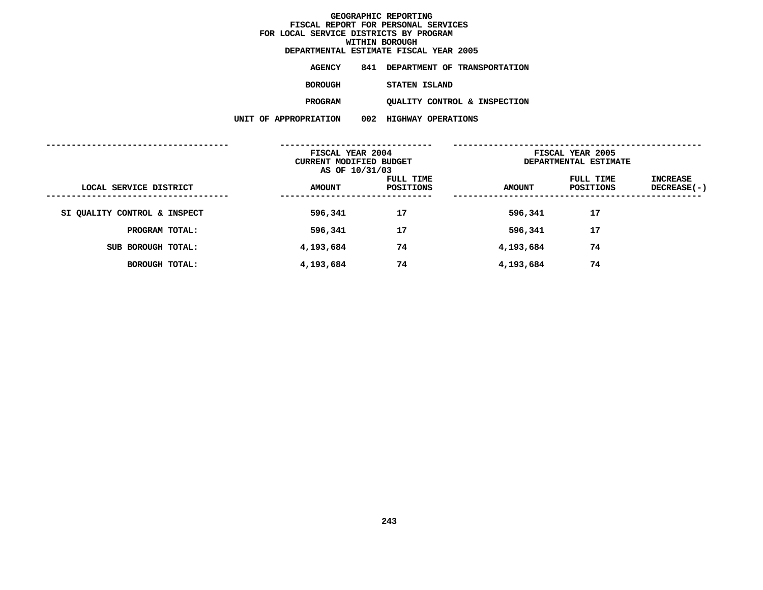# GEOGRAPHIC REPORTING
## FISCAL REPORT FOR PERSONAL SERVICES
## FOR LOCAL SERVICE DISTRICTS BY PROGRAM
## WITHIN BOROUGH
## DEPARTMENTAL ESTIMATE FISCAL YEAR 2005

**AGENCY** 841 DEPARTMENT OF TRANSPORTATION

**BOROUGH** STATEN ISLAND

**PROGRAM** QUALITY CONTROL & INSPECTION

**UNIT OF APPROPRIATION** 002 HIGHWAY OPERATIONS

| LOCAL SERVICE DISTRICT | FISCAL YEAR 2004 CURRENT MODIFIED BUDGET AS OF 10/31/03 AMOUNT | FULL TIME POSITIONS | FISCAL YEAR 2005 DEPARTMENTAL ESTIMATE AMOUNT | FULL TIME POSITIONS | INCREASE DECREASE(-) |
|---|---|---|---|---|---|
| SI QUALITY CONTROL & INSPECT | 596,341 | 17 | 596,341 | 17 | |
| PROGRAM TOTAL: | 596,341 | 17 | 596,341 | 17 | |
| SUB BOROUGH TOTAL: | 4,193,684 | 74 | 4,193,684 | 74 | |
| BOROUGH TOTAL: | 4,193,684 | 74 | 4,193,684 | 74 | |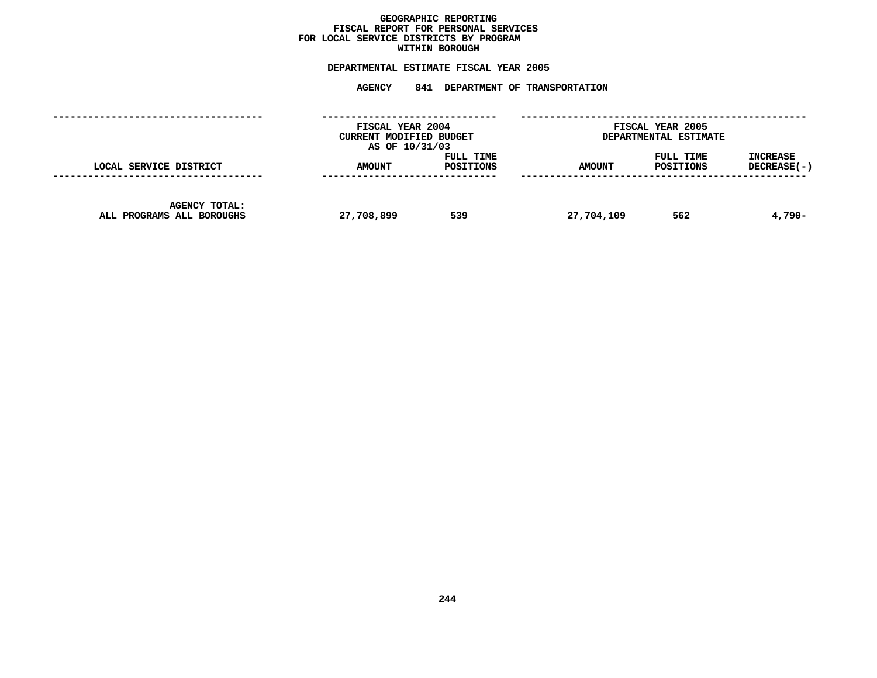# GEOGRAPHIC REPORTING
## FISCAL REPORT FOR PERSONAL SERVICES
## FOR LOCAL SERVICE DISTRICTS BY PROGRAM
## WITHIN BOROUGH

**DEPARTMENTAL ESTIMATE FISCAL YEAR 2005**

**AGENCY 841 DEPARTMENT OF TRANSPORTATION**

| LOCAL SERVICE DISTRICT | FISCAL YEAR 2004 CURRENT MODIFIED BUDGET AS OF 10/31/03 | | FISCAL YEAR 2005 DEPARTMENTAL ESTIMATE | | |
|---|---|---|---|---|---|
| | AMOUNT | FULL TIME POSITIONS | AMOUNT | FULL TIME POSITIONS | INCREASE DECREASE(-) |
| AGENCY TOTAL: ALL PROGRAMS ALL BOROUGHS | 27,708,899 | 539 | 27,704,109 | 562 | 4,790- |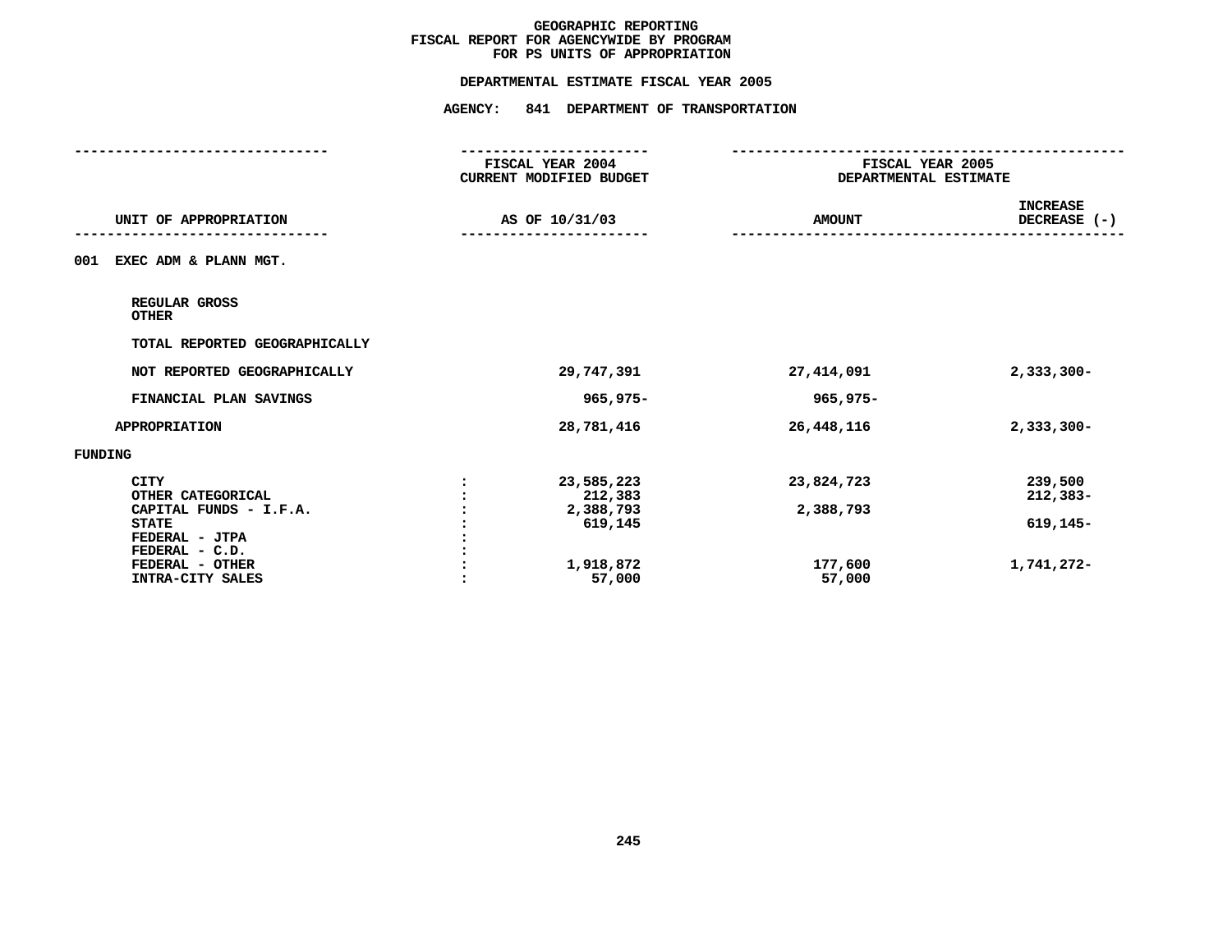# GEOGRAPHIC REPORTING
## FISCAL REPORT FOR AGENCYWIDE BY PROGRAM FOR PS UNITS OF APPROPRIATION

### DEPARTMENTAL ESTIMATE FISCAL YEAR 2005

### AGENCY: 841 DEPARTMENT OF TRANSPORTATION

| UNIT OF APPROPRIATION | | FISCAL YEAR 2004 CURRENT MODIFIED BUDGET AS OF 10/31/03 | FISCAL YEAR 2005 DEPARTMENTAL ESTIMATE AMOUNT | INCREASE DECREASE (-) |
|---|---|---|---|---|
| 001 EXEC ADM & PLANN MGT. | | | | |
| REGULAR GROSS | | | | |
| OTHER | | | | |
| TOTAL REPORTED GEOGRAPHICALLY | | | | |
| NOT REPORTED GEOGRAPHICALLY | | 29,747,391 | 27,414,091 | 2,333,300- |
| FINANCIAL PLAN SAVINGS | | 965,975- | 965,975- | |
| APPROPRIATION | | 28,781,416 | 26,448,116 | 2,333,300- |
| FUNDING | | | | |
| CITY | : | 23,585,223 | 23,824,723 | 239,500 |
| OTHER CATEGORICAL | : | 212,383 | | 212,383- |
| CAPITAL FUNDS - I.F.A. | : | 2,388,793 | 2,388,793 | |
| STATE | : | 619,145 | | 619,145- |
| FEDERAL - JTPA | : | | | |
| FEDERAL - C.D. | : | | | |
| FEDERAL - OTHER | : | 1,918,872 | 177,600 | 1,741,272- |
| INTRA-CITY SALES | : | 57,000 | 57,000 | |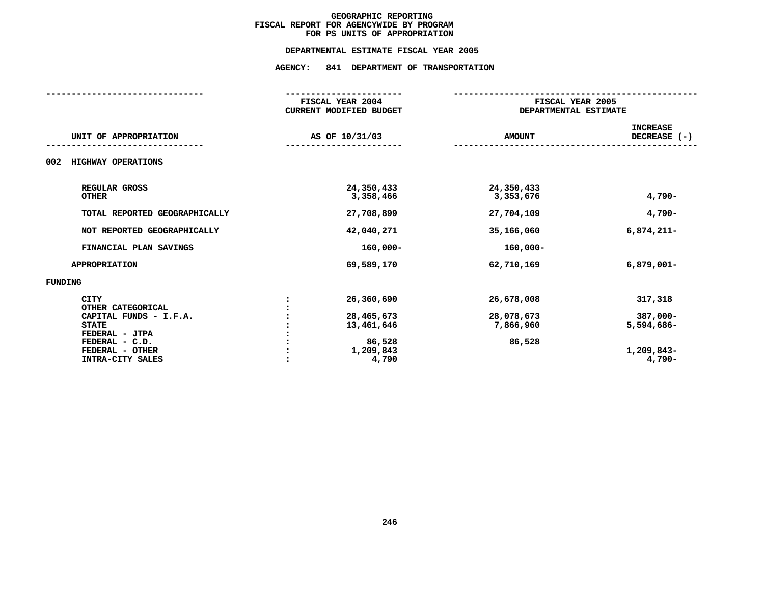# GEOGRAPHIC REPORTING
## FISCAL REPORT FOR AGENCYWIDE BY PROGRAM
## FOR PS UNITS OF APPROPRIATION

### DEPARTMENTAL ESTIMATE FISCAL YEAR 2005

### AGENCY: 841 DEPARTMENT OF TRANSPORTATION

| UNIT OF APPROPRIATION | | FISCAL YEAR 2004 CURRENT MODIFIED BUDGET AS OF 10/31/03 | FISCAL YEAR 2005 DEPARTMENTAL ESTIMATE AMOUNT | INCREASE DECREASE (-) |
|---|---|---|---|---|
| **002 HIGHWAY OPERATIONS** | | | | |
| REGULAR GROSS | | 24,350,433 | 24,350,433 | |
| OTHER | | 3,358,466 | 3,353,676 | 4,790- |
| TOTAL REPORTED GEOGRAPHICALLY | | 27,708,899 | 27,704,109 | 4,790- |
| NOT REPORTED GEOGRAPHICALLY | | 42,040,271 | 35,166,060 | 6,874,211- |
| FINANCIAL PLAN SAVINGS | | 160,000- | 160,000- | |
| APPROPRIATION | | 69,589,170 | 62,710,169 | 6,879,001- |
| **FUNDING** | | | | |
| CITY | : | 26,360,690 | 26,678,008 | 317,318 |
| OTHER CATEGORICAL | : | | | |
| CAPITAL FUNDS - I.F.A. | : | 28,465,673 | 28,078,673 | 387,000- |
| STATE | : | 13,461,646 | 7,866,960 | 5,594,686- |
| FEDERAL - JTPA | : | | | |
| FEDERAL - C.D. | : | 86,528 | 86,528 | |
| FEDERAL - OTHER | : | 1,209,843 | | 1,209,843- |
| INTRA-CITY SALES | : | 4,790 | | 4,790- |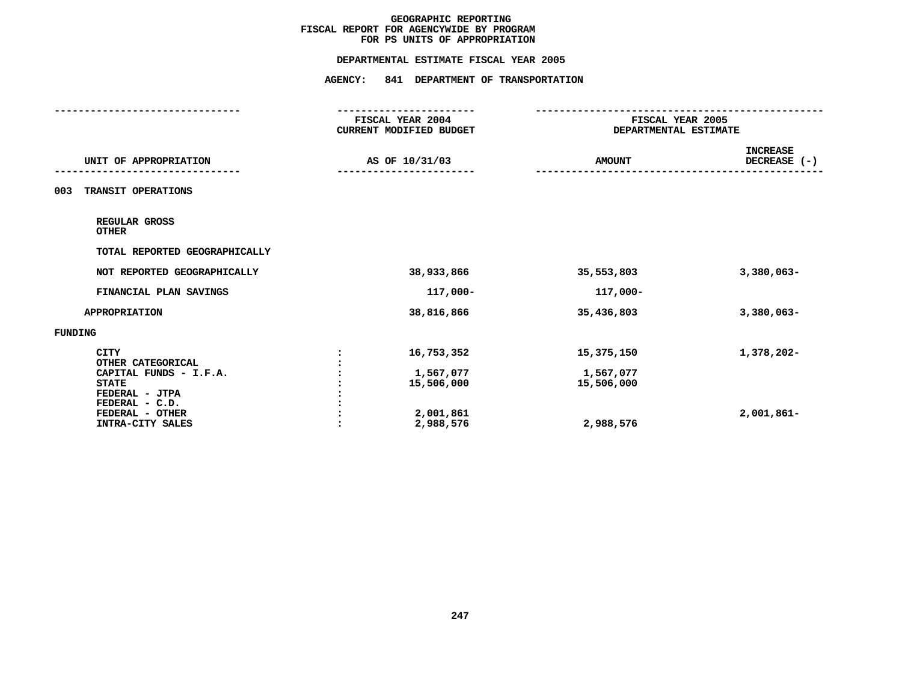# GEOGRAPHIC REPORTING
## FISCAL REPORT FOR AGENCYWIDE BY PROGRAM
## FOR PS UNITS OF APPROPRIATION

### DEPARTMENTAL ESTIMATE FISCAL YEAR 2005

### AGENCY: 841 DEPARTMENT OF TRANSPORTATION

| UNIT OF APPROPRIATION | | FISCAL YEAR 2004 CURRENT MODIFIED BUDGET AS OF 10/31/03 | FISCAL YEAR 2005 DEPARTMENTAL ESTIMATE AMOUNT | INCREASE DECREASE (-) |
|---|---|---|---|---|
| **003 TRANSIT OPERATIONS** | | | | |
| REGULAR GROSS | | | | |
| OTHER | | | | |
| TOTAL REPORTED GEOGRAPHICALLY | | | | |
| NOT REPORTED GEOGRAPHICALLY | | 38,933,866 | 35,553,803 | 3,380,063- |
| FINANCIAL PLAN SAVINGS | | 117,000- | 117,000- | |
| APPROPRIATION | | 38,816,866 | 35,436,803 | 3,380,063- |
| **FUNDING** | | | | |
| CITY | : | 16,753,352 | 15,375,150 | 1,378,202- |
| OTHER CATEGORICAL | : | | | |
| CAPITAL FUNDS - I.F.A. | : | 1,567,077 | 1,567,077 | |
| STATE | : | 15,506,000 | 15,506,000 | |
| FEDERAL - JTPA | : | | | |
| FEDERAL - C.D. | : | | | |
| FEDERAL - OTHER | : | 2,001,861 | | 2,001,861- |
| INTRA-CITY SALES | : | 2,988,576 | 2,988,576 | |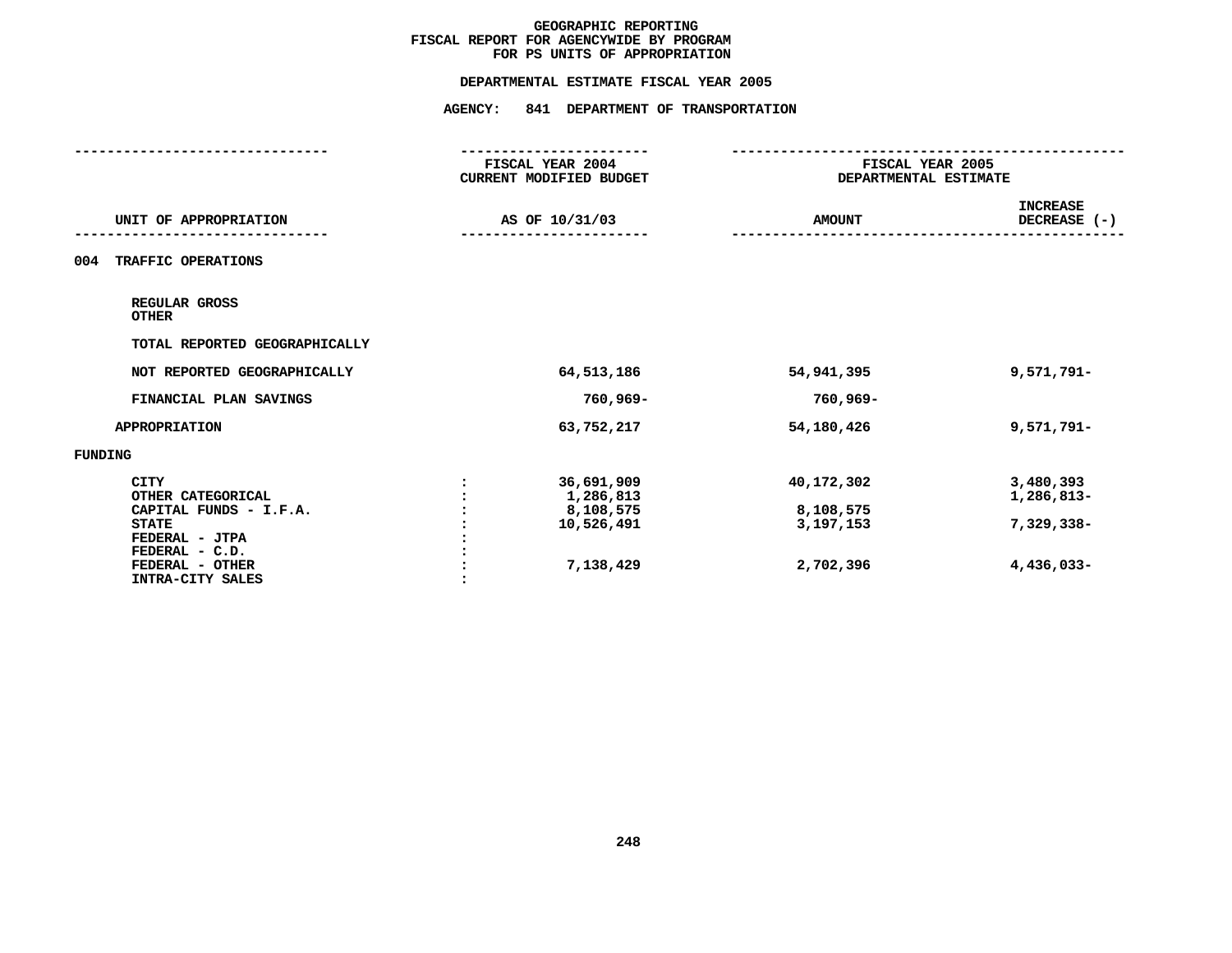# GEOGRAPHIC REPORTING
## FISCAL REPORT FOR AGENCYWIDE BY PROGRAM
## FOR PS UNITS OF APPROPRIATION

### DEPARTMENTAL ESTIMATE FISCAL YEAR 2005

### AGENCY: 841 DEPARTMENT OF TRANSPORTATION

| UNIT OF APPROPRIATION | | FISCAL YEAR 2004 CURRENT MODIFIED BUDGET AS OF 10/31/03 | FISCAL YEAR 2005 DEPARTMENTAL ESTIMATE AMOUNT | INCREASE DECREASE (-) |
|---|---|---|---|---|
| **004 TRAFFIC OPERATIONS** | | | | |
| REGULAR GROSS | | | | |
| OTHER | | | | |
| TOTAL REPORTED GEOGRAPHICALLY | | | | |
| NOT REPORTED GEOGRAPHICALLY | | 64,513,186 | 54,941,395 | 9,571,791- |
| FINANCIAL PLAN SAVINGS | | 760,969- | 760,969- | |
| APPROPRIATION | | 63,752,217 | 54,180,426 | 9,571,791- |
| **FUNDING** | | | | |
| CITY | : | 36,691,909 | 40,172,302 | 3,480,393 |
| OTHER CATEGORICAL | : | 1,286,813 | | 1,286,813- |
| CAPITAL FUNDS - I.F.A. | : | 8,108,575 | 8,108,575 | |
| STATE | : | 10,526,491 | 3,197,153 | 7,329,338- |
| FEDERAL - JTPA | : | | | |
| FEDERAL - C.D. | : | | | |
| FEDERAL - OTHER | : | 7,138,429 | 2,702,396 | 4,436,033- |
| INTRA-CITY SALES | : | | | |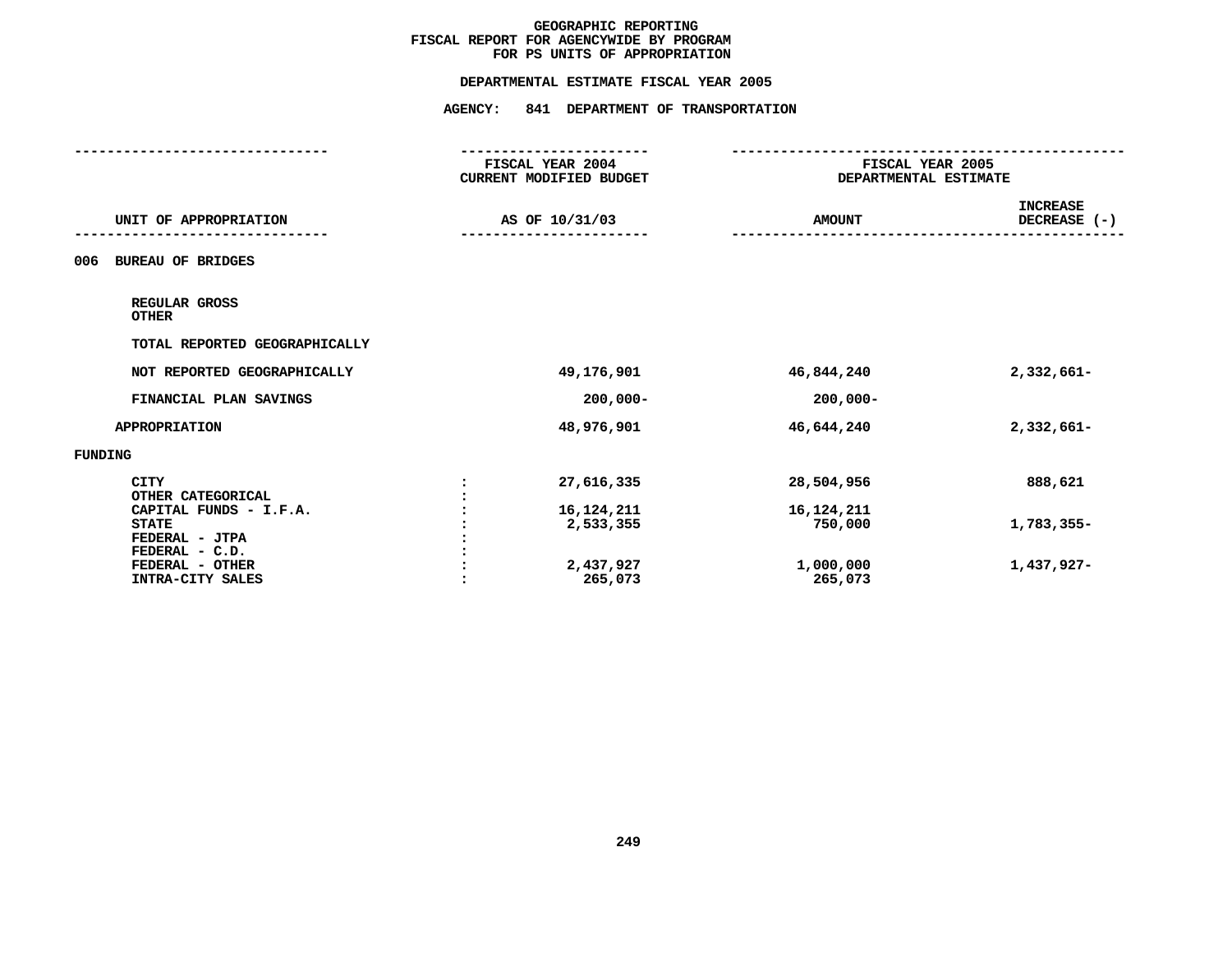# GEOGRAPHIC REPORTING
## FISCAL REPORT FOR AGENCYWIDE BY PROGRAM FOR PS UNITS OF APPROPRIATION

### DEPARTMENTAL ESTIMATE FISCAL YEAR 2005

### AGENCY: 841 DEPARTMENT OF TRANSPORTATION

| UNIT OF APPROPRIATION | | FISCAL YEAR 2004 CURRENT MODIFIED BUDGET AS OF 10/31/03 | FISCAL YEAR 2005 DEPARTMENTAL ESTIMATE AMOUNT | INCREASE DECREASE (-) |
|---|---|---|---|---|
| 006 BUREAU OF BRIDGES | | | | |
| REGULAR GROSS | | | | |
| OTHER | | | | |
| TOTAL REPORTED GEOGRAPHICALLY | | | | |
| NOT REPORTED GEOGRAPHICALLY | | 49,176,901 | 46,844,240 | 2,332,661- |
| FINANCIAL PLAN SAVINGS | | 200,000- | 200,000- | |
| APPROPRIATION | | 48,976,901 | 46,644,240 | 2,332,661- |
| FUNDING | | | | |
| CITY | : | 27,616,335 | 28,504,956 | 888,621 |
| OTHER CATEGORICAL | : | | | |
| CAPITAL FUNDS - I.F.A. | : | 16,124,211 | 16,124,211 | |
| STATE | : | 2,533,355 | 750,000 | 1,783,355- |
| FEDERAL - JTPA | : | | | |
| FEDERAL - C.D. | : | | | |
| FEDERAL - OTHER | : | 2,437,927 | 1,000,000 | 1,437,927- |
| INTRA-CITY SALES | : | 265,073 | 265,073 | |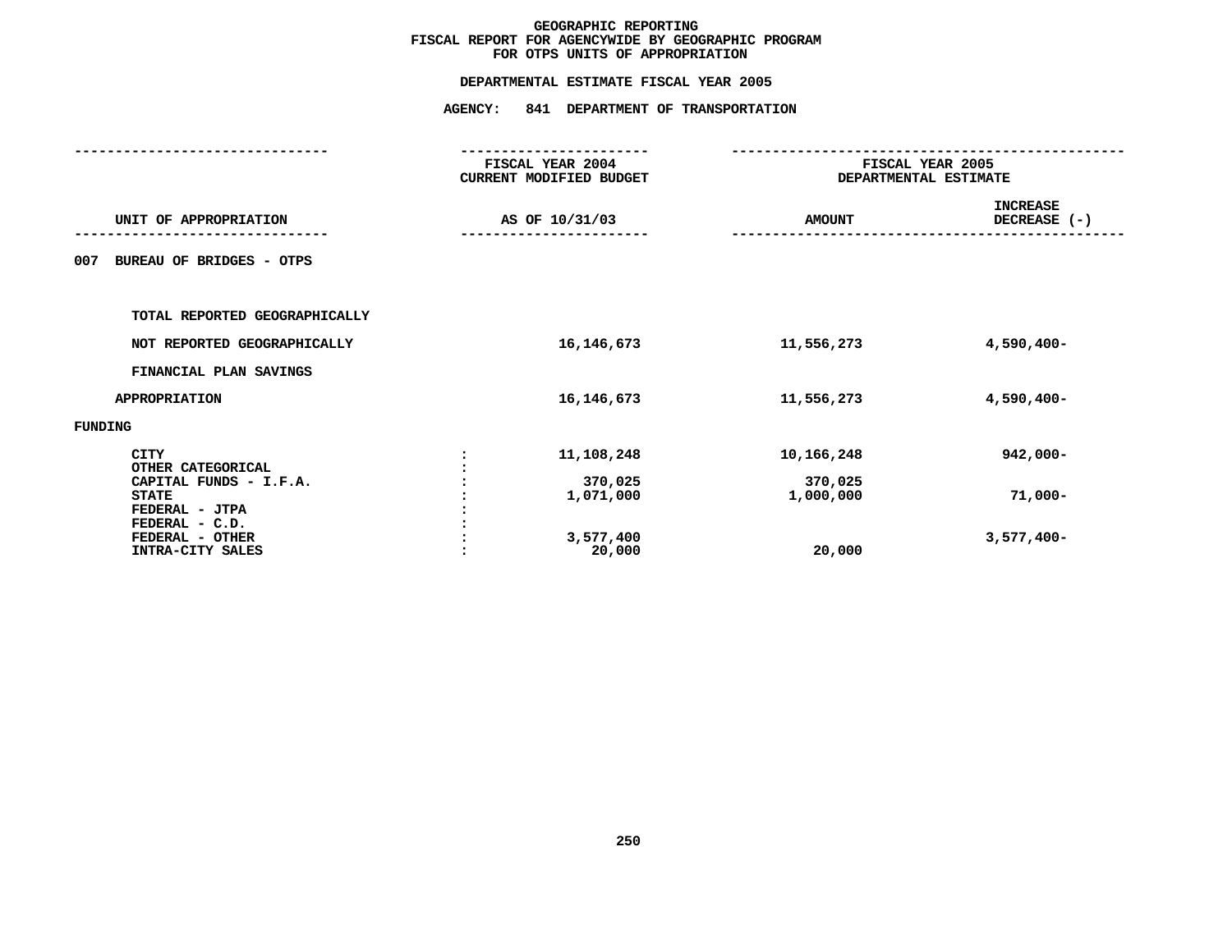# GEOGRAPHIC REPORTING
## FISCAL REPORT FOR AGENCYWIDE BY GEOGRAPHIC PROGRAM
## FOR OTPS UNITS OF APPROPRIATION

### DEPARTMENTAL ESTIMATE FISCAL YEAR 2005

### AGENCY: 841 DEPARTMENT OF TRANSPORTATION

| UNIT OF APPROPRIATION | | FISCAL YEAR 2004 CURRENT MODIFIED BUDGET AS OF 10/31/03 | FISCAL YEAR 2005 DEPARTMENTAL ESTIMATE AMOUNT | INCREASE DECREASE (-) |
|---|---|---|---|---|
| **007 BUREAU OF BRIDGES - OTPS** | | | | |
| TOTAL REPORTED GEOGRAPHICALLY | | | | |
| NOT REPORTED GEOGRAPHICALLY | | 16,146,673 | 11,556,273 | 4,590,400- |
| FINANCIAL PLAN SAVINGS | | | | |
| APPROPRIATION | | 16,146,673 | 11,556,273 | 4,590,400- |
| FUNDING | | | | |
| CITY | : | 11,108,248 | 10,166,248 | 942,000- |
| OTHER CATEGORICAL | : | | | |
| CAPITAL FUNDS - I.F.A. | : | 370,025 | 370,025 | |
| STATE | : | 1,071,000 | 1,000,000 | 71,000- |
| FEDERAL - JTPA | : | | | |
| FEDERAL - C.D. | : | | | |
| FEDERAL - OTHER | : | 3,577,400 | | 3,577,400- |
| INTRA-CITY SALES | : | 20,000 | 20,000 | |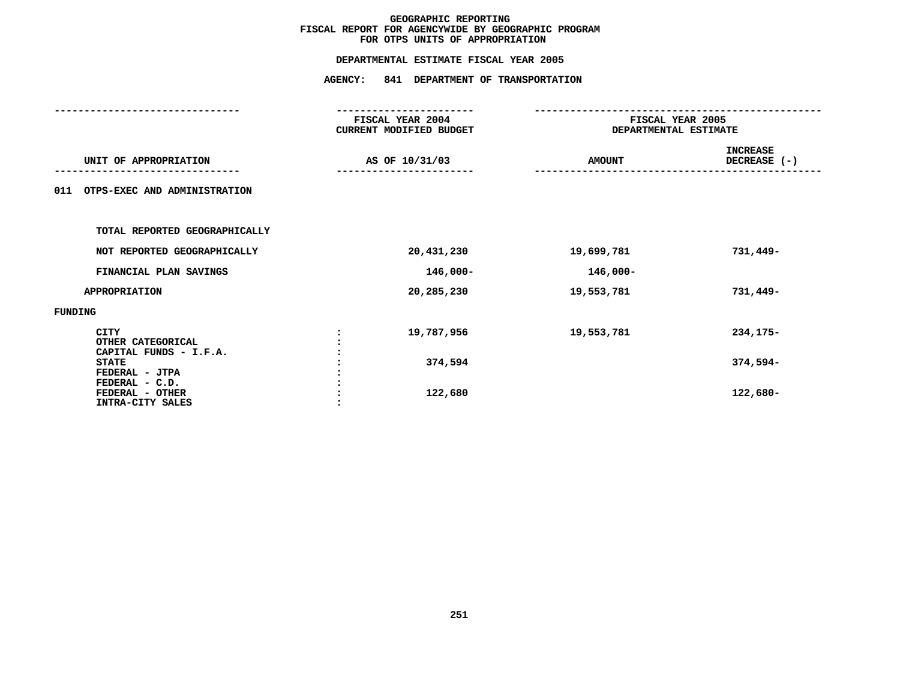# GEOGRAPHIC REPORTING
## FISCAL REPORT FOR AGENCYWIDE BY GEOGRAPHIC PROGRAM
## FOR OTPS UNITS OF APPROPRIATION

**DEPARTMENTAL ESTIMATE FISCAL YEAR 2005**

**AGENCY: 841 DEPARTMENT OF TRANSPORTATION**

| UNIT OF APPROPRIATION | FISCAL YEAR 2004 CURRENT MODIFIED BUDGET AS OF 10/31/03 | FISCAL YEAR 2005 DEPARTMENTAL ESTIMATE AMOUNT | INCREASE DECREASE (-) |
|---|---|---|---|
| 011 OTPS-EXEC AND ADMINISTRATION | | | |
| TOTAL REPORTED GEOGRAPHICALLY | | | |
| NOT REPORTED GEOGRAPHICALLY | 20,431,230 | 19,699,781 | 731,449- |
| FINANCIAL PLAN SAVINGS | 146,000- | 146,000- | |
| APPROPRIATION | 20,285,230 | 19,553,781 | 731,449- |
| FUNDING | | | |
| CITY | 19,787,956 | 19,553,781 | 234,175- |
| OTHER CATEGORICAL | | | |
| CAPITAL FUNDS - I.F.A. | | | |
| STATE | 374,594 | | 374,594- |
| FEDERAL - JTPA | | | |
| FEDERAL - C.D. | | | |
| FEDERAL - OTHER | 122,680 | | 122,680- |
| INTRA-CITY SALES | | | |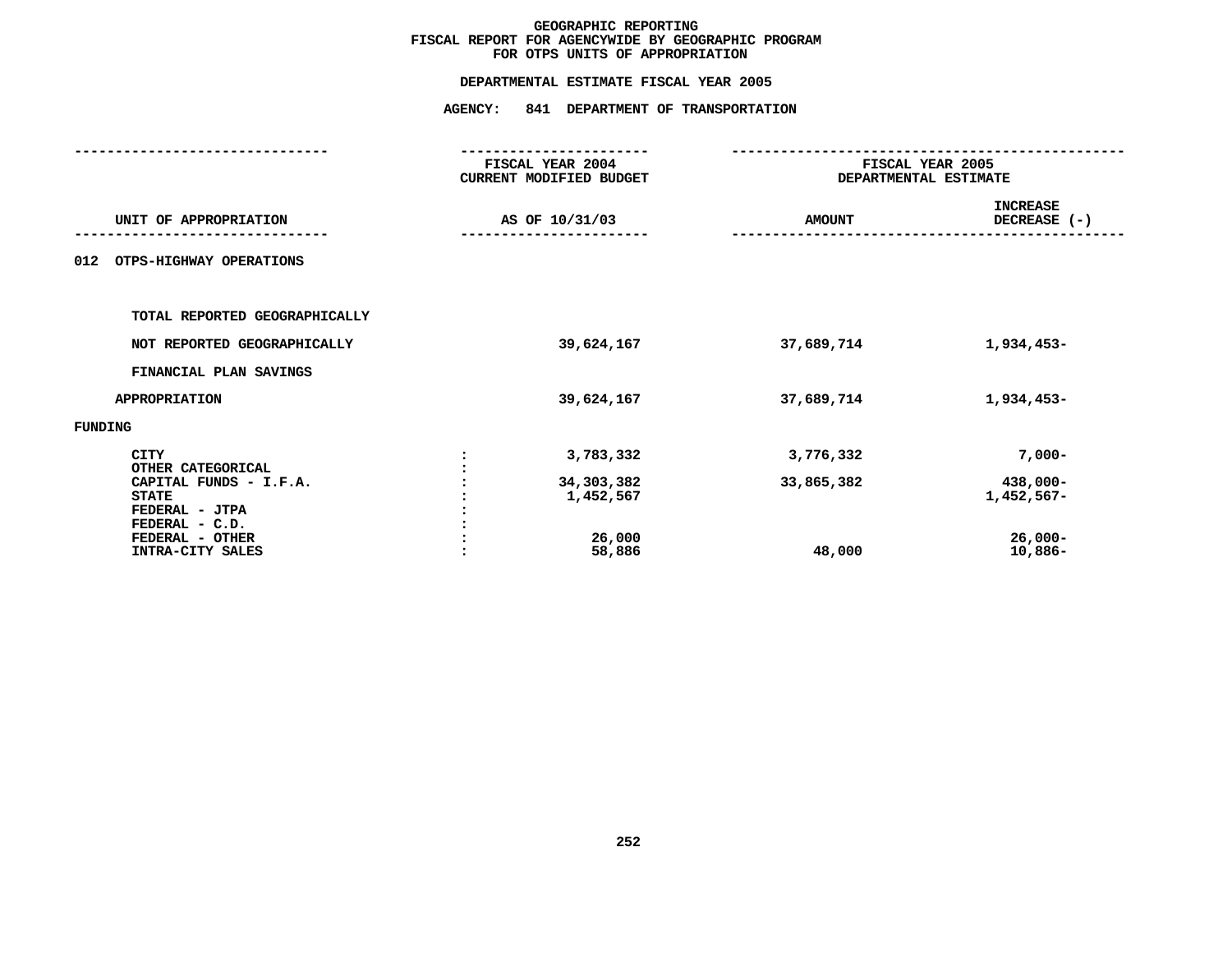# GEOGRAPHIC REPORTING
## FISCAL REPORT FOR AGENCYWIDE BY GEOGRAPHIC PROGRAM
## FOR OTPS UNITS OF APPROPRIATION

### DEPARTMENTAL ESTIMATE FISCAL YEAR 2005

### AGENCY: 841 DEPARTMENT OF TRANSPORTATION

| UNIT OF APPROPRIATION | | FISCAL YEAR 2004 CURRENT MODIFIED BUDGET AS OF 10/31/03 | FISCAL YEAR 2005 DEPARTMENTAL ESTIMATE AMOUNT | FISCAL YEAR 2005 DEPARTMENTAL ESTIMATE INCREASE DECREASE (-) |
|---|---|---|---|---|
| **012 OTPS-HIGHWAY OPERATIONS** | | | | |
| TOTAL REPORTED GEOGRAPHICALLY | | | | |
| NOT REPORTED GEOGRAPHICALLY | | 39,624,167 | 37,689,714 | 1,934,453- |
| FINANCIAL PLAN SAVINGS | | | | |
| APPROPRIATION | | 39,624,167 | 37,689,714 | 1,934,453- |
| FUNDING | | | | |
| CITY | : | 3,783,332 | 3,776,332 | 7,000- |
| OTHER CATEGORICAL | : | | | |
| CAPITAL FUNDS - I.F.A. | : | 34,303,382 | 33,865,382 | 438,000- |
| STATE | : | 1,452,567 | | 1,452,567- |
| FEDERAL - JTPA | : | | | |
| FEDERAL - C.D. | : | | | |
| FEDERAL - OTHER | : | 26,000 | | 26,000- |
| INTRA-CITY SALES | : | 58,886 | 48,000 | 10,886- |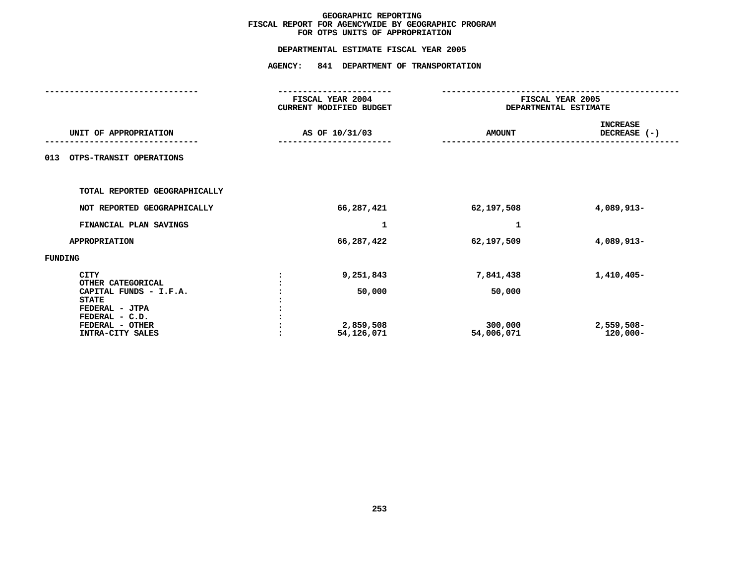# GEOGRAPHIC REPORTING
## FISCAL REPORT FOR AGENCYWIDE BY GEOGRAPHIC PROGRAM
## FOR OTPS UNITS OF APPROPRIATION

### DEPARTMENTAL ESTIMATE FISCAL YEAR 2005

### AGENCY: 841 DEPARTMENT OF TRANSPORTATION

| UNIT OF APPROPRIATION | | FISCAL YEAR 2004 CURRENT MODIFIED BUDGET AS OF 10/31/03 | FISCAL YEAR 2005 DEPARTMENTAL ESTIMATE AMOUNT | INCREASE DECREASE (-) |
|---|---|---|---|---|
| 013 OTPS-TRANSIT OPERATIONS | | | | |
| TOTAL REPORTED GEOGRAPHICALLY | | | | |
| NOT REPORTED GEOGRAPHICALLY | | 66,287,421 | 62,197,508 | 4,089,913- |
| FINANCIAL PLAN SAVINGS | | 1 | 1 | |
| APPROPRIATION | | 66,287,422 | 62,197,509 | 4,089,913- |
| FUNDING | | | | |
| CITY | : | 9,251,843 | 7,841,438 | 1,410,405- |
| OTHER CATEGORICAL | : | | | |
| CAPITAL FUNDS - I.F.A. | : | 50,000 | 50,000 | |
| STATE | : | | | |
| FEDERAL - JTPA | : | | | |
| FEDERAL - C.D. | : | | | |
| FEDERAL - OTHER | : | 2,859,508 | 300,000 | 2,559,508- |
| INTRA-CITY SALES | : | 54,126,071 | 54,006,071 | 120,000- |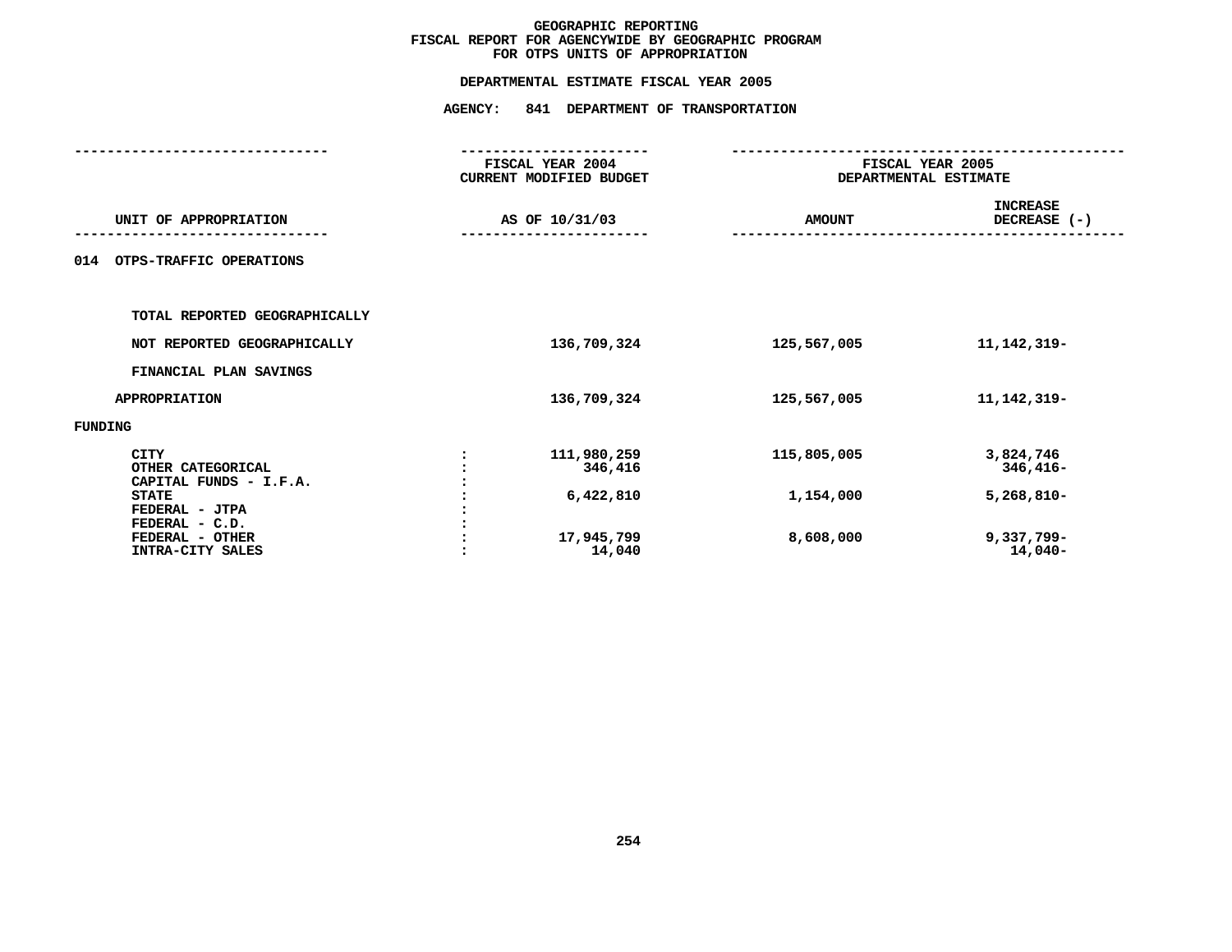# GEOGRAPHIC REPORTING
## FISCAL REPORT FOR AGENCYWIDE BY GEOGRAPHIC PROGRAM
## FOR OTPS UNITS OF APPROPRIATION

**DEPARTMENTAL ESTIMATE FISCAL YEAR 2005**

**AGENCY: 841 DEPARTMENT OF TRANSPORTATION**

| UNIT OF APPROPRIATION | | FISCAL YEAR 2004 CURRENT MODIFIED BUDGET AS OF 10/31/03 | FISCAL YEAR 2005 DEPARTMENTAL ESTIMATE AMOUNT | INCREASE DECREASE (-) |
|---|---|---|---|---|
| 014 OTPS-TRAFFIC OPERATIONS | | | | |
| TOTAL REPORTED GEOGRAPHICALLY | | | | |
| NOT REPORTED GEOGRAPHICALLY | | 136,709,324 | 125,567,005 | 11,142,319- |
| FINANCIAL PLAN SAVINGS | | | | |
| APPROPRIATION | | 136,709,324 | 125,567,005 | 11,142,319- |
| FUNDING | | | | |
| CITY | : | 111,980,259 | 115,805,005 | 3,824,746 |
| OTHER CATEGORICAL | : | 346,416 | | 346,416- |
| CAPITAL FUNDS - I.F.A. | : | | | |
| STATE | : | 6,422,810 | 1,154,000 | 5,268,810- |
| FEDERAL - JTPA | : | | | |
| FEDERAL - C.D. | : | | | |
| FEDERAL - OTHER | : | 17,945,799 | 8,608,000 | 9,337,799- |
| INTRA-CITY SALES | : | 14,040 | | 14,040- |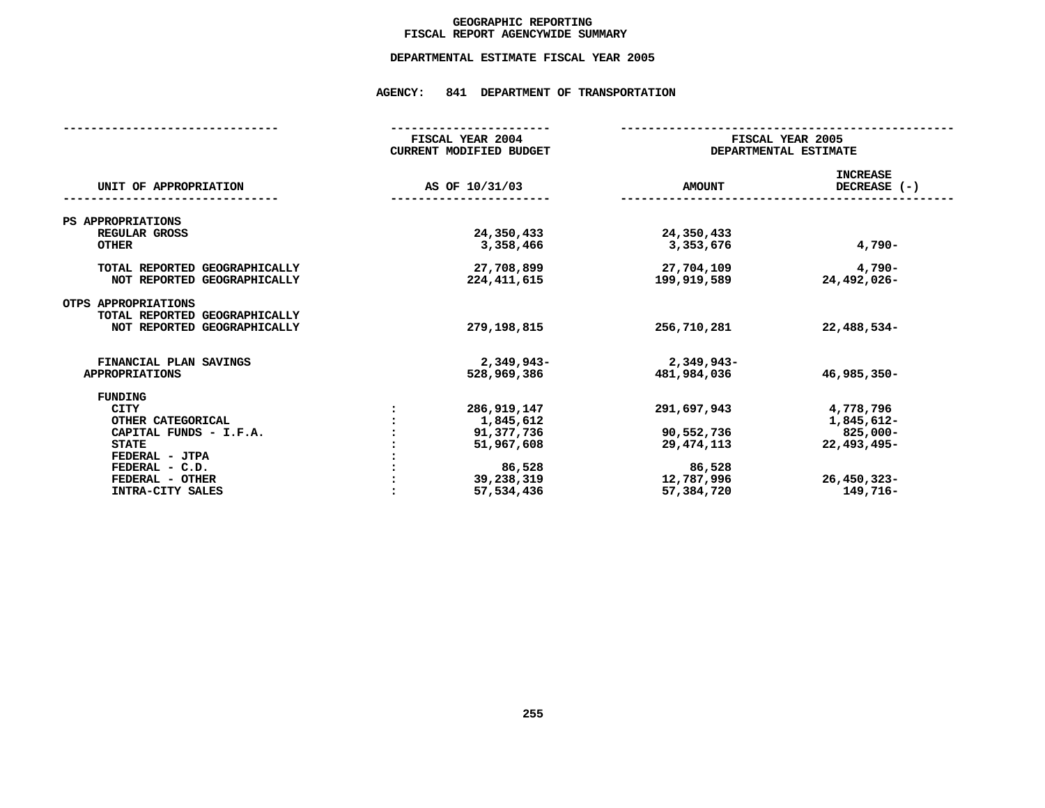# GEOGRAPHIC REPORTING
## FISCAL REPORT AGENCYWIDE SUMMARY

### DEPARTMENTAL ESTIMATE FISCAL YEAR 2005

### AGENCY: 841 DEPARTMENT OF TRANSPORTATION

| UNIT OF APPROPRIATION | | FISCAL YEAR 2004 CURRENT MODIFIED BUDGET AS OF 10/31/03 | FISCAL YEAR 2005 DEPARTMENTAL ESTIMATE AMOUNT | INCREASE DECREASE (-) |
|---|---|---|---|---|
| **PS APPROPRIATIONS** | | | | |
| REGULAR GROSS | | 24,350,433 | 24,350,433 | |
| OTHER | | 3,358,466 | 3,353,676 | 4,790- |
| TOTAL REPORTED GEOGRAPHICALLY | | 27,708,899 | 27,704,109 | 4,790- |
| NOT REPORTED GEOGRAPHICALLY | | 224,411,615 | 199,919,589 | 24,492,026- |
| **OTPS APPROPRIATIONS** | | | | |
| TOTAL REPORTED GEOGRAPHICALLY | | | | |
| NOT REPORTED GEOGRAPHICALLY | | 279,198,815 | 256,710,281 | 22,488,534- |
| FINANCIAL PLAN SAVINGS | | 2,349,943- | 2,349,943- | |
| APPROPRIATIONS | | 528,969,386 | 481,984,036 | 46,985,350- |
| **FUNDING** | | | | |
| CITY | : | 286,919,147 | 291,697,943 | 4,778,796 |
| OTHER CATEGORICAL | : | 1,845,612 | | 1,845,612- |
| CAPITAL FUNDS - I.F.A. | : | 91,377,736 | 90,552,736 | 825,000- |
| STATE | : | 51,967,608 | 29,474,113 | 22,493,495- |
| FEDERAL - JTPA | : | | | |
| FEDERAL - C.D. | : | 86,528 | 86,528 | |
| FEDERAL - OTHER | : | 39,238,319 | 12,787,996 | 26,450,323- |
| INTRA-CITY SALES | : | 57,534,436 | 57,384,720 | 149,716- |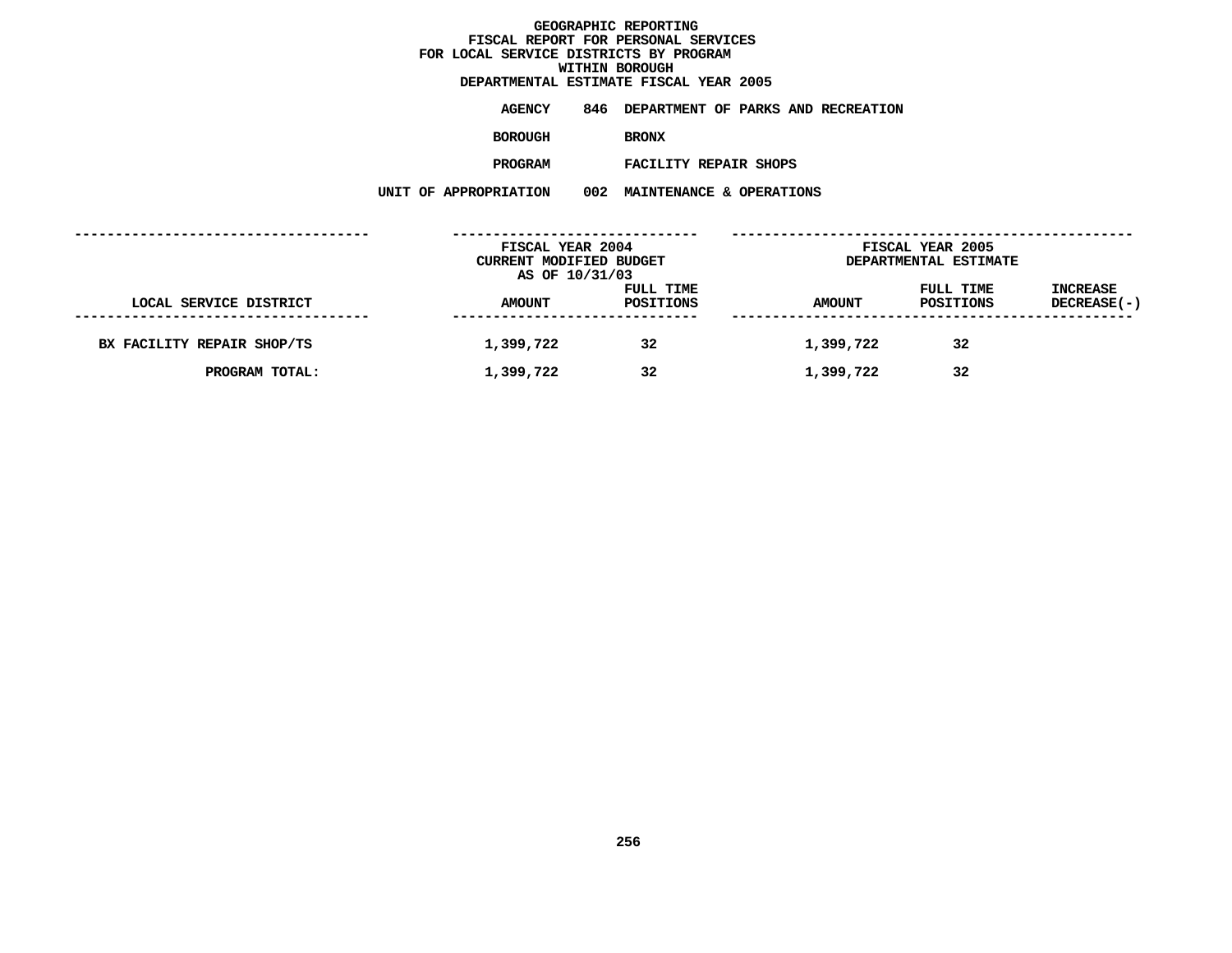**GEOGRAPHIC REPORTING**
**FISCAL REPORT FOR PERSONAL SERVICES**
**FOR LOCAL SERVICE DISTRICTS BY PROGRAM**
**WITHIN BOROUGH**
**DEPARTMENTAL ESTIMATE FISCAL YEAR 2005**

**AGENCY** 846 DEPARTMENT OF PARKS AND RECREATION

**BOROUGH** BRONX

**PROGRAM** FACILITY REPAIR SHOPS

**UNIT OF APPROPRIATION** 002 MAINTENANCE & OPERATIONS

| | FISCAL YEAR 2004 CURRENT MODIFIED BUDGET AS OF 10/31/03 | | FISCAL YEAR 2005 DEPARTMENTAL ESTIMATE | | |
|---|---|---|---|---|---|
| LOCAL SERVICE DISTRICT | AMOUNT | FULL TIME POSITIONS | AMOUNT | FULL TIME POSITIONS | INCREASE DECREASE(-) |
| BX FACILITY REPAIR SHOP/TS | 1,399,722 | 32 | 1,399,722 | 32 | |
| PROGRAM TOTAL: | 1,399,722 | 32 | 1,399,722 | 32 | |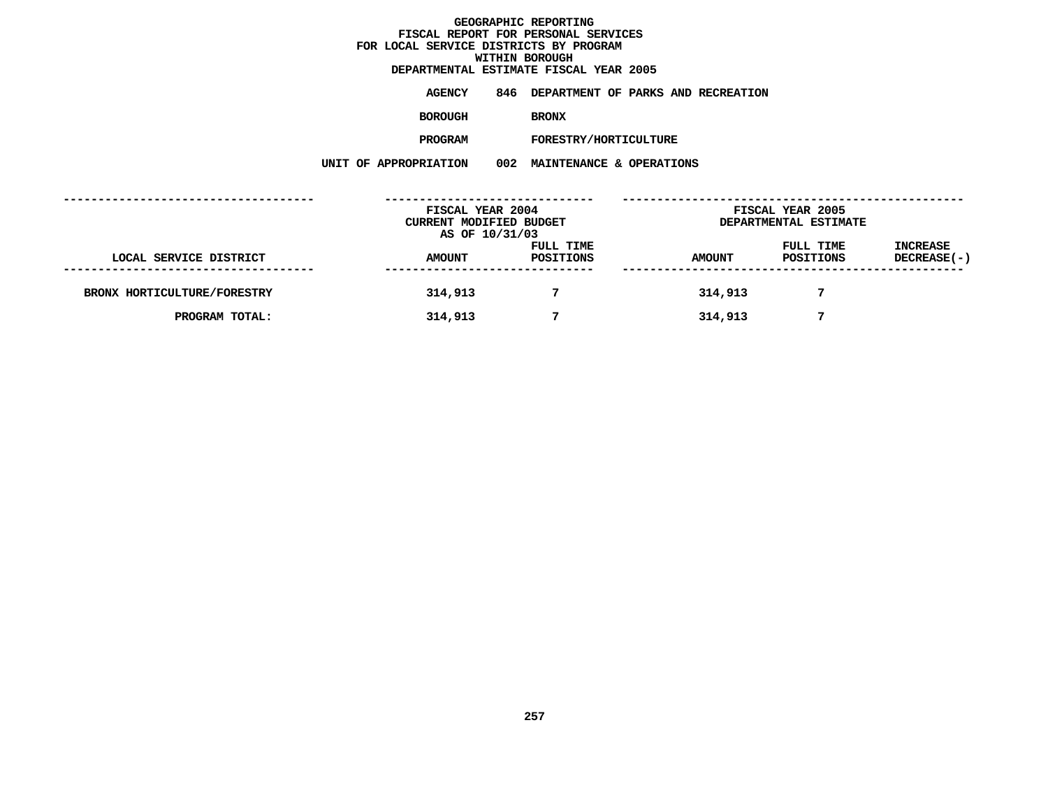# GEOGRAPHIC REPORTING
## FISCAL REPORT FOR PERSONAL SERVICES
## FOR LOCAL SERVICE DISTRICTS BY PROGRAM
## WITHIN BOROUGH
## DEPARTMENTAL ESTIMATE FISCAL YEAR 2005

**AGENCY** 846 DEPARTMENT OF PARKS AND RECREATION

**BOROUGH** BRONX

**PROGRAM** FORESTRY/HORTICULTURE

**UNIT OF APPROPRIATION** 002 MAINTENANCE & OPERATIONS

| | FISCAL YEAR 2004 CURRENT MODIFIED BUDGET AS OF 10/31/03 | | FISCAL YEAR 2005 DEPARTMENTAL ESTIMATE | | |
|---|---|---|---|---|---|
| LOCAL SERVICE DISTRICT | AMOUNT | FULL TIME POSITIONS | AMOUNT | FULL TIME POSITIONS | INCREASE DECREASE(-) |
| BRONX HORTICULTURE/FORESTRY | 314,913 | 7 | 314,913 | 7 | |
| PROGRAM TOTAL: | 314,913 | 7 | 314,913 | 7 | |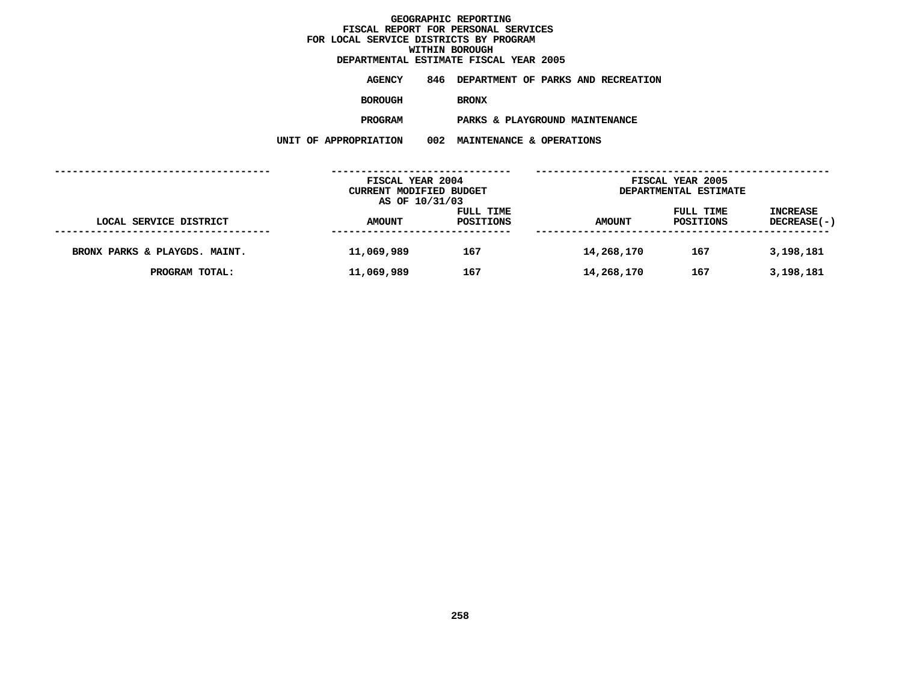# GEOGRAPHIC REPORTING
## FISCAL REPORT FOR PERSONAL SERVICES
## FOR LOCAL SERVICE DISTRICTS BY PROGRAM
## WITHIN BOROUGH
## DEPARTMENTAL ESTIMATE FISCAL YEAR 2005

**AGENCY** 846 DEPARTMENT OF PARKS AND RECREATION

**BOROUGH** BRONX

**PROGRAM** PARKS & PLAYGROUND MAINTENANCE

**UNIT OF APPROPRIATION** 002 MAINTENANCE & OPERATIONS

| | FISCAL YEAR 2004 CURRENT MODIFIED BUDGET AS OF 10/31/03 | | FISCAL YEAR 2005 DEPARTMENTAL ESTIMATE | | |
|---|---|---|---|---|---|
| LOCAL SERVICE DISTRICT | AMOUNT | FULL TIME POSITIONS | AMOUNT | FULL TIME POSITIONS | INCREASE DECREASE(-) |
| BRONX PARKS & PLAYGDS. MAINT. | 11,069,989 | 167 | 14,268,170 | 167 | 3,198,181 |
| PROGRAM TOTAL: | 11,069,989 | 167 | 14,268,170 | 167 | 3,198,181 |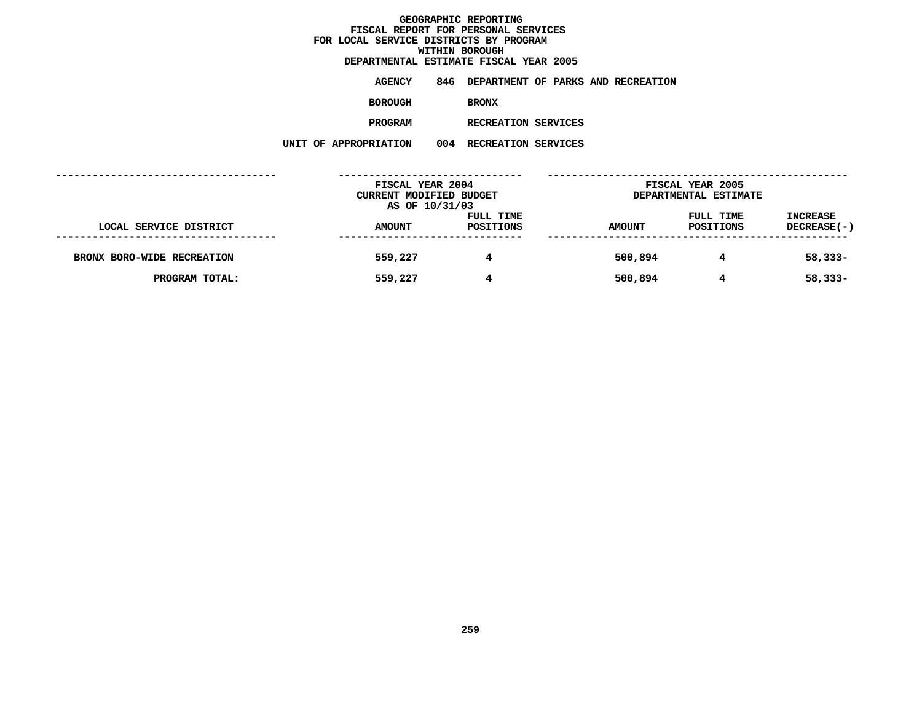# GEOGRAPHIC REPORTING
## FISCAL REPORT FOR PERSONAL SERVICES
## FOR LOCAL SERVICE DISTRICTS BY PROGRAM
## WITHIN BOROUGH
## DEPARTMENTAL ESTIMATE FISCAL YEAR 2005

**AGENCY** 846 DEPARTMENT OF PARKS AND RECREATION

**BOROUGH** BRONX

**PROGRAM** RECREATION SERVICES

**UNIT OF APPROPRIATION** 004 RECREATION SERVICES

| | FISCAL YEAR 2004 CURRENT MODIFIED BUDGET AS OF 10/31/03 | | FISCAL YEAR 2005 DEPARTMENTAL ESTIMATE | | |
|---|---|---|---|---|---|
| LOCAL SERVICE DISTRICT | AMOUNT | FULL TIME POSITIONS | AMOUNT | FULL TIME POSITIONS | INCREASE DECREASE(-) |
| BRONX BORO-WIDE RECREATION | 559,227 | 4 | 500,894 | 4 | 58,333- |
| PROGRAM TOTAL: | 559,227 | 4 | 500,894 | 4 | 58,333- |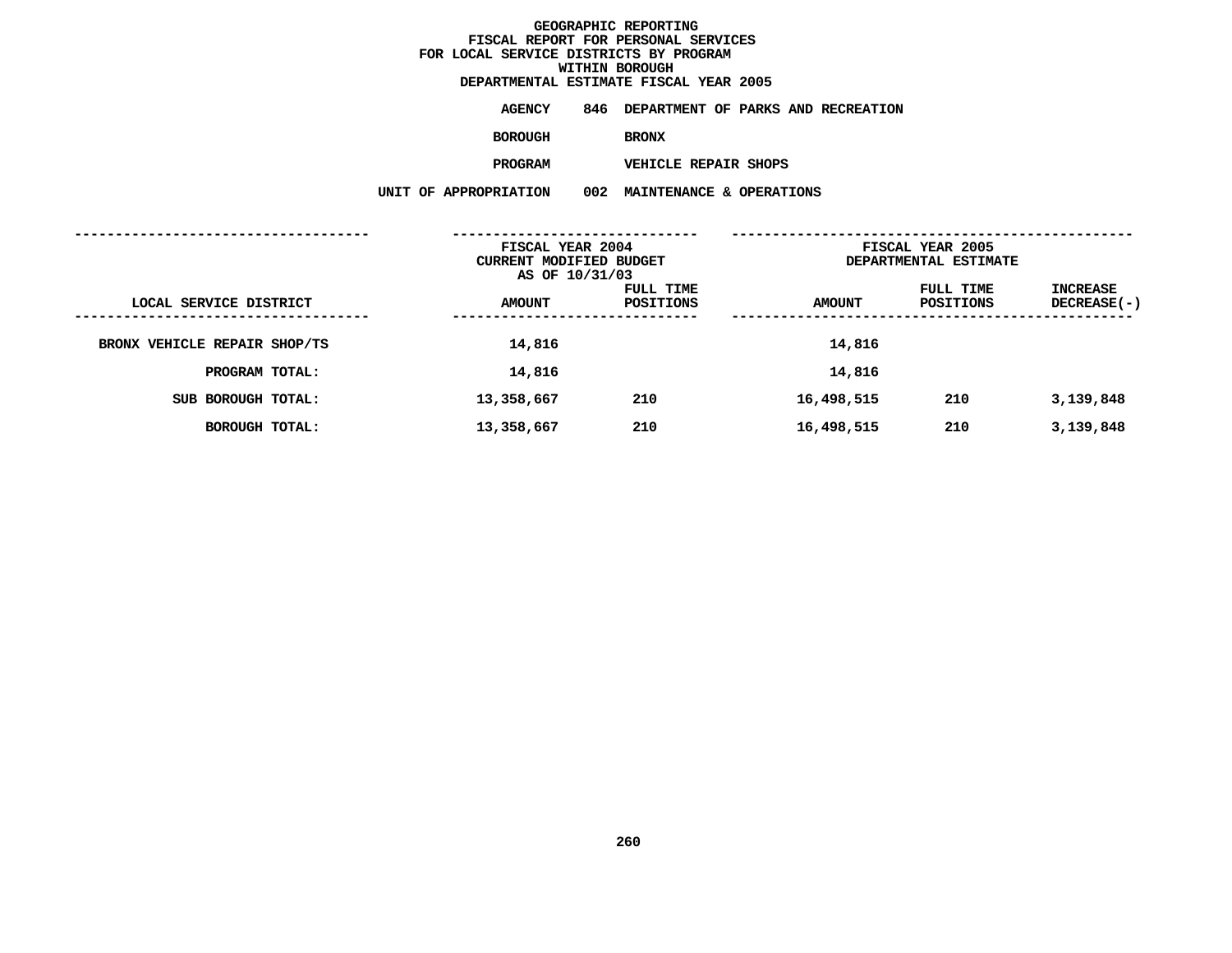# GEOGRAPHIC REPORTING
## FISCAL REPORT FOR PERSONAL SERVICES
## FOR LOCAL SERVICE DISTRICTS BY PROGRAM
## WITHIN BOROUGH
## DEPARTMENTAL ESTIMATE FISCAL YEAR 2005

**AGENCY** 846 DEPARTMENT OF PARKS AND RECREATION

**BOROUGH** BRONX

**PROGRAM** VEHICLE REPAIR SHOPS

**UNIT OF APPROPRIATION** 002 MAINTENANCE & OPERATIONS

| LOCAL SERVICE DISTRICT | FISCAL YEAR 2004 CURRENT MODIFIED BUDGET AS OF 10/31/03 AMOUNT | FULL TIME POSITIONS | FISCAL YEAR 2005 DEPARTMENTAL ESTIMATE AMOUNT | FULL TIME POSITIONS | INCREASE DECREASE(-) |
|---|---|---|---|---|---|
| BRONX VEHICLE REPAIR SHOP/TS | 14,816 | | 14,816 | | |
| PROGRAM TOTAL: | 14,816 | | 14,816 | | |
| SUB BOROUGH TOTAL: | 13,358,667 | 210 | 16,498,515 | 210 | 3,139,848 |
| BOROUGH TOTAL: | 13,358,667 | 210 | 16,498,515 | 210 | 3,139,848 |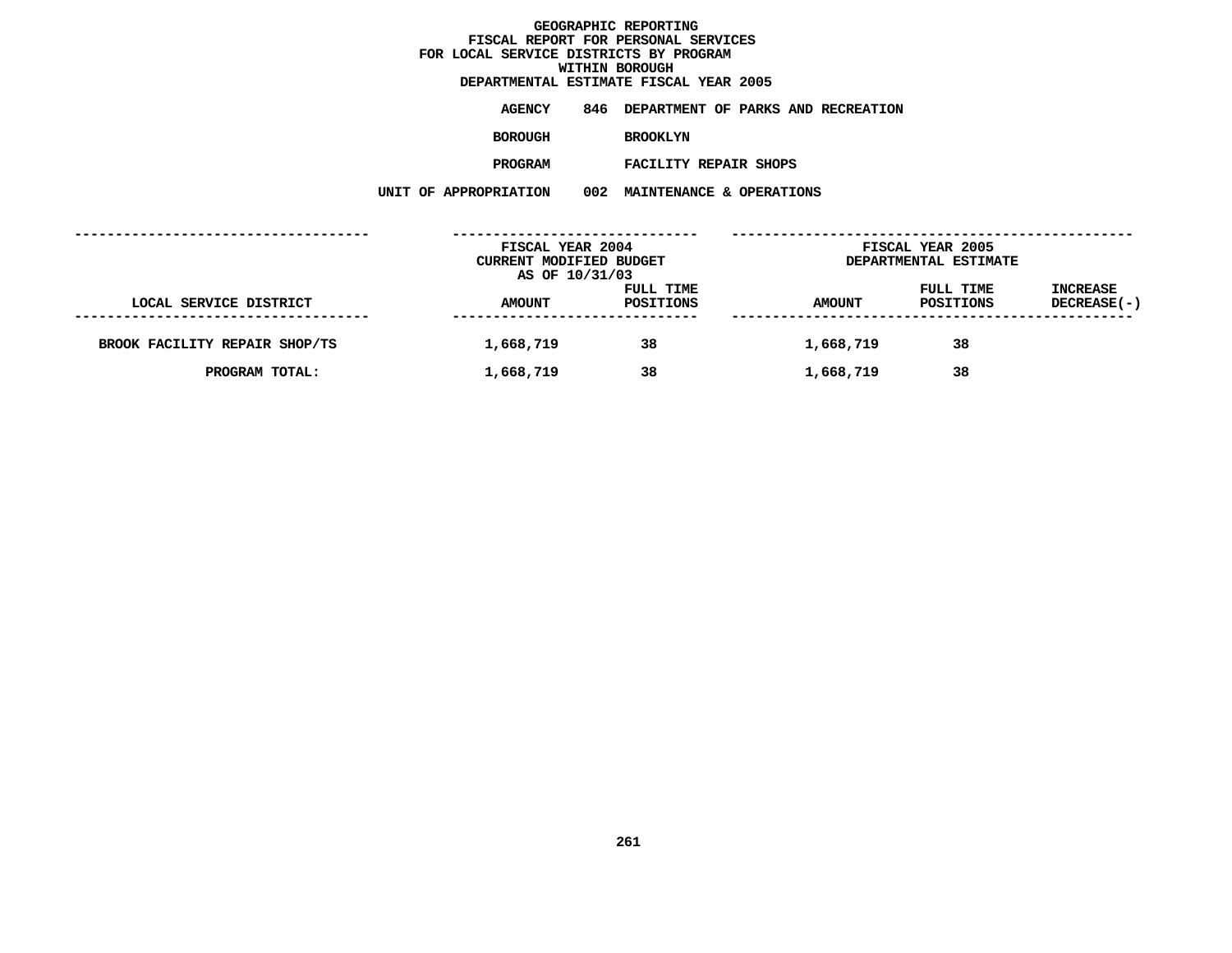# GEOGRAPHIC REPORTING
## FISCAL REPORT FOR PERSONAL SERVICES FOR LOCAL SERVICE DISTRICTS BY PROGRAM WITHIN BOROUGH
## DEPARTMENTAL ESTIMATE FISCAL YEAR 2005

**AGENCY** 846 DEPARTMENT OF PARKS AND RECREATION

**BOROUGH** BROOKLYN

**PROGRAM** FACILITY REPAIR SHOPS

**UNIT OF APPROPRIATION** 002 MAINTENANCE & OPERATIONS

| | FISCAL YEAR 2004 CURRENT MODIFIED BUDGET AS OF 10/31/03 | | FISCAL YEAR 2005 DEPARTMENTAL ESTIMATE | | |
|---|---|---|---|---|---|
| LOCAL SERVICE DISTRICT | AMOUNT | FULL TIME POSITIONS | AMOUNT | FULL TIME POSITIONS | INCREASE DECREASE(-) |
| BROOK FACILITY REPAIR SHOP/TS | 1,668,719 | 38 | 1,668,719 | 38 | |
| PROGRAM TOTAL: | 1,668,719 | 38 | 1,668,719 | 38 | |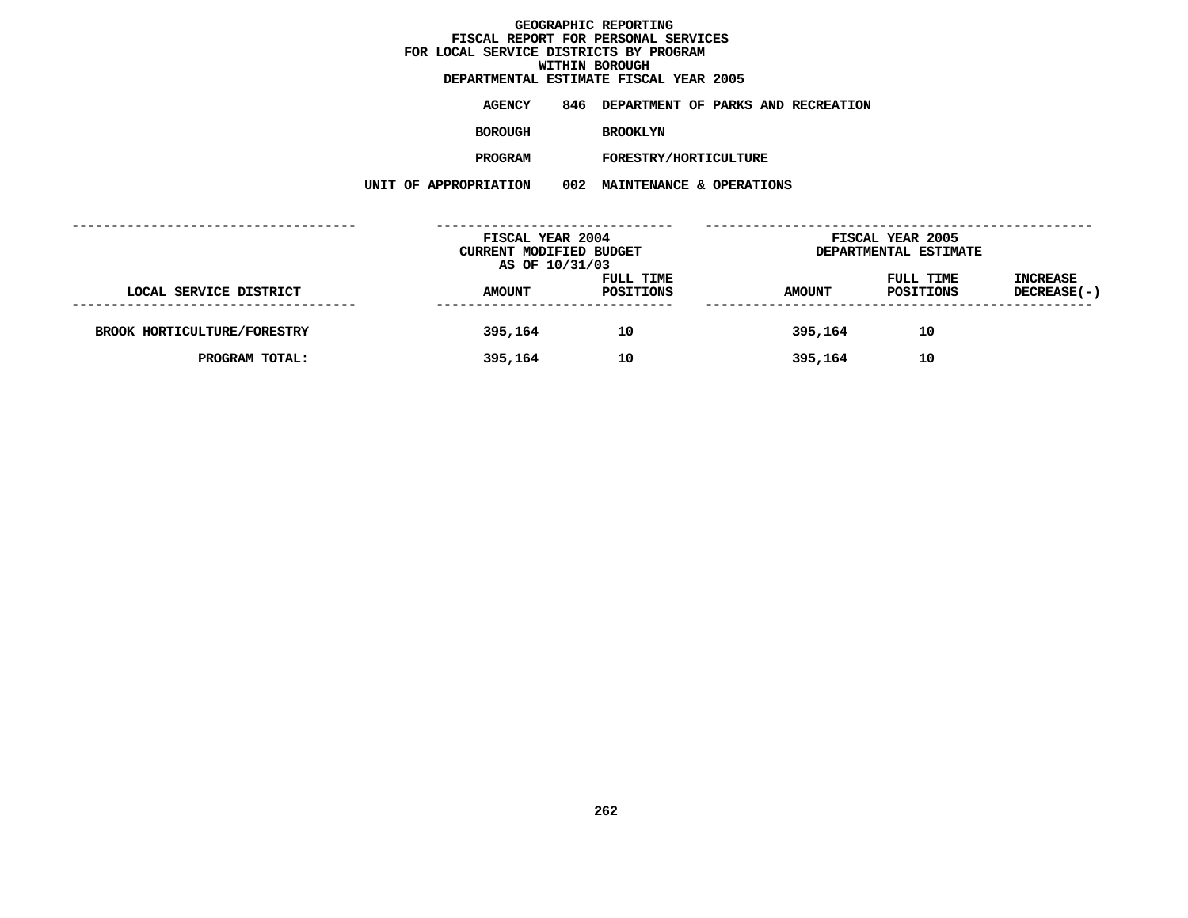# GEOGRAPHIC REPORTING
## FISCAL REPORT FOR PERSONAL SERVICES
## FOR LOCAL SERVICE DISTRICTS BY PROGRAM
## WITHIN BOROUGH
## DEPARTMENTAL ESTIMATE FISCAL YEAR 2005

**AGENCY** 846 DEPARTMENT OF PARKS AND RECREATION

**BOROUGH** BROOKLYN

**PROGRAM** FORESTRY/HORTICULTURE

**UNIT OF APPROPRIATION** 002 MAINTENANCE & OPERATIONS

| | FISCAL YEAR 2004 CURRENT MODIFIED BUDGET AS OF 10/31/03 | | FISCAL YEAR 2005 DEPARTMENTAL ESTIMATE | | |
|---|---|---|---|---|---|
| LOCAL SERVICE DISTRICT | AMOUNT | FULL TIME POSITIONS | AMOUNT | FULL TIME POSITIONS | INCREASE DECREASE(-) |
| BROOK HORTICULTURE/FORESTRY | 395,164 | 10 | 395,164 | 10 | |
| PROGRAM TOTAL: | 395,164 | 10 | 395,164 | 10 | |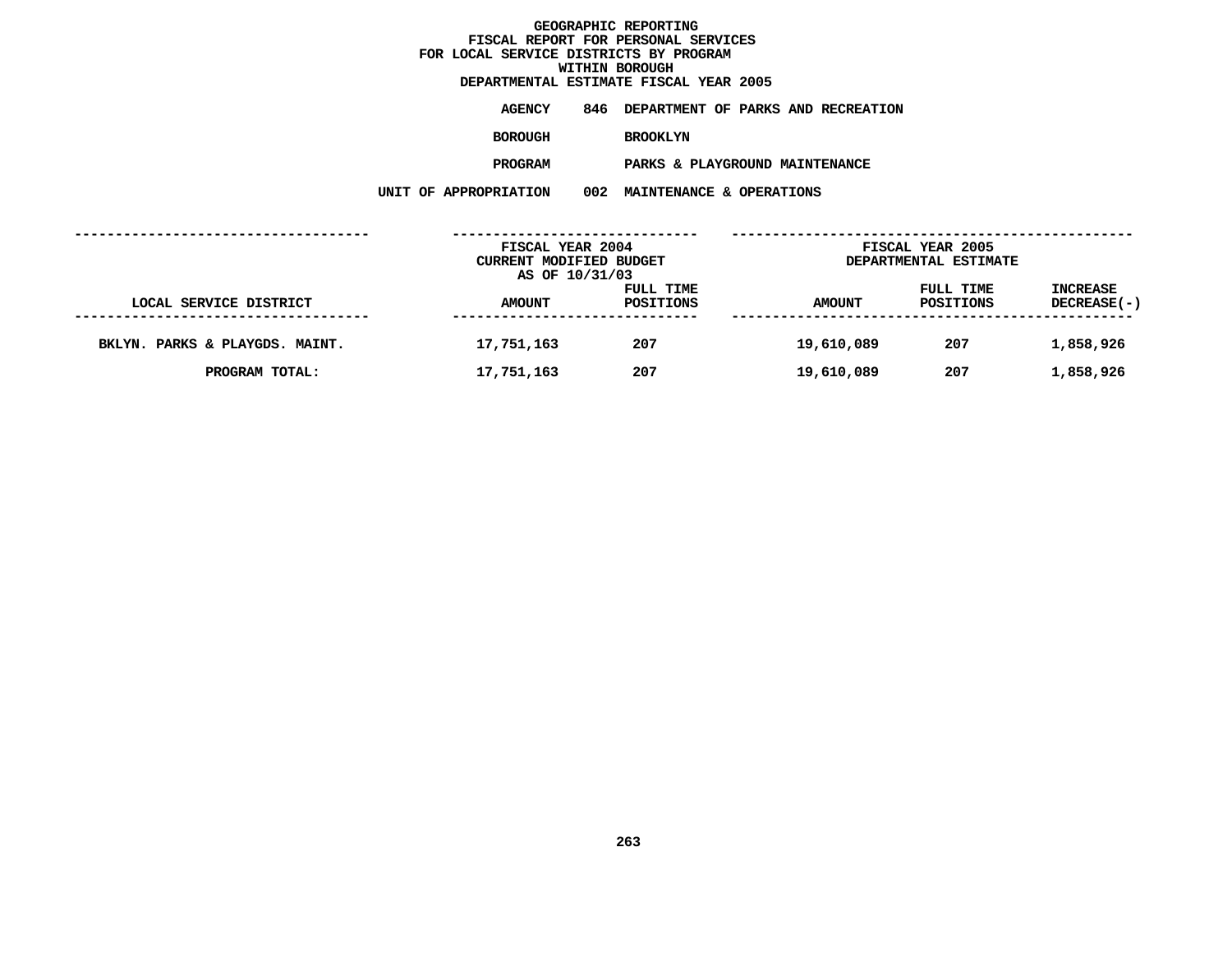# GEOGRAPHIC REPORTING
## FISCAL REPORT FOR PERSONAL SERVICES
## FOR LOCAL SERVICE DISTRICTS BY PROGRAM
## WITHIN BOROUGH
## DEPARTMENTAL ESTIMATE FISCAL YEAR 2005

**AGENCY** 846 DEPARTMENT OF PARKS AND RECREATION

**BOROUGH** BROOKLYN

**PROGRAM** PARKS & PLAYGROUND MAINTENANCE

**UNIT OF APPROPRIATION** 002 MAINTENANCE & OPERATIONS

| | FISCAL YEAR 2004 CURRENT MODIFIED BUDGET AS OF 10/31/03 | | FISCAL YEAR 2005 DEPARTMENTAL ESTIMATE | | |
|---|---|---|---|---|---|
| LOCAL SERVICE DISTRICT | AMOUNT | FULL TIME POSITIONS | AMOUNT | FULL TIME POSITIONS | INCREASE DECREASE(-) |
| BKLYN. PARKS & PLAYGDS. MAINT. | 17,751,163 | 207 | 19,610,089 | 207 | 1,858,926 |
| PROGRAM TOTAL: | 17,751,163 | 207 | 19,610,089 | 207 | 1,858,926 |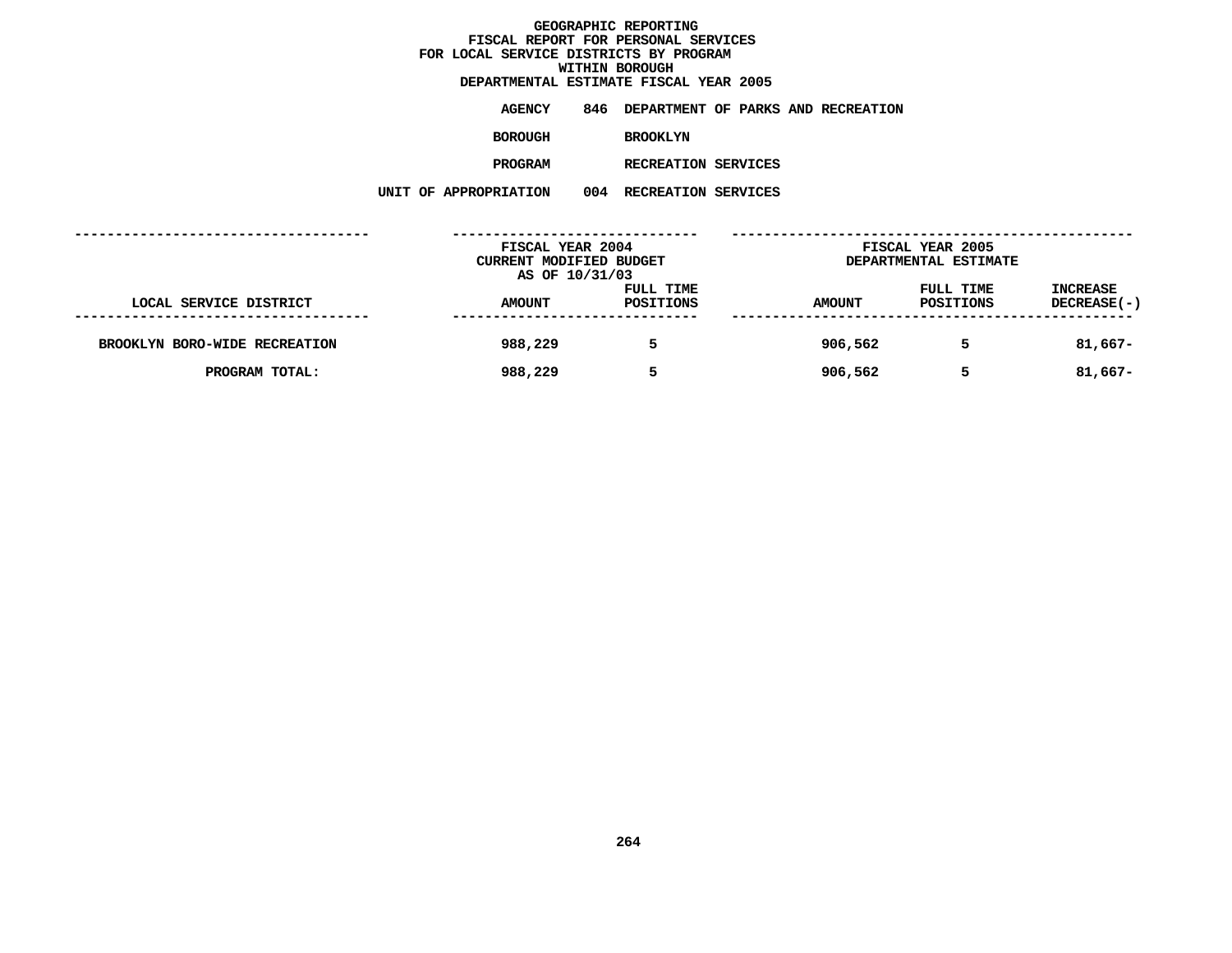# GEOGRAPHIC REPORTING
## FISCAL REPORT FOR PERSONAL SERVICES
## FOR LOCAL SERVICE DISTRICTS BY PROGRAM
## WITHIN BOROUGH
## DEPARTMENTAL ESTIMATE FISCAL YEAR 2005

**AGENCY** 846 DEPARTMENT OF PARKS AND RECREATION

**BOROUGH** BROOKLYN

**PROGRAM** RECREATION SERVICES

**UNIT OF APPROPRIATION** 004 RECREATION SERVICES

| | FISCAL YEAR 2004 CURRENT MODIFIED BUDGET AS OF 10/31/03 | | FISCAL YEAR 2005 DEPARTMENTAL ESTIMATE | | |
|---|---|---|---|---|---|
| LOCAL SERVICE DISTRICT | AMOUNT | FULL TIME POSITIONS | AMOUNT | FULL TIME POSITIONS | INCREASE DECREASE(-) |
| BROOKLYN BORO-WIDE RECREATION | 988,229 | 5 | 906,562 | 5 | 81,667- |
| PROGRAM TOTAL: | 988,229 | 5 | 906,562 | 5 | 81,667- |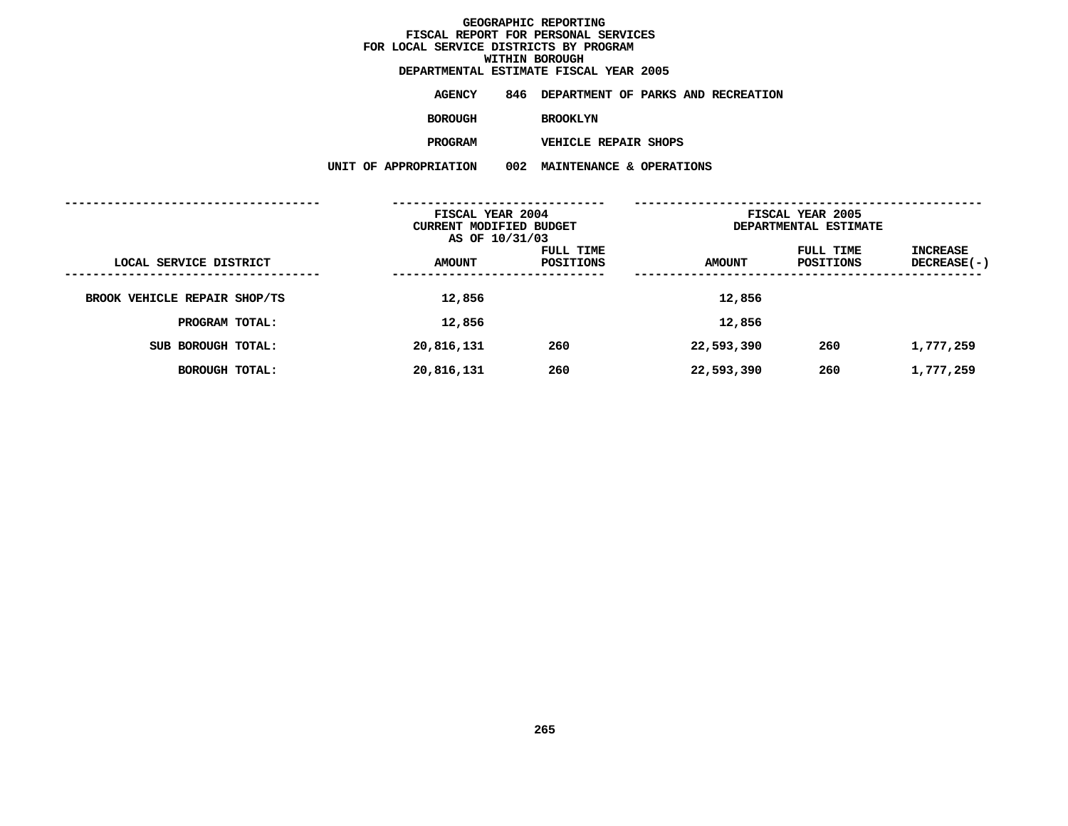# GEOGRAPHIC REPORTING
## FISCAL REPORT FOR PERSONAL SERVICES
## FOR LOCAL SERVICE DISTRICTS BY PROGRAM
## WITHIN BOROUGH
## DEPARTMENTAL ESTIMATE FISCAL YEAR 2005

**AGENCY** 846 DEPARTMENT OF PARKS AND RECREATION

**BOROUGH** BROOKLYN

**PROGRAM** VEHICLE REPAIR SHOPS

**UNIT OF APPROPRIATION** 002 MAINTENANCE & OPERATIONS

| LOCAL SERVICE DISTRICT | FISCAL YEAR 2004 CURRENT MODIFIED BUDGET AS OF 10/31/03 AMOUNT | FULL TIME POSITIONS | FISCAL YEAR 2005 DEPARTMENTAL ESTIMATE AMOUNT | FULL TIME POSITIONS | INCREASE DECREASE(-) |
|---|---|---|---|---|---|
| BROOK VEHICLE REPAIR SHOP/TS | 12,856 | | 12,856 | | |
| PROGRAM TOTAL: | 12,856 | | 12,856 | | |
| SUB BOROUGH TOTAL: | 20,816,131 | 260 | 22,593,390 | 260 | 1,777,259 |
| BOROUGH TOTAL: | 20,816,131 | 260 | 22,593,390 | 260 | 1,777,259 |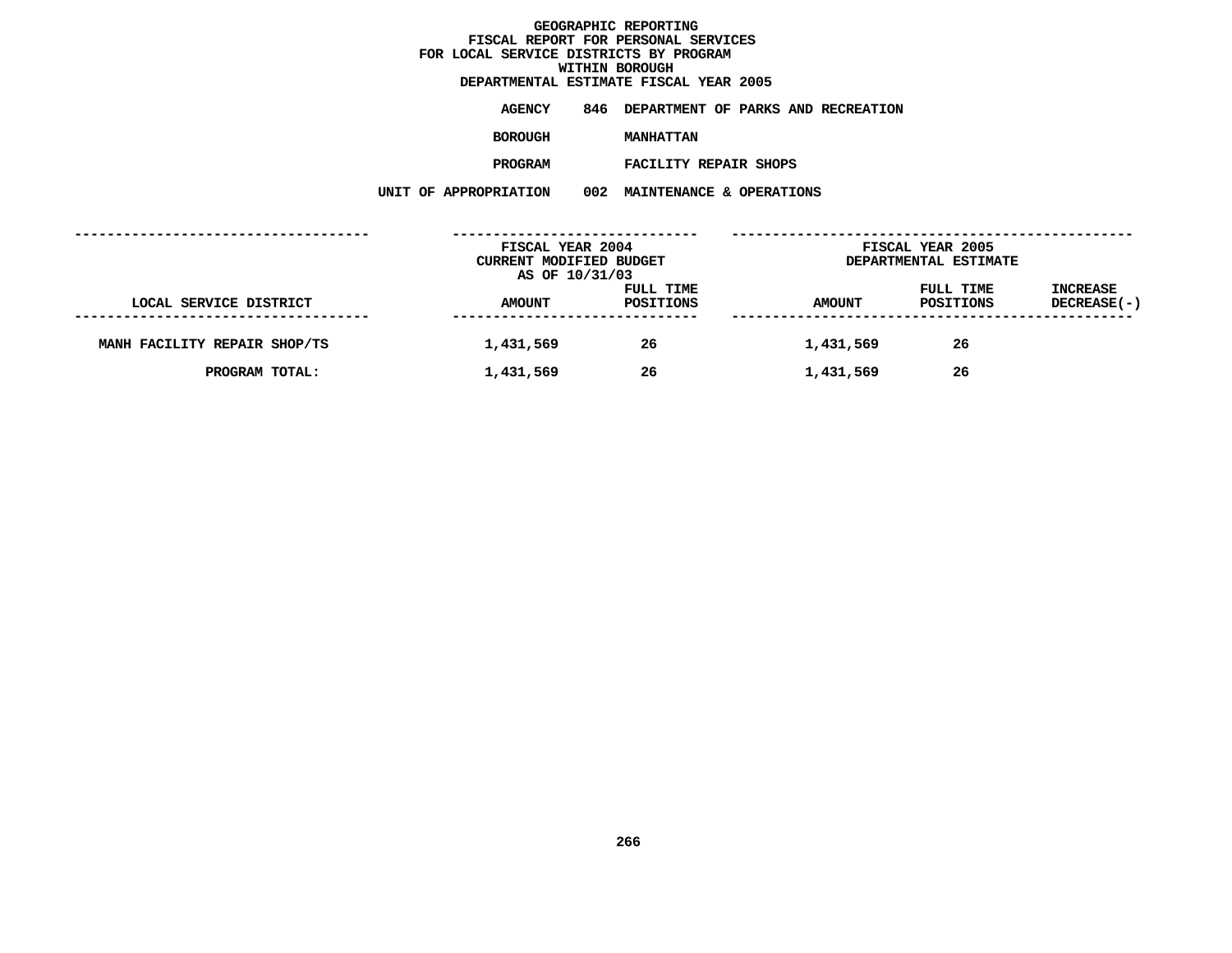# GEOGRAPHIC REPORTING
## FISCAL REPORT FOR PERSONAL SERVICES
## FOR LOCAL SERVICE DISTRICTS BY PROGRAM
## WITHIN BOROUGH
## DEPARTMENTAL ESTIMATE FISCAL YEAR 2005

**AGENCY** 846 DEPARTMENT OF PARKS AND RECREATION

**BOROUGH** MANHATTAN

**PROGRAM** FACILITY REPAIR SHOPS

**UNIT OF APPROPRIATION** 002 MAINTENANCE & OPERATIONS

| LOCAL SERVICE DISTRICT | FISCAL YEAR 2004 CURRENT MODIFIED BUDGET AS OF 10/31/03 AMOUNT | FULL TIME POSITIONS | FISCAL YEAR 2005 DEPARTMENTAL ESTIMATE AMOUNT | FULL TIME POSITIONS | INCREASE DECREASE(-) |
|---|---|---|---|---|---|
| MANH FACILITY REPAIR SHOP/TS | 1,431,569 | 26 | 1,431,569 | 26 | |
| PROGRAM TOTAL: | 1,431,569 | 26 | 1,431,569 | 26 | |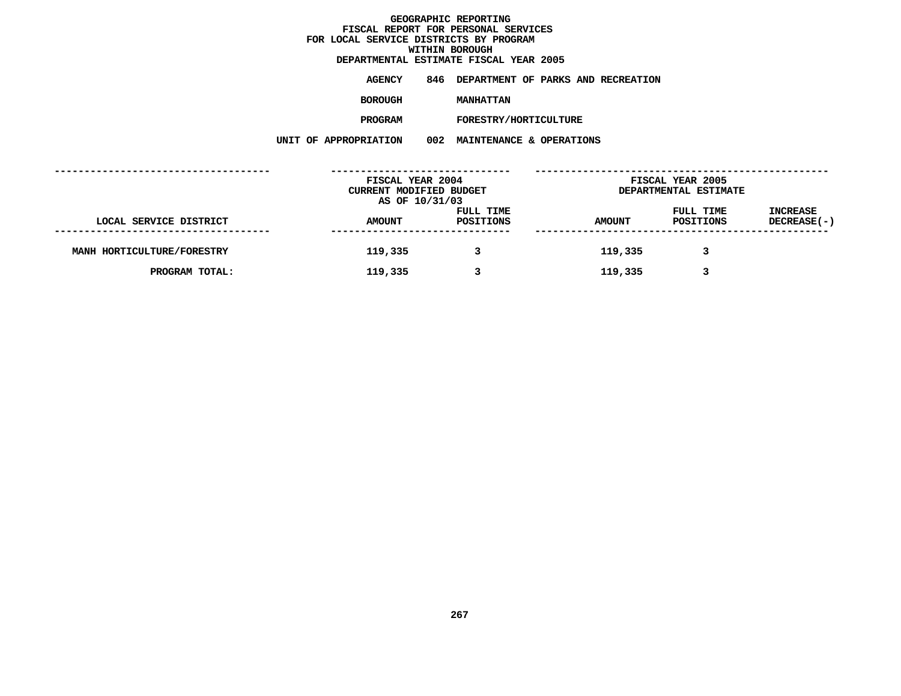# GEOGRAPHIC REPORTING
## FISCAL REPORT FOR PERSONAL SERVICES
## FOR LOCAL SERVICE DISTRICTS BY PROGRAM
## WITHIN BOROUGH
## DEPARTMENTAL ESTIMATE FISCAL YEAR 2005

**AGENCY** 846 DEPARTMENT OF PARKS AND RECREATION

**BOROUGH** MANHATTAN

**PROGRAM** FORESTRY/HORTICULTURE

**UNIT OF APPROPRIATION** 002 MAINTENANCE & OPERATIONS

| | FISCAL YEAR 2004 CURRENT MODIFIED BUDGET AS OF 10/31/03 | | FISCAL YEAR 2005 DEPARTMENTAL ESTIMATE | | |
|---|---|---|---|---|---|
| LOCAL SERVICE DISTRICT | AMOUNT | FULL TIME POSITIONS | AMOUNT | FULL TIME POSITIONS | INCREASE DECREASE(-) |
| MANH HORTICULTURE/FORESTRY | 119,335 | 3 | 119,335 | 3 | |
| PROGRAM TOTAL: | 119,335 | 3 | 119,335 | 3 | |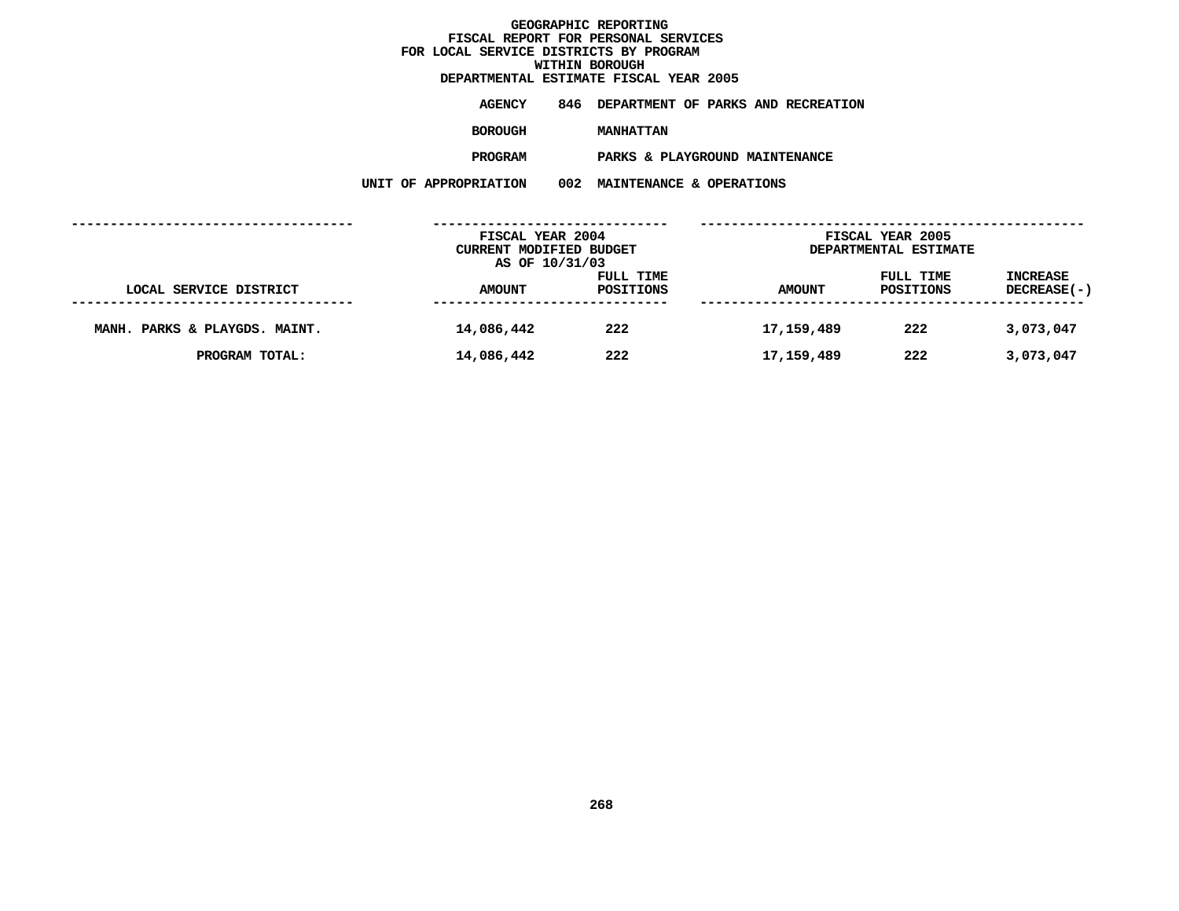# GEOGRAPHIC REPORTING
## FISCAL REPORT FOR PERSONAL SERVICES
## FOR LOCAL SERVICE DISTRICTS BY PROGRAM
## WITHIN BOROUGH
## DEPARTMENTAL ESTIMATE FISCAL YEAR 2005

**AGENCY** 846 DEPARTMENT OF PARKS AND RECREATION

**BOROUGH** MANHATTAN

**PROGRAM** PARKS & PLAYGROUND MAINTENANCE

**UNIT OF APPROPRIATION** 002 MAINTENANCE & OPERATIONS

| | FISCAL YEAR 2004 CURRENT MODIFIED BUDGET AS OF 10/31/03 | | FISCAL YEAR 2005 DEPARTMENTAL ESTIMATE | | |
|---|---|---|---|---|---|
| LOCAL SERVICE DISTRICT | AMOUNT | FULL TIME POSITIONS | AMOUNT | FULL TIME POSITIONS | INCREASE DECREASE(-) |
| MANH. PARKS & PLAYGDS. MAINT. | 14,086,442 | 222 | 17,159,489 | 222 | 3,073,047 |
| PROGRAM TOTAL: | 14,086,442 | 222 | 17,159,489 | 222 | 3,073,047 |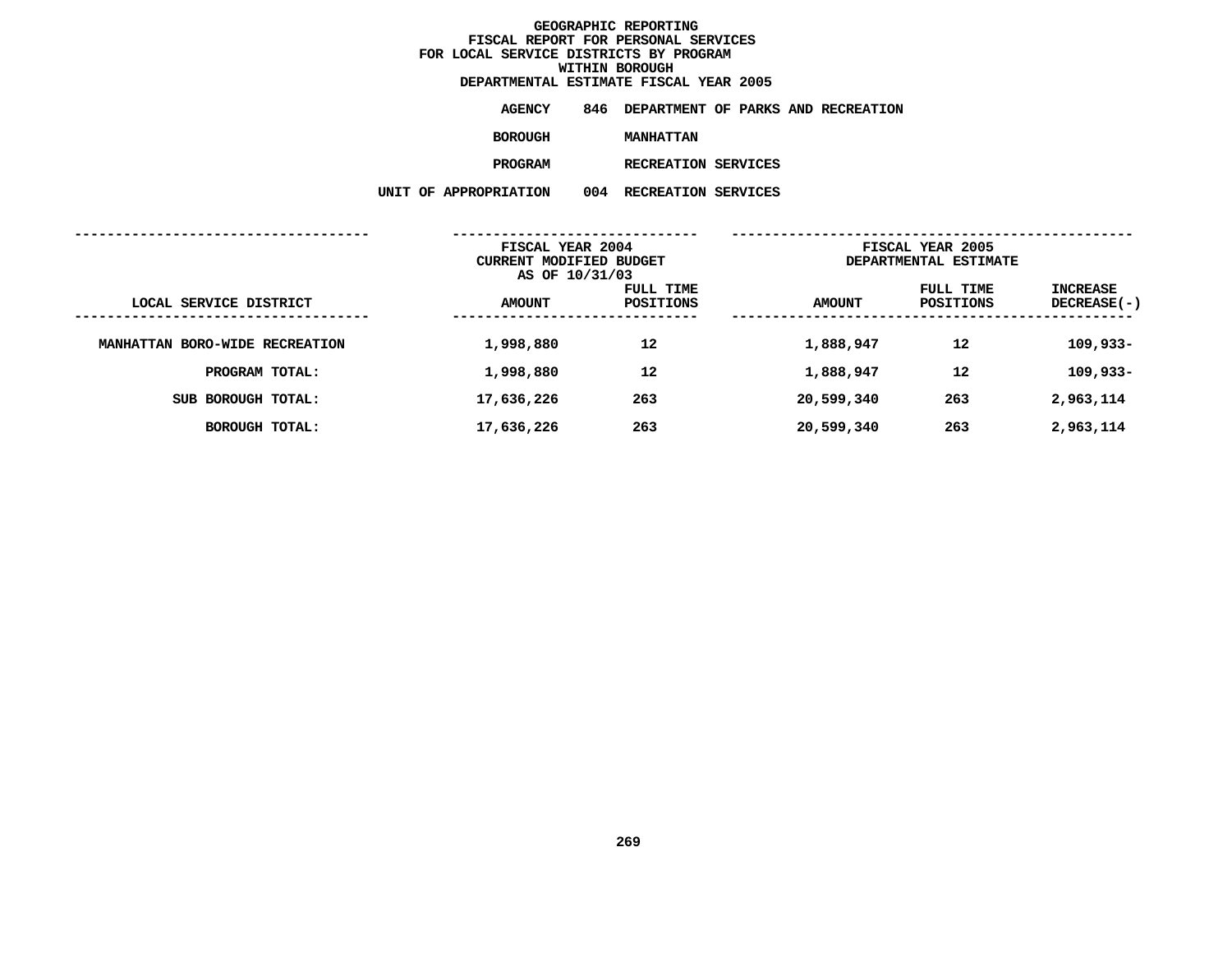# GEOGRAPHIC REPORTING
## FISCAL REPORT FOR PERSONAL SERVICES
## FOR LOCAL SERVICE DISTRICTS BY PROGRAM
## WITHIN BOROUGH
## DEPARTMENTAL ESTIMATE FISCAL YEAR 2005

**AGENCY** 846 DEPARTMENT OF PARKS AND RECREATION

**BOROUGH** MANHATTAN

**PROGRAM** RECREATION SERVICES

**UNIT OF APPROPRIATION** 004 RECREATION SERVICES

| | FISCAL YEAR 2004 CURRENT MODIFIED BUDGET AS OF 10/31/03 | | FISCAL YEAR 2005 DEPARTMENTAL ESTIMATE | | |
|---|---|---|---|---|---|
| LOCAL SERVICE DISTRICT | AMOUNT | FULL TIME POSITIONS | AMOUNT | FULL TIME POSITIONS | INCREASE DECREASE(-) |
| MANHATTAN BORO-WIDE RECREATION | 1,998,880 | 12 | 1,888,947 | 12 | 109,933- |
| PROGRAM TOTAL: | 1,998,880 | 12 | 1,888,947 | 12 | 109,933- |
| SUB BOROUGH TOTAL: | 17,636,226 | 263 | 20,599,340 | 263 | 2,963,114 |
| BOROUGH TOTAL: | 17,636,226 | 263 | 20,599,340 | 263 | 2,963,114 |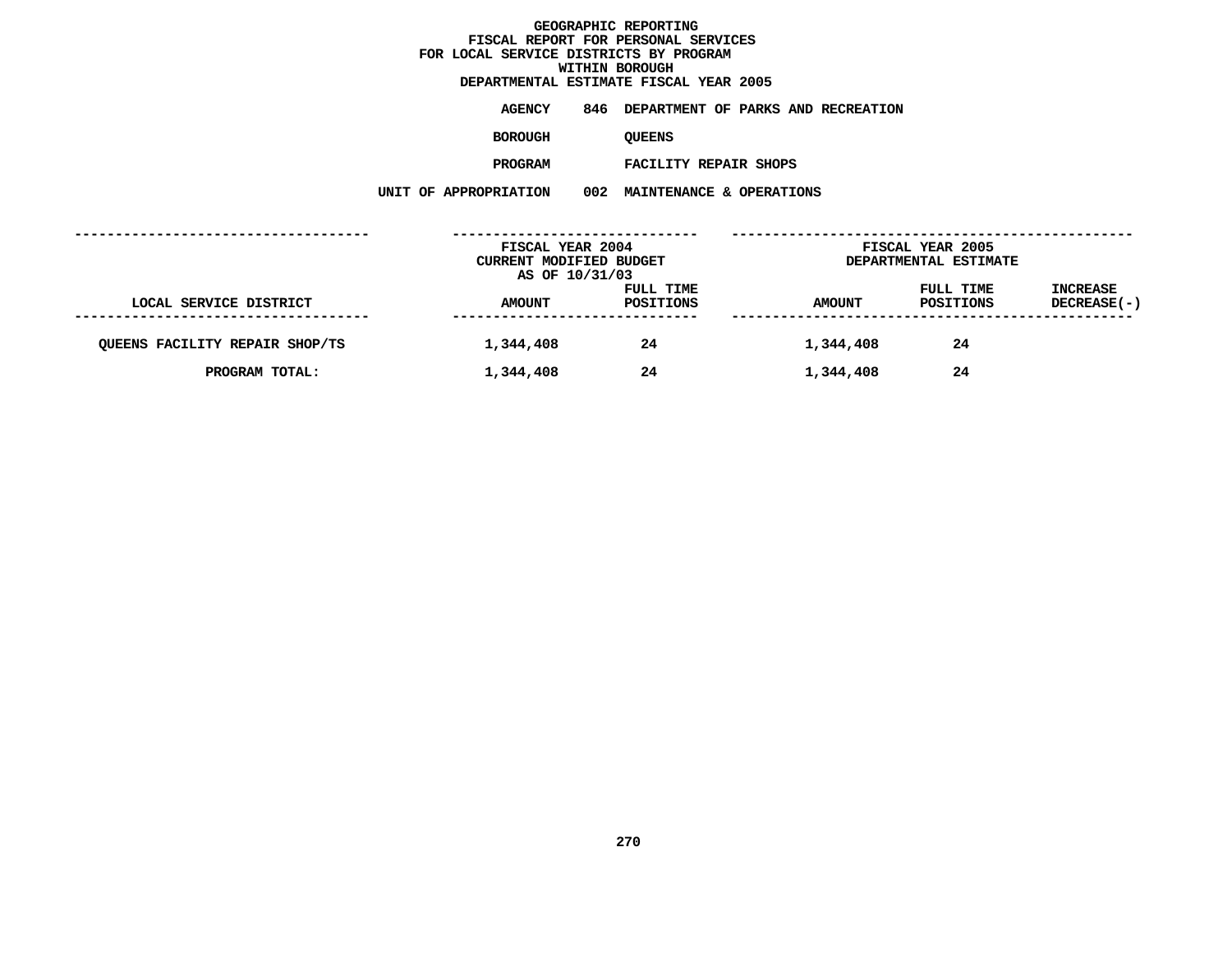# GEOGRAPHIC REPORTING
## FISCAL REPORT FOR PERSONAL SERVICES
## FOR LOCAL SERVICE DISTRICTS BY PROGRAM
## WITHIN BOROUGH
## DEPARTMENTAL ESTIMATE FISCAL YEAR 2005

**AGENCY** 846 DEPARTMENT OF PARKS AND RECREATION

**BOROUGH** QUEENS

**PROGRAM** FACILITY REPAIR SHOPS

**UNIT OF APPROPRIATION** 002 MAINTENANCE & OPERATIONS

| | FISCAL YEAR 2004 CURRENT MODIFIED BUDGET AS OF 10/31/03 | | FISCAL YEAR 2005 DEPARTMENTAL ESTIMATE | | |
|---|---|---|---|---|---|
| LOCAL SERVICE DISTRICT | AMOUNT | FULL TIME POSITIONS | AMOUNT | FULL TIME POSITIONS | INCREASE DECREASE(-) |
| QUEENS FACILITY REPAIR SHOP/TS | 1,344,408 | 24 | 1,344,408 | 24 | |
| PROGRAM TOTAL: | 1,344,408 | 24 | 1,344,408 | 24 | |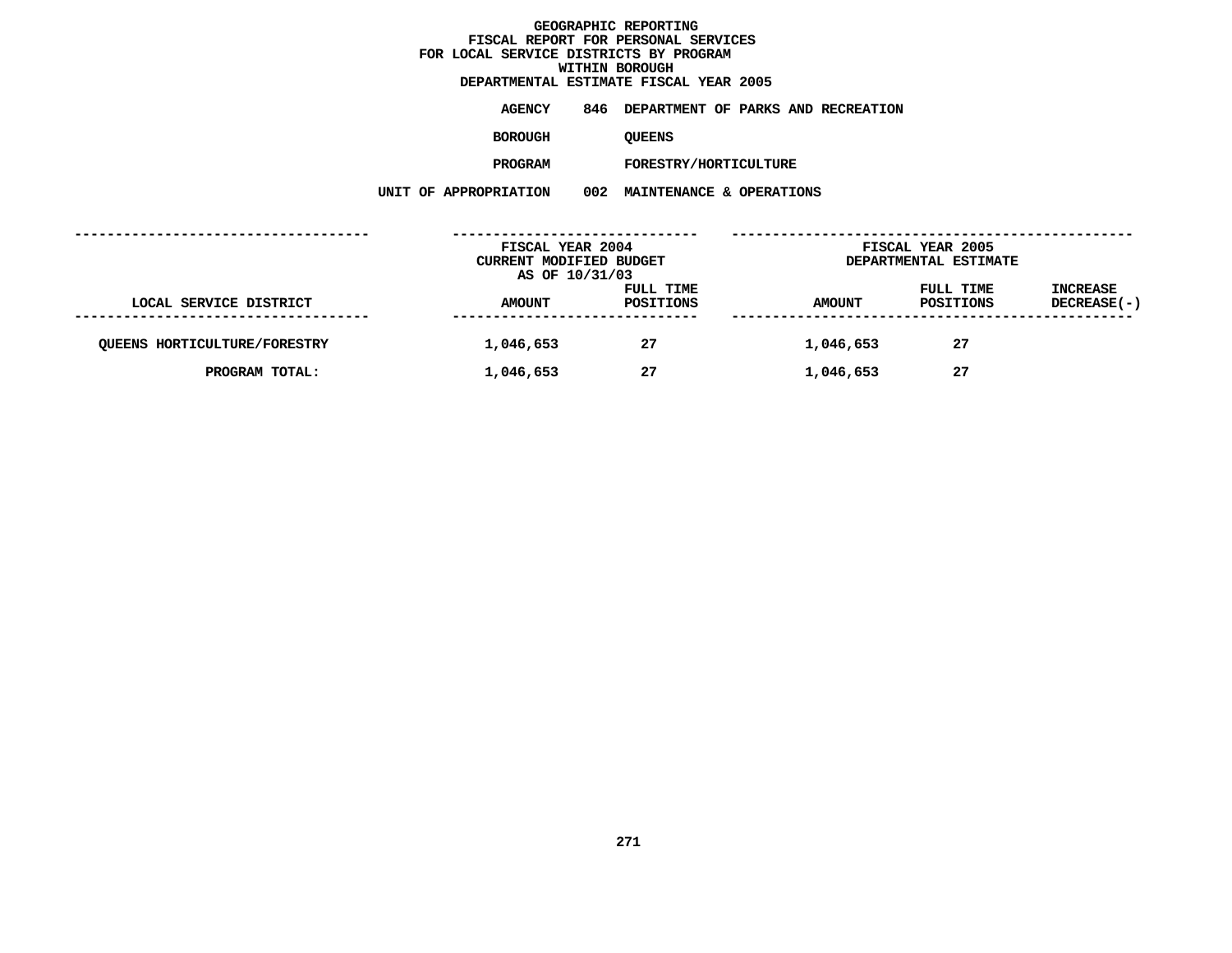# GEOGRAPHIC REPORTING
## FISCAL REPORT FOR PERSONAL SERVICES
## FOR LOCAL SERVICE DISTRICTS BY PROGRAM
## WITHIN BOROUGH
## DEPARTMENTAL ESTIMATE FISCAL YEAR 2005

**AGENCY** 846 DEPARTMENT OF PARKS AND RECREATION

**BOROUGH** QUEENS

**PROGRAM** FORESTRY/HORTICULTURE

**UNIT OF APPROPRIATION** 002 MAINTENANCE & OPERATIONS

| | FISCAL YEAR 2004 CURRENT MODIFIED BUDGET AS OF 10/31/03 | | FISCAL YEAR 2005 DEPARTMENTAL ESTIMATE | | |
|---|---|---|---|---|---|
| LOCAL SERVICE DISTRICT | AMOUNT | FULL TIME POSITIONS | AMOUNT | FULL TIME POSITIONS | INCREASE DECREASE(-) |
| QUEENS HORTICULTURE/FORESTRY | 1,046,653 | 27 | 1,046,653 | 27 | |
| PROGRAM TOTAL: | 1,046,653 | 27 | 1,046,653 | 27 | |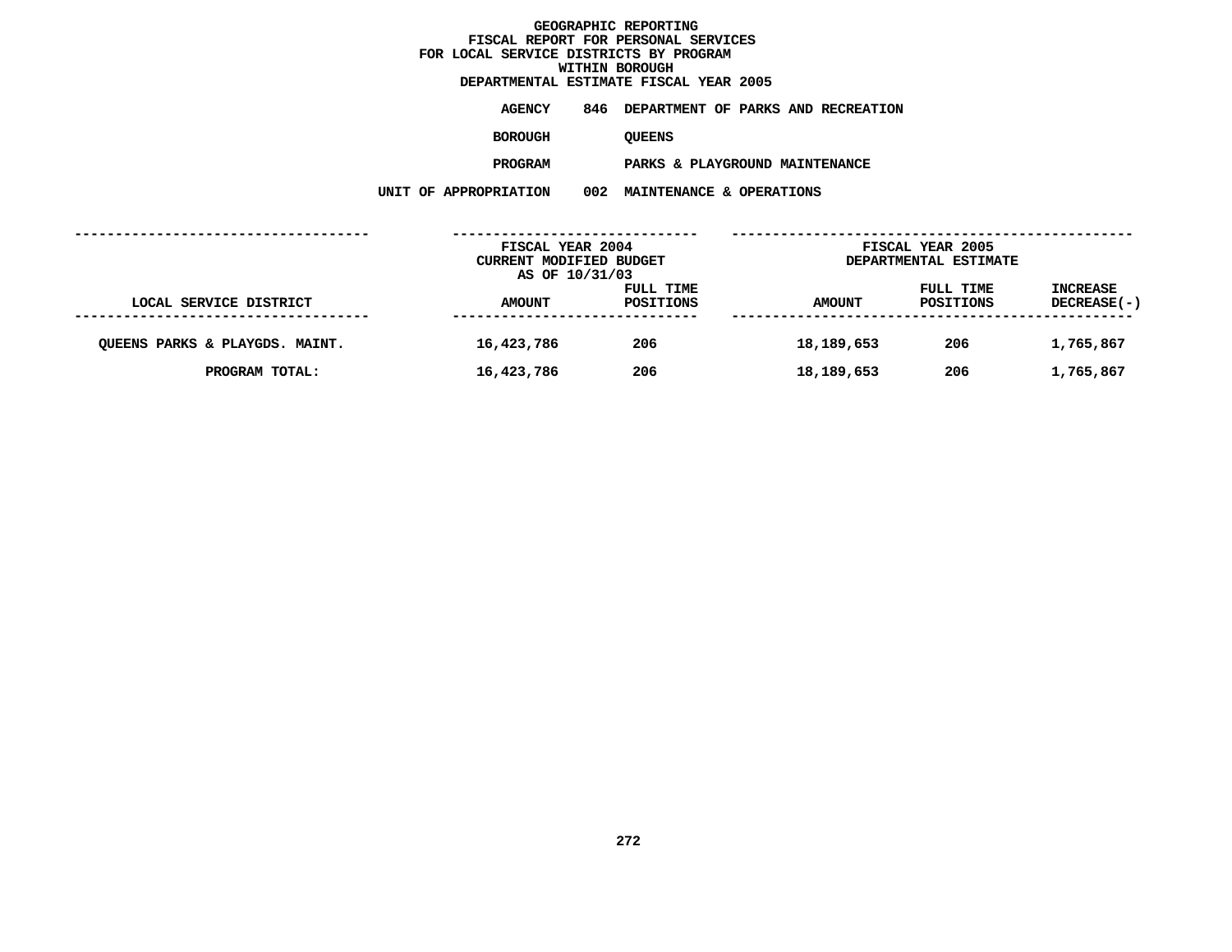# GEOGRAPHIC REPORTING
## FISCAL REPORT FOR PERSONAL SERVICES
## FOR LOCAL SERVICE DISTRICTS BY PROGRAM
## WITHIN BOROUGH
## DEPARTMENTAL ESTIMATE FISCAL YEAR 2005

**AGENCY** 846 DEPARTMENT OF PARKS AND RECREATION

**BOROUGH** QUEENS

**PROGRAM** PARKS & PLAYGROUND MAINTENANCE

**UNIT OF APPROPRIATION** 002 MAINTENANCE & OPERATIONS

| | FISCAL YEAR 2004 CURRENT MODIFIED BUDGET AS OF 10/31/03 | | FISCAL YEAR 2005 DEPARTMENTAL ESTIMATE | | |
|---|---|---|---|---|---|
| LOCAL SERVICE DISTRICT | AMOUNT | FULL TIME POSITIONS | AMOUNT | FULL TIME POSITIONS | INCREASE DECREASE(-) |
| QUEENS PARKS & PLAYGDS. MAINT. | 16,423,786 | 206 | 18,189,653 | 206 | 1,765,867 |
| PROGRAM TOTAL: | 16,423,786 | 206 | 18,189,653 | 206 | 1,765,867 |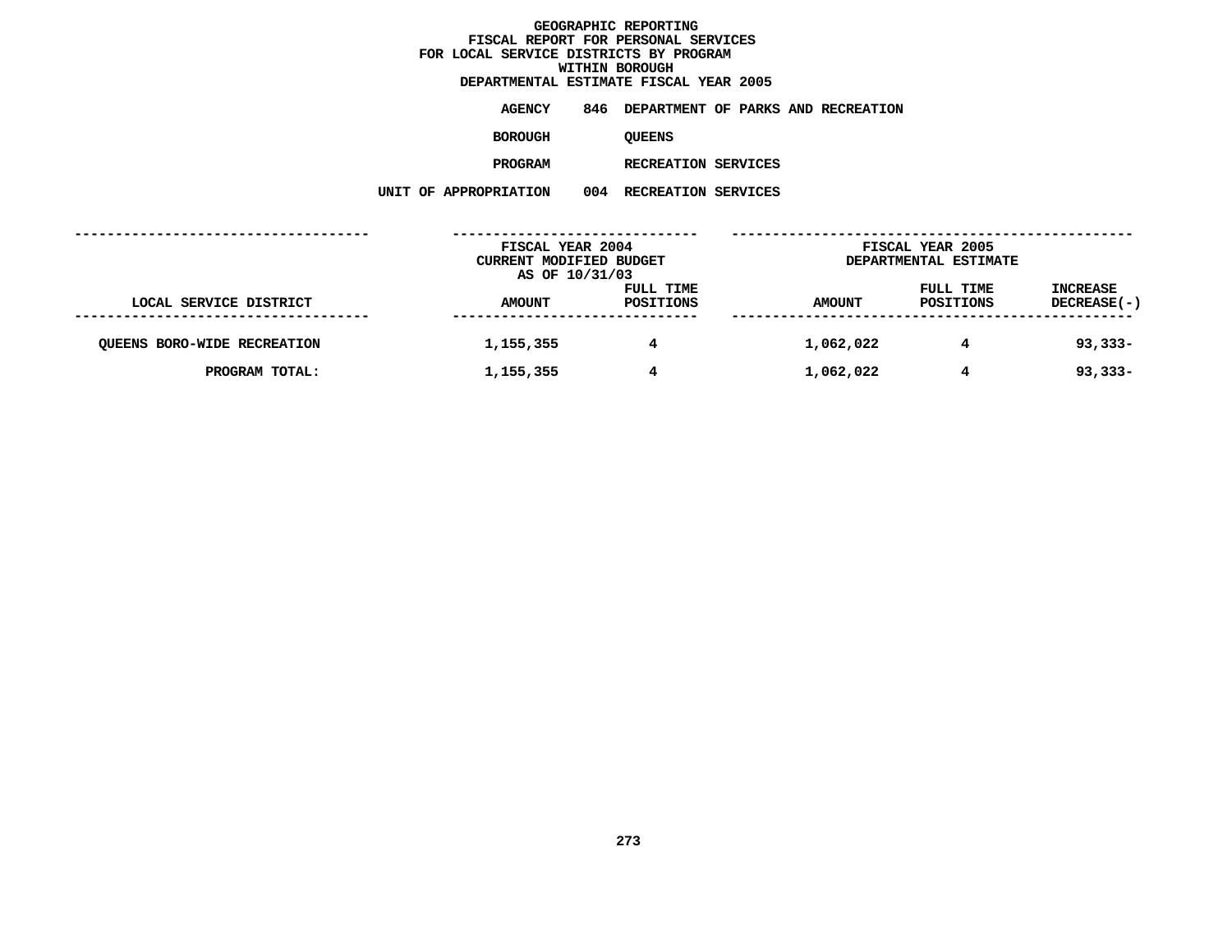# GEOGRAPHIC REPORTING
## FISCAL REPORT FOR PERSONAL SERVICES
## FOR LOCAL SERVICE DISTRICTS BY PROGRAM
## WITHIN BOROUGH
## DEPARTMENTAL ESTIMATE FISCAL YEAR 2005

**AGENCY** 846 DEPARTMENT OF PARKS AND RECREATION

**BOROUGH** QUEENS

**PROGRAM** RECREATION SERVICES

**UNIT OF APPROPRIATION** 004 RECREATION SERVICES

| LOCAL SERVICE DISTRICT | FISCAL YEAR 2004 CURRENT MODIFIED BUDGET AS OF 10/31/03 AMOUNT | FULL TIME POSITIONS | FISCAL YEAR 2005 DEPARTMENTAL ESTIMATE AMOUNT | FULL TIME POSITIONS | INCREASE DECREASE(-) |
|---|---|---|---|---|---|
| QUEENS BORO-WIDE RECREATION | 1,155,355 | 4 | 1,062,022 | 4 | 93,333- |
| PROGRAM TOTAL: | 1,155,355 | 4 | 1,062,022 | 4 | 93,333- |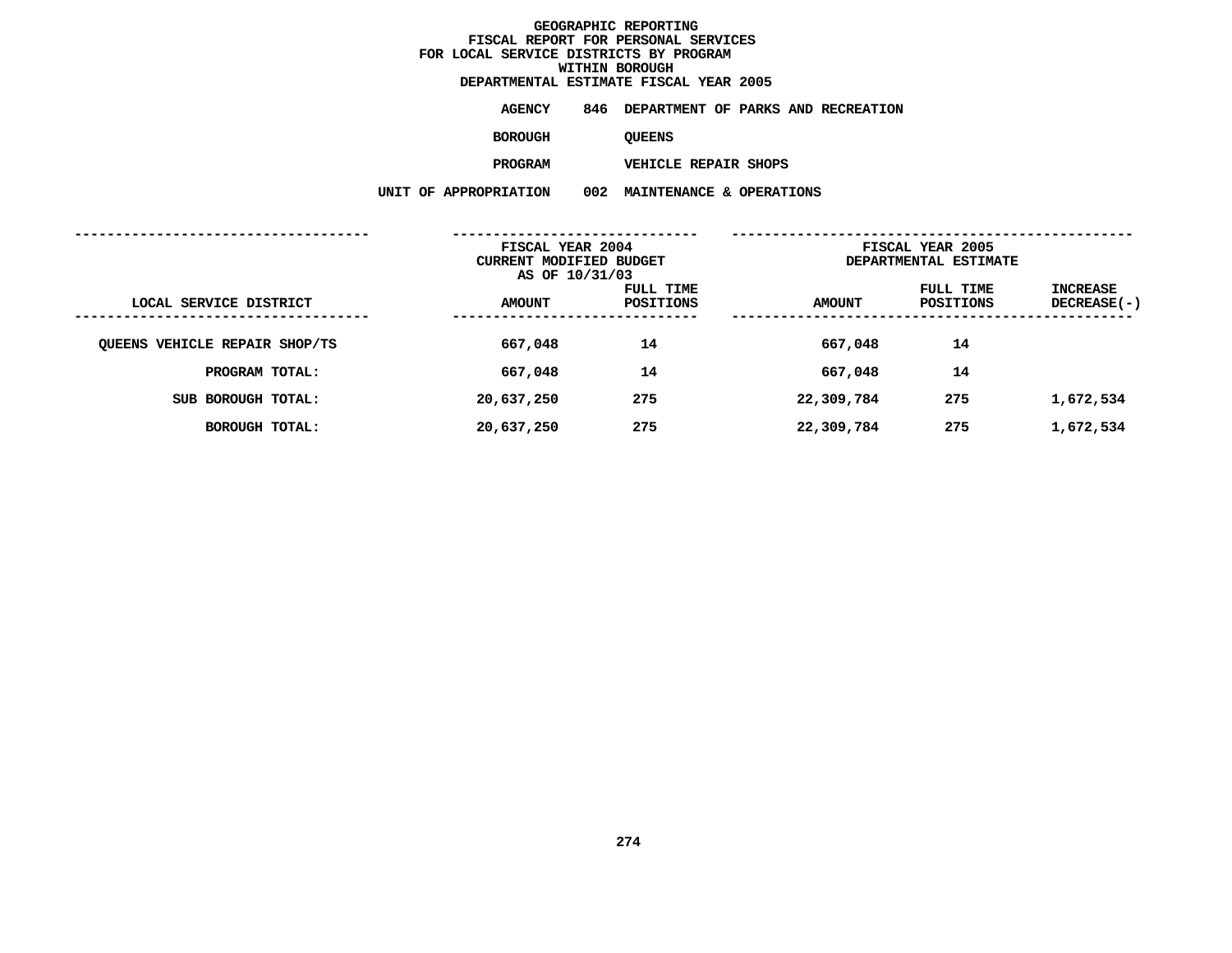# GEOGRAPHIC REPORTING
## FISCAL REPORT FOR PERSONAL SERVICES
## FOR LOCAL SERVICE DISTRICTS BY PROGRAM
## WITHIN BOROUGH
## DEPARTMENTAL ESTIMATE FISCAL YEAR 2005

**AGENCY** 846 DEPARTMENT OF PARKS AND RECREATION

**BOROUGH** QUEENS

**PROGRAM** VEHICLE REPAIR SHOPS

**UNIT OF APPROPRIATION** 002 MAINTENANCE & OPERATIONS

| | FISCAL YEAR 2004 CURRENT MODIFIED BUDGET AS OF 10/31/03 | | FISCAL YEAR 2005 DEPARTMENTAL ESTIMATE | | |
|---|---|---|---|---|---|
| LOCAL SERVICE DISTRICT | AMOUNT | FULL TIME POSITIONS | AMOUNT | FULL TIME POSITIONS | INCREASE DECREASE(-) |
| QUEENS VEHICLE REPAIR SHOP/TS | 667,048 | 14 | 667,048 | 14 | |
| PROGRAM TOTAL: | 667,048 | 14 | 667,048 | 14 | |
| SUB BOROUGH TOTAL: | 20,637,250 | 275 | 22,309,784 | 275 | 1,672,534 |
| BOROUGH TOTAL: | 20,637,250 | 275 | 22,309,784 | 275 | 1,672,534 |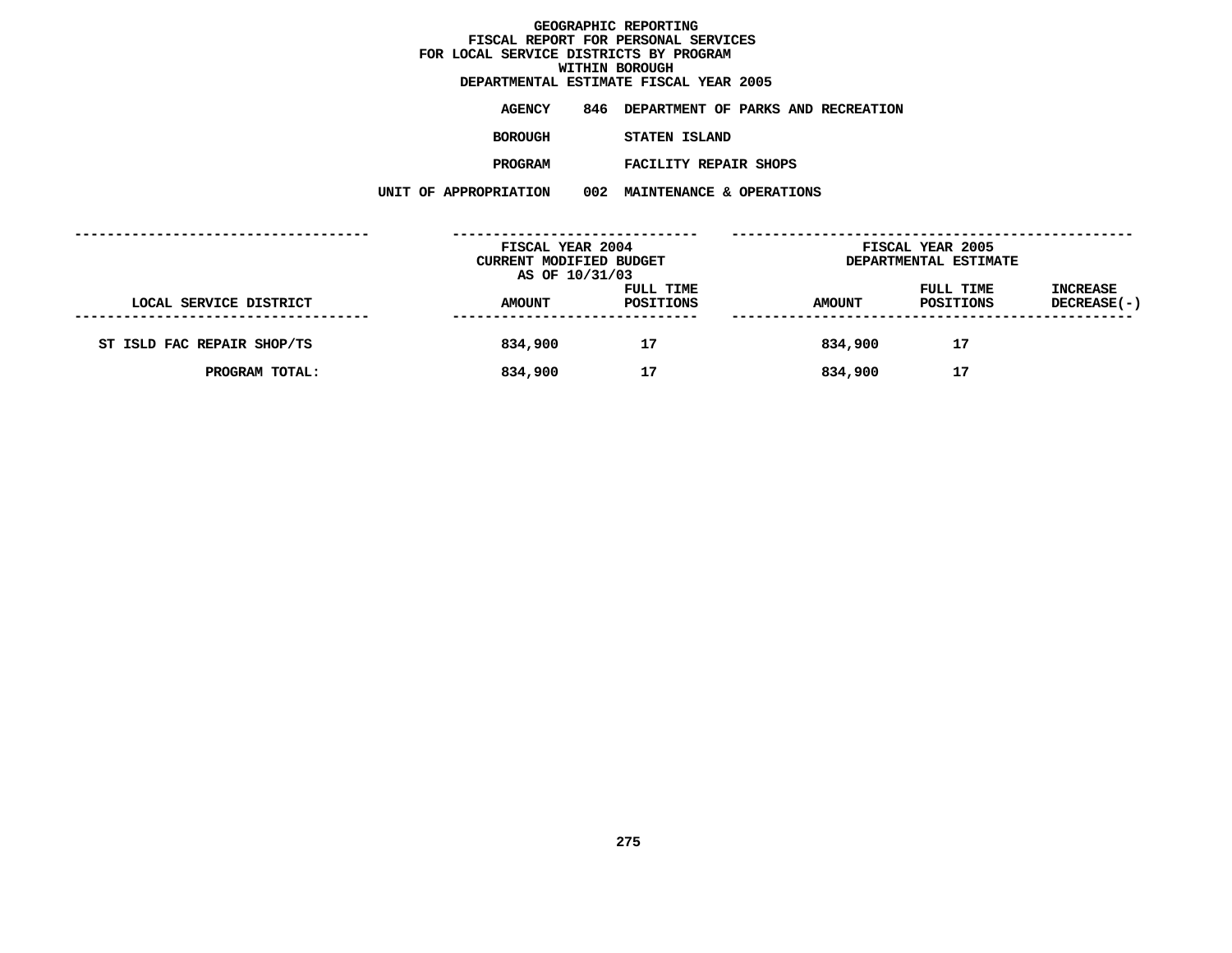# GEOGRAPHIC REPORTING
## FISCAL REPORT FOR PERSONAL SERVICES
## FOR LOCAL SERVICE DISTRICTS BY PROGRAM
## WITHIN BOROUGH
## DEPARTMENTAL ESTIMATE FISCAL YEAR 2005

**AGENCY** 846 DEPARTMENT OF PARKS AND RECREATION

**BOROUGH** STATEN ISLAND

**PROGRAM** FACILITY REPAIR SHOPS

**UNIT OF APPROPRIATION** 002 MAINTENANCE & OPERATIONS

| | FISCAL YEAR 2004 CURRENT MODIFIED BUDGET AS OF 10/31/03 | | FISCAL YEAR 2005 DEPARTMENTAL ESTIMATE | | |
|---|---|---|---|---|---|
| LOCAL SERVICE DISTRICT | AMOUNT | FULL TIME POSITIONS | AMOUNT | FULL TIME POSITIONS | INCREASE DECREASE(-) |
| ST ISLD FAC REPAIR SHOP/TS | 834,900 | 17 | 834,900 | 17 | |
| PROGRAM TOTAL: | 834,900 | 17 | 834,900 | 17 | |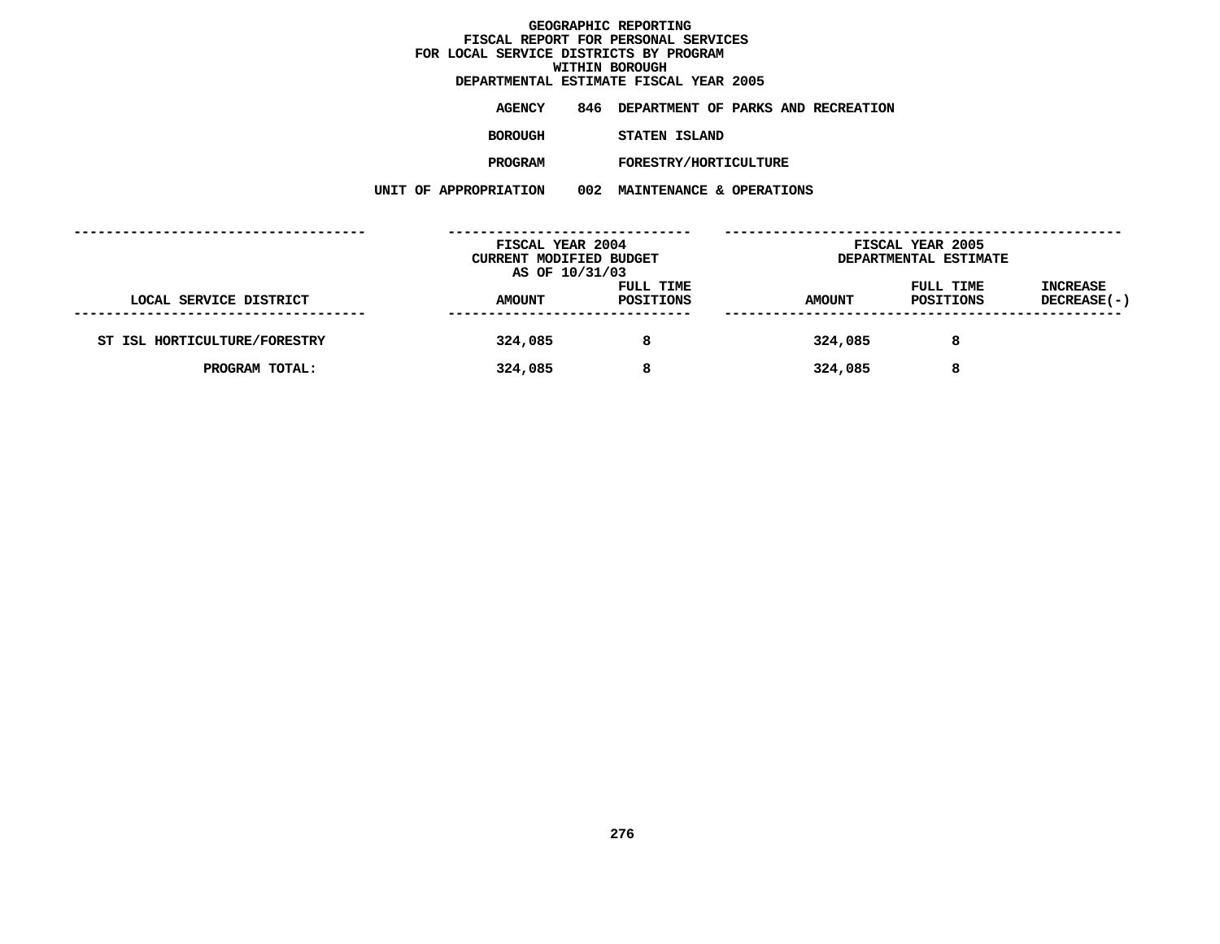# GEOGRAPHIC REPORTING
## FISCAL REPORT FOR PERSONAL SERVICES FOR LOCAL SERVICE DISTRICTS BY PROGRAM WITHIN BOROUGH
## DEPARTMENTAL ESTIMATE FISCAL YEAR 2005

**AGENCY** 846 DEPARTMENT OF PARKS AND RECREATION

**BOROUGH** STATEN ISLAND

**PROGRAM** FORESTRY/HORTICULTURE

**UNIT OF APPROPRIATION** 002 MAINTENANCE & OPERATIONS

| | FISCAL YEAR 2004 CURRENT MODIFIED BUDGET AS OF 10/31/03 | | FISCAL YEAR 2005 DEPARTMENTAL ESTIMATE | | |
|---|---|---|---|---|---|
| LOCAL SERVICE DISTRICT | AMOUNT | FULL TIME POSITIONS | AMOUNT | FULL TIME POSITIONS | INCREASE DECREASE(-) |
| ST ISL HORTICULTURE/FORESTRY | 324,085 | 8 | 324,085 | 8 | |
| PROGRAM TOTAL: | 324,085 | 8 | 324,085 | 8 | |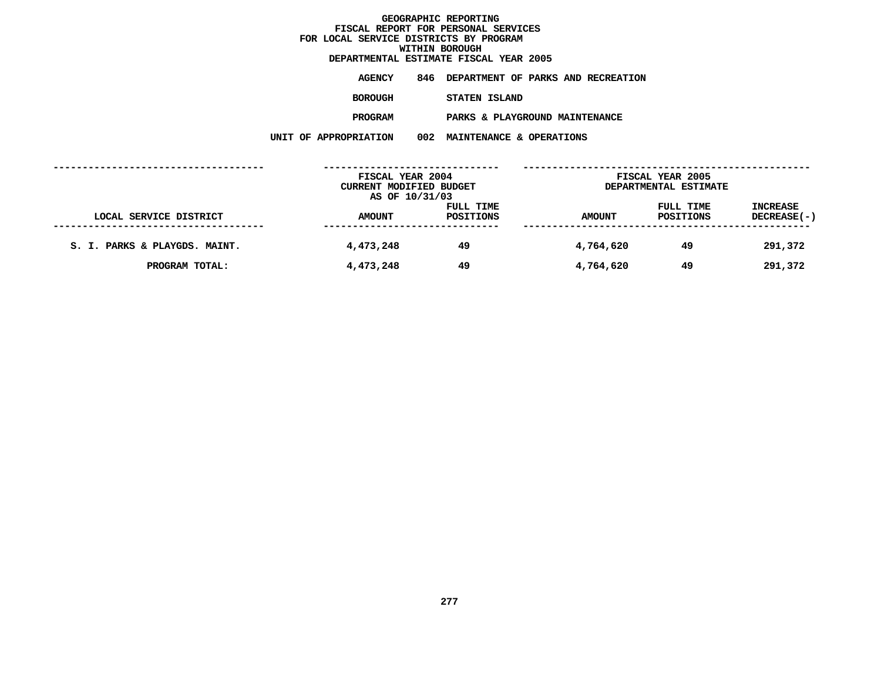# GEOGRAPHIC REPORTING
## FISCAL REPORT FOR PERSONAL SERVICES FOR LOCAL SERVICE DISTRICTS BY PROGRAM WITHIN BOROUGH
## DEPARTMENTAL ESTIMATE FISCAL YEAR 2005

**AGENCY** 846 DEPARTMENT OF PARKS AND RECREATION

**BOROUGH** STATEN ISLAND

**PROGRAM** PARKS & PLAYGROUND MAINTENANCE

**UNIT OF APPROPRIATION** 002 MAINTENANCE & OPERATIONS

| LOCAL SERVICE DISTRICT | FISCAL YEAR 2004 CURRENT MODIFIED BUDGET AS OF 10/31/03 AMOUNT | FULL TIME POSITIONS | FISCAL YEAR 2005 DEPARTMENTAL ESTIMATE AMOUNT | FULL TIME POSITIONS | INCREASE DECREASE(-) |
|---|---|---|---|---|---|
| S. I. PARKS & PLAYGDS. MAINT. | 4,473,248 | 49 | 4,764,620 | 49 | 291,372 |
| PROGRAM TOTAL: | 4,473,248 | 49 | 4,764,620 | 49 | 291,372 |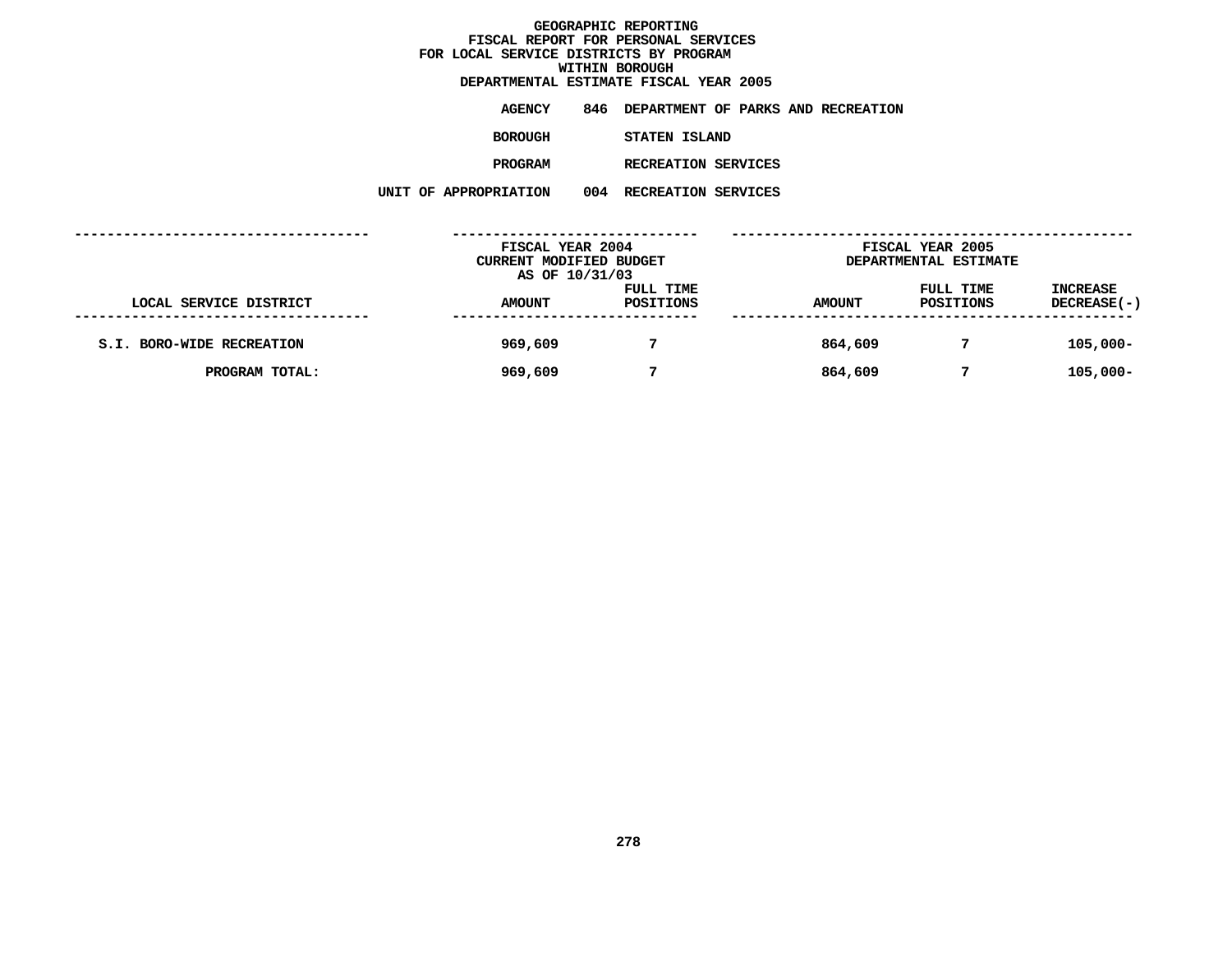**GEOGRAPHIC REPORTING**
**FISCAL REPORT FOR PERSONAL SERVICES**
**FOR LOCAL SERVICE DISTRICTS BY PROGRAM**
**WITHIN BOROUGH**
**DEPARTMENTAL ESTIMATE FISCAL YEAR 2005**

**AGENCY** 846 DEPARTMENT OF PARKS AND RECREATION

**BOROUGH** STATEN ISLAND

**PROGRAM** RECREATION SERVICES

**UNIT OF APPROPRIATION** 004 RECREATION SERVICES

| LOCAL SERVICE DISTRICT | FISCAL YEAR 2004 CURRENT MODIFIED BUDGET AS OF 10/31/03 AMOUNT | FULL TIME POSITIONS | FISCAL YEAR 2005 DEPARTMENTAL ESTIMATE AMOUNT | FULL TIME POSITIONS | INCREASE DECREASE(-) |
|---|---|---|---|---|---|
| S.I. BORO-WIDE RECREATION | 969,609 | 7 | 864,609 | 7 | 105,000- |
| PROGRAM TOTAL: | 969,609 | 7 | 864,609 | 7 | 105,000- |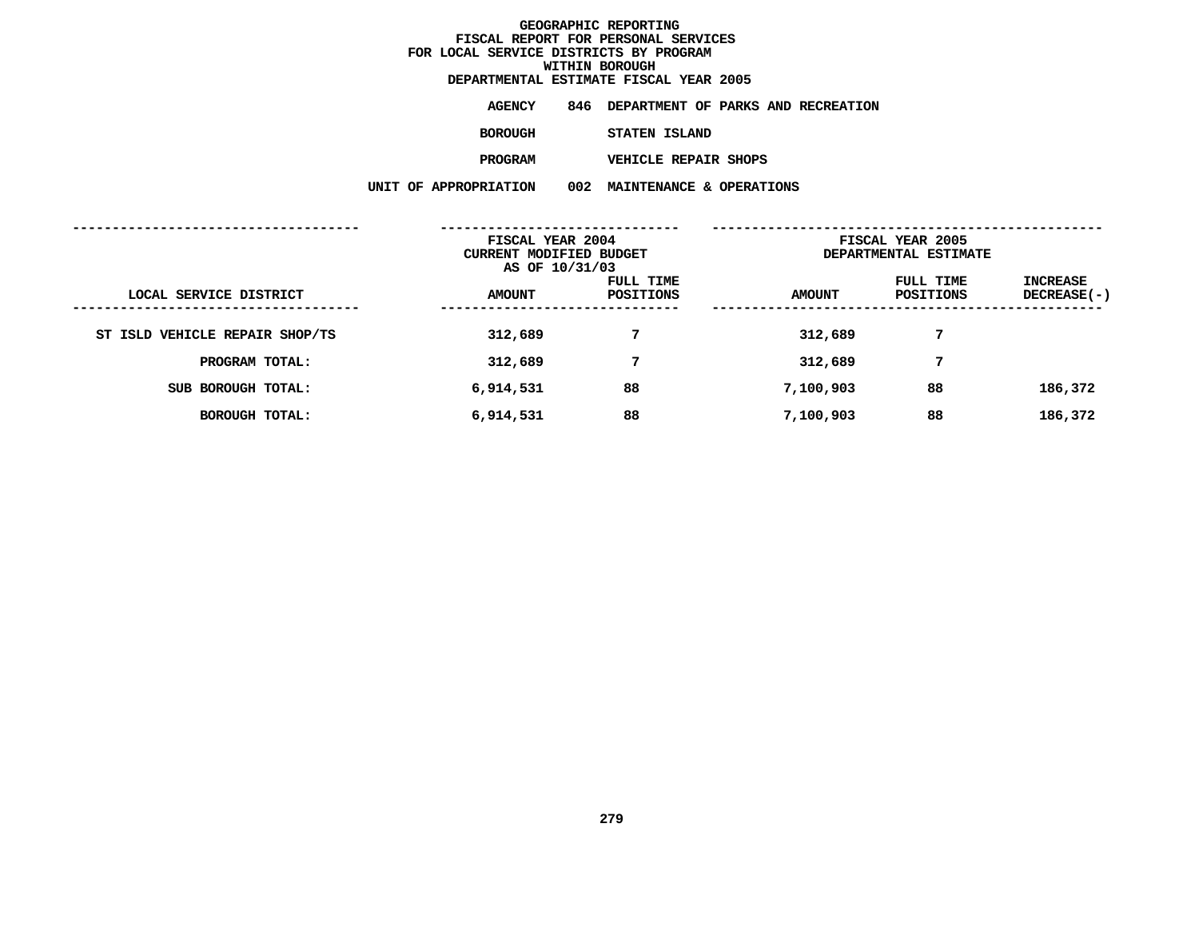# GEOGRAPHIC REPORTING
## FISCAL REPORT FOR PERSONAL SERVICES
## FOR LOCAL SERVICE DISTRICTS BY PROGRAM
## WITHIN BOROUGH
## DEPARTMENTAL ESTIMATE FISCAL YEAR 2005

**AGENCY** 846 DEPARTMENT OF PARKS AND RECREATION

**BOROUGH** STATEN ISLAND

**PROGRAM** VEHICLE REPAIR SHOPS

**UNIT OF APPROPRIATION** 002 MAINTENANCE & OPERATIONS

| LOCAL SERVICE DISTRICT | FISCAL YEAR 2004 CURRENT MODIFIED BUDGET AS OF 10/31/03 | | FISCAL YEAR 2005 DEPARTMENTAL ESTIMATE | | |
|---|---|---|---|---|---|
| | AMOUNT | FULL TIME POSITIONS | AMOUNT | FULL TIME POSITIONS | INCREASE DECREASE(-) |
| ST ISLD VEHICLE REPAIR SHOP/TS | 312,689 | 7 | 312,689 | 7 | |
| PROGRAM TOTAL: | 312,689 | 7 | 312,689 | 7 | |
| SUB BOROUGH TOTAL: | 6,914,531 | 88 | 7,100,903 | 88 | 186,372 |
| BOROUGH TOTAL: | 6,914,531 | 88 | 7,100,903 | 88 | 186,372 |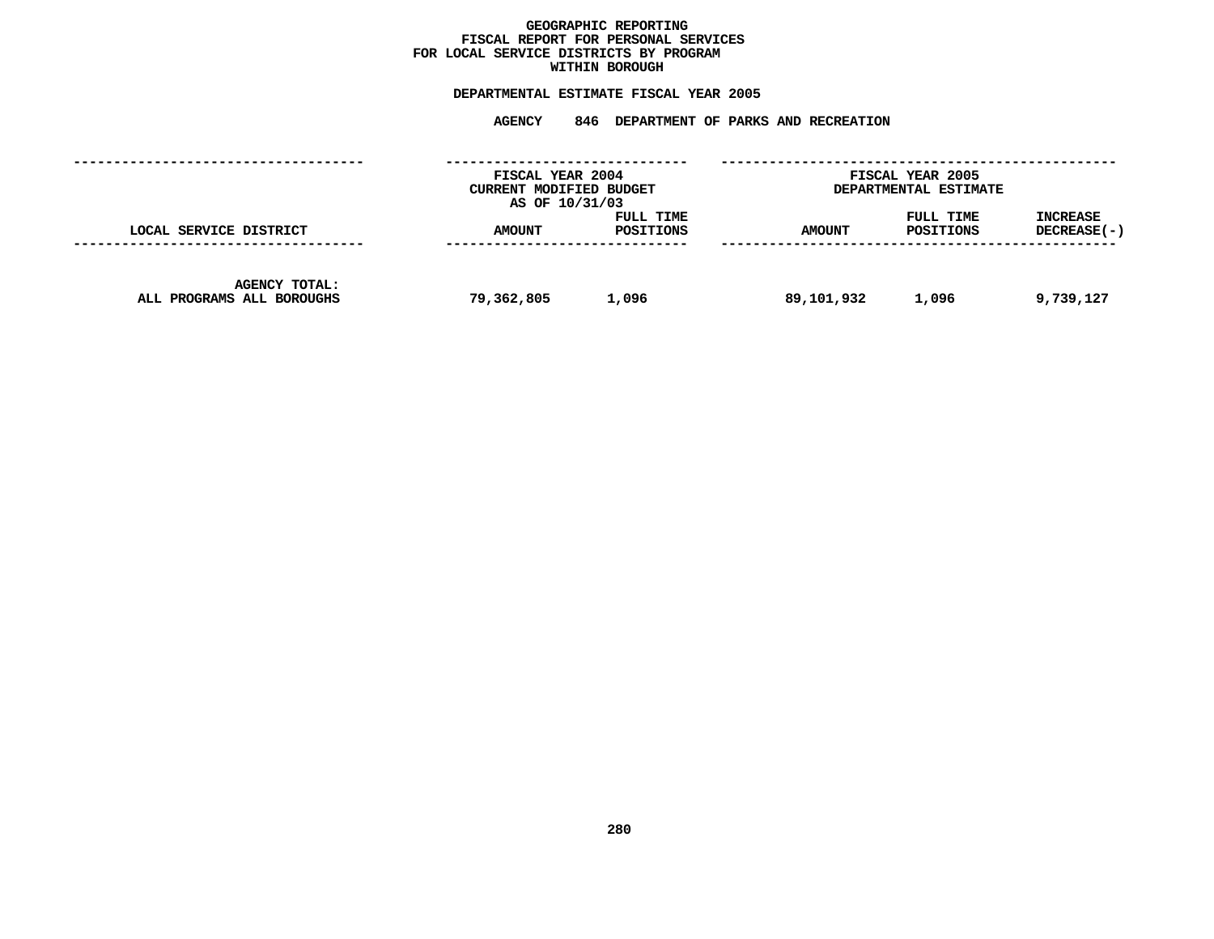# GEOGRAPHIC REPORTING
## FISCAL REPORT FOR PERSONAL SERVICES
## FOR LOCAL SERVICE DISTRICTS BY PROGRAM
## WITHIN BOROUGH

### DEPARTMENTAL ESTIMATE FISCAL YEAR 2005

### AGENCY 846 DEPARTMENT OF PARKS AND RECREATION

| LOCAL SERVICE DISTRICT | FISCAL YEAR 2004 CURRENT MODIFIED BUDGET AS OF 10/31/03 | | FISCAL YEAR 2005 DEPARTMENTAL ESTIMATE | | |
|---|---|---|---|---|---|
| | AMOUNT | FULL TIME POSITIONS | AMOUNT | FULL TIME POSITIONS | INCREASE DECREASE(-) |
| AGENCY TOTAL: ALL PROGRAMS ALL BOROUGHS | 79,362,805 | 1,096 | 89,101,932 | 1,096 | 9,739,127 |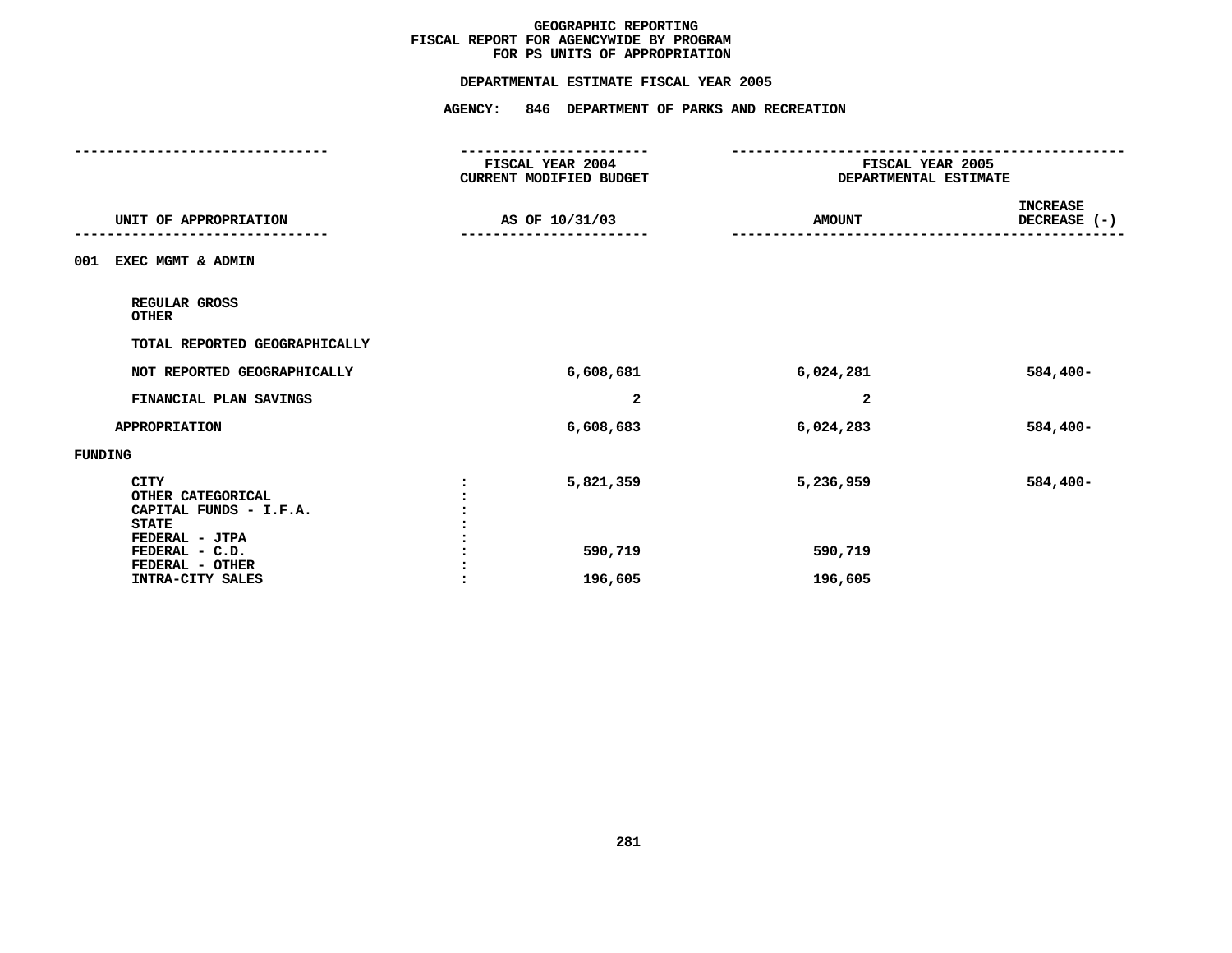# GEOGRAPHIC REPORTING
## FISCAL REPORT FOR AGENCYWIDE BY PROGRAM
## FOR PS UNITS OF APPROPRIATION

### DEPARTMENTAL ESTIMATE FISCAL YEAR 2005

### AGENCY: 846 DEPARTMENT OF PARKS AND RECREATION

| UNIT OF APPROPRIATION | FISCAL YEAR 2004 CURRENT MODIFIED BUDGET AS OF 10/31/03 | FISCAL YEAR 2005 DEPARTMENTAL ESTIMATE AMOUNT | INCREASE DECREASE (-) |
|---|---|---|---|
| **001 EXEC MGMT & ADMIN** | | | |
| REGULAR GROSS | | | |
| OTHER | | | |
| TOTAL REPORTED GEOGRAPHICALLY | | | |
| NOT REPORTED GEOGRAPHICALLY | 6,608,681 | 6,024,281 | 584,400- |
| FINANCIAL PLAN SAVINGS | 2 | 2 | |
| APPROPRIATION | 6,608,683 | 6,024,283 | 584,400- |
| **FUNDING** | | | |
| CITY | 5,821,359 | 5,236,959 | 584,400- |
| OTHER CATEGORICAL | | | |
| CAPITAL FUNDS - I.F.A. | | | |
| STATE | | | |
| FEDERAL - JTPA | | | |
| FEDERAL - C.D. | 590,719 | 590,719 | |
| FEDERAL - OTHER | | | |
| INTRA-CITY SALES | 196,605 | 196,605 | |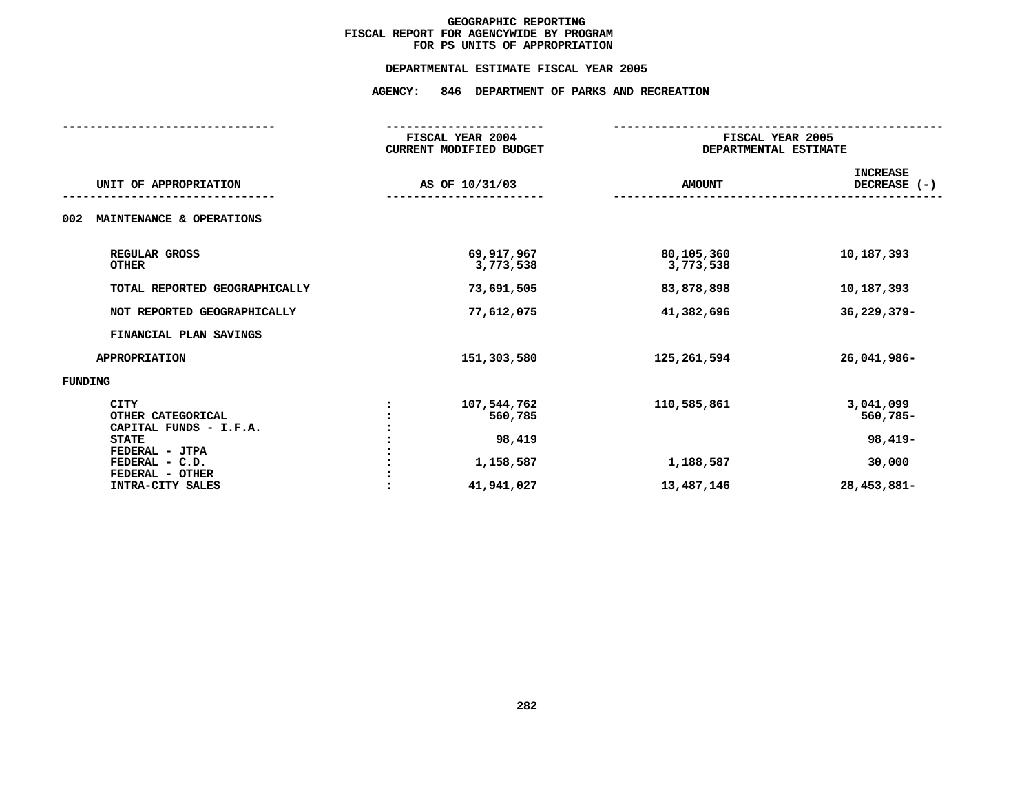# GEOGRAPHIC REPORTING
## FISCAL REPORT FOR AGENCYWIDE BY PROGRAM
## FOR PS UNITS OF APPROPRIATION

**DEPARTMENTAL ESTIMATE FISCAL YEAR 2005**

**AGENCY: 846 DEPARTMENT OF PARKS AND RECREATION**

| UNIT OF APPROPRIATION | | FISCAL YEAR 2004 CURRENT MODIFIED BUDGET AS OF 10/31/03 | FISCAL YEAR 2005 DEPARTMENTAL ESTIMATE AMOUNT | INCREASE DECREASE (-) |
|---|---|---|---|---|
| **002 MAINTENANCE & OPERATIONS** | | | | |
| REGULAR GROSS | | 69,917,967 | 80,105,360 | 10,187,393 |
| OTHER | | 3,773,538 | 3,773,538 | |
| TOTAL REPORTED GEOGRAPHICALLY | | 73,691,505 | 83,878,898 | 10,187,393 |
| NOT REPORTED GEOGRAPHICALLY | | 77,612,075 | 41,382,696 | 36,229,379- |
| FINANCIAL PLAN SAVINGS | | | | |
| APPROPRIATION | | 151,303,580 | 125,261,594 | 26,041,986- |
| **FUNDING** | | | | |
| CITY | : | 107,544,762 | 110,585,861 | 3,041,099 |
| OTHER CATEGORICAL | : | 560,785 | | 560,785- |
| CAPITAL FUNDS - I.F.A. | : | | | |
| STATE | : | 98,419 | | 98,419- |
| FEDERAL - JTPA | : | | | |
| FEDERAL - C.D. | : | 1,158,587 | 1,188,587 | 30,000 |
| FEDERAL - OTHER | : | | | |
| INTRA-CITY SALES | : | 41,941,027 | 13,487,146 | 28,453,881- |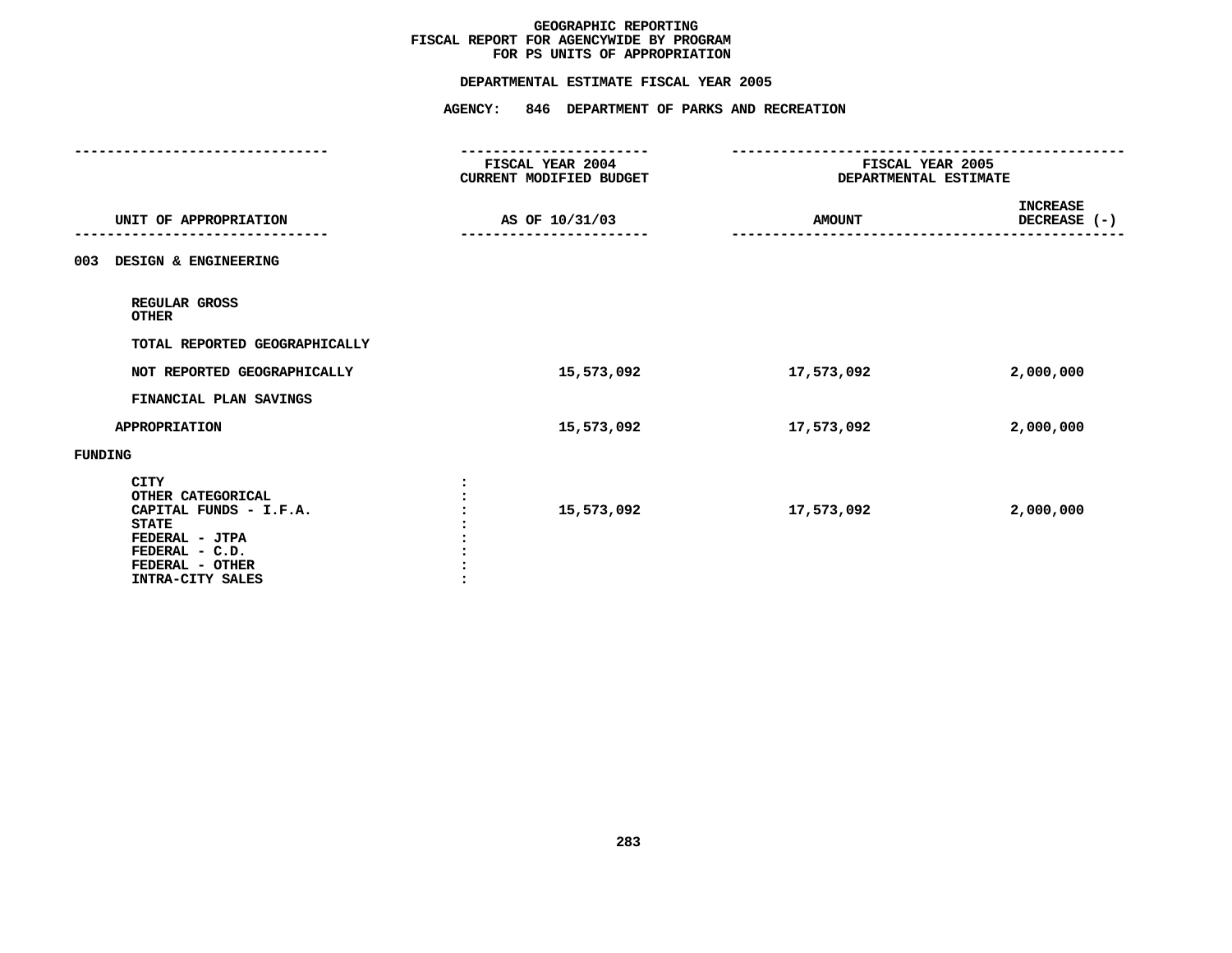# GEOGRAPHIC REPORTING
## FISCAL REPORT FOR AGENCYWIDE BY PROGRAM
## FOR PS UNITS OF APPROPRIATION

### DEPARTMENTAL ESTIMATE FISCAL YEAR 2005

### AGENCY: 846 DEPARTMENT OF PARKS AND RECREATION

| UNIT OF APPROPRIATION | FISCAL YEAR 2004 CURRENT MODIFIED BUDGET AS OF 10/31/03 | FISCAL YEAR 2005 DEPARTMENTAL ESTIMATE AMOUNT | INCREASE DECREASE (-) |
|---|---|---|---|
| **003 DESIGN & ENGINEERING** | | | |
| REGULAR GROSS | | | |
| OTHER | | | |
| TOTAL REPORTED GEOGRAPHICALLY | | | |
| NOT REPORTED GEOGRAPHICALLY | 15,573,092 | 17,573,092 | 2,000,000 |
| FINANCIAL PLAN SAVINGS | | | |
| APPROPRIATION | 15,573,092 | 17,573,092 | 2,000,000 |
| **FUNDING** | | | |
| CITY | | | |
| OTHER CATEGORICAL | | | |
| CAPITAL FUNDS - I.F.A. | 15,573,092 | 17,573,092 | 2,000,000 |
| STATE | | | |
| FEDERAL - JTPA | | | |
| FEDERAL - C.D. | | | |
| FEDERAL - OTHER | | | |
| INTRA-CITY SALES | | | |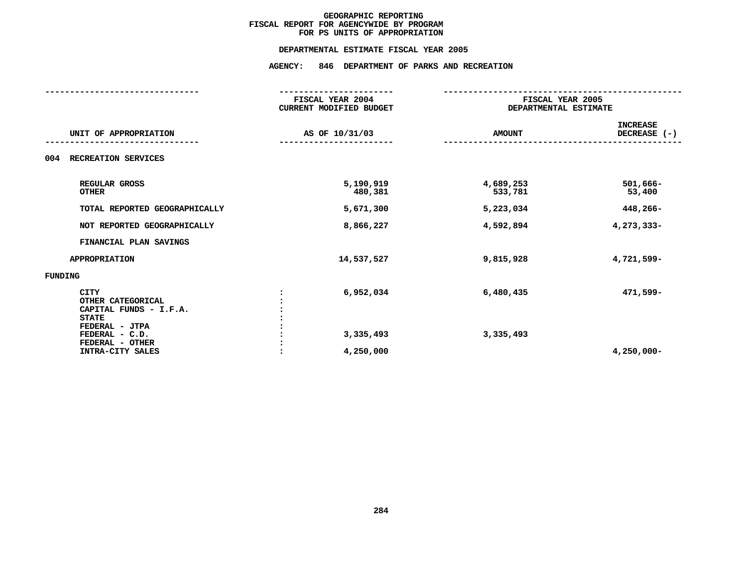# GEOGRAPHIC REPORTING
## FISCAL REPORT FOR AGENCYWIDE BY PROGRAM
## FOR PS UNITS OF APPROPRIATION

**DEPARTMENTAL ESTIMATE FISCAL YEAR 2005**

**AGENCY: 846 DEPARTMENT OF PARKS AND RECREATION**

| UNIT OF APPROPRIATION | FISCAL YEAR 2004 CURRENT MODIFIED BUDGET AS OF 10/31/03 | FISCAL YEAR 2005 DEPARTMENTAL ESTIMATE AMOUNT | INCREASE DECREASE (-) |
|---|---|---|---|
| **004 RECREATION SERVICES** | | | |
| REGULAR GROSS | 5,190,919 | 4,689,253 | 501,666- |
| OTHER | 480,381 | 533,781 | 53,400 |
| TOTAL REPORTED GEOGRAPHICALLY | 5,671,300 | 5,223,034 | 448,266- |
| NOT REPORTED GEOGRAPHICALLY | 8,866,227 | 4,592,894 | 4,273,333- |
| FINANCIAL PLAN SAVINGS | | | |
| APPROPRIATION | 14,537,527 | 9,815,928 | 4,721,599- |
| **FUNDING** | | | |
| CITY | 6,952,034 | 6,480,435 | 471,599- |
| OTHER CATEGORICAL | | | |
| CAPITAL FUNDS - I.F.A. | | | |
| STATE | | | |
| FEDERAL - JTPA | | | |
| FEDERAL - C.D. | 3,335,493 | 3,335,493 | |
| FEDERAL - OTHER | | | |
| INTRA-CITY SALES | 4,250,000 | | 4,250,000- |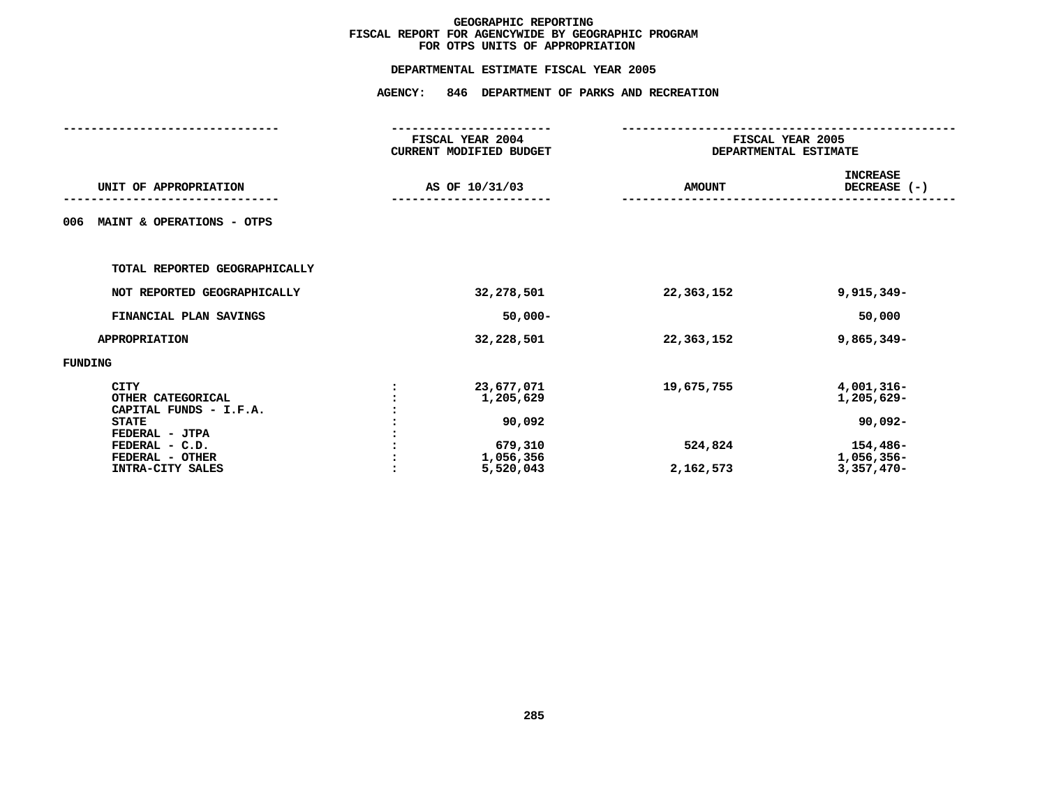# GEOGRAPHIC REPORTING
## FISCAL REPORT FOR AGENCYWIDE BY GEOGRAPHIC PROGRAM
## FOR OTPS UNITS OF APPROPRIATION

### DEPARTMENTAL ESTIMATE FISCAL YEAR 2005

### AGENCY: 846 DEPARTMENT OF PARKS AND RECREATION

| UNIT OF APPROPRIATION | | FISCAL YEAR 2004 CURRENT MODIFIED BUDGET AS OF 10/31/03 | FISCAL YEAR 2005 DEPARTMENTAL ESTIMATE AMOUNT | INCREASE DECREASE (-) |
|---|---|---|---|---|
| 006 MAINT & OPERATIONS - OTPS | | | | |
| TOTAL REPORTED GEOGRAPHICALLY | | | | |
| NOT REPORTED GEOGRAPHICALLY | | 32,278,501 | 22,363,152 | 9,915,349- |
| FINANCIAL PLAN SAVINGS | | 50,000- | | 50,000 |
| APPROPRIATION | | 32,228,501 | 22,363,152 | 9,865,349- |
| FUNDING | | | | |
| CITY | : | 23,677,071 | 19,675,755 | 4,001,316- |
| OTHER CATEGORICAL | : | 1,205,629 | | 1,205,629- |
| CAPITAL FUNDS - I.F.A. | : | | | |
| STATE | : | 90,092 | | 90,092- |
| FEDERAL - JTPA | : | | | |
| FEDERAL - C.D. | : | 679,310 | 524,824 | 154,486- |
| FEDERAL - OTHER | : | 1,056,356 | | 1,056,356- |
| INTRA-CITY SALES | : | 5,520,043 | 2,162,573 | 3,357,470- |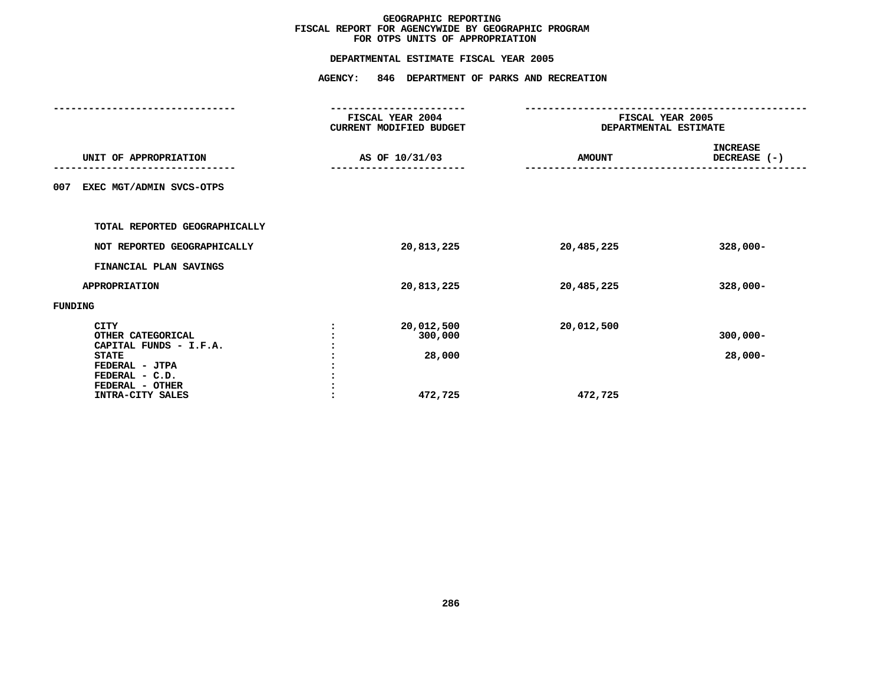# GEOGRAPHIC REPORTING
## FISCAL REPORT FOR AGENCYWIDE BY GEOGRAPHIC PROGRAM
## FOR OTPS UNITS OF APPROPRIATION

### DEPARTMENTAL ESTIMATE FISCAL YEAR 2005

### AGENCY: 846 DEPARTMENT OF PARKS AND RECREATION

| UNIT OF APPROPRIATION | | FISCAL YEAR 2004 CURRENT MODIFIED BUDGET AS OF 10/31/03 | FISCAL YEAR 2005 DEPARTMENTAL ESTIMATE AMOUNT | INCREASE DECREASE (-) |
|---|---|---|---|---|
| 007 EXEC MGT/ADMIN SVCS-OTPS | | | | |
| TOTAL REPORTED GEOGRAPHICALLY | | | | |
| NOT REPORTED GEOGRAPHICALLY | | 20,813,225 | 20,485,225 | 328,000- |
| FINANCIAL PLAN SAVINGS | | | | |
| APPROPRIATION | | 20,813,225 | 20,485,225 | 328,000- |
| FUNDING | | | | |
| CITY | : | 20,012,500 | 20,012,500 | |
| OTHER CATEGORICAL | : | 300,000 | | 300,000- |
| CAPITAL FUNDS - I.F.A. | : | | | |
| STATE | : | 28,000 | | 28,000- |
| FEDERAL - JTPA | : | | | |
| FEDERAL - C.D. | : | | | |
| FEDERAL - OTHER | : | | | |
| INTRA-CITY SALES | : | 472,725 | 472,725 | |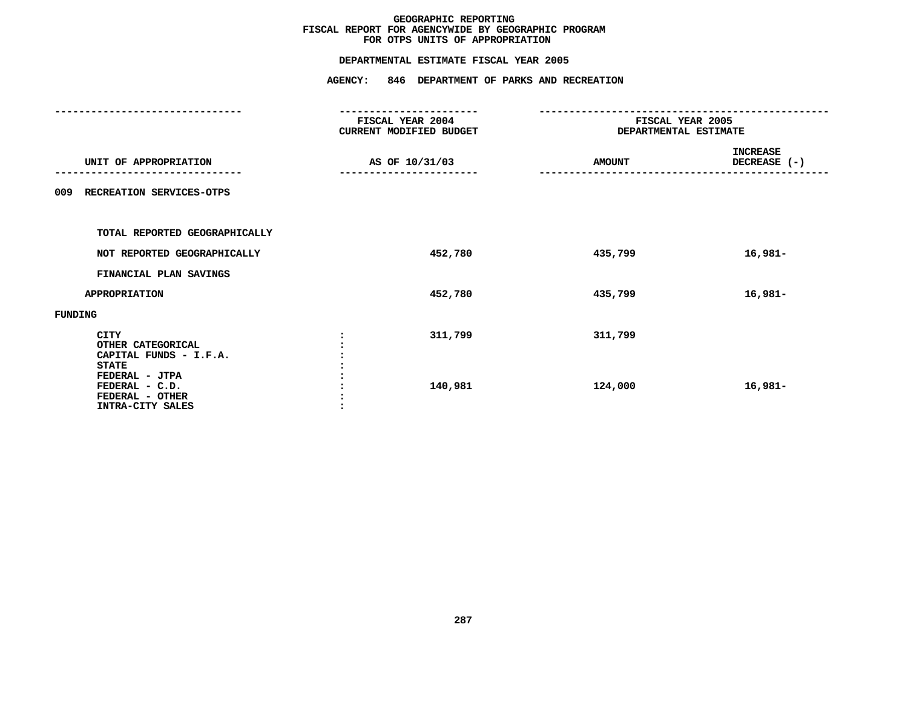**GEOGRAPHIC REPORTING**
**FISCAL REPORT FOR AGENCYWIDE BY GEOGRAPHIC PROGRAM**
**FOR OTPS UNITS OF APPROPRIATION**

**DEPARTMENTAL ESTIMATE FISCAL YEAR 2005**

**AGENCY: 846 DEPARTMENT OF PARKS AND RECREATION**

| UNIT OF APPROPRIATION | FISCAL YEAR 2004 CURRENT MODIFIED BUDGET AS OF 10/31/03 | FISCAL YEAR 2005 DEPARTMENTAL ESTIMATE AMOUNT | INCREASE DECREASE (-) |
|---|---|---|---|
| 009 RECREATION SERVICES-OTPS | | | |
| TOTAL REPORTED GEOGRAPHICALLY | | | |
| NOT REPORTED GEOGRAPHICALLY | 452,780 | 435,799 | 16,981- |
| FINANCIAL PLAN SAVINGS | | | |
| APPROPRIATION | 452,780 | 435,799 | 16,981- |
| FUNDING | | | |
| CITY | 311,799 | 311,799 | |
| OTHER CATEGORICAL | | | |
| CAPITAL FUNDS - I.F.A. | | | |
| STATE | | | |
| FEDERAL - JTPA | | | |
| FEDERAL - C.D. | 140,981 | 124,000 | 16,981- |
| FEDERAL - OTHER | | | |
| INTRA-CITY SALES | | | |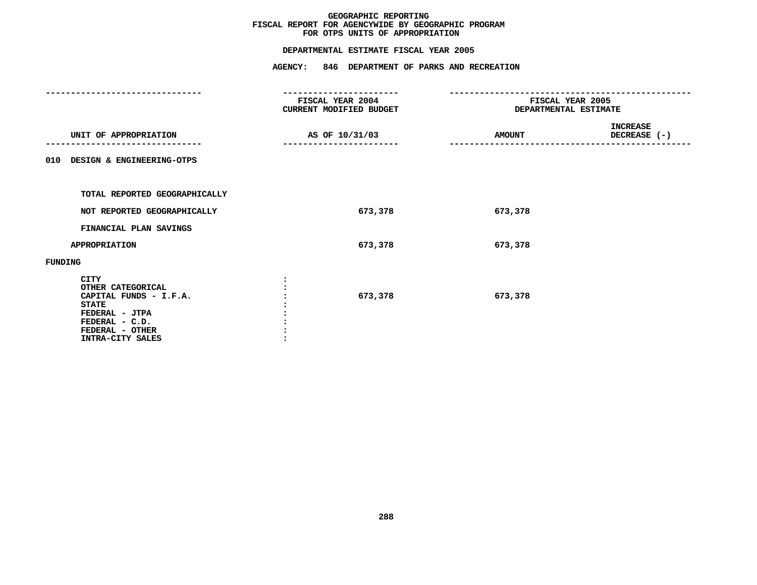# GEOGRAPHIC REPORTING
## FISCAL REPORT FOR AGENCYWIDE BY GEOGRAPHIC PROGRAM
## FOR OTPS UNITS OF APPROPRIATION

### DEPARTMENTAL ESTIMATE FISCAL YEAR 2005

### AGENCY: 846 DEPARTMENT OF PARKS AND RECREATION

| UNIT OF APPROPRIATION | FISCAL YEAR 2004 CURRENT MODIFIED BUDGET AS OF 10/31/03 | FISCAL YEAR 2005 DEPARTMENTAL ESTIMATE AMOUNT | INCREASE DECREASE (-) |
|---|---|---|---|
| **010 DESIGN & ENGINEERING-OTPS** | | | |
| TOTAL REPORTED GEOGRAPHICALLY | | | |
| NOT REPORTED GEOGRAPHICALLY | 673,378 | 673,378 | |
| FINANCIAL PLAN SAVINGS | | | |
| APPROPRIATION | 673,378 | 673,378 | |
| **FUNDING** | | | |
| CITY | | | |
| OTHER CATEGORICAL | | | |
| CAPITAL FUNDS - I.F.A. | 673,378 | 673,378 | |
| STATE | | | |
| FEDERAL - JTPA | | | |
| FEDERAL - C.D. | | | |
| FEDERAL - OTHER | | | |
| INTRA-CITY SALES | | | |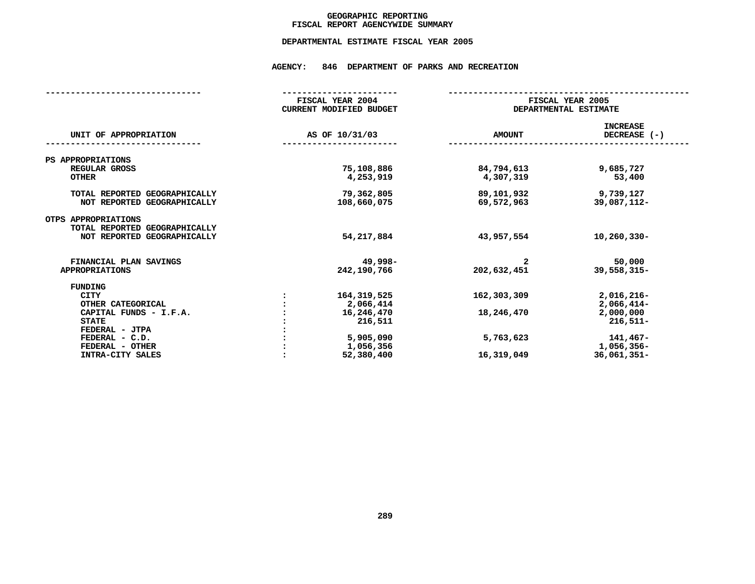# GEOGRAPHIC REPORTING
## FISCAL REPORT AGENCYWIDE SUMMARY

### DEPARTMENTAL ESTIMATE FISCAL YEAR 2005

### AGENCY: 846 DEPARTMENT OF PARKS AND RECREATION

| UNIT OF APPROPRIATION | | FISCAL YEAR 2004 CURRENT MODIFIED BUDGET AS OF 10/31/03 | FISCAL YEAR 2005 DEPARTMENTAL ESTIMATE AMOUNT | INCREASE DECREASE (-) |
|---|---|---|---|---|
| PS APPROPRIATIONS | | | | |
| REGULAR GROSS | | 75,108,886 | 84,794,613 | 9,685,727 |
| OTHER | | 4,253,919 | 4,307,319 | 53,400 |
| TOTAL REPORTED GEOGRAPHICALLY | | 79,362,805 | 89,101,932 | 9,739,127 |
| NOT REPORTED GEOGRAPHICALLY | | 108,660,075 | 69,572,963 | 39,087,112- |
| OTPS APPROPRIATIONS | | | | |
| TOTAL REPORTED GEOGRAPHICALLY | | | | |
| NOT REPORTED GEOGRAPHICALLY | | 54,217,884 | 43,957,554 | 10,260,330- |
| FINANCIAL PLAN SAVINGS | | 49,998- | 2 | 50,000 |
| APPROPRIATIONS | | 242,190,766 | 202,632,451 | 39,558,315- |
| FUNDING | | | | |
| CITY | : | 164,319,525 | 162,303,309 | 2,016,216- |
| OTHER CATEGORICAL | : | 2,066,414 | | 2,066,414- |
| CAPITAL FUNDS - I.F.A. | : | 16,246,470 | 18,246,470 | 2,000,000 |
| STATE | : | 216,511 | | 216,511- |
| FEDERAL - JTPA | : | | | |
| FEDERAL - C.D. | : | 5,905,090 | 5,763,623 | 141,467- |
| FEDERAL - OTHER | : | 1,056,356 | | 1,056,356- |
| INTRA-CITY SALES | : | 52,380,400 | 16,319,049 | 36,061,351- |